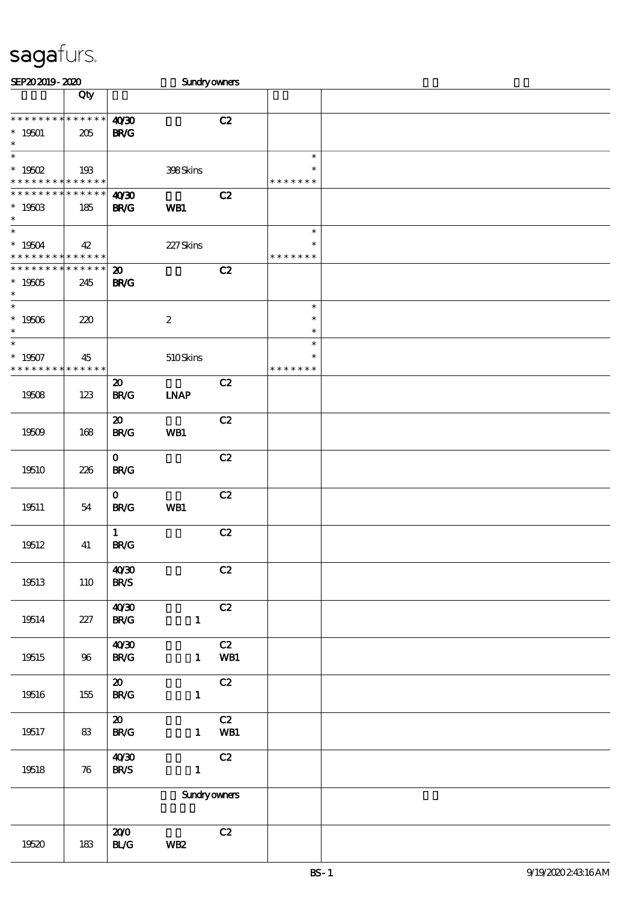sagafurs.

SEP20 2019 - 2020 Sundry owners

| | Qty | | | |
|---|---|---|---|---|
| * * * * * * * * * * * * * * * 19501 * | 205 | 40/30 BR/G C2 | | |
| * * 19502 * * * * * * * * * * * * * * | 193 | 398 Skins | * * * * * * * * * | |
| * * * * * * * * * * * * * * * 19503 * | 185 | 40/30 BR/G WB1 C2 | | |
| * * 19504 * * * * * * * * * * * * * * | 42 | 227 Skins | * * * * * * * * * | |
| * * * * * * * * * * * * * * * 19505 * | 245 | 20 BR/G C2 | | |
| * * 19506 * | 220 | 2 | * * * | |
| * * 19507 * * * * * * * * * * * * * * | 45 | 510 Skins | * * * * * * * * * | |
| 19508 | 123 | 20 BR/G LNAP C2 | | |
| 19509 | 168 | 20 BR/G WB1 C2 | | |
| 19510 | 226 | 0 BR/G C2 | | |
| 19511 | 54 | 0 BR/G WB1 C2 | | |
| 19512 | 41 | 1 BR/G C2 | | |
| 19513 | 110 | 40/30 BR/S C2 | | |
| 19514 | 227 | 40/30 BR/G 1 C2 | | |
| 19515 | 96 | 40/30 BR/G 1 C2 WB1 | | |
| 19516 | 155 | 20 BR/G 1 C2 | | |
| 19517 | 83 | 20 BR/G 1 C2 WB1 | | |
| 19518 | 76 | 40/30 BR/S 1 C2 | | |
| | | Sundry owners | | |
| 19520 | 183 | 20/0 BL/G WB2 C2 | | |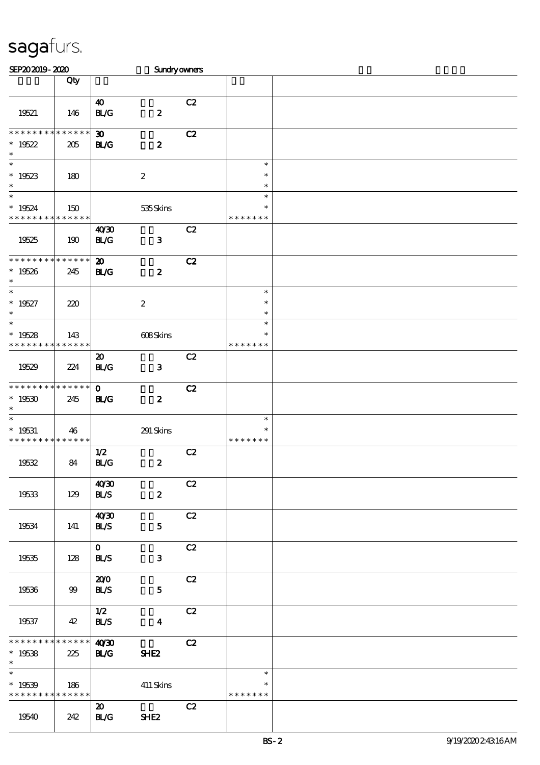sagafurs.

SEP20 2019 - 2020 Sundry owners

| | Qty | | | |
|---|---|---|---|---|
| 19521 | 146 | 40 BL/G 2 | C2 | |
| * * * * * * * * * * * * * * 19522 * | 205 | 30 BL/G 2 | C2 | |
| * 19523 * | 180 | 2 | | * * * |
| * 19524 * * * * * * * * * * * * * * | 150 | 535 Skins | | * * * * * * * * * |
| 19525 | 190 | 40/30 BL/G 3 | C2 | |
| * * * * * * * * * * * * * * 19526 * | 245 | 20 BL/G 2 | C2 | |
| * 19527 * | 220 | 2 | | * * * |
| * 19528 * * * * * * * * * * * * * * | 143 | 608 Skins | | * * * * * * * * * |
| 19529 | 224 | 20 BL/G 3 | C2 | |
| * * * * * * * * * * * * * * 19530 * | 245 | 0 BL/G 2 | C2 | |
| * 19531 * * * * * * * * * * * * * * | 46 | 291 Skins | | * * * * * * * * * |
| 19532 | 84 | 1/2 BL/G 2 | C2 | |
| 19533 | 129 | 40/30 BL/S 2 | C2 | |
| 19534 | 141 | 40/30 BL/S 5 | C2 | |
| 19535 | 128 | 0 BL/S 3 | C2 | |
| 19536 | 99 | 20/0 BL/S 5 | C2 | |
| 19537 | 42 | 1/2 BL/S 4 | C2 | |
| * * * * * * * * * * * * * * 19538 * | 225 | 40/30 BL/G SHE2 | C2 | |
| * 19539 * * * * * * * * * * * * * * | 186 | 411 Skins | | * * * * * * * * * |
| 19540 | 242 | 20 BL/G SHE2 | C2 | |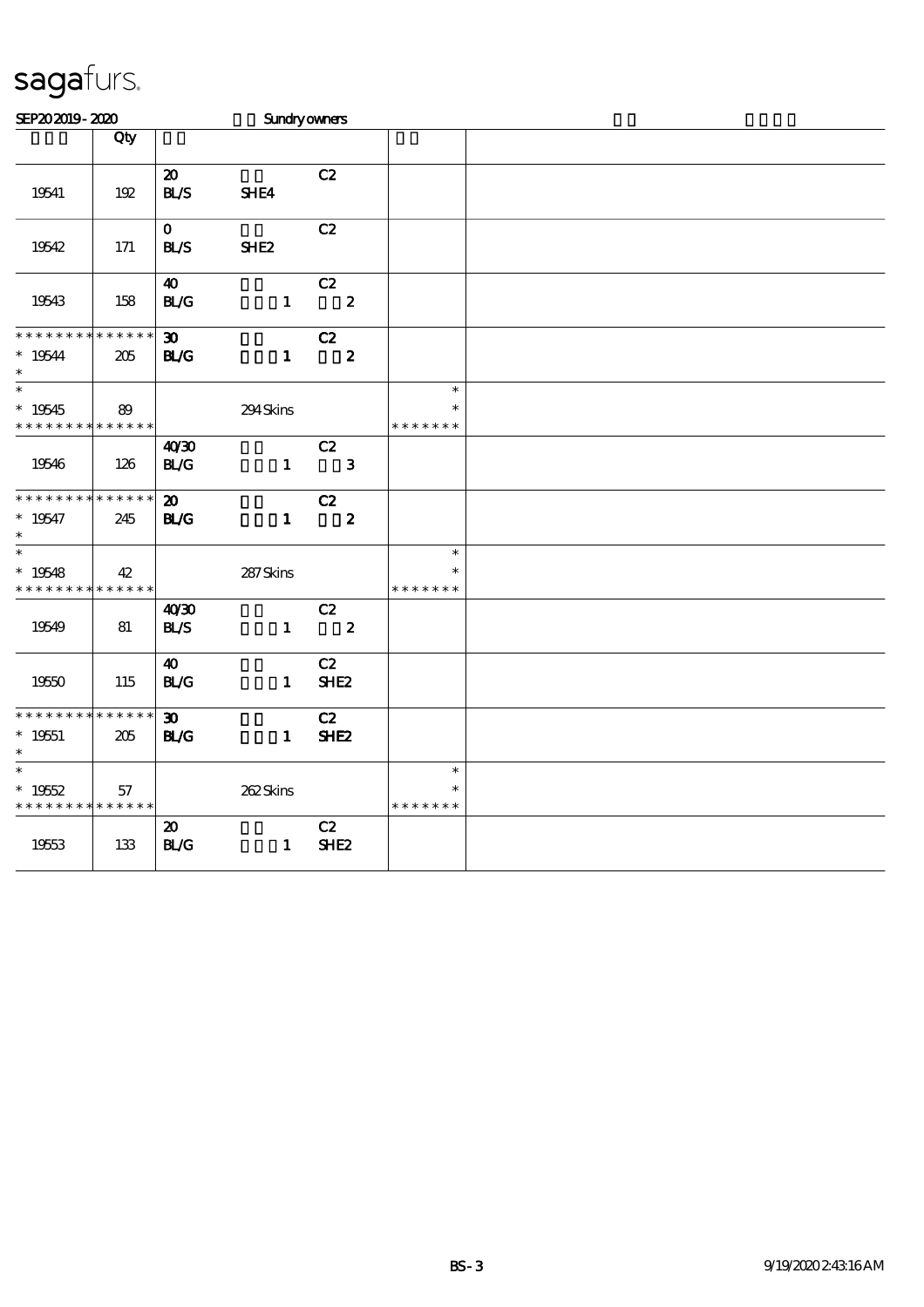# sagafurs.

SEP20 2019 - 2020 Sundry owners

| | Qty | | | | | |
|---|---|---|---|---|---|---|
| 19541 | 192 | 20 BL/S | SHE4 | C2 | | |
| 19542 | 171 | 0 BL/S | SHE2 | C2 | | |
| 19543 | 158 | 40 BL/G | 1 | C2 2 | | |
| * * * * * * * * * * * * * * 19544 * | 205 | 30 BL/G | 1 | C2 2 | | |
| * * 19545 * * * * * * * * * * * * * | 89 | | 294 Skins | | * * * * * * * * * | |
| 19546 | 126 | 40/30 BL/G | 1 | C2 3 | | |
| * * * * * * * * * * * * * * 19547 * | 245 | 20 BL/G | 1 | C2 2 | | |
| * * 19548 * * * * * * * * * * * * * | 42 | | 287 Skins | | * * * * * * * * * | |
| 19549 | 81 | 40/30 BL/S | 1 | C2 2 | | |
| 19550 | 115 | 40 BL/G | 1 | C2 SHE2 | | |
| * * * * * * * * * * * * * * 19551 * | 205 | 30 BL/G | 1 | C2 SHE2 | | |
| * * 19552 * * * * * * * * * * * * * | 57 | | 262 Skins | | * * * * * * * * * | |
| 19553 | 133 | 20 BL/G | 1 | C2 SHE2 | | |

BS-3 9/19/2020 2:43:16 AM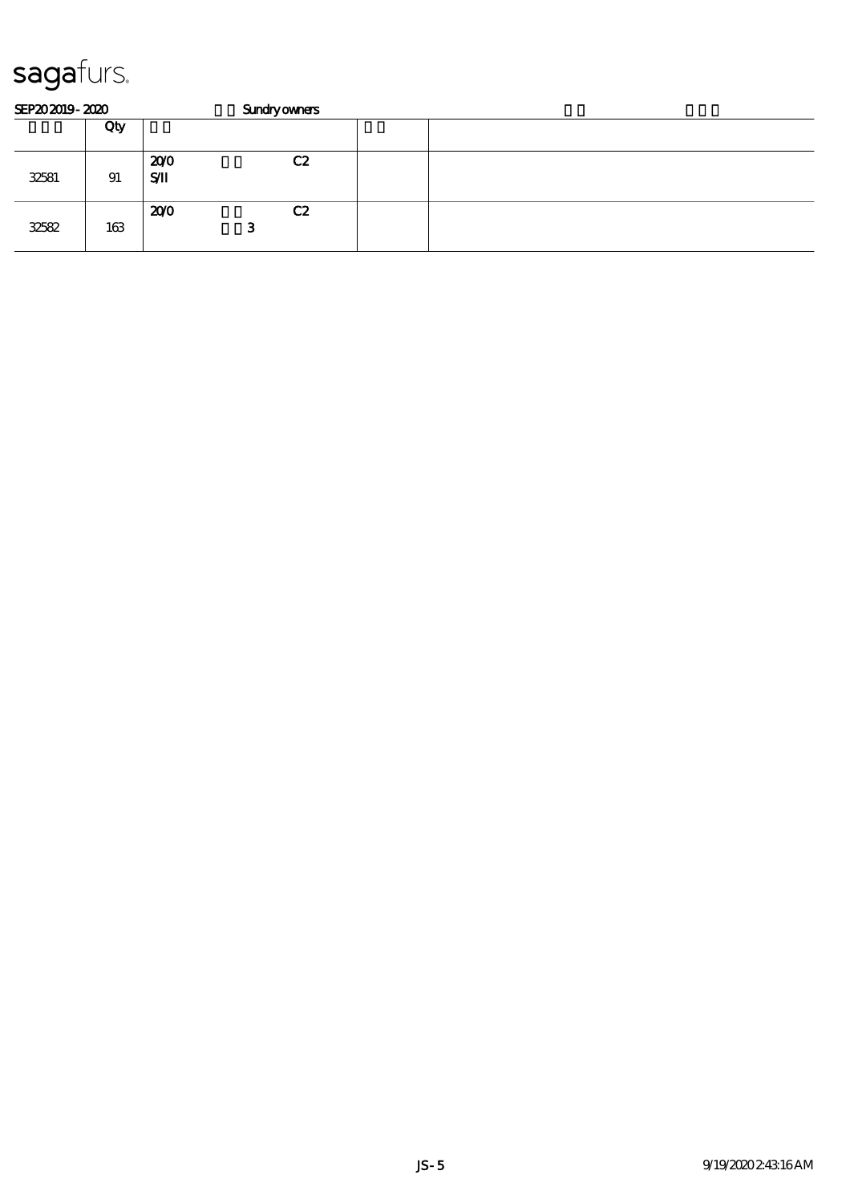# sagafurs.

SEP20 2019 - 2020 Sundry owners

| | Qty | | | |
|---|---|---|---|---|
| 32581 | 91 | 20/0 C2<br>S/II | | |
| 32582 | 163 | 20/0 C2<br>3 | | |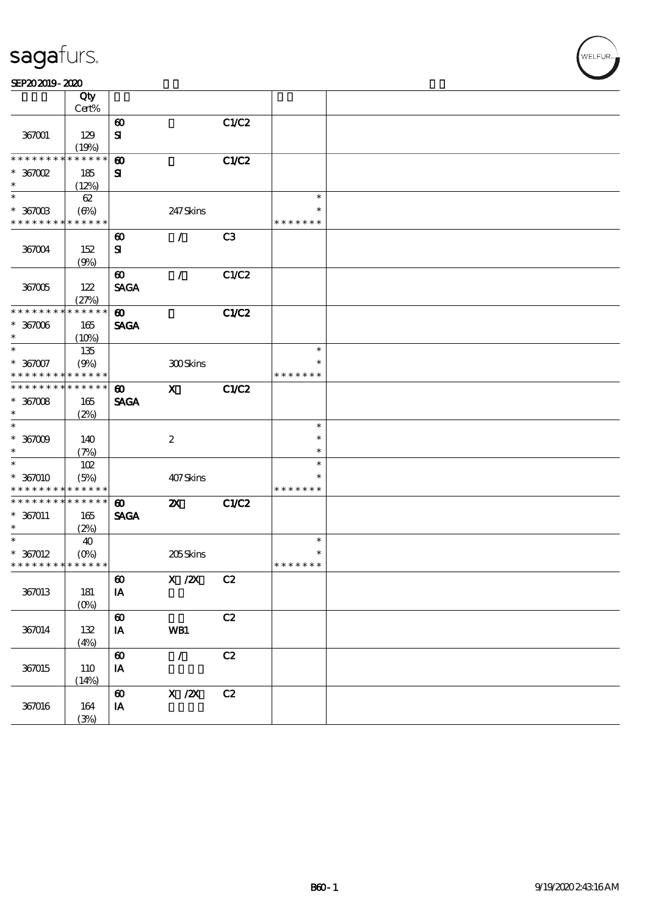# sagafurs.

SEP20 2019 - 2020

| | Qty Cert% | | | | | |
|---|---|---|---|---|---|---|
| 367001 | 129 (19%) | 60 SI | | C1/C2 | | |
| * * * * * * * * * * * * * * 367002 * | 185 (12%) | 60 SI | | C1/C2 | | |
| * * 367003 * * * * * * * * * * * * * | 62 (6%) | | 247 Skins | | * * * * * * * * * | |
| 367004 | 152 (9%) | 60 SI | / | C3 | | |
| 367005 | 122 (27%) | 60 SAGA | / | C1/C2 | | |
| * * * * * * * * * * * * * * 367006 * | 165 (10%) | 60 SAGA | | C1/C2 | | |
| * * 367007 * * * * * * * * * * * * * | 135 (9%) | | 300 Skins | | * * * * * * * * * | |
| * * * * * * * * * * * * * * 367008 * | 165 (2%) | 60 SAGA | X | C1/C2 | | |
| * * 367009 * | 140 (7%) | | 2 | | * * * | |
| * * 367010 * * * * * * * * * * * * * | 102 (5%) | | 407 Skins | | * * * * * * * * * | |
| * * * * * * * * * * * * * * 367011 * | 165 (2%) | 60 SAGA | 2X | C1/C2 | | |
| * * 367012 * * * * * * * * * * * * * | 40 (0%) | | 205 Skins | | * * * * * * * * * | |
| 367013 | 181 (0%) | 60 IA | X /2X | C2 | | |
| 367014 | 132 (4%) | 60 IA | WB1 | C2 | | |
| 367015 | 110 (14%) | 60 IA | / | C2 | | |
| 367016 | 164 (3%) | 60 IA | X /2X | C2 | | |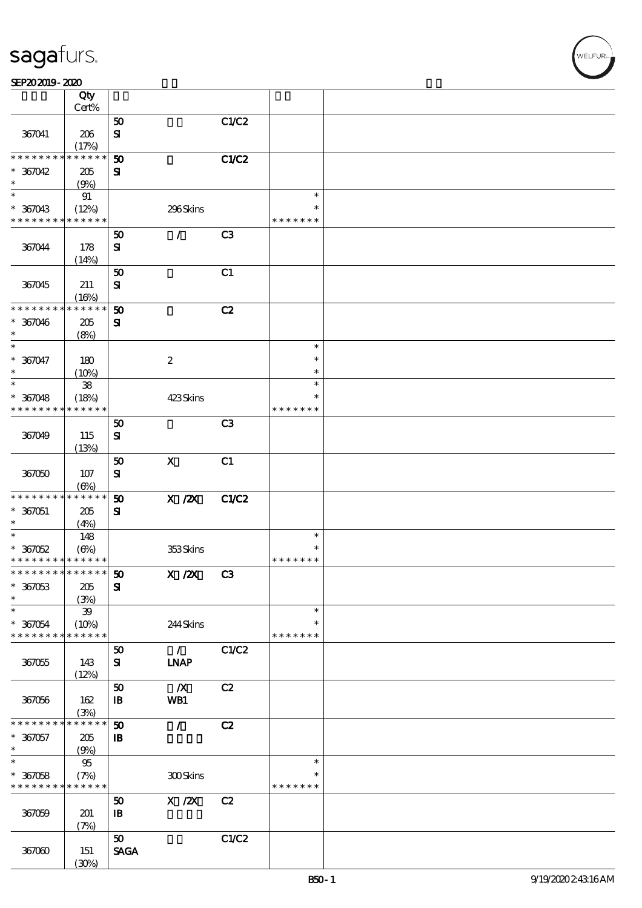sagafurs.

SEP20 2019 - 2020

| | Qty Cert% | | | | | |
|---|---|---|---|---|---|---|
| | | 50 | | C1/C2 | | |
| 367041 | 206 (17%) | SI | | | | |
| * * * * * * * * * * * * * * | | 50 | | C1/C2 | | |
| * 367042 * | 205 (9%) | SI | | | | |
| * | 91 | | | | * | |
| * 367043 * * * * * * * * * * * * * | (12%) | | 296 Skins | | * * * * * * * * | |
| | | 50 | / | C3 | | |
| 367044 | 178 (14%) | SI | | | | |
| | | 50 | | C1 | | |
| 367045 | 211 (16%) | SI | | | | |
| * * * * * * * * * * * * * * | | 50 | | C2 | | |
| * 367046 * | 205 (8%) | SI | | | | |
| * | | | | | * | |
| * 367047 * | 180 (10%) | | 2 | | * * | |
| * | 38 | | | | * | |
| * 367048 * * * * * * * * * * * * * | (18%) | | 423 Skins | | * * * * * * * * | |
| | | 50 | | C3 | | |
| 367049 | 115 (13%) | SI | | | | |
| | | 50 | X | C1 | | |
| 367050 | 107 (6%) | SI | | | | |
| * * * * * * * * * * * * * * | | 50 | X /2X | C1/C2 | | |
| * 367051 * | 205 (4%) | SI | | | | |
| * | 148 | | | | * | |
| * 367052 * * * * * * * * * * * * * | (6%) | | 353 Skins | | * * * * * * * * | |
| * * * * * * * * * * * * * * | | 50 | X /2X | C3 | | |
| * 367053 * | 205 (3%) | SI | | | | |
| * | 39 | | | | * | |
| * 367054 * * * * * * * * * * * * * | (10%) | | 244 Skins | | * * * * * * * * | |
| | | 50 | / | C1/C2 | | |
| 367055 | 143 (12%) | SI | LNAP | | | |
| | | 50 | /X | C2 | | |
| 367056 | 162 (3%) | IB | WB1 | | | |
| * * * * * * * * * * * * * * | | 50 | / | C2 | | |
| * 367057 * | 205 (9%) | IB | | | | |
| * | 95 | | | | * | |
| * 367058 * * * * * * * * * * * * * | (7%) | | 300 Skins | | * * * * * * * * | |
| | | 50 | X /2X | C2 | | |
| 367059 | 201 (7%) | IB | | | | |
| | | 50 | | C1/C2 | | |
| 367060 | 151 (30%) | SAGA | | | | |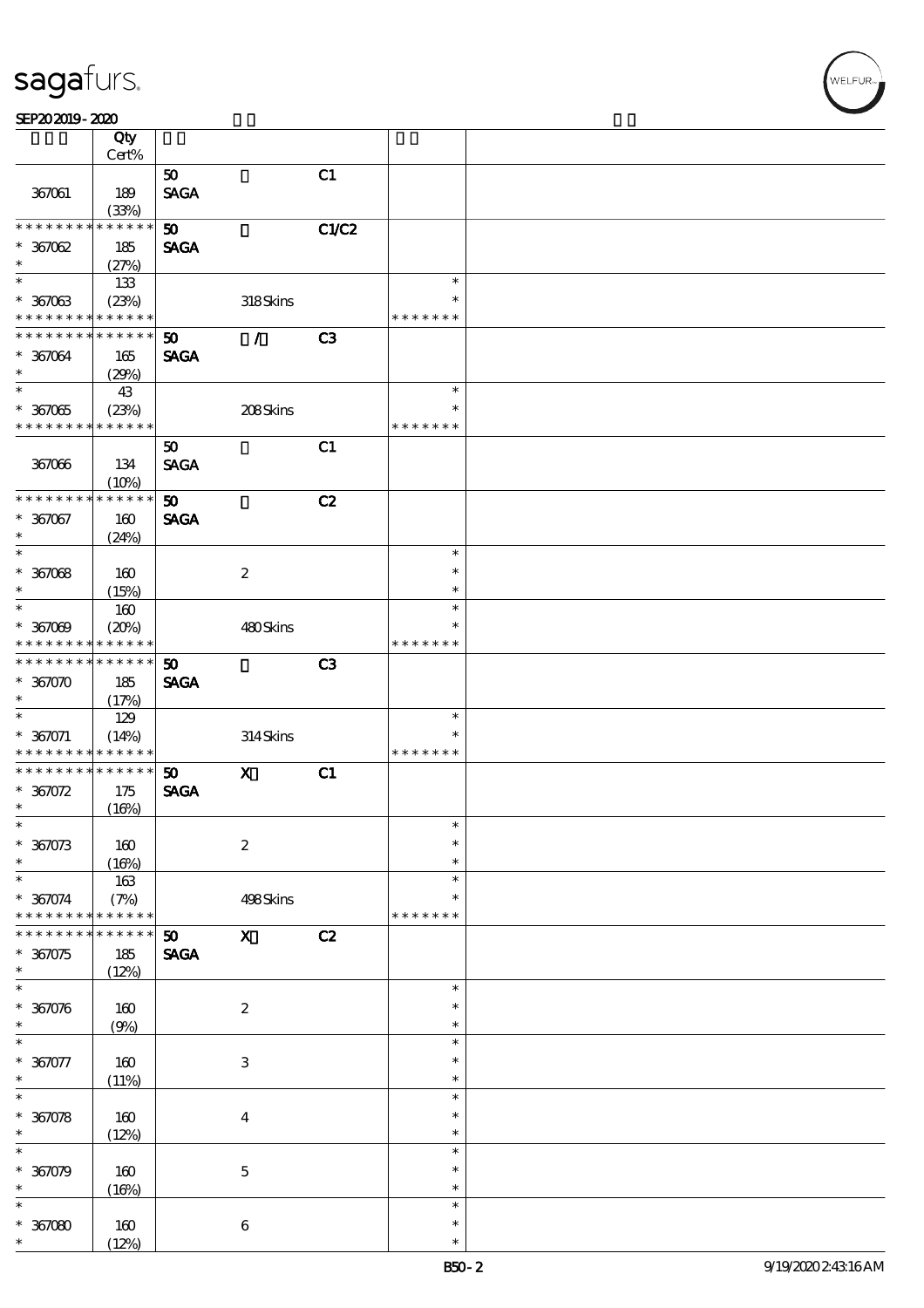| | Qty<br>Cert% | | | | | |
|---|---|---|---|---|---|---|
| 367061 | 189<br>(33%) | 50<br>SAGA | | C1 | | |
| * * * * * * * * * * * * * *<br>* 367062<br>* | 185<br>(27%) | 50<br>SAGA | | C1/C2 | | |
| *<br>* 367063<br>* * * * * * * * * * * * * * | 133<br>(23%) | | 318 Skins | | *<br>*<br>* * * * * * * | |
| * * * * * * * * * * * * * *<br>* 367064<br>* | 165<br>(29%) | 50<br>SAGA | / | C3 | | |
| *<br>* 367065<br>* * * * * * * * * * * * * * | 43<br>(23%) | | 208 Skins | | *<br>*<br>* * * * * * * | |
| 367066 | 134<br>(10%) | 50<br>SAGA | | C1 | | |
| * * * * * * * * * * * * * *<br>* 367067<br>* | 160<br>(24%) | 50<br>SAGA | | C2 | | |
| *<br>* 367068<br>* | 160<br>(15%) | | 2 | | *<br>*<br>* | |
| *<br>* 367069<br>* * * * * * * * * * * * * * | 160<br>(20%) | | 480 Skins | | *<br>*<br>* * * * * * * | |
| * * * * * * * * * * * * * *<br>* 367070<br>* | 185<br>(17%) | 50<br>SAGA | | C3 | | |
| *<br>* 367071<br>* * * * * * * * * * * * * * | 129<br>(14%) | | 314 Skins | | *<br>*<br>* * * * * * * | |
| * * * * * * * * * * * * * *<br>* 367072<br>* | 175<br>(16%) | 50<br>SAGA | X | C1 | | |
| *<br>* 367073<br>* | 160<br>(16%) | | 2 | | *<br>*<br>* | |
| *<br>* 367074<br>* * * * * * * * * * * * * * | 163<br>(7%) | | 498 Skins | | *<br>*<br>* * * * * * * | |
| * * * * * * * * * * * * * *<br>* 367075<br>* | 185<br>(12%) | 50<br>SAGA | X | C2 | | |
| *<br>* 367076<br>* | 160<br>(9%) | | 2 | | *<br>*<br>* | |
| *<br>* 367077<br>* | 160<br>(11%) | | 3 | | *<br>*<br>* | |
| *<br>* 367078<br>* | 160<br>(12%) | | 4 | | *<br>*<br>* | |
| *<br>* 367079<br>* | 160<br>(16%) | | 5 | | *<br>*<br>* | |
| *<br>* 367080<br>* | 160<br>(12%) | | 6 | | *<br>*<br>* | |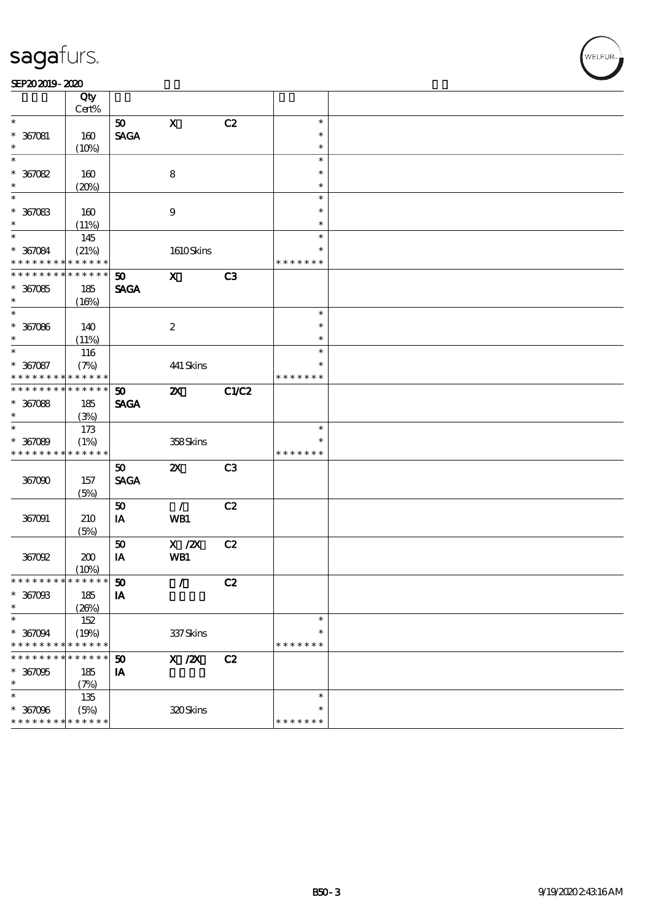| | Qty Cert% | | | | | |
|---|---|---|---|---|---|---|
| * | | 50 | X | C2 | * | |
| * 367081 | 160 | SAGA | | | * | |
| * | (10%) | | | | * | |
| * | | | | | * | |
| * 367082 | 160 | | 8 | | * | |
| * | (20%) | | | | * | |
| * | | | | | * | |
| * 367083 | 160 | | 9 | | * | |
| * | (11%) | | | | * | |
| * | 145 | | | | * | |
| * 367084 | (21%) | | 1610 Skins | | * | |
| * * * * * * * * * * * * * * | | | | | * * * * * * * | |
| * * * * * * * * * * * * * * | | 50 | X | C3 | | |
| * 367085 | 185 | SAGA | | | | |
| * | (16%) | | | | | |
| * | | | | | * | |
| * 367086 | 140 | | 2 | | * | |
| * | (11%) | | | | * | |
| * | 116 | | | | * | |
| * 367087 | (7%) | | 441 Skins | | * | |
| * * * * * * * * * * * * * * | | | | | * * * * * * * | |
| * * * * * * * * * * * * * * | | 50 | 2X | C1/C2 | | |
| * 367088 | 185 | SAGA | | | | |
| * | (3%) | | | | | |
| * | 173 | | | | * | |
| * 367089 | (1%) | | 358 Skins | | * | |
| * * * * * * * * * * * * * * | | | | | * * * * * * * | |
| | | 50 | 2X | C3 | | |
| 367090 | 157 | SAGA | | | | |
| | (5%) | | | | | |
| | | 50 | / | C2 | | |
| 367091 | 210 | IA | WB1 | | | |
| | (5%) | | | | | |
| | | 50 | X /2X | C2 | | |
| 367092 | 200 | IA | WB1 | | | |
| | (10%) | | | | | |
| * * * * * * * * * * * * * * | | 50 | / | C2 | | |
| * 367093 | 185 | IA | | | | |
| * | (26%) | | | | | |
| * | 152 | | | | * | |
| * 367094 | (19%) | | 337 Skins | | * | |
| * * * * * * * * * * * * * * | | | | | * * * * * * * | |
| * * * * * * * * * * * * * * | | 50 | X /2X | C2 | | |
| * 367095 | 185 | IA | | | | |
| * | (7%) | | | | | |
| * | 135 | | | | * | |
| * 367096 | (5%) | | 320 Skins | | * | |
| * * * * * * * * * * * * * * | | | | | * * * * * * * | |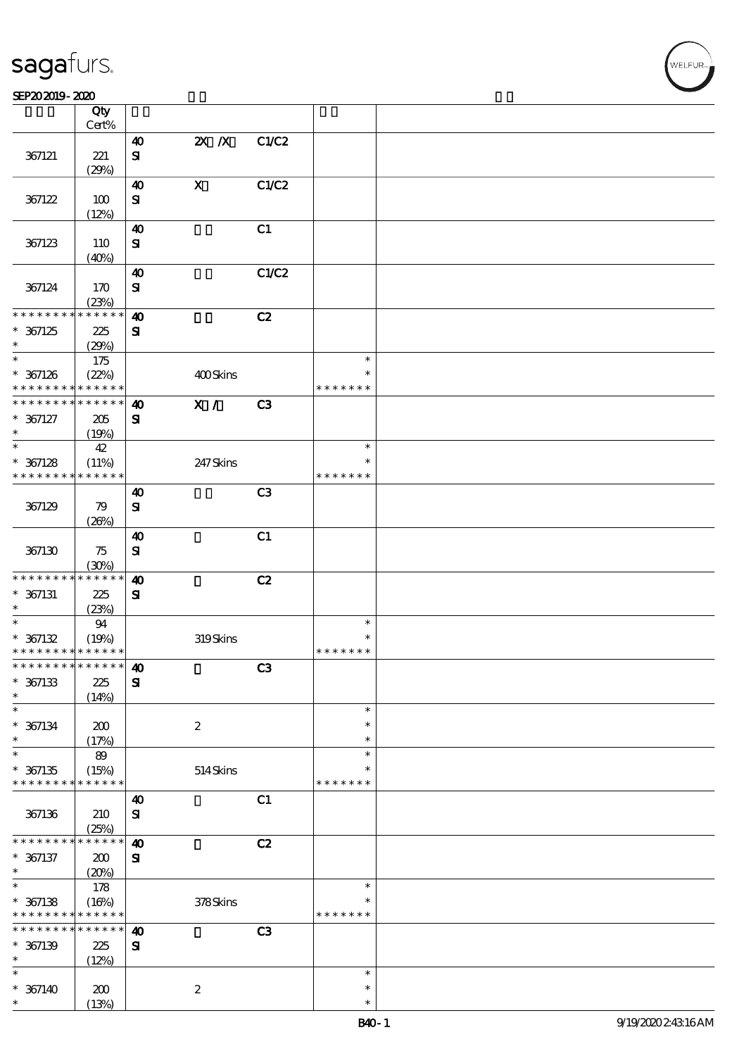# sagafurs.

SEP20 2019 - 2020

| | Qty Cert% | | | | | |
|---|---|---|---|---|---|---|
| 367121 | 221 (29%) | 40 SI | 2X /X | C1/C2 | | |
| 367122 | 100 (12%) | 40 SI | X | C1/C2 | | |
| 367123 | 110 (40%) | 40 SI | | C1 | | |
| 367124 | 170 (23%) | 40 SI | | C1/C2 | | |
| * * * * * * * * * * * * * * * 367125 * | 225 (29%) | 40 SI | | C2 | | |
| * * 367126 * * * * * * * * * * * * * * | 175 (22%) | | 400 Skins | | * * * * * * * * * | |
| * * * * * * * * * * * * * * * 367127 * | 205 (19%) | 40 SI | X / | C3 | | |
| * * 367128 * * * * * * * * * * * * * * | 42 (11%) | | 247 Skins | | * * * * * * * * * | |
| 367129 | 79 (26%) | 40 SI | | C3 | | |
| 367130 | 75 (30%) | 40 SI | | C1 | | |
| * * * * * * * * * * * * * * * 367131 * | 225 (23%) | 40 SI | | C2 | | |
| * * 367132 * * * * * * * * * * * * * * | 94 (19%) | | 319 Skins | | * * * * * * * * * | |
| * * * * * * * * * * * * * * * 367133 * | 225 (14%) | 40 SI | | C3 | | |
| * * 367134 * | 200 (17%) | | 2 | | * * * | |
| * * 367135 * * * * * * * * * * * * * * | 89 (15%) | | 514 Skins | | * * * * * * * * * | |
| 367136 | 210 (25%) | 40 SI | | C1 | | |
| * * * * * * * * * * * * * * * 367137 * | 200 (20%) | 40 SI | | C2 | | |
| * * 367138 * * * * * * * * * * * * * * | 178 (16%) | | 378 Skins | | * * * * * * * * * | |
| * * * * * * * * * * * * * * * 367139 * | 225 (12%) | 40 SI | | C3 | | |
| * * 367140 * | 200 (13%) | | 2 | | * * * | |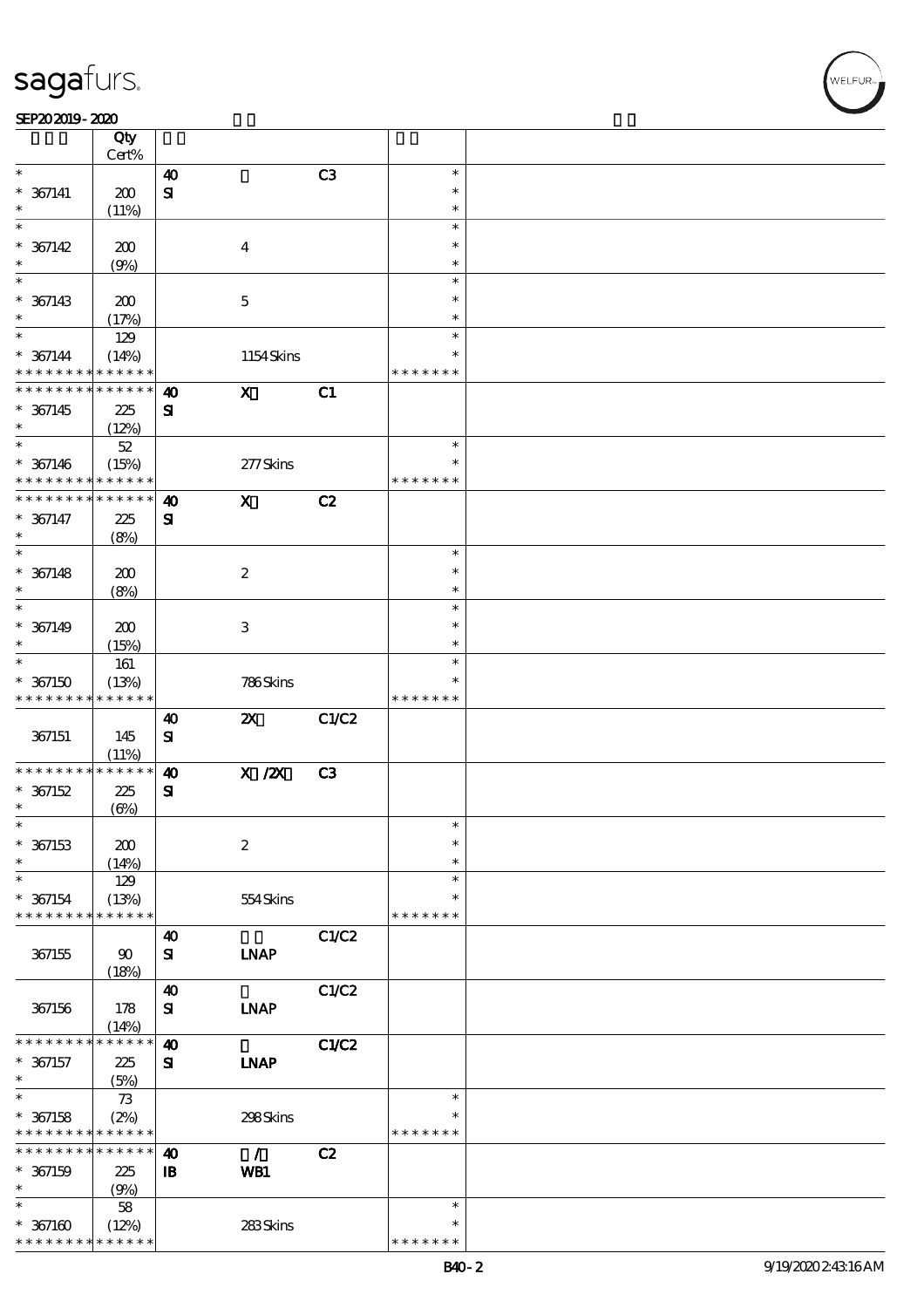| | Qty Cert% | | | | | |
|---|---|---|---|---|---|---|
| * | | 40 | | C3 | * | |
| * 367141 | 200 | SI | | | * | |
| * | (11%) | | | | * | |
| * | | | | | * | |
| * 367142 | 200 | | 4 | | * | |
| * | (9%) | | | | * | |
| * | | | | | * | |
| * 367143 | 200 | | 5 | | * | |
| * | (17%) | | | | * | |
| * | 129 | | | | * | |
| * 367144 | (14%) | | 1154 Skins | | * | |
| * * * * * * * * * * * * * * | | | | | * * * * * * * | |
| * * * * * * * * * * * * * * | | 40 | X | C1 | | |
| * 367145 | 225 | SI | | | | |
| * | (12%) | | | | | |
| * | 52 | | | | * | |
| * 367146 | (15%) | | 277 Skins | | * | |
| * * * * * * * * * * * * * * | | | | | * * * * * * * | |
| * * * * * * * * * * * * * * | | 40 | X | C2 | | |
| * 367147 | 225 | SI | | | | |
| * | (8%) | | | | | |
| * | | | | | * | |
| * 367148 | 200 | | 2 | | * | |
| * | (8%) | | | | * | |
| * | | | | | * | |
| * 367149 | 200 | | 3 | | * | |
| * | (15%) | | | | * | |
| * | 161 | | | | * | |
| * 367150 | (13%) | | 786 Skins | | * | |
| * * * * * * * * * * * * * * | | | | | * * * * * * * | |
| | | 40 | 2X | C1/C2 | | |
| 367151 | 145 (11%) | SI | | | | |
| * * * * * * * * * * * * * * | | 40 | X /2X | C3 | | |
| * 367152 | 225 | SI | | | | |
| * | (6%) | | | | | |
| * | | | | | * | |
| * 367153 | 200 | | 2 | | * | |
| * | (14%) | | | | * | |
| * | 129 | | | | * | |
| * 367154 | (13%) | | 554 Skins | | * | |
| * * * * * * * * * * * * * * | | | | | * * * * * * * | |
| | | 40 | | C1/C2 | | |
| 367155 | 90 (18%) | SI | LNAP | | | |
| | | 40 | | C1/C2 | | |
| 367156 | 178 (14%) | SI | LNAP | | | |
| * * * * * * * * * * * * * * | | 40 | | C1/C2 | | |
| * 367157 | 225 | SI | LNAP | | | |
| * | (5%) | | | | | |
| * | 73 | | | | * | |
| * 367158 | (2%) | | 298 Skins | | * | |
| * * * * * * * * * * * * * * | | | | | * * * * * * * | |
| * * * * * * * * * * * * * * | | 40 | / | C2 | | |
| * 367159 | 225 | IB | WB1 | | | |
| * | (9%) | | | | | |
| * | 58 | | | | * | |
| * 367160 | (12%) | | 283 Skins | | * | |
| * * * * * * * * * * * * * * | | | | | * * * * * * * | |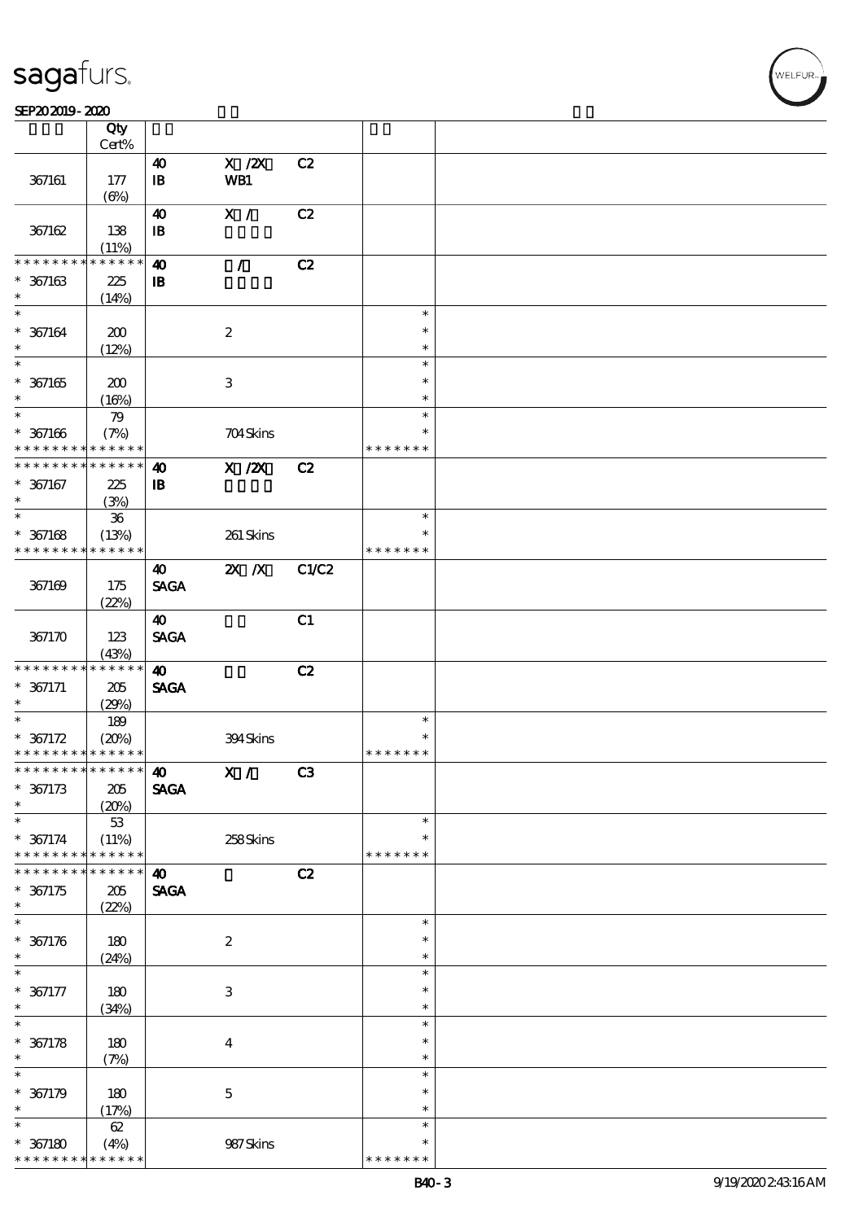| | Qty Cert% | | | | | |
|---|---|---|---|---|---|---|
| | | 40 | X /2X | C2 | | |
| 367161 | 177 (6%) | IB | WB1 | | | |
| | | 40 | X / | C2 | | |
| 367162 | 138 (11%) | IB | | | | |
| * * * * * * * * * * * * * * | | 40 | / | C2 | | |
| * 367163 * | 225 (14%) | IB | | | | |
| * 367164 * | 200 (12%) | | 2 | | * * * | |
| * 367165 * | 200 (16%) | | 3 | | * * * | |
| * 367166 * * * * * * * * * * * * * | 79 (7%) | | 704 Skins | | * * * * * * * * | |
| * * * * * * * * * * * * * * | | 40 | X /2X | C2 | | |
| * 367167 * | 225 (3%) | IB | | | | |
| * 367168 * * * * * * * * * * * * * | 36 (13%) | | 261 Skins | | * * * * * * * * | |
| | | 40 | 2X /X | C1/C2 | | |
| 367169 | 175 (22%) | SAGA | | | | |
| | | 40 | | C1 | | |
| 367170 | 123 (43%) | SAGA | | | | |
| * * * * * * * * * * * * * * | | 40 | | C2 | | |
| * 367171 * | 205 (29%) | SAGA | | | | |
| * 367172 * * * * * * * * * * * * * | 189 (20%) | | 394 Skins | | * * * * * * * * | |
| * * * * * * * * * * * * * * | | 40 | X / | C3 | | |
| * 367173 * | 205 (20%) | SAGA | | | | |
| * 367174 * * * * * * * * * * * * * | 53 (11%) | | 258 Skins | | * * * * * * * * | |
| * * * * * * * * * * * * * * | | 40 | | C2 | | |
| * 367175 * | 205 (22%) | SAGA | | | | |
| * 367176 * | 180 (24%) | | 2 | | * * * | |
| * 367177 * | 180 (34%) | | 3 | | * * * | |
| * 367178 * | 180 (7%) | | 4 | | * * * | |
| * 367179 * | 180 (17%) | | 5 | | * * * | |
| * 367180 * * * * * * * * * * * * * | 62 (4%) | | 987 Skins | | * * * * * * * * | |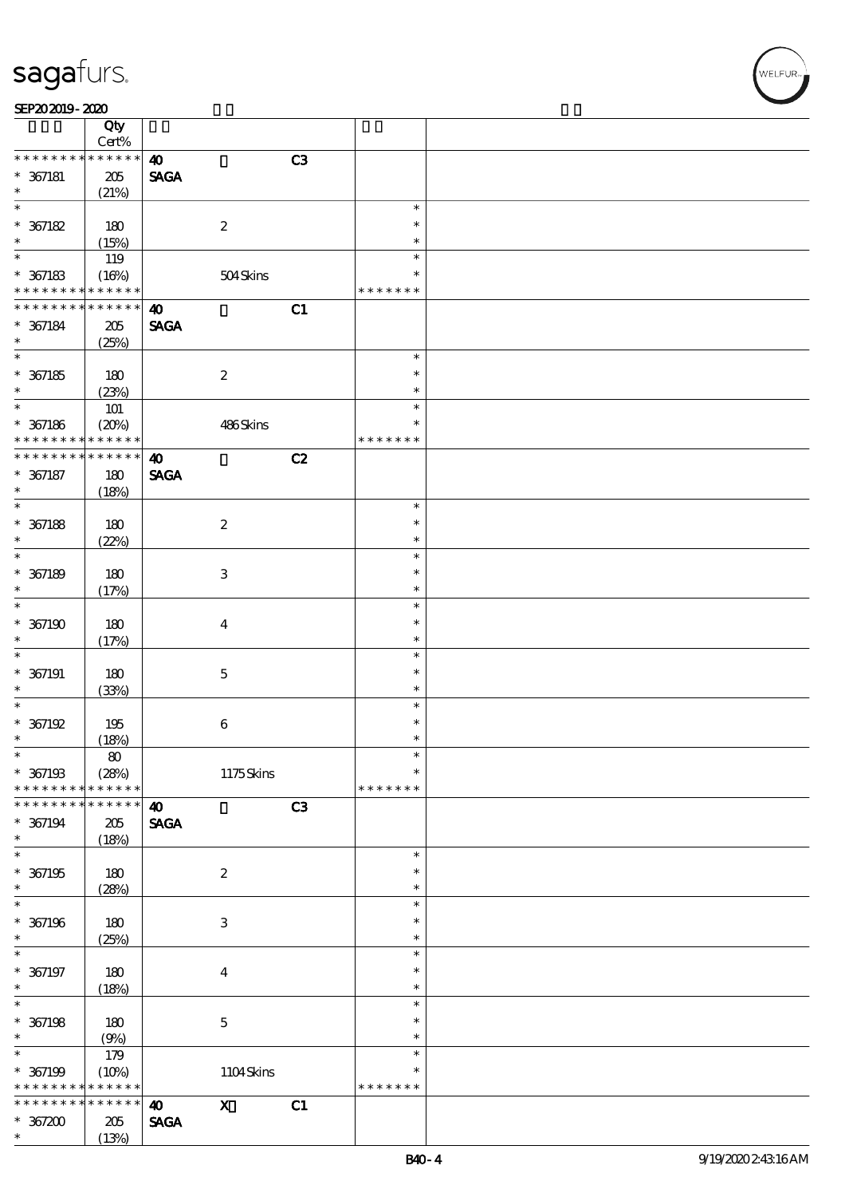| | Qty Cert% | | | | | |
|---|---|---|---|---|---|---|
| * * * * * * * * * * * * * * | | 40 | | C3 | | |
| * 367181 | 205 | SAGA | | | | |
| * | (21%) | | | | | |
| * | | | | | * | |
| * 367182 | 180 | | 2 | | * | |
| * | (15%) | | | | * | |
| * | 119 | | | | * | |
| * 367183 | (16%) | | 504 Skins | | * | |
| * * * * * * * * * * * * * * | | | | | * * * * * * * | |
| * * * * * * * * * * * * * * | | 40 | | C1 | | |
| * 367184 | 205 | SAGA | | | | |
| * | (25%) | | | | | |
| * | | | | | * | |
| * 367185 | 180 | | 2 | | * | |
| * | (23%) | | | | * | |
| * | 101 | | | | * | |
| * 367186 | (20%) | | 486 Skins | | * | |
| * * * * * * * * * * * * * * | | | | | * * * * * * * | |
| * * * * * * * * * * * * * * | | 40 | | C2 | | |
| * 367187 | 180 | SAGA | | | | |
| * | (18%) | | | | | |
| * | | | | | * | |
| * 367188 | 180 | | 2 | | * | |
| * | (22%) | | | | * | |
| * | | | | | * | |
| * 367189 | 180 | | 3 | | * | |
| * | (17%) | | | | * | |
| * | | | | | * | |
| * 367190 | 180 | | 4 | | * | |
| * | (17%) | | | | * | |
| * | | | | | * | |
| * 367191 | 180 | | 5 | | * | |
| * | (33%) | | | | * | |
| * | | | | | * | |
| * 367192 | 195 | | 6 | | * | |
| * | (18%) | | | | * | |
| * | 80 | | | | * | |
| * 367193 | (28%) | | 1175 Skins | | * | |
| * * * * * * * * * * * * * * | | | | | * * * * * * * | |
| * * * * * * * * * * * * * * | | 40 | | C3 | | |
| * 367194 | 205 | SAGA | | | | |
| * | (18%) | | | | | |
| * | | | | | * | |
| * 367195 | 180 | | 2 | | * | |
| * | (28%) | | | | * | |
| * | | | | | * | |
| * 367196 | 180 | | 3 | | * | |
| * | (25%) | | | | * | |
| * | | | | | * | |
| * 367197 | 180 | | 4 | | * | |
| * | (18%) | | | | * | |
| * | | | | | * | |
| * 367198 | 180 | | 5 | | * | |
| * | (9%) | | | | * | |
| * | 179 | | | | * | |
| * 367199 | (10%) | | 1104 Skins | | * | |
| * * * * * * * * * * * * * * | | | | | * * * * * * * | |
| * * * * * * * * * * * * * * | | 40 | X | C1 | | |
| * 367200 | 205 | SAGA | | | | |
| * | (13%) | | | | | |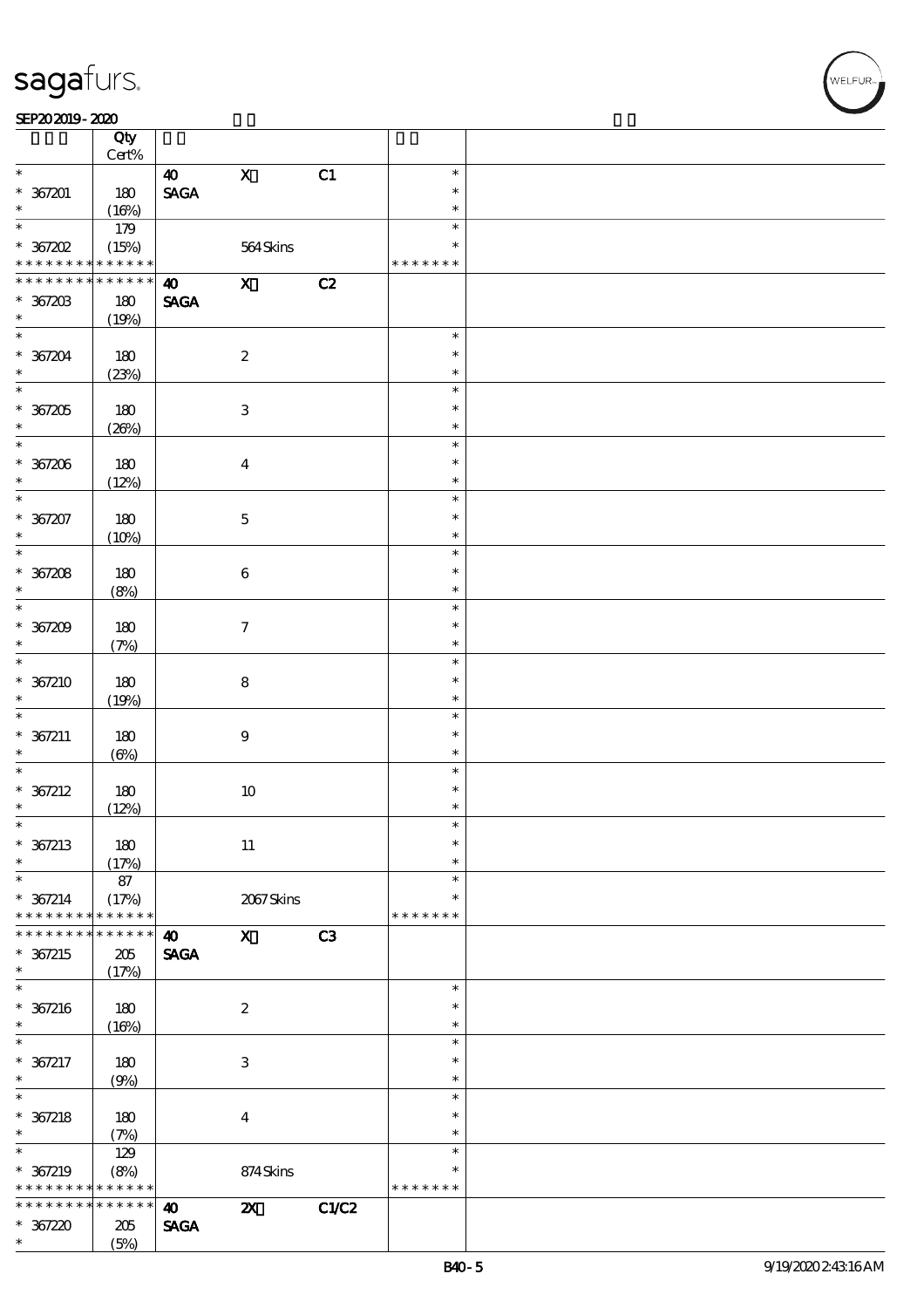| Lot | Qty Cert% | | | | | |
|---|---|---|---|---|---|---|
| * | | 40 | X | C1 | * | |
| * 367201 | 180 | SAGA | | | * | |
| * | (16%) | | | | * | |
| * | 179 | | | | * | |
| * 367202 | (15%) | | 564 Skins | | * | |
| * * * * * * * * * * * * * * | | | | | * * * * * * * | |
| * * * * * * * * * * * * * * | | 40 | X | C2 | | |
| * 367203 | 180 | SAGA | | | | |
| * | (19%) | | | | | |
| * | | | | | * | |
| * 367204 | 180 | | 2 | | * | |
| * | (23%) | | | | * | |
| * | | | | | * | |
| * 367205 | 180 | | 3 | | * | |
| * | (26%) | | | | * | |
| * | | | | | * | |
| * 367206 | 180 | | 4 | | * | |
| * | (12%) | | | | * | |
| * | | | | | * | |
| * 367207 | 180 | | 5 | | * | |
| * | (10%) | | | | * | |
| * | | | | | * | |
| * 367208 | 180 | | 6 | | * | |
| * | (8%) | | | | * | |
| * | | | | | * | |
| * 367209 | 180 | | 7 | | * | |
| * | (7%) | | | | * | |
| * | | | | | * | |
| * 367210 | 180 | | 8 | | * | |
| * | (19%) | | | | * | |
| * | | | | | * | |
| * 367211 | 180 | | 9 | | * | |
| * | (6%) | | | | * | |
| * | | | | | * | |
| * 367212 | 180 | | 10 | | * | |
| * | (12%) | | | | * | |
| * | | | | | * | |
| * 367213 | 180 | | 11 | | * | |
| * | (17%) | | | | * | |
| * | 87 | | | | * | |
| * 367214 | (17%) | | 2067 Skins | | * | |
| * * * * * * * * * * * * * * | | | | | * * * * * * * | |
| * * * * * * * * * * * * * * | | 40 | X | C3 | | |
| * 367215 | 205 | SAGA | | | | |
| * | (17%) | | | | | |
| * | | | | | * | |
| * 367216 | 180 | | 2 | | * | |
| * | (16%) | | | | * | |
| * | | | | | * | |
| * 367217 | 180 | | 3 | | * | |
| * | (9%) | | | | * | |
| * | | | | | * | |
| * 367218 | 180 | | 4 | | * | |
| * | (7%) | | | | * | |
| * | 129 | | | | * | |
| * 367219 | (8%) | | 874 Skins | | * | |
| * * * * * * * * * * * * * * | | | | | * * * * * * * | |
| * * * * * * * * * * * * * * | | 40 | 2X | C1/C2 | | |
| * 367220 | 205 | SAGA | | | | |
| * | (5%) | | | | | |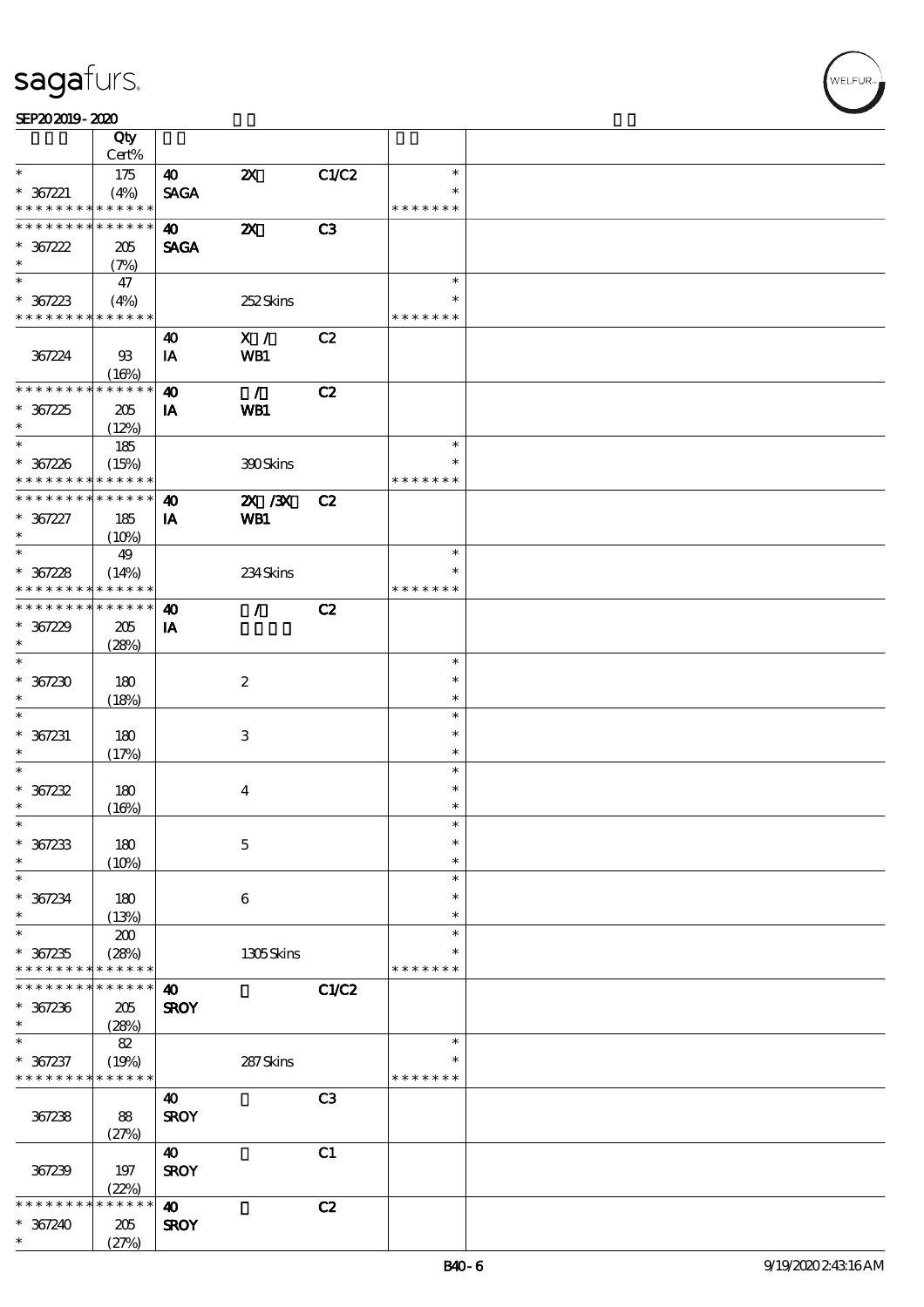| | Qty Cert% | | | | | |
|---|---|---|---|---|---|---|
| * | 175 | 40 | 2X | C1/C2 | * | |
| * 367221 | (4%) | SAGA | | | * | |
| * * * * * * * * * * * * * * | | | | | * * * * * * * | |
| * * * * * * * * * * * * * * | | 40 | 2X | C3 | | |
| * 367222 | 205 | SAGA | | | | |
| * | (7%) | | | | | |
| * | 47 | | | | * | |
| * 367223 | (4%) | | 252 Skins | | * | |
| * * * * * * * * * * * * * * | | | | | * * * * * * * | |
| | | 40 | X / | C2 | | |
| 367224 | 93 (16%) | IA | WB1 | | | |
| * * * * * * * * * * * * * * | | 40 | / | C2 | | |
| * 367225 | 205 | IA | WB1 | | | |
| * | (12%) | | | | | |
| * | 185 | | | | * | |
| * 367226 | (15%) | | 390 Skins | | * | |
| * * * * * * * * * * * * * * | | | | | * * * * * * * | |
| * * * * * * * * * * * * * * | | 40 | 2X /3X | C2 | | |
| * 367227 | 185 | IA | WB1 | | | |
| * | (10%) | | | | | |
| * | 49 | | | | * | |
| * 367228 | (14%) | | 234 Skins | | * | |
| * * * * * * * * * * * * * * | | | | | * * * * * * * | |
| * * * * * * * * * * * * * * | | 40 | / | C2 | | |
| * 367229 | 205 | IA | | | | |
| * | (28%) | | | | | |
| * | | | | | * | |
| * 367230 | 180 | | 2 | | * | |
| * | (18%) | | | | * | |
| * | | | | | * | |
| * 367231 | 180 | | 3 | | * | |
| * | (17%) | | | | * | |
| * | | | | | * | |
| * 367232 | 180 | | 4 | | * | |
| * | (16%) | | | | * | |
| * | | | | | * | |
| * 367233 | 180 | | 5 | | * | |
| * | (10%) | | | | * | |
| * | | | | | * | |
| * 367234 | 180 | | 6 | | * | |
| * | (13%) | | | | * | |
| * | 200 | | | | * | |
| * 367235 | (28%) | | 1305 Skins | | * | |
| * * * * * * * * * * * * * * | | | | | * * * * * * * | |
| * * * * * * * * * * * * * * | | 40 | | C1/C2 | | |
| * 367236 | 205 | SROY | | | | |
| * | (28%) | | | | | |
| * | 82 | | | | * | |
| * 367237 | (19%) | | 287 Skins | | * | |
| * * * * * * * * * * * * * * | | | | | * * * * * * * | |
| | | 40 | | C3 | | |
| 367238 | 88 (27%) | SROY | | | | |
| | | 40 | | C1 | | |
| 367239 | 197 (22%) | SROY | | | | |
| * * * * * * * * * * * * * * | | 40 | | C2 | | |
| * 367240 | 205 | SROY | | | | |
| * | (27%) | | | | | |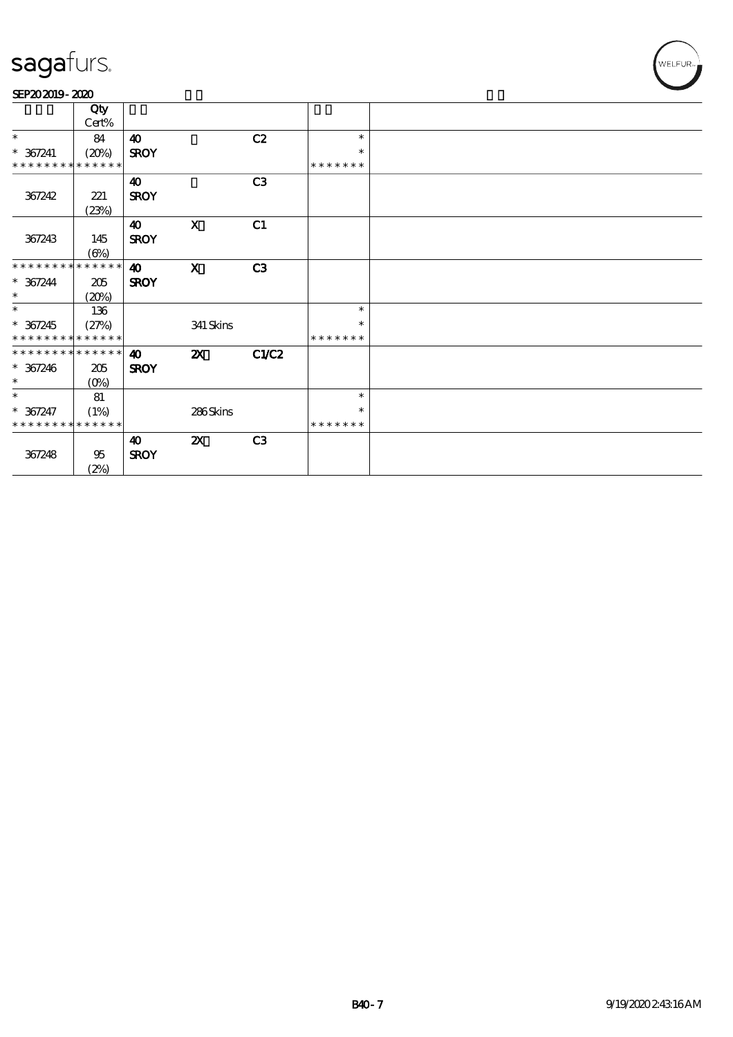| | Qty Cert% | | | | | |
|---|---|---|---|---|---|---|
| * * 367241 * * * * * * * * * * * * * * | 84 (20%) | 40 SROY | | C2 | * * * * * * * * * * | |
| 367242 | 221 (23%) | 40 SROY | | C3 | | |
| 367243 | 145 (6%) | 40 SROY | X | C1 | | |
| * * * * * * * * * * * * * * * 367244 * | 205 (20%) | 40 SROY | X | C3 | | |
| * * 367245 * * * * * * * * * * * * * * | 136 (27%) | | 341 Skins | | * * * * * * * * * * | |
| * * * * * * * * * * * * * * * 367246 * | 205 (0%) | 40 SROY | 2X | C1/C2 | | |
| * * 367247 * * * * * * * * * * * * * * | 81 (1%) | | 286 Skins | | * * * * * * * * * * | |
| 367248 | 95 (2%) | 40 SROY | 2X | C3 | | |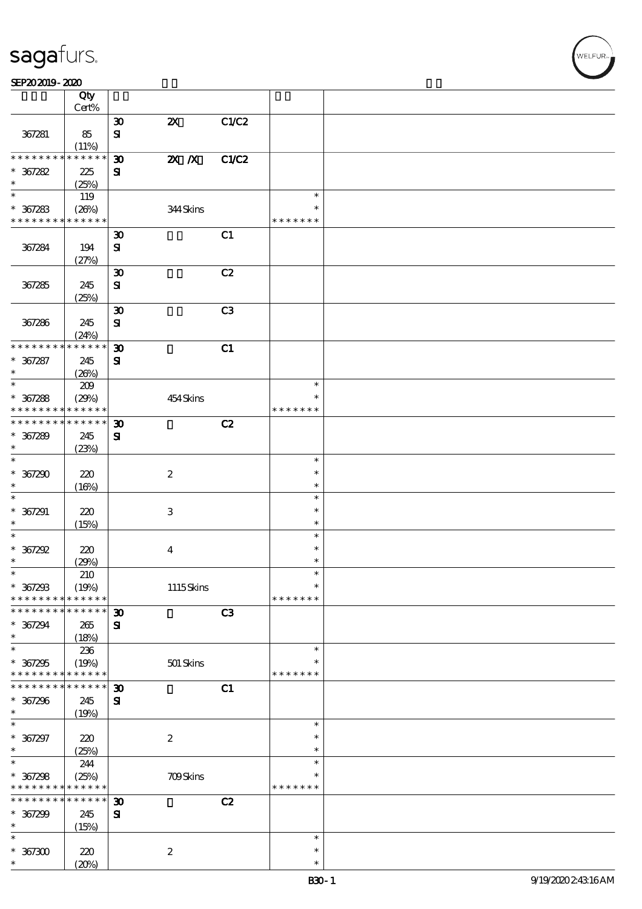| | Qty Cert% | | | | | |
|---|---|---|---|---|---|---|
| 367281 | 85 (11%) | 30 SI | 2X | C1/C2 | | |
| * * * * * * * * * * * * * * * 367282 * | 225 (25%) | 30 SI | 2X /X | C1/C2 | | |
| * * 367283 * * * * * * * * * * * * * | 119 (26%) | | 344 Skins | | * * * * * * * * * | |
| 367284 | 194 (27%) | 30 SI | | C1 | | |
| 367285 | 245 (25%) | 30 SI | | C2 | | |
| 367286 | 245 (24%) | 30 SI | | C3 | | |
| * * * * * * * * * * * * * * * 367287 * | 245 (26%) | 30 SI | | C1 | | |
| * * 367288 * * * * * * * * * * * * * | 209 (29%) | | 454 Skins | | * * * * * * * * * | |
| * * * * * * * * * * * * * * * 367289 * | 245 (23%) | 30 SI | | C2 | | |
| * * 367290 * | 220 (16%) | | 2 | | * * * | |
| * * 367291 * | 220 (15%) | | 3 | | * * * | |
| * * 367292 * | 220 (29%) | | 4 | | * * * | |
| * * 367293 * * * * * * * * * * * * * | 210 (19%) | | 1115 Skins | | * * * * * * * * * | |
| * * * * * * * * * * * * * * * 367294 * | 265 (18%) | 30 SI | | C3 | | |
| * * 367295 * * * * * * * * * * * * * | 236 (19%) | | 501 Skins | | * * * * * * * * * | |
| * * * * * * * * * * * * * * * 367296 * | 245 (19%) | 30 SI | | C1 | | |
| * * 367297 * | 220 (25%) | | 2 | | * * * | |
| * * 367298 * * * * * * * * * * * * * | 244 (25%) | | 709 Skins | | * * * * * * * * * | |
| * * * * * * * * * * * * * * * 367299 * | 245 (15%) | 30 SI | | C2 | | |
| * * 367300 * | 220 (20%) | | 2 | | * * * | |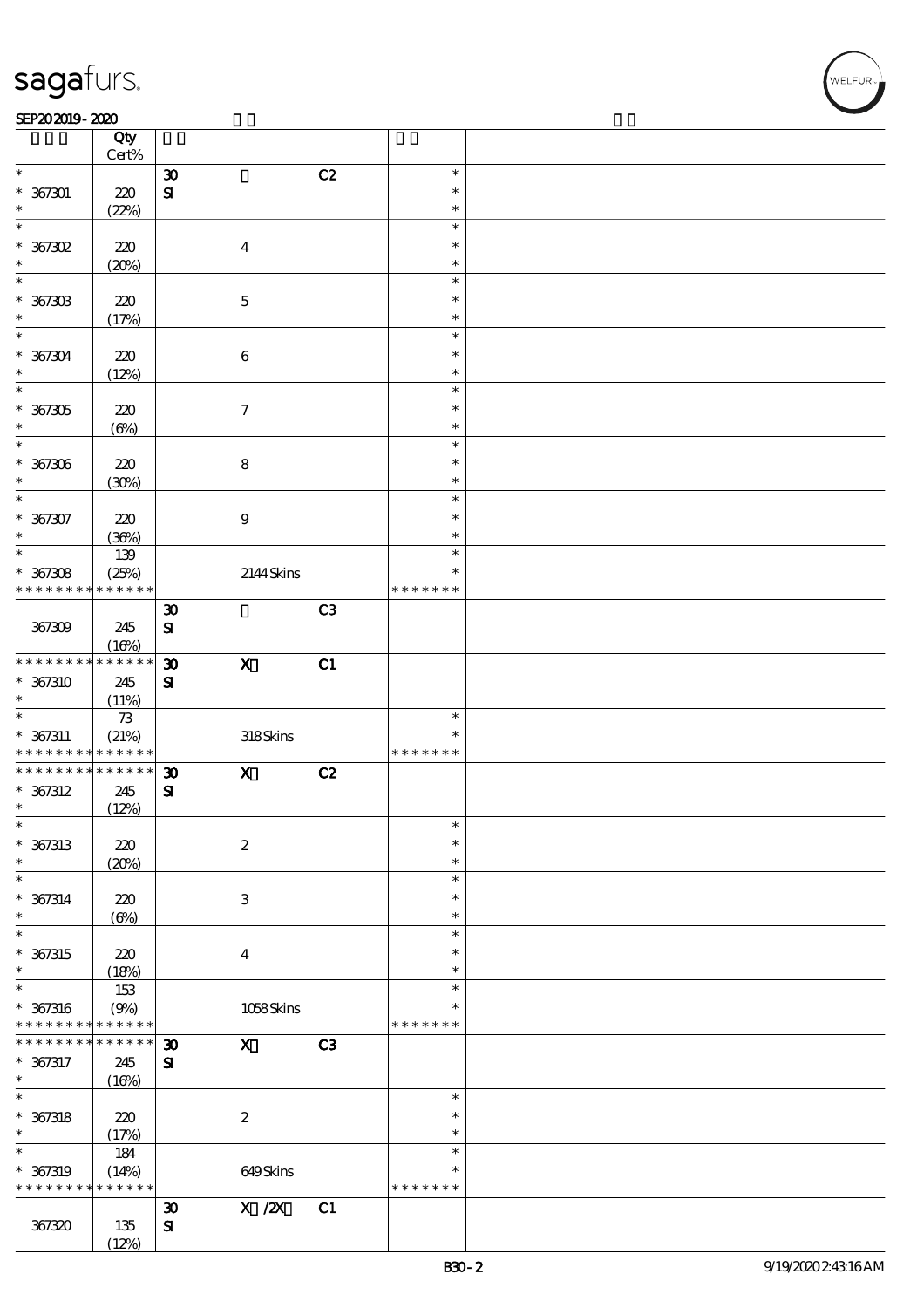| | Qty Cert% | | | | | |
|---|---|---|---|---|---|---|
| * 367301 * | 220 (22%) | 30 SI | | C2 | * * * | |
| * 367302 * | 220 (20%) | | 4 | | * * * | |
| * 367303 * | 220 (17%) | | 5 | | * * * | |
| * 367304 * | 220 (12%) | | 6 | | * * * | |
| * 367305 * | 220 (6%) | | 7 | | * * * | |
| * 367306 * | 220 (30%) | | 8 | | * * * | |
| * 367307 * | 220 (36%) | | 9 | | * * * | |
| * 367308 * * * * * * * * * * * * * | 139 (25%) | | 2144 Skins | | * * * * * * * * | |
| 367309 | 245 (16%) | 30 SI | | C3 | | |
| * * * * * * * * * * * * * * 367310 * | 245 (11%) | 30 SI | X | C1 | | |
| * 367311 * * * * * * * * * * * * * | 73 (21%) | | 318 Skins | | * * * * * * * * | |
| * * * * * * * * * * * * * * 367312 * | 245 (12%) | 30 SI | X | C2 | | |
| * 367313 * | 220 (20%) | | 2 | | * * * | |
| * 367314 * | 220 (6%) | | 3 | | * * * | |
| * 367315 * | 220 (18%) | | 4 | | * * * | |
| * 367316 * * * * * * * * * * * * * | 153 (9%) | | 1058 Skins | | * * * * * * * * | |
| * * * * * * * * * * * * * * 367317 * | 245 (16%) | 30 SI | X | C3 | | |
| * 367318 * | 220 (17%) | | 2 | | * * * | |
| * 367319 * * * * * * * * * * * * * | 184 (14%) | | 649 Skins | | * * * * * * * * | |
| 367320 | 135 (12%) | 30 SI | X /2X | C1 | | |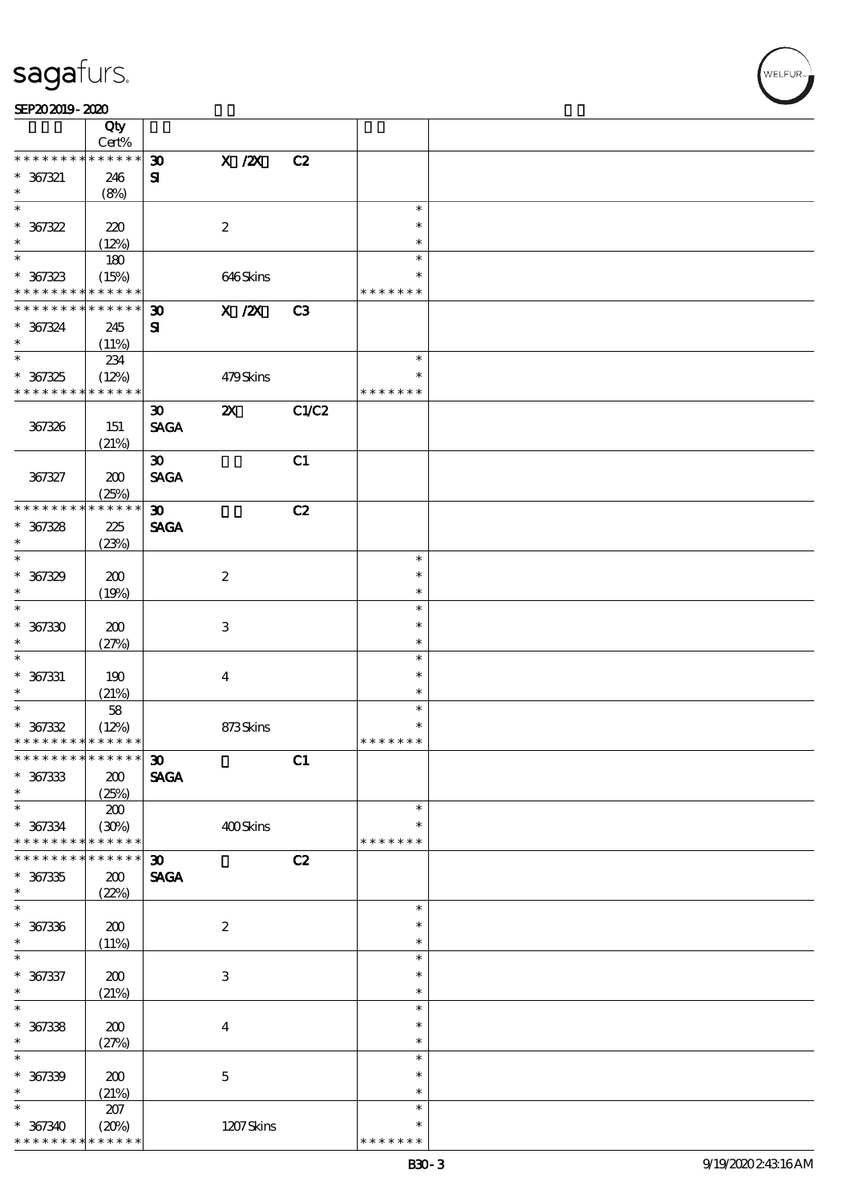| | Qty Cert% | | | | | |
|---|---|---|---|---|---|---|
| * * * * * * * * * * * * * * | | 30 | X /2X | C2 | | |
| * 367321 | 246 | SI | | | | |
| * | (8%) | | | | | |
| * | | | | | * | |
| * 367322 | 220 | | 2 | | * | |
| * | (12%) | | | | * | |
| * | 180 | | | | * | |
| * 367323 | (15%) | | 646 Skins | | * | |
| * * * * * * * * * * * * * * | | | | | * * * * * * * | |
| * * * * * * * * * * * * * * | | 30 | X /2X | C3 | | |
| * 367324 | 245 | SI | | | | |
| * | (11%) | | | | | |
| * | 234 | | | | * | |
| * 367325 | (12%) | | 479 Skins | | * | |
| * * * * * * * * * * * * * * | | | | | * * * * * * * | |
| | | 30 | 2X | C1/C2 | | |
| 367326 | 151 | SAGA | | | | |
| | (21%) | | | | | |
| | | 30 | | C1 | | |
| 367327 | 200 | SAGA | | | | |
| | (25%) | | | | | |
| * * * * * * * * * * * * * * | | 30 | | C2 | | |
| * 367328 | 225 | SAGA | | | | |
| * | (23%) | | | | | |
| * | | | | | * | |
| * 367329 | 200 | | 2 | | * | |
| * | (19%) | | | | * | |
| * | | | | | * | |
| * 367330 | 200 | | 3 | | * | |
| * | (27%) | | | | * | |
| * | | | | | * | |
| * 367331 | 190 | | 4 | | * | |
| * | (21%) | | | | * | |
| * | 58 | | | | * | |
| * 367332 | (12%) | | 873 Skins | | * | |
| * * * * * * * * * * * * * * | | | | | * * * * * * * | |
| * * * * * * * * * * * * * * | | 30 | | C1 | | |
| * 367333 | 200 | SAGA | | | | |
| * | (25%) | | | | | |
| * | 200 | | | | * | |
| * 367334 | (30%) | | 400 Skins | | * | |
| * * * * * * * * * * * * * * | | | | | * * * * * * * | |
| * * * * * * * * * * * * * * | | 30 | | C2 | | |
| * 367335 | 200 | SAGA | | | | |
| * | (22%) | | | | | |
| * | | | | | * | |
| * 367336 | 200 | | 2 | | * | |
| * | (11%) | | | | * | |
| * | | | | | * | |
| * 367337 | 200 | | 3 | | * | |
| * | (21%) | | | | * | |
| * | | | | | * | |
| * 367338 | 200 | | 4 | | * | |
| * | (27%) | | | | * | |
| * | | | | | * | |
| * 367339 | 200 | | 5 | | * | |
| * | (21%) | | | | * | |
| * | 207 | | | | * | |
| * 367340 | (20%) | | 1207 Skins | | * | |
| * * * * * * * * * * * * * * | | | | | * * * * * * * | |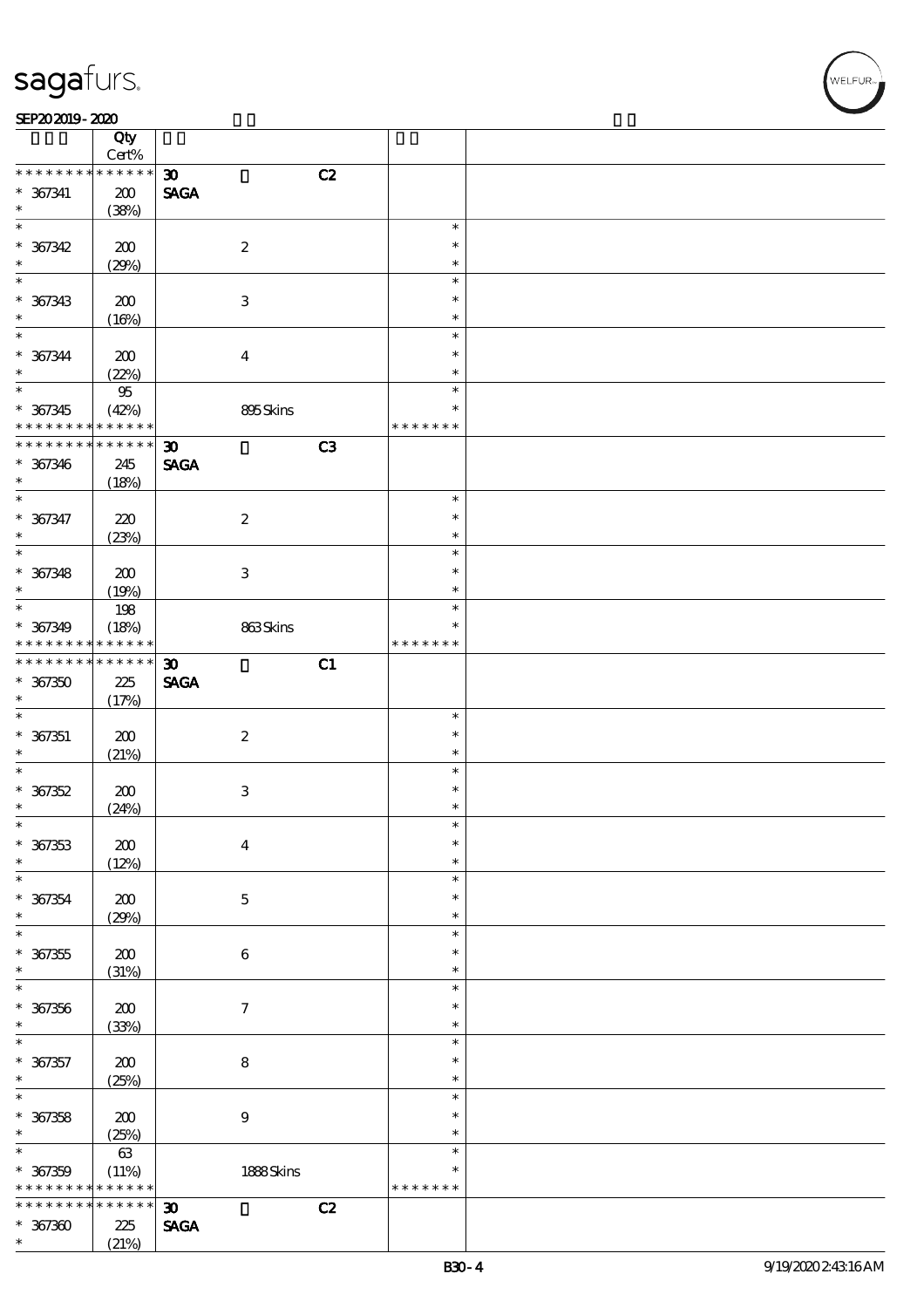| | Qty<br>Cert% | | | | | |
|---|---|---|---|---|---|---|
| * * * * * * * * * * * * * * | | 30 | | C2 | | |
| * 367341 | 200 | SAGA | | | | |
| * | (38%) | | | | | |
| * | | | | | * | |
| * 367342 | 200 | | 2 | | * | |
| * | (29%) | | | | * | |
| * | | | | | * | |
| * 367343 | 200 | | 3 | | * | |
| * | (16%) | | | | * | |
| * | | | | | * | |
| * 367344 | 200 | | 4 | | * | |
| * | (22%) | | | | * | |
| * | 95 | | | | * | |
| * 367345 | (42%) | | 895 Skins | | * | |
| * * * * * * * * * * * * * * | | | | | * * * * * * * | |
| * * * * * * * * * * * * * * | | 30 | | C3 | | |
| * 367346 | 245 | SAGA | | | | |
| * | (18%) | | | | | |
| * | | | | | * | |
| * 367347 | 220 | | 2 | | * | |
| * | (23%) | | | | * | |
| * | | | | | * | |
| * 367348 | 200 | | 3 | | * | |
| * | (19%) | | | | * | |
| * | 198 | | | | * | |
| * 367349 | (18%) | | 863 Skins | | * | |
| * * * * * * * * * * * * * * | | | | | * * * * * * * | |
| * * * * * * * * * * * * * * | | 30 | | C1 | | |
| * 367350 | 225 | SAGA | | | | |
| * | (17%) | | | | | |
| * | | | | | * | |
| * 367351 | 200 | | 2 | | * | |
| * | (21%) | | | | * | |
| * | | | | | * | |
| * 367352 | 200 | | 3 | | * | |
| * | (24%) | | | | * | |
| * | | | | | * | |
| * 367353 | 200 | | 4 | | * | |
| * | (12%) | | | | * | |
| * | | | | | * | |
| * 367354 | 200 | | 5 | | * | |
| * | (29%) | | | | * | |
| * | | | | | * | |
| * 367355 | 200 | | 6 | | * | |
| * | (31%) | | | | * | |
| * | | | | | * | |
| * 367356 | 200 | | 7 | | * | |
| * | (33%) | | | | * | |
| * | | | | | * | |
| * 367357 | 200 | | 8 | | * | |
| * | (25%) | | | | * | |
| * | | | | | * | |
| * 367358 | 200 | | 9 | | * | |
| * | (25%) | | | | * | |
| * | 63 | | | | * | |
| * 367359 | (11%) | | 1888 Skins | | * | |
| * * * * * * * * * * * * * * | | | | | * * * * * * * | |
| * * * * * * * * * * * * * * | | 30 | | C2 | | |
| * 367360 | 225 | SAGA | | | | |
| * | (21%) | | | | | |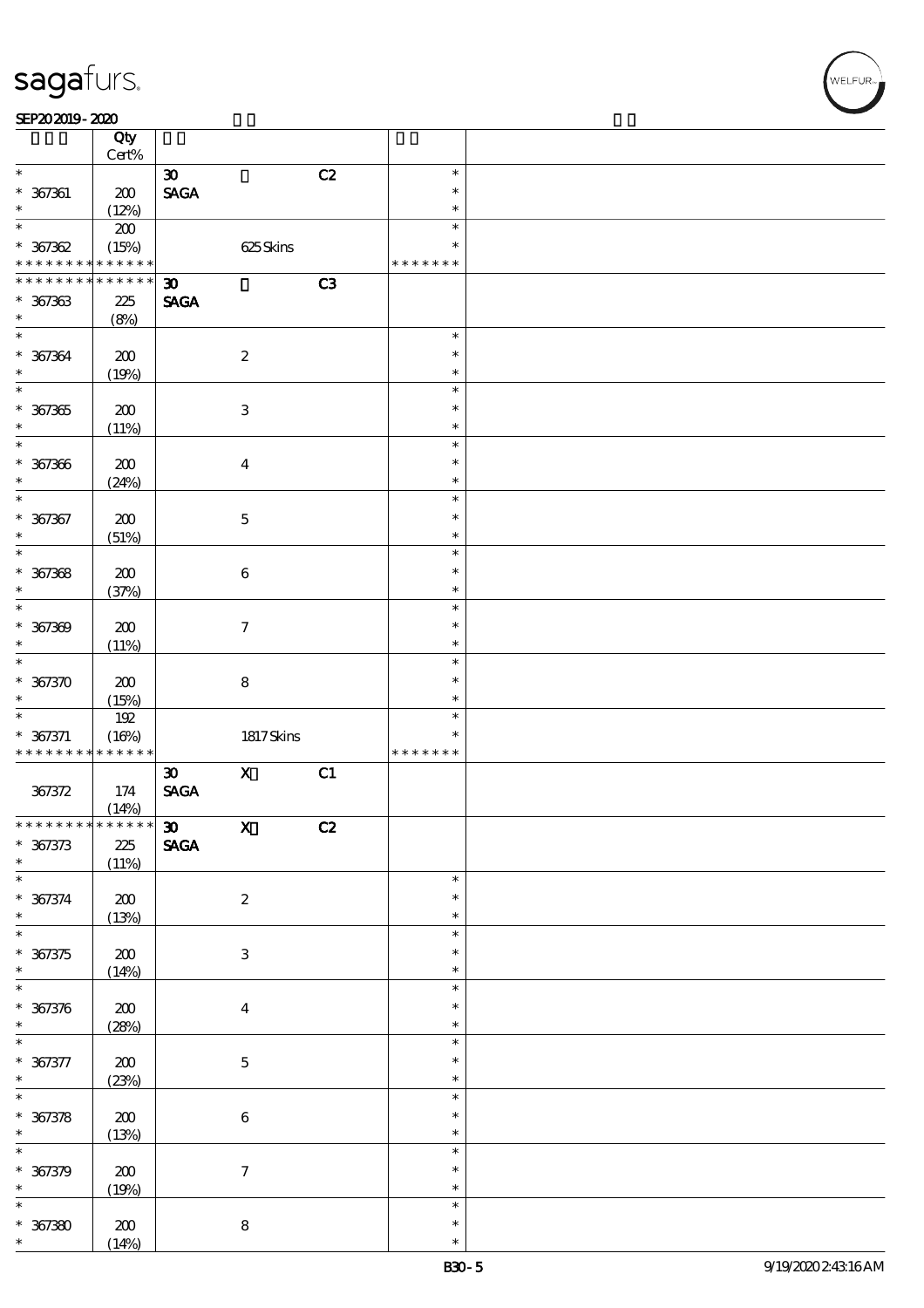| | Qty Cert% | | | | |
|---|---|---|---|---|---|
| * | | 30 | | C2 | * |
| * 367361 | 200 | SAGA | | | * |
| * | (12%) | | | | * |
| * | 200 | | | | * |
| * 367362 | (15%) | | 625 Skins | | * |
| * * * * * * * * * * * * * * | | | | | * * * * * * * |
| * * * * * * * * * * * * * * | | 30 | | C3 | |
| * 367363 | 225 | SAGA | | | |
| * | (8%) | | | | |
| * | | | | | * |
| * 367364 | 200 | | 2 | | * |
| * | (19%) | | | | * |
| * | | | | | * |
| * 367365 | 200 | | 3 | | * |
| * | (11%) | | | | * |
| * | | | | | * |
| * 367366 | 200 | | 4 | | * |
| * | (24%) | | | | * |
| * | | | | | * |
| * 367367 | 200 | | 5 | | * |
| * | (51%) | | | | * |
| * | | | | | * |
| * 367368 | 200 | | 6 | | * |
| * | (37%) | | | | * |
| * | | | | | * |
| * 367369 | 200 | | 7 | | * |
| * | (11%) | | | | * |
| * | | | | | * |
| * 367370 | 200 | | 8 | | * |
| * | (15%) | | | | * |
| * | 192 | | | | * |
| * 367371 | (16%) | | 1817 Skins | | * |
| * * * * * * * * * * * * * * | | | | | * * * * * * * |
| | | 30 | X | C1 | |
| 367372 | 174 | SAGA | | | |
| | (14%) | | | | |
| * * * * * * * * * * * * * * | | 30 | X | C2 | |
| * 367373 | 225 | SAGA | | | |
| * | (11%) | | | | |
| * | | | | | * |
| * 367374 | 200 | | 2 | | * |
| * | (13%) | | | | * |
| * | | | | | * |
| * 367375 | 200 | | 3 | | * |
| * | (14%) | | | | * |
| * | | | | | * |
| * 367376 | 200 | | 4 | | * |
| * | (28%) | | | | * |
| * | | | | | * |
| * 367377 | 200 | | 5 | | * |
| * | (23%) | | | | * |
| * | | | | | * |
| * 367378 | 200 | | 6 | | * |
| * | (13%) | | | | * |
| * | | | | | * |
| * 367379 | 200 | | 7 | | * |
| * | (19%) | | | | * |
| * | | | | | * |
| * 367380 | 200 | | 8 | | * |
| * | (14%) | | | | * |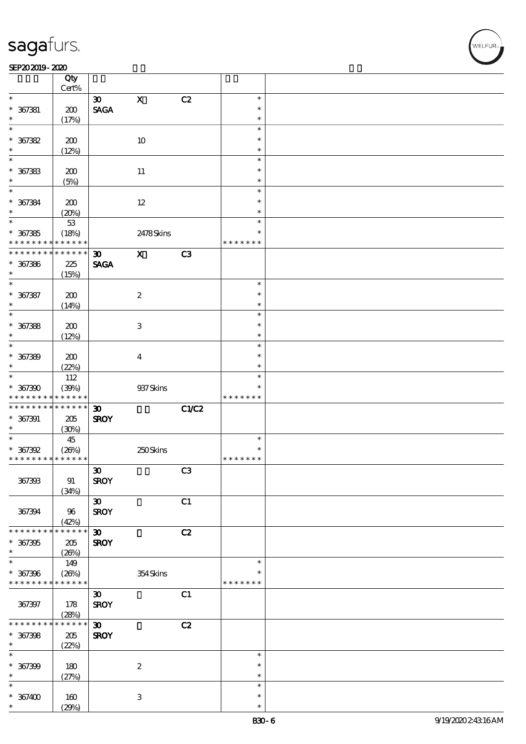| | Qty Cert% | | | | | |
|---|---|---|---|---|---|---|
| * | | 30 | X | C2 | * | |
| * 367381 | 200 | SAGA | | | * | |
| * | (17%) | | | | * | |
| * | | | | | * | |
| * 367382 | 200 | | 10 | | * | |
| * | (12%) | | | | * | |
| * | | | | | * | |
| * 367383 | 200 | | 11 | | * | |
| * | (5%) | | | | * | |
| * | | | | | * | |
| * 367384 | 200 | | 12 | | * | |
| * | (20%) | | | | * | |
| * | 53 | | | | * | |
| * 367385 | (18%) | | 2478 Skins | | * | |
| * * * * * * * * * * * * * * | | | | | * * * * * * * | |
| * * * * * * * * * * * * * * | | 30 | X | C3 | | |
| * 367386 | 225 | SAGA | | | | |
| * | (15%) | | | | | |
| * | | | | | * | |
| * 367387 | 200 | | 2 | | * | |
| * | (14%) | | | | * | |
| * | | | | | * | |
| * 367388 | 200 | | 3 | | * | |
| * | (12%) | | | | * | |
| * | | | | | * | |
| * 367389 | 200 | | 4 | | * | |
| * | (22%) | | | | * | |
| * | 112 | | | | * | |
| * 367390 | (39%) | | 937 Skins | | * | |
| * * * * * * * * * * * * * * | | | | | * * * * * * * | |
| * * * * * * * * * * * * * * | | 30 | | C1/C2 | | |
| * 367391 | 205 | SROY | | | | |
| * | (30%) | | | | | |
| * | 45 | | | | * | |
| * 367392 | (26%) | | 250 Skins | | * | |
| * * * * * * * * * * * * * * | | | | | * * * * * * * | |
| | | 30 | | C3 | | |
| 367393 | 91 | SROY | | | | |
| | (34%) | | | | | |
| | | 30 | | C1 | | |
| 367394 | 96 | SROY | | | | |
| | (42%) | | | | | |
| * * * * * * * * * * * * * * | | 30 | | C2 | | |
| * 367395 | 205 | SROY | | | | |
| * | (26%) | | | | | |
| * | 149 | | | | * | |
| * 367396 | (26%) | | 354 Skins | | * | |
| * * * * * * * * * * * * * * | | | | | * * * * * * * | |
| | | 30 | | C1 | | |
| 367397 | 178 | SROY | | | | |
| | (28%) | | | | | |
| * * * * * * * * * * * * * * | | 30 | | C2 | | |
| * 367398 | 205 | SROY | | | | |
| * | (22%) | | | | | |
| * | | | | | * | |
| * 367399 | 180 | | 2 | | * | |
| * | (27%) | | | | * | |
| * | | | | | * | |
| * 367400 | 160 | | 3 | | * | |
| * | (29%) | | | | * | |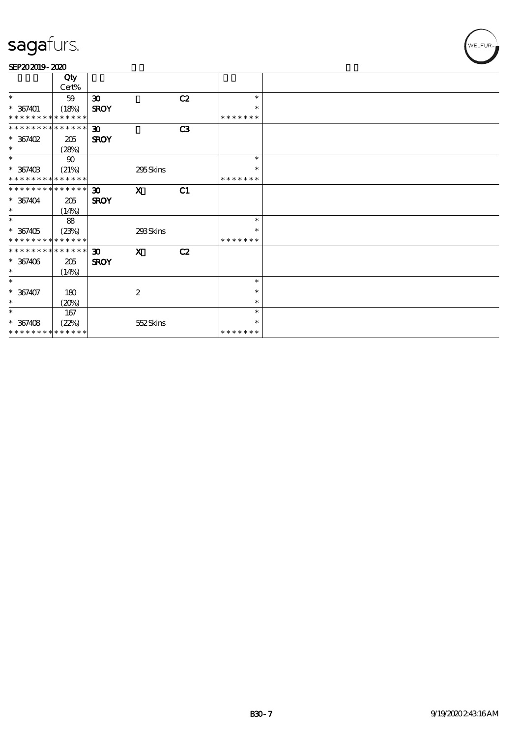| | Qty Cert% | | | | | |
|---|---|---|---|---|---|---|
| * | 59 | 30 | | C2 | * | |
| * 367401 | (18%) | SROY | | | * | |
| * * * * * * * * * * * * * * | | | | | * * * * * * * | |
| * * * * * * * * * * * * * * | | 30 | | C3 | | |
| * 367402 | 205 | SROY | | | | |
| * | (28%) | | | | | |
| * | 90 | | | | * | |
| * 367403 | (21%) | | 295 Skins | | * | |
| * * * * * * * * * * * * * * | | | | | * * * * * * * | |
| * * * * * * * * * * * * * * | | 30 | X | C1 | | |
| * 367404 | 205 | SROY | | | | |
| * | (14%) | | | | | |
| * | 88 | | | | * | |
| * 367405 | (23%) | | 293 Skins | | * | |
| * * * * * * * * * * * * * * | | | | | * * * * * * * | |
| * * * * * * * * * * * * * * | | 30 | X | C2 | | |
| * 367406 | 205 | SROY | | | | |
| * | (14%) | | | | | |
| * | | | | | * | |
| * 367407 | 180 | | 2 | | * | |
| * | (20%) | | | | * | |
| * | 167 | | | | * | |
| * 367408 | (22%) | | 552 Skins | | * | |
| * * * * * * * * * * * * * * | | | | | * * * * * * * | |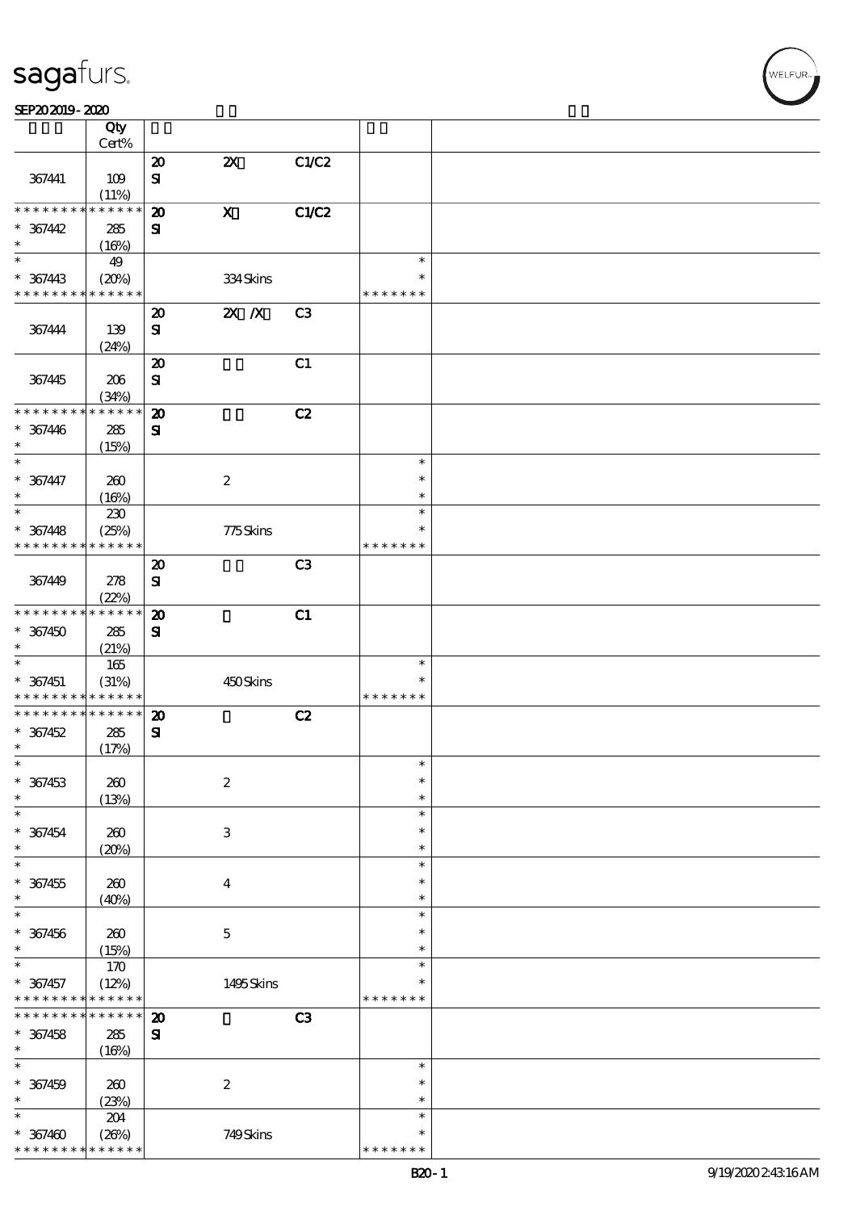| | Qty Cert% | | | | | |
|---|---|---|---|---|---|---|
| 367441 | 109 (11%) | 20 SI | 2X | C1/C2 | | |
| * * * * * * * * * * * * * * 367442 * | 285 (16%) | 20 SI | X | C1/C2 | | |
| * * 367443 * * * * * * * * * * * * * | 49 (20%) | | 334 Skins | | * * * * * * * * * | |
| 367444 | 139 (24%) | 20 SI | 2X /X | C3 | | |
| 367445 | 206 (34%) | 20 SI | | C1 | | |
| * * * * * * * * * * * * * * 367446 * | 285 (15%) | 20 SI | | C2 | | |
| * * 367447 * | 260 (16%) | | 2 | | * * * | |
| * * 367448 * * * * * * * * * * * * * | 230 (25%) | | 775 Skins | | * * * * * * * * * | |
| 367449 | 278 (22%) | 20 SI | | C3 | | |
| * * * * * * * * * * * * * * 367450 * | 285 (21%) | 20 SI | | C1 | | |
| * * 367451 * * * * * * * * * * * * * | 165 (31%) | | 450 Skins | | * * * * * * * * * | |
| * * * * * * * * * * * * * * 367452 * | 285 (17%) | 20 SI | | C2 | | |
| * * 367453 * | 260 (13%) | | 2 | | * * * | |
| * * 367454 * | 260 (20%) | | 3 | | * * * | |
| * * 367455 * | 260 (40%) | | 4 | | * * * | |
| * * 367456 * | 260 (15%) | | 5 | | * * * | |
| * * 367457 * * * * * * * * * * * * * | 170 (12%) | | 1495 Skins | | * * * * * * * * * | |
| * * * * * * * * * * * * * * 367458 * | 285 (16%) | 20 SI | | C3 | | |
| * * 367459 * | 260 (23%) | | 2 | | * * * | |
| * * 367460 * * * * * * * * * * * * * | 204 (26%) | | 749 Skins | | * * * * * * * * * | |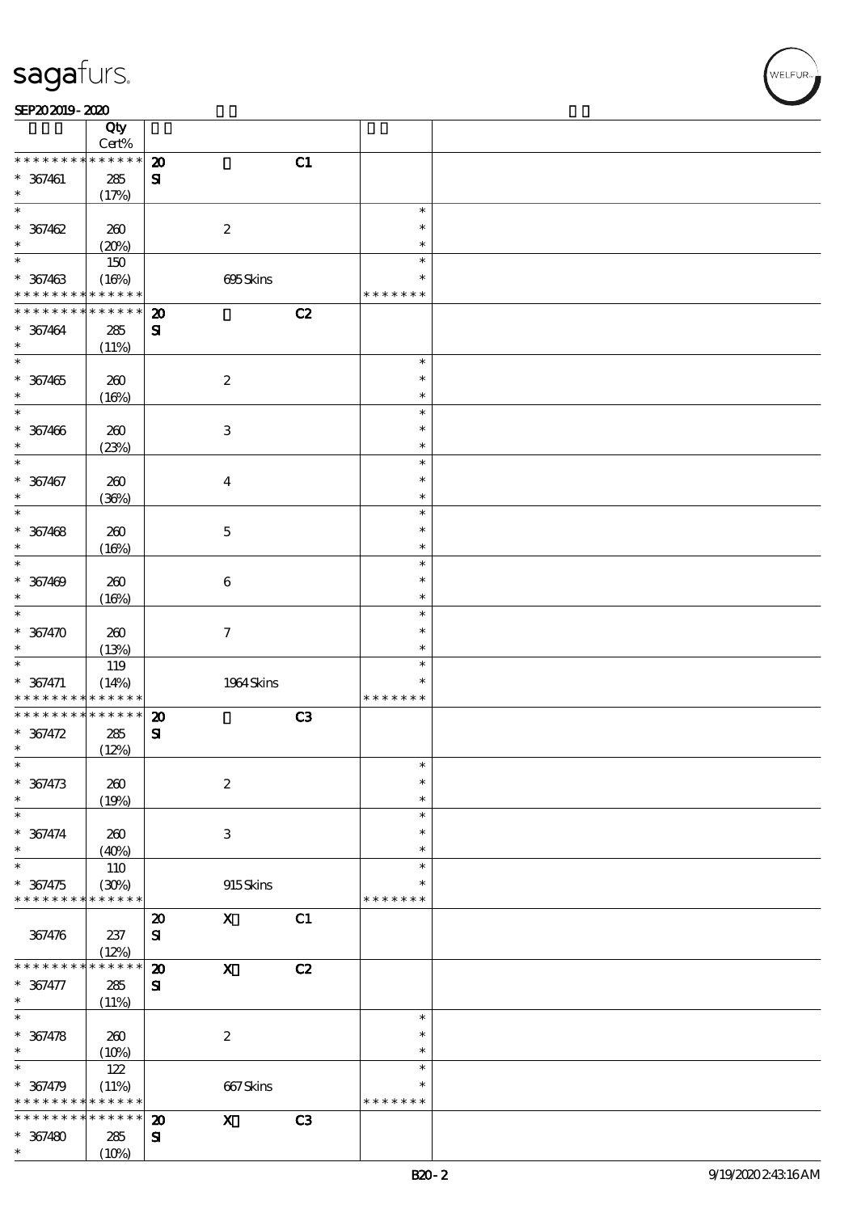| | Qty Cert% | | | | |
|---|---|---|---|---|---|
| * * * * * * * * * * * * * * | | **20** | | **C1** | |
| * 367461 | 285 | **SI** | | | |
| * | (17%) | | | | |
| * | | | | | * |
| * 367462 | 260 | | 2 | | * |
| * | (20%) | | | | * |
| * | 150 | | | | * |
| * 367463 | (16%) | | 695 Skins | | * |
| * * * * * * * * * * * * * * | | | | | * * * * * * * |
| * * * * * * * * * * * * * * | | **20** | | **C2** | |
| * 367464 | 285 | **SI** | | | |
| * | (11%) | | | | |
| * | | | | | * |
| * 367465 | 260 | | 2 | | * |
| * | (16%) | | | | * |
| * | | | | | * |
| * 367466 | 260 | | 3 | | * |
| * | (23%) | | | | * |
| * | | | | | * |
| * 367467 | 260 | | 4 | | * |
| * | (36%) | | | | * |
| * | | | | | * |
| * 367468 | 260 | | 5 | | * |
| * | (16%) | | | | * |
| * | | | | | * |
| * 367469 | 260 | | 6 | | * |
| * | (16%) | | | | * |
| * | | | | | * |
| * 367470 | 260 | | 7 | | * |
| * | (13%) | | | | * |
| * | 119 | | | | * |
| * 367471 | (14%) | | 1964 Skins | | * |
| * * * * * * * * * * * * * * | | | | | * * * * * * * |
| * * * * * * * * * * * * * * | | **20** | | **C3** | |
| * 367472 | 285 | **SI** | | | |
| * | (12%) | | | | |
| * | | | | | * |
| * 367473 | 260 | | 2 | | * |
| * | (19%) | | | | * |
| * | | | | | * |
| * 367474 | 260 | | 3 | | * |
| * | (40%) | | | | * |
| * | 110 | | | | * |
| * 367475 | (30%) | | 915 Skins | | * |
| * * * * * * * * * * * * * * | | | | | * * * * * * * |
| | | **20** | **X** | C1 | |
| 367476 | 237 | **SI** | | | |
| | (12%) | | | | |
| * * * * * * * * * * * * * * | | **20** | **X** | **C2** | |
| * 367477 | 285 | **SI** | | | |
| * | (11%) | | | | |
| * | | | | | * |
| * 367478 | 260 | | 2 | | * |
| * | (10%) | | | | * |
| * | 122 | | | | * |
| * 367479 | (11%) | | 667 Skins | | * |
| * * * * * * * * * * * * * * | | | | | * * * * * * * |
| * * * * * * * * * * * * * * | | **20** | **X** | **C3** | |
| * 367480 | 285 | **SI** | | | |
| * | (10%) | | | | |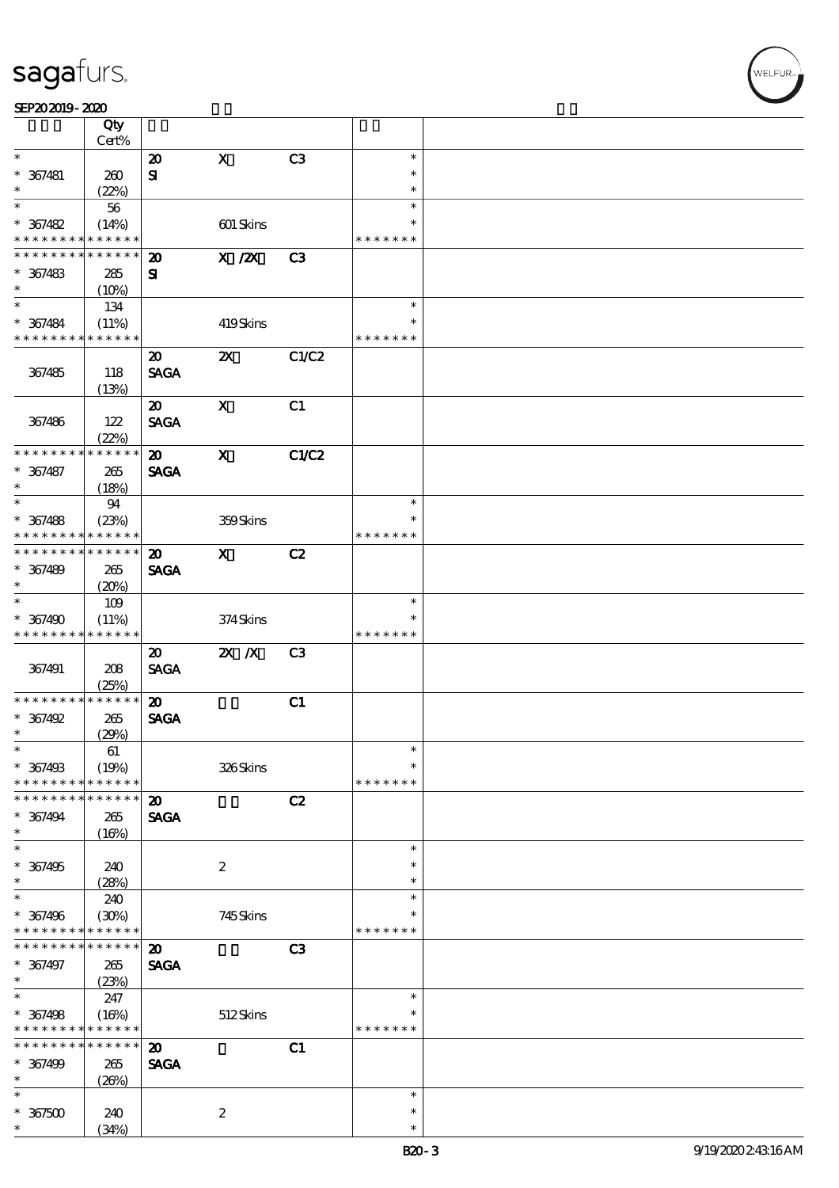| | Qty Cert% | | | | | |
|---|---|---|---|---|---|---|
| * | | 20 | X | C3 | * | |
| * 367481 | 260 | SI | | | * | |
| * | (22%) | | | | * | |
| * | 56 | | | | * | |
| * 367482 | (14%) | | 601 Skins | | * | |
| * * * * * * * * * * * * * * | | | | | * * * * * * * | |
| * * * * * * * * * * * * * * | | 20 | X /2X | C3 | | |
| * 367483 | 285 | SI | | | | |
| * | (10%) | | | | | |
| * | 134 | | | | * | |
| * 367484 | (11%) | | 419 Skins | | * | |
| * * * * * * * * * * * * * * | | | | | * * * * * * * | |
| | | 20 | 2X | C1/C2 | | |
| 367485 | 118 | SAGA | | | | |
| | (13%) | | | | | |
| | | 20 | X | C1 | | |
| 367486 | 122 | SAGA | | | | |
| | (22%) | | | | | |
| * * * * * * * * * * * * * * | | 20 | X | C1/C2 | | |
| * 367487 | 265 | SAGA | | | | |
| * | (18%) | | | | | |
| * | 94 | | | | * | |
| * 367488 | (23%) | | 359 Skins | | * | |
| * * * * * * * * * * * * * * | | | | | * * * * * * * | |
| * * * * * * * * * * * * * * | | 20 | X | C2 | | |
| * 367489 | 265 | SAGA | | | | |
| * | (20%) | | | | | |
| * | 109 | | | | * | |
| * 367490 | (11%) | | 374 Skins | | * | |
| * * * * * * * * * * * * * * | | | | | * * * * * * * | |
| | | 20 | 2X /X | C3 | | |
| 367491 | 208 | SAGA | | | | |
| | (25%) | | | | | |
| * * * * * * * * * * * * * * | | 20 | | C1 | | |
| * 367492 | 265 | SAGA | | | | |
| * | (29%) | | | | | |
| * | 61 | | | | * | |
| * 367493 | (19%) | | 326 Skins | | * | |
| * * * * * * * * * * * * * * | | | | | * * * * * * * | |
| * * * * * * * * * * * * * * | | 20 | | C2 | | |
| * 367494 | 265 | SAGA | | | | |
| * | (16%) | | | | | |
| * | | | | | * | |
| * 367495 | 240 | | 2 | | * | |
| * | (28%) | | | | * | |
| * | 240 | | | | * | |
| * 367496 | (30%) | | 745 Skins | | * | |
| * * * * * * * * * * * * * * | | | | | * * * * * * * | |
| * * * * * * * * * * * * * * | | 20 | | C3 | | |
| * 367497 | 265 | SAGA | | | | |
| * | (23%) | | | | | |
| * | 247 | | | | * | |
| * 367498 | (16%) | | 512 Skins | | * | |
| * * * * * * * * * * * * * * | | | | | * * * * * * * | |
| * * * * * * * * * * * * * * | | 20 | | C1 | | |
| * 367499 | 265 | SAGA | | | | |
| * | (26%) | | | | | |
| * | | | | | * | |
| * 367500 | 240 | | 2 | | * | |
| * | (34%) | | | | * | |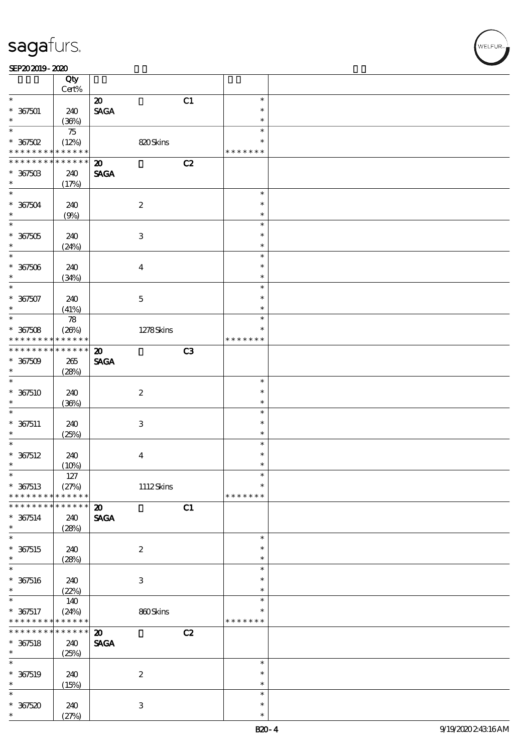| 顺序号 | Qty Cert% | 描述 | | | 现价 | |
|---|---|---|---|---|---|---|
| * | | 20 | | C1 | * | |
| * 367501 | 240 | SAGA | | | * | |
| * | (36%) | | | | * | |
| * | 75 | | | | * | |
| * 367502 | (12%) | | 820 Skins | | * | |
| * * * * * * * * * * * * * * | | | | | * * * * * * * | |
| * * * * * * * * * * * * * * | | 20 | | C2 | | |
| * 367503 | 240 | SAGA | | | | |
| * | (17%) | | | | | |
| * | | | | | * | |
| * 367504 | 240 | | 2 | | * | |
| * | (9%) | | | | * | |
| * | | | | | * | |
| * 367505 | 240 | | 3 | | * | |
| * | (24%) | | | | * | |
| * | | | | | * | |
| * 367506 | 240 | | 4 | | * | |
| * | (34%) | | | | * | |
| * | | | | | * | |
| * 367507 | 240 | | 5 | | * | |
| * | (41%) | | | | * | |
| * | 78 | | | | * | |
| * 367508 | (26%) | | 1278 Skins | | * | |
| * * * * * * * * * * * * * * | | | | | * * * * * * * | |
| * * * * * * * * * * * * * * | | 20 | | C3 | | |
| * 367509 | 265 | SAGA | | | | |
| * | (28%) | | | | | |
| * | | | | | * | |
| * 367510 | 240 | | 2 | | * | |
| * | (36%) | | | | * | |
| * | | | | | * | |
| * 367511 | 240 | | 3 | | * | |
| * | (25%) | | | | * | |
| * | | | | | * | |
| * 367512 | 240 | | 4 | | * | |
| * | (10%) | | | | * | |
| * | 127 | | | | * | |
| * 367513 | (27%) | | 1112 Skins | | * | |
| * * * * * * * * * * * * * * | | | | | * * * * * * * | |
| * * * * * * * * * * * * * * | | 20 | | C1 | | |
| * 367514 | 240 | SAGA | | | | |
| * | (28%) | | | | | |
| * | | | | | * | |
| * 367515 | 240 | | 2 | | * | |
| * | (28%) | | | | * | |
| * | | | | | * | |
| * 367516 | 240 | | 3 | | * | |
| * | (22%) | | | | * | |
| * | 140 | | | | * | |
| * 367517 | (24%) | | 860 Skins | | * | |
| * * * * * * * * * * * * * * | | | | | * * * * * * * | |
| * * * * * * * * * * * * * * | | 20 | | C2 | | |
| * 367518 | 240 | SAGA | | | | |
| * | (25%) | | | | | |
| * | | | | | * | |
| * 367519 | 240 | | 2 | | * | |
| * | (15%) | | | | * | |
| * | | | | | * | |
| * 367520 | 240 | | 3 | | * | |
| * | (27%) | | | | * | |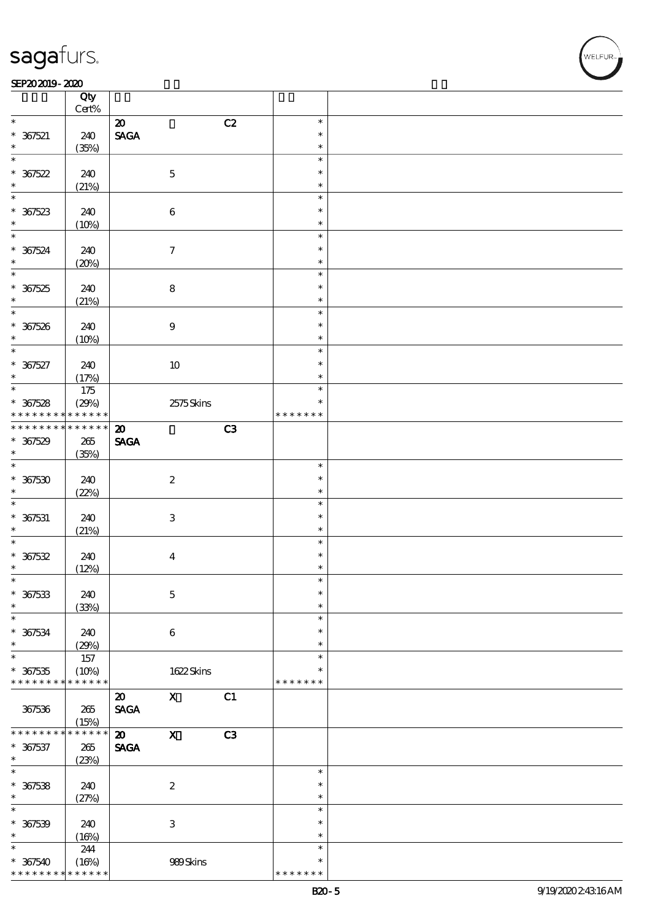sagafurs.

SEP20 2019 - 2020

| | Qty Cert% | | | | | |
|---|---|---|---|---|---|---|
| * | | 20 | | C2 | * | |
| * 367521 | 240 | SAGA | | | * | |
| * | (35%) | | | | * | |
| * | | | | | * | |
| * 367522 | 240 | | 5 | | * | |
| * | (21%) | | | | * | |
| * | | | | | * | |
| * 367523 | 240 | | 6 | | * | |
| * | (10%) | | | | * | |
| * | | | | | * | |
| * 367524 | 240 | | 7 | | * | |
| * | (20%) | | | | * | |
| * | | | | | * | |
| * 367525 | 240 | | 8 | | * | |
| * | (21%) | | | | * | |
| * | | | | | * | |
| * 367526 | 240 | | 9 | | * | |
| * | (10%) | | | | * | |
| * | | | | | * | |
| * 367527 | 240 | | 10 | | * | |
| * | (17%) | | | | * | |
| * | 175 | | | | * | |
| * 367528 | (29%) | | 2575 Skins | | * | |
| * * * * * * * * * * * * * * | | | | | * * * * * * * | |
| * * * * * * * * * * * * * * | | 20 | | C3 | | |
| * 367529 | 265 | SAGA | | | | |
| * | (35%) | | | | | |
| * | | | | | * | |
| * 367530 | 240 | | 2 | | * | |
| * | (22%) | | | | * | |
| * | | | | | * | |
| * 367531 | 240 | | 3 | | * | |
| * | (21%) | | | | * | |
| * | | | | | * | |
| * 367532 | 240 | | 4 | | * | |
| * | (12%) | | | | * | |
| * | | | | | * | |
| * 367533 | 240 | | 5 | | * | |
| * | (33%) | | | | * | |
| * | | | | | * | |
| * 367534 | 240 | | 6 | | * | |
| * | (29%) | | | | * | |
| * | 157 | | | | * | |
| * 367535 | (10%) | | 1622 Skins | | * | |
| * * * * * * * * * * * * * * | | | | | * * * * * * * | |
| | | 20 | X | C1 | | |
| 367536 | 265 | SAGA | | | | |
| | (15%) | | | | | |
| * * * * * * * * * * * * * * | | 20 | X | C3 | | |
| * 367537 | 265 | SAGA | | | | |
| * | (23%) | | | | | |
| * | | | | | * | |
| * 367538 | 240 | | 2 | | * | |
| * | (27%) | | | | * | |
| * | | | | | * | |
| * 367539 | 240 | | 3 | | * | |
| * | (16%) | | | | * | |
| * | 244 | | | | * | |
| * 367540 | (16%) | | 989 Skins | | * | |
| * * * * * * * * * * * * * * | | | | | * * * * * * * | |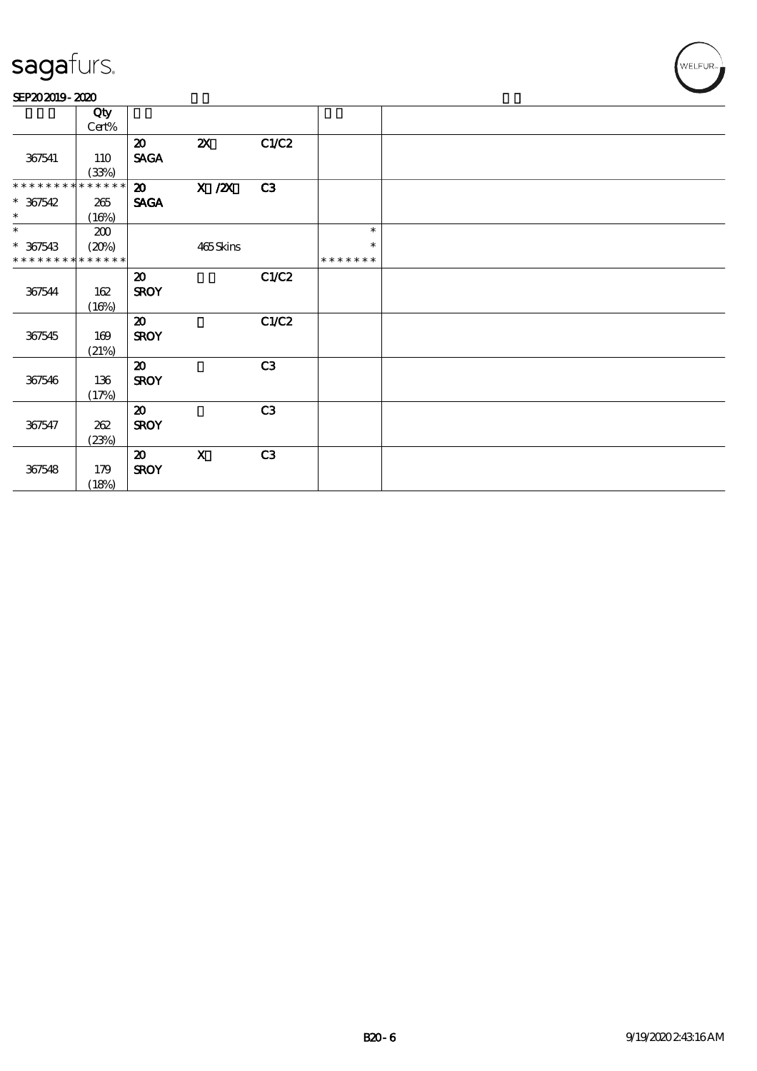sagafurs.

SEP20 2019 - 2020

| | Qty Cert% | | | | | |
|---|---|---|---|---|---|---|
| 367541 | 110 (33%) | 20 SAGA | 2X | C1/C2 | | |
| ************** * 367542 * | 265 (16%) | 20 SAGA | X /2X | C3 | | |
| * * 367543 ************** | 200 (20%) | | 465 Skins | | * * ******* | |
| 367544 | 162 (16%) | 20 SROY | | C1/C2 | | |
| 367545 | 169 (21%) | 20 SROY | | C1/C2 | | |
| 367546 | 136 (17%) | 20 SROY | | C3 | | |
| 367547 | 262 (23%) | 20 SROY | | C3 | | |
| 367548 | 179 (18%) | 20 SROY | X | C3 | | |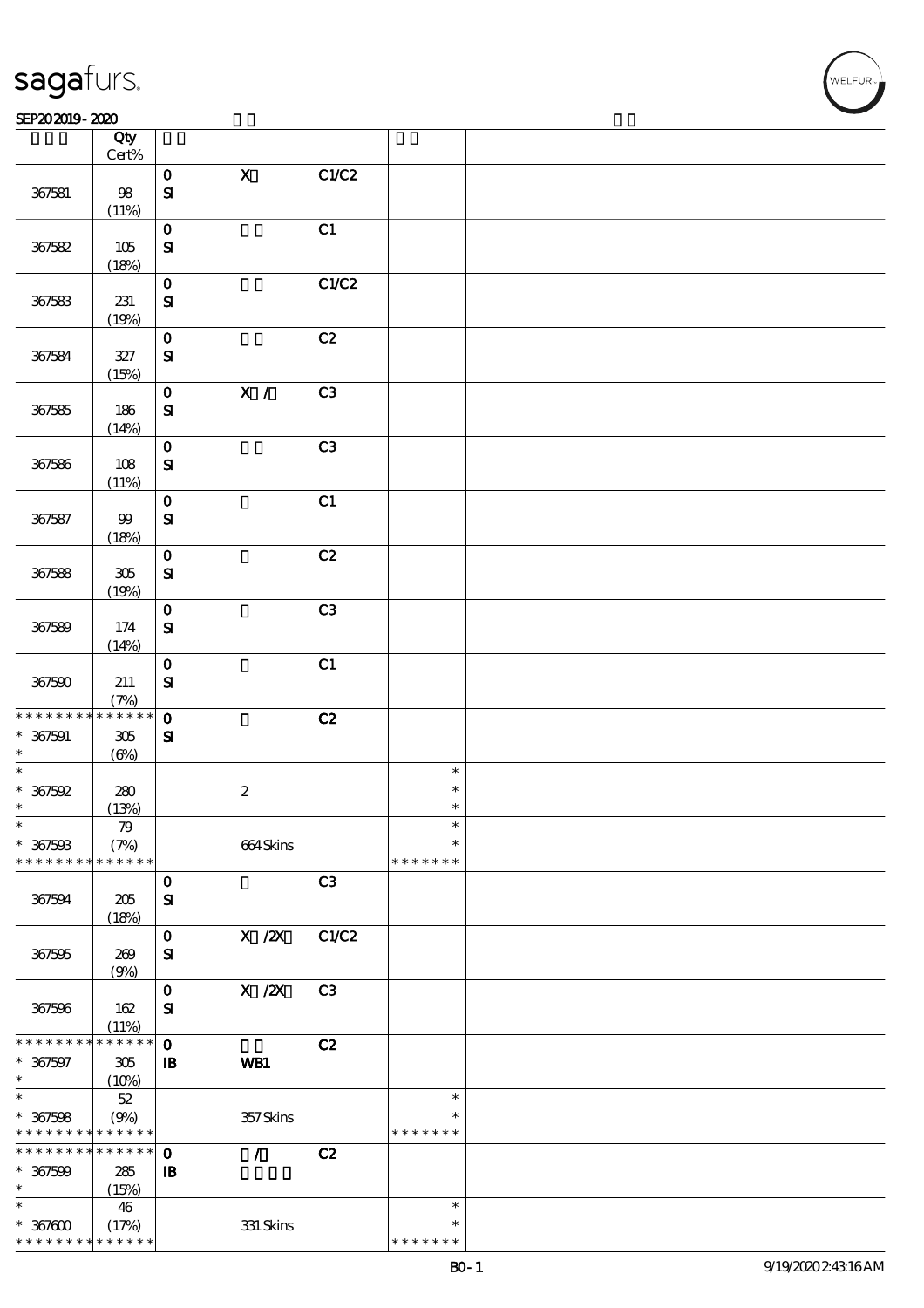sagafurs.

SEP202019 - 2020

| | Qty Cert% | | | | | |
|---|---|---|---|---|---|---|
| 367581 | 98 (11%) | 0 SI | X | C1/C2 | | |
| 367582 | 105 (18%) | 0 SI | | C1 | | |
| 367583 | 231 (19%) | 0 SI | | C1/C2 | | |
| 367584 | 327 (15%) | 0 SI | | C2 | | |
| 367585 | 186 (14%) | 0 SI | X / | C3 | | |
| 367586 | 108 (11%) | 0 SI | | C3 | | |
| 367587 | 99 (18%) | 0 SI | | C1 | | |
| 367588 | 305 (19%) | 0 SI | | C2 | | |
| 367589 | 174 (14%) | 0 SI | | C3 | | |
| 367590 | 211 (7%) | 0 SI | | C1 | | |
| * * * * * * * * * * * * * * * 367591 * | 305 (6%) | 0 SI | | C2 | | |
| * * 367592 * | 280 (13%) | | 2 | | * * * | |
| * * 367593 * * * * * * * * * * * * * * | 79 (7%) | | 664 Skins | | * * * * * * * * * | |
| 367594 | 205 (18%) | 0 SI | | C3 | | |
| 367595 | 269 (9%) | 0 SI | X /2X | C1/C2 | | |
| 367596 | 162 (11%) | 0 SI | X /2X | C3 | | |
| * * * * * * * * * * * * * * * 367597 * | 305 (10%) | 0 IB | WB1 | C2 | | |
| * * 367598 * * * * * * * * * * * * * * | 52 (9%) | | 357 Skins | | * * * * * * * * * | |
| * * * * * * * * * * * * * * * 367599 * | 285 (15%) | 0 IB | / | C2 | | |
| * * 367600 * * * * * * * * * * * * * * | 46 (17%) | | 331 Skins | | * * * * * * * * * | |

BO-1 9/19/2020 2:43:16 AM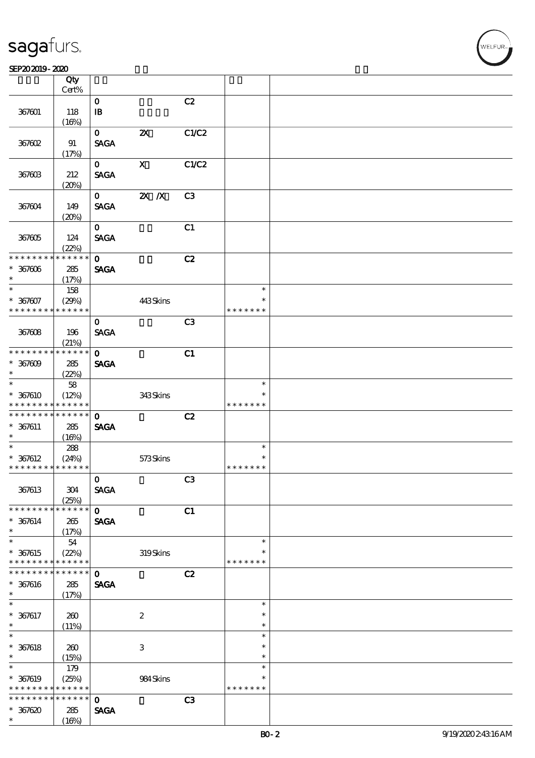| | Qty Cert% | | | | | |
|---|---|---|---|---|---|---|
| 367601 | 118 (16%) | 0 IB | | C2 | | |
| 367602 | 91 (17%) | 0 SAGA | 2X | C1/C2 | | |
| 367603 | 212 (20%) | 0 SAGA | X | C1/C2 | | |
| 367604 | 149 (20%) | 0 SAGA | 2X /X | C3 | | |
| 367605 | 124 (22%) | 0 SAGA | | C1 | | |
| * * * * * * * * * * * * * * 367606 * | 285 (17%) | 0 SAGA | | C2 | | |
| * * 367607 * * * * * * * * * * * * * | 158 (29%) | | 443 Skins | | * * * * * * * * * | |
| 367608 | 196 (21%) | 0 SAGA | | C3 | | |
| * * * * * * * * * * * * * * 367609 * | 285 (22%) | 0 SAGA | | C1 | | |
| * * 367610 * * * * * * * * * * * * * | 58 (12%) | | 343 Skins | | * * * * * * * * * | |
| * * * * * * * * * * * * * * 367611 * | 285 (16%) | 0 SAGA | | C2 | | |
| * * 367612 * * * * * * * * * * * * * | 288 (24%) | | 573 Skins | | * * * * * * * * * | |
| 367613 | 304 (25%) | 0 SAGA | | C3 | | |
| * * * * * * * * * * * * * * 367614 * | 265 (17%) | 0 SAGA | | C1 | | |
| * * 367615 * * * * * * * * * * * * * | 54 (22%) | | 319 Skins | | * * * * * * * * * | |
| * * * * * * * * * * * * * * 367616 * | 285 (17%) | 0 SAGA | | C2 | | |
| * * 367617 * | 260 (11%) | | 2 | | * * * | |
| * * 367618 * | 260 (15%) | | 3 | | * * * | |
| * * 367619 * * * * * * * * * * * * * | 179 (25%) | | 984 Skins | | * * * * * * * * * | |
| * * * * * * * * * * * * * * 367620 * | 285 (16%) | 0 SAGA | | C3 | | |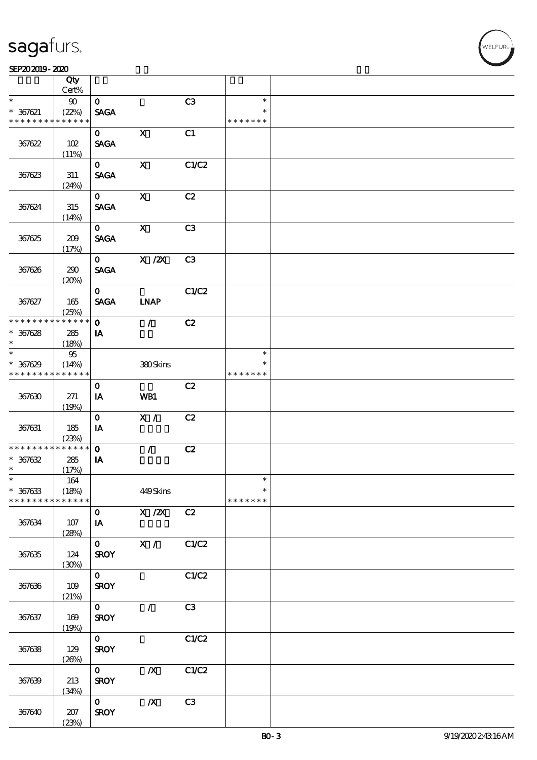# sagafurs.

SEP20 2019 - 2020

| | Qty Cert% | | | | | |
|---|---|---|---|---|---|---|
| * | 90 | 0 | | C3 | * | |
| * 367621 | (22%) | SAGA | | | * | |
| * * * * * * * * * * * * * * | | | | | * * * * * * * | |
| | | 0 | X | C1 | | |
| 367622 | 102 (11%) | SAGA | | | | |
| | | 0 | X | C1/C2 | | |
| 367623 | 311 (24%) | SAGA | | | | |
| | | 0 | X | C2 | | |
| 367624 | 315 (14%) | SAGA | | | | |
| | | 0 | X | C3 | | |
| 367625 | 209 (17%) | SAGA | | | | |
| | | 0 | X /2X | C3 | | |
| 367626 | 290 (20%) | SAGA | | | | |
| | | 0 | | C1/C2 | | |
| 367627 | 165 (25%) | SAGA | LNAP | | | |
| * * * * * * * * * * * * * * | | 0 | / | C2 | | |
| * 367628 | 285 | IA | | | | |
| * | (18%) | | | | | |
| * | 95 | | | | * | |
| * 367629 | (14%) | | 380 Skins | | * | |
| * * * * * * * * * * * * * * | | | | | * * * * * * * | |
| | | 0 | | C2 | | |
| 367630 | 271 (19%) | IA | WB1 | | | |
| | | 0 | X / | C2 | | |
| 367631 | 185 (23%) | IA | | | | |
| * * * * * * * * * * * * * * | | 0 | / | C2 | | |
| * 367632 | 285 | IA | | | | |
| * | (17%) | | | | | |
| * | 164 | | | | * | |
| * 367633 | (18%) | | 449 Skins | | * | |
| * * * * * * * * * * * * * * | | | | | * * * * * * * | |
| | | 0 | X /2X | C2 | | |
| 367634 | 107 (28%) | IA | | | | |
| | | 0 | X / | C1/C2 | | |
| 367635 | 124 (30%) | SROY | | | | |
| | | 0 | | C1/C2 | | |
| 367636 | 109 (21%) | SROY | | | | |
| | | 0 | / | C3 | | |
| 367637 | 169 (19%) | SROY | | | | |
| | | 0 | | C1/C2 | | |
| 367638 | 129 (26%) | SROY | | | | |
| | | 0 | /X | C1/C2 | | |
| 367639 | 213 (34%) | SROY | | | | |
| | | 0 | /X | C3 | | |
| 367640 | 207 (23%) | SROY | | | | |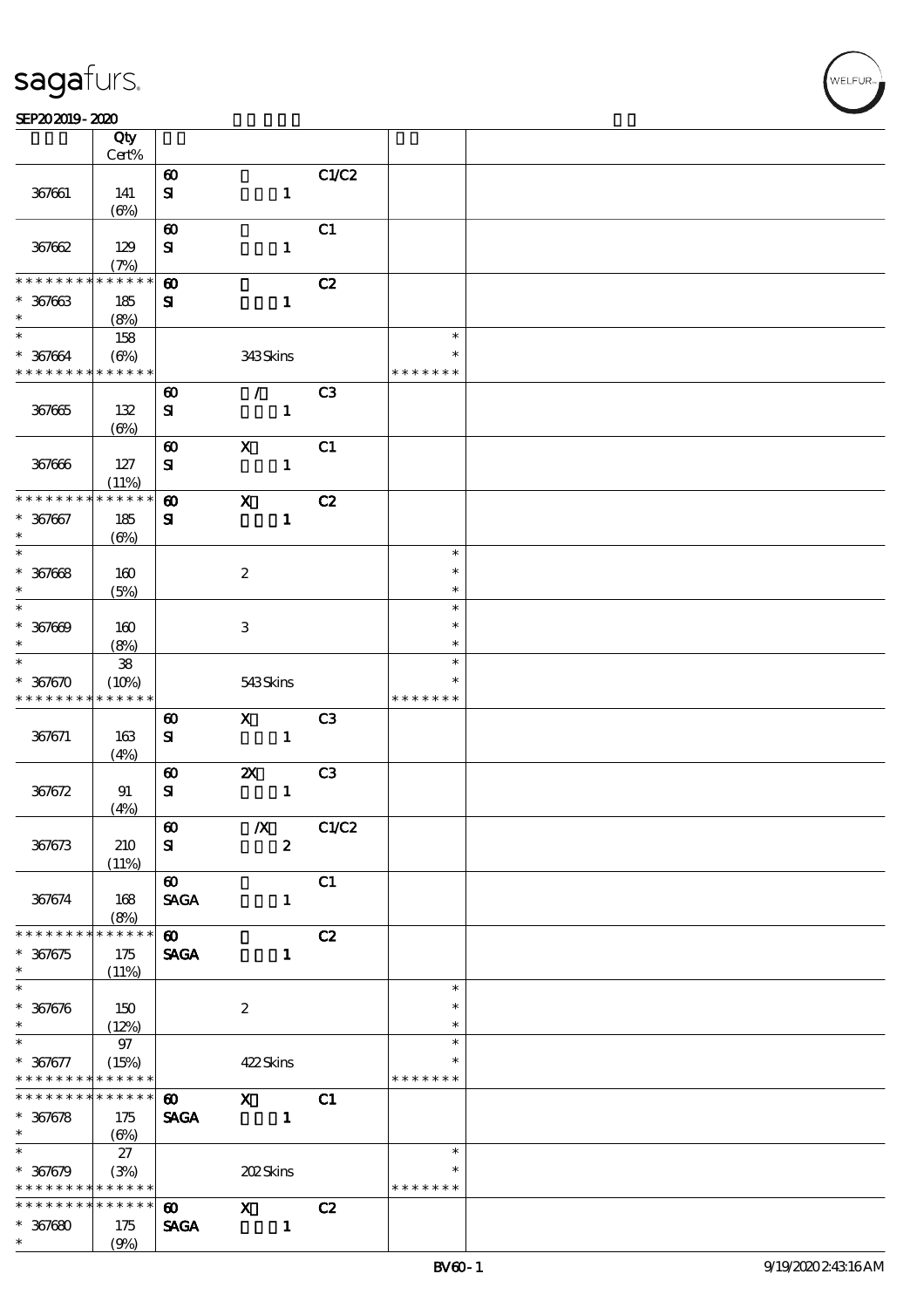SEP20 2019 - 2020

| | Qty Cert% | | | | | |
|---|---|---|---|---|---|---|
| 367661 | 141 (6%) | 60 SI | 1 | C1/C2 | | |
| 367662 | 129 (7%) | 60 SI | 1 | C1 | | |
| * * * * * * * * * * * * * * | | 60 | | C2 | | |
| * 367663 * | 185 (8%) | SI | 1 | | | |
| * | 158 | | | | * | |
| * 367664 | (6%) | | 343 Skins | | * | |
| * * * * * * * * * * * * * * | | | | | * * * * * * * | |
| 367665 | 132 (6%) | 60 SI | / 1 | C3 | | |
| 367666 | 127 (11%) | 60 SI | X 1 | C1 | | |
| * * * * * * * * * * * * * * | | 60 | X | C2 | | |
| * 367667 * | 185 (6%) | SI | 1 | | | |
| * 367668 * | 160 (5%) | | 2 | | * * * | |
| * 367669 * | 160 (8%) | | 3 | | * * * | |
| * | 38 | | | | * | |
| * 367670 | (10%) | | 543 Skins | | * | |
| * * * * * * * * * * * * * * | | | | | * * * * * * * | |
| 367671 | 163 (4%) | 60 SI | X 1 | C3 | | |
| 367672 | 91 (4%) | 60 SI | 2X 1 | C3 | | |
| 367673 | 210 (11%) | 60 SI | /X 2 | C1/C2 | | |
| 367674 | 168 (8%) | 60 SAGA | 1 | C1 | | |
| * * * * * * * * * * * * * * | | 60 | | C2 | | |
| * 367675 * | 175 (11%) | SAGA | 1 | | | |
| * 367676 * | 150 (12%) | | 2 | | * * * | |
| * | 97 | | | | * | |
| * 367677 | (15%) | | 422 Skins | | * | |
| * * * * * * * * * * * * * * | | | | | * * * * * * * | |
| * * * * * * * * * * * * * * | | 60 | X | C1 | | |
| * 367678 * | 175 (6%) | SAGA | 1 | | | |
| * | 27 | | | | * | |
| * 367679 | (3%) | | 202 Skins | | * | |
| * * * * * * * * * * * * * * | | | | | * * * * * * * | |
| * * * * * * * * * * * * * * | | 60 | X | C2 | | |
| * 367680 * | 175 (9%) | SAGA | 1 | | | |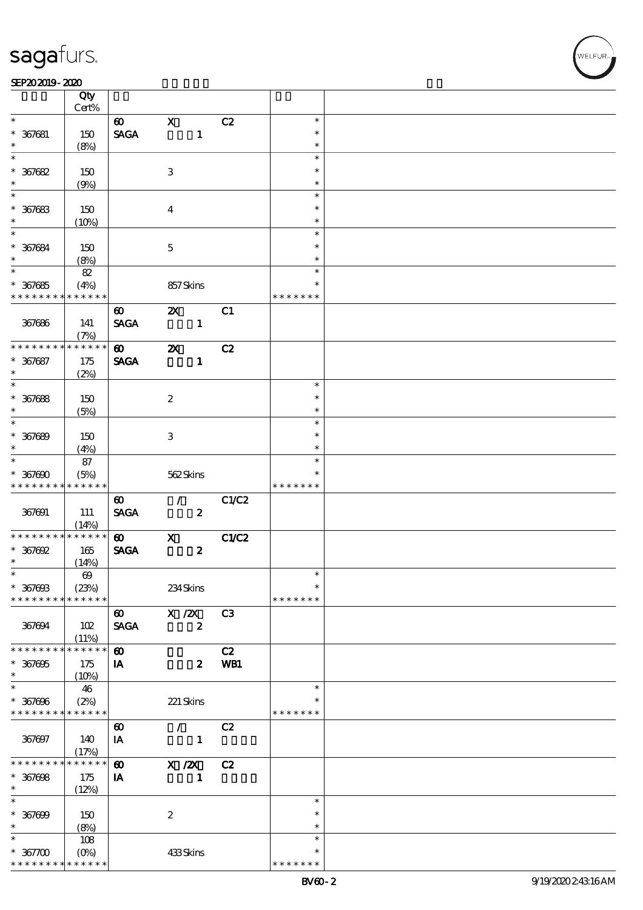**SEP20 2019 - 2020**

| | Qty Cert% | | | | | |
|---|---|---|---|---|---|---|
| * | | 60 | X | C2 | * | |
| * 367681 | 150 | SAGA | 1 | | * | |
| * | (8%) | | | | * | |
| * | | | | | * | |
| * 367682 | 150 | | 3 | | * | |
| * | (9%) | | | | * | |
| * | | | | | * | |
| * 367683 | 150 | | 4 | | * | |
| * | (10%) | | | | * | |
| * | | | | | * | |
| * 367684 | 150 | | 5 | | * | |
| * | (8%) | | | | * | |
| * | 82 | | | | * | |
| * 367685 | (4%) | | 857 Skins | | * | |
| * * * * * * * * * * * * * * | | | | | * * * * * * * | |
| | | 60 | 2X | C1 | | |
| 367686 | 141 | SAGA | 1 | | | |
| | (7%) | | | | | |
| * * * * * * * * * * * * * * | | 60 | 2X | C2 | | |
| * 367687 | 175 | SAGA | 1 | | | |
| * | (2%) | | | | | |
| * | | | | | * | |
| * 367688 | 150 | | 2 | | * | |
| * | (5%) | | | | * | |
| * | | | | | * | |
| * 367689 | 150 | | 3 | | * | |
| * | (4%) | | | | * | |
| * | 87 | | | | * | |
| * 367690 | (5%) | | 562 Skins | | * | |
| * * * * * * * * * * * * * * | | | | | * * * * * * * | |
| | | 60 | / | C1/C2 | | |
| 367691 | 111 | SAGA | 2 | | | |
| | (14%) | | | | | |
| * * * * * * * * * * * * * * | | 60 | X | C1/C2 | | |
| * 367692 | 165 | SAGA | 2 | | | |
| * | (14%) | | | | | |
| * | 69 | | | | * | |
| * 367693 | (23%) | | 234 Skins | | * | |
| * * * * * * * * * * * * * * | | | | | * * * * * * * | |
| | | 60 | X /2X | C3 | | |
| 367694 | 102 | SAGA | 2 | | | |
| | (11%) | | | | | |
| * * * * * * * * * * * * * * | | 60 | | C2 | | |
| * 367695 | 175 | IA | 2 | WB1 | | |
| * | (10%) | | | | | |
| * | 46 | | | | * | |
| * 367696 | (2%) | | 221 Skins | | * | |
| * * * * * * * * * * * * * * | | | | | * * * * * * * | |
| | | 60 | / | C2 | | |
| 367697 | 140 | IA | 1 | | | |
| | (17%) | | | | | |
| * * * * * * * * * * * * * * | | 60 | X /2X | C2 | | |
| * 367698 | 175 | IA | 1 | | | |
| * | (12%) | | | | | |
| * | | | | | * | |
| * 367699 | 150 | | 2 | | * | |
| * | (8%) | | | | * | |
| * | 108 | | | | * | |
| * 367700 | (0%) | | 433 Skins | | * | |
| * * * * * * * * * * * * * * | | | | | * * * * * * * | |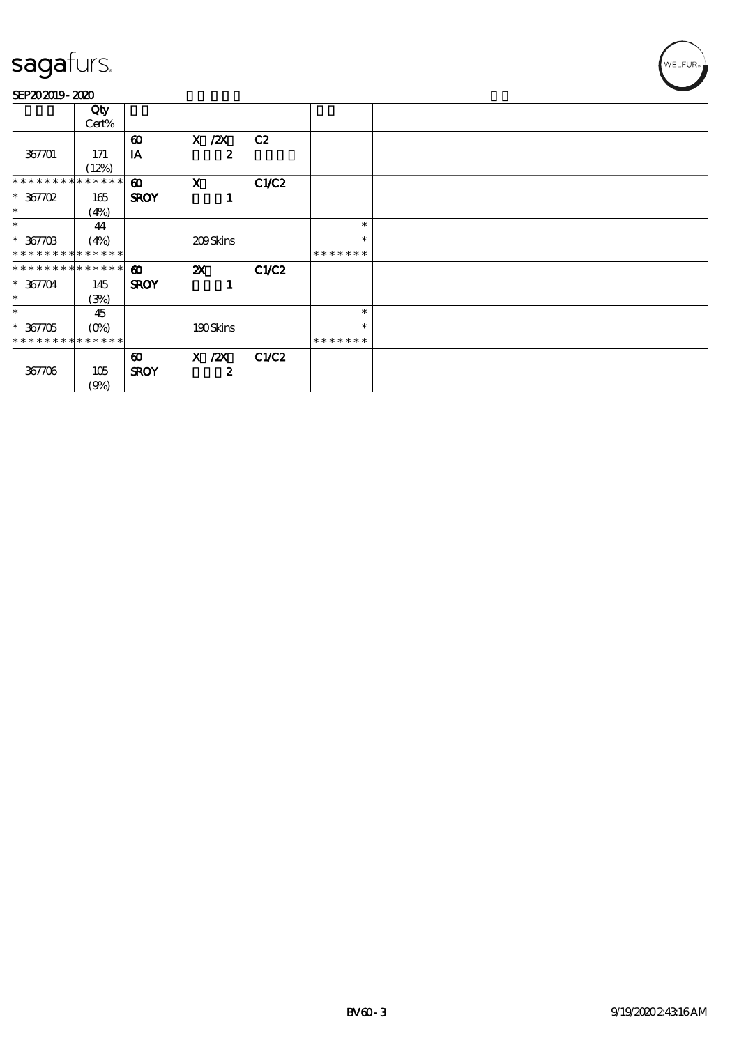sagafurs.

SEP20 2019 - 2020

| | Qty<br>Cert% | | | | | |
|---|---|---|---|---|---|---|
| 367701 | 171<br>(12%) | 60<br>IA | X /2X<br>2 | C2 | | |
| * * * * * * * * * * * * * *<br>* 367702<br>* | 165<br>(4%) | 60<br>SROY | X<br>1 | C1/C2 | | |
| *<br>* 367703<br>* * * * * * * * * * * * * * | 44<br>(4%) | | 209 Skins | | *<br>*<br>* * * * * * * | |
| * * * * * * * * * * * * * *<br>* 367704<br>* | 145<br>(3%) | 60<br>SROY | 2X<br>1 | C1/C2 | | |
| *<br>* 367705<br>* * * * * * * * * * * * * * | 45<br>(0%) | | 190 Skins | | *<br>*<br>* * * * * * * | |
| 367706 | 105<br>(9%) | 60<br>SROY | X /2X<br>2 | C1/C2 | | |

BV60 - 3 9/19/2020 2:43:16 AM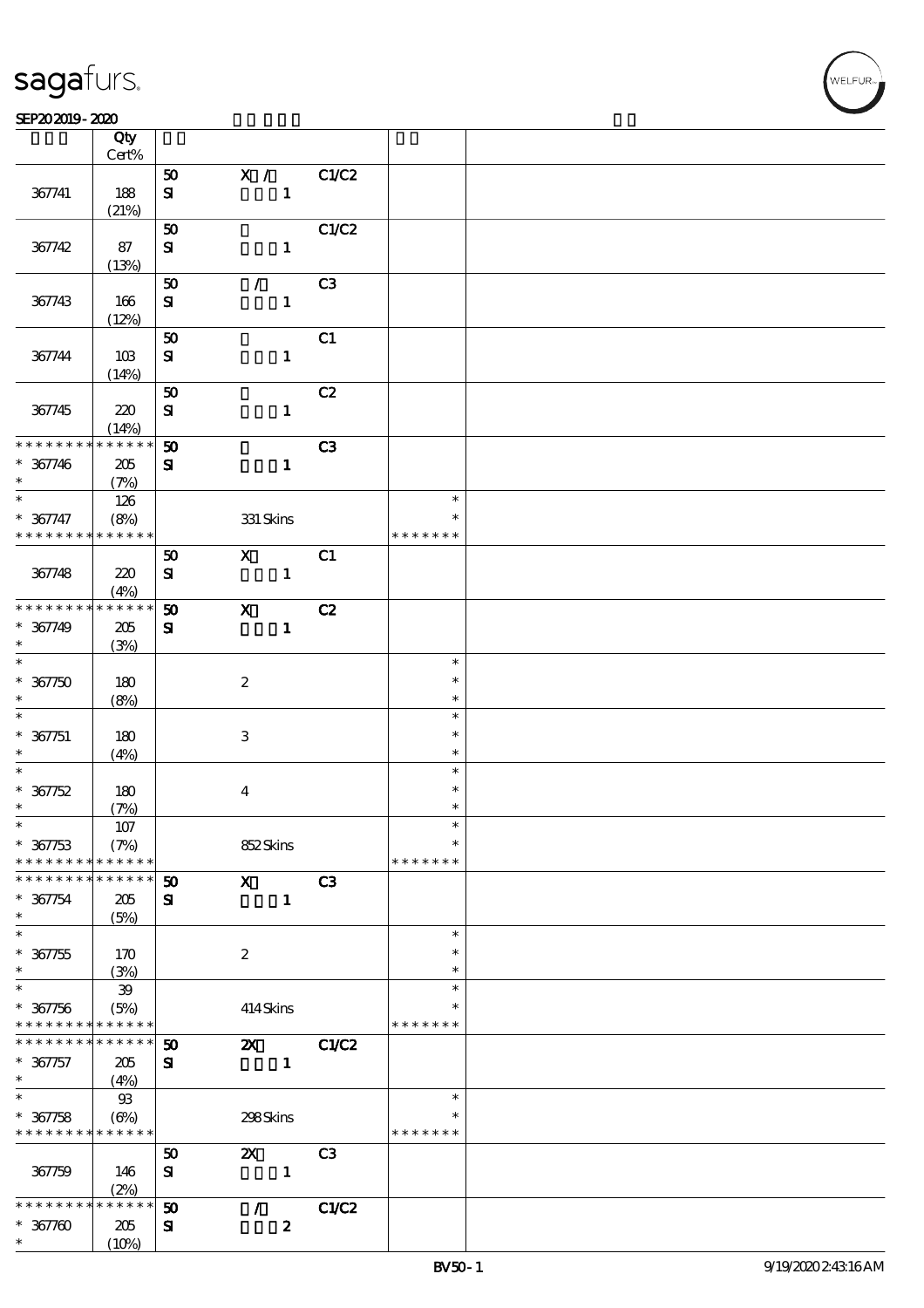SEP202019 - 2020

| | Qty Cert% | | | | | |
|---|---|---|---|---|---|---|
| 367741 | 188 (21%) | 50 SI | X / 1 | C1/C2 | | |
| 367742 | 87 (13%) | 50 SI | 1 | C1/C2 | | |
| 367743 | 166 (12%) | 50 SI | / 1 | C3 | | |
| 367744 | 103 (14%) | 50 SI | 1 | C1 | | |
| 367745 | 220 (14%) | 50 SI | 1 | C2 | | |
| * * * * * * * * * * * * * * 367746 * | 205 (7%) | 50 SI | 1 | C3 | | |
| * * 367747 * * * * * * * * * * * * * | 126 (8%) | | 331 Skins | | * * * * * * * * | |
| 367748 | 220 (4%) | 50 SI | X 1 | C1 | | |
| * * * * * * * * * * * * * * 367749 * | 205 (3%) | 50 SI | X 1 | C2 | | |
| * * 367750 * | 180 (8%) | | 2 | | * * * | |
| * * 367751 * | 180 (4%) | | 3 | | * * * | |
| * * 367752 * | 180 (7%) | | 4 | | * * * | |
| * * 367753 * * * * * * * * * * * * * | 107 (7%) | | 852 Skins | | * * * * * * * * | |
| * * * * * * * * * * * * * * 367754 * | 205 (5%) | 50 SI | X 1 | C3 | | |
| * * 367755 * | 170 (3%) | | 2 | | * * * | |
| * * 367756 * * * * * * * * * * * * * | 39 (5%) | | 414 Skins | | * * * * * * * * | |
| * * * * * * * * * * * * * * 367757 * | 205 (4%) | 50 SI | 2X 1 | C1/C2 | | |
| * * 367758 * * * * * * * * * * * * * | 93 (6%) | | 298 Skins | | * * * * * * * * | |
| 367759 | 146 (2%) | 50 SI | 2X 1 | C3 | | |
| * * * * * * * * * * * * * * 367760 * | 205 (10%) | 50 SI | / 2 | C1/C2 | | |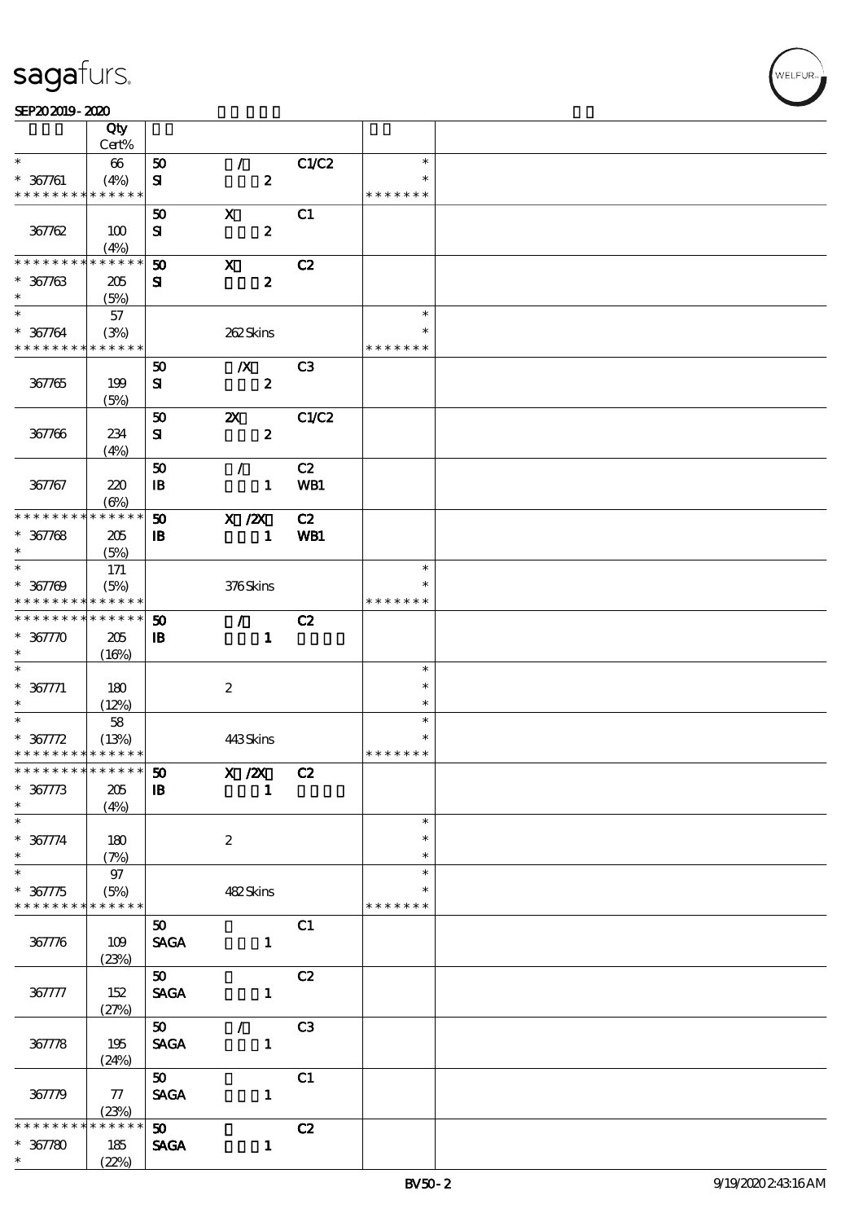sagafurs.

SEP20 2019 - 2020

| | Qty Cert% | | | | | |
|---|---|---|---|---|---|---|
| * | 66 | 50 | / | C1/C2 | * | |
| * 367761 | (4%) | SI | 2 | | * | |
| * * * * * * * * * * * * * * | | | | | * * * * * * * | |
| | | 50 | X | C1 | | |
| 367762 | 100 | SI | 2 | | | |
| | (4%) | | | | | |
| * * * * * * * * * * * * * * | | 50 | X | C2 | | |
| * 367763 | 205 | SI | 2 | | | |
| * | (5%) | | | | | |
| * | 57 | | | | * | |
| * 367764 | (3%) | | 262 Skins | | * | |
| * * * * * * * * * * * * * * | | | | | * * * * * * * | |
| | | 50 | /X | C3 | | |
| 367765 | 199 | SI | 2 | | | |
| | (5%) | | | | | |
| | | 50 | 2X | C1/C2 | | |
| 367766 | 234 | SI | 2 | | | |
| | (4%) | | | | | |
| | | 50 | / | C2 | | |
| 367767 | 220 | IB | 1 | WB1 | | |
| | (6%) | | | | | |
| * * * * * * * * * * * * * * | | 50 | X /2X | C2 | | |
| * 367768 | 205 | IB | 1 | WB1 | | |
| * | (5%) | | | | | |
| * | 171 | | | | * | |
| * 367769 | (5%) | | 376 Skins | | * | |
| * * * * * * * * * * * * * * | | | | | * * * * * * * | |
| * * * * * * * * * * * * * * | | 50 | / | C2 | | |
| * 367770 | 205 | IB | 1 | | | |
| * | (16%) | | | | | |
| * | | | | | * | |
| * 367771 | 180 | | 2 | | * | |
| * | (12%) | | | | * | |
| * | 58 | | | | * | |
| * 367772 | (13%) | | 443 Skins | | * | |
| * * * * * * * * * * * * * * | | | | | * * * * * * * | |
| * * * * * * * * * * * * * * | | 50 | X /2X | C2 | | |
| * 367773 | 205 | IB | 1 | | | |
| * | (4%) | | | | | |
| * | | | | | * | |
| * 367774 | 180 | | 2 | | * | |
| * | (7%) | | | | * | |
| * | 97 | | | | * | |
| * 367775 | (5%) | | 482 Skins | | * | |
| * * * * * * * * * * * * * * | | | | | * * * * * * * | |
| | | 50 | | C1 | | |
| 367776 | 109 | SAGA | 1 | | | |
| | (23%) | | | | | |
| | | 50 | | C2 | | |
| 367777 | 152 | SAGA | 1 | | | |
| | (27%) | | | | | |
| | | 50 | / | C3 | | |
| 367778 | 195 | SAGA | 1 | | | |
| | (24%) | | | | | |
| | | 50 | | C1 | | |
| 367779 | 77 | SAGA | 1 | | | |
| | (23%) | | | | | |
| * * * * * * * * * * * * * * | | 50 | | C2 | | |
| * 367780 | 185 | SAGA | 1 | | | |
| * | (22%) | | | | | |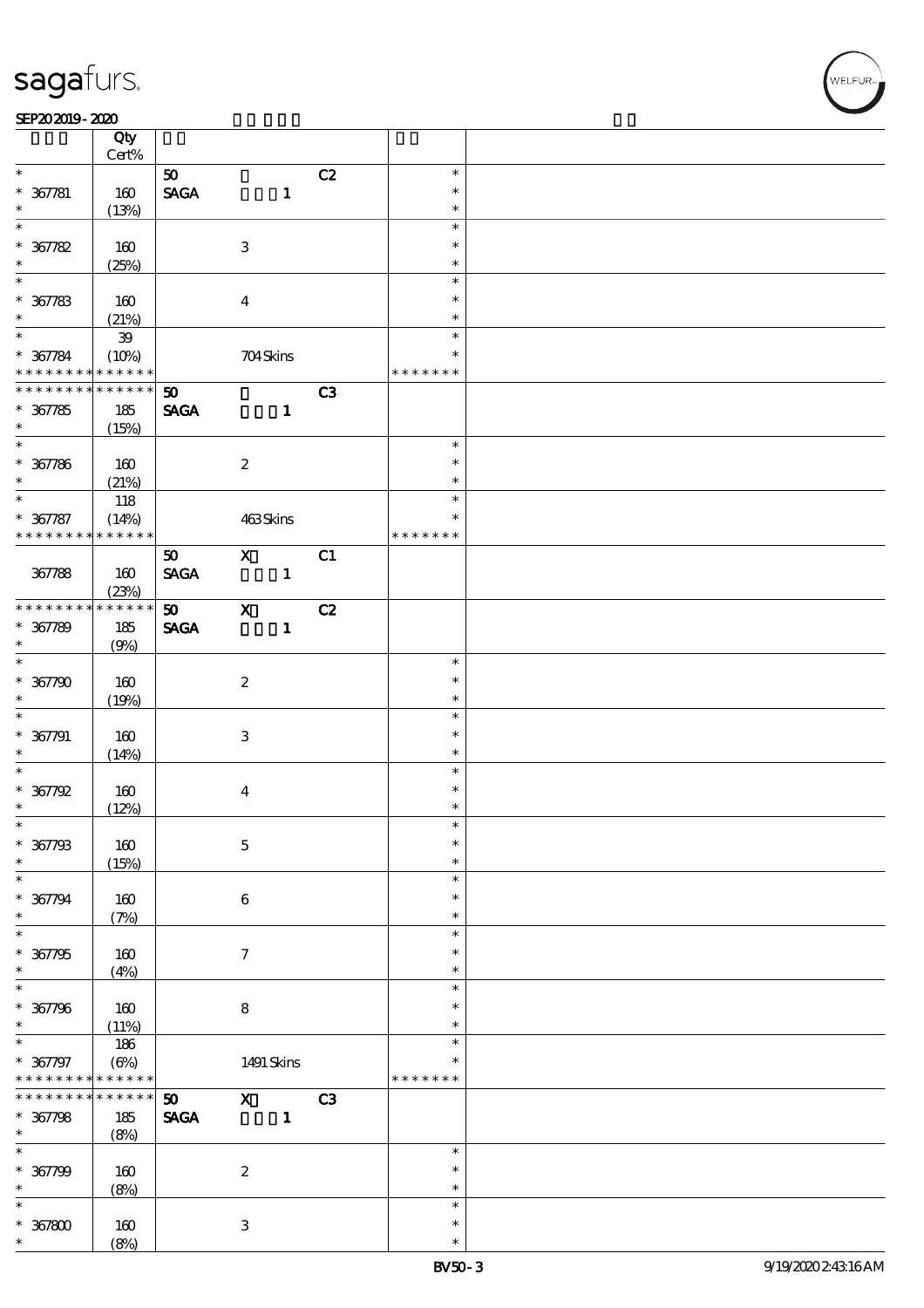| | Qty<br>Cert% | | | |
|---|---|---|---|---|
| * | | 50 C2 | * | |
| * 367781 | 160 | SAGA 1 | * | |
| * | (13%) | | * | |
| * | | | * | |
| * 367782 | 160 | 3 | * | |
| * | (25%) | | * | |
| * | | | * | |
| * 367783 | 160 | 4 | * | |
| * | (21%) | | * | |
| * | 39 | | * | |
| * 367784 | (10%) | 704 Skins | * | |
| * * * * * * * * * * * * * * | | | * * * * * * * | |
| * * * * * * * * * * * * * * | | 50 C3 | | |
| * 367785 | 185 | SAGA 1 | | |
| * | (15%) | | | |
| * | | | * | |
| * 367786 | 160 | 2 | * | |
| * | (21%) | | * | |
| * | 118 | | * | |
| * 367787 | (14%) | 463 Skins | * | |
| * * * * * * * * * * * * * * | | | * * * * * * * | |
| | | 50 X C1 | | |
| 367788 | 160 | SAGA 1 | | |
| | (23%) | | | |
| * * * * * * * * * * * * * * | | 50 X C2 | | |
| * 367789 | 185 | SAGA 1 | | |
| * | (9%) | | | |
| * | | | * | |
| * 367790 | 160 | 2 | * | |
| * | (19%) | | * | |
| * | | | * | |
| * 367791 | 160 | 3 | * | |
| * | (14%) | | * | |
| * | | | * | |
| * 367792 | 160 | 4 | * | |
| * | (12%) | | * | |
| * | | | * | |
| * 367793 | 160 | 5 | * | |
| * | (15%) | | * | |
| * | | | * | |
| * 367794 | 160 | 6 | * | |
| * | (7%) | | * | |
| * | | | * | |
| * 367795 | 160 | 7 | * | |
| * | (4%) | | * | |
| * | | | * | |
| * 367796 | 160 | 8 | * | |
| * | (11%) | | * | |
| * | 186 | | * | |
| * 367797 | (6%) | 1491 Skins | * | |
| * * * * * * * * * * * * * * | | | * * * * * * * | |
| * * * * * * * * * * * * * * | | 50 X C3 | | |
| * 367798 | 185 | SAGA 1 | | |
| * | (8%) | | | |
| * | | | * | |
| * 367799 | 160 | 2 | * | |
| * | (8%) | | * | |
| * | | | * | |
| * 367800 | 160 | 3 | * | |
| * | (8%) | | * | |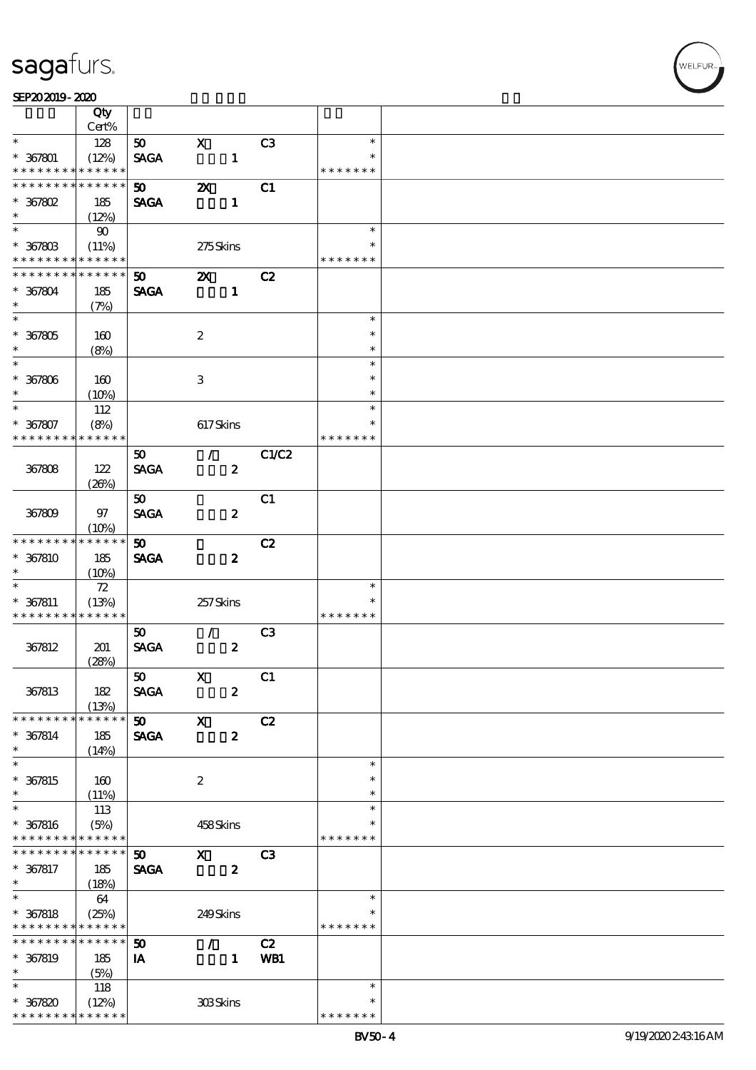| | Qty Cert% | | | | | |
|---|---|---|---|---|---|---|
| * | 128 | 50 | X | C3 | * | |
| * 367801 | (12%) | SAGA | 1 | | * | |
| * * * * * * * * * * * * * * | | | | | * * * * * * * | |
| * * * * * * * * * * * * * * | | 50 | 2X | C1 | | |
| * 367802 | 185 | SAGA | 1 | | | |
| * | (12%) | | | | | |
| * | 90 | | | | * | |
| * 367803 | (11%) | | 275 Skins | | * | |
| * * * * * * * * * * * * * * | | | | | * * * * * * * | |
| * * * * * * * * * * * * * * | | 50 | 2X | C2 | | |
| * 367804 | 185 | SAGA | 1 | | | |
| * | (7%) | | | | | |
| * | | | | | * | |
| * 367805 | 160 | | 2 | | * | |
| * | (8%) | | | | * | |
| * | | | | | * | |
| * 367806 | 160 | | 3 | | * | |
| * | (10%) | | | | * | |
| * | 112 | | | | * | |
| * 367807 | (8%) | | 617 Skins | | * | |
| * * * * * * * * * * * * * * | | | | | * * * * * * * | |
| | | 50 | / | C1/C2 | | |
| 367808 | 122 | SAGA | 2 | | | |
| | (26%) | | | | | |
| | | 50 | | C1 | | |
| 367809 | 97 | SAGA | 2 | | | |
| | (10%) | | | | | |
| * * * * * * * * * * * * * * | | 50 | | C2 | | |
| * 367810 | 185 | SAGA | 2 | | | |
| * | (10%) | | | | | |
| * | 72 | | | | * | |
| * 367811 | (13%) | | 257 Skins | | * | |
| * * * * * * * * * * * * * * | | | | | * * * * * * * | |
| | | 50 | / | C3 | | |
| 367812 | 201 | SAGA | 2 | | | |
| | (28%) | | | | | |
| | | 50 | X | C1 | | |
| 367813 | 182 | SAGA | 2 | | | |
| | (13%) | | | | | |
| * * * * * * * * * * * * * * | | 50 | X | C2 | | |
| * 367814 | 185 | SAGA | 2 | | | |
| * | (14%) | | | | | |
| * | | | | | * | |
| * 367815 | 160 | | 2 | | * | |
| * | (11%) | | | | * | |
| * | 113 | | | | * | |
| * 367816 | (5%) | | 458 Skins | | * | |
| * * * * * * * * * * * * * * | | | | | * * * * * * * | |
| * * * * * * * * * * * * * * | | 50 | X | C3 | | |
| * 367817 | 185 | SAGA | 2 | | | |
| * | (18%) | | | | | |
| * | 64 | | | | * | |
| * 367818 | (25%) | | 249 Skins | | * | |
| * * * * * * * * * * * * * * | | | | | * * * * * * * | |
| * * * * * * * * * * * * * * | | 50 | / | C2 | | |
| * 367819 | 185 | IA | 1 | WB1 | | |
| * | (5%) | | | | | |
| * | 118 | | | | * | |
| * 367820 | (12%) | | 303 Skins | | * | |
| * * * * * * * * * * * * * * | | | | | * * * * * * * | |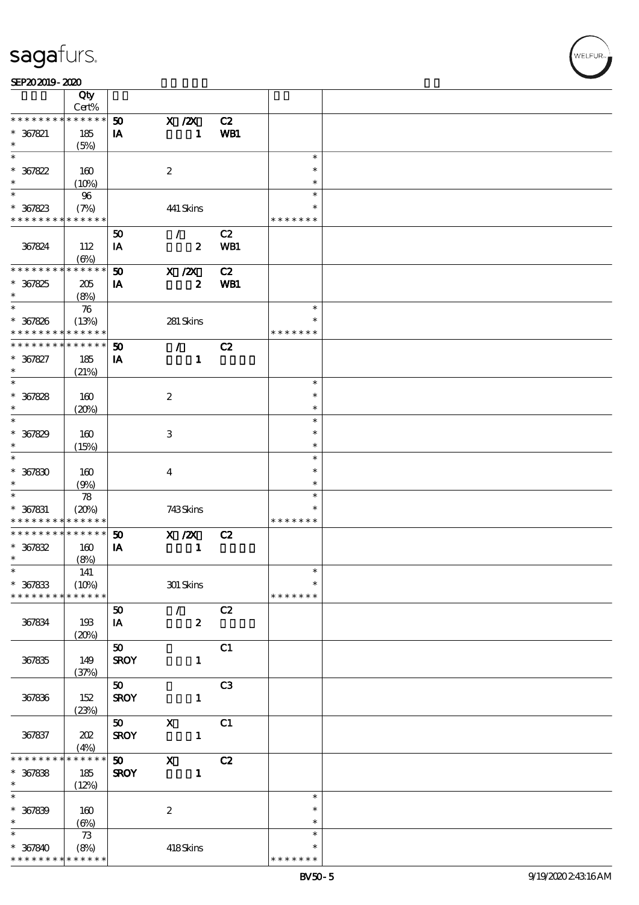| | Qty Cert% | | | | | |
|---|---|---|---|---|---|---|
| * * * * * * * * * * * * * * | | 50 | X /2X | C2 | | |
| * 367821 | 185 | IA | 1 | WB1 | | |
| * | (5%) | | | | | |
| * | | | | | * | |
| * 367822 | 160 | | 2 | | * | |
| * | (10%) | | | | * | |
| * | 96 | | | | * | |
| * 367823 | (7%) | | 441 Skins | | * | |
| * * * * * * * * * * * * * * | | | | | * * * * * * * | |
| | | 50 | / | C2 | | |
| 367824 | 112 | IA | 2 | WB1 | | |
| | (6%) | | | | | |
| * * * * * * * * * * * * * * | | 50 | X /2X | C2 | | |
| * 367825 | 205 | IA | 2 | WB1 | | |
| * | (8%) | | | | | |
| * | 76 | | | | * | |
| * 367826 | (13%) | | 281 Skins | | * | |
| * * * * * * * * * * * * * * | | | | | * * * * * * * | |
| * * * * * * * * * * * * * * | | 50 | / | C2 | | |
| * 367827 | 185 | IA | 1 | | | |
| * | (21%) | | | | | |
| * | | | | | * | |
| * 367828 | 160 | | 2 | | * | |
| * | (20%) | | | | * | |
| * | | | | | * | |
| * 367829 | 160 | | 3 | | * | |
| * | (15%) | | | | * | |
| * | | | | | * | |
| * 367830 | 160 | | 4 | | * | |
| * | (9%) | | | | * | |
| * | 78 | | | | * | |
| * 367831 | (20%) | | 743 Skins | | * | |
| * * * * * * * * * * * * * * | | | | | * * * * * * * | |
| * * * * * * * * * * * * * * | | 50 | X /2X | C2 | | |
| * 367832 | 160 | IA | 1 | | | |
| * | (8%) | | | | | |
| * | 141 | | | | * | |
| * 367833 | (10%) | | 301 Skins | | * | |
| * * * * * * * * * * * * * * | | | | | * * * * * * * | |
| | | 50 | / | C2 | | |
| 367834 | 193 | IA | 2 | | | |
| | (20%) | | | | | |
| | | 50 | | C1 | | |
| 367835 | 149 | SROY | 1 | | | |
| | (37%) | | | | | |
| | | 50 | | C3 | | |
| 367836 | 152 | SROY | 1 | | | |
| | (23%) | | | | | |
| | | 50 | X | C1 | | |
| 367837 | 202 | SROY | 1 | | | |
| | (4%) | | | | | |
| * * * * * * * * * * * * * * | | 50 | X | C2 | | |
| * 367838 | 185 | SROY | 1 | | | |
| * | (12%) | | | | | |
| * | | | | | * | |
| * 367839 | 160 | | 2 | | * | |
| * | (6%) | | | | * | |
| * | 73 | | | | * | |
| * 367840 | (8%) | | 418 Skins | | * | |
| * * * * * * * * * * * * * * | | | | | * * * * * * * | |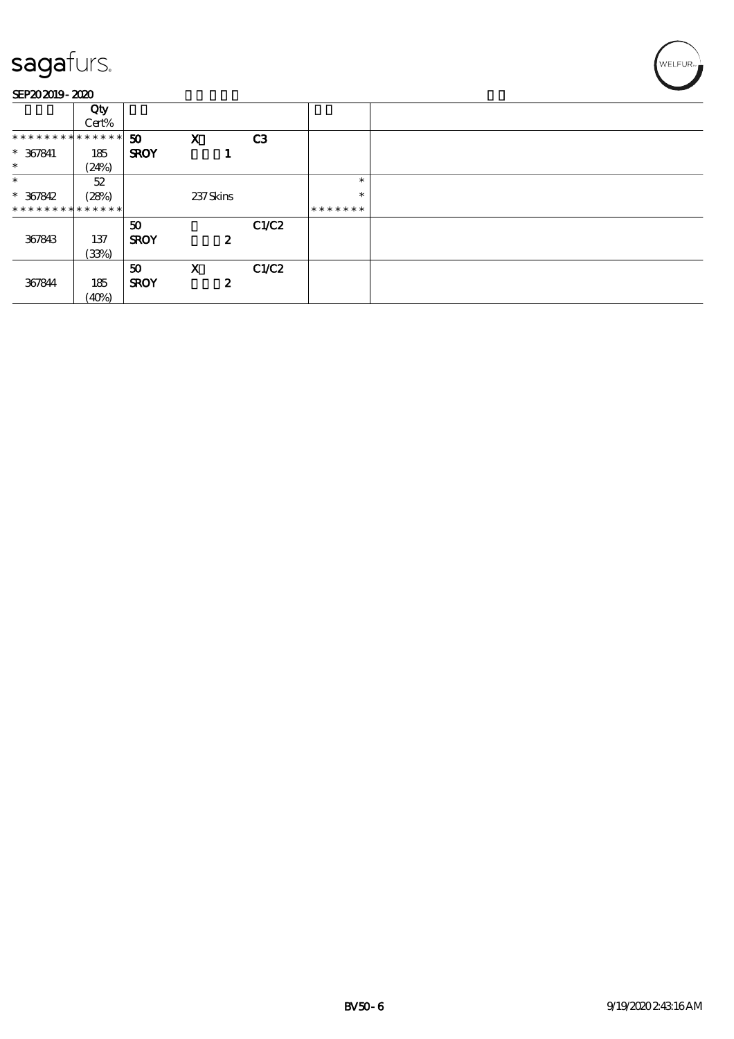| | Qty<br>Cert% | | | | | |
|---|---|---|---|---|---|---|
| ************** | 50 | X | C3 | | | |
| * 367841 | 185 | SROY | 1 | | | |
| * | (24%) | | | | | |
| * | 52 | | | | * | |
| * 367842 | (28%) | | 237 Skins | | * | |
| ************** | | | | | ******* | |
| | 50 | | C1/C2 | | | |
| 367843 | 137 | SROY | 2 | | | |
| | (33%) | | | | | |
| | 50 | X | C1/C2 | | | |
| 367844 | 185 | SROY | 2 | | | |
| | (40%) | | | | | |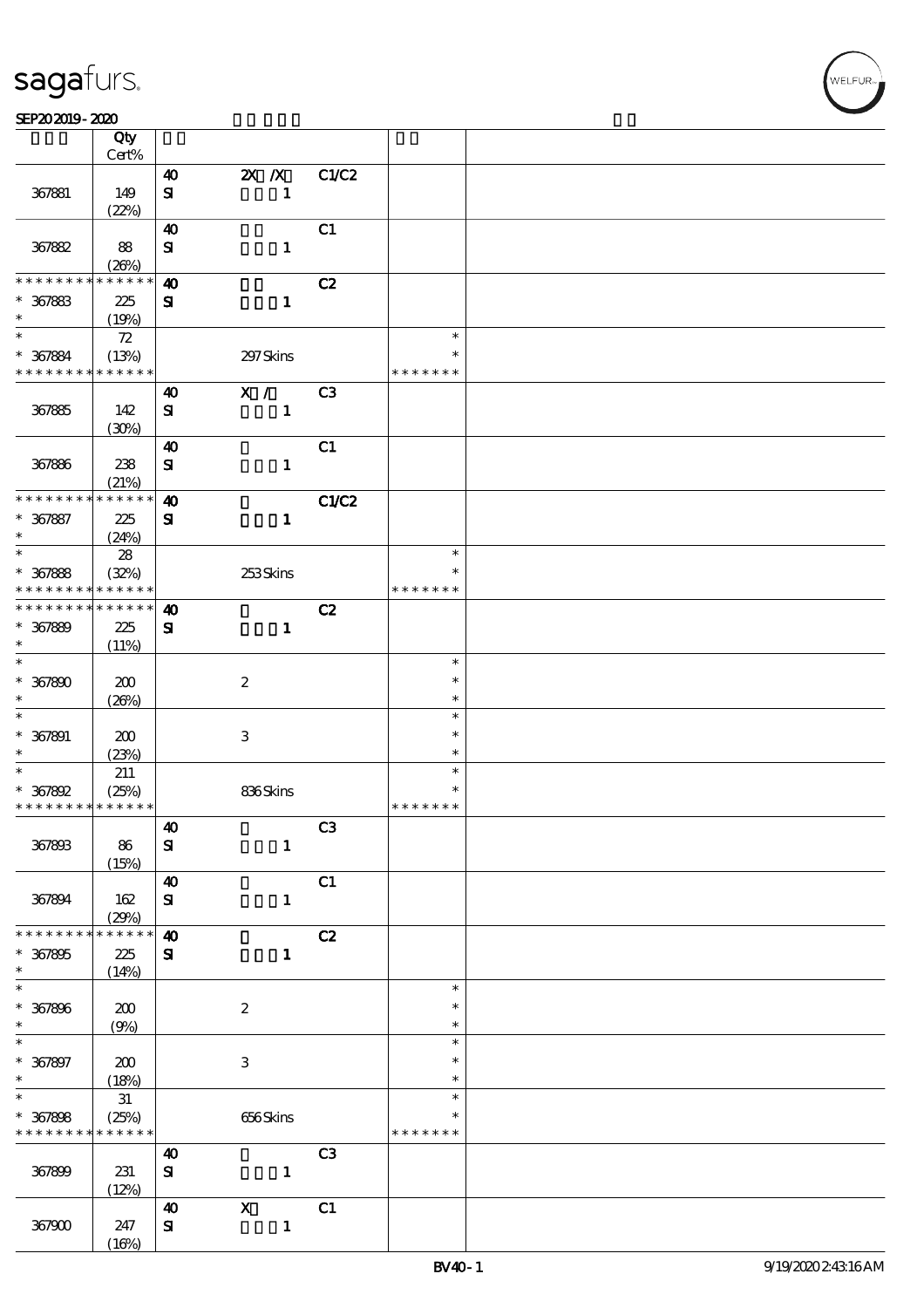| | Qty Cert% | | | | | |
|---|---|---|---|---|---|---|
| 367881 | 149 (22%) | 40 SI | 2X /X 1 | C1/C2 | | |
| 367882 | 88 (26%) | 40 SI | 1 | C1 | | |
| * * * * * * * * * * * * * * * 367883 * | 225 (19%) | 40 SI | 1 | C2 | | |
| * * 367884 * * * * * * * * * * * * * | 72 (13%) | | 297 Skins | | * * * * * * * * * | |
| 367885 | 142 (30%) | 40 SI | X / 1 | C3 | | |
| 367886 | 238 (21%) | 40 SI | 1 | C1 | | |
| * * * * * * * * * * * * * * * 367887 * | 225 (24%) | 40 SI | 1 | C1/C2 | | |
| * * 367888 * * * * * * * * * * * * * | 28 (32%) | | 253 Skins | | * * * * * * * * * | |
| * * * * * * * * * * * * * * * 367889 * | 225 (11%) | 40 SI | 1 | C2 | | |
| * * 367890 * | 200 (26%) | | 2 | | * * * | |
| * * 367891 * | 200 (23%) | | 3 | | * * * | |
| * * 367892 * * * * * * * * * * * * * | 211 (25%) | | 836 Skins | | * * * * * * * * * | |
| 367893 | 86 (15%) | 40 SI | 1 | C3 | | |
| 367894 | 162 (29%) | 40 SI | 1 | C1 | | |
| * * * * * * * * * * * * * * * 367895 * | 225 (14%) | 40 SI | 1 | C2 | | |
| * * 367896 * | 200 (9%) | | 2 | | * * * | |
| * * 367897 * | 200 (18%) | | 3 | | * * * | |
| * * 367898 * * * * * * * * * * * * * | 31 (25%) | | 656 Skins | | * * * * * * * * * | |
| 367899 | 231 (12%) | 40 SI | 1 | C3 | | |
| 367900 | 247 (16%) | 40 SI | X 1 | C1 | | |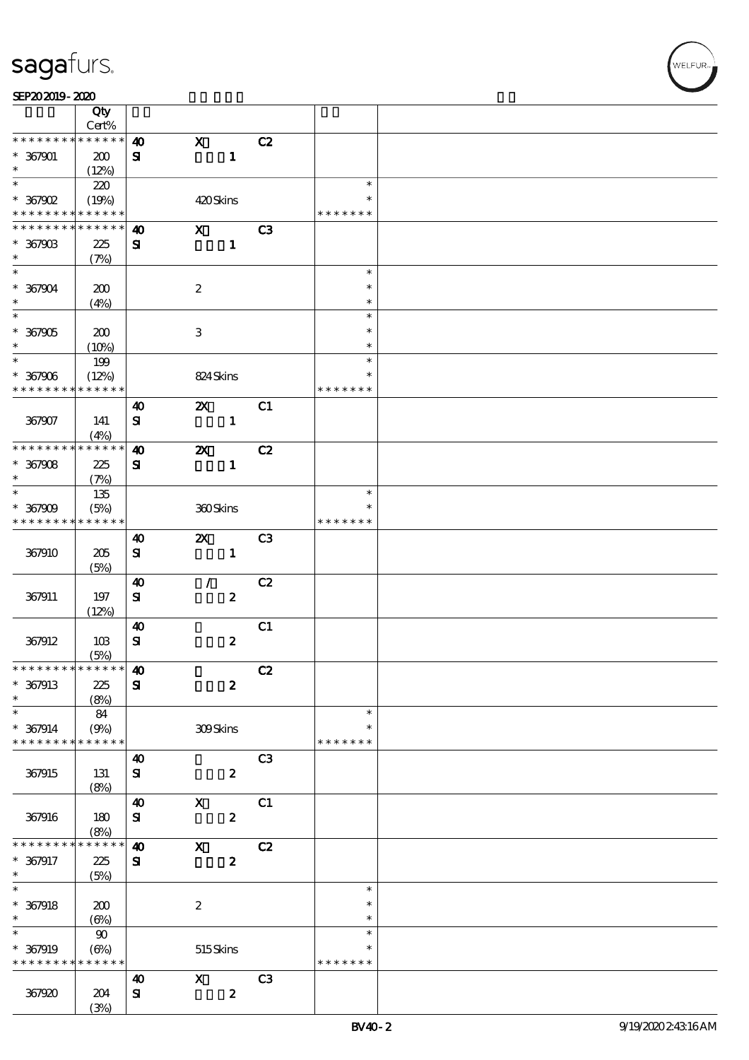| | Qty<br>Cert% | | | | | |
|---|---|---|---|---|---|---|
| * * * * * * * * * * * * * * | | 40 | X | C2 | | |
| * 367901 | 200 | SI | 1 | | | |
| * | (12%) | | | | | |
| * | 220 | | | | * | |
| * 367902 | (19%) | | 420 Skins | | * | |
| * * * * * * * * * * * * * * | | | | | * * * * * * * | |
| * * * * * * * * * * * * * * | | 40 | X | C3 | | |
| * 367903 | 225 | SI | 1 | | | |
| * | (7%) | | | | | |
| * | | | | | * | |
| * 367904 | 200 | | 2 | | * | |
| * | (4%) | | | | * | |
| * | | | | | * | |
| * 367905 | 200 | | 3 | | * | |
| * | (10%) | | | | * | |
| * | 199 | | | | * | |
| * 367906 | (12%) | | 824 Skins | | * | |
| * * * * * * * * * * * * * * | | | | | * * * * * * * | |
| | | 40 | 2X | C1 | | |
| 367907 | 141 | SI | 1 | | | |
| | (4%) | | | | | |
| * * * * * * * * * * * * * * | | 40 | 2X | C2 | | |
| * 367908 | 225 | SI | 1 | | | |
| * | (7%) | | | | | |
| * | 135 | | | | * | |
| * 367909 | (5%) | | 360 Skins | | * | |
| * * * * * * * * * * * * * * | | | | | * * * * * * * | |
| | | 40 | 2X | C3 | | |
| 367910 | 205 | SI | 1 | | | |
| | (5%) | | | | | |
| | | 40 | / | C2 | | |
| 367911 | 197 | SI | 2 | | | |
| | (12%) | | | | | |
| | | 40 | | C1 | | |
| 367912 | 103 | SI | 2 | | | |
| | (5%) | | | | | |
| * * * * * * * * * * * * * * | | 40 | | C2 | | |
| * 367913 | 225 | SI | 2 | | | |
| * | (8%) | | | | | |
| * | 84 | | | | * | |
| * 367914 | (9%) | | 309 Skins | | * | |
| * * * * * * * * * * * * * * | | | | | * * * * * * * | |
| | | 40 | | C3 | | |
| 367915 | 131 | SI | 2 | | | |
| | (8%) | | | | | |
| | | 40 | X | C1 | | |
| 367916 | 180 | SI | 2 | | | |
| | (8%) | | | | | |
| * * * * * * * * * * * * * * | | 40 | X | C2 | | |
| * 367917 | 225 | SI | 2 | | | |
| * | (5%) | | | | | |
| * | | | | | * | |
| * 367918 | 200 | | 2 | | * | |
| * | (6%) | | | | * | |
| * | 90 | | | | * | |
| * 367919 | (6%) | | 515 Skins | | * | |
| * * * * * * * * * * * * * * | | | | | * * * * * * * | |
| | | 40 | X | C3 | | |
| 367920 | 204 | SI | 2 | | | |
| | (3%) | | | | | |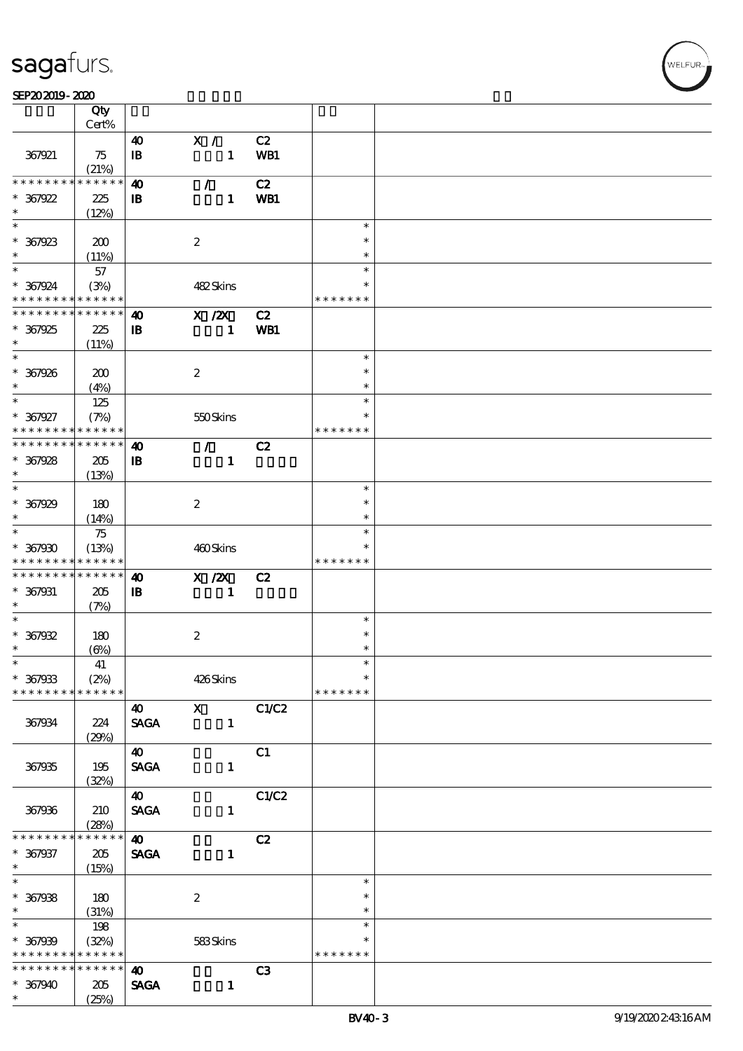sagafurs.

SEP20 2019 - 2020

| | Qty Cert% | | | | | |
|---|---|---|---|---|---|---|
| 367921 | 75 (21%) | 40 IB | X / 1 | C2 WB1 | | |
| * * * * * * * * * * * * * * 367922 * | 225 (12%) | 40 IB | / 1 | C2 WB1 | | |
| * * 367923 * | 200 (11%) | | 2 | | * * * | |
| * * 367924 * * * * * * * * * * * * * | 57 (3%) | | 482 Skins | | * * * * * * * * * | |
| * * * * * * * * * * * * * * 367925 * | 225 (11%) | 40 IB | X /2X 1 | C2 WB1 | | |
| * * 367926 * | 200 (4%) | | 2 | | * * * | |
| * * 367927 * * * * * * * * * * * * * | 125 (7%) | | 550 Skins | | * * * * * * * * * | |
| * * * * * * * * * * * * * * 367928 * | 205 (13%) | 40 IB | / 1 | C2 | | |
| * * 367929 * | 180 (14%) | | 2 | | * * * | |
| * * 367930 * * * * * * * * * * * * * | 75 (13%) | | 460 Skins | | * * * * * * * * * | |
| * * * * * * * * * * * * * * 367931 * | 205 (7%) | 40 IB | X /2X 1 | C2 | | |
| * * 367932 * | 180 (6%) | | 2 | | * * * | |
| * * 367933 * * * * * * * * * * * * * | 41 (2%) | | 426 Skins | | * * * * * * * * * | |
| 367934 | 224 (29%) | 40 SAGA | X 1 | C1/C2 | | |
| 367935 | 195 (32%) | 40 SAGA | 1 | C1 | | |
| 367936 | 210 (28%) | 40 SAGA | 1 | C1/C2 | | |
| * * * * * * * * * * * * * * 367937 * | 205 (15%) | 40 SAGA | 1 | C2 | | |
| * * 367938 * | 180 (31%) | | 2 | | * * * | |
| * * 367939 * * * * * * * * * * * * * | 198 (32%) | | 583 Skins | | * * * * * * * * * | |
| * * * * * * * * * * * * * * 367940 * | 205 (25%) | 40 SAGA | 1 | C3 | | |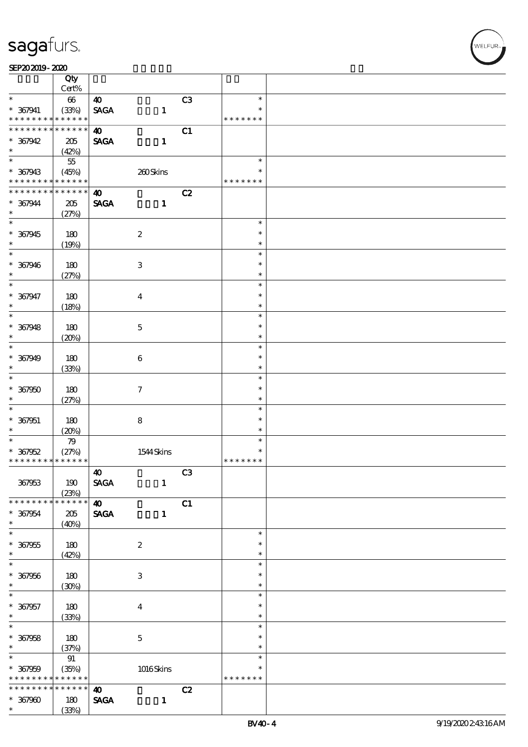| | Qty Cert% | | | |
|---|---|---|---|---|
| * <br> * 367941 <br> * * * * * * * * * * * * * * | 66 <br> (33%) | 40 C3 <br> SAGA 1 | * <br> * <br> * * * * * * * | |
| * * * * * * * * * * * * * * <br> * 367942 <br> * | 205 <br> (42%) | 40 C1 <br> SAGA 1 | | |
| * <br> * 367943 <br> * * * * * * * * * * * * * * | 55 <br> (45%) | 260 Skins | * <br> * <br> * * * * * * * | |
| * * * * * * * * * * * * * * <br> * 367944 <br> * | 205 <br> (27%) | 40 C2 <br> SAGA 1 | | |
| * <br> * 367945 <br> * | 180 <br> (19%) | 2 | * <br> * <br> * | |
| * <br> * 367946 <br> * | 180 <br> (27%) | 3 | * <br> * <br> * | |
| * <br> * 367947 <br> * | 180 <br> (18%) | 4 | * <br> * <br> * | |
| * <br> * 367948 <br> * | 180 <br> (20%) | 5 | * <br> * <br> * | |
| * <br> * 367949 <br> * | 180 <br> (33%) | 6 | * <br> * <br> * | |
| * <br> * 367950 <br> * | 180 <br> (27%) | 7 | * <br> * <br> * | |
| * <br> * 367951 <br> * | 180 <br> (20%) | 8 | * <br> * <br> * | |
| * <br> * 367952 <br> * * * * * * * * * * * * * * | 79 <br> (27%) | 1544 Skins | * <br> * <br> * * * * * * * | |
| 367953 | 190 <br> (23%) | 40 C3 <br> SAGA 1 | | |
| * * * * * * * * * * * * * * <br> * 367954 <br> * | 205 <br> (40%) | 40 C1 <br> SAGA 1 | | |
| * <br> * 367955 <br> * | 180 <br> (42%) | 2 | * <br> * <br> * | |
| * <br> * 367956 <br> * | 180 <br> (30%) | 3 | * <br> * <br> * | |
| * <br> * 367957 <br> * | 180 <br> (33%) | 4 | * <br> * <br> * | |
| * <br> * 367958 <br> * | 180 <br> (37%) | 5 | * <br> * <br> * | |
| * <br> * 367959 <br> * * * * * * * * * * * * * * | 91 <br> (35%) | 1016 Skins | * <br> * <br> * * * * * * * | |
| * * * * * * * * * * * * * * <br> * 367960 <br> * | 180 <br> (33%) | 40 C2 <br> SAGA 1 | | |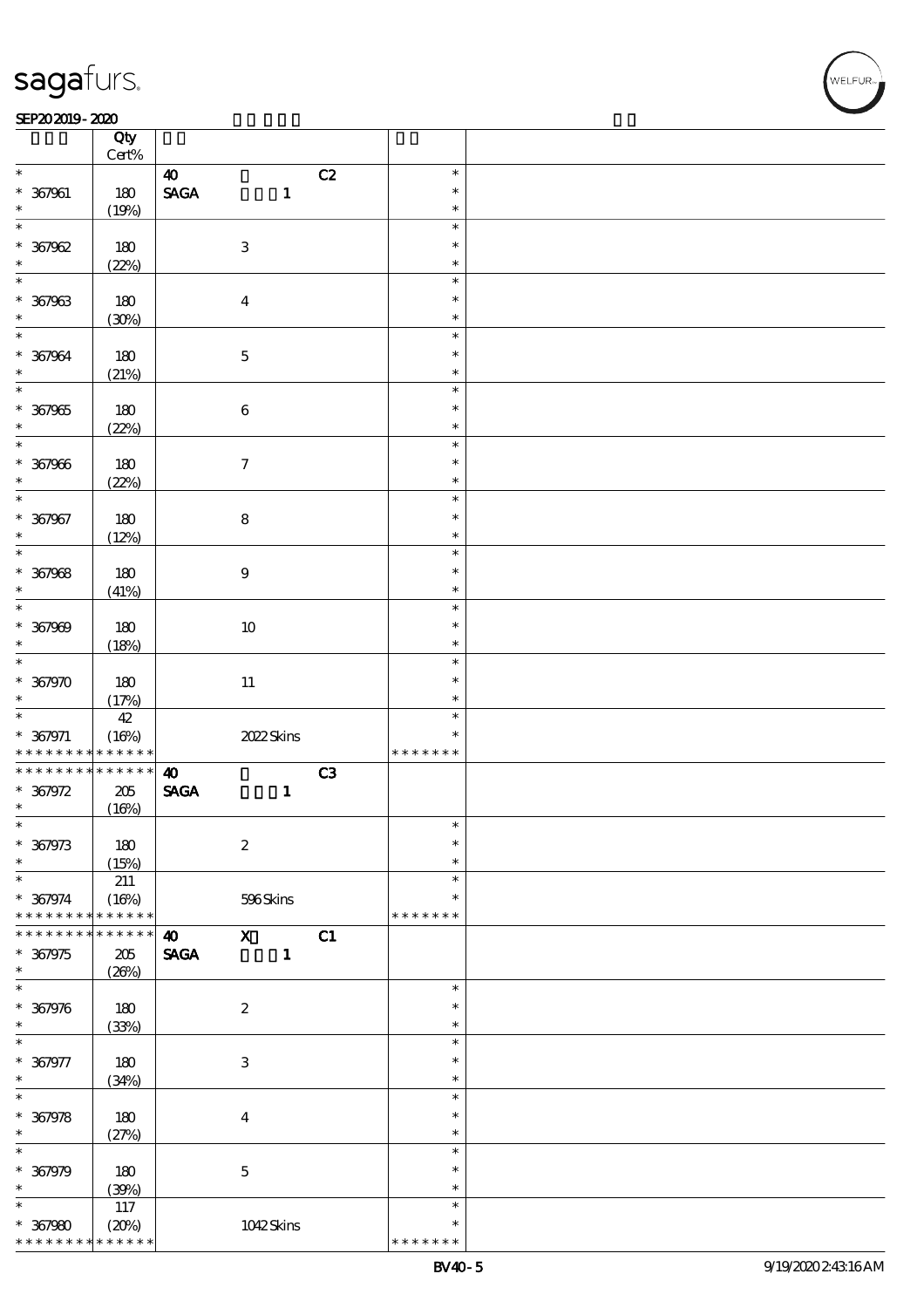# sagafurs.

SEP20 2019 - 2020

| | Qty Cert% | | | |
|---|---|---|---|---|
| * | | 40 C2 | * | |
| * 367961 | 180 | SAGA 1 | * | |
| * | (19%) | | * | |
| * 367962 | 180 | 3 | * | |
| * | (22%) | | * | |
| * 367963 | 180 | 4 | * | |
| * | (30%) | | * | |
| * 367964 | 180 | 5 | * | |
| * | (21%) | | * | |
| * 367965 | 180 | 6 | * | |
| * | (22%) | | * | |
| * 367966 | 180 | 7 | * | |
| * | (22%) | | * | |
| * 367967 | 180 | 8 | * | |
| * | (12%) | | * | |
| * 367968 | 180 | 9 | * | |
| * | (41%) | | * | |
| * 367969 | 180 | 10 | * | |
| * | (18%) | | * | |
| * 367970 | 180 | 11 | * | |
| * | (17%) | | * | |
| * | 42 | | * | |
| * 367971 | (16%) | 2022 Skins | * | |
| * * * * * * * * * * * * * * | | | * * * * * * * | |
| * * * * * * * * * * * * * * | | 40 C3 | | |
| * 367972 | 205 | SAGA 1 | | |
| * | (16%) | | | |
| * 367973 | 180 | 2 | * | |
| * | (15%) | | * | |
| * | 211 | | * | |
| * 367974 | (16%) | 596 Skins | * | |
| * * * * * * * * * * * * * * | | | * * * * * * * | |
| * * * * * * * * * * * * * * | | 40 X C1 | | |
| * 367975 | 205 | SAGA 1 | | |
| * | (26%) | | | |
| * 367976 | 180 | 2 | * | |
| * | (33%) | | * | |
| * 367977 | 180 | 3 | * | |
| * | (34%) | | * | |
| * 367978 | 180 | 4 | * | |
| * | (27%) | | * | |
| * 367979 | 180 | 5 | * | |
| * | (39%) | | * | |
| * | 117 | | * | |
| * 367980 | (20%) | 1042 Skins | * | |
| * * * * * * * * * * * * * * | | | * * * * * * * | |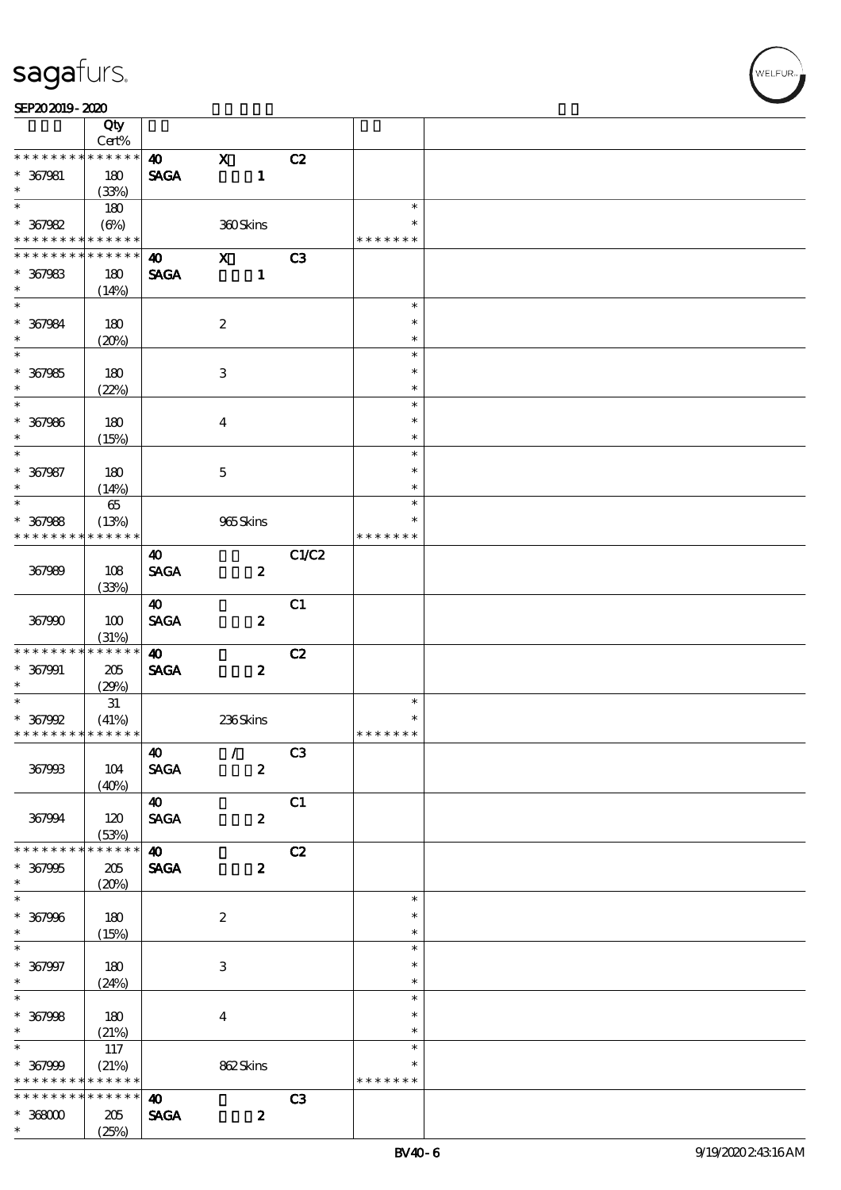| | Qty Cert% | | | | | |
|---|---|---|---|---|---|---|
| * * * * * * * * * * * * * * | | 40 | X | C2 | | |
| * 367981 | 180 | SAGA | 1 | | | |
| * | (33%) | | | | | |
| * | 180 | | | | * | |
| * 367982 | (6%) | | 360 Skins | | * | |
| * * * * * * * * * * * * * * | | | | | * * * * * * * | |
| * * * * * * * * * * * * * * | | 40 | X | C3 | | |
| * 367983 | 180 | SAGA | 1 | | | |
| * | (14%) | | | | | |
| * | | | | | * | |
| * 367984 | 180 | | 2 | | * | |
| * | (20%) | | | | * | |
| * | | | | | * | |
| * 367985 | 180 | | 3 | | * | |
| * | (22%) | | | | * | |
| * | | | | | * | |
| * 367986 | 180 | | 4 | | * | |
| * | (15%) | | | | * | |
| * | | | | | * | |
| * 367987 | 180 | | 5 | | * | |
| * | (14%) | | | | * | |
| * | 65 | | | | * | |
| * 367988 | (13%) | | 965 Skins | | * | |
| * * * * * * * * * * * * * * | | | | | * * * * * * * | |
| | | 40 | | C1/C2 | | |
| 367989 | 108 | SAGA | 2 | | | |
| | (33%) | | | | | |
| | | 40 | | C1 | | |
| 367990 | 100 | SAGA | 2 | | | |
| | (31%) | | | | | |
| * * * * * * * * * * * * * * | | 40 | | C2 | | |
| * 367991 | 205 | SAGA | 2 | | | |
| * | (29%) | | | | | |
| * | 31 | | | | * | |
| * 367992 | (41%) | | 236 Skins | | * | |
| * * * * * * * * * * * * * * | | | | | * * * * * * * | |
| | | 40 | / | C3 | | |
| 367993 | 104 | SAGA | 2 | | | |
| | (40%) | | | | | |
| | | 40 | | C1 | | |
| 367994 | 120 | SAGA | 2 | | | |
| | (53%) | | | | | |
| * * * * * * * * * * * * * * | | 40 | | C2 | | |
| * 367995 | 205 | SAGA | 2 | | | |
| * | (20%) | | | | | |
| * | | | | | * | |
| * 367996 | 180 | | 2 | | * | |
| * | (15%) | | | | * | |
| * | | | | | * | |
| * 367997 | 180 | | 3 | | * | |
| * | (24%) | | | | * | |
| * | | | | | * | |
| * 367998 | 180 | | 4 | | * | |
| * | (21%) | | | | * | |
| * | 117 | | | | * | |
| * 367999 | (21%) | | 862 Skins | | * | |
| * * * * * * * * * * * * * * | | | | | * * * * * * * | |
| * * * * * * * * * * * * * * | | 40 | | C3 | | |
| * 368000 | 205 | SAGA | 2 | | | |
| * | (25%) | | | | | |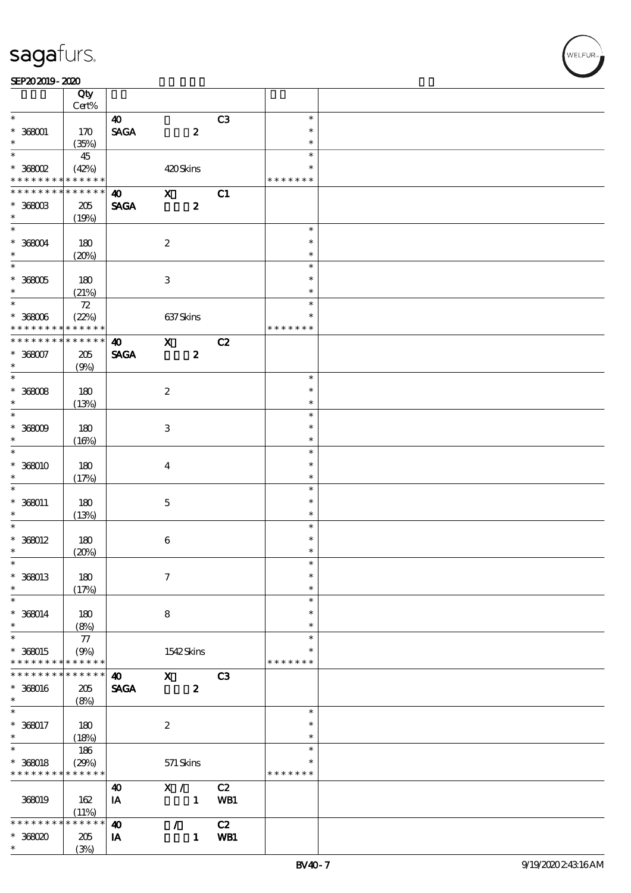| | Qty Cert% | | | | | |
|---|---|---|---|---|---|---|
| * 368001 * | 170 (35%) | 40 SAGA | 2 | C3 | * * * | |
| * 368002 * * * * * * * * * * * * * | 45 (42%) | | 420 Skins | | * * * * * * * * * | |
| * * * * * * * * * * * * * * 368003 * | 205 (19%) | 40 SAGA | X 2 | C1 | | |
| * 368004 * | 180 (20%) | | 2 | | * * * | |
| * 368005 * | 180 (21%) | | 3 | | * * * | |
| * 368006 * * * * * * * * * * * * * | 72 (22%) | | 637 Skins | | * * * * * * * * * | |
| * * * * * * * * * * * * * * 368007 * | 205 (9%) | 40 SAGA | X 2 | C2 | | |
| * 368008 * | 180 (13%) | | 2 | | * * * | |
| * 368009 * | 180 (16%) | | 3 | | * * * | |
| * 368010 * | 180 (17%) | | 4 | | * * * | |
| * 368011 * | 180 (13%) | | 5 | | * * * | |
| * 368012 * | 180 (20%) | | 6 | | * * * | |
| * 368013 * | 180 (17%) | | 7 | | * * * | |
| * 368014 * | 180 (8%) | | 8 | | * * * | |
| * 368015 * * * * * * * * * * * * * | 77 (9%) | | 1542 Skins | | * * * * * * * * * | |
| * * * * * * * * * * * * * * 368016 * | 205 (8%) | 40 SAGA | X 2 | C3 | | |
| * 368017 * | 180 (18%) | | 2 | | * * * | |
| * 368018 * * * * * * * * * * * * * | 186 (29%) | | 571 Skins | | * * * * * * * * * | |
| 368019 | 162 (11%) | 40 IA | X / 1 | C2 WB1 | | |
| * * * * * * * * * * * * * * 368020 * | 205 (3%) | 40 IA | / 1 | C2 WB1 | | |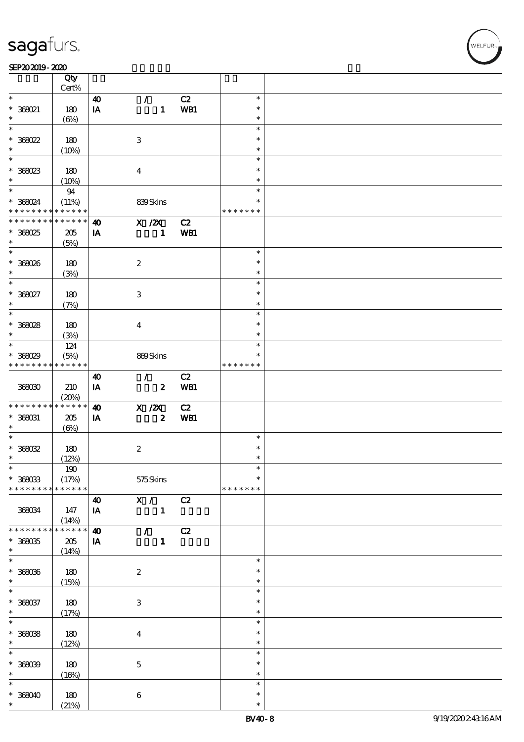| | Qty<br>Cert% | | | | | |
|---|---|---|---|---|---|---|
| * | | 40 | / | C2 | * | |
| * 368021 | 180 | IA | 1 | WB1 | * | |
| * | (6%) | | | | * | |
| * | | | | | * | |
| * 368022 | 180 | | 3 | | * | |
| * | (10%) | | | | * | |
| * | | | | | * | |
| * 368023 | 180 | | 4 | | * | |
| * | (10%) | | | | * | |
| * | 94 | | | | * | |
| * 368024 | (11%) | | 839 Skins | | * | |
| * * * * * * * * * * * * * * | | | | | * * * * * * * | |
| * * * * * * * * * * * * * * | | 40 | X /2X | C2 | | |
| * 368025 | 205 | IA | 1 | WB1 | | |
| * | (5%) | | | | | |
| * | | | | | * | |
| * 368026 | 180 | | 2 | | * | |
| * | (3%) | | | | * | |
| * | | | | | * | |
| * 368027 | 180 | | 3 | | * | |
| * | (7%) | | | | * | |
| * | | | | | * | |
| * 368028 | 180 | | 4 | | * | |
| * | (3%) | | | | * | |
| * | 124 | | | | * | |
| * 368029 | (5%) | | 869 Skins | | * | |
| * * * * * * * * * * * * * * | | | | | * * * * * * * | |
| | | 40 | / | C2 | | |
| 368030 | 210 | IA | 2 | WB1 | | |
| | (20%) | | | | | |
| * * * * * * * * * * * * * * | | 40 | X /2X | C2 | | |
| * 368031 | 205 | IA | 2 | WB1 | | |
| * | (6%) | | | | | |
| * | | | | | * | |
| * 368032 | 180 | | 2 | | * | |
| * | (12%) | | | | * | |
| * | 190 | | | | * | |
| * 368033 | (17%) | | 575 Skins | | * | |
| * * * * * * * * * * * * * * | | | | | * * * * * * * | |
| | | 40 | X / | C2 | | |
| 368034 | 147 | IA | 1 | | | |
| | (14%) | | | | | |
| * * * * * * * * * * * * * * | | 40 | / | C2 | | |
| * 368035 | 205 | IA | 1 | | | |
| * | (14%) | | | | | |
| * | | | | | * | |
| * 368036 | 180 | | 2 | | * | |
| * | (15%) | | | | * | |
| * | | | | | * | |
| * 368037 | 180 | | 3 | | * | |
| * | (17%) | | | | * | |
| * | | | | | * | |
| * 368038 | 180 | | 4 | | * | |
| * | (12%) | | | | * | |
| * | | | | | * | |
| * 368039 | 180 | | 5 | | * | |
| * | (16%) | | | | * | |
| * | | | | | * | |
| * 368040 | 180 | | 6 | | * | |
| * | (21%) | | | | * | |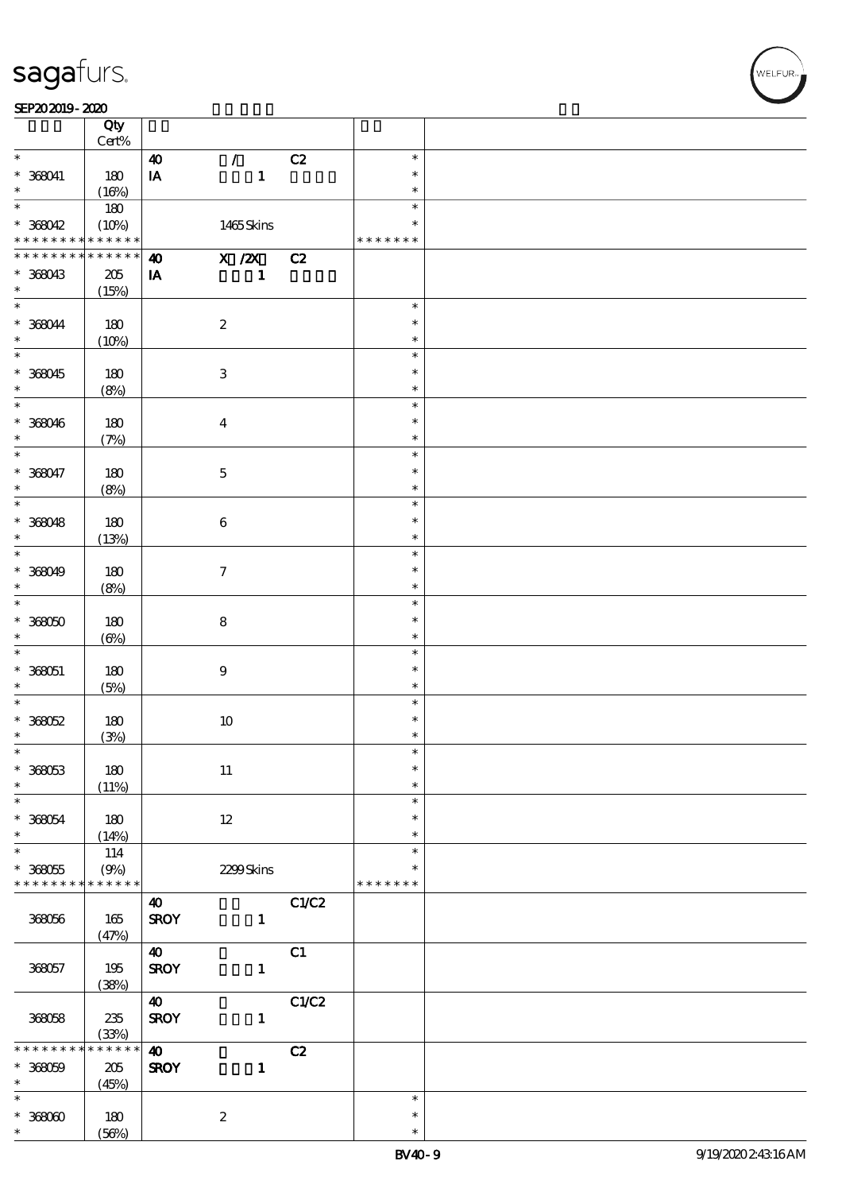| | Qty Cert% | | | | | |
|---|---|---|---|---|---|---|
| * | | 40 | / | C2 | * | |
| * 368041 | 180 | IA | 1 | | * | |
| * | (16%) | | | | * | |
| * | 180 | | | | * | |
| * 368042 | (10%) | | 1465 Skins | | * | |
| * * * * * * * * * * * * * * | | | | | * * * * * * * | |
| * * * * * * * * * * * * * * | | 40 | X /2X | C2 | | |
| * 368043 | 205 | IA | 1 | | | |
| * | (15%) | | | | | |
| * | | | | | * | |
| * 368044 | 180 | | 2 | | * | |
| * | (10%) | | | | * | |
| * | | | | | * | |
| * 368045 | 180 | | 3 | | * | |
| * | (8%) | | | | * | |
| * | | | | | * | |
| * 368046 | 180 | | 4 | | * | |
| * | (7%) | | | | * | |
| * | | | | | * | |
| * 368047 | 180 | | 5 | | * | |
| * | (8%) | | | | * | |
| * | | | | | * | |
| * 368048 | 180 | | 6 | | * | |
| * | (13%) | | | | * | |
| * | | | | | * | |
| * 368049 | 180 | | 7 | | * | |
| * | (8%) | | | | * | |
| * | | | | | * | |
| * 368050 | 180 | | 8 | | * | |
| * | (6%) | | | | * | |
| * | | | | | * | |
| * 368051 | 180 | | 9 | | * | |
| * | (5%) | | | | * | |
| * | | | | | * | |
| * 368052 | 180 | | 10 | | * | |
| * | (3%) | | | | * | |
| * | | | | | * | |
| * 368053 | 180 | | 11 | | * | |
| * | (11%) | | | | * | |
| * | | | | | * | |
| * 368054 | 180 | | 12 | | * | |
| * | (14%) | | | | * | |
| * | 114 | | | | * | |
| * 368055 | (9%) | | 2299 Skins | | * | |
| * * * * * * * * * * * * * * | | | | | * * * * * * * | |
| | | 40 | | C1/C2 | | |
| 368056 | 165 | SROY | 1 | | | |
| | (47%) | | | | | |
| | | 40 | | C1 | | |
| 368057 | 195 | SROY | 1 | | | |
| | (38%) | | | | | |
| | | 40 | | C1/C2 | | |
| 368058 | 235 | SROY | 1 | | | |
| | (33%) | | | | | |
| * * * * * * * * * * * * * * | | 40 | | C2 | | |
| * 368059 | 205 | SROY | 1 | | | |
| * | (45%) | | | | | |
| * | | | | | * | |
| * 368060 | 180 | | 2 | | * | |
| * | (56%) | | | | * | |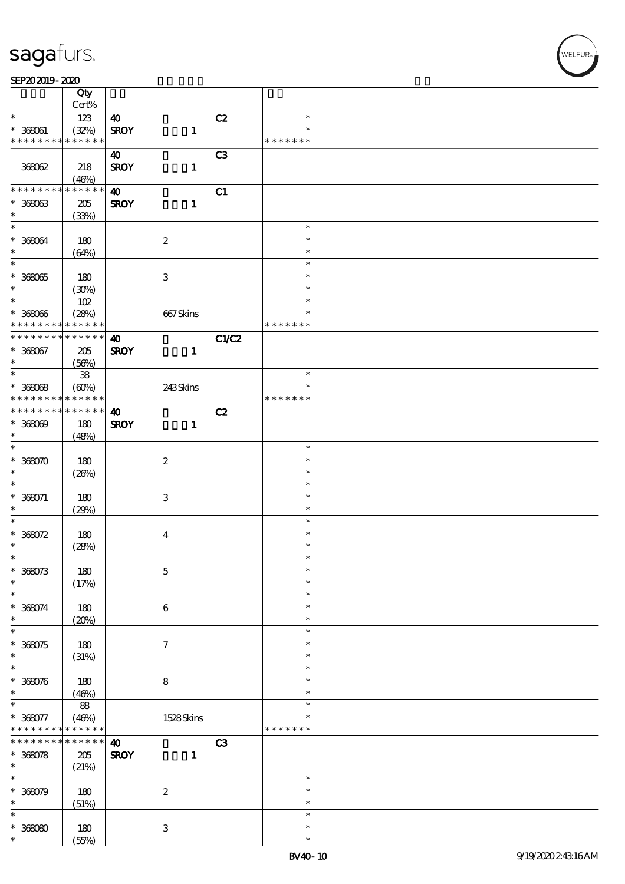| | Qty Cert% | | | | | |
|---|---|---|---|---|---|---|
| * * 368061 * * * * * * * * * * * * * | 123 (32%) | 40 SROY | 1 | C2 | * * * * * * * * * | |
| 368062 | 218 (46%) | 40 SROY | 1 | C3 | | |
| * * * * * * * * * * * * * * 368063 * | 205 (33%) | 40 SROY | 1 | C1 | | |
| * * 368064 * | 180 (64%) | | 2 | | * * * | |
| * * 368065 * | 180 (30%) | | 3 | | * * * | |
| * * 368066 * * * * * * * * * * * * * | 102 (28%) | | 667 Skins | | * * * * * * * * * | |
| * * * * * * * * * * * * * * 368067 * | 205 (56%) | 40 SROY | 1 | C1/C2 | | |
| * * 368068 * * * * * * * * * * * * * | 38 (60%) | | 243 Skins | | * * * * * * * * * | |
| * * * * * * * * * * * * * * 368069 * | 180 (48%) | 40 SROY | 1 | C2 | | |
| * * 368070 * | 180 (26%) | | 2 | | * * * | |
| * * 368071 * | 180 (29%) | | 3 | | * * * | |
| * * 368072 * | 180 (28%) | | 4 | | * * * | |
| * * 368073 * | 180 (17%) | | 5 | | * * * | |
| * * 368074 * | 180 (20%) | | 6 | | * * * | |
| * * 368075 * | 180 (31%) | | 7 | | * * * | |
| * * 368076 * | 180 (46%) | | 8 | | * * * | |
| * * 368077 * * * * * * * * * * * * * | 88 (46%) | | 1528 Skins | | * * * * * * * * * | |
| * * * * * * * * * * * * * * 368078 * | 205 (21%) | 40 SROY | 1 | C3 | | |
| * * 368079 * | 180 (51%) | | 2 | | * * * | |
| * * 368080 * | 180 (55%) | | 3 | | * * * | |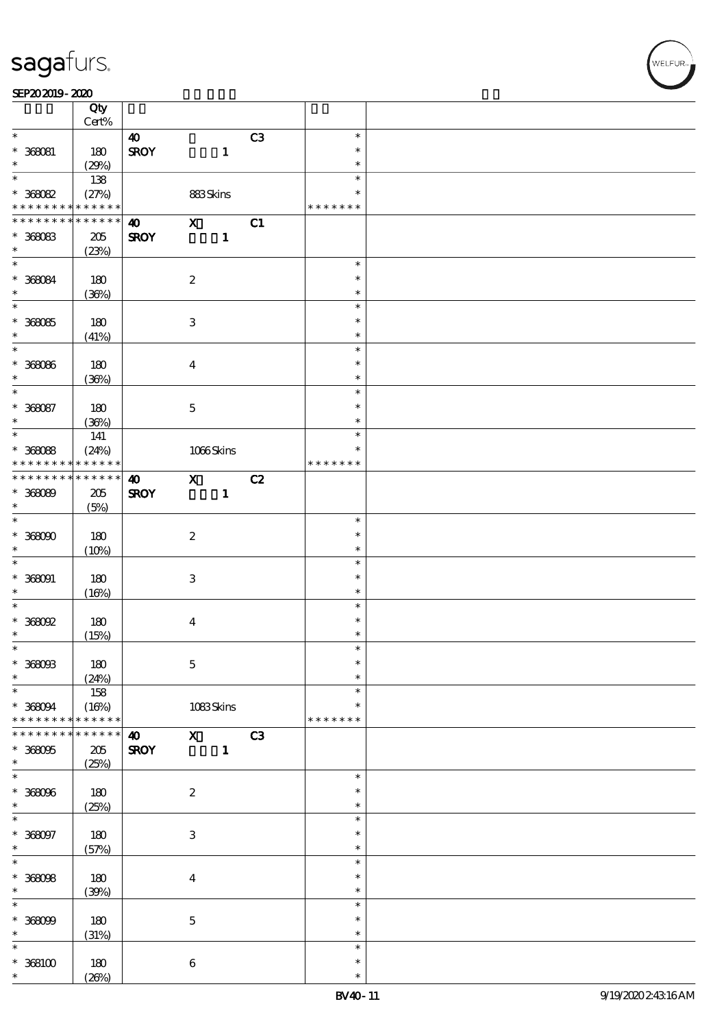| | Qty Cert% | | | | | |
|---|---|---|---|---|---|---|
| * | | 40 | | C3 | * | |
| * 368081 | 180 | SROY | 1 | | * | |
| * | (29%) | | | | * | |
| * | 138 | | | | * | |
| * 368082 | (27%) | | 883 Skins | | * | |
| * * * * * * * * * * * * * * | | | | | * * * * * * * | |
| * * * * * * * * * * * * * * | | 40 | X | C1 | | |
| * 368083 | 205 | SROY | 1 | | | |
| * | (23%) | | | | | |
| * | | | | | * | |
| * 368084 | 180 | | 2 | | * | |
| * | (36%) | | | | * | |
| * | | | | | * | |
| * 368085 | 180 | | 3 | | * | |
| * | (41%) | | | | * | |
| * | | | | | * | |
| * 368086 | 180 | | 4 | | * | |
| * | (36%) | | | | * | |
| * | | | | | * | |
| * 368087 | 180 | | 5 | | * | |
| * | (36%) | | | | * | |
| * | 141 | | | | * | |
| * 368088 | (24%) | | 1066 Skins | | * | |
| * * * * * * * * * * * * * * | | | | | * * * * * * * | |
| * * * * * * * * * * * * * * | | 40 | X | C2 | | |
| * 368089 | 205 | SROY | 1 | | | |
| * | (5%) | | | | | |
| * | | | | | * | |
| * 368090 | 180 | | 2 | | * | |
| * | (10%) | | | | * | |
| * | | | | | * | |
| * 368091 | 180 | | 3 | | * | |
| * | (16%) | | | | * | |
| * | | | | | * | |
| * 368092 | 180 | | 4 | | * | |
| * | (15%) | | | | * | |
| * | | | | | * | |
| * 368093 | 180 | | 5 | | * | |
| * | (24%) | | | | * | |
| * | 158 | | | | * | |
| * 368094 | (16%) | | 1083 Skins | | * | |
| * * * * * * * * * * * * * * | | | | | * * * * * * * | |
| * * * * * * * * * * * * * * | | 40 | X | C3 | | |
| * 368095 | 205 | SROY | 1 | | | |
| * | (25%) | | | | | |
| * | | | | | * | |
| * 368096 | 180 | | 2 | | * | |
| * | (25%) | | | | * | |
| * | | | | | * | |
| * 368097 | 180 | | 3 | | * | |
| * | (57%) | | | | * | |
| * | | | | | * | |
| * 368098 | 180 | | 4 | | * | |
| * | (39%) | | | | * | |
| * | | | | | * | |
| * 368099 | 180 | | 5 | | * | |
| * | (31%) | | | | * | |
| * | | | | | * | |
| * 368100 | 180 | | 6 | | * | |
| * | (26%) | | | | * | |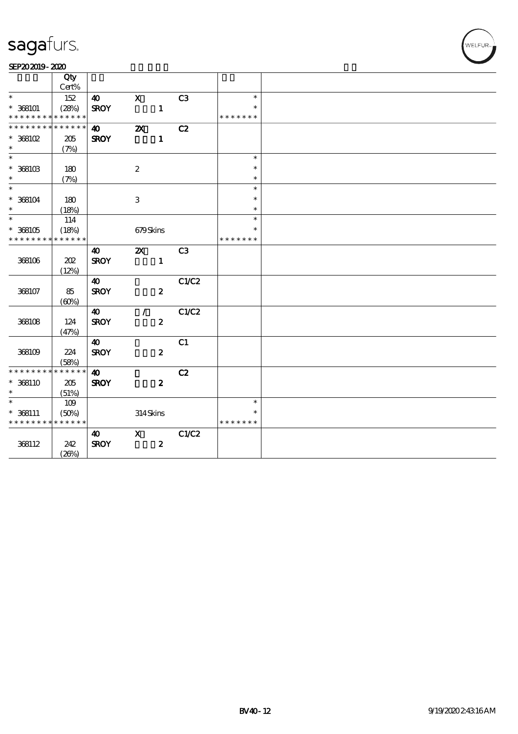# sagafurs.

SEP20 2019 - 2020

| | Qty Cert% | | | | | |
|---|---|---|---|---|---|---|
| * | 152 | 40 | X | C3 | * | |
| * 368101 | (28%) | SROY | 1 | | * | |
| * * * * * * * * * * * * * * | | | | | * * * * * * * | |
| * * * * * * * * * * * * * * | | 40 | 2X | C2 | | |
| * 368102 | 205 | SROY | 1 | | | |
| * | (7%) | | | | | |
| * | | | | | * | |
| * 368103 | 180 | | 2 | | * | |
| * | (7%) | | | | * | |
| * | | | | | * | |
| * 368104 | 180 | | 3 | | * | |
| * | (18%) | | | | * | |
| * | 114 | | | | * | |
| * 368105 | (18%) | | 679 Skins | | * | |
| * * * * * * * * * * * * * * | | | | | * * * * * * * | |
| | | 40 | 2X | C3 | | |
| 368106 | 202 | SROY | 1 | | | |
| | (12%) | | | | | |
| | | 40 | | C1/C2 | | |
| 368107 | 85 | SROY | 2 | | | |
| | (60%) | | | | | |
| | | 40 | / | C1/C2 | | |
| 368108 | 124 | SROY | 2 | | | |
| | (47%) | | | | | |
| | | 40 | | C1 | | |
| 368109 | 224 | SROY | 2 | | | |
| | (58%) | | | | | |
| * * * * * * * * * * * * * * | | 40 | | C2 | | |
| * 368110 | 205 | SROY | 2 | | | |
| * | (51%) | | | | | |
| * | 109 | | | | * | |
| * 368111 | (50%) | | 314 Skins | | * | |
| * * * * * * * * * * * * * * | | | | | * * * * * * * | |
| | | 40 | X | C1/C2 | | |
| 368112 | 242 | SROY | 2 | | | |
| | (26%) | | | | | |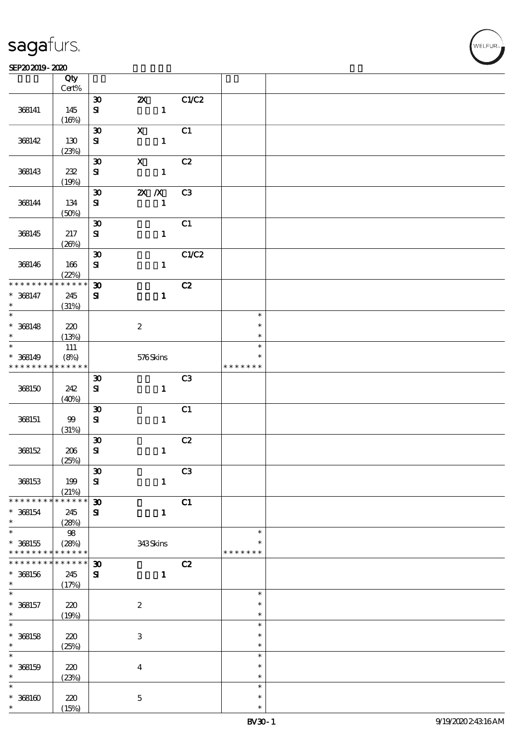| | Qty Cert% | | | | | |
|---|---|---|---|---|---|---|
| 368141 | 145 (16%) | 30 SI | 2X 1 | C1/C2 | | |
| 368142 | 130 (23%) | 30 SI | X 1 | C1 | | |
| 368143 | 232 (19%) | 30 SI | X 1 | C2 | | |
| 368144 | 134 (50%) | 30 SI | 2X /X 1 | C3 | | |
| 368145 | 217 (26%) | 30 SI | 1 | C1 | | |
| 368146 | 166 (22%) | 30 SI | 1 | C1/C2 | | |
| * * * * * * * * * * * * * * 368147 * | 245 (31%) | 30 SI | 1 | C2 | | |
| * * 368148 * | 220 (13%) | | 2 | | * * * | |
| * * 368149 * * * * * * * * * * * * * * | 111 (8%) | | 576 Skins | | * * * * * * * * * | |
| 368150 | 242 (40%) | 30 SI | 1 | C3 | | |
| 368151 | 99 (31%) | 30 SI | 1 | C1 | | |
| 368152 | 206 (25%) | 30 SI | 1 | C2 | | |
| 368153 | 199 (21%) | 30 SI | 1 | C3 | | |
| * * * * * * * * * * * * * * 368154 * | 245 (28%) | 30 SI | 1 | C1 | | |
| * * 368155 * * * * * * * * * * * * * * | 98 (28%) | | 343 Skins | | * * * * * * * * * | |
| * * * * * * * * * * * * * * 368156 * | 245 (17%) | 30 SI | 1 | C2 | | |
| * * 368157 * | 220 (19%) | | 2 | | * * * | |
| * * 368158 * | 220 (25%) | | 3 | | * * * | |
| * * 368159 * | 220 (23%) | | 4 | | * * * | |
| * * 368160 * | 220 (15%) | | 5 | | * * * | |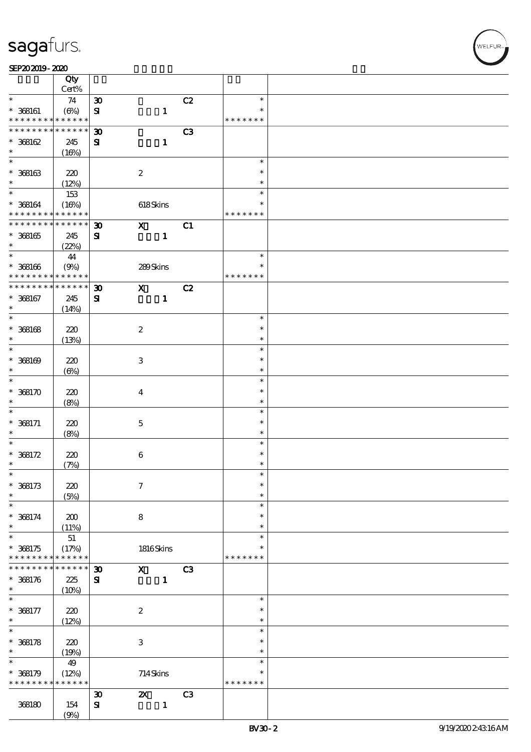| | Qty Cert% | | | | | |
|---|---|---|---|---|---|---|
| * * 368161 * * * * * * * * * * * * * | 74 (6%) | 30 SI | 1 | C2 | * * * * * * * * * | |
| * * * * * * * * * * * * * * 368162 * | 245 (16%) | 30 SI | 1 | C3 | | |
| * * 368163 * | 220 (12%) | | 2 | | * * * | |
| * * 368164 * * * * * * * * * * * * * | 153 (16%) | | 618 Skins | | * * * * * * * * * | |
| * * * * * * * * * * * * * * 368165 * | 245 (22%) | 30 SI | X 1 | C1 | | |
| * * 368166 * * * * * * * * * * * * * | 44 (9%) | | 289 Skins | | * * * * * * * * * | |
| * * * * * * * * * * * * * * 368167 * | 245 (14%) | 30 SI | X 1 | C2 | | |
| * * 368168 * | 220 (13%) | | 2 | | * * * | |
| * * 368169 * | 220 (6%) | | 3 | | * * * | |
| * * 368170 * | 220 (8%) | | 4 | | * * * | |
| * * 368171 * | 220 (8%) | | 5 | | * * * | |
| * * 368172 * | 220 (7%) | | 6 | | * * * | |
| * * 368173 * | 220 (5%) | | 7 | | * * * | |
| * * 368174 * | 200 (11%) | | 8 | | * * * | |
| * * 368175 * * * * * * * * * * * * * | 51 (17%) | | 1816 Skins | | * * * * * * * * * | |
| * * * * * * * * * * * * * * 368176 * | 225 (10%) | 30 SI | X 1 | C3 | | |
| * * 368177 * | 220 (12%) | | 2 | | * * * | |
| * * 368178 * | 220 (19%) | | 3 | | * * * | |
| * * 368179 * * * * * * * * * * * * * | 49 (12%) | | 714 Skins | | * * * * * * * * * | |
| 368180 | 154 (9%) | 30 SI | 2X 1 | C3 | | |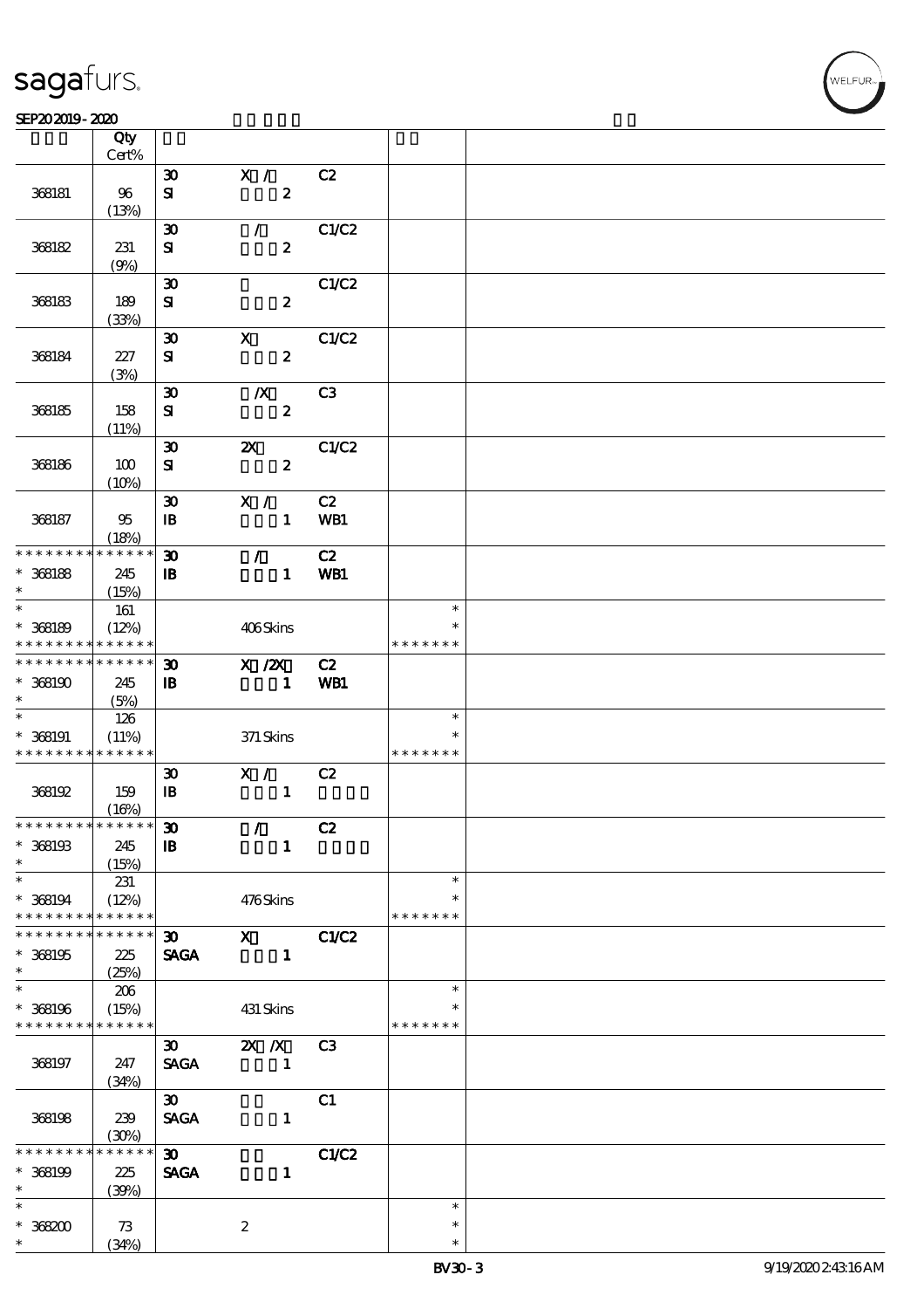| | Qty Cert% | | | | | |
|---|---|---|---|---|---|---|
| 368181 | 96 (13%) | 30 SI | X / 2 | C2 | | |
| 368182 | 231 (9%) | 30 SI | / 2 | C1/C2 | | |
| 368183 | 189 (33%) | 30 SI | 2 | C1/C2 | | |
| 368184 | 227 (3%) | 30 SI | X 2 | C1/C2 | | |
| 368185 | 158 (11%) | 30 SI | /X 2 | C3 | | |
| 368186 | 100 (10%) | 30 SI | 2X 2 | C1/C2 | | |
| 368187 | 95 (18%) | 30 IB | X / 1 | C2 WB1 | | |
| * * * * * * * * * * * * * * * 368188 * | 245 (15%) | 30 IB | / 1 | C2 WB1 | | |
| * * 368189 * * * * * * * * * * * * * * | 161 (12%) | | 406 Skins | | * * * * * * * * * | |
| * * * * * * * * * * * * * * * 368190 * | 245 (5%) | 30 IB | X /2X 1 | C2 WB1 | | |
| * * 368191 * * * * * * * * * * * * * * | 126 (11%) | | 371 Skins | | * * * * * * * * * | |
| 368192 | 159 (16%) | 30 IB | X / 1 | C2 | | |
| * * * * * * * * * * * * * * * 368193 * | 245 (15%) | 30 IB | / 1 | C2 | | |
| * * 368194 * * * * * * * * * * * * * * | 231 (12%) | | 476 Skins | | * * * * * * * * * | |
| * * * * * * * * * * * * * * * 368195 * | 225 (25%) | 30 SAGA | X 1 | C1/C2 | | |
| * * 368196 * * * * * * * * * * * * * * | 206 (15%) | | 431 Skins | | * * * * * * * * * | |
| 368197 | 247 (34%) | 30 SAGA | 2X /X 1 | C3 | | |
| 368198 | 239 (30%) | 30 SAGA | 1 | C1 | | |
| * * * * * * * * * * * * * * * 368199 * | 225 (39%) | 30 SAGA | 1 | C1/C2 | | |
| * * 368200 * | 73 (34%) | | 2 | | * * * | |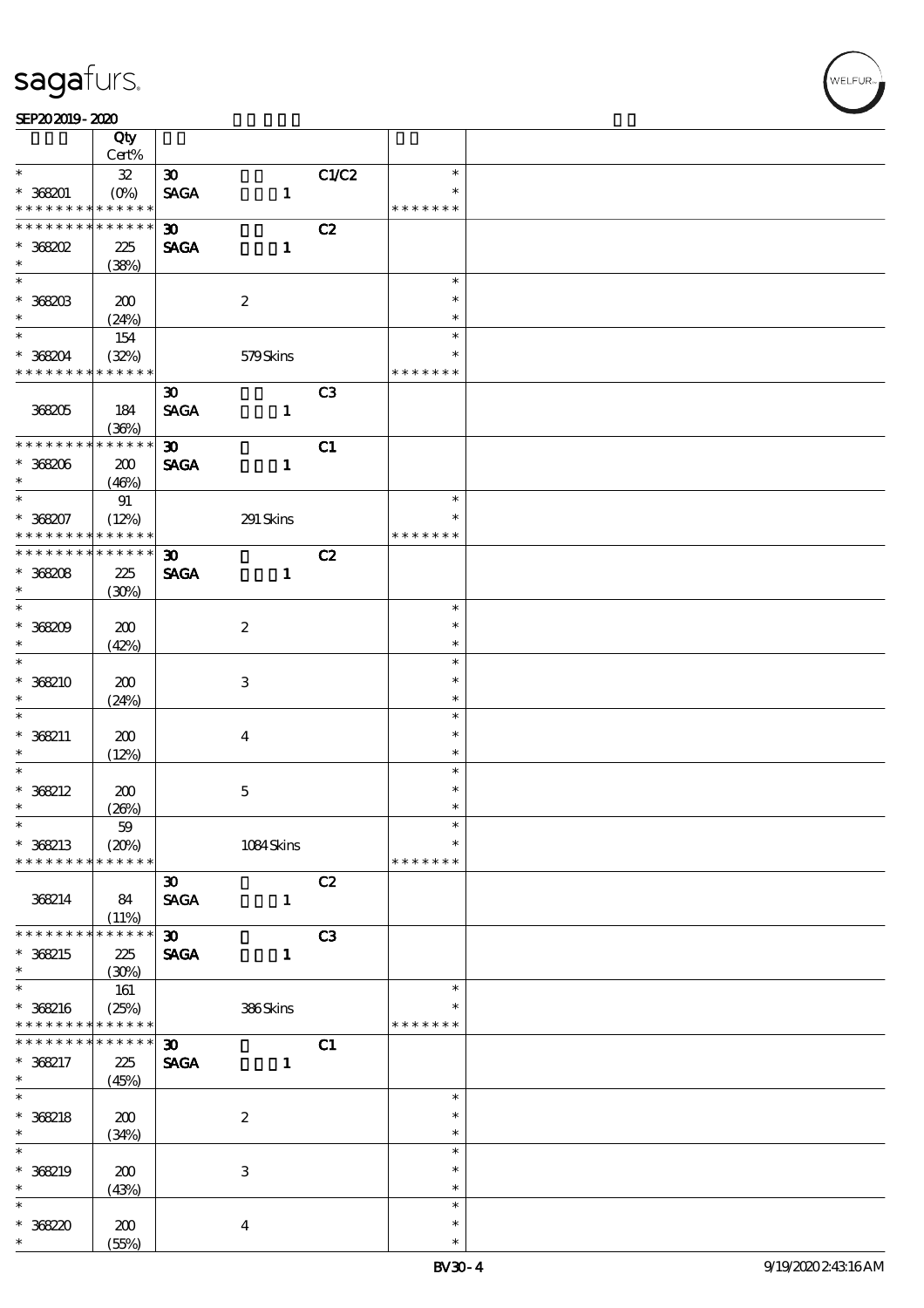| | Qty<br>Cert% | | | | | |
|---|---|---|---|---|---|---|
| * | 32 | 30 | | C1/C2 | * | |
| * 368201 | (0%) | SAGA | 1 | | * | |
| * * * * * * * * * * * * * * | | | | | * * * * * * * | |
| * * * * * * * * * * * * * * | | 30 | | C2 | | |
| * 368202 | 225 | SAGA | 1 | | | |
| * | (38%) | | | | | |
| * | | | | | * | |
| * 368203 | 200 | | 2 | | * | |
| * | (24%) | | | | * | |
| * | 154 | | | | * | |
| * 368204 | (32%) | | 579 Skins | | * | |
| * * * * * * * * * * * * * * | | | | | * * * * * * * | |
| | | 30 | | C3 | | |
| 368205 | 184 | SAGA | 1 | | | |
| | (36%) | | | | | |
| * * * * * * * * * * * * * * | | 30 | | C1 | | |
| * 368206 | 200 | SAGA | 1 | | | |
| * | (46%) | | | | | |
| * | 91 | | | | * | |
| * 368207 | (12%) | | 291 Skins | | * | |
| * * * * * * * * * * * * * * | | | | | * * * * * * * | |
| * * * * * * * * * * * * * * | | 30 | | C2 | | |
| * 368208 | 225 | SAGA | 1 | | | |
| * | (30%) | | | | | |
| * | | | | | * | |
| * 368209 | 200 | | 2 | | * | |
| * | (42%) | | | | * | |
| * | | | | | * | |
| * 368210 | 200 | | 3 | | * | |
| * | (24%) | | | | * | |
| * | | | | | * | |
| * 368211 | 200 | | 4 | | * | |
| * | (12%) | | | | * | |
| * | | | | | * | |
| * 368212 | 200 | | 5 | | * | |
| * | (26%) | | | | * | |
| * | 59 | | | | * | |
| * 368213 | (20%) | | 1084 Skins | | * | |
| * * * * * * * * * * * * * * | | | | | * * * * * * * | |
| | | 30 | | C2 | | |
| 368214 | 84 | SAGA | 1 | | | |
| | (11%) | | | | | |
| * * * * * * * * * * * * * * | | 30 | | C3 | | |
| * 368215 | 225 | SAGA | 1 | | | |
| * | (30%) | | | | | |
| * | 161 | | | | * | |
| * 368216 | (25%) | | 386 Skins | | * | |
| * * * * * * * * * * * * * * | | | | | * * * * * * * | |
| * * * * * * * * * * * * * * | | 30 | | C1 | | |
| * 368217 | 225 | SAGA | 1 | | | |
| * | (45%) | | | | | |
| * | | | | | * | |
| * 368218 | 200 | | 2 | | * | |
| * | (34%) | | | | * | |
| * | | | | | * | |
| * 368219 | 200 | | 3 | | * | |
| * | (43%) | | | | * | |
| * | | | | | * | |
| * 368220 | 200 | | 4 | | * | |
| * | (55%) | | | | * | |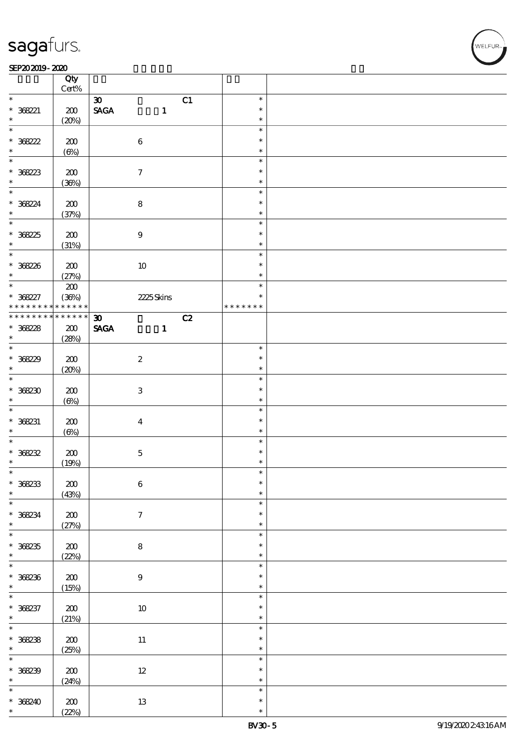| | Qty Cert% | | |
|---|---|---|---|
| * | | 30 C1 | * |
| * 368221 | 200 | SAGA 1 | * |
| * | (20%) | | * |
| * | | | * |
| * 368222 | 200 | 6 | * |
| * | (6%) | | * |
| * | | | * |
| * 368223 | 200 | 7 | * |
| * | (36%) | | * |
| * | | | * |
| * 368224 | 200 | 8 | * |
| * | (37%) | | * |
| * | | | * |
| * 368225 | 200 | 9 | * |
| * | (31%) | | * |
| * | | | * |
| * 368226 | 200 | 10 | * |
| * | (27%) | | * |
| * | 200 | | * |
| * 368227 | (36%) | 2225 Skins | * |
| * * * * * * * * * * * * * * | | | * * * * * * * |
| * * * * * * * * * * * * * * | | 30 C2 | |
| * 368228 | 200 | SAGA 1 | |
| * | (28%) | | |
| * | | | * |
| * 368229 | 200 | 2 | * |
| * | (20%) | | * |
| * | | | * |
| * 368230 | 200 | 3 | * |
| * | (6%) | | * |
| * | | | * |
| * 368231 | 200 | 4 | * |
| * | (6%) | | * |
| * | | | * |
| * 368232 | 200 | 5 | * |
| * | (19%) | | * |
| * | | | * |
| * 368233 | 200 | 6 | * |
| * | (43%) | | * |
| * | | | * |
| * 368234 | 200 | 7 | * |
| * | (27%) | | * |
| * | | | * |
| * 368235 | 200 | 8 | * |
| * | (22%) | | * |
| * | | | * |
| * 368236 | 200 | 9 | * |
| * | (15%) | | * |
| * | | | * |
| * 368237 | 200 | 10 | * |
| * | (21%) | | * |
| * | | | * |
| * 368238 | 200 | 11 | * |
| * | (25%) | | * |
| * | | | * |
| * 368239 | 200 | 12 | * |
| * | (24%) | | * |
| * | | | * |
| * 368240 | 200 | 13 | * |
| * | (22%) | | * |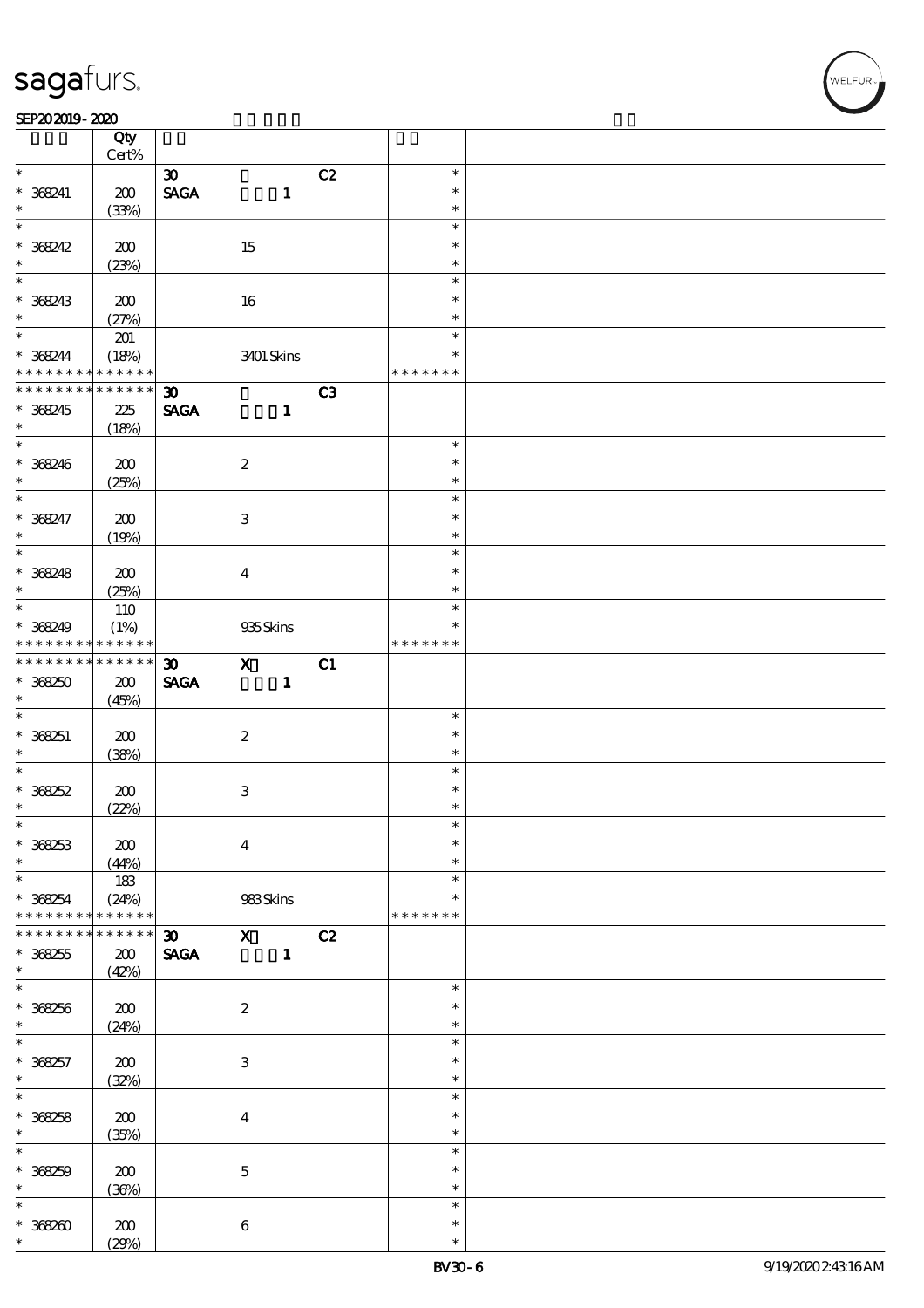| | Qty Cert% | | | | | |
|---|---|---|---|---|---|---|
| * | | 30 | | C2 | * | |
| * 368241 | 200 | SAGA | 1 | | * | |
| * | (33%) | | | | * | |
| * | | | | | * | |
| * 368242 | 200 | | 15 | | * | |
| * | (23%) | | | | * | |
| * | | | | | * | |
| * 368243 | 200 | | 16 | | * | |
| * | (27%) | | | | * | |
| * | 201 | | | | * | |
| * 368244 | (18%) | | 3401 Skins | | * | |
| * * * * * * * * * * * * * * | | | | | * * * * * * * | |
| * * * * * * * * * * * * * * | | 30 | | C3 | | |
| * 368245 | 225 | SAGA | 1 | | | |
| * | (18%) | | | | | |
| * | | | | | * | |
| * 368246 | 200 | | 2 | | * | |
| * | (25%) | | | | * | |
| * | | | | | * | |
| * 368247 | 200 | | 3 | | * | |
| * | (19%) | | | | * | |
| * | | | | | * | |
| * 368248 | 200 | | 4 | | * | |
| * | (25%) | | | | * | |
| * | 110 | | | | * | |
| * 368249 | (1%) | | 935 Skins | | * | |
| * * * * * * * * * * * * * * | | | | | * * * * * * * | |
| * * * * * * * * * * * * * * | | 30 | X | C1 | | |
| * 368250 | 200 | SAGA | 1 | | | |
| * | (45%) | | | | | |
| * | | | | | * | |
| * 368251 | 200 | | 2 | | * | |
| * | (38%) | | | | * | |
| * | | | | | * | |
| * 368252 | 200 | | 3 | | * | |
| * | (22%) | | | | * | |
| * | | | | | * | |
| * 368253 | 200 | | 4 | | * | |
| * | (44%) | | | | * | |
| * | 183 | | | | * | |
| * 368254 | (24%) | | 983 Skins | | * | |
| * * * * * * * * * * * * * * | | | | | * * * * * * * | |
| * * * * * * * * * * * * * * | | 30 | X | C2 | | |
| * 368255 | 200 | SAGA | 1 | | | |
| * | (42%) | | | | | |
| * | | | | | * | |
| * 368256 | 200 | | 2 | | * | |
| * | (24%) | | | | * | |
| * | | | | | * | |
| * 368257 | 200 | | 3 | | * | |
| * | (32%) | | | | * | |
| * | | | | | * | |
| * 368258 | 200 | | 4 | | * | |
| * | (35%) | | | | * | |
| * | | | | | * | |
| * 368259 | 200 | | 5 | | * | |
| * | (36%) | | | | * | |
| * | | | | | * | |
| * 368260 | 200 | | 6 | | * | |
| * | (29%) | | | | * | |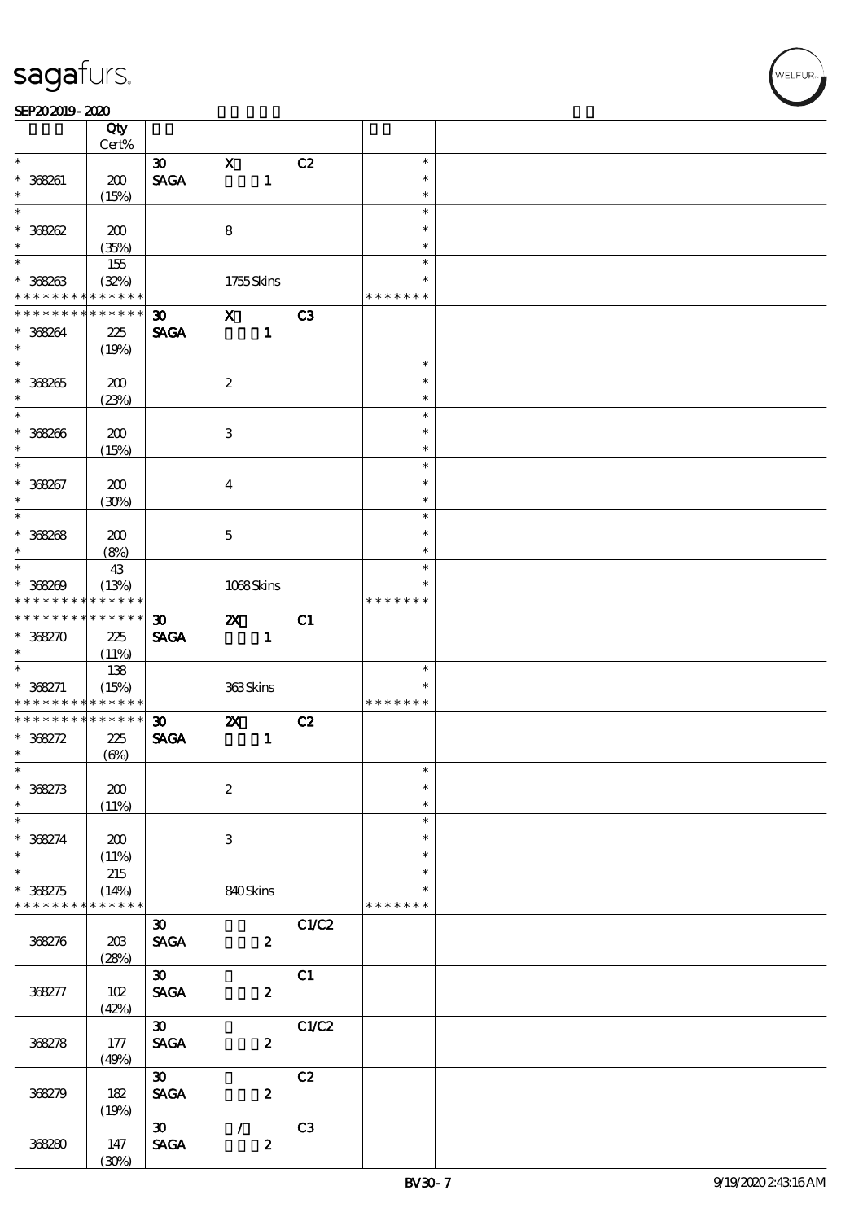| | Qty Cert% | | | | | |
|---|---|---|---|---|---|---|
| * | | 30 | X | C2 | * | |
| * 368261 | 200 | SAGA | 1 | | * | |
| * | (15%) | | | | * | |
| * | | | | | * | |
| * 368262 | 200 | | 8 | | * | |
| * | (35%) | | | | * | |
| * | 155 | | | | * | |
| * 368263 | (32%) | | 1755 Skins | | * | |
| * * * * * * * * * * * * * * | | | | | * * * * * * * | |
| * * * * * * * * * * * * * * | | 30 | X | C3 | | |
| * 368264 | 225 | SAGA | 1 | | | |
| * | (19%) | | | | | |
| * | | | | | * | |
| * 368265 | 200 | | 2 | | * | |
| * | (23%) | | | | * | |
| * | | | | | * | |
| * 368266 | 200 | | 3 | | * | |
| * | (15%) | | | | * | |
| * | | | | | * | |
| * 368267 | 200 | | 4 | | * | |
| * | (30%) | | | | * | |
| * | | | | | * | |
| * 368268 | 200 | | 5 | | * | |
| * | (8%) | | | | * | |
| * | 43 | | | | * | |
| * 368269 | (13%) | | 1068 Skins | | * | |
| * * * * * * * * * * * * * * | | | | | * * * * * * * | |
| * * * * * * * * * * * * * * | | 30 | 2X | C1 | | |
| * 368270 | 225 | SAGA | 1 | | | |
| * | (11%) | | | | | |
| * | 138 | | | | * | |
| * 368271 | (15%) | | 363 Skins | | * | |
| * * * * * * * * * * * * * * | | | | | * * * * * * * | |
| * * * * * * * * * * * * * * | | 30 | 2X | C2 | | |
| * 368272 | 225 | SAGA | 1 | | | |
| * | (6%) | | | | | |
| * | | | | | * | |
| * 368273 | 200 | | 2 | | * | |
| * | (11%) | | | | * | |
| * | | | | | * | |
| * 368274 | 200 | | 3 | | * | |
| * | (11%) | | | | * | |
| * | 215 | | | | * | |
| * 368275 | (14%) | | 840 Skins | | * | |
| * * * * * * * * * * * * * * | | | | | * * * * * * * | |
| | | 30 | | C1/C2 | | |
| 368276 | 203 | SAGA | 2 | | | |
| | (28%) | | | | | |
| | | 30 | | C1 | | |
| 368277 | 102 | SAGA | 2 | | | |
| | (42%) | | | | | |
| | | 30 | | C1/C2 | | |
| 368278 | 177 | SAGA | 2 | | | |
| | (49%) | | | | | |
| | | 30 | | C2 | | |
| 368279 | 182 | SAGA | 2 | | | |
| | (19%) | | | | | |
| | | 30 | / | C3 | | |
| 368280 | 147 | SAGA | 2 | | | |
| | (30%) | | | | | |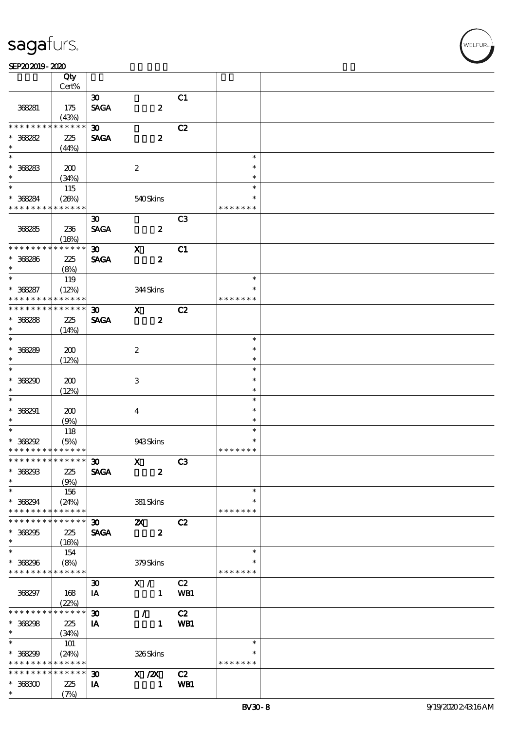| | Qty Cert% | | | | | |
|---|---|---|---|---|---|---|
| 368281 | 175 (43%) | 30 SAGA | 2 | C1 | | |
| * * * * * * * * * * * * * * 368282 * | 225 (44%) | 30 SAGA | 2 | C2 | | |
| * * 368283 * | 200 (34%) | | 2 | | * * * | |
| * * 368284 * * * * * * * * * * * * * | 115 (26%) | | 540 Skins | | * * * * * * * * * | |
| 368285 | 236 (16%) | 30 SAGA | 2 | C3 | | |
| * * * * * * * * * * * * * * 368286 * | 225 (8%) | 30 SAGA | X 2 | C1 | | |
| * * 368287 * * * * * * * * * * * * * | 119 (12%) | | 344 Skins | | * * * * * * * * * | |
| * * * * * * * * * * * * * * 368288 * | 225 (14%) | 30 SAGA | X 2 | C2 | | |
| * * 368289 * | 200 (12%) | | 2 | | * * * | |
| * * 368290 * | 200 (12%) | | 3 | | * * * | |
| * * 368291 * | 200 (9%) | | 4 | | * * * | |
| * * 368292 * * * * * * * * * * * * * | 118 (5%) | | 943 Skins | | * * * * * * * * * | |
| * * * * * * * * * * * * * * 368293 * | 225 (9%) | 30 SAGA | X 2 | C3 | | |
| * * 368294 * * * * * * * * * * * * * | 156 (24%) | | 381 Skins | | * * * * * * * * * | |
| * * * * * * * * * * * * * * 368295 * | 225 (16%) | 30 SAGA | 2X 2 | C2 | | |
| * * 368296 * * * * * * * * * * * * * | 154 (8%) | | 379 Skins | | * * * * * * * * * | |
| 368297 | 168 (22%) | 30 IA | X / 1 | C2 WB1 | | |
| * * * * * * * * * * * * * * 368298 * | 225 (34%) | 30 IA | / 1 | C2 WB1 | | |
| * * 368299 * * * * * * * * * * * * * | 101 (24%) | | 326 Skins | | * * * * * * * * * | |
| * * * * * * * * * * * * * * 368300 * | 225 (7%) | 30 IA | X /2X 1 | C2 WB1 | | |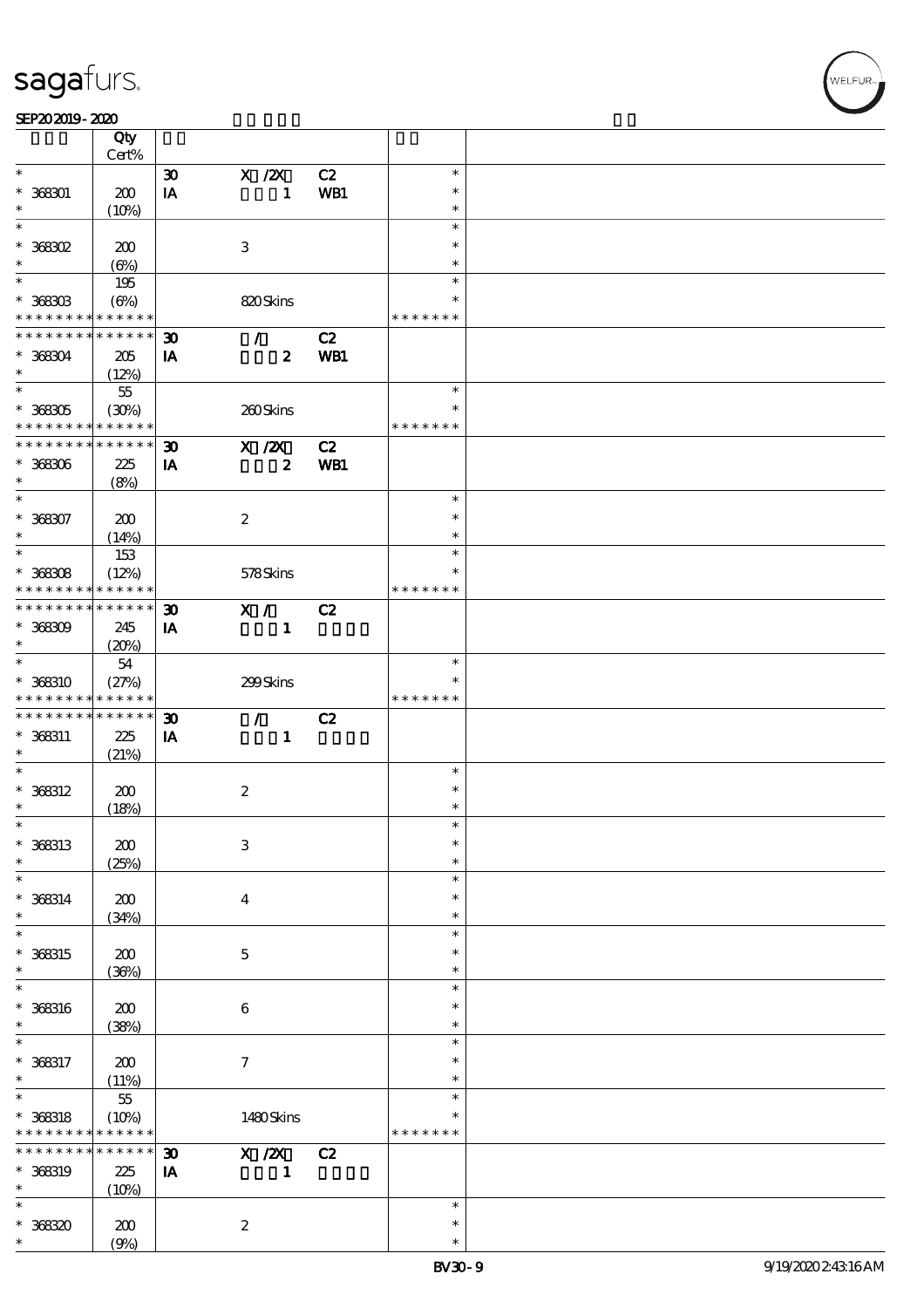| | Qty Cert% | | | | | |
|---|---|---|---|---|---|---|
| * | | 30 | X /2X | C2 | * | |
| * 368301 | 200 | IA | 1 | WB1 | * | |
| * | (10%) | | | | * | |
| * | | | | | * | |
| * 368302 | 200 | | 3 | | * | |
| * | (6%) | | | | * | |
| * | 195 | | | | * | |
| * 368303 | (6%) | | 820 Skins | | * | |
| * * * * * * * * * * * * * * | | | | | * * * * * * * | |
| * * * * * * * * * * * * * * | | 30 | / | C2 | | |
| * 368304 | 205 | IA | 2 | WB1 | | |
| * | (12%) | | | | | |
| * | 55 | | | | * | |
| * 368305 | (30%) | | 260 Skins | | * | |
| * * * * * * * * * * * * * * | | | | | * * * * * * * | |
| * * * * * * * * * * * * * * | | 30 | X /2X | C2 | | |
| * 368306 | 225 | IA | 2 | WB1 | | |
| * | (8%) | | | | | |
| * | | | | | * | |
| * 368307 | 200 | | 2 | | * | |
| * | (14%) | | | | * | |
| * | 153 | | | | * | |
| * 368308 | (12%) | | 578 Skins | | * | |
| * * * * * * * * * * * * * * | | | | | * * * * * * * | |
| * * * * * * * * * * * * * * | | 30 | X / | C2 | | |
| * 368309 | 245 | IA | 1 | | | |
| * | (20%) | | | | | |
| * | 54 | | | | * | |
| * 368310 | (27%) | | 299 Skins | | * | |
| * * * * * * * * * * * * * * | | | | | * * * * * * * | |
| * * * * * * * * * * * * * * | | 30 | / | C2 | | |
| * 368311 | 225 | IA | 1 | | | |
| * | (21%) | | | | | |
| * | | | | | * | |
| * 368312 | 200 | | 2 | | * | |
| * | (18%) | | | | * | |
| * | | | | | * | |
| * 368313 | 200 | | 3 | | * | |
| * | (25%) | | | | * | |
| * | | | | | * | |
| * 368314 | 200 | | 4 | | * | |
| * | (34%) | | | | * | |
| * | | | | | * | |
| * 368315 | 200 | | 5 | | * | |
| * | (36%) | | | | * | |
| * | | | | | * | |
| * 368316 | 200 | | 6 | | * | |
| * | (38%) | | | | * | |
| * | | | | | * | |
| * 368317 | 200 | | 7 | | * | |
| * | (11%) | | | | * | |
| * | 55 | | | | * | |
| * 368318 | (10%) | | 1480 Skins | | * | |
| * * * * * * * * * * * * * * | | | | | * * * * * * * | |
| * * * * * * * * * * * * * * | | 30 | X /2X | C2 | | |
| * 368319 | 225 | IA | 1 | | | |
| * | (10%) | | | | | |
| * | | | | | * | |
| * 368320 | 200 | | 2 | | * | |
| * | (9%) | | | | * | |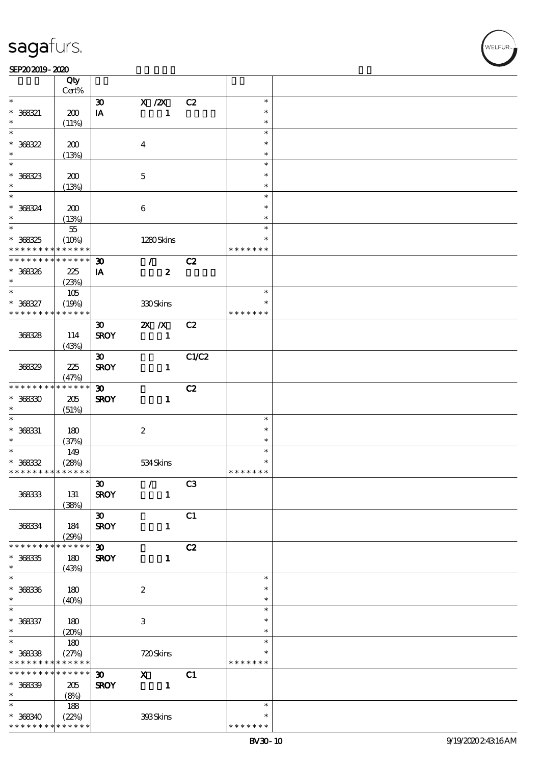| | Qty Cert% | | | | | |
|---|---|---|---|---|---|---|
| * | | 30 | X /2X | C2 | * | |
| * 368321 | 200 | IA | 1 | | * | |
| * | (11%) | | | | * | |
| * | | | | | * | |
| * 368322 | 200 | | 4 | | * | |
| * | (13%) | | | | * | |
| * | | | | | * | |
| * 368323 | 200 | | 5 | | * | |
| * | (13%) | | | | * | |
| * | | | | | * | |
| * 368324 | 200 | | 6 | | * | |
| * | (13%) | | | | * | |
| * | 55 | | | | * | |
| * 368325 | (10%) | | 1280 Skins | | * | |
| * * * * * * * * * * * * * * | | | | | * * * * * * * | |
| * * * * * * * * * * * * * * | | 30 | / | C2 | | |
| * 368326 | 225 | IA | 2 | | | |
| * | (23%) | | | | | |
| * | 105 | | | | * | |
| * 368327 | (19%) | | 330 Skins | | * | |
| * * * * * * * * * * * * * * | | | | | * * * * * * * | |
| | | 30 | 2X /X | C2 | | |
| 368328 | 114 | SROY | 1 | | | |
| | (43%) | | | | | |
| | | 30 | | C1/C2 | | |
| 368329 | 225 | SROY | 1 | | | |
| | (47%) | | | | | |
| * * * * * * * * * * * * * * | | 30 | | C2 | | |
| * 368330 | 205 | SROY | 1 | | | |
| * | (51%) | | | | | |
| * | | | | | * | |
| * 368331 | 180 | | 2 | | * | |
| * | (37%) | | | | * | |
| * | 149 | | | | * | |
| * 368332 | (28%) | | 534 Skins | | * | |
| * * * * * * * * * * * * * * | | | | | * * * * * * * | |
| | | 30 | / | C3 | | |
| 368333 | 131 | SROY | 1 | | | |
| | (38%) | | | | | |
| | | 30 | | C1 | | |
| 368334 | 184 | SROY | 1 | | | |
| | (29%) | | | | | |
| * * * * * * * * * * * * * * | | 30 | | C2 | | |
| * 368335 | 180 | SROY | 1 | | | |
| * | (43%) | | | | | |
| * | | | | | * | |
| * 368336 | 180 | | 2 | | * | |
| * | (40%) | | | | * | |
| * | | | | | * | |
| * 368337 | 180 | | 3 | | * | |
| * | (20%) | | | | * | |
| * | 180 | | | | * | |
| * 368338 | (27%) | | 720 Skins | | * | |
| * * * * * * * * * * * * * * | | | | | * * * * * * * | |
| * * * * * * * * * * * * * * | | 30 | X | C1 | | |
| * 368339 | 205 | SROY | 1 | | | |
| * | (8%) | | | | | |
| * | 188 | | | | * | |
| * 368340 | (22%) | | 393 Skins | | * | |
| * * * * * * * * * * * * * * | | | | | * * * * * * * | |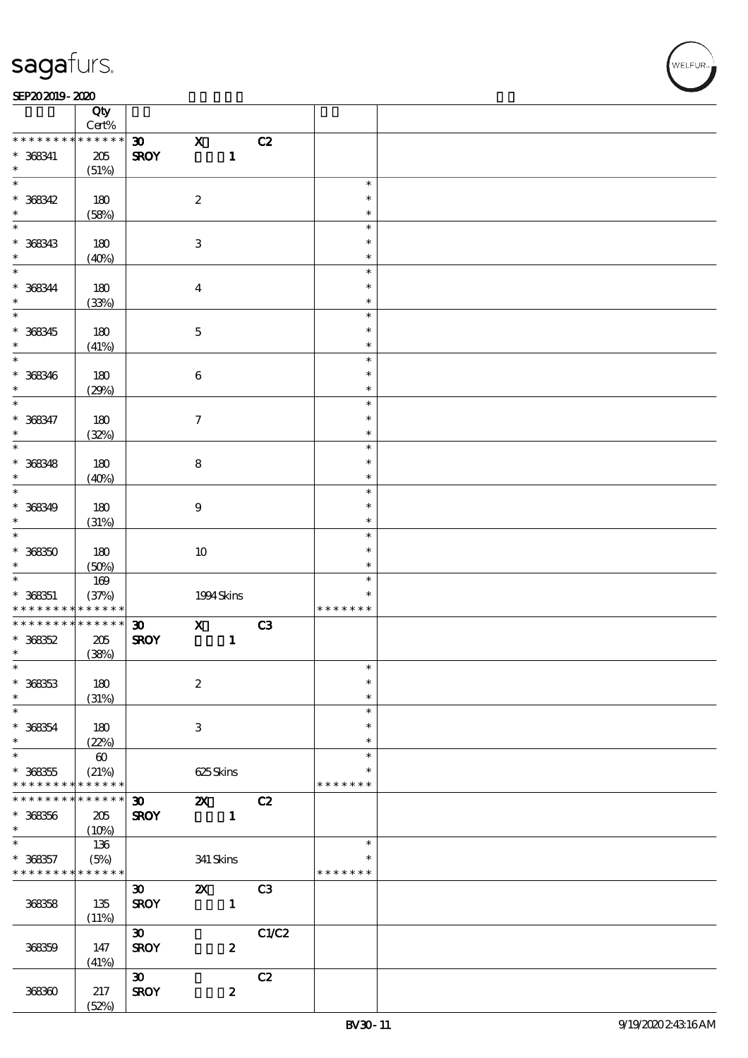| | Qty Cert% | | | | | |
|---|---|---|---|---|---|---|
| * * * * * * * * * * * * * * | | 30 | X | C2 | | |
| * 368341 | 205 (51%) | SROY | 1 | | | |
| * 368342 | 180 (58%) | | 2 | | * | |
| * 368343 | 180 (40%) | | 3 | | * | |
| * 368344 | 180 (33%) | | 4 | | * | |
| * 368345 | 180 (41%) | | 5 | | * | |
| * 368346 | 180 (29%) | | 6 | | * | |
| * 368347 | 180 (32%) | | 7 | | * | |
| * 368348 | 180 (40%) | | 8 | | * | |
| * 368349 | 180 (31%) | | 9 | | * | |
| * 368350 | 180 (50%) | | 10 | | * | |
| * 368351 | 169 (37%) | | 1994 Skins | | * * * * * * * | |
| * * * * * * * * * * * * * * | | 30 | X | C3 | | |
| * 368352 | 205 (38%) | SROY | 1 | | | |
| * 368353 | 180 (31%) | | 2 | | * | |
| * 368354 | 180 (22%) | | 3 | | * | |
| * 368355 | 60 (21%) | | 625 Skins | | * * * * * * * | |
| * * * * * * * * * * * * * * | | 30 | 2X | C2 | | |
| * 368356 | 205 (10%) | SROY | 1 | | | |
| * 368357 | 136 (5%) | | 341 Skins | | * * * * * * * | |
| 368358 | 135 (11%) | 30 SROY | 2X 1 | C3 | | |
| 368359 | 147 (41%) | 30 SROY | 2 | C1/C2 | | |
| 368360 | 217 (52%) | 30 SROY | 2 | C2 | | |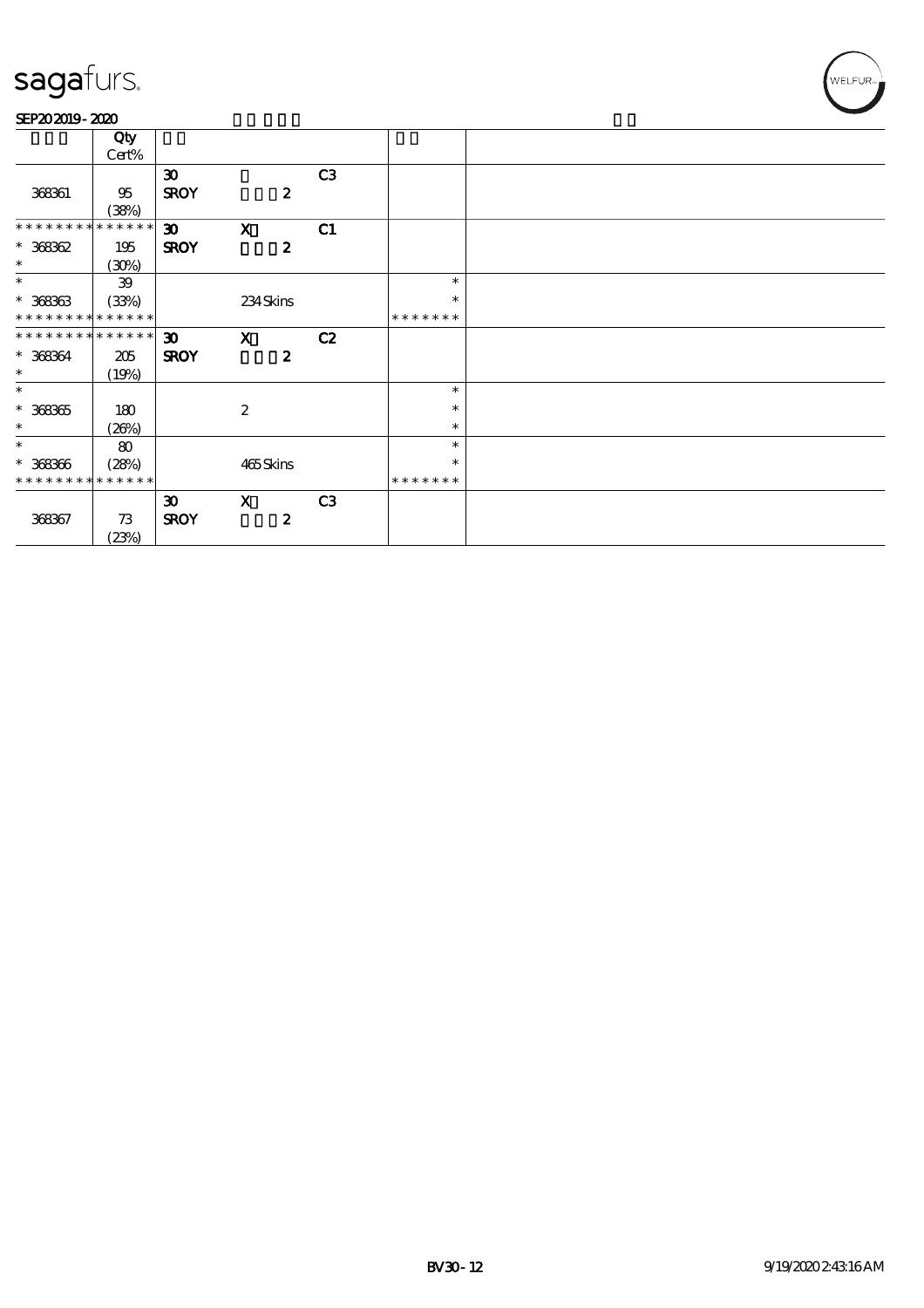| | Qty<br>Cert% | | | | | |
|---|---|---|---|---|---|---|
| 368361 | 95<br>(38%) | 30<br>SROY | 2 | C3 | | |
| ************** <br>* 368362<br>* | 195<br>(30%) | 30<br>SROY | X<br>2 | C1 | | |
| *<br>* 368363<br>************** | 39<br>(33%) | | 234 Skins | | *<br>*<br>******* | |
| ************** <br>* 368364<br>* | 205<br>(19%) | 30<br>SROY | X<br>2 | C2 | | |
| *<br>* 368365<br>* | 180<br>(26%) | | 2 | | *<br>*<br>* | |
| *<br>* 368366<br>************** | 80<br>(28%) | | 465 Skins | | *<br>*<br>******* | |
| 368367 | 73<br>(23%) | 30<br>SROY | X<br>2 | C3 | | |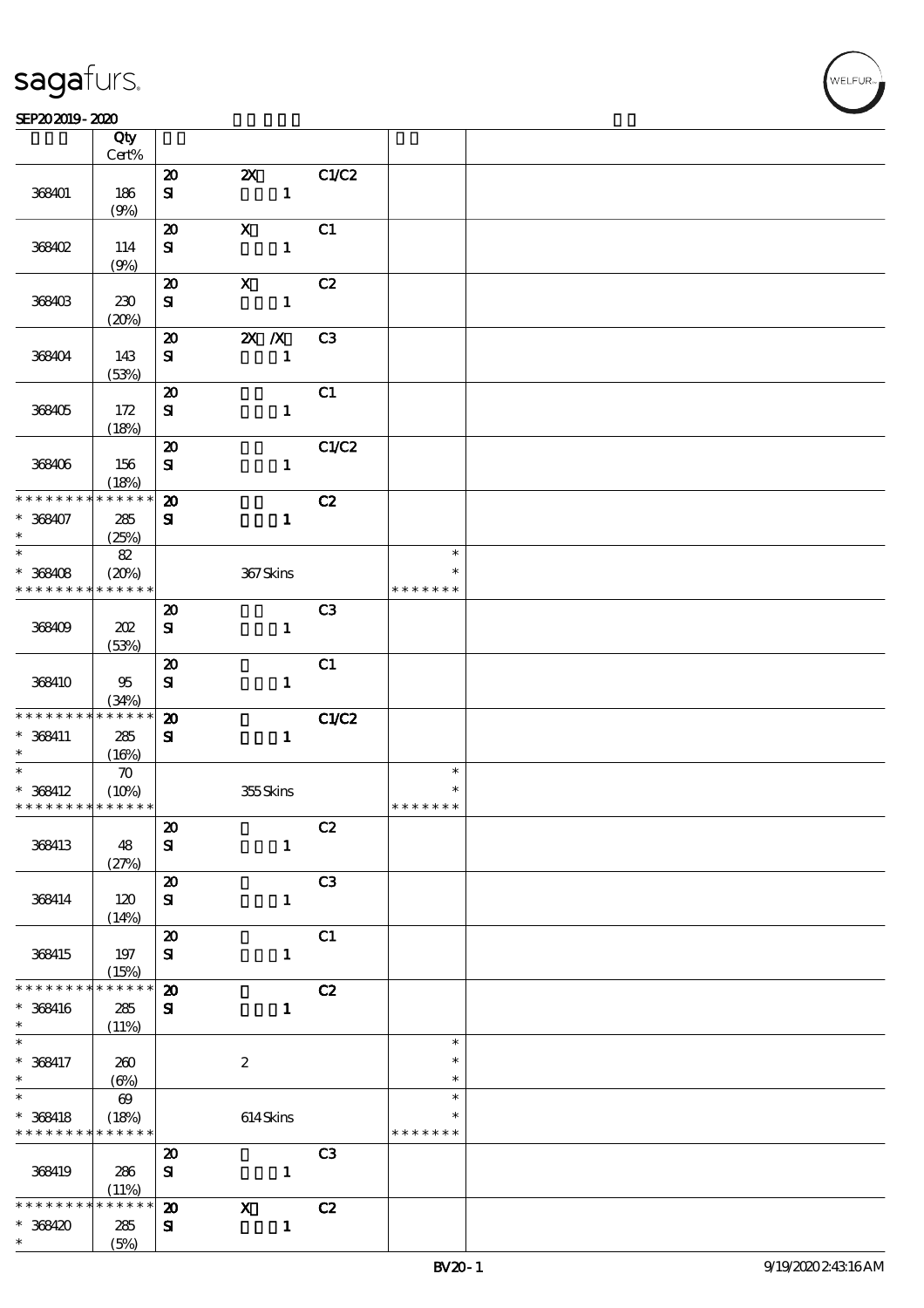| | Qty Cert% | | | | | |
|---|---|---|---|---|---|---|
| 368401 | 186 (9%) | 20 SI | 2X 1 | C1/C2 | | |
| 368402 | 114 (9%) | 20 SI | X 1 | C1 | | |
| 368403 | 230 (20%) | 20 SI | X 1 | C2 | | |
| 368404 | 143 (53%) | 20 SI | 2X /X 1 | C3 | | |
| 368405 | 172 (18%) | 20 SI | 1 | C1 | | |
| 368406 | 156 (18%) | 20 SI | 1 | C1/C2 | | |
| * * * * * * * * * * * * * * 368407 * | 285 (25%) | 20 SI | 1 | C2 | | |
| * * 368408 * * * * * * * * * * * * * * | 82 (20%) | | 367 Skins | | * * * * * * * * * | |
| 368409 | 202 (53%) | 20 SI | 1 | C3 | | |
| 368410 | 95 (34%) | 20 SI | 1 | C1 | | |
| * * * * * * * * * * * * * * 368411 * | 285 (16%) | 20 SI | 1 | C1/C2 | | |
| * * 368412 * * * * * * * * * * * * * * | 70 (10%) | | 355 Skins | | * * * * * * * * * | |
| 368413 | 48 (27%) | 20 SI | 1 | C2 | | |
| 368414 | 120 (14%) | 20 SI | 1 | C3 | | |
| 368415 | 197 (15%) | 20 SI | 1 | C1 | | |
| * * * * * * * * * * * * * * 368416 * | 285 (11%) | 20 SI | 1 | C2 | | |
| * * 368417 * | 260 (6%) | | 2 | | * * * | |
| * * 368418 * * * * * * * * * * * * * * | 69 (18%) | | 614 Skins | | * * * * * * * * * | |
| 368419 | 286 (11%) | 20 SI | 1 | C3 | | |
| * * * * * * * * * * * * * * 368420 * | 285 (5%) | 20 SI | X 1 | C2 | | |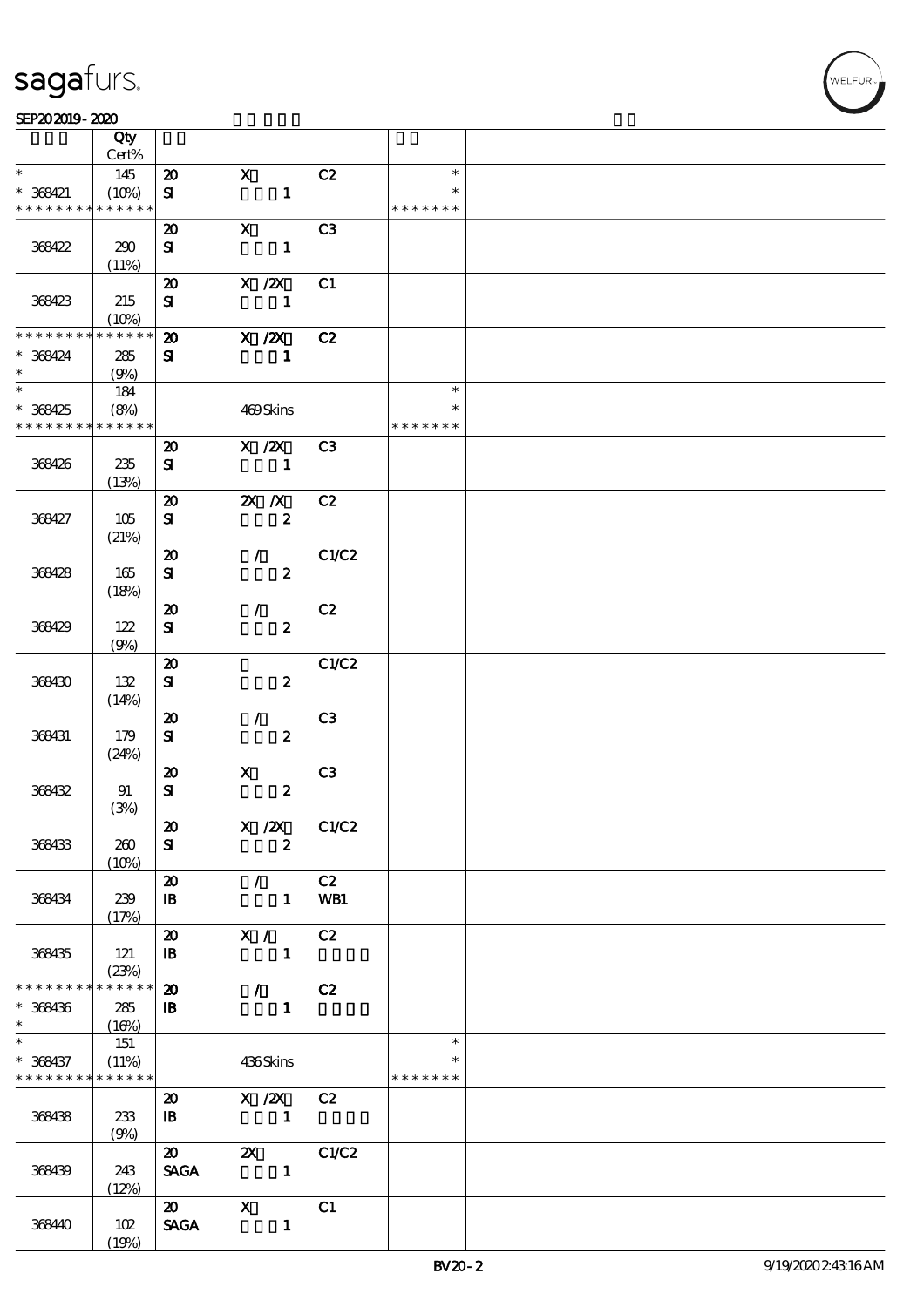| | Qty Cert% | | | | | |
|---|---|---|---|---|---|---|
| * * 368421 * * * * * * * * * * * * * * | 145 (10%) | 20 SI | X 1 | C2 | * * * * * * * * * | |
| 368422 | 290 (11%) | 20 SI | X 1 | C3 | | |
| 368423 | 215 (10%) | 20 SI | X /2X 1 | C1 | | |
| * * * * * * * * * * * * * * * 368424 * | 285 (9%) | 20 SI | X /2X 1 | C2 | | |
| * * 368425 * * * * * * * * * * * * * * | 184 (8%) | | 469 Skins | | * * * * * * * * * | |
| 368426 | 235 (13%) | 20 SI | X /2X 1 | C3 | | |
| 368427 | 105 (21%) | 20 SI | 2X /X 2 | C2 | | |
| 368428 | 165 (18%) | 20 SI | / 2 | C1/C2 | | |
| 368429 | 122 (9%) | 20 SI | / 2 | C2 | | |
| 368430 | 132 (14%) | 20 SI | 2 | C1/C2 | | |
| 368431 | 179 (24%) | 20 SI | / 2 | C3 | | |
| 368432 | 91 (3%) | 20 SI | X 2 | C3 | | |
| 368433 | 260 (10%) | 20 SI | X /2X 2 | C1/C2 | | |
| 368434 | 239 (17%) | 20 IB | / 1 | C2 WB1 | | |
| 368435 | 121 (23%) | 20 IB | X / 1 | C2 | | |
| * * * * * * * * * * * * * * * 368436 * | 285 (16%) | 20 IB | / 1 | C2 | | |
| * * 368437 * * * * * * * * * * * * * * | 151 (11%) | | 436 Skins | | * * * * * * * * * | |
| 368438 | 233 (9%) | 20 IB | X /2X 1 | C2 | | |
| 368439 | 243 (12%) | 20 SAGA | 2X 1 | C1/C2 | | |
| 368440 | 102 (19%) | 20 SAGA | X 1 | C1 | | |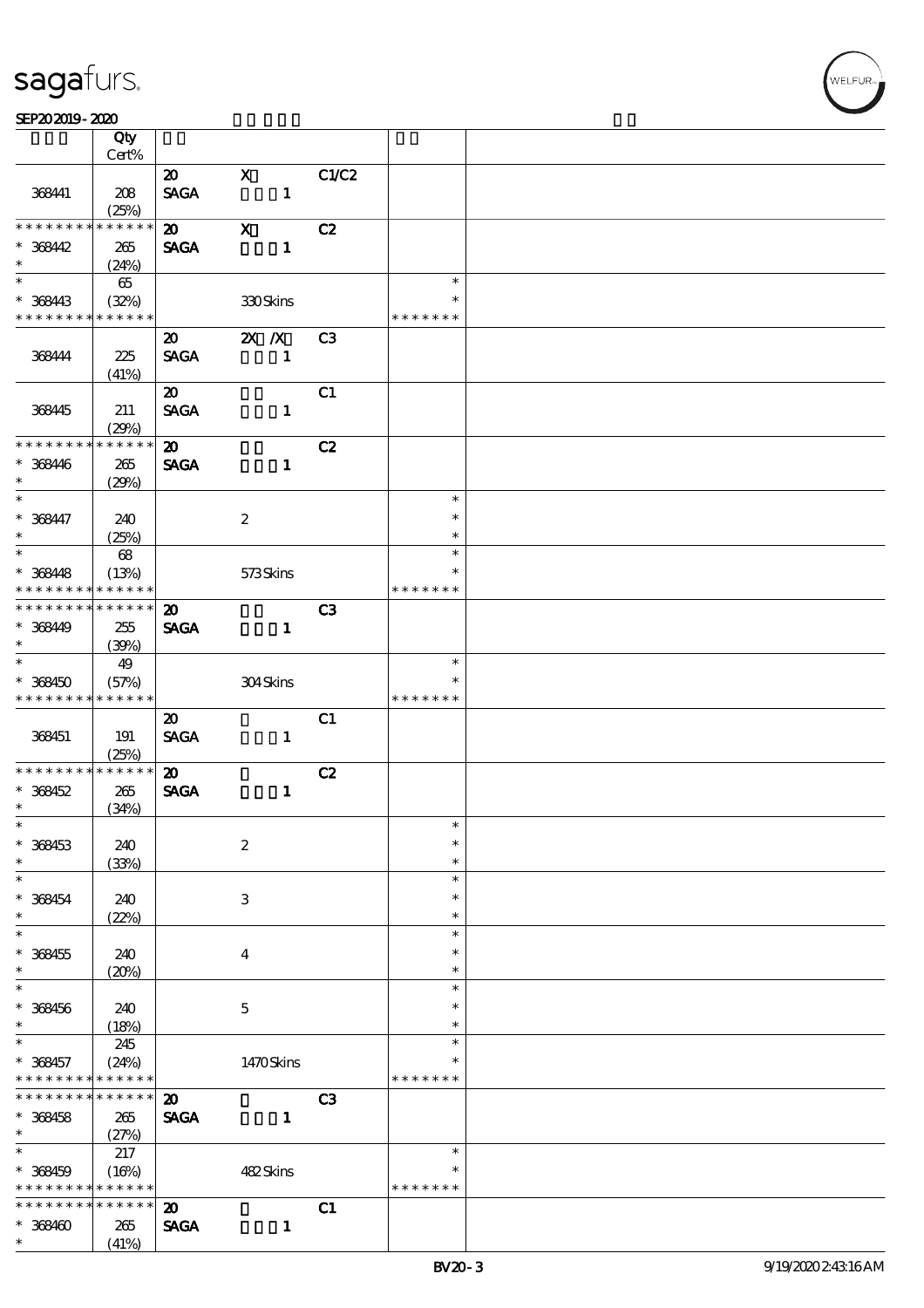| | Qty Cert% | | | | | |
|---|---|---|---|---|---|---|
| 368441 | 208 (25%) | 20 SAGA | X 1 | C1/C2 | | |
| * * * * * * * * * * * * * * 368442 * | 265 (24%) | 20 SAGA | X 1 | C2 | | |
| * * 368443 * * * * * * * * * * * * * | 65 (32%) | | 330 Skins | | * * * * * * * * * | |
| 368444 | 225 (41%) | 20 SAGA | 2X /X 1 | C3 | | |
| 368445 | 211 (29%) | 20 SAGA | 1 | C1 | | |
| * * * * * * * * * * * * * * 368446 * | 265 (29%) | 20 SAGA | 1 | C2 | | |
| * * 368447 * | 240 (25%) | | 2 | | * * * | |
| * * 368448 * * * * * * * * * * * * * | 68 (13%) | | 573 Skins | | * * * * * * * * * | |
| * * * * * * * * * * * * * * 368449 * | 255 (39%) | 20 SAGA | 1 | C3 | | |
| * * 368450 * * * * * * * * * * * * * | 49 (57%) | | 304 Skins | | * * * * * * * * * | |
| 368451 | 191 (25%) | 20 SAGA | 1 | C1 | | |
| * * * * * * * * * * * * * * 368452 * | 265 (34%) | 20 SAGA | 1 | C2 | | |
| * * 368453 * | 240 (33%) | | 2 | | * * * | |
| * * 368454 * | 240 (22%) | | 3 | | * * * | |
| * * 368455 * | 240 (20%) | | 4 | | * * * | |
| * * 368456 * | 240 (18%) | | 5 | | * * * | |
| * * 368457 * * * * * * * * * * * * * | 245 (24%) | | 1470 Skins | | * * * * * * * * * | |
| * * * * * * * * * * * * * * 368458 * | 265 (27%) | 20 SAGA | 1 | C3 | | |
| * * 368459 * * * * * * * * * * * * * | 217 (16%) | | 482 Skins | | * * * * * * * * * | |
| * * * * * * * * * * * * * * 368460 * | 265 (41%) | 20 SAGA | 1 | C1 | | |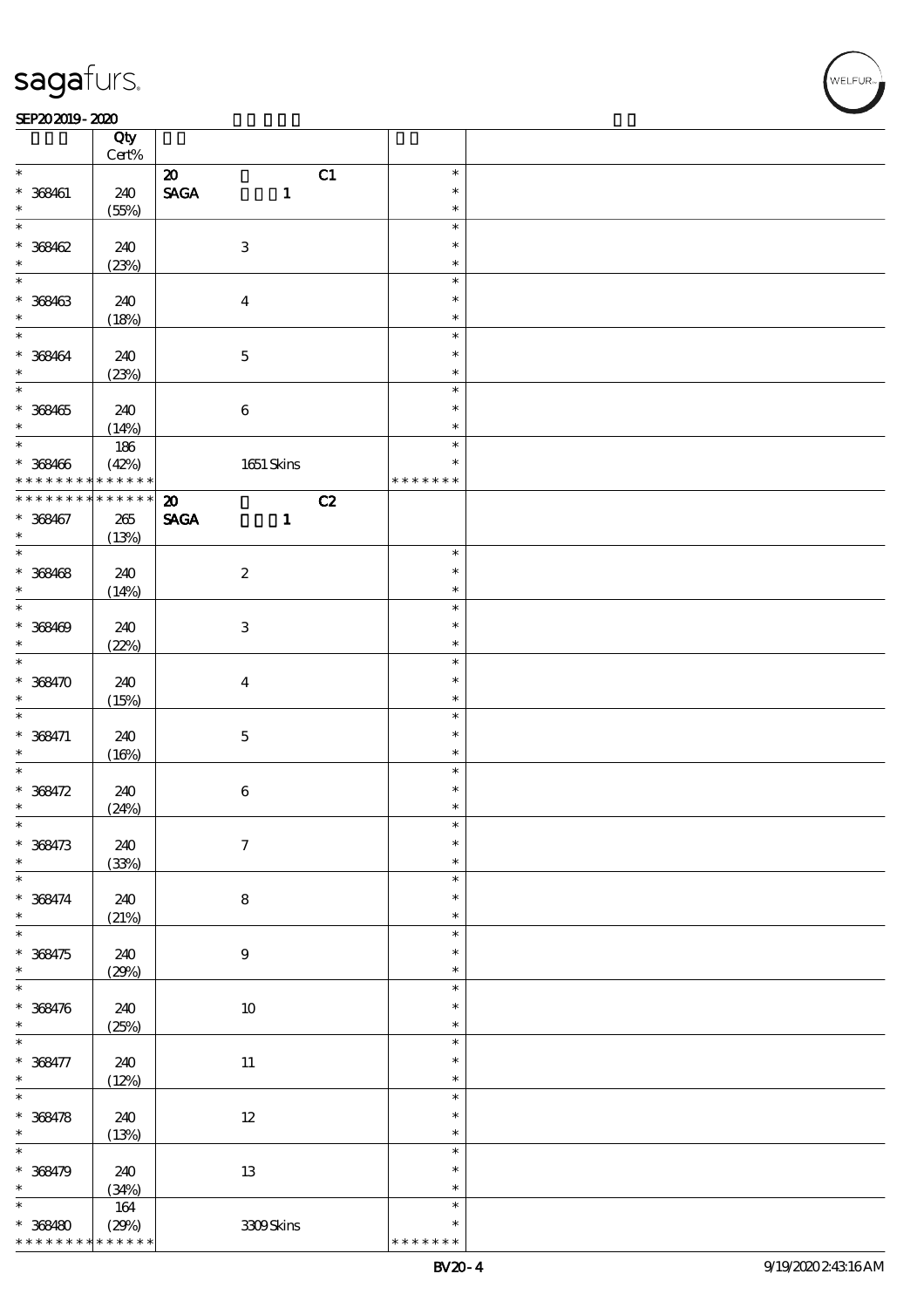| | Qty Cert% | | | |
|---|---|---|---|---|
| * | | 20 C1 | * | |
| * 368461 | 240 | SAGA 1 | * | |
| * | (55%) | | * | |
| * | | | * | |
| * 368462 | 240 | 3 | * | |
| * | (23%) | | * | |
| * | | | * | |
| * 368463 | 240 | 4 | * | |
| * | (18%) | | * | |
| * | | | * | |
| * 368464 | 240 | 5 | * | |
| * | (23%) | | * | |
| * | | | * | |
| * 368465 | 240 | 6 | * | |
| * | (14%) | | * | |
| * | 186 | | * | |
| * 368466 | (42%) | 1651 Skins | * | |
| * * * * * * * * * * * * * * | | | * * * * * * * | |
| * * * * * * * * * * * * * * | | 20 C2 | | |
| * 368467 | 265 | SAGA 1 | | |
| * | (13%) | | | |
| * | | | * | |
| * 368468 | 240 | 2 | * | |
| * | (14%) | | * | |
| * | | | * | |
| * 368469 | 240 | 3 | * | |
| * | (22%) | | * | |
| * | | | * | |
| * 368470 | 240 | 4 | * | |
| * | (15%) | | * | |
| * | | | * | |
| * 368471 | 240 | 5 | * | |
| * | (16%) | | * | |
| * | | | * | |
| * 368472 | 240 | 6 | * | |
| * | (24%) | | * | |
| * | | | * | |
| * 368473 | 240 | 7 | * | |
| * | (33%) | | * | |
| * | | | * | |
| * 368474 | 240 | 8 | * | |
| * | (21%) | | * | |
| * | | | * | |
| * 368475 | 240 | 9 | * | |
| * | (29%) | | * | |
| * | | | * | |
| * 368476 | 240 | 10 | * | |
| * | (25%) | | * | |
| * | | | * | |
| * 368477 | 240 | 11 | * | |
| * | (12%) | | * | |
| * | | | * | |
| * 368478 | 240 | 12 | * | |
| * | (13%) | | * | |
| * | | | * | |
| * 368479 | 240 | 13 | * | |
| * | (34%) | | * | |
| * | 164 | | * | |
| * 368480 | (29%) | 3309 Skins | * | |
| * * * * * * * * * * * * * * | | | * * * * * * * | |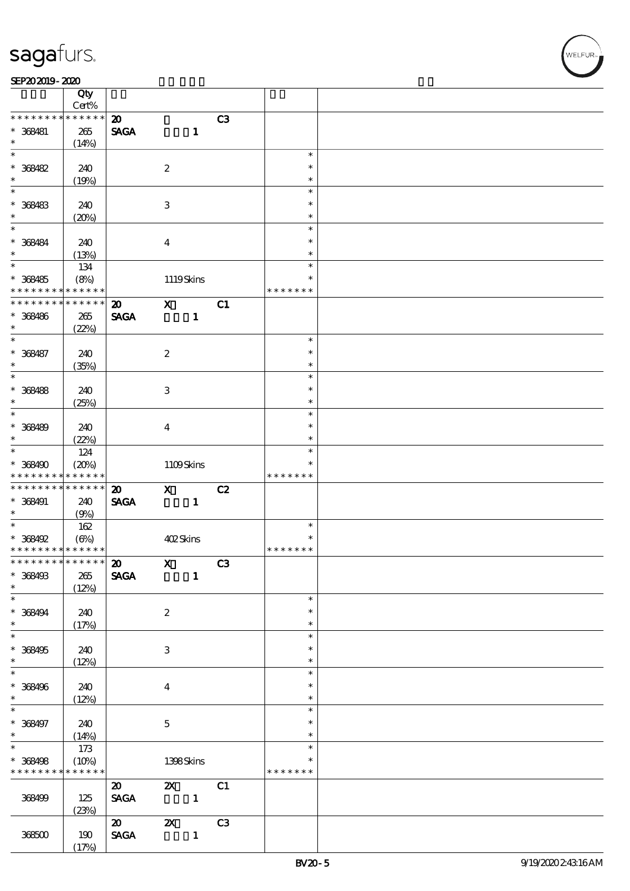| | Qty Cert% | | | | | |
|---|---|---|---|---|---|---|
| * * * * * * * * * * * * * * | | 20 | | C3 | | |
| * 368481 | 265 | SAGA | 1 | | | |
| * | (14%) | | | | | |
| * | | | | | * | |
| * 368482 | 240 | | 2 | | * | |
| * | (19%) | | | | * | |
| * | | | | | * | |
| * 368483 | 240 | | 3 | | * | |
| * | (20%) | | | | * | |
| * | | | | | * | |
| * 368484 | 240 | | 4 | | * | |
| * | (13%) | | | | * | |
| * | 134 | | | | * | |
| * 368485 | (8%) | | 1119 Skins | | * | |
| * * * * * * * * * * * * * * | | | | | * * * * * * * | |
| * * * * * * * * * * * * * * | | 20 | X | C1 | | |
| * 368486 | 265 | SAGA | 1 | | | |
| * | (22%) | | | | | |
| * | | | | | * | |
| * 368487 | 240 | | 2 | | * | |
| * | (35%) | | | | * | |
| * | | | | | * | |
| * 368488 | 240 | | 3 | | * | |
| * | (25%) | | | | * | |
| * | | | | | * | |
| * 368489 | 240 | | 4 | | * | |
| * | (22%) | | | | * | |
| * | 124 | | | | * | |
| * 368490 | (20%) | | 1109 Skins | | * | |
| * * * * * * * * * * * * * * | | | | | * * * * * * * | |
| * * * * * * * * * * * * * * | | 20 | X | C2 | | |
| * 368491 | 240 | SAGA | 1 | | | |
| * | (9%) | | | | | |
| * | 162 | | | | * | |
| * 368492 | (6%) | | 402 Skins | | * | |
| * * * * * * * * * * * * * * | | | | | * * * * * * * | |
| * * * * * * * * * * * * * * | | 20 | X | C3 | | |
| * 368493 | 265 | SAGA | 1 | | | |
| * | (12%) | | | | | |
| * | | | | | * | |
| * 368494 | 240 | | 2 | | * | |
| * | (17%) | | | | * | |
| * | | | | | * | |
| * 368495 | 240 | | 3 | | * | |
| * | (12%) | | | | * | |
| * | | | | | * | |
| * 368496 | 240 | | 4 | | * | |
| * | (12%) | | | | * | |
| * | | | | | * | |
| * 368497 | 240 | | 5 | | * | |
| * | (14%) | | | | * | |
| * | 173 | | | | * | |
| * 368498 | (10%) | | 1398 Skins | | * | |
| * * * * * * * * * * * * * * | | | | | * * * * * * * | |
| | | 20 | 2X | C1 | | |
| 368499 | 125 | SAGA | 1 | | | |
| | (23%) | | | | | |
| | | 20 | 2X | C3 | | |
| 368500 | 190 | SAGA | 1 | | | |
| | (17%) | | | | | |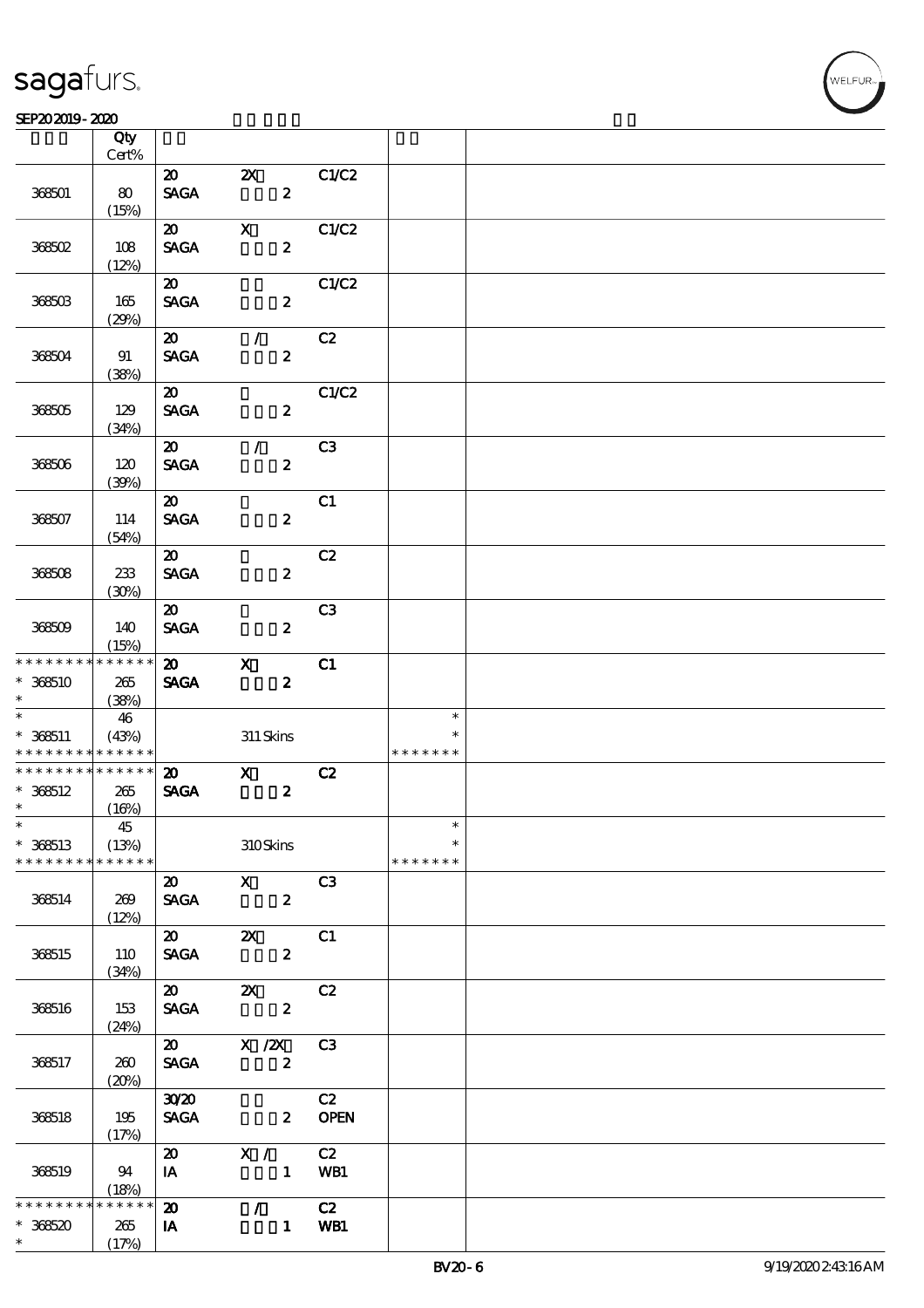| | Qty Cert% | | | | | |
|---|---|---|---|---|---|---|
| 368501 | 80 (15%) | 20 SAGA | 2X 2 | C1/C2 | | |
| 368502 | 108 (12%) | 20 SAGA | X 2 | C1/C2 | | |
| 368503 | 165 (29%) | 20 SAGA | 2 | C1/C2 | | |
| 368504 | 91 (38%) | 20 SAGA | / 2 | C2 | | |
| 368505 | 129 (34%) | 20 SAGA | 2 | C1/C2 | | |
| 368506 | 120 (39%) | 20 SAGA | / 2 | C3 | | |
| 368507 | 114 (54%) | 20 SAGA | 2 | C1 | | |
| 368508 | 233 (30%) | 20 SAGA | 2 | C2 | | |
| 368509 | 140 (15%) | 20 SAGA | 2 | C3 | | |
| * * * * * * * * * * * * * * 368510 * | 265 (38%) | 20 SAGA | X 2 | C1 | | |
| * * 368511 * * * * * * * * * * * * * * | 46 (43%) | | 311 Skins | | * * * * * * * * * | |
| * * * * * * * * * * * * * * 368512 * | 265 (16%) | 20 SAGA | X 2 | C2 | | |
| * * 368513 * * * * * * * * * * * * * * | 45 (13%) | | 310 Skins | | * * * * * * * * * | |
| 368514 | 269 (12%) | 20 SAGA | X 2 | C3 | | |
| 368515 | 110 (34%) | 20 SAGA | 2X 2 | C1 | | |
| 368516 | 153 (24%) | 20 SAGA | 2X 2 | C2 | | |
| 368517 | 260 (20%) | 20 SAGA | X /2X 2 | C3 | | |
| 368518 | 195 (17%) | 30/20 SAGA | 2 | C2 OPEN | | |
| 368519 | 94 (18%) | 20 IA | X / 1 | C2 WB1 | | |
| * * * * * * * * * * * * * * 368520 * | 265 (17%) | 20 IA | / 1 | C2 WB1 | | |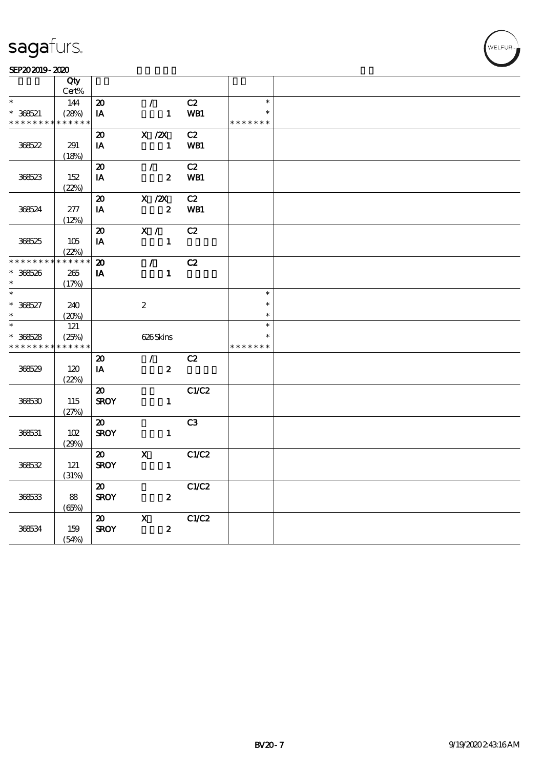sagafurs.

SEP20 2019 - 2020

| | Qty Cert% | | | | | |
|---|---|---|---|---|---|---|
| * | 144 | 20 | / | C2 | * | |
| * 368521 | (28%) | IA | 1 | WB1 | * | |
| * * * * * * * * * * * * * * | | | | | * * * * * * * | |
| | | 20 | X /2X | C2 | | |
| 368522 | 291 (18%) | IA | 1 | WB1 | | |
| | | 20 | / | C2 | | |
| 368523 | 152 (22%) | IA | 2 | WB1 | | |
| | | 20 | X /2X | C2 | | |
| 368524 | 277 (12%) | IA | 2 | WB1 | | |
| | | 20 | X / | C2 | | |
| 368525 | 105 (22%) | IA | 1 | | | |
| * * * * * * * * * * * * * * | | 20 | / | C2 | | |
| * 368526 | 265 | IA | 1 | | | |
| * | (17%) | | | | | |
| * | | | | | * | |
| * 368527 | 240 | | 2 | | * | |
| * | (20%) | | | | * | |
| * | 121 | | | | * | |
| * 368528 | (25%) | | 626 Skins | | * | |
| * * * * * * * * * * * * * * | | | | | * * * * * * * | |
| | | 20 | / | C2 | | |
| 368529 | 120 (22%) | IA | 2 | | | |
| | | 20 | | C1/C2 | | |
| 368530 | 115 (27%) | SROY | 1 | | | |
| | | 20 | | C3 | | |
| 368531 | 102 (29%) | SROY | 1 | | | |
| | | 20 | X | C1/C2 | | |
| 368532 | 121 (31%) | SROY | 1 | | | |
| | | 20 | | C1/C2 | | |
| 368533 | 88 (65%) | SROY | 2 | | | |
| | | 20 | X | C1/C2 | | |
| 368534 | 159 (54%) | SROY | 2 | | | |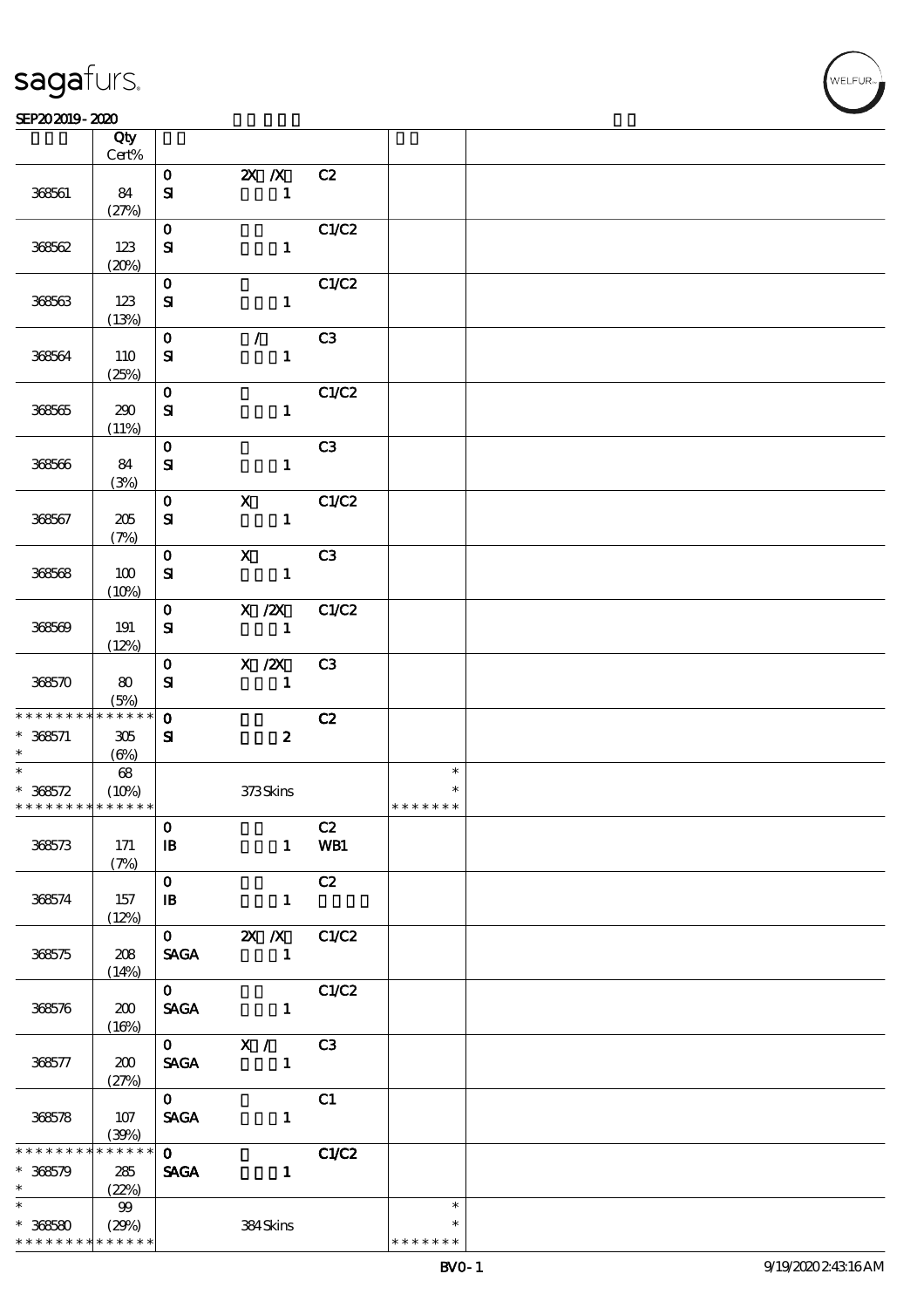| | Qty Cert% | | | | | |
|---|---|---|---|---|---|---|
| 368561 | 84 (27%) | 0 SI | 2X /X 1 | C2 | | |
| 368562 | 123 (20%) | 0 SI | 1 | C1/C2 | | |
| 368563 | 123 (13%) | 0 SI | 1 | C1/C2 | | |
| 368564 | 110 (25%) | 0 SI | / 1 | C3 | | |
| 368565 | 290 (11%) | 0 SI | 1 | C1/C2 | | |
| 368566 | 84 (3%) | 0 SI | 1 | C3 | | |
| 368567 | 205 (7%) | 0 SI | X 1 | C1/C2 | | |
| 368568 | 100 (10%) | 0 SI | X 1 | C3 | | |
| 368569 | 191 (12%) | 0 SI | X /2X 1 | C1/C2 | | |
| 368570 | 80 (5%) | 0 SI | X /2X 1 | C3 | | |
| * * * * * * * * * * * * * * * 368571 * | 305 (6%) | 0 SI | 2 | C2 | | |
| * * 368572 * * * * * * * * * * * * * | 68 (10%) | | 373 Skins | | * * * * * * * * * | |
| 368573 | 171 (7%) | 0 IB | 1 | C2 WB1 | | |
| 368574 | 157 (12%) | 0 IB | 1 | C2 | | |
| 368575 | 208 (14%) | 0 SAGA | 2X /X 1 | C1/C2 | | |
| 368576 | 200 (16%) | 0 SAGA | 1 | C1/C2 | | |
| 368577 | 200 (27%) | 0 SAGA | X / 1 | C3 | | |
| 368578 | 107 (39%) | 0 SAGA | 1 | C1 | | |
| * * * * * * * * * * * * * * * 368579 * | 285 (22%) | 0 SAGA | 1 | C1/C2 | | |
| * * 368580 * * * * * * * * * * * * * | 99 (29%) | | 384 Skins | | * * * * * * * * * | |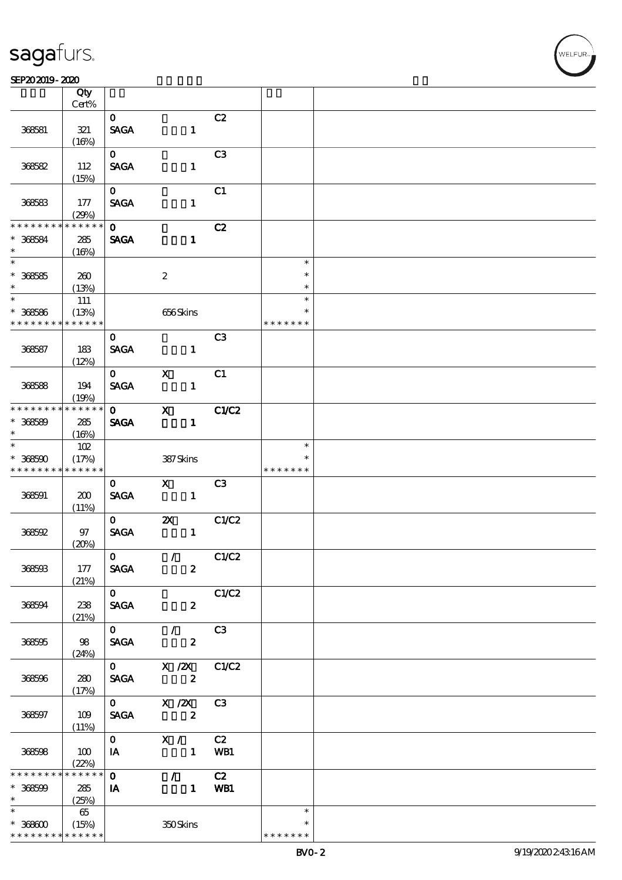| | Qty<br>Cert% | | | | | |
|---|---|---|---|---|---|---|
| 368581 | 321<br>(16%) | 0<br>SAGA | 1 | C2 | | |
| 368582 | 112<br>(15%) | 0<br>SAGA | 1 | C3 | | |
| 368583 | 177<br>(29%) | 0<br>SAGA | 1 | C1 | | |
| * * * * * * * * * * * * * *<br>* 368584<br>* | * * * * * *<br>285<br>(16%) | 0<br>SAGA | 1 | C2 | | |
| *<br>* 368585<br>* | 260<br>(13%) | | 2 | | *<br>*<br>* | |
| *<br>* 368586<br>* * * * * * * * * * * * * * | 111<br>(13%) | | 656 Skins | | *<br>*<br>* * * * * * * | |
| 368587 | 183<br>(12%) | 0<br>SAGA | 1 | C3 | | |
| 368588 | 194<br>(19%) | 0<br>SAGA | X<br>1 | C1 | | |
| * * * * * * * * * * * * * *<br>* 368589<br>* | * * * * * *<br>285<br>(16%) | 0<br>SAGA | X<br>1 | C1/C2 | | |
| *<br>* 368590<br>* * * * * * * * * * * * * * | 102<br>(17%) | | 387 Skins | | *<br>*<br>* * * * * * * | |
| 368591 | 200<br>(11%) | 0<br>SAGA | X<br>1 | C3 | | |
| 368592 | 97<br>(20%) | 0<br>SAGA | 2X<br>1 | C1/C2 | | |
| 368593 | 177<br>(21%) | 0<br>SAGA | /<br>2 | C1/C2 | | |
| 368594 | 238<br>(21%) | 0<br>SAGA | 2 | C1/C2 | | |
| 368595 | 98<br>(24%) | 0<br>SAGA | /<br>2 | C3 | | |
| 368596 | 280<br>(17%) | 0<br>SAGA | X /2X<br>2 | C1/C2 | | |
| 368597 | 109<br>(11%) | 0<br>SAGA | X /2X<br>2 | C3 | | |
| 368598 | 100<br>(22%) | 0<br>IA | X /<br>1 | C2<br>WB1 | | |
| * * * * * * * * * * * * * *<br>* 368599<br>* | * * * * * *<br>285<br>(25%) | 0<br>IA | /<br>1 | C2<br>WB1 | | |
| *<br>* 368600<br>* * * * * * * * * * * * * * | 65<br>(15%) | | 350 Skins | | *<br>*<br>* * * * * * * | |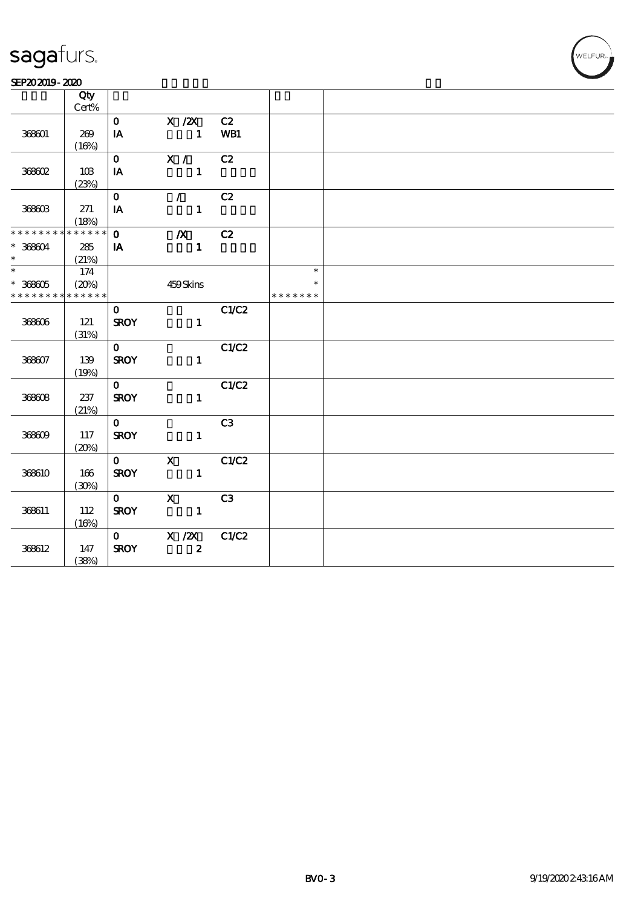sagafurs.

SEP20 2019 - 2020

| | Qty Cert% | | | | | |
|---|---|---|---|---|---|---|
| 368601 | 269 (16%) | 0 IA | X /2X 1 | C2 WB1 | | |
| 368602 | 103 (23%) | 0 IA | X / 1 | C2 | | |
| 368603 | 271 (18%) | 0 IA | / 1 | C2 | | |
| * * * * * * * * * * * * * * * 368604 * | 285 (21%) | 0 IA | /X 1 | C2 | | |
| * * 368605 * * * * * * * * * * * * * * | 174 (20%) | | 459 Skins | | * * * * * * * * * | |
| 368606 | 121 (31%) | 0 SROY | 1 | C1/C2 | | |
| 368607 | 139 (19%) | 0 SROY | 1 | C1/C2 | | |
| 368608 | 237 (21%) | 0 SROY | 1 | C1/C2 | | |
| 368609 | 117 (20%) | 0 SROY | 1 | C3 | | |
| 368610 | 166 (30%) | 0 SROY | X 1 | C1/C2 | | |
| 368611 | 112 (16%) | 0 SROY | X 1 | C3 | | |
| 368612 | 147 (38%) | 0 SROY | X /2X 2 | C1/C2 | | |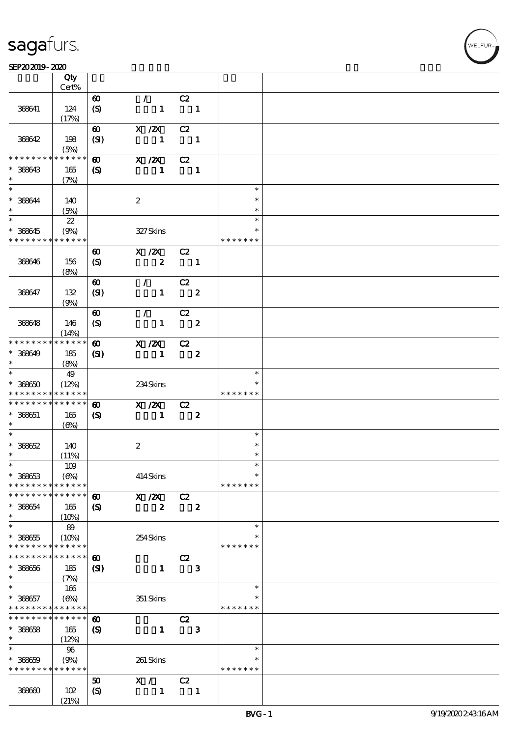| | Qty Cert% | | | | | |
|---|---|---|---|---|---|---|
| 368641 | 124 (17%) | 60 (S) | / 1 | C2 1 | | |
| 368642 | 198 (5%) | 60 (SI) | X /2X 1 | C2 1 | | |
| * * * * * * * * * * * * * * * 368643 * | 165 (7%) | 60 (S) | X /2X 1 | C2 1 | | |
| * * 368644 * | 140 (5%) | | 2 | | * * * | |
| * * 368645 * * * * * * * * * * * * * | 22 (9%) | | 327 Skins | | * * * * * * * * * | |
| 368646 | 156 (8%) | 60 (S) | X /2X 2 | C2 1 | | |
| 368647 | 132 (9%) | 60 (SI) | / 1 | C2 2 | | |
| 368648 | 146 (14%) | 60 (S) | / 1 | C2 2 | | |
| * * * * * * * * * * * * * * * 368649 * | 185 (8%) | 60 (SI) | X /2X 1 | C2 2 | | |
| * * 368650 * * * * * * * * * * * * * | 49 (12%) | | 234 Skins | | * * * * * * * * * | |
| * * * * * * * * * * * * * * * 368651 * | 165 (6%) | 60 (S) | X /2X 1 | C2 2 | | |
| * * 368652 * | 140 (11%) | | 2 | | * * * | |
| * * 368653 * * * * * * * * * * * * * | 109 (6%) | | 414 Skins | | * * * * * * * * * | |
| * * * * * * * * * * * * * * * 368654 * | 165 (10%) | 60 (S) | X /2X 2 | C2 2 | | |
| * * 368655 * * * * * * * * * * * * * | 89 (10%) | | 254 Skins | | * * * * * * * * * | |
| * * * * * * * * * * * * * * * 368656 * | 185 (7%) | 60 (SI) | 1 | C2 3 | | |
| * * 368657 * * * * * * * * * * * * * | 166 (6%) | | 351 Skins | | * * * * * * * * * | |
| * * * * * * * * * * * * * * * 368658 * | 165 (12%) | 60 (S) | 1 | C2 3 | | |
| * * 368659 * * * * * * * * * * * * * | 96 (9%) | | 261 Skins | | * * * * * * * * * | |
| 368660 | 102 (21%) | 50 (S) | X / 1 | C2 1 | | |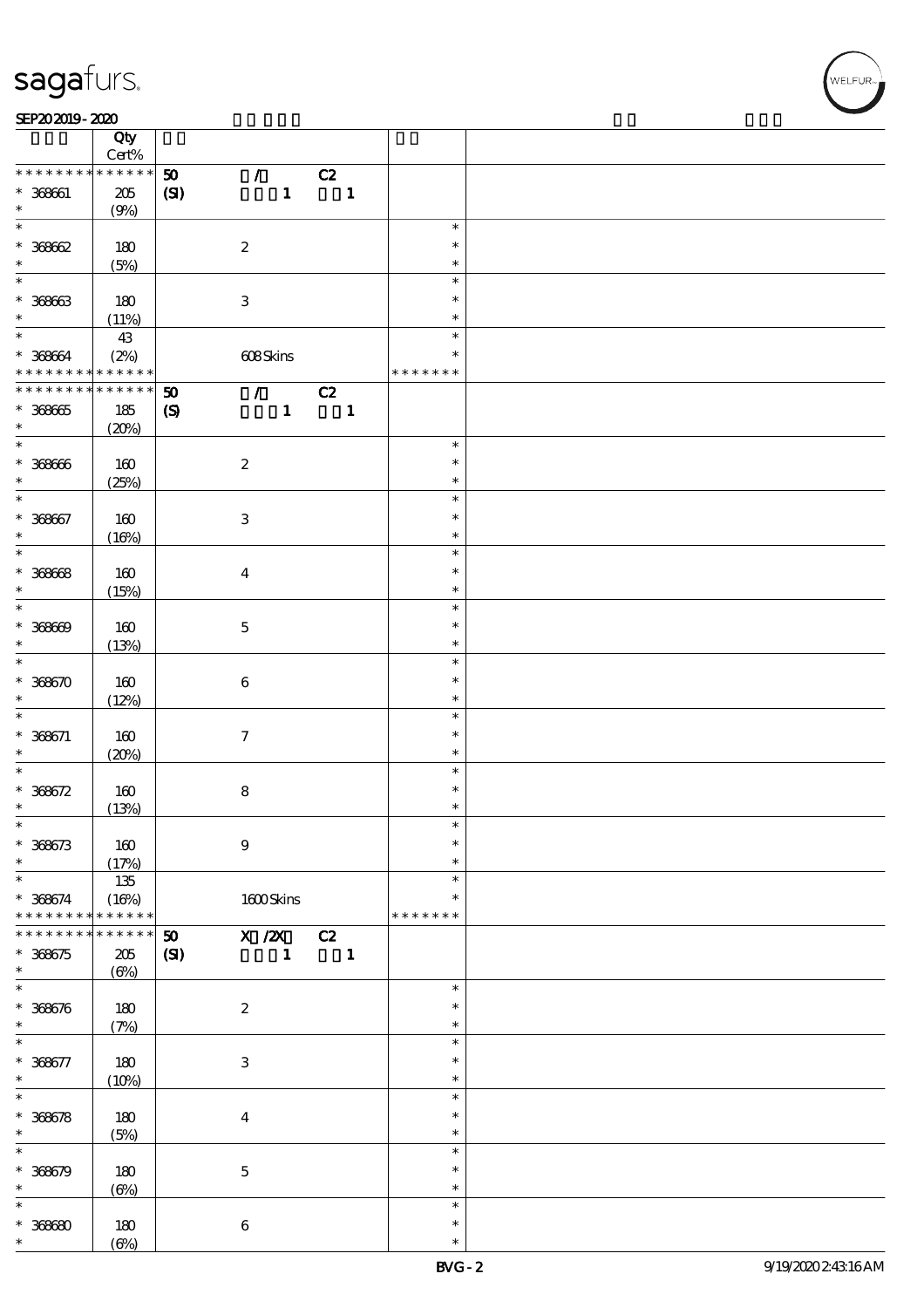**sagafurs.**

SEP20 2019 - 2020

| | Qty Cert% | | | |
|---|---|---|---|---|
| * * * * * * * * * * * * * * | 50 (SI) | / 1 | C2 1 | |
| * 368661 | 205 (9%) | | | |
| * 368662 | 180 (5%) | 2 | | * * * |
| * 368663 | 180 (11%) | 3 | | * * * |
| * 368664 | 43 (2%) | 608 Skins | | * * * * * * * |
| * * * * * * * * * * * * * * | 50 (S) | / 1 | C2 1 | |
| * 368665 | 185 (20%) | | | |
| * 368666 | 160 (25%) | 2 | | * * * |
| * 368667 | 160 (16%) | 3 | | * * * |
| * 368668 | 160 (15%) | 4 | | * * * |
| * 368669 | 160 (13%) | 5 | | * * * |
| * 368670 | 160 (12%) | 6 | | * * * |
| * 368671 | 160 (20%) | 7 | | * * * |
| * 368672 | 160 (13%) | 8 | | * * * |
| * 368673 | 160 (17%) | 9 | | * * * |
| * 368674 | 135 (16%) | 1600 Skins | | * * * * * * * |
| * * * * * * * * * * * * * * | 50 (SI) | X /2X 1 | C2 1 | |
| * 368675 | 205 (6%) | | | |
| * 368676 | 180 (7%) | 2 | | * * * |
| * 368677 | 180 (10%) | 3 | | * * * |
| * 368678 | 180 (5%) | 4 | | * * * |
| * 368679 | 180 (6%) | 5 | | * * * |
| * 368680 | 180 (6%) | 6 | | * * * |

BVG - 2

9/19/2020 2:43:16 AM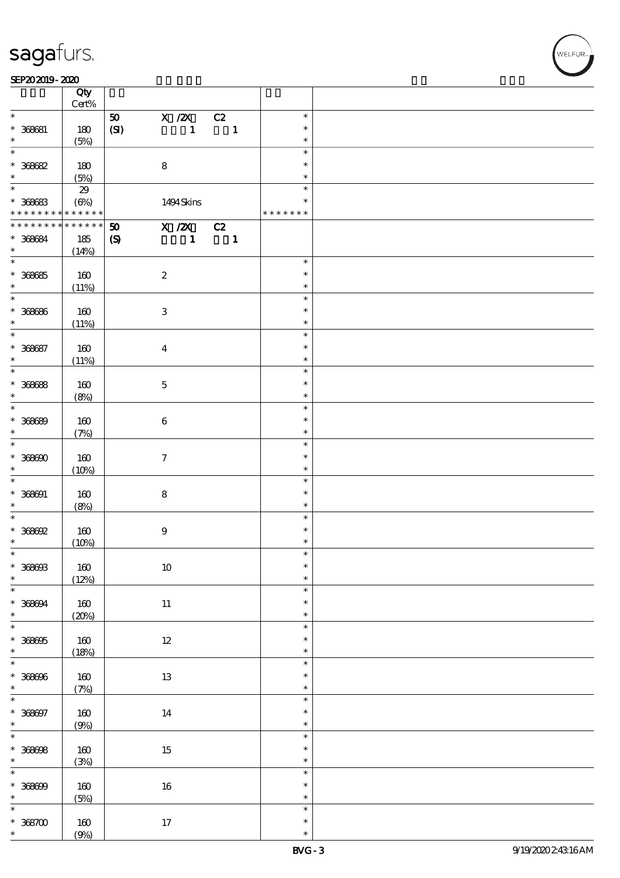| | Qty Cert% | | | |
|---|---|---|---|---|
| * 368681 * | 180 (5%) | 50 X /2X C2 (SI) 1 1 | * * * | |
| * 368682 * | 180 (5%) | 8 | * * * | |
| * 368683 ************** | 29 (6%) | 1494 Skins | * * ******* | |
| ************** 368684 * | 185 (14%) | 50 X /2X C2 (S) 1 1 | | |
| * 368685 * | 160 (11%) | 2 | * * * | |
| * 368686 * | 160 (11%) | 3 | * * * | |
| * 368687 * | 160 (11%) | 4 | * * * | |
| * 368688 * | 160 (8%) | 5 | * * * | |
| * 368689 * | 160 (7%) | 6 | * * * | |
| * 368690 * | 160 (10%) | 7 | * * * | |
| * 368691 * | 160 (8%) | 8 | * * * | |
| * 368692 * | 160 (10%) | 9 | * * * | |
| * 368693 * | 160 (12%) | 10 | * * * | |
| * 368694 * | 160 (20%) | 11 | * * * | |
| * 368695 * | 160 (18%) | 12 | * * * | |
| * 368696 * | 160 (7%) | 13 | * * * | |
| * 368697 * | 160 (9%) | 14 | * * * | |
| * 368698 * | 160 (3%) | 15 | * * * | |
| * 368699 * | 160 (5%) | 16 | * * * | |
| * 368700 * | 160 (9%) | 17 | * * * | |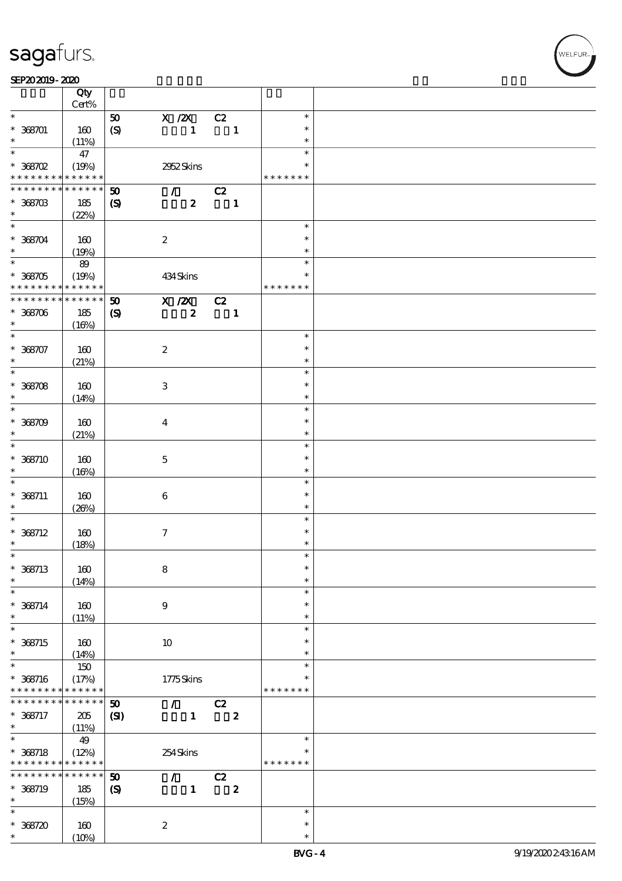| | Qty Cert% | | | | | |
|---|---|---|---|---|---|---|
| * | | 50 | X /2X | C2 | * | |
| * 368701 | 160 | (S) | 1 | 1 | * | |
| * | (11%) | | | | * | |
| * | 47 | | | | * | |
| * 368702 | (19%) | | 2952 Skins | | * | |
| * * * * * * * * * * * * * * | | | | | * * * * * * * | |
| * * * * * * * * * * * * * * | | 50 | / | C2 | | |
| * 368703 | 185 | (S) | 2 | 1 | | |
| * | (22%) | | | | | |
| * | | | | | * | |
| * 368704 | 160 | | 2 | | * | |
| * | (19%) | | | | * | |
| * | 89 | | | | * | |
| * 368705 | (19%) | | 434 Skins | | * | |
| * * * * * * * * * * * * * * | | | | | * * * * * * * | |
| * * * * * * * * * * * * * * | | 50 | X /2X | C2 | | |
| * 368706 | 185 | (S) | 2 | 1 | | |
| * | (16%) | | | | | |
| * | | | | | * | |
| * 368707 | 160 | | 2 | | * | |
| * | (21%) | | | | * | |
| * | | | | | * | |
| * 368708 | 160 | | 3 | | * | |
| * | (14%) | | | | * | |
| * | | | | | * | |
| * 368709 | 160 | | 4 | | * | |
| * | (21%) | | | | * | |
| * | | | | | * | |
| * 368710 | 160 | | 5 | | * | |
| * | (16%) | | | | * | |
| * | | | | | * | |
| * 368711 | 160 | | 6 | | * | |
| * | (26%) | | | | * | |
| * | | | | | * | |
| * 368712 | 160 | | 7 | | * | |
| * | (18%) | | | | * | |
| * | | | | | * | |
| * 368713 | 160 | | 8 | | * | |
| * | (14%) | | | | * | |
| * | | | | | * | |
| * 368714 | 160 | | 9 | | * | |
| * | (11%) | | | | * | |
| * | | | | | * | |
| * 368715 | 160 | | 10 | | * | |
| * | (14%) | | | | * | |
| * | 150 | | | | * | |
| * 368716 | (17%) | | 1775 Skins | | * | |
| * * * * * * * * * * * * * * | | | | | * * * * * * * | |
| * * * * * * * * * * * * * * | | 50 | / | C2 | | |
| * 368717 | 205 | (SI) | 1 | 2 | | |
| * | (11%) | | | | | |
| * | 49 | | | | * | |
| * 368718 | (12%) | | 254 Skins | | * | |
| * * * * * * * * * * * * * * | | | | | * * * * * * * | |
| * * * * * * * * * * * * * * | | 50 | / | C2 | | |
| * 368719 | 185 | (S) | 1 | 2 | | |
| * | (15%) | | | | | |
| * | | | | | * | |
| * 368720 | 160 | | 2 | | * | |
| * | (10%) | | | | * | |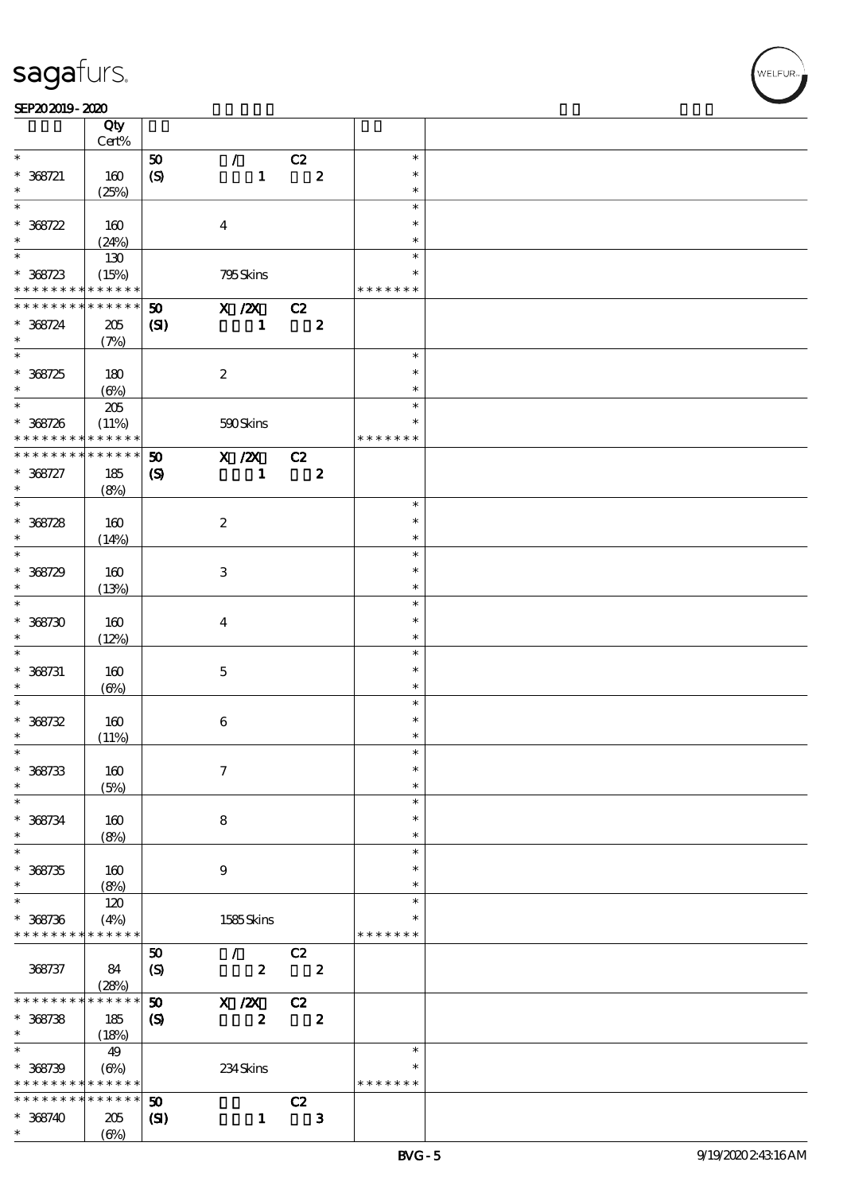| | Qty Cert% | | | | | |
|---|---|---|---|---|---|---|
| * | | 50 | / | C2 | * | |
| * 368721 | 160 | (S) | 1 | 2 | * | |
| * | (25%) | | | | * | |
| * | | | | | * | |
| * 368722 | 160 | | 4 | | * | |
| * | (24%) | | | | * | |
| * | 130 | | | | * | |
| * 368723 | (15%) | | 795 Skins | | * | |
| * * * * * * * * * * * * * * | | | | | * * * * * * * | |
| * * * * * * * * * * * * * * | | 50 | X /2X | C2 | | |
| * 368724 | 205 | (SI) | 1 | 2 | | |
| * | (7%) | | | | | |
| * | | | | | * | |
| * 368725 | 180 | | 2 | | * | |
| * | (6%) | | | | * | |
| * | 205 | | | | * | |
| * 368726 | (11%) | | 590 Skins | | * | |
| * * * * * * * * * * * * * * | | | | | * * * * * * * | |
| * * * * * * * * * * * * * * | | 50 | X /2X | C2 | | |
| * 368727 | 185 | (S) | 1 | 2 | | |
| * | (8%) | | | | | |
| * | | | | | * | |
| * 368728 | 160 | | 2 | | * | |
| * | (14%) | | | | * | |
| * | | | | | * | |
| * 368729 | 160 | | 3 | | * | |
| * | (13%) | | | | * | |
| * | | | | | * | |
| * 368730 | 160 | | 4 | | * | |
| * | (12%) | | | | * | |
| * | | | | | * | |
| * 368731 | 160 | | 5 | | * | |
| * | (6%) | | | | * | |
| * | | | | | * | |
| * 368732 | 160 | | 6 | | * | |
| * | (11%) | | | | * | |
| * | | | | | * | |
| * 368733 | 160 | | 7 | | * | |
| * | (5%) | | | | * | |
| * | | | | | * | |
| * 368734 | 160 | | 8 | | * | |
| * | (8%) | | | | * | |
| * | | | | | * | |
| * 368735 | 160 | | 9 | | * | |
| * | (8%) | | | | * | |
| * | 120 | | | | * | |
| * 368736 | (4%) | | 1585 Skins | | * | |
| * * * * * * * * * * * * * * | | | | | * * * * * * * | |
| | | 50 | / | C2 | | |
| 368737 | 84 | (S) | 2 | 2 | | |
| | (28%) | | | | | |
| * * * * * * * * * * * * * * | | 50 | X /2X | C2 | | |
| * 368738 | 185 | (S) | 2 | 2 | | |
| * | (18%) | | | | | |
| * | 49 | | | | * | |
| * 368739 | (6%) | | 234 Skins | | * | |
| * * * * * * * * * * * * * * | | | | | * * * * * * * | |
| * * * * * * * * * * * * * * | | 50 | | C2 | | |
| * 368740 | 205 | (SI) | 1 | 3 | | |
| * | (6%) | | | | | |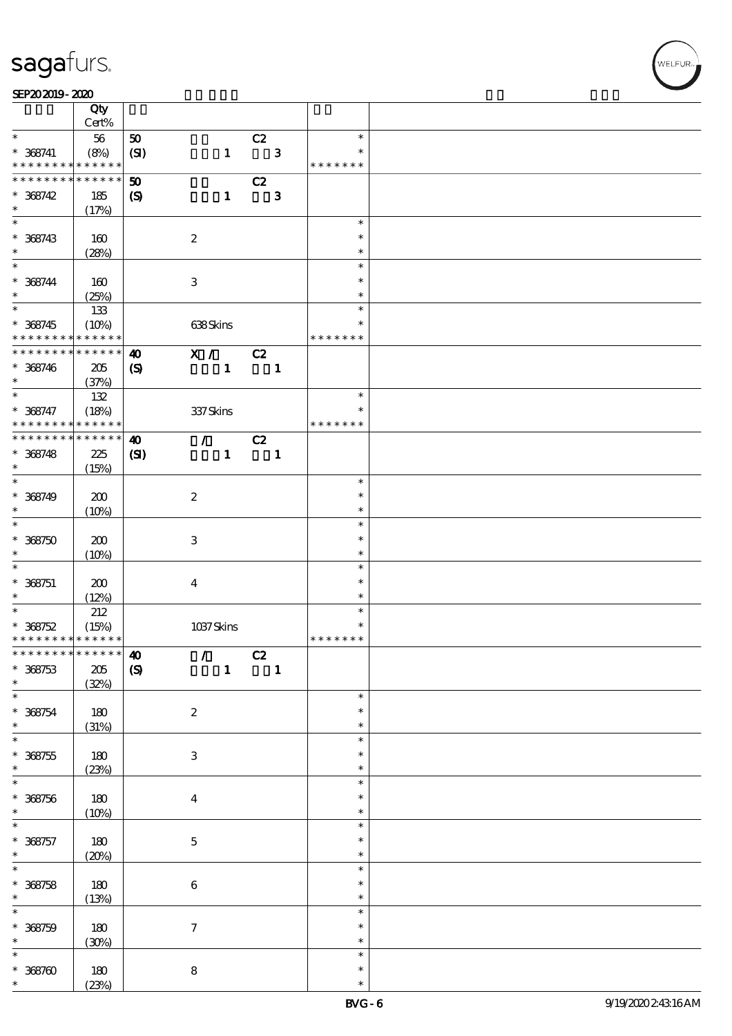| | Qty<br>Cert% | | | | |
|---|---|---|---|---|---|
| * | 56 | 50 | C2 | * | |
| * 368741 | (8%) | (SI) 1 3 | | * | |
| * * * * * * * * * * * * * * | | | | * * * * * * * | |
| * * * * * * * * * * * * * * | | 50 | C2 | | |
| * 368742 | 185 | (S) 1 3 | | | |
| * | (17%) | | | | |
| * | | | | * | |
| * 368743 | 160 | 2 | | * | |
| * | (28%) | | | * | |
| * | | | | * | |
| * 368744 | 160 | 3 | | * | |
| * | (25%) | | | * | |
| * | 133 | | | * | |
| * 368745 | (10%) | 638 Skins | | * | |
| * * * * * * * * * * * * * * | | | | * * * * * * * | |
| * * * * * * * * * * * * * * | | 40 X / | C2 | | |
| * 368746 | 205 | (S) 1 1 | | | |
| * | (37%) | | | | |
| * | 132 | | | * | |
| * 368747 | (18%) | 337 Skins | | * | |
| * * * * * * * * * * * * * * | | | | * * * * * * * | |
| * * * * * * * * * * * * * * | | 40 / | C2 | | |
| * 368748 | 225 | (SI) 1 1 | | | |
| * | (15%) | | | | |
| * | | | | * | |
| * 368749 | 200 | 2 | | * | |
| * | (10%) | | | * | |
| * | | | | * | |
| * 368750 | 200 | 3 | | * | |
| * | (10%) | | | * | |
| * | | | | * | |
| * 368751 | 200 | 4 | | * | |
| * | (12%) | | | * | |
| * | 212 | | | * | |
| * 368752 | (15%) | 1037 Skins | | * | |
| * * * * * * * * * * * * * * | | | | * * * * * * * | |
| * * * * * * * * * * * * * * | | 40 / | C2 | | |
| * 368753 | 205 | (S) 1 1 | | | |
| * | (32%) | | | | |
| * | | | | * | |
| * 368754 | 180 | 2 | | * | |
| * | (31%) | | | * | |
| * | | | | * | |
| * 368755 | 180 | 3 | | * | |
| * | (23%) | | | * | |
| * | | | | * | |
| * 368756 | 180 | 4 | | * | |
| * | (10%) | | | * | |
| * | | | | * | |
| * 368757 | 180 | 5 | | * | |
| * | (20%) | | | * | |
| * | | | | * | |
| * 368758 | 180 | 6 | | * | |
| * | (13%) | | | * | |
| * | | | | * | |
| * 368759 | 180 | 7 | | * | |
| * | (30%) | | | * | |
| * | | | | * | |
| * 368760 | 180 | 8 | | * | |
| * | (23%) | | | * | |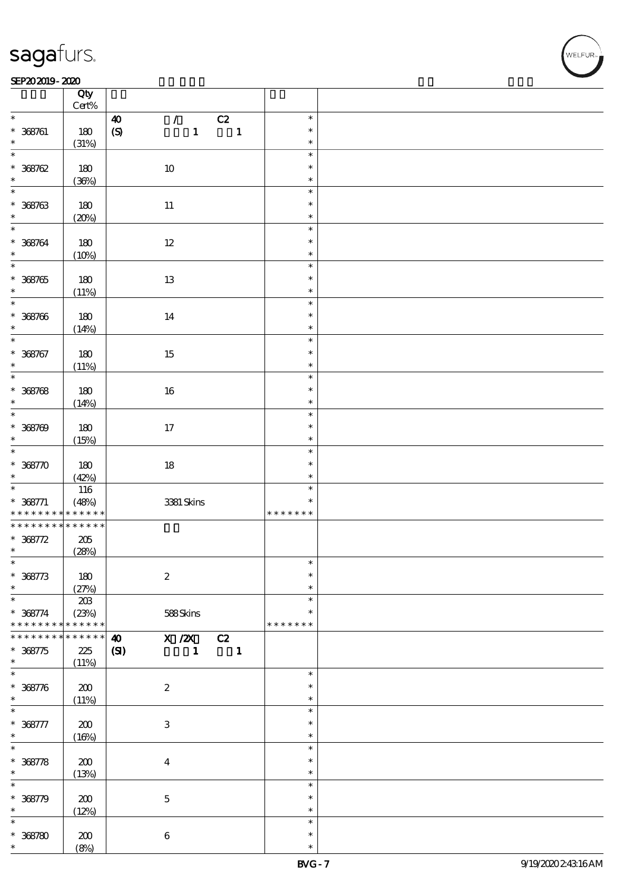| | Qty Cert% | | |
|---|---|---|---|
| * | | 40 / C2 | * |
| * 368761 | 180 | (S) 1 1 | * |
| * | (31%) | | * |
| * | | | * |
| * 368762 | 180 | 10 | * |
| * | (36%) | | * |
| * | | | * |
| * 368763 | 180 | 11 | * |
| * | (20%) | | * |
| * | | | * |
| * 368764 | 180 | 12 | * |
| * | (10%) | | * |
| * | | | * |
| * 368765 | 180 | 13 | * |
| * | (11%) | | * |
| * | | | * |
| * 368766 | 180 | 14 | * |
| * | (14%) | | * |
| * | | | * |
| * 368767 | 180 | 15 | * |
| * | (11%) | | * |
| * | | | * |
| * 368768 | 180 | 16 | * |
| * | (14%) | | * |
| * | | | * |
| * 368769 | 180 | 17 | * |
| * | (15%) | | * |
| * | | | * |
| * 368770 | 180 | 18 | * |
| * | (42%) | | * |
| * | 116 | | * |
| * 368771 | (48%) | 3381 Skins | * |
| * * * * * * * * * * * * * * | | | * * * * * * * |
| * * * * * * * * * * * * * * | | | |
| * 368772 | 205 | | |
| * | (28%) | | |
| * | | | * |
| * 368773 | 180 | 2 | * |
| * | (27%) | | * |
| * | 203 | | * |
| * 368774 | (23%) | 588 Skins | * |
| * * * * * * * * * * * * * * | | | * * * * * * * |
| * * * * * * * * * * * * * * | | 40 X /2X C2 | |
| * 368775 | 225 | (SI) 1 1 | |
| * | (11%) | | |
| * | | | * |
| * 368776 | 200 | 2 | * |
| * | (11%) | | * |
| * | | | * |
| * 368777 | 200 | 3 | * |
| * | (16%) | | * |
| * | | | * |
| * 368778 | 200 | 4 | * |
| * | (13%) | | * |
| * | | | * |
| * 368779 | 200 | 5 | * |
| * | (12%) | | * |
| * | | | * |
| * 368780 | 200 | 6 | * |
| * | (8%) | | * |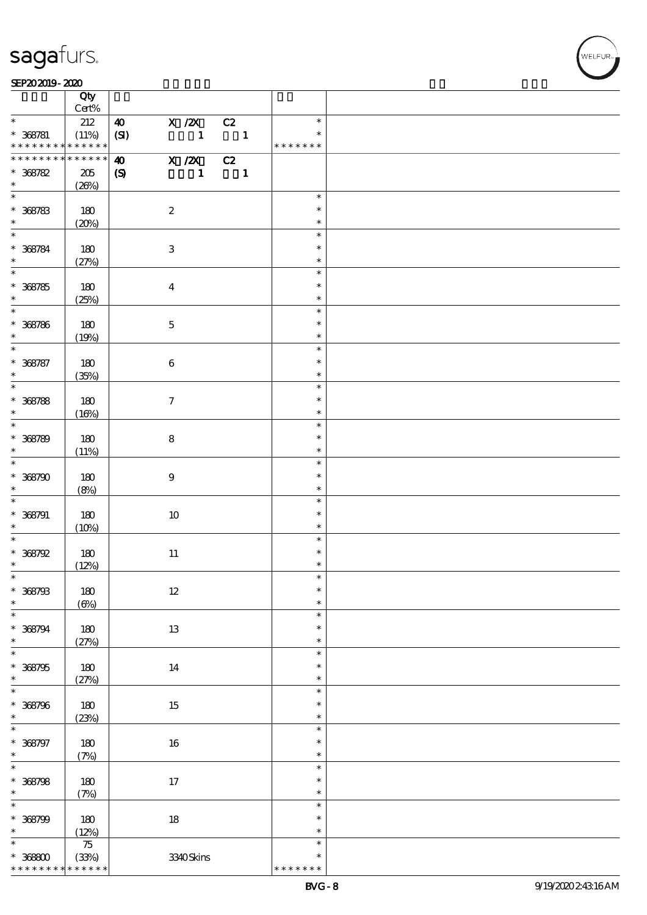sagafurs.

SEP20 2019 - 2020

| | Qty Cert% | | | | | |
|---|---|---|---|---|---|---|
| * <br> * 368781 <br> * * * * * * * * * * * * * * | 212 <br> (11%) | 40 <br> (SI) | X /2X <br> 1 | C2 <br> 1 | * <br> * <br> * * * * * * * | |
| * * * * * * * * * * * * * * <br> * 368782 <br> * | 205 <br> (26%) | 40 <br> (S) | X /2X <br> 1 | C2 <br> 1 | | |
| * <br> * 368783 <br> * | 180 <br> (20%) | | 2 | | * <br> * <br> * | |
| * <br> * 368784 <br> * | 180 <br> (27%) | | 3 | | * <br> * <br> * | |
| * <br> * 368785 <br> * | 180 <br> (25%) | | 4 | | * <br> * <br> * | |
| * <br> * 368786 <br> * | 180 <br> (19%) | | 5 | | * <br> * <br> * | |
| * <br> * 368787 <br> * | 180 <br> (35%) | | 6 | | * <br> * <br> * | |
| * <br> * 368788 <br> * | 180 <br> (16%) | | 7 | | * <br> * <br> * | |
| * <br> * 368789 <br> * | 180 <br> (11%) | | 8 | | * <br> * <br> * | |
| * <br> * 368790 <br> * | 180 <br> (8%) | | 9 | | * <br> * <br> * | |
| * <br> * 368791 <br> * | 180 <br> (10%) | | 10 | | * <br> * <br> * | |
| * <br> * 368792 <br> * | 180 <br> (12%) | | 11 | | * <br> * <br> * | |
| * <br> * 368793 <br> * | 180 <br> (6%) | | 12 | | * <br> * <br> * | |
| * <br> * 368794 <br> * | 180 <br> (27%) | | 13 | | * <br> * <br> * | |
| * <br> * 368795 <br> * | 180 <br> (27%) | | 14 | | * <br> * <br> * | |
| * <br> * 368796 <br> * | 180 <br> (23%) | | 15 | | * <br> * <br> * | |
| * <br> * 368797 <br> * | 180 <br> (7%) | | 16 | | * <br> * <br> * | |
| * <br> * 368798 <br> * | 180 <br> (7%) | | 17 | | * <br> * <br> * | |
| * <br> * 368799 <br> * | 180 <br> (12%) | | 18 | | * <br> * <br> * | |
| * <br> * 368800 <br> * * * * * * * * * * * * * * | 75 <br> (33%) | | 3340 Skins | | * <br> * <br> * * * * * * * | |

BVG - 8 9/19/2020 2:43:16 AM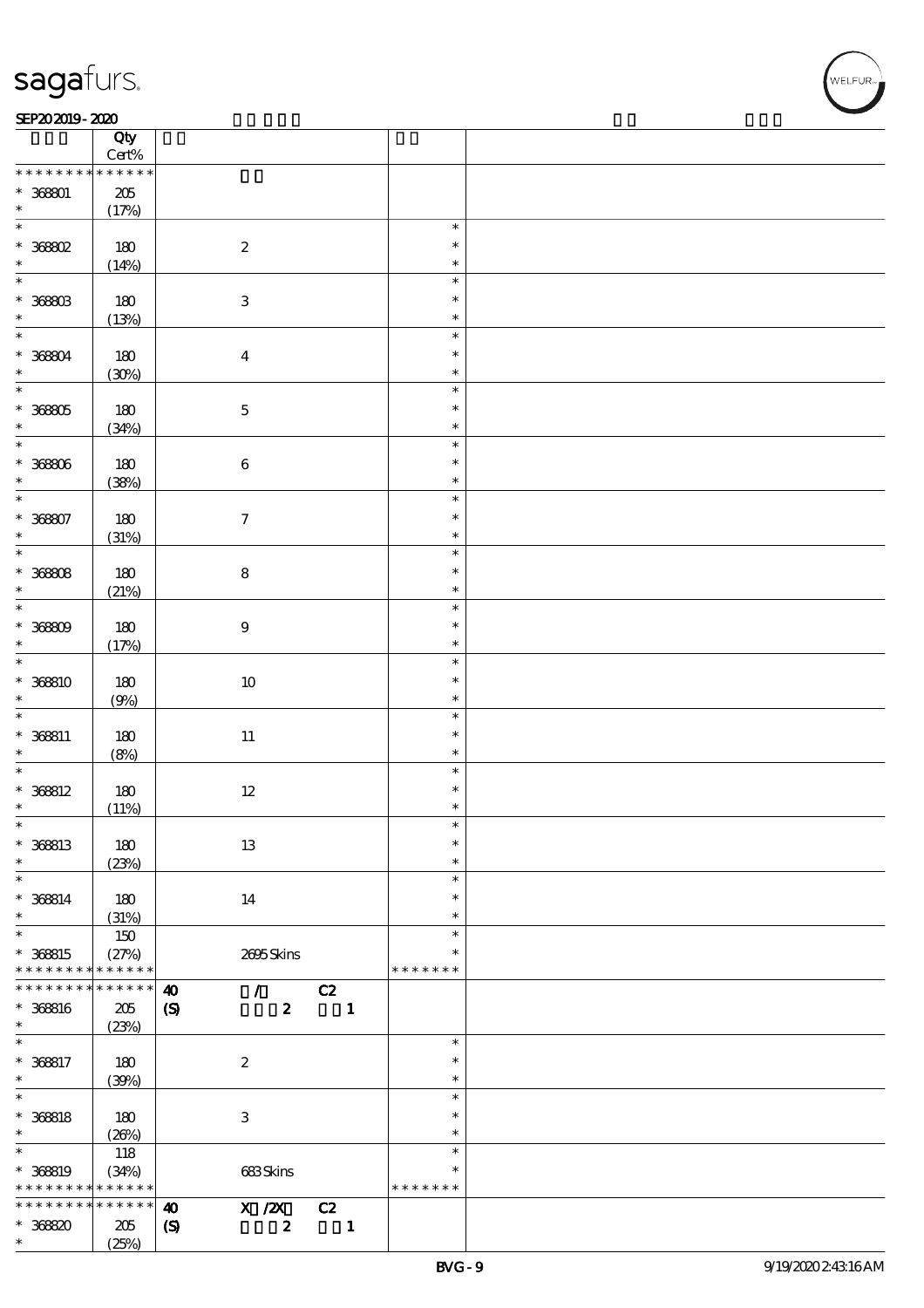| Qty Cert% | | | |
|---|---|---|---|
| * * * * * * * * * * * * * * | | | |
| * 368801 | 205 (17%) | | |
| * 368802 | 180 (14%) | 2 | * * * |
| * 368803 | 180 (13%) | 3 | * * * |
| * 368804 | 180 (30%) | 4 | * * * |
| * 368805 | 180 (34%) | 5 | * * * |
| * 368806 | 180 (38%) | 6 | * * * |
| * 368807 | 180 (31%) | 7 | * * * |
| * 368808 | 180 (21%) | 8 | * * * |
| * 368809 | 180 (17%) | 9 | * * * |
| * 368810 | 180 (9%) | 10 | * * * |
| * 368811 | 180 (8%) | 11 | * * * |
| * 368812 | 180 (11%) | 12 | * * * |
| * 368813 | 180 (23%) | 13 | * * * |
| * 368814 | 180 (31%) | 14 | * * * |
| * 368815 | 150 (27%) | 2695 Skins | * * * * * * * * |
| * * * * * * * * * * * * * * | | 40 (S) / C2 2 1 | |
| * 368816 | 205 (23%) | | |
| * 368817 | 180 (39%) | 2 | * * * |
| * 368818 | 180 (26%) | 3 | * * * |
| * 368819 | 118 (34%) | 683 Skins | * * * * * * * * |
| * * * * * * * * * * * * * * | | 40 (S) X /2X C2 2 1 | |
| * 368820 | 205 (25%) | | |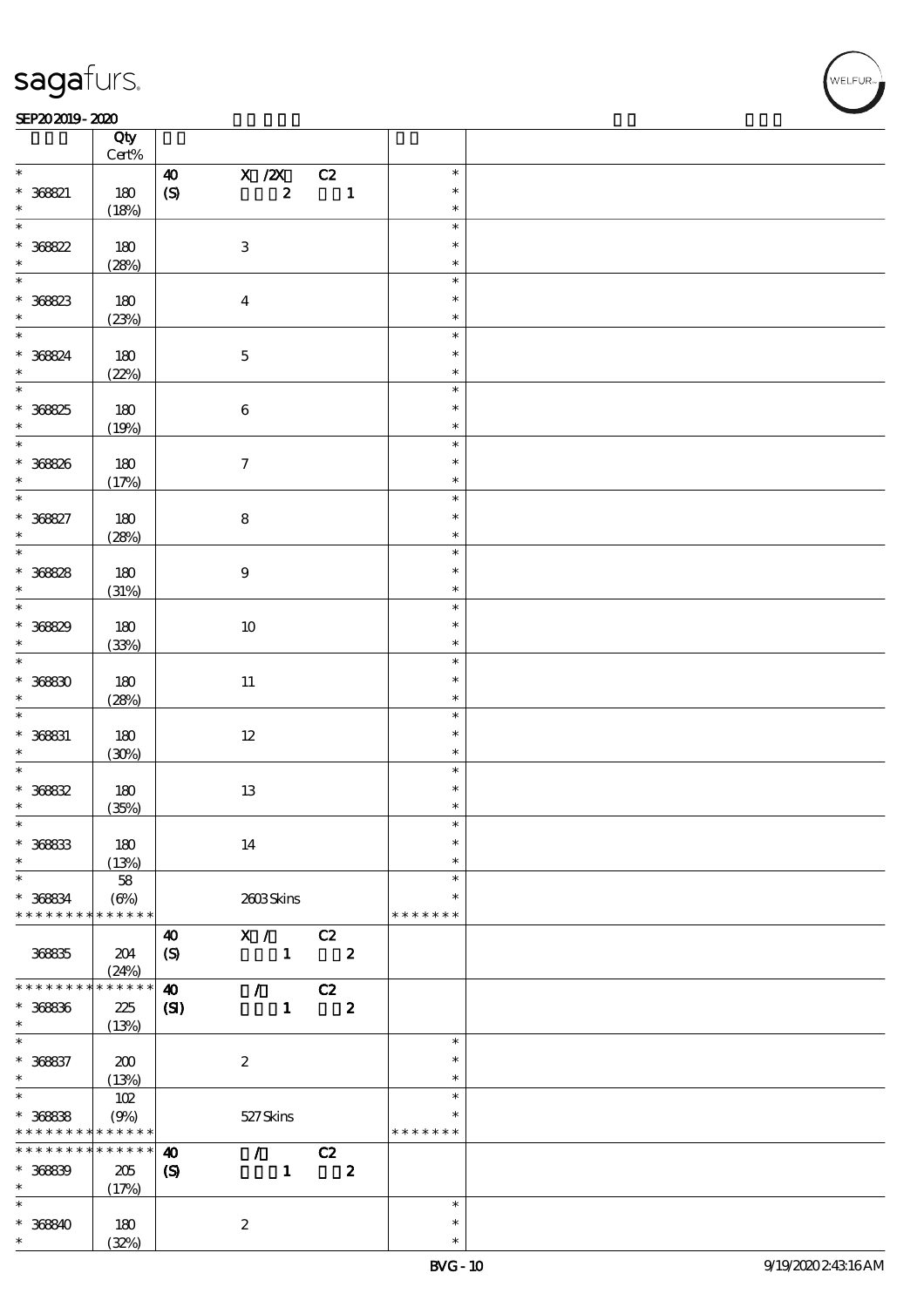| | Qty<br>Cert% | | | |
|---|---|---|---|---|
| *<br>* 368821<br>* | 180<br>(18%) | 40<br>(S) | X /2X C2<br>2 1 | *<br>*<br>* |
| *<br>* 368822<br>* | 180<br>(28%) | | 3 | *<br>*<br>* |
| *<br>* 368823<br>* | 180<br>(23%) | | 4 | *<br>*<br>* |
| *<br>* 368824<br>* | 180<br>(22%) | | 5 | *<br>*<br>* |
| *<br>* 368825<br>* | 180<br>(19%) | | 6 | *<br>*<br>* |
| *<br>* 368826<br>* | 180<br>(17%) | | 7 | *<br>*<br>* |
| *<br>* 368827<br>* | 180<br>(28%) | | 8 | *<br>*<br>* |
| *<br>* 368828<br>* | 180<br>(31%) | | 9 | *<br>*<br>* |
| *<br>* 368829<br>* | 180<br>(33%) | | 10 | *<br>*<br>* |
| *<br>* 368830<br>* | 180<br>(28%) | | 11 | *<br>*<br>* |
| *<br>* 368831<br>* | 180<br>(30%) | | 12 | *<br>*<br>* |
| *<br>* 368832<br>* | 180<br>(35%) | | 13 | *<br>*<br>* |
| *<br>* 368833<br>* | 180<br>(13%) | | 14 | *<br>*<br>* |
| *<br>* 368834<br>* * * * * * * * * * * * * | 58<br>(6%) | | 2603 Skins | *<br>*<br>* * * * * * * |
| 368835 | 204<br>(24%) | 40<br>(S) | X / C2<br>1 2 | |
| * * * * * * * * * * * * * *<br>* 368836<br>* | 225<br>(13%) | 40<br>(SI) | / C2<br>1 2 | |
| *<br>* 368837<br>* | 200<br>(13%) | | 2 | *<br>*<br>* |
| *<br>* 368838<br>* * * * * * * * * * * * * | 102<br>(9%) | | 527 Skins | *<br>*<br>* * * * * * * |
| * * * * * * * * * * * * * *<br>* 368839<br>* | 205<br>(17%) | 40<br>(S) | / C2<br>1 2 | |
| *<br>* 368840<br>* | 180<br>(32%) | | 2 | *<br>*<br>* |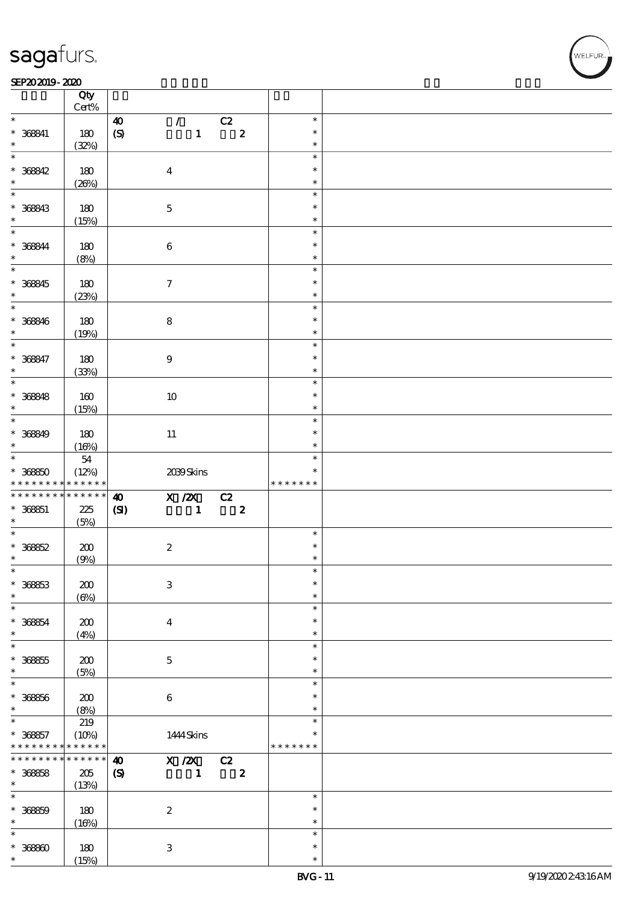| | Qty Cert% | | |
|---|---|---|---|
| * <br> * 368841 <br> * | 180 <br> (32%) | 40 / C2 <br> (S) 1 2 | * <br> * <br> * |
| * <br> * 368842 <br> * | 180 <br> (26%) | 4 | * <br> * <br> * |
| * <br> * 368843 <br> * | 180 <br> (15%) | 5 | * <br> * <br> * |
| * <br> * 368844 <br> * | 180 <br> (8%) | 6 | * <br> * <br> * |
| * <br> * 368845 <br> * | 180 <br> (23%) | 7 | * <br> * <br> * |
| * <br> * 368846 <br> * | 180 <br> (19%) | 8 | * <br> * <br> * |
| * <br> * 368847 <br> * | 180 <br> (33%) | 9 | * <br> * <br> * |
| * <br> * 368848 <br> * | 160 <br> (15%) | 10 | * <br> * <br> * |
| * <br> * 368849 <br> * | 180 <br> (16%) | 11 | * <br> * <br> * |
| * <br> * 368850 <br> * * * * * * * * * * * * * | 54 <br> (12%) | 2039 Skins | * <br> * <br> * * * * * * * |
| * * * * * * * * * * * * * <br> * 368851 <br> * | 225 <br> (5%) | 40 X /2X C2 <br> (SI) 1 2 | |
| * <br> * 368852 <br> * | 200 <br> (9%) | 2 | * <br> * <br> * |
| * <br> * 368853 <br> * | 200 <br> (6%) | 3 | * <br> * <br> * |
| * <br> * 368854 <br> * | 200 <br> (4%) | 4 | * <br> * <br> * |
| * <br> * 368855 <br> * | 200 <br> (5%) | 5 | * <br> * <br> * |
| * <br> * 368856 <br> * | 200 <br> (8%) | 6 | * <br> * <br> * |
| * <br> * 368857 <br> * * * * * * * * * * * * * | 219 <br> (10%) | 1444 Skins | * <br> * <br> * * * * * * * |
| * * * * * * * * * * * * * <br> * 368858 <br> * | 205 <br> (13%) | 40 X /2X C2 <br> (S) 1 2 | |
| * <br> * 368859 <br> * | 180 <br> (16%) | 2 | * <br> * <br> * |
| * <br> * 368860 <br> * | 180 <br> (15%) | 3 | * <br> * <br> * |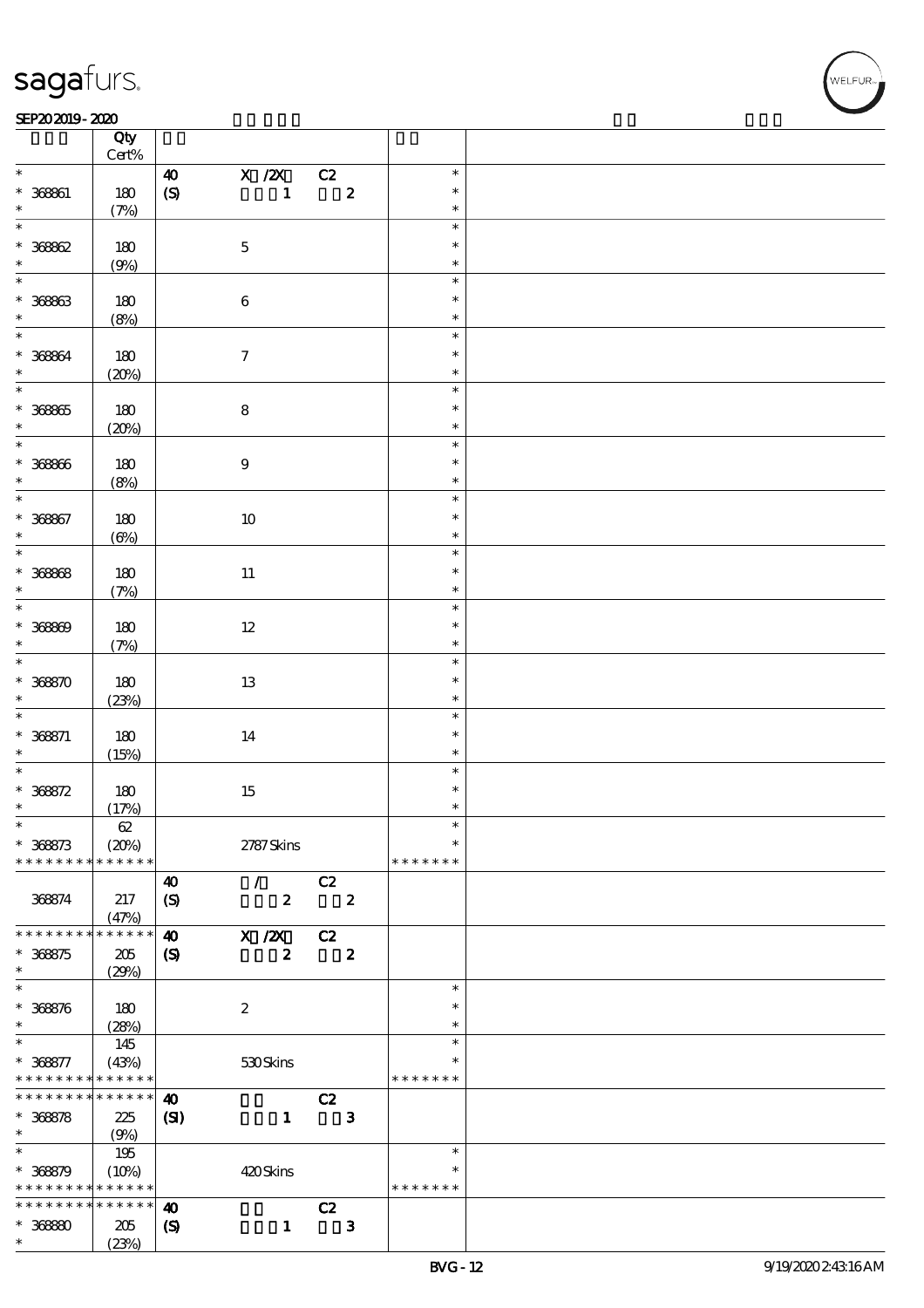| | Qty Cert% | | | | | |
|---|---|---|---|---|---|---|
| * | | 40 | X /2X | C2 | * | |
| * 368861 | 180 | (S) | 1 | 2 | * | |
| * | (7%) | | | | * | |
| * | | | | | * | |
| * 368862 | 180 | | 5 | | * | |
| * | (9%) | | | | * | |
| * | | | | | * | |
| * 368863 | 180 | | 6 | | * | |
| * | (8%) | | | | * | |
| * | | | | | * | |
| * 368864 | 180 | | 7 | | * | |
| * | (20%) | | | | * | |
| * | | | | | * | |
| * 368865 | 180 | | 8 | | * | |
| * | (20%) | | | | * | |
| * | | | | | * | |
| * 368866 | 180 | | 9 | | * | |
| * | (8%) | | | | * | |
| * | | | | | * | |
| * 368867 | 180 | | 10 | | * | |
| * | (6%) | | | | * | |
| * | | | | | * | |
| * 368868 | 180 | | 11 | | * | |
| * | (7%) | | | | * | |
| * | | | | | * | |
| * 368869 | 180 | | 12 | | * | |
| * | (7%) | | | | * | |
| * | | | | | * | |
| * 368870 | 180 | | 13 | | * | |
| * | (23%) | | | | * | |
| * | | | | | * | |
| * 368871 | 180 | | 14 | | * | |
| * | (15%) | | | | * | |
| * | | | | | * | |
| * 368872 | 180 | | 15 | | * | |
| * | (17%) | | | | * | |
| * | 62 | | | | * | |
| * 368873 | (20%) | | 2787 Skins | | * | |
| * * * * * * * * * * * * * * | | | | | * * * * * * * | |
| | | 40 | / | C2 | | |
| 368874 | 217 | (S) | 2 | 2 | | |
| | (47%) | | | | | |
| * * * * * * * * * * * * * * | | 40 | X /2X | C2 | | |
| * 368875 | 205 | (S) | 2 | 2 | | |
| * | (29%) | | | | | |
| * | | | | | * | |
| * 368876 | 180 | | 2 | | * | |
| * | (28%) | | | | * | |
| * | 145 | | | | * | |
| * 368877 | (43%) | | 530 Skins | | * | |
| * * * * * * * * * * * * * * | | | | | * * * * * * * | |
| * * * * * * * * * * * * * * | | 40 | | C2 | | |
| * 368878 | 225 | (SI) | 1 | 3 | | |
| * | (9%) | | | | | |
| * | 195 | | | | * | |
| * 368879 | (10%) | | 420 Skins | | * | |
| * * * * * * * * * * * * * * | | | | | * * * * * * * | |
| * * * * * * * * * * * * * * | | 40 | | C2 | | |
| * 368880 | 205 | (S) | 1 | 3 | | |
| * | (23%) | | | | | |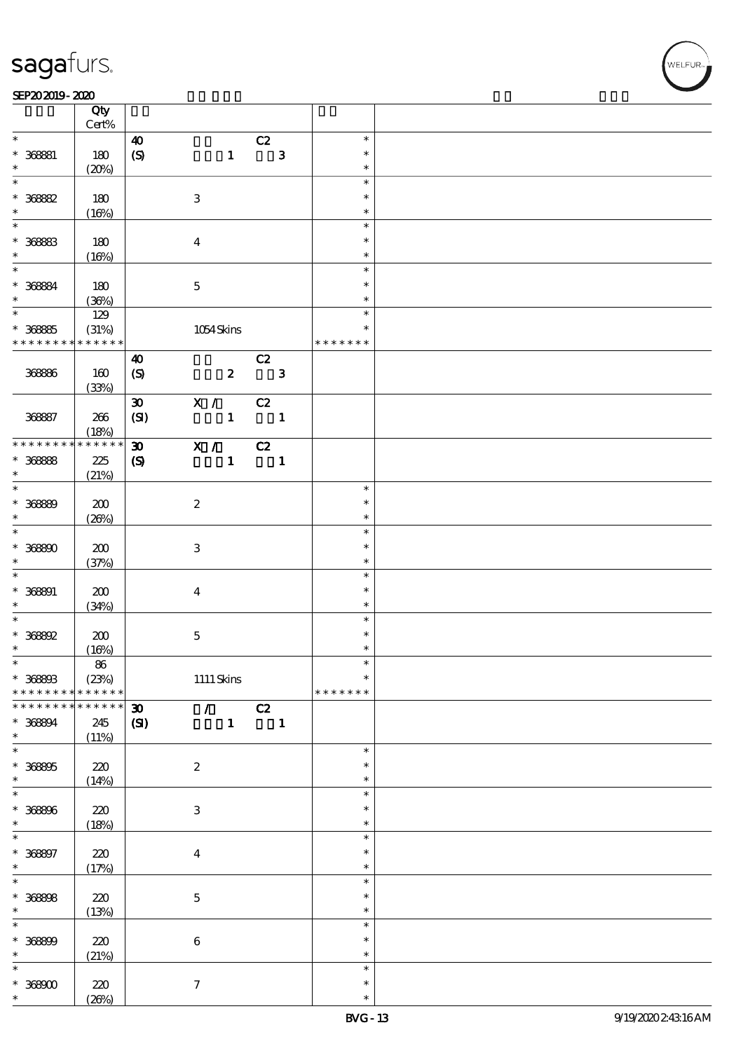| | Qty Cert% | | |
|---|---|---|---|
| * 368881 * | 180 (20%) | 40 (S) 1 C2 3 | * * * |
| * 368882 * | 180 (16%) | 3 | * * * |
| * 368883 * | 180 (16%) | 4 | * * * |
| * 368884 * | 180 (36%) | 5 | * * * |
| * 368885 * * * * * * * * * * * * * | 129 (31%) | 1054 Skins | * * * * * * * * |
| 368886 | 160 (33%) | 40 (S) 2 C2 3 | |
| 368887 | 266 (18%) | 30 (SI) X / 1 C2 1 | |
| * * * * * * * * * * * * * * 368888 * | 225 (21%) | 30 (S) X / 1 C2 1 | |
| * 368889 * | 200 (26%) | 2 | * * * |
| * 368890 * | 200 (37%) | 3 | * * * |
| * 368891 * | 200 (34%) | 4 | * * * |
| * 368892 * | 200 (16%) | 5 | * * * |
| * 368893 * * * * * * * * * * * * * | 86 (23%) | 1111 Skins | * * * * * * * * |
| * * * * * * * * * * * * * * 368894 * | 245 (11%) | 30 (SI) / 1 C2 1 | |
| * 368895 * | 220 (14%) | 2 | * * * |
| * 368896 * | 220 (18%) | 3 | * * * |
| * 368897 * | 220 (17%) | 4 | * * * |
| * 368898 * | 220 (13%) | 5 | * * * |
| * 368899 * | 220 (21%) | 6 | * * * |
| * 368900 * | 220 (26%) | 7 | * * * |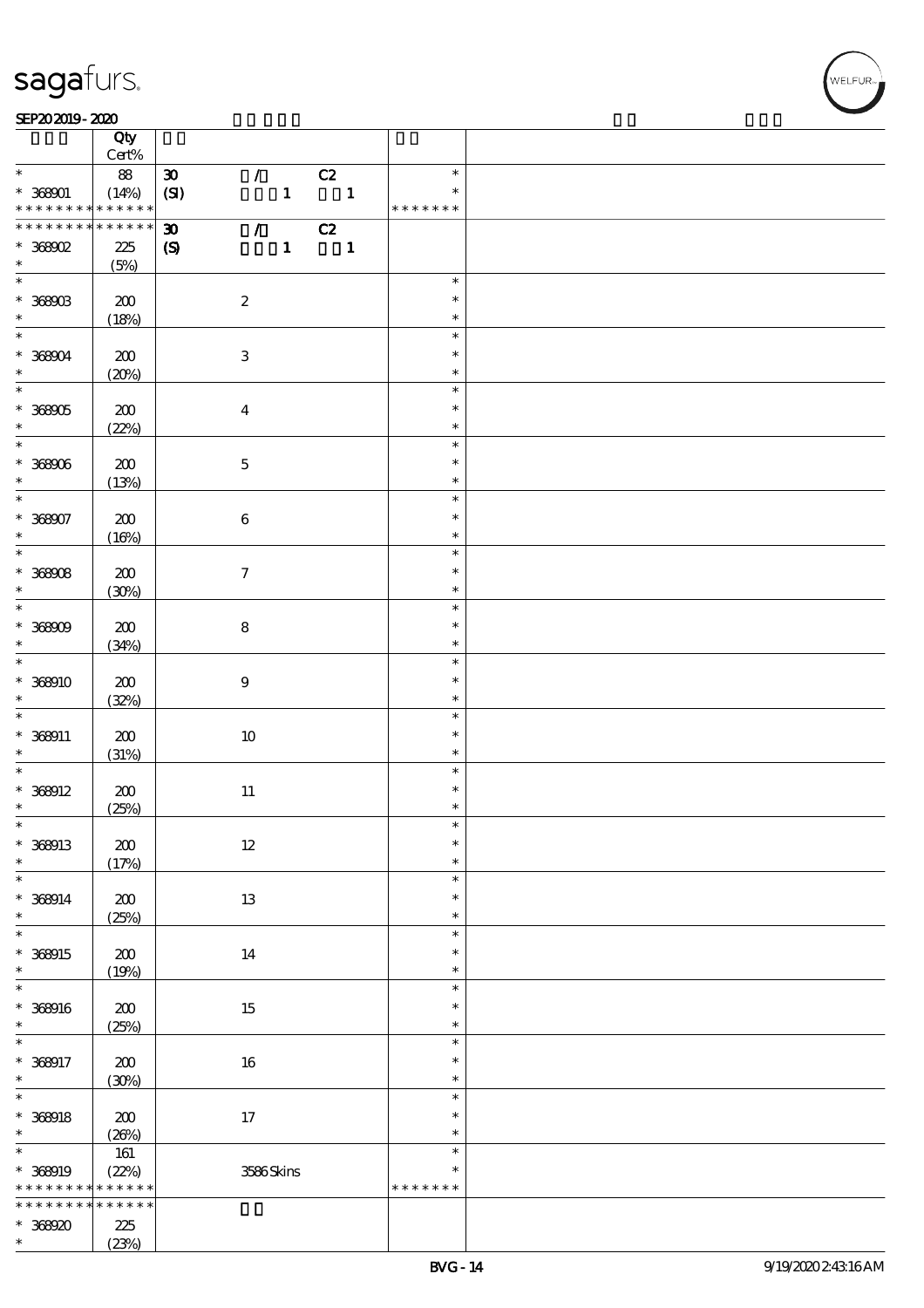| | Qty Cert% | | |
|---|---|---|---|
| * | 88 | 30 / C2 | * |
| * 368901 | (14%) | (SI) 1 1 | * |
| * * * * * * * * * * * * * | | | * * * * * * * |
| * * * * * * * * * * * * * | | 30 / C2 | |
| * 368902 | 225 | (S) 1 1 | |
| * | (5%) | | |
| * | | | * |
| * 368903 | 200 | 2 | * |
| * | (18%) | | * |
| * | | | * |
| * 368904 | 200 | 3 | * |
| * | (20%) | | * |
| * | | | * |
| * 368905 | 200 | 4 | * |
| * | (22%) | | * |
| * | | | * |
| * 368906 | 200 | 5 | * |
| * | (13%) | | * |
| * | | | * |
| * 368907 | 200 | 6 | * |
| * | (16%) | | * |
| * | | | * |
| * 368908 | 200 | 7 | * |
| * | (30%) | | * |
| * | | | * |
| * 368909 | 200 | 8 | * |
| * | (34%) | | * |
| * | | | * |
| * 368910 | 200 | 9 | * |
| * | (32%) | | * |
| * | | | * |
| * 368911 | 200 | 10 | * |
| * | (31%) | | * |
| * | | | * |
| * 368912 | 200 | 11 | * |
| * | (25%) | | * |
| * | | | * |
| * 368913 | 200 | 12 | * |
| * | (17%) | | * |
| * | | | * |
| * 368914 | 200 | 13 | * |
| * | (25%) | | * |
| * | | | * |
| * 368915 | 200 | 14 | * |
| * | (19%) | | * |
| * | | | * |
| * 368916 | 200 | 15 | * |
| * | (25%) | | * |
| * | | | * |
| * 368917 | 200 | 16 | * |
| * | (30%) | | * |
| * | | | * |
| * 368918 | 200 | 17 | * |
| * | (26%) | | * |
| * | 161 | | * |
| * 368919 | (22%) | 3586 Skins | * |
| * * * * * * * * * * * * * | | | * * * * * * * |
| * * * * * * * * * * * * * | | | |
| * 368920 | 225 | | |
| * | (23%) | | |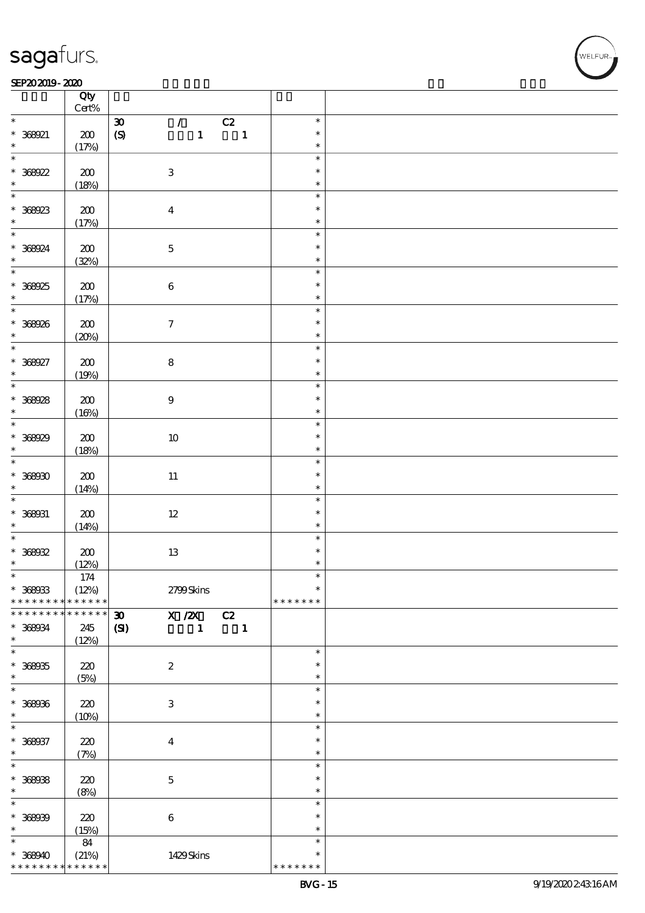| | Qty<br>Cert% | | |
|---|---|---|---|
| * | | 30 / C2 | * |
| * 368921 | 200 | (S) 1 1 | * |
| * | (17%) | | * |
| * | | | * |
| * 368922 | 200 | 3 | * |
| * | (18%) | | * |
| * | | | * |
| * 368923 | 200 | 4 | * |
| * | (17%) | | * |
| * | | | * |
| * 368924 | 200 | 5 | * |
| * | (32%) | | * |
| * | | | * |
| * 368925 | 200 | 6 | * |
| * | (17%) | | * |
| * | | | * |
| * 368926 | 200 | 7 | * |
| * | (20%) | | * |
| * | | | * |
| * 368927 | 200 | 8 | * |
| * | (19%) | | * |
| * | | | * |
| * 368928 | 200 | 9 | * |
| * | (16%) | | * |
| * | | | * |
| * 368929 | 200 | 10 | * |
| * | (18%) | | * |
| * | | | * |
| * 368930 | 200 | 11 | * |
| * | (14%) | | * |
| * | | | * |
| * 368931 | 200 | 12 | * |
| * | (14%) | | * |
| * | | | * |
| * 368932 | 200 | 13 | * |
| * | (12%) | | * |
| * | 174 | | * |
| * 368933 | (12%) | 2799 Skins | * |
| * * * * * * * * * * * * * * | | | * * * * * * * |
| * * * * * * * * * * * * * * | | 30 X /2X C2 | |
| * 368934 | 245 | (SI) 1 1 | |
| * | (12%) | | |
| * | | | * |
| * 368935 | 220 | 2 | * |
| * | (5%) | | * |
| * | | | * |
| * 368936 | 220 | 3 | * |
| * | (10%) | | * |
| * | | | * |
| * 368937 | 220 | 4 | * |
| * | (7%) | | * |
| * | | | * |
| * 368938 | 220 | 5 | * |
| * | (8%) | | * |
| * | | | * |
| * 368939 | 220 | 6 | * |
| * | (15%) | | * |
| * | 84 | | * |
| * 368940 | (21%) | 1429 Skins | * |
| * * * * * * * * * * * * * * | | | * * * * * * * |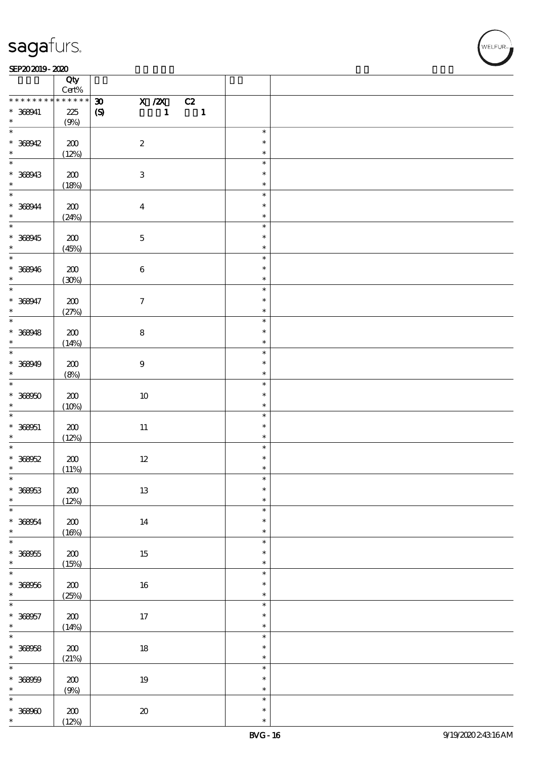| | Qty Cert% | | |
|---|---|---|---|
| * * * * * * * * * * * * * * | 30 (S) | X /2X 1 C2 1 | |
| * 368941 * | 225 (9%) | | |
| * * 368942 * | 200 (12%) | 2 | * * * |
| * * 368943 * | 200 (18%) | 3 | * * * |
| * * 368944 * | 200 (24%) | 4 | * * * |
| * * 368945 * | 200 (45%) | 5 | * * * |
| * * 368946 * | 200 (30%) | 6 | * * * |
| * * 368947 * | 200 (27%) | 7 | * * * |
| * * 368948 * | 200 (14%) | 8 | * * * |
| * * 368949 * | 200 (8%) | 9 | * * * |
| * * 368950 * | 200 (10%) | 10 | * * * |
| * * 368951 * | 200 (12%) | 11 | * * * |
| * * 368952 * | 200 (11%) | 12 | * * * |
| * * 368953 * | 200 (12%) | 13 | * * * |
| * * 368954 * | 200 (16%) | 14 | * * * |
| * * 368955 * | 200 (15%) | 15 | * * * |
| * * 368956 * | 200 (25%) | 16 | * * * |
| * * 368957 * | 200 (14%) | 17 | * * * |
| * * 368958 * | 200 (21%) | 18 | * * * |
| * * 368959 * | 200 (9%) | 19 | * * * |
| * * 368960 * | 200 (12%) | 20 | * * * |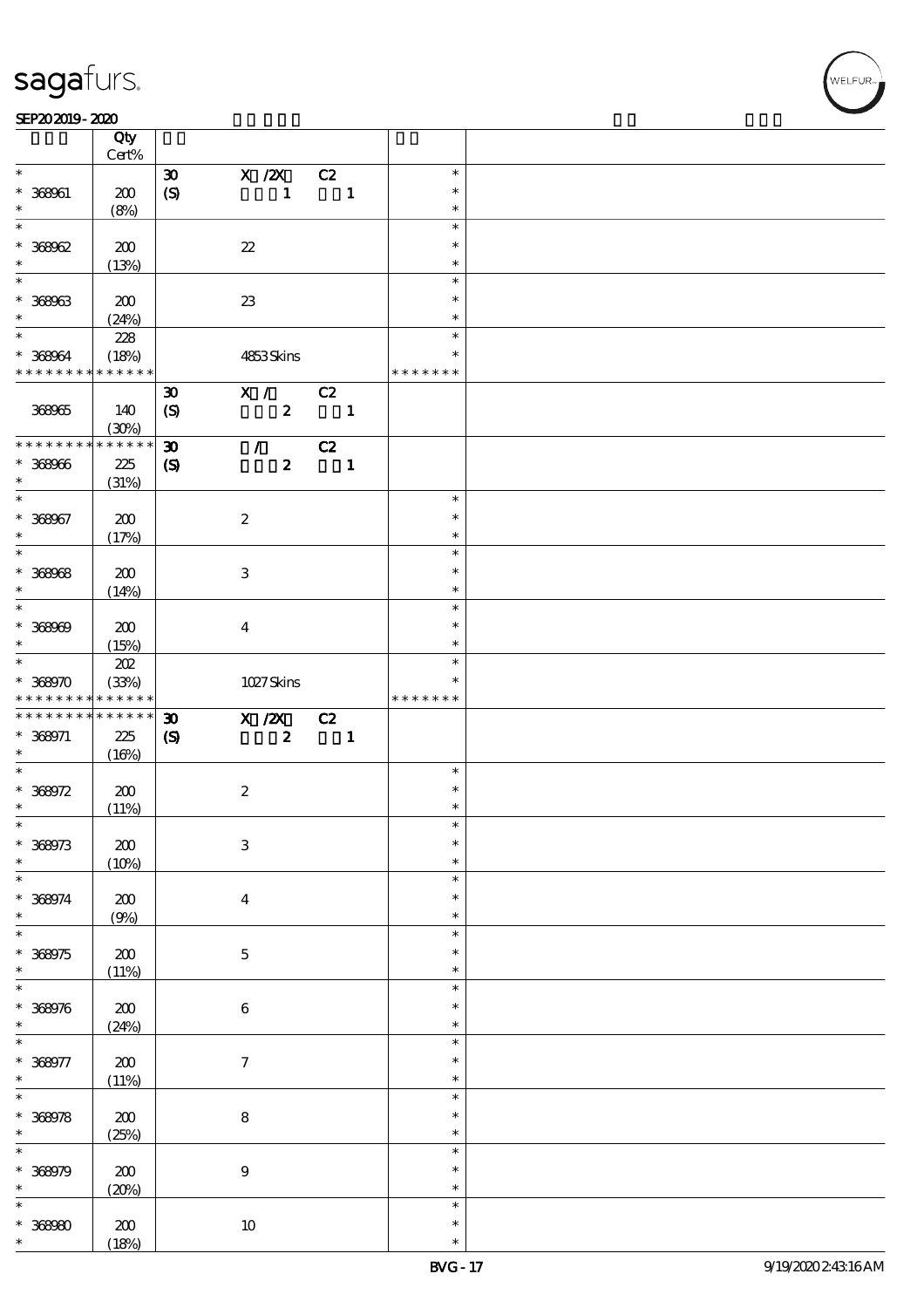| | Qty Cert% | | | | | |
|---|---|---|---|---|---|---|
| * | | 30 | X /2X | C2 | * | |
| * 368961 | 200 | (S) | 1 | 1 | * | |
| * | (8%) | | | | * | |
| * | | | | | * | |
| * 368962 | 200 | | 22 | | * | |
| * | (13%) | | | | * | |
| * | | | | | * | |
| * 368963 | 200 | | 23 | | * | |
| * | (24%) | | | | * | |
| * | 228 | | | | * | |
| * 368964 | (18%) | | 4853 Skins | | * | |
| * * * * * * * * * * * * * * | | | | | * * * * * * * | |
| | | 30 | X / | C2 | | |
| 368965 | 140 | (S) | 2 | 1 | | |
| | (30%) | | | | | |
| * * * * * * * * * * * * * * | | 30 | / | C2 | | |
| * 368966 | 225 | (S) | 2 | 1 | | |
| * | (31%) | | | | | |
| * | | | | | * | |
| * 368967 | 200 | | 2 | | * | |
| * | (17%) | | | | * | |
| * | | | | | * | |
| * 368968 | 200 | | 3 | | * | |
| * | (14%) | | | | * | |
| * | | | | | * | |
| * 368969 | 200 | | 4 | | * | |
| * | (15%) | | | | * | |
| * | 202 | | | | * | |
| * 368970 | (33%) | | 1027 Skins | | * | |
| * * * * * * * * * * * * * * | | | | | * * * * * * * | |
| * * * * * * * * * * * * * * | | 30 | X /2X | C2 | | |
| * 368971 | 225 | (S) | 2 | 1 | | |
| * | (16%) | | | | | |
| * | | | | | * | |
| * 368972 | 200 | | 2 | | * | |
| * | (11%) | | | | * | |
| * | | | | | * | |
| * 368973 | 200 | | 3 | | * | |
| * | (10%) | | | | * | |
| * | | | | | * | |
| * 368974 | 200 | | 4 | | * | |
| * | (9%) | | | | * | |
| * | | | | | * | |
| * 368975 | 200 | | 5 | | * | |
| * | (11%) | | | | * | |
| * | | | | | * | |
| * 368976 | 200 | | 6 | | * | |
| * | (24%) | | | | * | |
| * | | | | | * | |
| * 368977 | 200 | | 7 | | * | |
| * | (11%) | | | | * | |
| * | | | | | * | |
| * 368978 | 200 | | 8 | | * | |
| * | (25%) | | | | * | |
| * | | | | | * | |
| * 368979 | 200 | | 9 | | * | |
| * | (20%) | | | | * | |
| * | | | | | * | |
| * 368980 | 200 | | 10 | | * | |
| * | (18%) | | | | * | |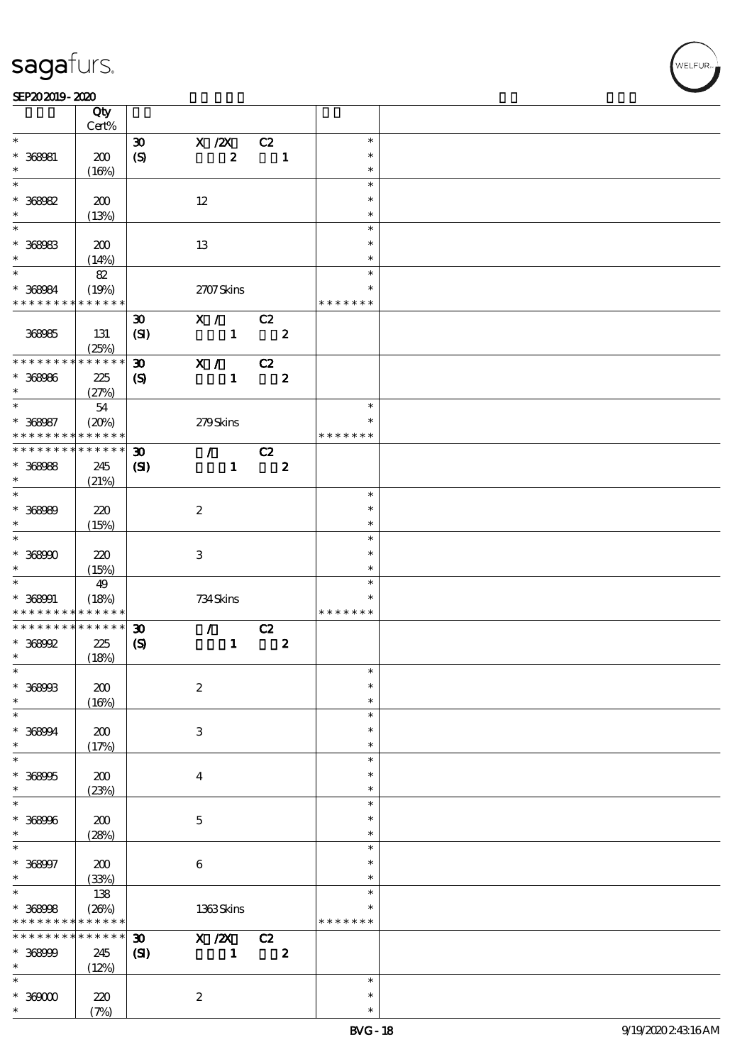| | Qty Cert% | | | | | |
|---|---|---|---|---|---|---|
| * | | 30 | X /2X | C2 | * | |
| * 368981 | 200 | (S) | 2 | 1 | * | |
| * | (16%) | | | | * | |
| * | | | | | * | |
| * 368982 | 200 | | 12 | | * | |
| * | (13%) | | | | * | |
| * | | | | | * | |
| * 368983 | 200 | | 13 | | * | |
| * | (14%) | | | | * | |
| * | 82 | | | | * | |
| * 368984 | (19%) | | 2707 Skins | | * | |
| * * * * * * * * * * * * * * | | | | | * * * * * * * | |
| | | 30 | X / | C2 | | |
| 368985 | 131 | (SI) | 1 | 2 | | |
| | (25%) | | | | | |
| * * * * * * * * * * * * * * | | 30 | X / | C2 | | |
| * 368986 | 225 | (S) | 1 | 2 | | |
| * | (27%) | | | | | |
| * | 54 | | | | * | |
| * 368987 | (20%) | | 279 Skins | | * | |
| * * * * * * * * * * * * * * | | | | | * * * * * * * | |
| * * * * * * * * * * * * * * | | 30 | / | C2 | | |
| * 368988 | 245 | (SI) | 1 | 2 | | |
| * | (21%) | | | | | |
| * | | | | | * | |
| * 368989 | 220 | | 2 | | * | |
| * | (15%) | | | | * | |
| * | | | | | * | |
| * 368990 | 220 | | 3 | | * | |
| * | (15%) | | | | * | |
| * | 49 | | | | * | |
| * 368991 | (18%) | | 734 Skins | | * | |
| * * * * * * * * * * * * * * | | | | | * * * * * * * | |
| * * * * * * * * * * * * * * | | 30 | / | C2 | | |
| * 368992 | 225 | (S) | 1 | 2 | | |
| * | (18%) | | | | | |
| * | | | | | * | |
| * 368993 | 200 | | 2 | | * | |
| * | (16%) | | | | * | |
| * | | | | | * | |
| * 368994 | 200 | | 3 | | * | |
| * | (17%) | | | | * | |
| * | | | | | * | |
| * 368995 | 200 | | 4 | | * | |
| * | (23%) | | | | * | |
| * | | | | | * | |
| * 368996 | 200 | | 5 | | * | |
| * | (28%) | | | | * | |
| * | | | | | * | |
| * 368997 | 200 | | 6 | | * | |
| * | (33%) | | | | * | |
| * | 138 | | | | * | |
| * 368998 | (26%) | | 1363 Skins | | * | |
| * * * * * * * * * * * * * * | | | | | * * * * * * * | |
| * * * * * * * * * * * * * * | | 30 | X /2X | C2 | | |
| * 368999 | 245 | (SI) | 1 | 2 | | |
| * | (12%) | | | | | |
| * | | | | | * | |
| * 369000 | 220 | | 2 | | * | |
| * | (7%) | | | | * | |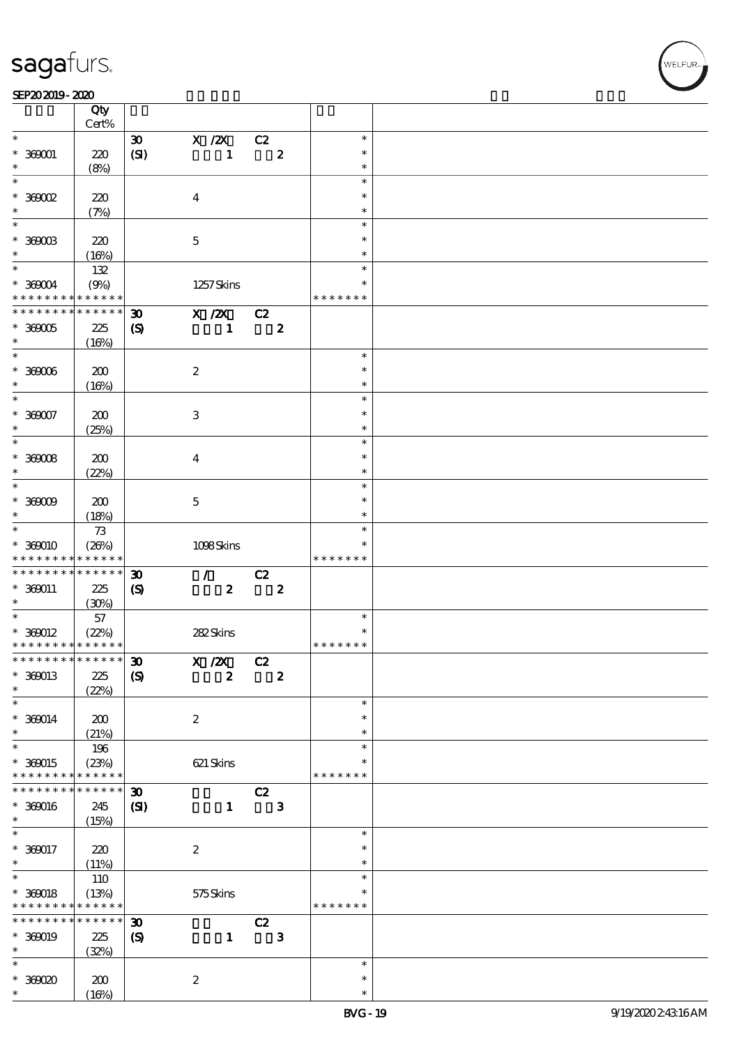SEP20 2019 - 2020

| | Qty Cert% | | | | | |
|---|---|---|---|---|---|---|
| * | | 30 | X /2X | C2 | * | |
| * 369001 | 220 | (SI) | 1 | 2 | * | |
| * | (8%) | | | | * | |
| * | | | | | * | |
| * 369002 | 220 | | 4 | | * | |
| * | (7%) | | | | * | |
| * | | | | | * | |
| * 369003 | 220 | | 5 | | * | |
| * | (16%) | | | | * | |
| * | 132 | | | | * | |
| * 369004 | (9%) | | 1257 Skins | | * | |
| * * * * * * * * * * * * * * | | | | | * * * * * * * | |
| * * * * * * * * * * * * * * | | 30 | X /2X | C2 | | |
| * 369005 | 225 | (S) | 1 | 2 | | |
| * | (16%) | | | | | |
| * | | | | | * | |
| * 369006 | 200 | | 2 | | * | |
| * | (16%) | | | | * | |
| * | | | | | * | |
| * 369007 | 200 | | 3 | | * | |
| * | (25%) | | | | * | |
| * | | | | | * | |
| * 369008 | 200 | | 4 | | * | |
| * | (22%) | | | | * | |
| * | | | | | * | |
| * 369009 | 200 | | 5 | | * | |
| * | (18%) | | | | * | |
| * | 73 | | | | * | |
| * 369010 | (26%) | | 1098 Skins | | * | |
| * * * * * * * * * * * * * * | | | | | * * * * * * * | |
| * * * * * * * * * * * * * * | | 30 | / | C2 | | |
| * 369011 | 225 | (S) | 2 | 2 | | |
| * | (30%) | | | | | |
| * | 57 | | | | * | |
| * 369012 | (22%) | | 282 Skins | | * | |
| * * * * * * * * * * * * * * | | | | | * * * * * * * | |
| * * * * * * * * * * * * * * | | 30 | X /2X | C2 | | |
| * 369013 | 225 | (S) | 2 | 2 | | |
| * | (22%) | | | | | |
| * | | | | | * | |
| * 369014 | 200 | | 2 | | * | |
| * | (21%) | | | | * | |
| * | 196 | | | | * | |
| * 369015 | (23%) | | 621 Skins | | * | |
| * * * * * * * * * * * * * * | | | | | * * * * * * * | |
| * * * * * * * * * * * * * * | | 30 | | C2 | | |
| * 369016 | 245 | (SI) | 1 | 3 | | |
| * | (15%) | | | | | |
| * | | | | | * | |
| * 369017 | 220 | | 2 | | * | |
| * | (11%) | | | | * | |
| * | 110 | | | | * | |
| * 369018 | (13%) | | 575 Skins | | * | |
| * * * * * * * * * * * * * * | | | | | * * * * * * * | |
| * * * * * * * * * * * * * * | | 30 | | C2 | | |
| * 369019 | 225 | (S) | 1 | 3 | | |
| * | (32%) | | | | | |
| * | | | | | * | |
| * 369020 | 200 | | 2 | | * | |
| * | (16%) | | | | * | |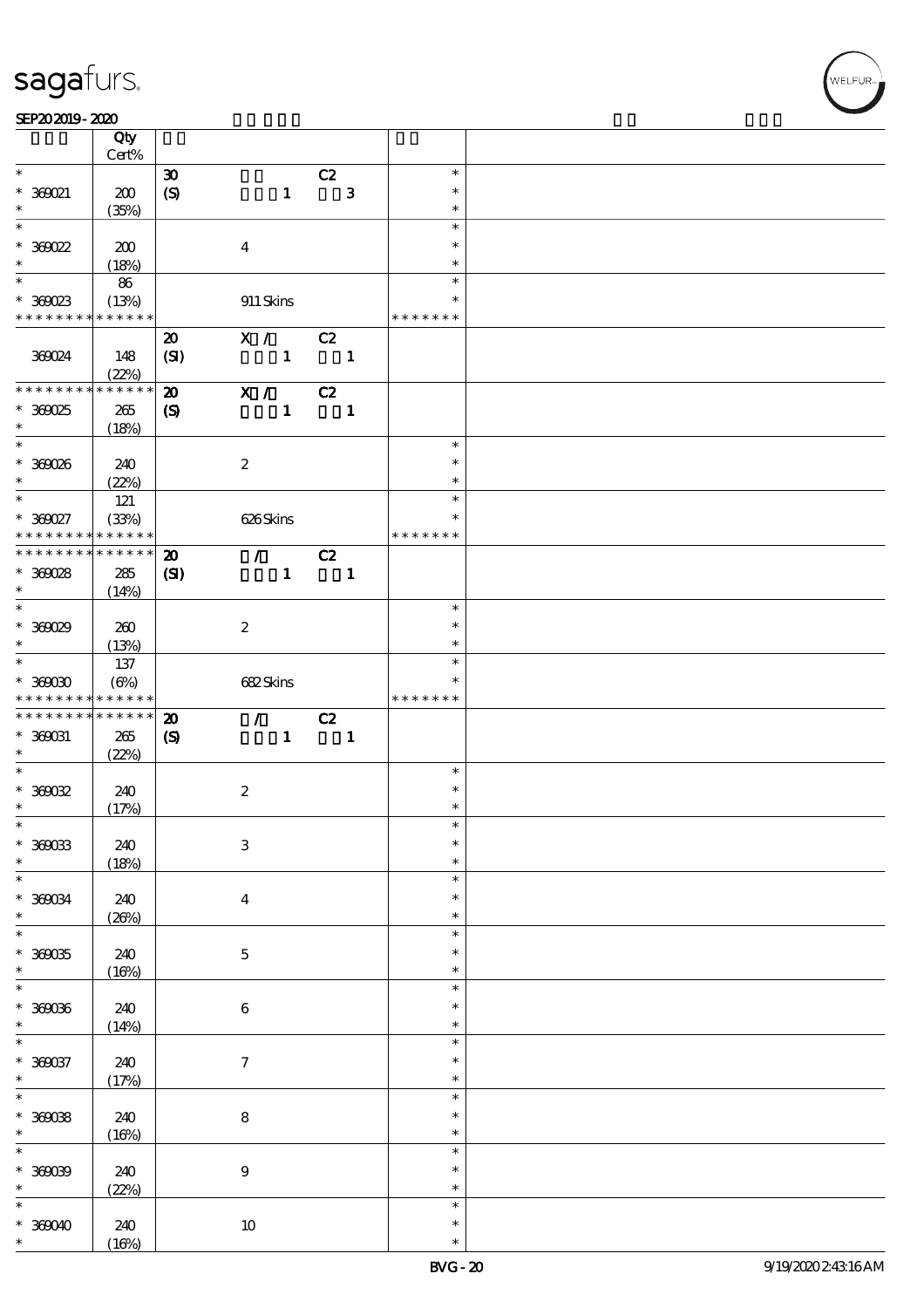| | Qty Cert% | | | | | |
|---|---|---|---|---|---|---|
| * | | 30 | | C2 | * | |
| * 369021 | 200 | (S) | 1 | 3 | * | |
| * | (35%) | | | | * | |
| * | | | | | * | |
| * 369022 | 200 | | 4 | | * | |
| * | (18%) | | | | * | |
| * | 86 | | | | * | |
| * 369023 | (13%) | | 911 Skins | | * | |
| * * * * * * * * * * * * * * | | | | | * * * * * * * | |
| | | 20 | X / | C2 | | |
| 369024 | 148 | (SI) | 1 | 1 | | |
| | (22%) | | | | | |
| * * * * * * * * * * * * * * | | 20 | X / | C2 | | |
| * 369025 | 265 | (S) | 1 | 1 | | |
| * | (18%) | | | | | |
| * | | | | | * | |
| * 369026 | 240 | | 2 | | * | |
| * | (22%) | | | | * | |
| * | 121 | | | | * | |
| * 369027 | (33%) | | 626 Skins | | * | |
| * * * * * * * * * * * * * * | | | | | * * * * * * * | |
| * * * * * * * * * * * * * * | | 20 | / | C2 | | |
| * 369028 | 285 | (SI) | 1 | 1 | | |
| * | (14%) | | | | | |
| * | | | | | * | |
| * 369029 | 260 | | 2 | | * | |
| * | (13%) | | | | * | |
| * | 137 | | | | * | |
| * 369030 | (6%) | | 682 Skins | | * | |
| * * * * * * * * * * * * * * | | | | | * * * * * * * | |
| * * * * * * * * * * * * * * | | 20 | / | C2 | | |
| * 369031 | 265 | (S) | 1 | 1 | | |
| * | (22%) | | | | | |
| * | | | | | * | |
| * 369032 | 240 | | 2 | | * | |
| * | (17%) | | | | * | |
| * | | | | | * | |
| * 369033 | 240 | | 3 | | * | |
| * | (18%) | | | | * | |
| * | | | | | * | |
| * 369034 | 240 | | 4 | | * | |
| * | (26%) | | | | * | |
| * | | | | | * | |
| * 369035 | 240 | | 5 | | * | |
| * | (16%) | | | | * | |
| * | | | | | * | |
| * 369036 | 240 | | 6 | | * | |
| * | (14%) | | | | * | |
| * | | | | | * | |
| * 369037 | 240 | | 7 | | * | |
| * | (17%) | | | | * | |
| * | | | | | * | |
| * 369038 | 240 | | 8 | | * | |
| * | (16%) | | | | * | |
| * | | | | | * | |
| * 369039 | 240 | | 9 | | * | |
| * | (22%) | | | | * | |
| * | | | | | * | |
| * 369040 | 240 | | 10 | | * | |
| * | (16%) | | | | * | |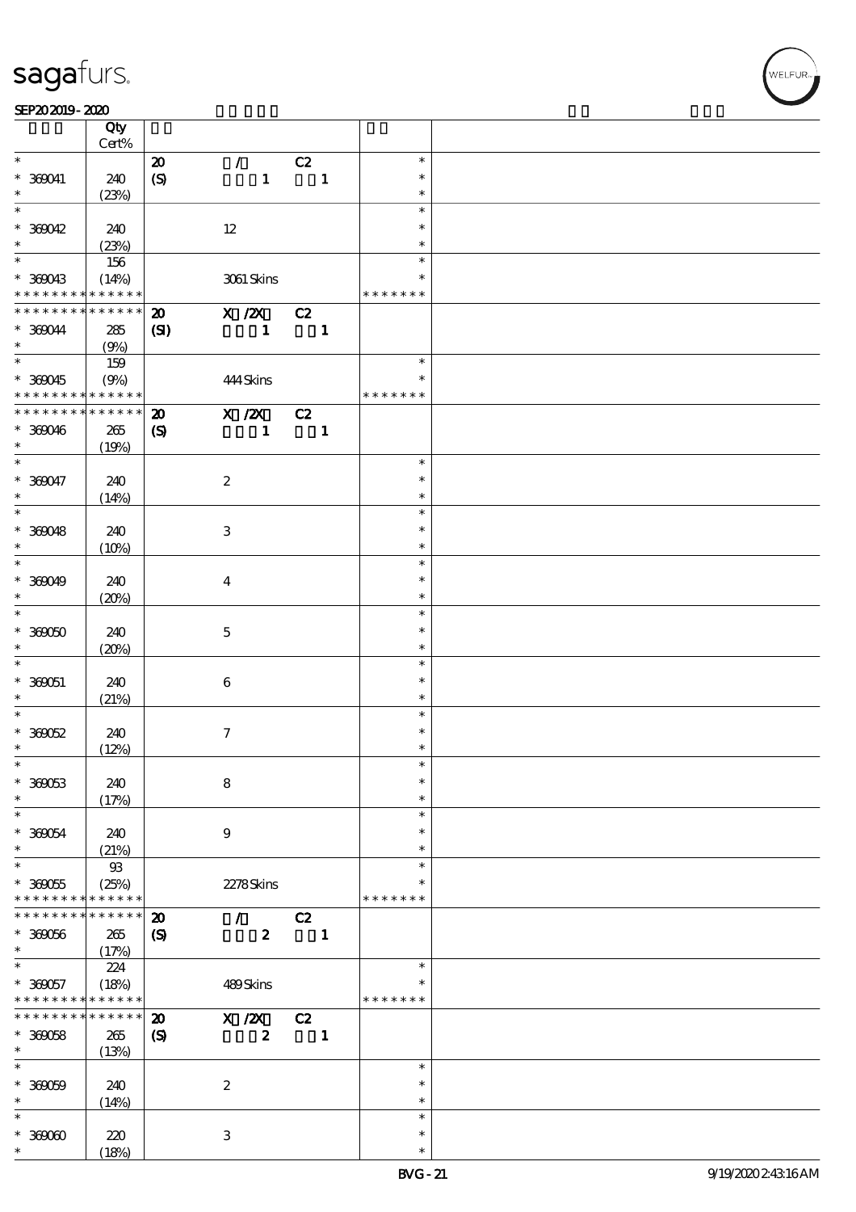| | Qty Cert% | | | |
|---|---|---|---|---|
| * | | 20 / C2 | * | |
| * 369041 | 240 | (S) 1 1 | * | |
| * | (23%) | | * | |
| * | | | * | |
| * 369042 | 240 | 12 | * | |
| * | (23%) | | * | |
| * | 156 | | * | |
| * 369043 | (14%) | 3061 Skins | * | |
| * * * * * * * * * * * * * * | | | * * * * * * * | |
| * * * * * * * * * * * * * * | | 20 X /2X C2 | | |
| * 369044 | 285 | (SI) 1 1 | | |
| * | (9%) | | | |
| * | 159 | | * | |
| * 369045 | (9%) | 444 Skins | * | |
| * * * * * * * * * * * * * * | | | * * * * * * * | |
| * * * * * * * * * * * * * * | | 20 X /2X C2 | | |
| * 369046 | 265 | (S) 1 1 | | |
| * | (19%) | | | |
| * | | | * | |
| * 369047 | 240 | 2 | * | |
| * | (14%) | | * | |
| * | | | * | |
| * 369048 | 240 | 3 | * | |
| * | (10%) | | * | |
| * | | | * | |
| * 369049 | 240 | 4 | * | |
| * | (20%) | | * | |
| * | | | * | |
| * 369050 | 240 | 5 | * | |
| * | (20%) | | * | |
| * | | | * | |
| * 369051 | 240 | 6 | * | |
| * | (21%) | | * | |
| * | | | * | |
| * 369052 | 240 | 7 | * | |
| * | (12%) | | * | |
| * | | | * | |
| * 369053 | 240 | 8 | * | |
| * | (17%) | | * | |
| * | | | * | |
| * 369054 | 240 | 9 | * | |
| * | (21%) | | * | |
| * | 93 | | * | |
| * 369055 | (25%) | 2278 Skins | * | |
| * * * * * * * * * * * * * * | | | * * * * * * * | |
| * * * * * * * * * * * * * * | | 20 / C2 | | |
| * 369056 | 265 | (S) 2 1 | | |
| * | (17%) | | | |
| * | 224 | | * | |
| * 369057 | (18%) | 489 Skins | * | |
| * * * * * * * * * * * * * * | | | * * * * * * * | |
| * * * * * * * * * * * * * * | | 20 X /2X C2 | | |
| * 369058 | 265 | (S) 2 1 | | |
| * | (13%) | | | |
| * | | | * | |
| * 369059 | 240 | 2 | * | |
| * | (14%) | | * | |
| * | | | * | |
| * 369060 | 220 | 3 | * | |
| * | (18%) | | * | |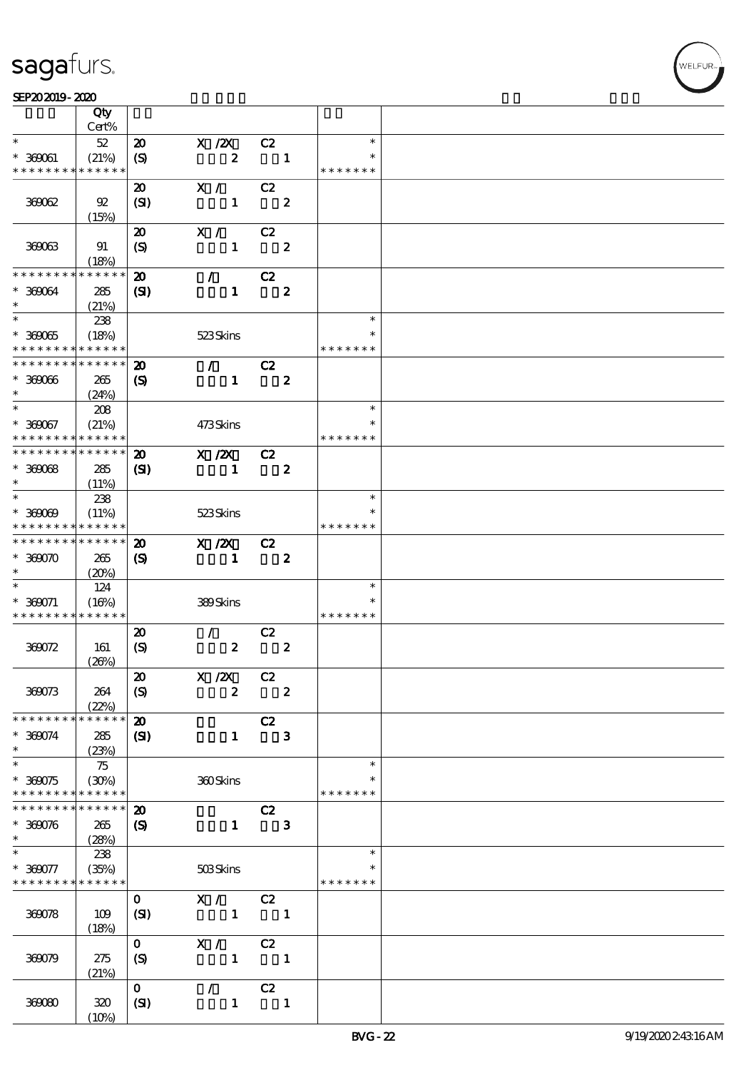| | Qty Cert% | | | | | |
|---|---|---|---|---|---|---|
| * * 369061 * * * * * * * * * * * * * * | 52 (21%) | 20 (S) | X /2X 2 | C2 1 | * * * * * * * * * | |
| 369062 | 92 (15%) | 20 (SI) | X / 1 | C2 2 | | |
| 369063 | 91 (18%) | 20 (S) | X / 1 | C2 2 | | |
| * * * * * * * * * * * * * * * 369064 * | 285 (21%) | 20 (SI) | / 1 | C2 2 | | |
| * * 369065 * * * * * * * * * * * * * * | 238 (18%) | | 523 Skins | | * * * * * * * * * | |
| * * * * * * * * * * * * * * * 369066 * | 265 (24%) | 20 (S) | / 1 | C2 2 | | |
| * * 369067 * * * * * * * * * * * * * * | 208 (21%) | | 473 Skins | | * * * * * * * * * | |
| * * * * * * * * * * * * * * * 369068 * | 285 (11%) | 20 (SI) | X /2X 1 | C2 2 | | |
| * * 369069 * * * * * * * * * * * * * * | 238 (11%) | | 523 Skins | | * * * * * * * * * | |
| * * * * * * * * * * * * * * * 369070 * | 265 (20%) | 20 (S) | X /2X 1 | C2 2 | | |
| * * 369071 * * * * * * * * * * * * * * | 124 (16%) | | 389 Skins | | * * * * * * * * * | |
| 369072 | 161 (26%) | 20 (S) | / 2 | C2 2 | | |
| 369073 | 264 (22%) | 20 (S) | X /2X 2 | C2 2 | | |
| * * * * * * * * * * * * * * * 369074 * | 285 (23%) | 20 (SI) | 1 | C2 3 | | |
| * * 369075 * * * * * * * * * * * * * * | 75 (30%) | | 360 Skins | | * * * * * * * * * | |
| * * * * * * * * * * * * * * * 369076 * | 265 (28%) | 20 (S) | 1 | C2 3 | | |
| * * 369077 * * * * * * * * * * * * * * | 238 (35%) | | 503 Skins | | * * * * * * * * * | |
| 369078 | 109 (18%) | 0 (SI) | X / 1 | C2 1 | | |
| 369079 | 275 (21%) | 0 (S) | X / 1 | C2 1 | | |
| 369080 | 320 (10%) | 0 (SI) | / 1 | C2 1 | | |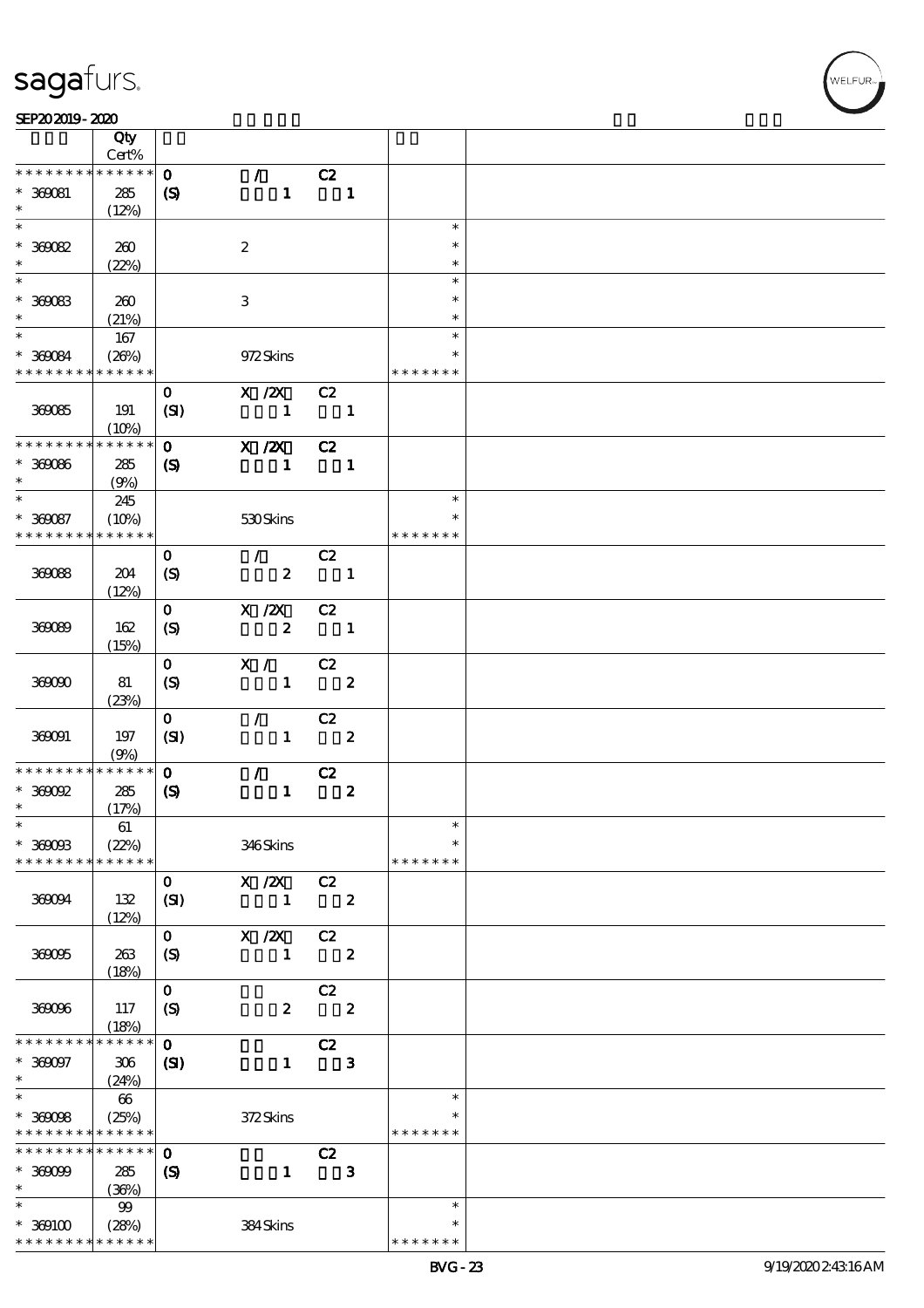| | Qty Cert% | | | | | |
|---|---|---|---|---|---|---|
| * * * * * * * * * * * * * * | | 0 | / | C2 | | |
| * 369081 | 285 | (S) | 1 | 1 | | |
| * | (12%) | | | | | |
| * | | | | | * | |
| * 369082 | 260 | | 2 | | * | |
| * | (22%) | | | | * | |
| * | | | | | * | |
| * 369083 | 260 | | 3 | | * | |
| * | (21%) | | | | * | |
| * | 167 | | | | * | |
| * 369084 | (26%) | | 972 Skins | | * | |
| * * * * * * * * * * * * * * | | | | | * * * * * * * | |
| | | 0 | X /2X | C2 | | |
| 369085 | 191 | (SI) | 1 | 1 | | |
| | (10%) | | | | | |
| * * * * * * * * * * * * * * | | 0 | X /2X | C2 | | |
| * 369086 | 285 | (S) | 1 | 1 | | |
| * | (9%) | | | | | |
| * | 245 | | | | * | |
| * 369087 | (10%) | | 530 Skins | | * | |
| * * * * * * * * * * * * * * | | | | | * * * * * * * | |
| | | 0 | / | C2 | | |
| 369088 | 204 | (S) | 2 | 1 | | |
| | (12%) | | | | | |
| | | 0 | X /2X | C2 | | |
| 369089 | 162 | (S) | 2 | 1 | | |
| | (15%) | | | | | |
| | | 0 | X / | C2 | | |
| 369090 | 81 | (S) | 1 | 2 | | |
| | (23%) | | | | | |
| | | 0 | / | C2 | | |
| 369091 | 197 | (SI) | 1 | 2 | | |
| | (9%) | | | | | |
| * * * * * * * * * * * * * * | | 0 | / | C2 | | |
| * 369092 | 285 | (S) | 1 | 2 | | |
| * | (17%) | | | | | |
| * | 61 | | | | * | |
| * 369093 | (22%) | | 346 Skins | | * | |
| * * * * * * * * * * * * * * | | | | | * * * * * * * | |
| | | 0 | X /2X | C2 | | |
| 369094 | 132 | (SI) | 1 | 2 | | |
| | (12%) | | | | | |
| | | 0 | X /2X | C2 | | |
| 369095 | 263 | (S) | 1 | 2 | | |
| | (18%) | | | | | |
| | | 0 | | C2 | | |
| 369096 | 117 | (S) | 2 | 2 | | |
| | (18%) | | | | | |
| * * * * * * * * * * * * * * | | 0 | | C2 | | |
| * 369097 | 306 | (SI) | 1 | 3 | | |
| * | (24%) | | | | | |
| * | 66 | | | | * | |
| * 369098 | (25%) | | 372 Skins | | * | |
| * * * * * * * * * * * * * * | | | | | * * * * * * * | |
| * * * * * * * * * * * * * * | | 0 | | C2 | | |
| * 369099 | 285 | (S) | 1 | 3 | | |
| * | (36%) | | | | | |
| * | 99 | | | | * | |
| * 369100 | (28%) | | 384 Skins | | * | |
| * * * * * * * * * * * * * * | | | | | * * * * * * * | |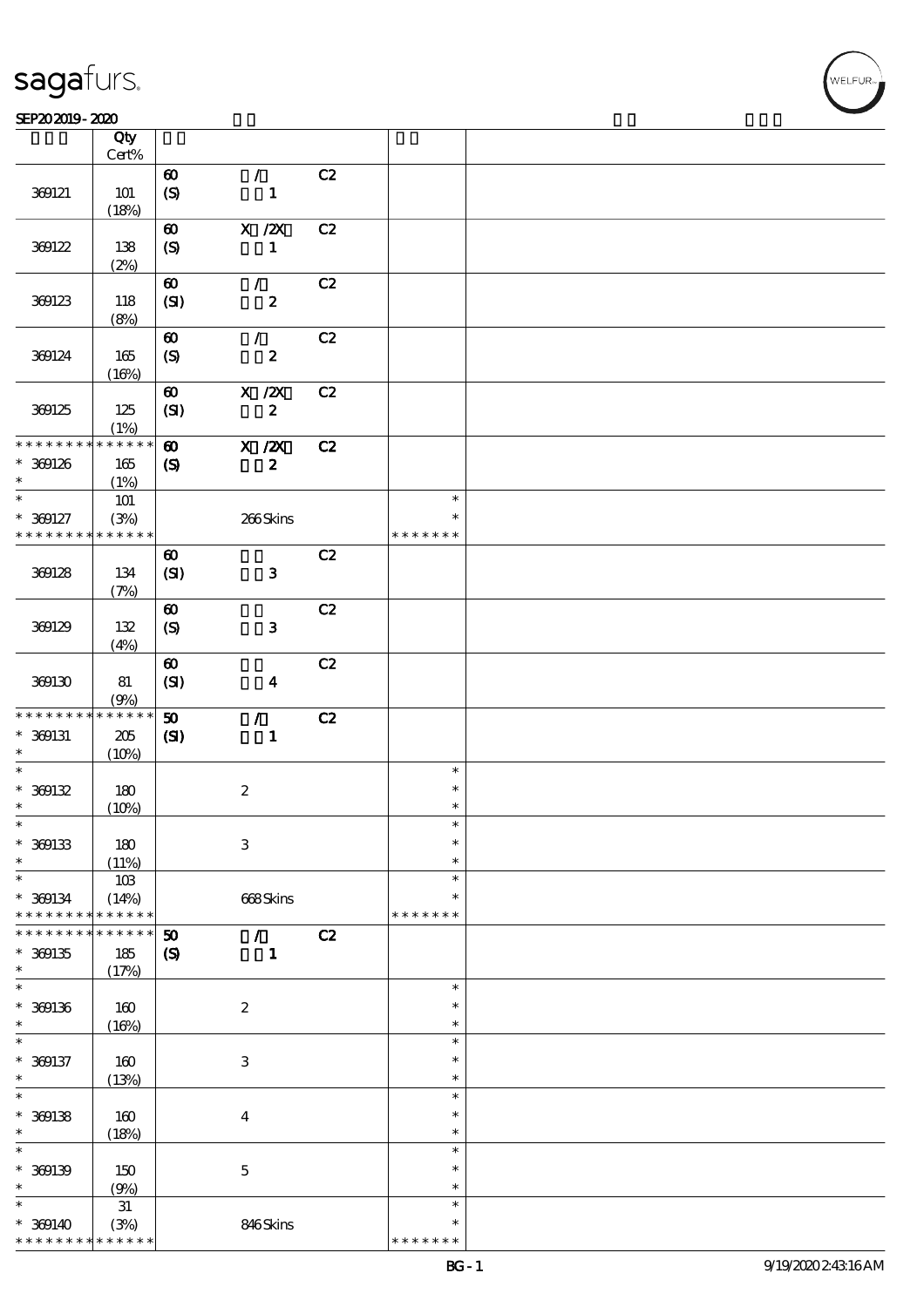# sagafurs.

SEP20 2019 - 2020

| | Qty Cert% | | | | | |
|---|---|---|---|---|---|---|
| 369121 | 101 (18%) | 60 (S) | / 1 | C2 | | |
| 369122 | 138 (2%) | 60 (S) | X /2X 1 | C2 | | |
| 369123 | 118 (8%) | 60 (SI) | / 2 | C2 | | |
| 369124 | 165 (16%) | 60 (S) | / 2 | C2 | | |
| 369125 | 125 (1%) | 60 (SI) | X /2X 2 | C2 | | |
| * * * * * * * * * * * * * * | | 60 | X /2X | C2 | | |
| * 369126 * | 165 (1%) | (S) | 2 | | | |
| * * 369127 * * * * * * * * * * * * * * | 101 (3%) | | 266 Skins | | * * * * * * * * * | |
| 369128 | 134 (7%) | 60 (SI) | 3 | C2 | | |
| 369129 | 132 (4%) | 60 (S) | 3 | C2 | | |
| 369130 | 81 (9%) | 60 (SI) | 4 | C2 | | |
| * * * * * * * * * * * * * * | | 50 | / | C2 | | |
| * 369131 * | 205 (10%) | (SI) | 1 | | | |
| * * 369132 * | 180 (10%) | | 2 | | * * * | |
| * * 369133 * | 180 (11%) | | 3 | | * * * | |
| * * 369134 * * * * * * * * * * * * * * | 103 (14%) | | 668 Skins | | * * * * * * * * * | |
| * * * * * * * * * * * * * * | | 50 | / | C2 | | |
| * 369135 * | 185 (17%) | (S) | 1 | | | |
| * * 369136 * | 160 (16%) | | 2 | | * * * | |
| * * 369137 * | 160 (13%) | | 3 | | * * * | |
| * * 369138 * | 160 (18%) | | 4 | | * * * | |
| * * 369139 * | 150 (9%) | | 5 | | * * * | |
| * * 369140 * * * * * * * * * * * * * * | 31 (3%) | | 846 Skins | | * * * * * * * * * | |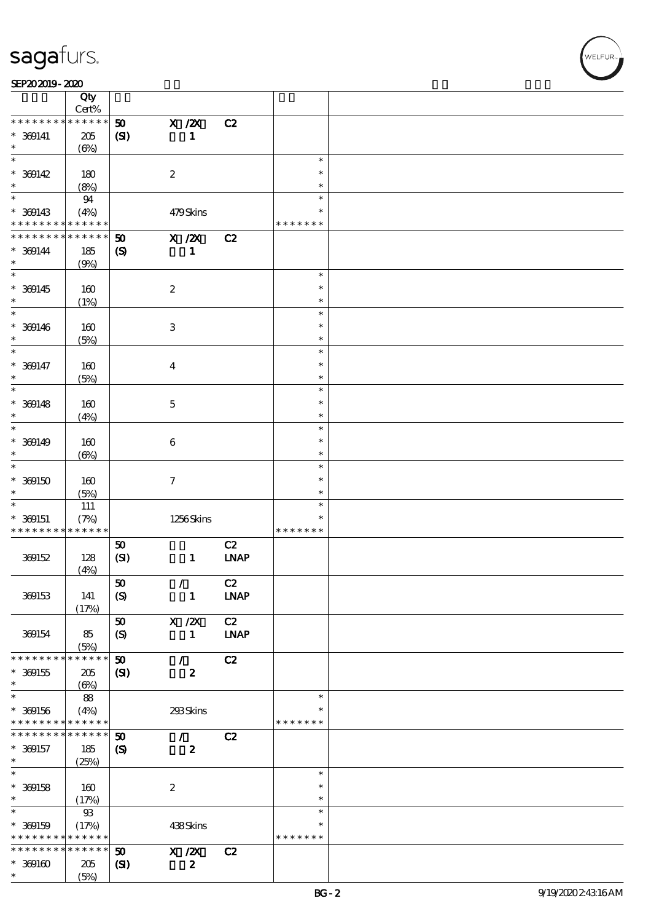sagafurs.

SEP20 2019 - 2020

| | Qty Cert% | | | | | |
|---|---|---|---|---|---|---|
| * * * * * * * * * * * * * * | 50 | X /2X | C2 | | |
| * 369141 | 205 | (SI) | 1 | | | |
| * | (6%) | | | | | |
| * | | | | | * | |
| * 369142 | 180 | | 2 | | * | |
| * | (8%) | | | | * | |
| * | 94 | | | | * | |
| * 369143 | (4%) | | 479 Skins | | * | |
| * * * * * * * * * * * * * * | | | | | * * * * * * * | |
| * * * * * * * * * * * * * * | 50 | X /2X | C2 | | |
| * 369144 | 185 | (S) | 1 | | | |
| * | (9%) | | | | | |
| * | | | | | * | |
| * 369145 | 160 | | 2 | | * | |
| * | (1%) | | | | * | |
| * | | | | | * | |
| * 369146 | 160 | | 3 | | * | |
| * | (5%) | | | | * | |
| * | | | | | * | |
| * 369147 | 160 | | 4 | | * | |
| * | (5%) | | | | * | |
| * | | | | | * | |
| * 369148 | 160 | | 5 | | * | |
| * | (4%) | | | | * | |
| * | | | | | * | |
| * 369149 | 160 | | 6 | | * | |
| * | (6%) | | | | * | |
| * | | | | | * | |
| * 369150 | 160 | | 7 | | * | |
| * | (5%) | | | | * | |
| * | 111 | | | | * | |
| * 369151 | (7%) | | 1256 Skins | | * | |
| * * * * * * * * * * * * * * | | | | | * * * * * * * | |
| | | 50 | | C2 | | |
| 369152 | 128 | (SI) | 1 | LNAP | | |
| | (4%) | | | | | |
| | | 50 | / | C2 | | |
| 369153 | 141 | (S) | 1 | LNAP | | |
| | (17%) | | | | | |
| | | 50 | X /2X | C2 | | |
| 369154 | 85 | (S) | 1 | LNAP | | |
| | (5%) | | | | | |
| * * * * * * * * * * * * * * | 50 | / | C2 | | |
| * 369155 | 205 | (SI) | 2 | | | |
| * | (6%) | | | | | |
| * | 88 | | | | * | |
| * 369156 | (4%) | | 293 Skins | | * | |
| * * * * * * * * * * * * * * | | | | | * * * * * * * | |
| * * * * * * * * * * * * * * | 50 | / | C2 | | |
| * 369157 | 185 | (S) | 2 | | | |
| * | (25%) | | | | | |
| * | | | | | * | |
| * 369158 | 160 | | 2 | | * | |
| * | (17%) | | | | * | |
| * | 93 | | | | * | |
| * 369159 | (17%) | | 438 Skins | | * | |
| * * * * * * * * * * * * * * | | | | | * * * * * * * | |
| * * * * * * * * * * * * * * | 50 | X /2X | C2 | | |
| * 369160 | 205 | (SI) | 2 | | | |
| * | (5%) | | | | | |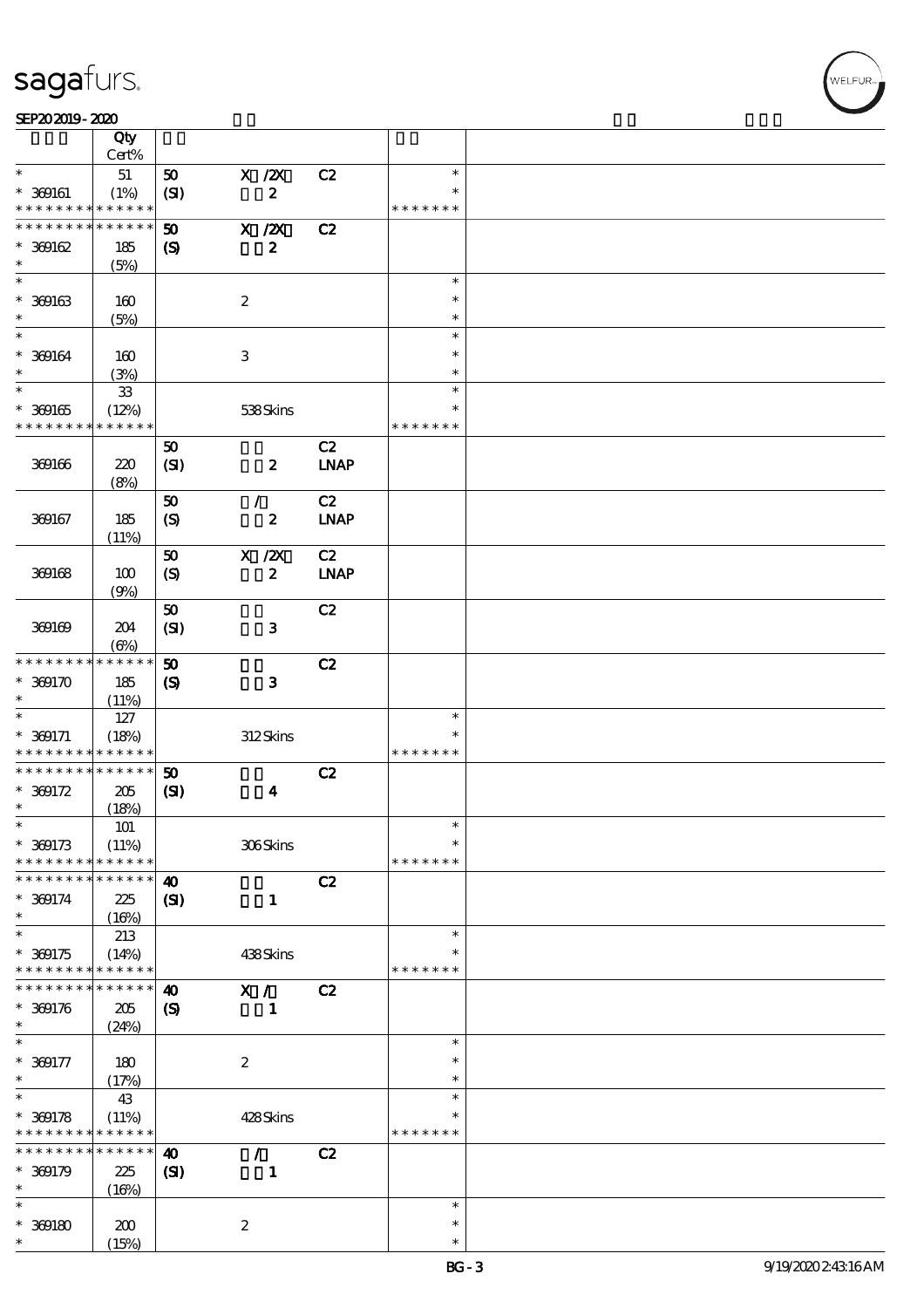| | Qty Cert% | | | | | |
|---|---|---|---|---|---|---|
| * | 51 | 50 | X /2X | C2 | * | |
| * 369161 | (1%) | (SI) | 2 | | * | |
| * * * * * * * * * * * * * * | | | | | * * * * * * * | |
| * * * * * * * * * * * * * * | | 50 | X /2X | C2 | | |
| * 369162 | 185 | (S) | 2 | | | |
| * | (5%) | | | | | |
| * | | | | | * | |
| * 369163 | 160 | | 2 | | * | |
| * | (5%) | | | | * | |
| * | | | | | * | |
| * 369164 | 160 | | 3 | | * | |
| * | (3%) | | | | * | |
| * | 33 | | | | * | |
| * 369165 | (12%) | | 538 Skins | | * | |
| * * * * * * * * * * * * * * | | | | | * * * * * * * | |
| | | 50 | | C2 | | |
| 369166 | 220 | (SI) | 2 | LNAP | | |
| | (8%) | | | | | |
| | | 50 | / | C2 | | |
| 369167 | 185 | (S) | 2 | LNAP | | |
| | (11%) | | | | | |
| | | 50 | X /2X | C2 | | |
| 369168 | 100 | (S) | 2 | LNAP | | |
| | (9%) | | | | | |
| | | 50 | | C2 | | |
| 369169 | 204 | (SI) | 3 | | | |
| | (6%) | | | | | |
| * * * * * * * * * * * * * * | | 50 | | C2 | | |
| * 369170 | 185 | (S) | 3 | | | |
| * | (11%) | | | | | |
| * | 127 | | | | * | |
| * 369171 | (18%) | | 312 Skins | | * | |
| * * * * * * * * * * * * * * | | | | | * * * * * * * | |
| * * * * * * * * * * * * * * | | 50 | | C2 | | |
| * 369172 | 205 | (SI) | 4 | | | |
| * | (18%) | | | | | |
| * | 101 | | | | * | |
| * 369173 | (11%) | | 306 Skins | | * | |
| * * * * * * * * * * * * * * | | | | | * * * * * * * | |
| * * * * * * * * * * * * * * | | 40 | | C2 | | |
| * 369174 | 225 | (SI) | 1 | | | |
| * | (16%) | | | | | |
| * | 213 | | | | * | |
| * 369175 | (14%) | | 438 Skins | | * | |
| * * * * * * * * * * * * * * | | | | | * * * * * * * | |
| * * * * * * * * * * * * * * | | 40 | X / | C2 | | |
| * 369176 | 205 | (S) | 1 | | | |
| * | (24%) | | | | | |
| * | | | | | * | |
| * 369177 | 180 | | 2 | | * | |
| * | (17%) | | | | * | |
| * | 43 | | | | * | |
| * 369178 | (11%) | | 428 Skins | | * | |
| * * * * * * * * * * * * * * | | | | | * * * * * * * | |
| * * * * * * * * * * * * * * | | 40 | / | C2 | | |
| * 369179 | 225 | (SI) | 1 | | | |
| * | (16%) | | | | | |
| * | | | | | * | |
| * 369180 | 200 | | 2 | | * | |
| * | (15%) | | | | * | |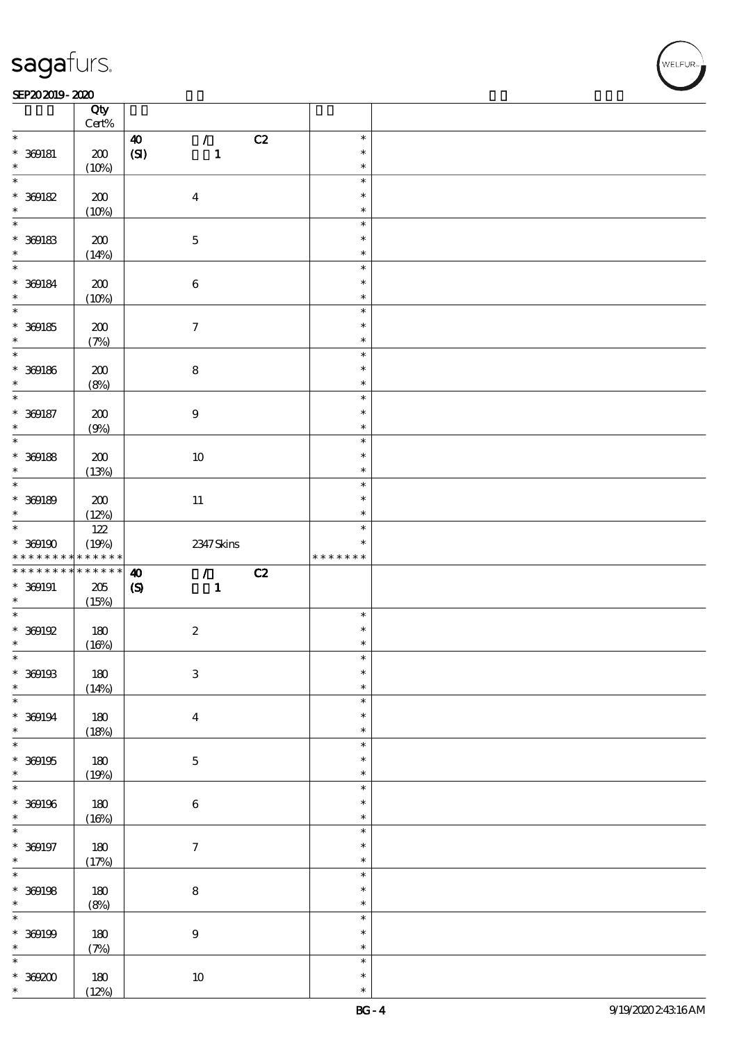| | Qty Cert% | | | |
|---|---|---|---|---|
| * 369181 * | 200 (10%) | 40 / C2 (SI) 1 | * * * | |
| * 369182 * | 200 (10%) | 4 | * * * | |
| * 369183 * | 200 (14%) | 5 | * * * | |
| * 369184 * | 200 (10%) | 6 | * * * | |
| * 369185 * | 200 (7%) | 7 | * * * | |
| * 369186 * | 200 (8%) | 8 | * * * | |
| * 369187 * | 200 (9%) | 9 | * * * | |
| * 369188 * | 200 (13%) | 10 | * * * | |
| * 369189 * | 200 (12%) | 11 | * * * | |
| * 369190 * * * * * * * * * * * * * | 122 (19%) | 2347 Skins | * * * * * * * * * * | |
| * * * * * * * * * * * * * * 369191 * | 205 (15%) | 40 / C2 (S) 1 | | |
| * 369192 * | 180 (16%) | 2 | * * * | |
| * 369193 * | 180 (14%) | 3 | * * * | |
| * 369194 * | 180 (18%) | 4 | * * * | |
| * 369195 * | 180 (19%) | 5 | * * * | |
| * 369196 * | 180 (16%) | 6 | * * * | |
| * 369197 * | 180 (17%) | 7 | * * * | |
| * 369198 * | 180 (8%) | 8 | * * * | |
| * 369199 * | 180 (7%) | 9 | * * * | |
| * 369200 * | 180 (12%) | 10 | * * * | |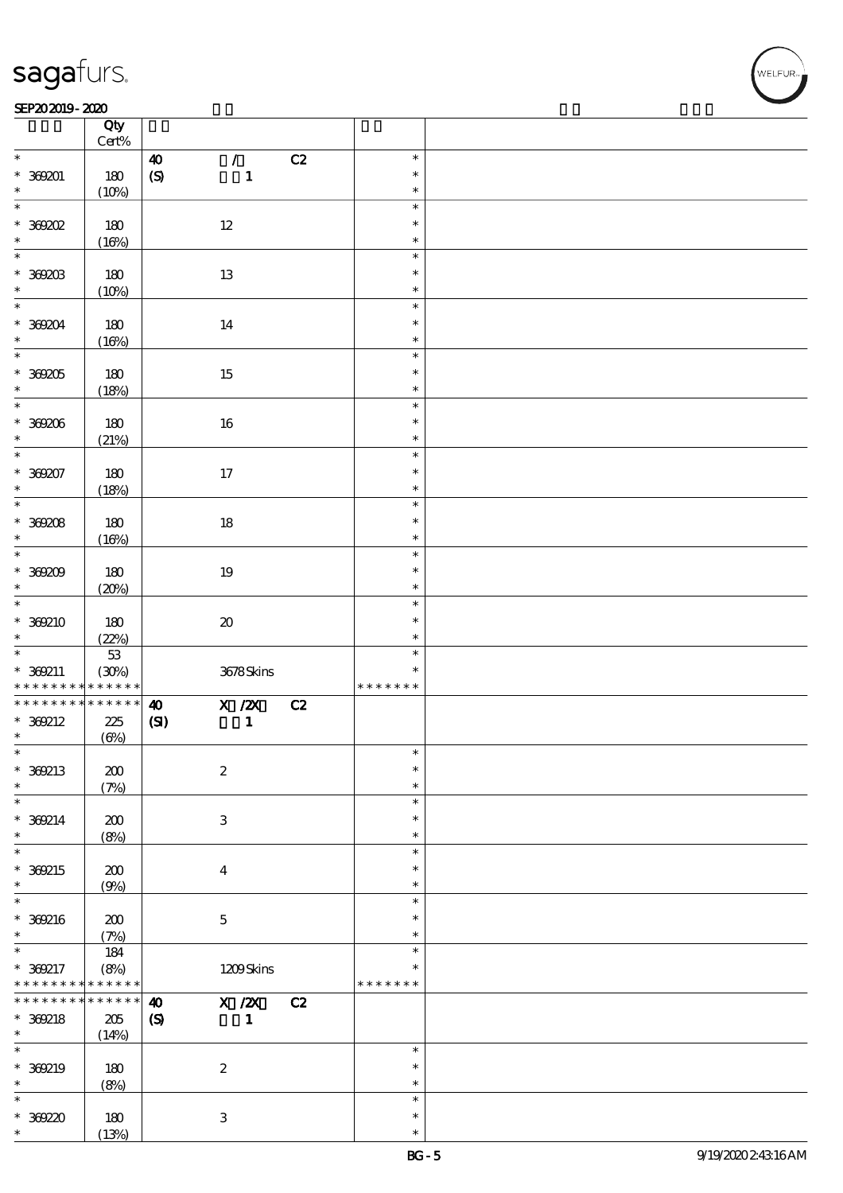| | Qty Cert% | | | |
|---|---|---|---|---|
| * | | 40 / C2 | * | |
| * 369201 | 180 | (S) 1 | * | |
| * | (10%) | | * | |
| * | | | * | |
| * 369202 | 180 | 12 | * | |
| * | (16%) | | * | |
| * | | | * | |
| * 369203 | 180 | 13 | * | |
| * | (10%) | | * | |
| * | | | * | |
| * 369204 | 180 | 14 | * | |
| * | (16%) | | * | |
| * | | | * | |
| * 369205 | 180 | 15 | * | |
| * | (18%) | | * | |
| * | | | * | |
| * 369206 | 180 | 16 | * | |
| * | (21%) | | * | |
| * | | | * | |
| * 369207 | 180 | 17 | * | |
| * | (18%) | | * | |
| * | | | * | |
| * 369208 | 180 | 18 | * | |
| * | (16%) | | * | |
| * | | | * | |
| * 369209 | 180 | 19 | * | |
| * | (20%) | | * | |
| * | | | * | |
| * 369210 | 180 | 20 | * | |
| * | (22%) | | * | |
| * | 53 | | * | |
| * 369211 | (30%) | 3678 Skins | * | |
| * * * * * * * * * * * * * * | | | * * * * * * * | |
| * * * * * * * * * * * * * * | | 40 X /2X C2 | | |
| * 369212 | 225 | (SI) 1 | | |
| * | (6%) | | | |
| * | | | * | |
| * 369213 | 200 | 2 | * | |
| * | (7%) | | * | |
| * | | | * | |
| * 369214 | 200 | 3 | * | |
| * | (8%) | | * | |
| * | | | * | |
| * 369215 | 200 | 4 | * | |
| * | (9%) | | * | |
| * | | | * | |
| * 369216 | 200 | 5 | * | |
| * | (7%) | | * | |
| * | 184 | | * | |
| * 369217 | (8%) | 1209 Skins | * | |
| * * * * * * * * * * * * * * | | | * * * * * * * | |
| * * * * * * * * * * * * * * | | 40 X /2X C2 | | |
| * 369218 | 205 | (S) 1 | | |
| * | (14%) | | | |
| * | | | * | |
| * 369219 | 180 | 2 | * | |
| * | (8%) | | * | |
| * | | | * | |
| * 369220 | 180 | 3 | * | |
| * | (13%) | | * | |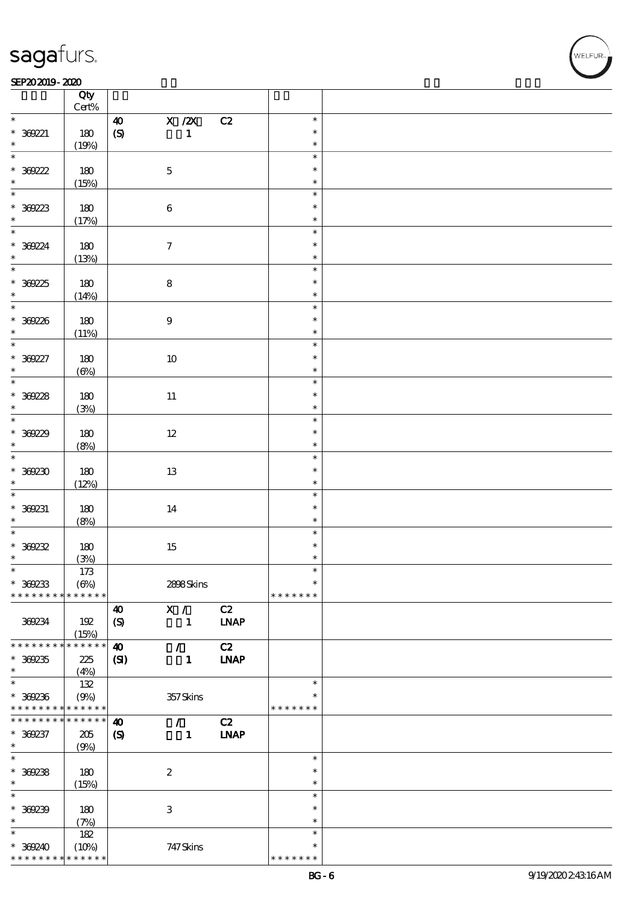| | Qty<br>Cert% | | | | | |
|---|---|---|---|---|---|---|
| * | | 40 | X /2X | C2 | * | |
| * 369221 | 180 | (S) | 1 | | * | |
| * | (19%) | | | | * | |
| * | | | | | * | |
| * 369222 | 180 | | 5 | | * | |
| * | (15%) | | | | * | |
| * | | | | | * | |
| * 369223 | 180 | | 6 | | * | |
| * | (17%) | | | | * | |
| * | | | | | * | |
| * 369224 | 180 | | 7 | | * | |
| * | (13%) | | | | * | |
| * | | | | | * | |
| * 369225 | 180 | | 8 | | * | |
| * | (14%) | | | | * | |
| * | | | | | * | |
| * 369226 | 180 | | 9 | | * | |
| * | (11%) | | | | * | |
| * | | | | | * | |
| * 369227 | 180 | | 10 | | * | |
| * | (6%) | | | | * | |
| * | | | | | * | |
| * 369228 | 180 | | 11 | | * | |
| * | (3%) | | | | * | |
| * | | | | | * | |
| * 369229 | 180 | | 12 | | * | |
| * | (8%) | | | | * | |
| * | | | | | * | |
| * 369230 | 180 | | 13 | | * | |
| * | (12%) | | | | * | |
| * | | | | | * | |
| * 369231 | 180 | | 14 | | * | |
| * | (8%) | | | | * | |
| * | | | | | * | |
| * 369232 | 180 | | 15 | | * | |
| * | (3%) | | | | * | |
| * | 173 | | | | * | |
| * 369233 | (6%) | | 2898 Skins | | * | |
| * * * * * * * * * * * * * * | | | | | * * * * * * * | |
| | | 40 | X / | C2 | | |
| 369234 | 192 | (S) | 1 | LNAP | | |
| | (15%) | | | | | |
| * * * * * * * * * * * * * * | | 40 | / | C2 | | |
| * 369235 | 225 | (SI) | 1 | LNAP | | |
| * | (4%) | | | | | |
| * | 132 | | | | * | |
| * 369236 | (9%) | | 357 Skins | | * | |
| * * * * * * * * * * * * * * | | | | | * * * * * * * | |
| * * * * * * * * * * * * * * | | 40 | / | C2 | | |
| * 369237 | 205 | (S) | 1 | LNAP | | |
| * | (9%) | | | | | |
| * | | | | | * | |
| * 369238 | 180 | | 2 | | * | |
| * | (15%) | | | | * | |
| * | | | | | * | |
| * 369239 | 180 | | 3 | | * | |
| * | (7%) | | | | * | |
| * | 182 | | | | * | |
| * 369240 | (10%) | | 747 Skins | | * | |
| * * * * * * * * * * * * * * | | | | | * * * * * * * | |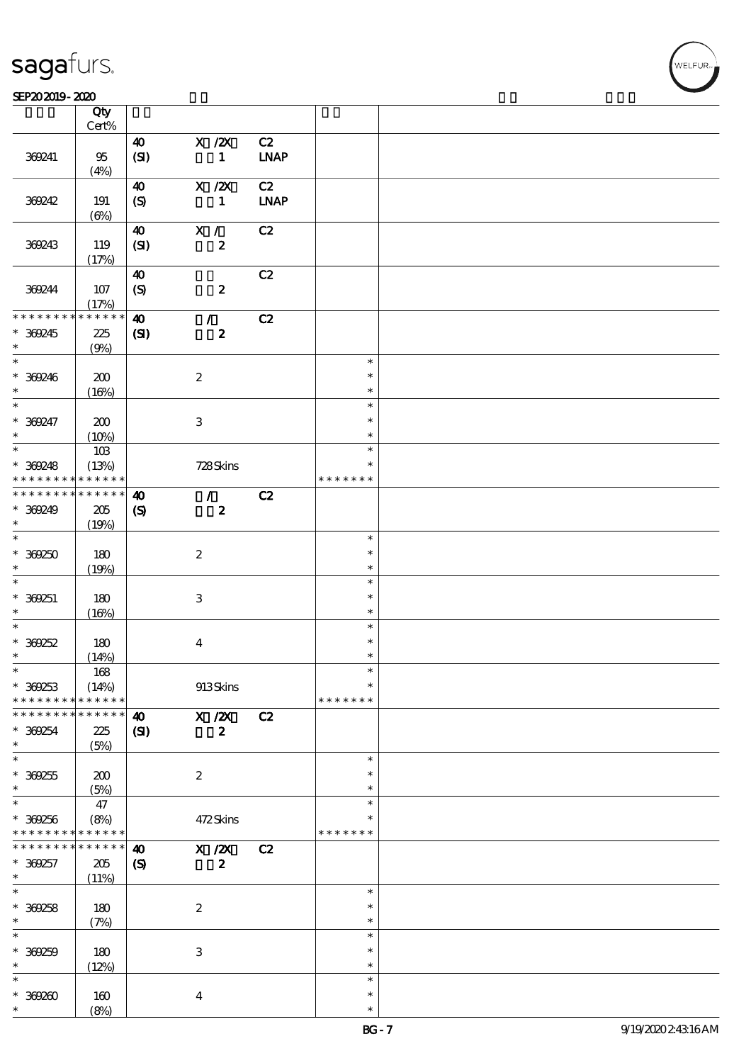| | Qty Cert% | | | | | |
|---|---|---|---|---|---|---|
| 369241 | 95 (4%) | 40 (SI) | X /2X 1 | C2 LNAP | | |
| 369242 | 191 (6%) | 40 (S) | X /2X 1 | C2 LNAP | | |
| 369243 | 119 (17%) | 40 (SI) | X / 2 | C2 | | |
| 369244 | 107 (17%) | 40 (S) | 2 | C2 | | |
| * * * * * * * * * * * * * * | | 40 | / | C2 | | |
| * 369245 * | 225 (9%) | (SI) | 2 | | | |
| * * 369246 * | 200 (16%) | | 2 | | * * * | |
| * * 369247 * | 200 (10%) | | 3 | | * * * | |
| * * 369248 * * * * * * * * * * * * * * | 103 (13%) | | 728 Skins | | * * * * * * * * | |
| * * * * * * * * * * * * * * | | 40 | / | C2 | | |
| * 369249 * | 205 (19%) | (S) | 2 | | | |
| * * 369250 * | 180 (19%) | | 2 | | * * * | |
| * * 369251 * | 180 (16%) | | 3 | | * * * | |
| * * 369252 * | 180 (14%) | | 4 | | * * * | |
| * * 369253 * * * * * * * * * * * * * * | 168 (14%) | | 913 Skins | | * * * * * * * * | |
| * * * * * * * * * * * * * * | | 40 | X /2X | C2 | | |
| * 369254 * | 225 (5%) | (SI) | 2 | | | |
| * * 369255 * | 200 (5%) | | 2 | | * * * | |
| * * 369256 * * * * * * * * * * * * * * | 47 (8%) | | 472 Skins | | * * * * * * * * | |
| * * * * * * * * * * * * * * | | 40 | X /2X | C2 | | |
| * 369257 * | 205 (11%) | (S) | 2 | | | |
| * * 369258 * | 180 (7%) | | 2 | | * * * | |
| * * 369259 * | 180 (12%) | | 3 | | * * * | |
| * * 369260 * | 160 (8%) | | 4 | | * * * | |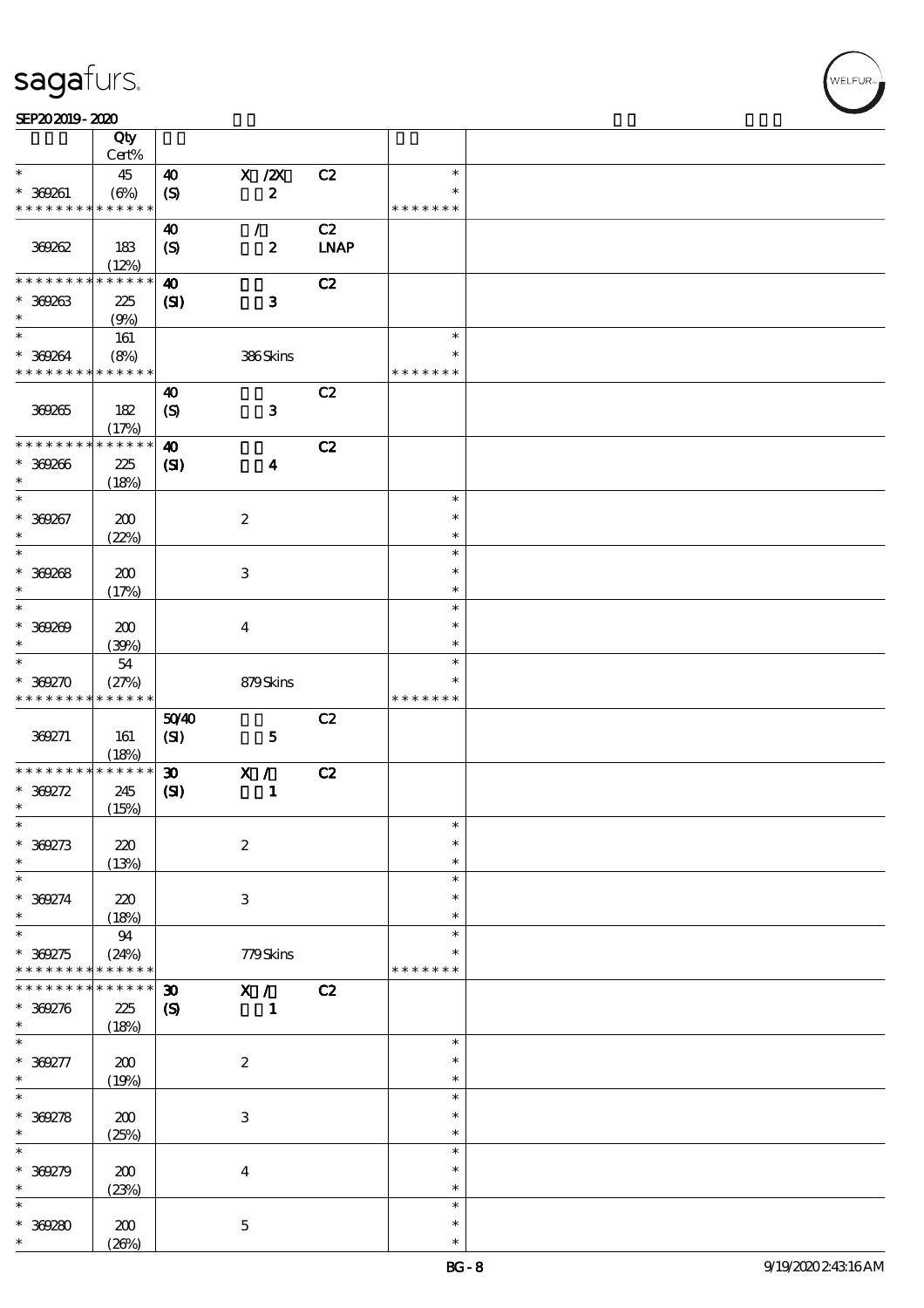| | Qty Cert% | | | | | |
|---|---|---|---|---|---|---|
| * | 45 | 40 | X /2X | C2 | * | |
| * 369261 | (6%) | (S) | 2 | | * | |
| * * * * * * * * * * * * * * | | | | | * * * * * * * | |
| | | 40 | / | C2 | | |
| 369262 | 183 (12%) | (S) | 2 | LNAP | | |
| * * * * * * * * * * * * * * | | 40 | | C2 | | |
| * 369263 | 225 | (SI) | 3 | | | |
| * | (9%) | | | | | |
| * | 161 | | | | * | |
| * 369264 | (8%) | | 386 Skins | | * | |
| * * * * * * * * * * * * * * | | | | | * * * * * * * | |
| | | 40 | | C2 | | |
| 369265 | 182 (17%) | (S) | 3 | | | |
| * * * * * * * * * * * * * * | | 40 | | C2 | | |
| * 369266 | 225 | (SI) | 4 | | | |
| * | (18%) | | | | | |
| * | | | | | * | |
| * 369267 | 200 | | 2 | | * | |
| * | (22%) | | | | * | |
| * | | | | | * | |
| * 369268 | 200 | | 3 | | * | |
| * | (17%) | | | | * | |
| * | | | | | * | |
| * 369269 | 200 | | 4 | | * | |
| * | (39%) | | | | * | |
| * | 54 | | | | * | |
| * 369270 | (27%) | | 879 Skins | | * | |
| * * * * * * * * * * * * * * | | | | | * * * * * * * | |
| | | 50/40 | | C2 | | |
| 369271 | 161 (18%) | (SI) | 5 | | | |
| * * * * * * * * * * * * * * | | 30 | X / | C2 | | |
| * 369272 | 245 | (SI) | 1 | | | |
| * | (15%) | | | | | |
| * | | | | | * | |
| * 369273 | 220 | | 2 | | * | |
| * | (13%) | | | | * | |
| * | | | | | * | |
| * 369274 | 220 | | 3 | | * | |
| * | (18%) | | | | * | |
| * | 94 | | | | * | |
| * 369275 | (24%) | | 779 Skins | | * | |
| * * * * * * * * * * * * * * | | | | | * * * * * * * | |
| * * * * * * * * * * * * * * | | 30 | X / | C2 | | |
| * 369276 | 225 | (S) | 1 | | | |
| * | (18%) | | | | | |
| * | | | | | * | |
| * 369277 | 200 | | 2 | | * | |
| * | (19%) | | | | * | |
| * | | | | | * | |
| * 369278 | 200 | | 3 | | * | |
| * | (25%) | | | | * | |
| * | | | | | * | |
| * 369279 | 200 | | 4 | | * | |
| * | (23%) | | | | * | |
| * | | | | | * | |
| * 369280 | 200 | | 5 | | * | |
| * | (26%) | | | | * | |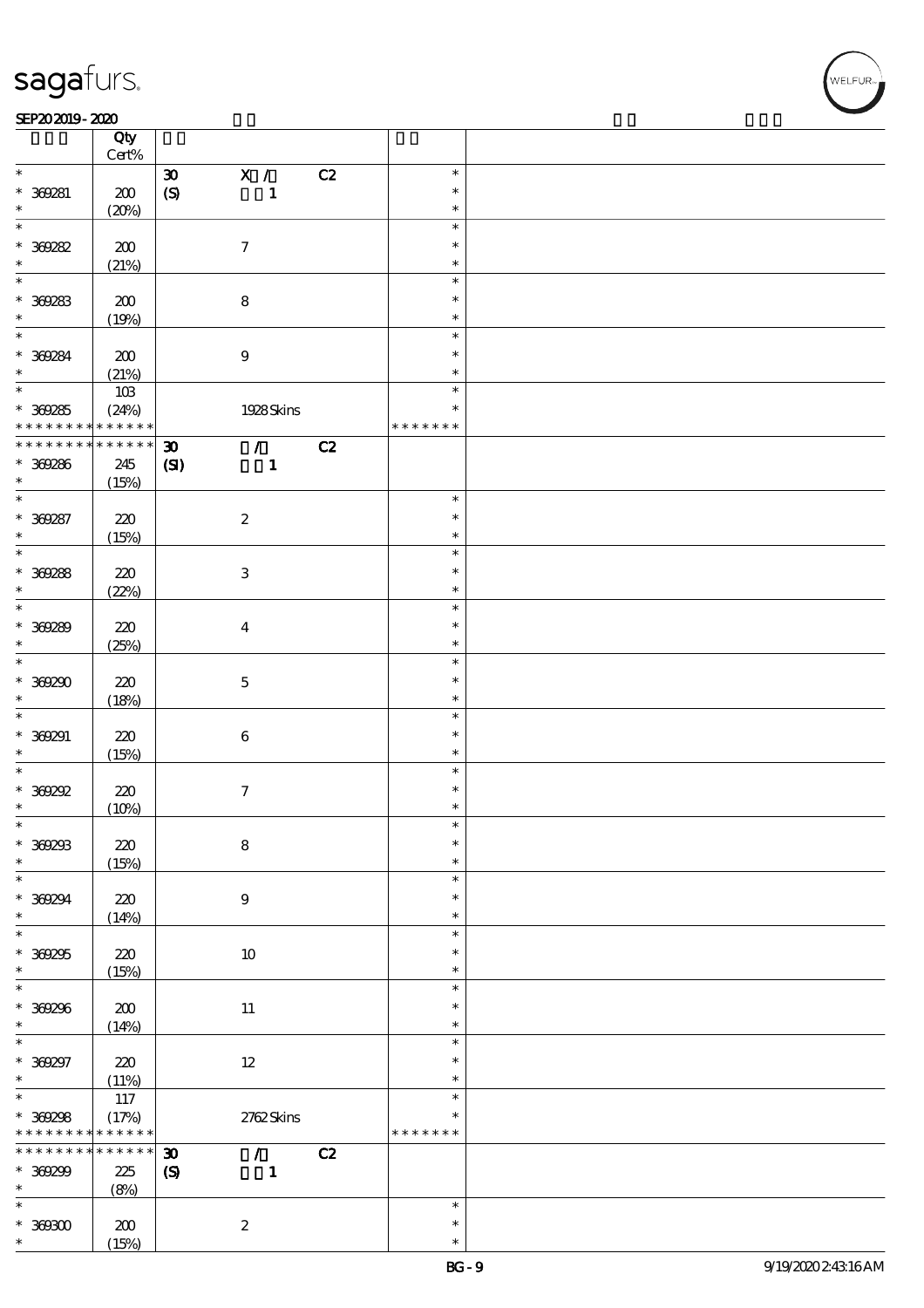| | Qty Cert% | | | |
|---|---|---|---|---|
| * | | 30 X / C2 | * | |
| * 369281 | 200 | (S) 1 | * | |
| * | (20%) | | * | |
| * | | | * | |
| * 369282 | 200 | 7 | * | |
| * | (21%) | | * | |
| * | | | * | |
| * 369283 | 200 | 8 | * | |
| * | (19%) | | * | |
| * | | | * | |
| * 369284 | 200 | 9 | * | |
| * | (21%) | | * | |
| * | 103 | | * | |
| * 369285 | (24%) | 1928 Skins | * | |
| * * * * * * * * * * * * * | | | * * * * * * * | |
| * * * * * * * * * * * * * | | 30 / C2 | | |
| * 369286 | 245 | (SI) 1 | | |
| * | (15%) | | | |
| * | | | * | |
| * 369287 | 220 | 2 | * | |
| * | (15%) | | * | |
| * | | | * | |
| * 369288 | 220 | 3 | * | |
| * | (22%) | | * | |
| * | | | * | |
| * 369289 | 220 | 4 | * | |
| * | (25%) | | * | |
| * | | | * | |
| * 369290 | 220 | 5 | * | |
| * | (18%) | | * | |
| * | | | * | |
| * 369291 | 220 | 6 | * | |
| * | (15%) | | * | |
| * | | | * | |
| * 369292 | 220 | 7 | * | |
| * | (10%) | | * | |
| * | | | * | |
| * 369293 | 220 | 8 | * | |
| * | (15%) | | * | |
| * | | | * | |
| * 369294 | 220 | 9 | * | |
| * | (14%) | | * | |
| * | | | * | |
| * 369295 | 220 | 10 | * | |
| * | (15%) | | * | |
| * | | | * | |
| * 369296 | 200 | 11 | * | |
| * | (14%) | | * | |
| * | | | * | |
| * 369297 | 220 | 12 | * | |
| * | (11%) | | * | |
| * | 117 | | * | |
| * 369298 | (17%) | 2762 Skins | * | |
| * * * * * * * * * * * * * | | | * * * * * * * | |
| * * * * * * * * * * * * * | | 30 / C2 | | |
| * 369299 | 225 | (S) 1 | | |
| * | (8%) | | | |
| * | | | * | |
| * 369300 | 200 | 2 | * | |
| * | (15%) | | * | |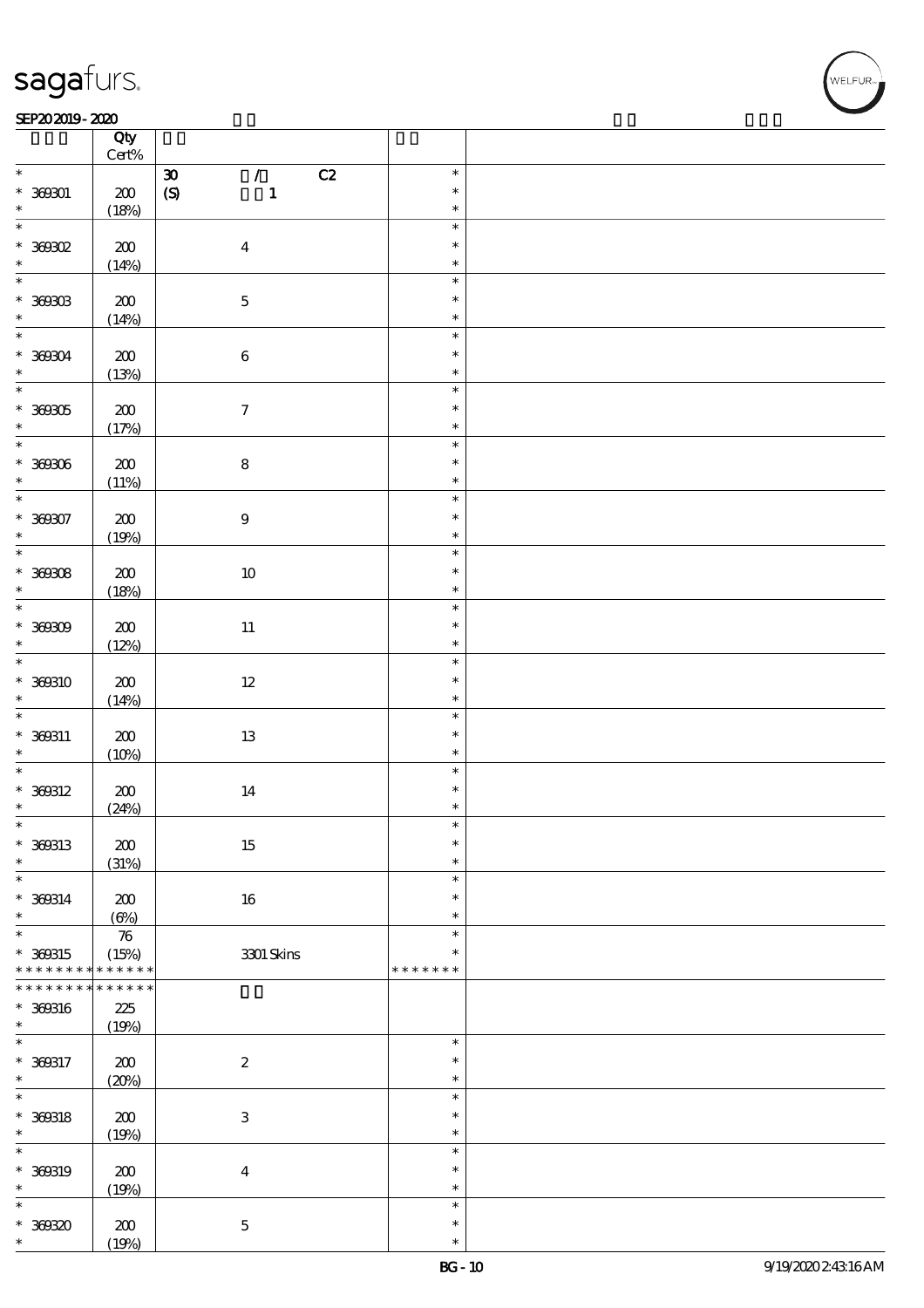| | Qty Cert% | | | |
|---|---|---|---|---|
| * | | 30 / C2 | * | |
| * 369301 | 200 | (S) 1 | * | |
| * | (18%) | | * | |
| * | | | * | |
| * 369302 | 200 | 4 | * | |
| * | (14%) | | * | |
| * | | | * | |
| * 369303 | 200 | 5 | * | |
| * | (14%) | | * | |
| * | | | * | |
| * 369304 | 200 | 6 | * | |
| * | (13%) | | * | |
| * | | | * | |
| * 369305 | 200 | 7 | * | |
| * | (17%) | | * | |
| * | | | * | |
| * 369306 | 200 | 8 | * | |
| * | (11%) | | * | |
| * | | | * | |
| * 369307 | 200 | 9 | * | |
| * | (19%) | | * | |
| * | | | * | |
| * 369308 | 200 | 10 | * | |
| * | (18%) | | * | |
| * | | | * | |
| * 369309 | 200 | 11 | * | |
| * | (12%) | | * | |
| * | | | * | |
| * 369310 | 200 | 12 | * | |
| * | (14%) | | * | |
| * | | | * | |
| * 369311 | 200 | 13 | * | |
| * | (10%) | | * | |
| * | | | * | |
| * 369312 | 200 | 14 | * | |
| * | (24%) | | * | |
| * | | | * | |
| * 369313 | 200 | 15 | * | |
| * | (31%) | | * | |
| * | | | * | |
| * 369314 | 200 | 16 | * | |
| * | (6%) | | * | |
| * | 76 | | * | |
| * 369315 | (15%) | 3301 Skins | * | |
| * * * * * * * * * * * * * * | | | * * * * * * * | |
| * * * * * * * * * * * * * * | | | | |
| * 369316 | 225 | | | |
| * | (19%) | | | |
| * | | | * | |
| * 369317 | 200 | 2 | * | |
| * | (20%) | | * | |
| * | | | * | |
| * 369318 | 200 | 3 | * | |
| * | (19%) | | * | |
| * | | | * | |
| * 369319 | 200 | 4 | * | |
| * | (19%) | | * | |
| * | | | * | |
| * 369320 | 200 | 5 | * | |
| * | (19%) | | * | |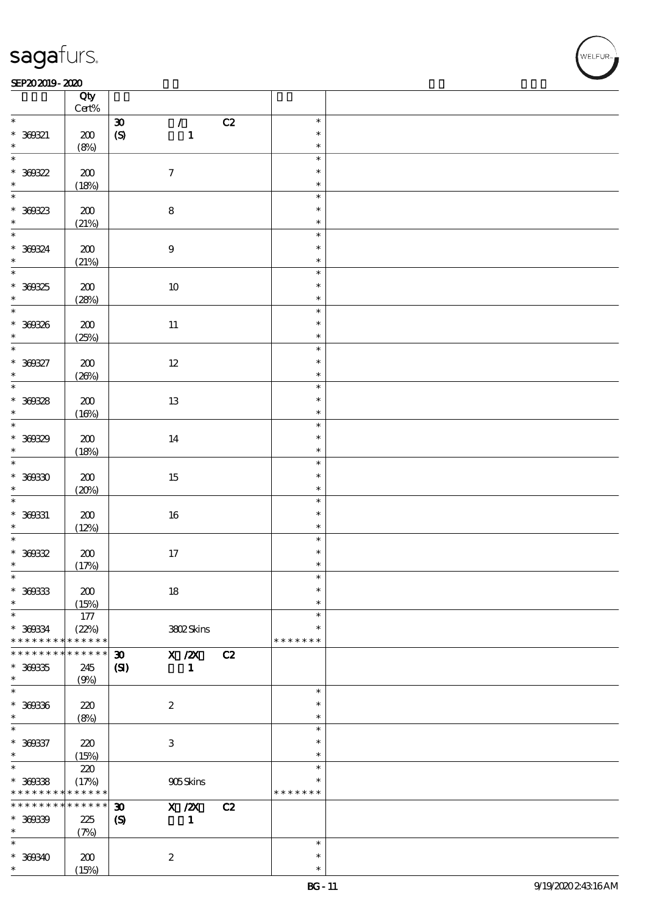| | Qty Cert% | | | |
|---|---|---|---|---|
| * | | 30 / C2 | * | |
| * 369321 | 200 | (S) 1 | * | |
| * | (8%) | | * | |
| * | | | * | |
| * 369322 | 200 | 7 | * | |
| * | (18%) | | * | |
| * | | | * | |
| * 369323 | 200 | 8 | * | |
| * | (21%) | | * | |
| * | | | * | |
| * 369324 | 200 | 9 | * | |
| * | (21%) | | * | |
| * | | | * | |
| * 369325 | 200 | 10 | * | |
| * | (28%) | | * | |
| * | | | * | |
| * 369326 | 200 | 11 | * | |
| * | (25%) | | * | |
| * | | | * | |
| * 369327 | 200 | 12 | * | |
| * | (26%) | | * | |
| * | | | * | |
| * 369328 | 200 | 13 | * | |
| * | (16%) | | * | |
| * | | | * | |
| * 369329 | 200 | 14 | * | |
| * | (18%) | | * | |
| * | | | * | |
| * 369330 | 200 | 15 | * | |
| * | (20%) | | * | |
| * | | | * | |
| * 369331 | 200 | 16 | * | |
| * | (12%) | | * | |
| * | | | * | |
| * 369332 | 200 | 17 | * | |
| * | (17%) | | * | |
| * | | | * | |
| * 369333 | 200 | 18 | * | |
| * | (15%) | | * | |
| * | 177 | | * | |
| * 369334 | (22%) | 3802 Skins | * | |
| * * * * * * * * * * * * * | | | * * * * * * * | |
| * * * * * * * * * * * * * | | 30 X /2X C2 | | |
| * 369335 | 245 | (SI) 1 | | |
| * | (9%) | | | |
| * | | | * | |
| * 369336 | 220 | 2 | * | |
| * | (8%) | | * | |
| * | | | * | |
| * 369337 | 220 | 3 | * | |
| * | (15%) | | * | |
| * | 220 | | * | |
| * 369338 | (17%) | 905 Skins | * | |
| * * * * * * * * * * * * * | | | * * * * * * * | |
| * * * * * * * * * * * * * | | 30 X /2X C2 | | |
| * 369339 | 225 | (S) 1 | | |
| * | (7%) | | | |
| * | | | * | |
| * 369340 | 200 | 2 | * | |
| * | (15%) | | * | |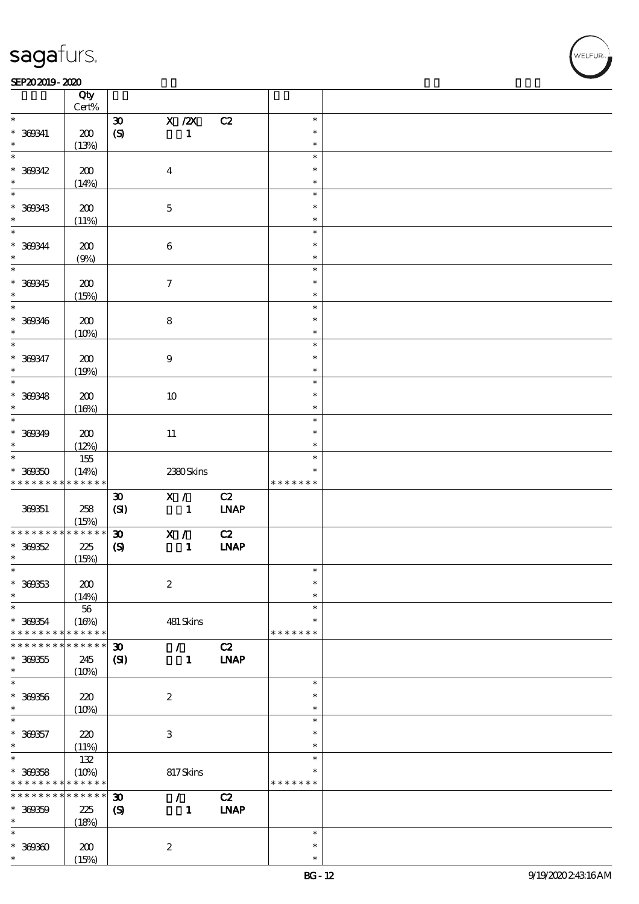| | Qty Cert% | | | | | |
|---|---|---|---|---|---|---|
| * | | 30 | X /2X | C2 | * | |
| * 369341 | 200 | (S) | 1 | | * | |
| * | (13%) | | | | * | |
| * | | | | | * | |
| * 369342 | 200 | | 4 | | * | |
| * | (14%) | | | | * | |
| * | | | | | * | |
| * 369343 | 200 | | 5 | | * | |
| * | (11%) | | | | * | |
| * | | | | | * | |
| * 369344 | 200 | | 6 | | * | |
| * | (9%) | | | | * | |
| * | | | | | * | |
| * 369345 | 200 | | 7 | | * | |
| * | (15%) | | | | * | |
| * | | | | | * | |
| * 369346 | 200 | | 8 | | * | |
| * | (10%) | | | | * | |
| * | | | | | * | |
| * 369347 | 200 | | 9 | | * | |
| * | (19%) | | | | * | |
| * | | | | | * | |
| * 369348 | 200 | | 10 | | * | |
| * | (16%) | | | | * | |
| * | | | | | * | |
| * 369349 | 200 | | 11 | | * | |
| * | (12%) | | | | * | |
| * | 155 | | | | * | |
| * 369350 | (14%) | | 2380 Skins | | * | |
| * * * * * * * * * * * * * * | | | | | * * * * * * * | |
| | | 30 | X / | C2 | | |
| 369351 | 258 | (SI) | 1 | LNAP | | |
| | (15%) | | | | | |
| * * * * * * * * * * * * * * | | 30 | X / | C2 | | |
| * 369352 | 225 | (S) | 1 | LNAP | | |
| * | (15%) | | | | | |
| * | | | | | * | |
| * 369353 | 200 | | 2 | | * | |
| * | (14%) | | | | * | |
| * | 56 | | | | * | |
| * 369354 | (16%) | | 481 Skins | | * | |
| * * * * * * * * * * * * * * | | | | | * * * * * * * | |
| * * * * * * * * * * * * * * | | 30 | / | C2 | | |
| * 369355 | 245 | (SI) | 1 | LNAP | | |
| * | (10%) | | | | | |
| * | | | | | * | |
| * 369356 | 220 | | 2 | | * | |
| * | (10%) | | | | * | |
| * | | | | | * | |
| * 369357 | 220 | | 3 | | * | |
| * | (11%) | | | | * | |
| * | 132 | | | | * | |
| * 369358 | (10%) | | 817 Skins | | * | |
| * * * * * * * * * * * * * * | | | | | * * * * * * * | |
| * * * * * * * * * * * * * * | | 30 | / | C2 | | |
| * 369359 | 225 | (S) | 1 | LNAP | | |
| * | (18%) | | | | | |
| * | | | | | * | |
| * 369360 | 200 | | 2 | | * | |
| * | (15%) | | | | * | |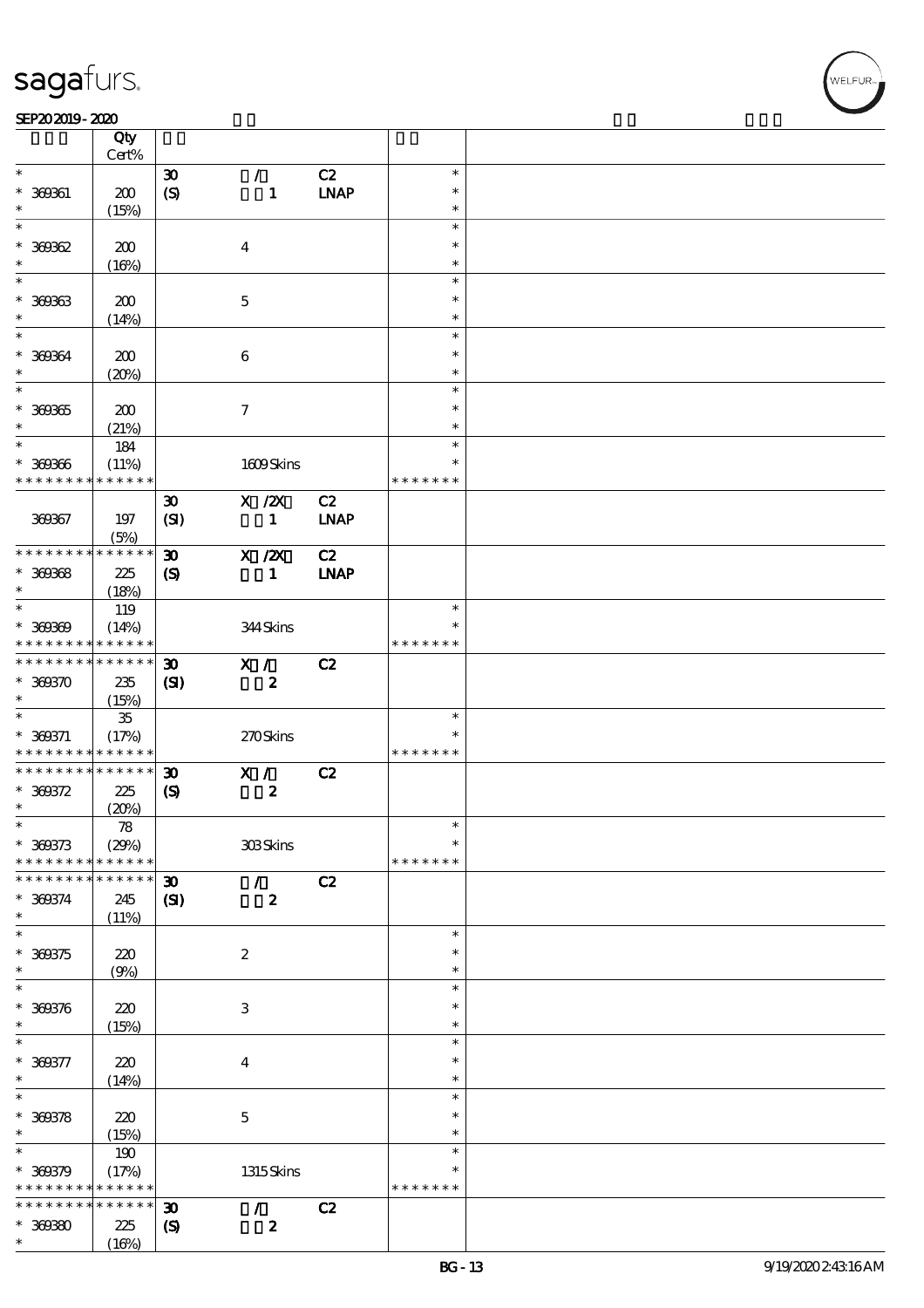| | Qty<br>Cert% | | | | | |
|---|---|---|---|---|---|---|
| * | | 30 | / | C2 | * | |
| * 369361 | 200 | (S) | 1 | LNAP | * | |
| * | (15%) | | | | * | |
| * | | | | | * | |
| * 369362 | 200 | | 4 | | * | |
| * | (16%) | | | | * | |
| * | | | | | * | |
| * 369363 | 200 | | 5 | | * | |
| * | (14%) | | | | * | |
| * | | | | | * | |
| * 369364 | 200 | | 6 | | * | |
| * | (20%) | | | | * | |
| * | | | | | * | |
| * 369365 | 200 | | 7 | | * | |
| * | (21%) | | | | * | |
| * | 184 | | | | * | |
| * 369366 | (11%) | | 1609 Skins | | * | |
| * * * * * * * * * * * * * * | | | | | * * * * * * * | |
| | | 30 | X /2X | C2 | | |
| 369367 | 197 | (SI) | 1 | LNAP | | |
| | (5%) | | | | | |
| * * * * * * * * * * * * * * | | 30 | X /2X | C2 | | |
| * 369368 | 225 | (S) | 1 | LNAP | | |
| * | (18%) | | | | | |
| * | 119 | | | | * | |
| * 369369 | (14%) | | 344 Skins | | * | |
| * * * * * * * * * * * * * * | | | | | * * * * * * * | |
| * * * * * * * * * * * * * * | | 30 | X / | C2 | | |
| * 369370 | 235 | (SI) | 2 | | | |
| * | (15%) | | | | | |
| * | 35 | | | | * | |
| * 369371 | (17%) | | 270 Skins | | * | |
| * * * * * * * * * * * * * * | | | | | * * * * * * * | |
| * * * * * * * * * * * * * * | | 30 | X / | C2 | | |
| * 369372 | 225 | (S) | 2 | | | |
| * | (20%) | | | | | |
| * | 78 | | | | * | |
| * 369373 | (29%) | | 303 Skins | | * | |
| * * * * * * * * * * * * * * | | | | | * * * * * * * | |
| * * * * * * * * * * * * * * | | 30 | / | C2 | | |
| * 369374 | 245 | (SI) | 2 | | | |
| * | (11%) | | | | | |
| * | | | | | * | |
| * 369375 | 220 | | 2 | | * | |
| * | (9%) | | | | * | |
| * | | | | | * | |
| * 369376 | 220 | | 3 | | * | |
| * | (15%) | | | | * | |
| * | | | | | * | |
| * 369377 | 220 | | 4 | | * | |
| * | (14%) | | | | * | |
| * | | | | | * | |
| * 369378 | 220 | | 5 | | * | |
| * | (15%) | | | | * | |
| * | 190 | | | | * | |
| * 369379 | (17%) | | 1315 Skins | | * | |
| * * * * * * * * * * * * * * | | | | | * * * * * * * | |
| * * * * * * * * * * * * * * | | 30 | / | C2 | | |
| * 369380 | 225 | (S) | 2 | | | |
| * | (16%) | | | | | |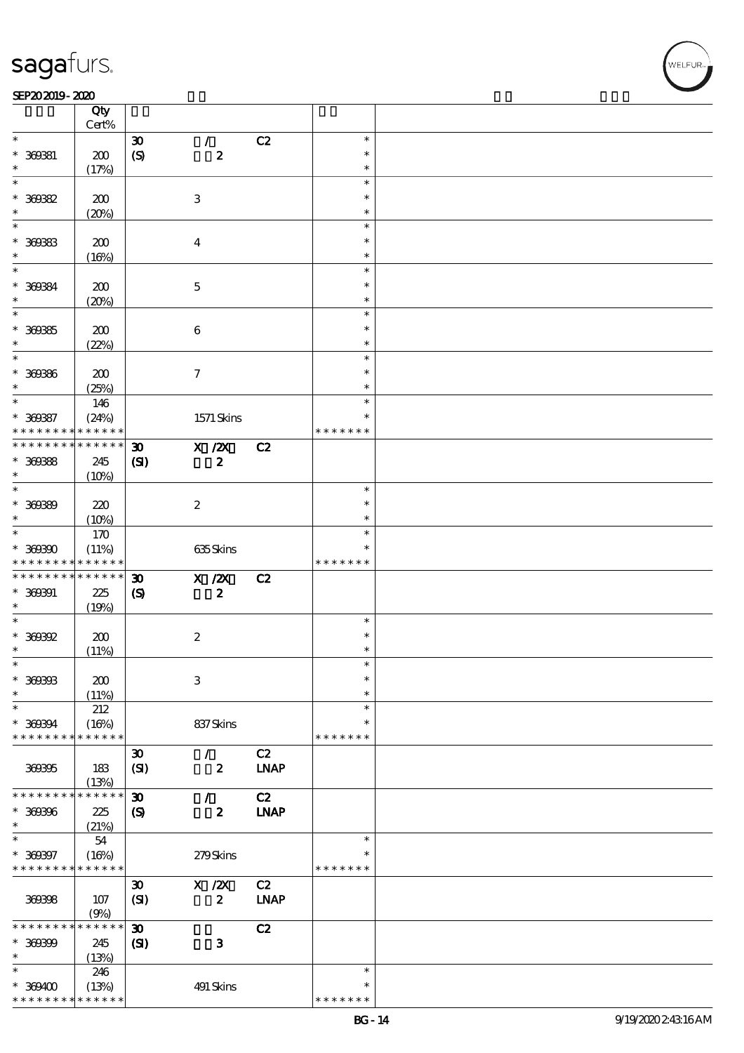| | Qty Cert% | | | | | |
|---|---|---|---|---|---|---|
| * | | 30 | / | C2 | * | |
| * 369381 | 200 | (S) | 2 | | * | |
| * | (17%) | | | | * | |
| * | | | | | * | |
| * 369382 | 200 | | 3 | | * | |
| * | (20%) | | | | * | |
| * | | | | | * | |
| * 369383 | 200 | | 4 | | * | |
| * | (16%) | | | | * | |
| * | | | | | * | |
| * 369384 | 200 | | 5 | | * | |
| * | (20%) | | | | * | |
| * | | | | | * | |
| * 369385 | 200 | | 6 | | * | |
| * | (22%) | | | | * | |
| * | | | | | * | |
| * 369386 | 200 | | 7 | | * | |
| * | (25%) | | | | * | |
| * | 146 | | | | * | |
| * 369387 | (24%) | | 1571 Skins | | * | |
| * * * * * * * * * * * * * * | | | | | * * * * * * * | |
| * * * * * * * * * * * * * * | | 30 | X /2X | C2 | | |
| * 369388 | 245 | (SI) | 2 | | | |
| * | (10%) | | | | | |
| * | | | | | * | |
| * 369389 | 220 | | 2 | | * | |
| * | (10%) | | | | * | |
| * | 170 | | | | * | |
| * 369390 | (11%) | | 635 Skins | | * | |
| * * * * * * * * * * * * * * | | | | | * * * * * * * | |
| * * * * * * * * * * * * * * | | 30 | X /2X | C2 | | |
| * 369391 | 225 | (S) | 2 | | | |
| * | (19%) | | | | | |
| * | | | | | * | |
| * 369392 | 200 | | 2 | | * | |
| * | (11%) | | | | * | |
| * | | | | | * | |
| * 369393 | 200 | | 3 | | * | |
| * | (11%) | | | | * | |
| * | 212 | | | | * | |
| * 369394 | (16%) | | 837 Skins | | * | |
| * * * * * * * * * * * * * * | | | | | * * * * * * * | |
| | | 30 | / | C2 | | |
| 369395 | 183 | (SI) | 2 | LNAP | | |
| | (13%) | | | | | |
| * * * * * * * * * * * * * * | | 30 | / | C2 | | |
| * 369396 | 225 | (S) | 2 | LNAP | | |
| * | (21%) | | | | | |
| * | 54 | | | | * | |
| * 369397 | (16%) | | 279 Skins | | * | |
| * * * * * * * * * * * * * * | | | | | * * * * * * * | |
| | | 30 | X /2X | C2 | | |
| 369398 | 107 | (SI) | 2 | LNAP | | |
| | (9%) | | | | | |
| * * * * * * * * * * * * * * | | 30 | | C2 | | |
| * 369399 | 245 | (SI) | 3 | | | |
| * | (13%) | | | | | |
| * | 246 | | | | * | |
| * 369400 | (13%) | | 491 Skins | | * | |
| * * * * * * * * * * * * * * | | | | | * * * * * * * | |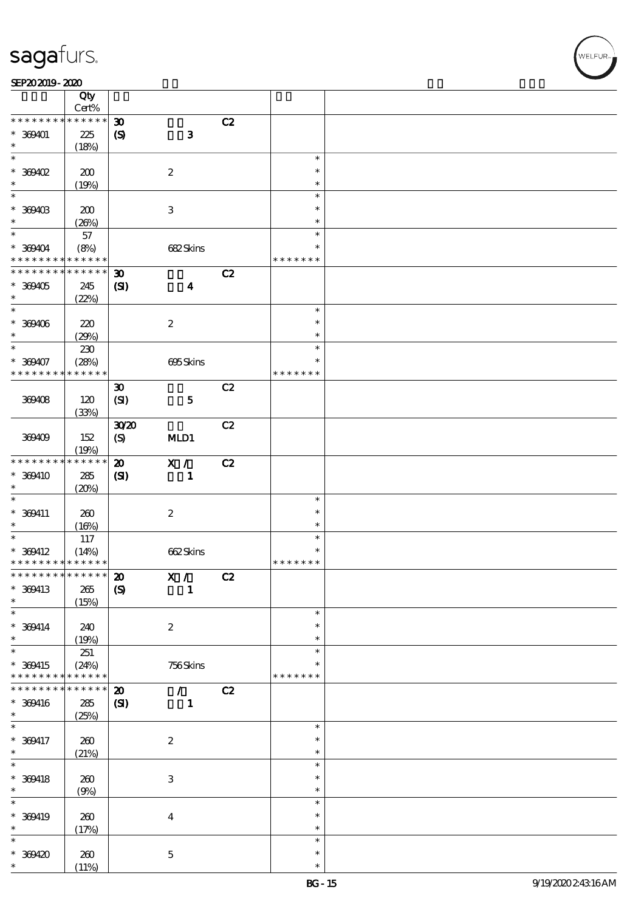| | Qty Cert% | | | | | |
|---|---|---|---|---|---|---|
| * * * * * * * * * * * * * * | | 30 | | C2 | | |
| * 369401 | 225 | (S) | 3 | | | |
| * | (18%) | | | | | |
| * | | | | | * | |
| * 369402 | 200 | | 2 | | * | |
| * | (19%) | | | | * | |
| * | | | | | * | |
| * 369403 | 200 | | 3 | | * | |
| * | (26%) | | | | * | |
| * | 57 | | | | * | |
| * 369404 | (8%) | | 682 Skins | | * | |
| * * * * * * * * * * * * * * | | | | | * * * * * * * | |
| * * * * * * * * * * * * * * | | 30 | | C2 | | |
| * 369405 | 245 | (SI) | 4 | | | |
| * | (22%) | | | | | |
| * | | | | | * | |
| * 369406 | 220 | | 2 | | * | |
| * | (29%) | | | | * | |
| * | 230 | | | | * | |
| * 369407 | (28%) | | 695 Skins | | * | |
| * * * * * * * * * * * * * * | | | | | * * * * * * * | |
| | | 30 | | C2 | | |
| 369408 | 120 | (SI) | 5 | | | |
| | (33%) | | | | | |
| | | 30/20 | | C2 | | |
| 369409 | 152 | (S) | MLD1 | | | |
| | (19%) | | | | | |
| * * * * * * * * * * * * * * | | 20 | X / | C2 | | |
| * 369410 | 285 | (SI) | 1 | | | |
| * | (20%) | | | | | |
| * | | | | | * | |
| * 369411 | 260 | | 2 | | * | |
| * | (16%) | | | | * | |
| * | 117 | | | | * | |
| * 369412 | (14%) | | 662 Skins | | * | |
| * * * * * * * * * * * * * * | | | | | * * * * * * * | |
| * * * * * * * * * * * * * * | | 20 | X / | C2 | | |
| * 369413 | 265 | (S) | 1 | | | |
| * | (15%) | | | | | |
| * | | | | | * | |
| * 369414 | 240 | | 2 | | * | |
| * | (19%) | | | | * | |
| * | 251 | | | | * | |
| * 369415 | (24%) | | 756 Skins | | * | |
| * * * * * * * * * * * * * * | | | | | * * * * * * * | |
| * * * * * * * * * * * * * * | | 20 | / | C2 | | |
| * 369416 | 285 | (SI) | 1 | | | |
| * | (25%) | | | | | |
| * | | | | | * | |
| * 369417 | 260 | | 2 | | * | |
| * | (21%) | | | | * | |
| * | | | | | * | |
| * 369418 | 260 | | 3 | | * | |
| * | (9%) | | | | * | |
| * | | | | | * | |
| * 369419 | 260 | | 4 | | * | |
| * | (17%) | | | | * | |
| * | | | | | * | |
| * 369420 | 260 | | 5 | | * | |
| * | (11%) | | | | * | |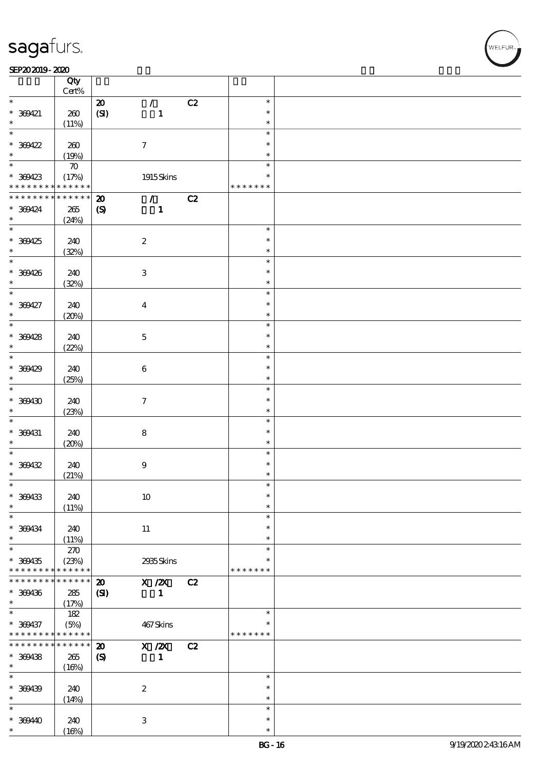| | Qty Cert% | | | |
|---|---|---|---|---|
| * | | 20 / C2 | * | |
| * 369421 | 260 | (SI) 1 | * | |
| * | (11%) | | * | |
| * | | | * | |
| * 369422 | 260 | 7 | * | |
| * | (19%) | | * | |
| * | 70 | | * | |
| * 369423 | (17%) | 1915 Skins | * | |
| * * * * * * * * * * * * * * | | | * * * * * * * | |
| * * * * * * * * * * * * * * | | 20 / C2 | | |
| * 369424 | 265 | (S) 1 | | |
| * | (24%) | | | |
| * | | | * | |
| * 369425 | 240 | 2 | * | |
| * | (32%) | | * | |
| * | | | * | |
| * 369426 | 240 | 3 | * | |
| * | (32%) | | * | |
| * | | | * | |
| * 369427 | 240 | 4 | * | |
| * | (20%) | | * | |
| * | | | * | |
| * 369428 | 240 | 5 | * | |
| * | (22%) | | * | |
| * | | | * | |
| * 369429 | 240 | 6 | * | |
| * | (25%) | | * | |
| * | | | * | |
| * 369430 | 240 | 7 | * | |
| * | (23%) | | * | |
| * | | | * | |
| * 369431 | 240 | 8 | * | |
| * | (20%) | | * | |
| * | | | * | |
| * 369432 | 240 | 9 | * | |
| * | (21%) | | * | |
| * | | | * | |
| * 369433 | 240 | 10 | * | |
| * | (11%) | | * | |
| * | | | * | |
| * 369434 | 240 | 11 | * | |
| * | (11%) | | * | |
| * | 270 | | * | |
| * 369435 | (23%) | 2935 Skins | * | |
| * * * * * * * * * * * * * * | | | * * * * * * * | |
| * * * * * * * * * * * * * * | | 20 X /2X C2 | | |
| * 369436 | 285 | (SI) 1 | | |
| * | (17%) | | | |
| * | 182 | | * | |
| * 369437 | (5%) | 467 Skins | * | |
| * * * * * * * * * * * * * * | | | * * * * * * * | |
| * * * * * * * * * * * * * * | | 20 X /2X C2 | | |
| * 369438 | 265 | (S) 1 | | |
| * | (16%) | | | |
| * | | | * | |
| * 369439 | 240 | 2 | * | |
| * | (14%) | | * | |
| * | | | * | |
| * 369440 | 240 | 3 | * | |
| * | (16%) | | * | |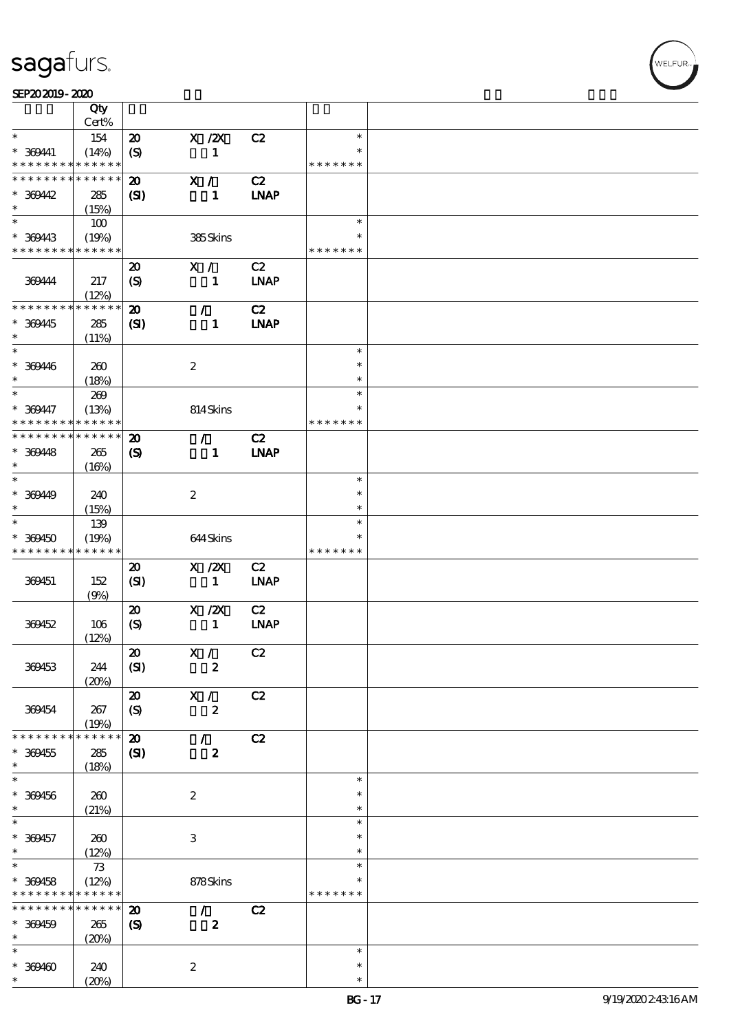| | Qty<br>Cert% | | | | | |
|---|---|---|---|---|---|---|
| * | 154 | 20 | X /2X | C2 | * | |
| * 369441 | (14%) | (S) | 1 | | * | |
| * * * * * * * * * * * * * * | | | | | * * * * * * * | |
| * * * * * * * * * * * * * * | | 20 | X / | C2 | | |
| * 369442 | 285 | (SI) | 1 | LNAP | | |
| * | (15%) | | | | | |
| * | 100 | | | | * | |
| * 369443 | (19%) | | 385 Skins | | * | |
| * * * * * * * * * * * * * * | | | | | * * * * * * * | |
| | | 20 | X / | C2 | | |
| 369444 | 217 | (S) | 1 | LNAP | | |
| | (12%) | | | | | |
| * * * * * * * * * * * * * * | | 20 | / | C2 | | |
| * 369445 | 285 | (SI) | 1 | LNAP | | |
| * | (11%) | | | | | |
| * | | | | | * | |
| * 369446 | 260 | | 2 | | * | |
| * | (18%) | | | | * | |
| * | 269 | | | | * | |
| * 369447 | (13%) | | 814 Skins | | * | |
| * * * * * * * * * * * * * * | | | | | * * * * * * * | |
| * * * * * * * * * * * * * * | | 20 | / | C2 | | |
| * 369448 | 265 | (S) | 1 | LNAP | | |
| * | (16%) | | | | | |
| * | | | | | * | |
| * 369449 | 240 | | 2 | | * | |
| * | (15%) | | | | * | |
| * | 139 | | | | * | |
| * 369450 | (19%) | | 644 Skins | | * | |
| * * * * * * * * * * * * * * | | | | | * * * * * * * | |
| | | 20 | X /2X | C2 | | |
| 369451 | 152 | (SI) | 1 | LNAP | | |
| | (9%) | | | | | |
| | | 20 | X /2X | C2 | | |
| 369452 | 106 | (S) | 1 | LNAP | | |
| | (12%) | | | | | |
| | | 20 | X / | C2 | | |
| 369453 | 244 | (SI) | 2 | | | |
| | (20%) | | | | | |
| | | 20 | X / | C2 | | |
| 369454 | 267 | (S) | 2 | | | |
| | (19%) | | | | | |
| * * * * * * * * * * * * * * | | 20 | / | C2 | | |
| * 369455 | 285 | (SI) | 2 | | | |
| * | (18%) | | | | | |
| * | | | | | * | |
| * 369456 | 260 | | 2 | | * | |
| * | (21%) | | | | * | |
| * | | | | | * | |
| * 369457 | 260 | | 3 | | * | |
| * | (12%) | | | | * | |
| * | 73 | | | | * | |
| * 369458 | (12%) | | 878 Skins | | * | |
| * * * * * * * * * * * * * * | | | | | * * * * * * * | |
| * * * * * * * * * * * * * * | | 20 | / | C2 | | |
| * 369459 | 265 | (S) | 2 | | | |
| * | (20%) | | | | | |
| * | | | | | * | |
| * 369460 | 240 | | 2 | | * | |
| * | (20%) | | | | * | |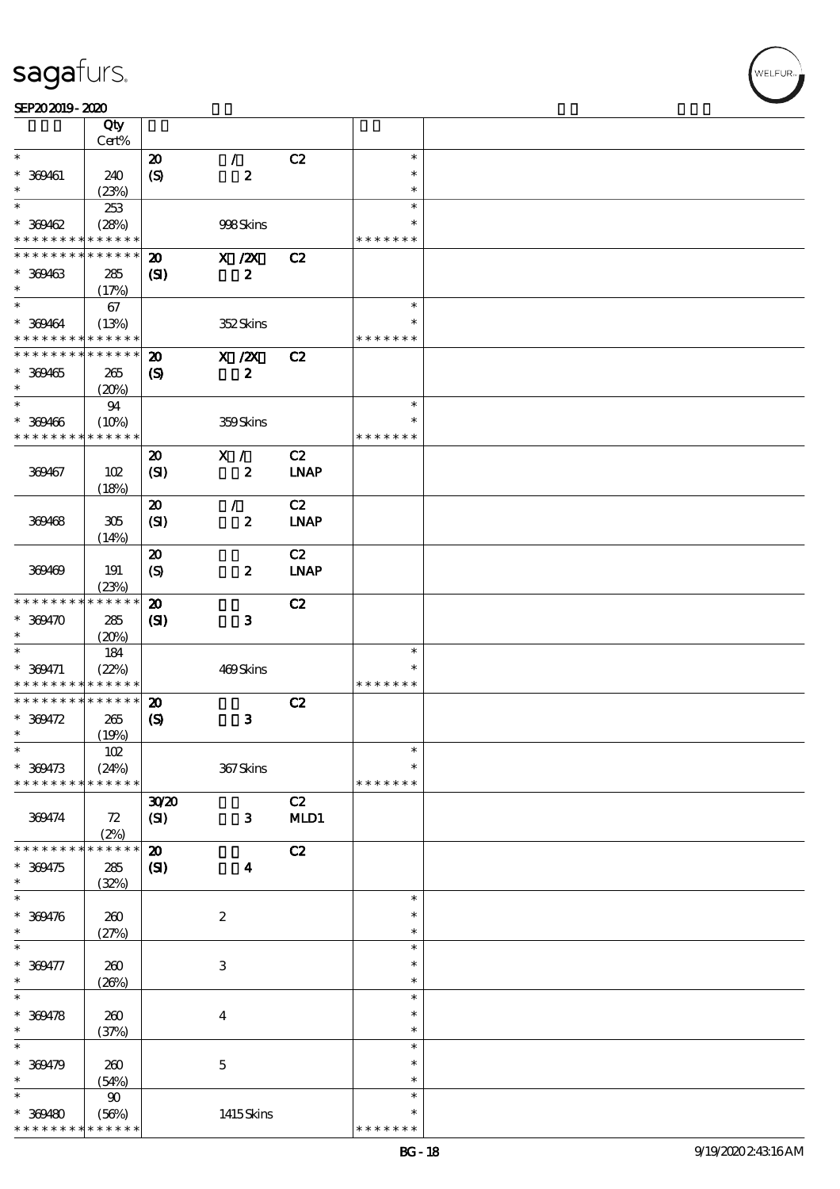| | Qty Cert% | | | | | |
|---|---|---|---|---|---|---|
| * | | 20 | / | C2 | * | |
| * 369461 | 240 | (S) | 2 | | * | |
| * | (23%) | | | | * | |
| * | 253 | | | | * | |
| * 369462 | (28%) | | 998 Skins | | * | |
| * * * * * * * * * * * * * * | | | | | * * * * * * * | |
| * * * * * * * * * * * * * * | | 20 | X /2X | C2 | | |
| * 369463 | 285 | (SI) | 2 | | | |
| * | (17%) | | | | | |
| * | 67 | | | | * | |
| * 369464 | (13%) | | 352 Skins | | * | |
| * * * * * * * * * * * * * * | | | | | * * * * * * * | |
| * * * * * * * * * * * * * * | | 20 | X /2X | C2 | | |
| * 369465 | 265 | (S) | 2 | | | |
| * | (20%) | | | | | |
| * | 94 | | | | * | |
| * 369466 | (10%) | | 359 Skins | | * | |
| * * * * * * * * * * * * * * | | | | | * * * * * * * | |
| | | 20 | X / | C2 | | |
| 369467 | 102 | (SI) | 2 | LNAP | | |
| | (18%) | | | | | |
| | | 20 | / | C2 | | |
| 369468 | 305 | (SI) | 2 | LNAP | | |
| | (14%) | | | | | |
| | | 20 | | C2 | | |
| 369469 | 191 | (S) | 2 | LNAP | | |
| | (23%) | | | | | |
| * * * * * * * * * * * * * * | | 20 | | C2 | | |
| * 369470 | 285 | (SI) | 3 | | | |
| * | (20%) | | | | | |
| * | 184 | | | | * | |
| * 369471 | (22%) | | 469 Skins | | * | |
| * * * * * * * * * * * * * * | | | | | * * * * * * * | |
| * * * * * * * * * * * * * * | | 20 | | C2 | | |
| * 369472 | 265 | (S) | 3 | | | |
| * | (19%) | | | | | |
| * | 102 | | | | * | |
| * 369473 | (24%) | | 367 Skins | | * | |
| * * * * * * * * * * * * * * | | | | | * * * * * * * | |
| | | 30/20 | | C2 | | |
| 369474 | 72 | (SI) | 3 | MLD1 | | |
| | (2%) | | | | | |
| * * * * * * * * * * * * * * | | 20 | | C2 | | |
| * 369475 | 285 | (SI) | 4 | | | |
| * | (32%) | | | | | |
| * | | | | | * | |
| * 369476 | 260 | | 2 | | * | |
| * | (27%) | | | | * | |
| * | | | | | * | |
| * 369477 | 260 | | 3 | | * | |
| * | (26%) | | | | * | |
| * | | | | | * | |
| * 369478 | 260 | | 4 | | * | |
| * | (37%) | | | | * | |
| * | | | | | * | |
| * 369479 | 260 | | 5 | | * | |
| * | (54%) | | | | * | |
| * | 90 | | | | * | |
| * 369480 | (56%) | | 1415 Skins | | * | |
| * * * * * * * * * * * * * * | | | | | * * * * * * * | |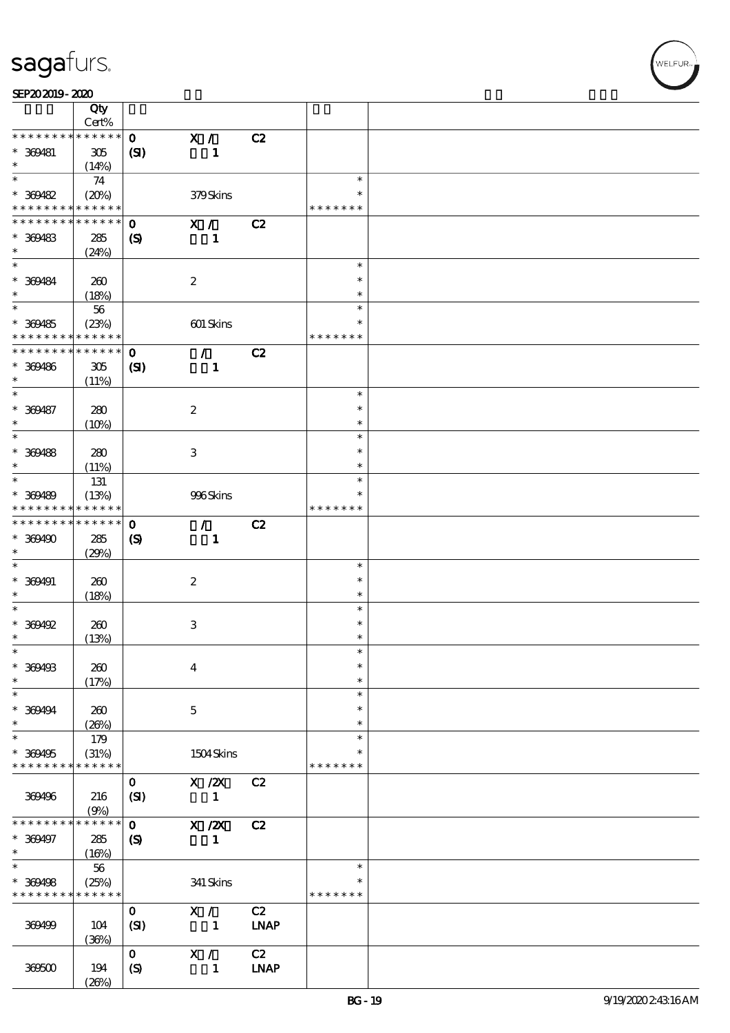| | Qty Cert% | | | | |
|---|---|---|---|---|---|
| * * * * * * * * * * * * * * | | 0 | X / | C2 | |
| * 369481 | 305 | (SI) | 1 | | |
| * | (14%) | | | | |
| * | 74 | | | | * |
| * 369482 | (20%) | | 379 Skins | | * |
| * * * * * * * * * * * * * * | | | | | * * * * * * * |
| * * * * * * * * * * * * * * | | 0 | X / | C2 | |
| * 369483 | 285 | (S) | 1 | | |
| * | (24%) | | | | |
| * | | | | | * |
| * 369484 | 260 | | 2 | | * |
| * | (18%) | | | | * |
| * | 56 | | | | * |
| * 369485 | (23%) | | 601 Skins | | * |
| * * * * * * * * * * * * * * | | | | | * * * * * * * |
| * * * * * * * * * * * * * * | | 0 | / | C2 | |
| * 369486 | 305 | (SI) | 1 | | |
| * | (11%) | | | | |
| * | | | | | * |
| * 369487 | 280 | | 2 | | * |
| * | (10%) | | | | * |
| * | | | | | * |
| * 369488 | 280 | | 3 | | * |
| * | (11%) | | | | * |
| * | 131 | | | | * |
| * 369489 | (13%) | | 996 Skins | | * |
| * * * * * * * * * * * * * * | | | | | * * * * * * * |
| * * * * * * * * * * * * * * | | 0 | / | C2 | |
| * 369490 | 285 | (S) | 1 | | |
| * | (29%) | | | | |
| * | | | | | * |
| * 369491 | 260 | | 2 | | * |
| * | (18%) | | | | * |
| * | | | | | * |
| * 369492 | 260 | | 3 | | * |
| * | (13%) | | | | * |
| * | | | | | * |
| * 369493 | 260 | | 4 | | * |
| * | (17%) | | | | * |
| * | | | | | * |
| * 369494 | 260 | | 5 | | * |
| * | (26%) | | | | * |
| * | 179 | | | | * |
| * 369495 | (31%) | | 1504 Skins | | * |
| * * * * * * * * * * * * * * | | | | | * * * * * * * |
| | | 0 | X /2X | C2 | |
| 369496 | 216 | (SI) | 1 | | |
| | (9%) | | | | |
| * * * * * * * * * * * * * * | | 0 | X /2X | C2 | |
| * 369497 | 285 | (S) | 1 | | |
| * | (16%) | | | | |
| * | 56 | | | | * |
| * 369498 | (25%) | | 341 Skins | | * |
| * * * * * * * * * * * * * * | | | | | * * * * * * * |
| | | 0 | X / | C2 | |
| 369499 | 104 | (SI) | 1 | LNAP | |
| | (36%) | | | | |
| | | 0 | X / | C2 | |
| 369500 | 194 | (S) | 1 | LNAP | |
| | (26%) | | | | |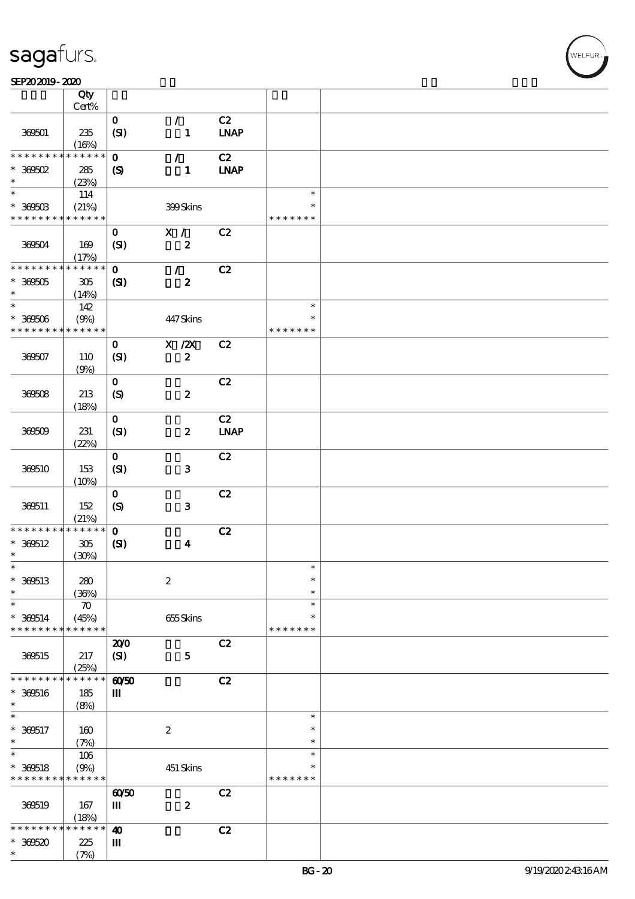| | Qty Cert% | | | | | |
|---|---|---|---|---|---|---|
| 369501 | 235 (16%) | 0 (SI) | / 1 | C2 LNAP | | |
| * * * * * * * * * * * * * * 369502 * | 285 (23%) | 0 (S) | / 1 | C2 LNAP | | |
| * * 369503 * * * * * * * * * * * * * | 114 (21%) | | 399 Skins | | * * * * * * * * * | |
| 369504 | 169 (17%) | 0 (SI) | X / 2 | C2 | | |
| * * * * * * * * * * * * * * 369505 * | 305 (14%) | 0 (SI) | / 2 | C2 | | |
| * * 369506 * * * * * * * * * * * * * | 142 (9%) | | 447 Skins | | * * * * * * * * * | |
| 369507 | 110 (9%) | 0 (SI) | X /2X 2 | C2 | | |
| 369508 | 213 (18%) | 0 (S) | 2 | C2 | | |
| 369509 | 231 (22%) | 0 (SI) | 2 | C2 LNAP | | |
| 369510 | 153 (10%) | 0 (SI) | 3 | C2 | | |
| 369511 | 152 (21%) | 0 (S) | 3 | C2 | | |
| * * * * * * * * * * * * * * 369512 * | 305 (30%) | 0 (SI) | 4 | C2 | | |
| * * 369513 * | 280 (36%) | | 2 | | * * * | |
| * * 369514 * * * * * * * * * * * * * | 70 (45%) | | 655 Skins | | * * * * * * * * * | |
| 369515 | 217 (25%) | 20/0 (SI) | 5 | C2 | | |
| * * * * * * * * * * * * * * 369516 * | 185 (8%) | 60/50 III | | C2 | | |
| * * 369517 * | 160 (7%) | | 2 | | * * * | |
| * * 369518 * * * * * * * * * * * * * | 106 (9%) | | 451 Skins | | * * * * * * * * * | |
| 369519 | 167 (18%) | 60/50 III | 2 | C2 | | |
| * * * * * * * * * * * * * * 369520 * | 225 (7%) | 40 III | | C2 | | |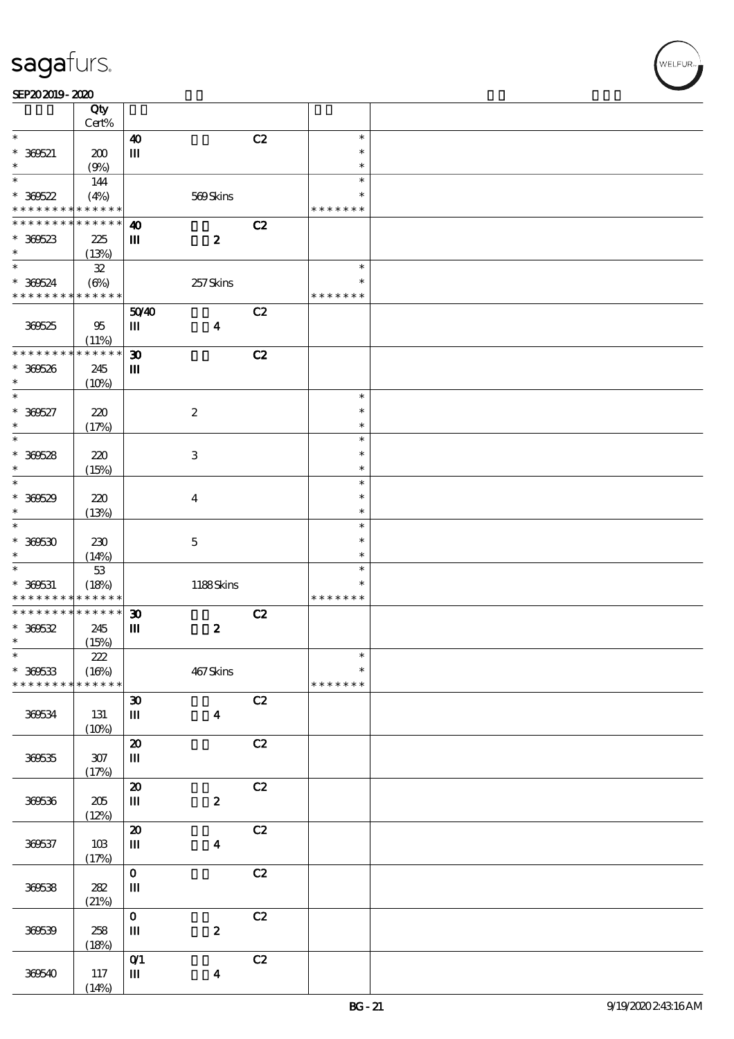| | Qty Cert% | | | | |
|---|---|---|---|---|---|
| * | | 40 | | C2 | * |
| * 369521 | 200 | III | | | * |
| * | (9%) | | | | * |
| * | 144 | | | | * |
| * 369522 | (4%) | | 569 Skins | | * |
| * * * * * * * * * * * * * * | | | | | * * * * * * * |
| * * * * * * * * * * * * * * | | 40 | | C2 | |
| * 369523 | 225 | III | 2 | | |
| * | (13%) | | | | |
| * | 32 | | | | * |
| * 369524 | (6%) | | 257 Skins | | * |
| * * * * * * * * * * * * * * | | | | | * * * * * * * |
| | | 50/40 | | C2 | |
| 369525 | 95 | III | 4 | | |
| | (11%) | | | | |
| * * * * * * * * * * * * * * | | 30 | | C2 | |
| * 369526 | 245 | III | | | |
| * | (10%) | | | | |
| * | | | | | * |
| * 369527 | 220 | | 2 | | * |
| * | (17%) | | | | * |
| * | | | | | * |
| * 369528 | 220 | | 3 | | * |
| * | (15%) | | | | * |
| * | | | | | * |
| * 369529 | 220 | | 4 | | * |
| * | (13%) | | | | * |
| * | | | | | * |
| * 369530 | 230 | | 5 | | * |
| * | (14%) | | | | * |
| * | 53 | | | | * |
| * 369531 | (18%) | | 1188 Skins | | * |
| * * * * * * * * * * * * * * | | | | | * * * * * * * |
| * * * * * * * * * * * * * * | | 30 | | C2 | |
| * 369532 | 245 | III | 2 | | |
| * | (15%) | | | | |
| * | 222 | | | | * |
| * 369533 | (16%) | | 467 Skins | | * |
| * * * * * * * * * * * * * * | | | | | * * * * * * * |
| | | 30 | | C2 | |
| 369534 | 131 | III | 4 | | |
| | (10%) | | | | |
| | | 20 | | C2 | |
| 369535 | 307 | III | | | |
| | (17%) | | | | |
| | | 20 | | C2 | |
| 369536 | 205 | III | 2 | | |
| | (12%) | | | | |
| | | 20 | | C2 | |
| 369537 | 103 | III | 4 | | |
| | (17%) | | | | |
| | | 0 | | C2 | |
| 369538 | 282 | III | | | |
| | (21%) | | | | |
| | | 0 | | C2 | |
| 369539 | 258 | III | 2 | | |
| | (18%) | | | | |
| | | 0/1 | | C2 | |
| 369540 | 117 | III | 4 | | |
| | (14%) | | | | |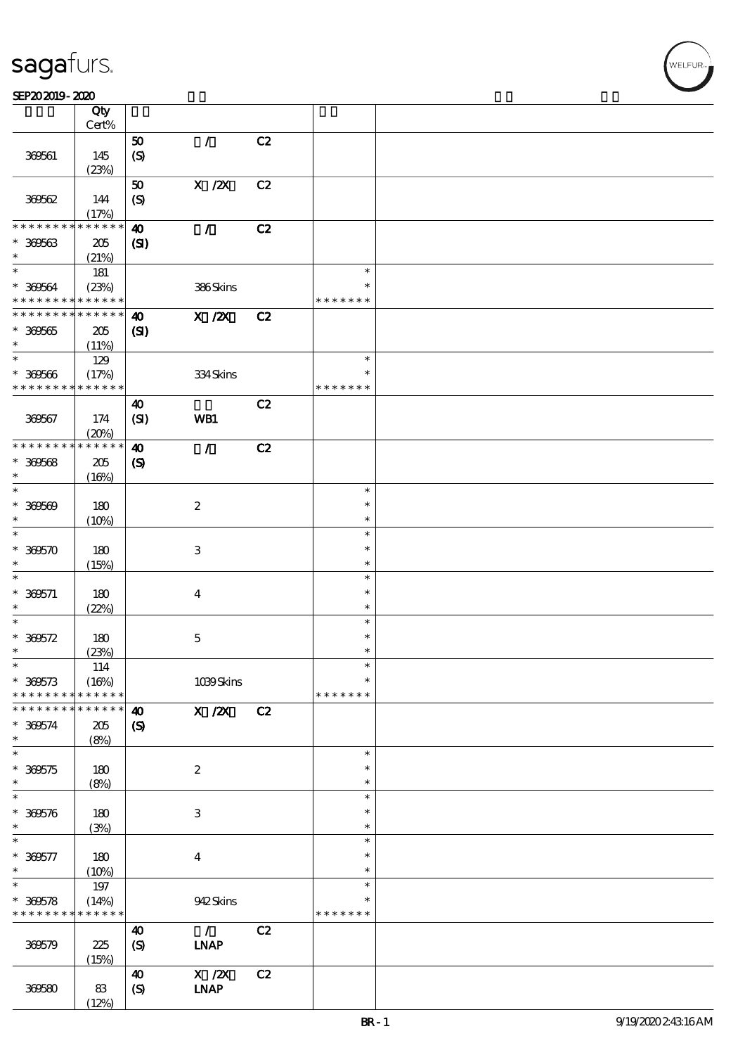| | Qty Cert% | | | | | |
|---|---|---|---|---|---|---|
| 369561 | 145 (23%) | 50 (S) | / | C2 | | |
| 369562 | 144 (17%) | 50 (S) | X /2X | C2 | | |
| * * * * * * * * * * * * * * 369563 * | 205 (21%) | 40 (SI) | / | C2 | | |
| * 369564 * * * * * * * * * * * * * | 181 (23%) | | 386 Skins | | * * * * * * * * * | |
| * * * * * * * * * * * * * * 369565 * | 205 (11%) | 40 (SI) | X /2X | C2 | | |
| * 369566 * * * * * * * * * * * * * | 129 (17%) | | 334 Skins | | * * * * * * * * * | |
| 369567 | 174 (20%) | 40 (SI) | WB1 | C2 | | |
| * * * * * * * * * * * * * * 369568 * | 205 (16%) | 40 (S) | / | C2 | | |
| * 369569 * | 180 (10%) | | 2 | | * * * | |
| * 369570 * | 180 (15%) | | 3 | | * * * | |
| * 369571 * | 180 (22%) | | 4 | | * * * | |
| * 369572 * | 180 (23%) | | 5 | | * * * | |
| * 369573 * * * * * * * * * * * * * | 114 (16%) | | 1039 Skins | | * * * * * * * * * | |
| * * * * * * * * * * * * * * 369574 * | 205 (8%) | 40 (S) | X /2X | C2 | | |
| * 369575 * | 180 (8%) | | 2 | | * * * | |
| * 369576 * | 180 (3%) | | 3 | | * * * | |
| * 369577 * | 180 (10%) | | 4 | | * * * | |
| * 369578 * * * * * * * * * * * * * | 197 (14%) | | 942 Skins | | * * * * * * * * * | |
| 369579 | 225 (15%) | 40 (S) | / LNAP | C2 | | |
| 369580 | 83 (12%) | 40 (S) | X /2X LNAP | C2 | | |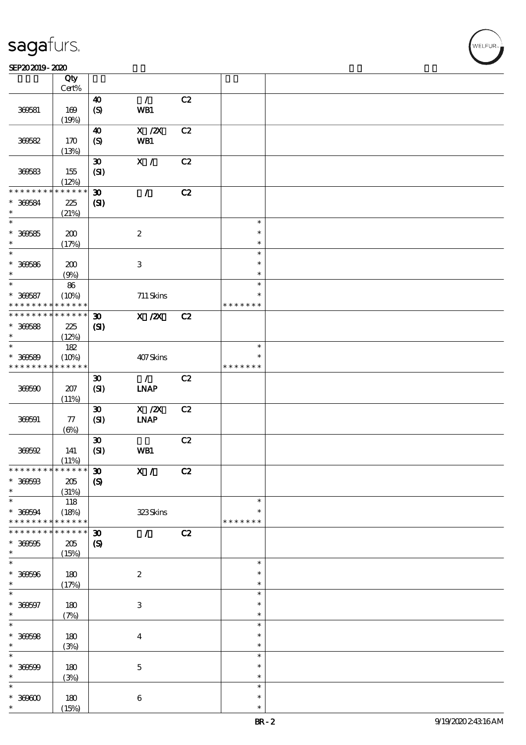| | Qty Cert% | | | | | |
|---|---|---|---|---|---|---|
| 369581 | 169 (19%) | 40 (S) | / WB1 | C2 | | |
| 369582 | 170 (13%) | 40 (S) | X /2X WB1 | C2 | | |
| 369583 | 155 (12%) | 30 (SI) | X / | C2 | | |
| * * * * * * * * * * * * * * | * 369584 * | 225 (21%) | 30 (SI) | / | C2 | |
| * * 369585 * | 200 (17%) | | 2 | | * * * | |
| * * 369586 * | 200 (9%) | | 3 | | * * * | |
| * * 369587 * * * * * * * * * * * * * * | 86 (10%) | | 711 Skins | | * * * * * * * * * | |
| * * * * * * * * * * * * * * * 369588 * | 225 (12%) | 30 (SI) | X /2X | C2 | | |
| * * 369589 * * * * * * * * * * * * * * | 182 (10%) | | 407 Skins | | * * * * * * * * * | |
| 369590 | 207 (11%) | 30 (SI) | / LNAP | C2 | | |
| 369591 | 77 (6%) | 30 (SI) | X /2X LNAP | C2 | | |
| 369592 | 141 (11%) | 30 (SI) | WB1 | C2 | | |
| * * * * * * * * * * * * * * * 369593 * | 205 (31%) | 30 (S) | X / | C2 | | |
| * * 369594 * * * * * * * * * * * * * * | 118 (18%) | | 323 Skins | | * * * * * * * * * | |
| * * * * * * * * * * * * * * * 369595 * | 205 (15%) | 30 (S) | / | C2 | | |
| * * 369596 * | 180 (17%) | | 2 | | * * * | |
| * * 369597 * | 180 (7%) | | 3 | | * * * | |
| * * 369598 * | 180 (3%) | | 4 | | * * * | |
| * * 369599 * | 180 (3%) | | 5 | | * * * | |
| * * 369600 * | 180 (15%) | | 6 | | * * * | |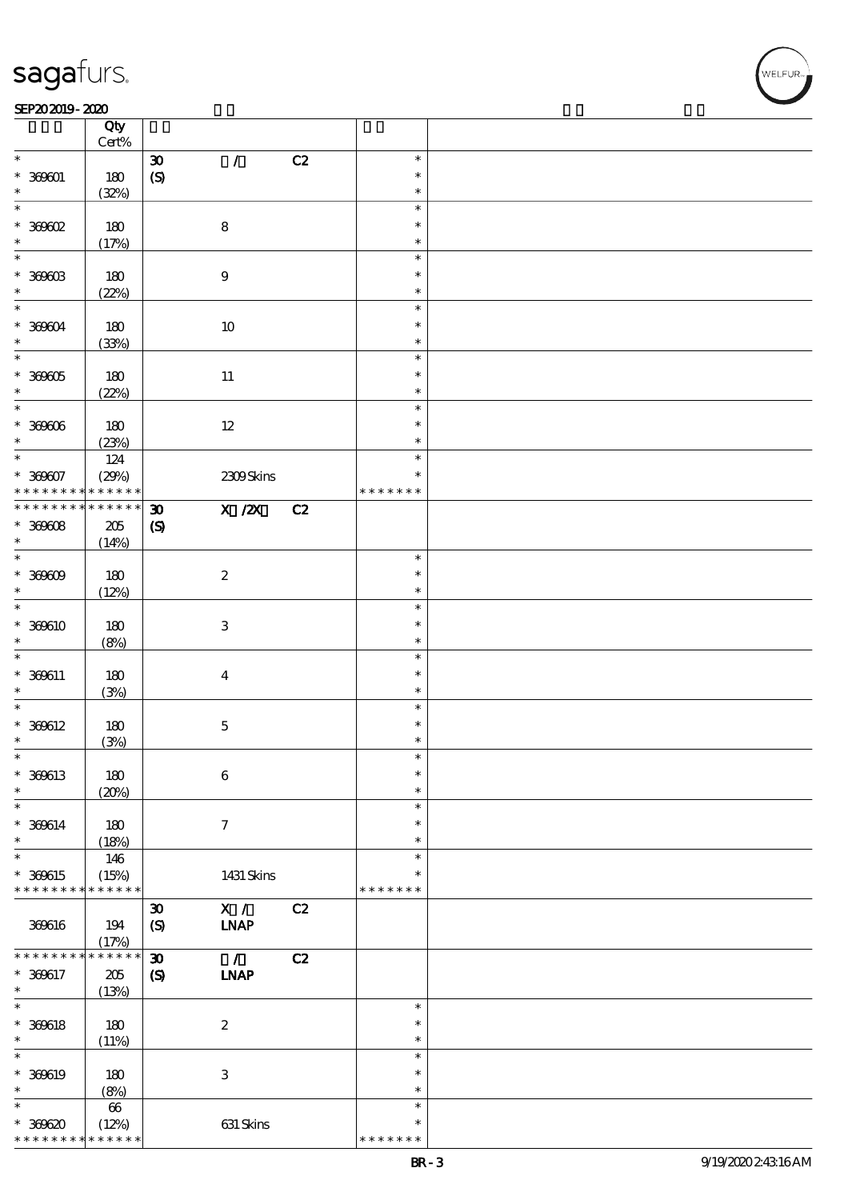| | Qty Cert% | | | | | |
|---|---|---|---|---|---|---|
| * | | 30 | / | C2 | * | |
| * 369601 | 180 | (S) | | | * | |
| * | (32%) | | | | * | |
| * | | | | | * | |
| * 369602 | 180 | | 8 | | * | |
| * | (17%) | | | | * | |
| * | | | | | * | |
| * 369603 | 180 | | 9 | | * | |
| * | (22%) | | | | * | |
| * | | | | | * | |
| * 369604 | 180 | | 10 | | * | |
| * | (33%) | | | | * | |
| * | | | | | * | |
| * 369605 | 180 | | 11 | | * | |
| * | (22%) | | | | * | |
| * | | | | | * | |
| * 369606 | 180 | | 12 | | * | |
| * | (23%) | | | | * | |
| * | 124 | | | | * | |
| * 369607 | (29%) | | 2309 Skins | | * | |
| * * * * * * * * * * * * * * | | | | | * * * * * * * | |
| * * * * * * * * * * * * * * | | 30 | X /2X | C2 | | |
| * 369608 | 205 | (S) | | | | |
| * | (14%) | | | | | |
| * | | | | | * | |
| * 369609 | 180 | | 2 | | * | |
| * | (12%) | | | | * | |
| * | | | | | * | |
| * 369610 | 180 | | 3 | | * | |
| * | (8%) | | | | * | |
| * | | | | | * | |
| * 369611 | 180 | | 4 | | * | |
| * | (3%) | | | | * | |
| * | | | | | * | |
| * 369612 | 180 | | 5 | | * | |
| * | (3%) | | | | * | |
| * | | | | | * | |
| * 369613 | 180 | | 6 | | * | |
| * | (20%) | | | | * | |
| * | | | | | * | |
| * 369614 | 180 | | 7 | | * | |
| * | (18%) | | | | * | |
| * | 146 | | | | * | |
| * 369615 | (15%) | | 1431 Skins | | * | |
| * * * * * * * * * * * * * * | | | | | * * * * * * * | |
| | | 30 | X / | C2 | | |
| 369616 | 194 | (S) | LNAP | | | |
| | (17%) | | | | | |
| * * * * * * * * * * * * * * | | 30 | / | C2 | | |
| * 369617 | 205 | (S) | LNAP | | | |
| * | (13%) | | | | | |
| * | | | | | * | |
| * 369618 | 180 | | 2 | | * | |
| * | (11%) | | | | * | |
| * | | | | | * | |
| * 369619 | 180 | | 3 | | * | |
| * | (8%) | | | | * | |
| * | 66 | | | | * | |
| * 369620 | (12%) | | 631 Skins | | * | |
| * * * * * * * * * * * * * * | | | | | * * * * * * * | |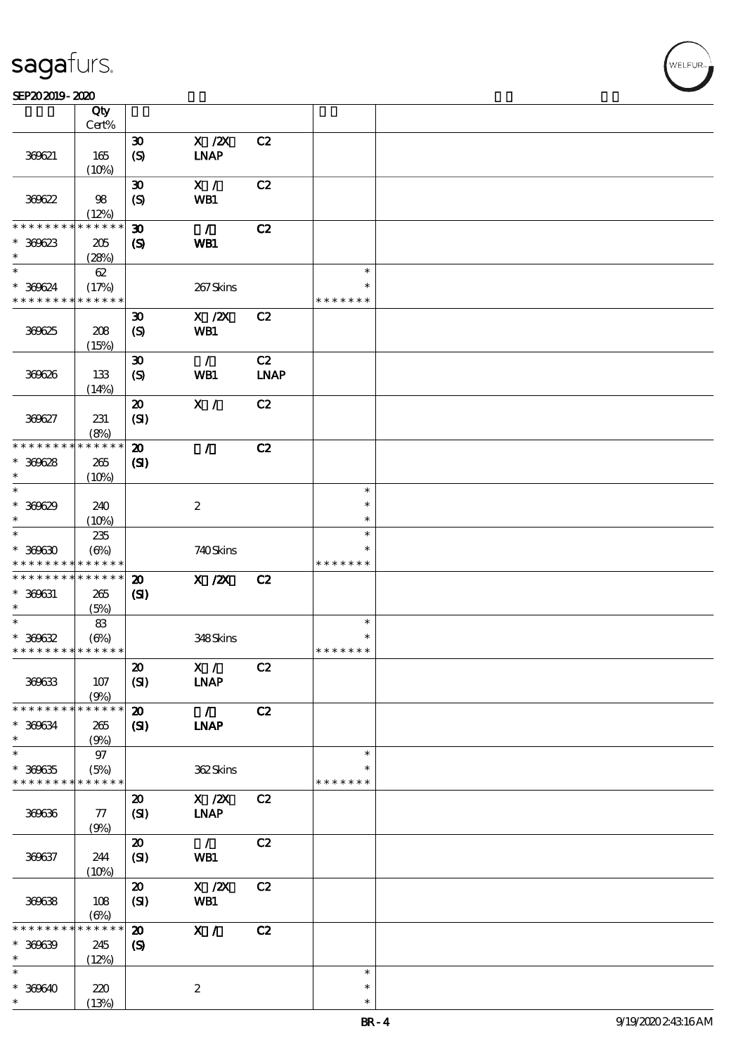| | Qty Cert% | | | | | |
|---|---|---|---|---|---|---|
| 369621 | 165 (10%) | 30 (S) | X /2X LNAP | C2 | | |
| 369622 | 98 (12%) | 30 (S) | X / WB1 | C2 | | |
| * * * * * * * * * * * * * * * 369623 * | 205 (28%) | 30 (S) | / WB1 | C2 | | |
| * * 369624 * * * * * * * * * * * * * | 62 (17%) | | 267 Skins | | * * * * * * * * * | |
| 369625 | 208 (15%) | 30 (S) | X /2X WB1 | C2 | | |
| 369626 | 133 (14%) | 30 (S) | / WB1 | C2 LNAP | | |
| 369627 | 231 (8%) | 20 (SI) | X / | C2 | | |
| * * * * * * * * * * * * * * * 369628 * | 265 (10%) | 20 (SI) | / | C2 | | |
| * * 369629 * | 240 (10%) | | 2 | | * * * | |
| * * 369630 * * * * * * * * * * * * * | 235 (6%) | | 740 Skins | | * * * * * * * * * | |
| * * * * * * * * * * * * * * * 369631 * | 265 (5%) | 20 (SI) | X /2X | C2 | | |
| * * 369632 * * * * * * * * * * * * * | 83 (6%) | | 348 Skins | | * * * * * * * * * | |
| 369633 | 107 (9%) | 20 (SI) | X / LNAP | C2 | | |
| * * * * * * * * * * * * * * * 369634 * | 265 (9%) | 20 (SI) | / LNAP | C2 | | |
| * * 369635 * * * * * * * * * * * * * | 97 (5%) | | 362 Skins | | * * * * * * * * * | |
| 369636 | 77 (9%) | 20 (SI) | X /2X LNAP | C2 | | |
| 369637 | 244 (10%) | 20 (SI) | / WB1 | C2 | | |
| 369638 | 108 (6%) | 20 (SI) | X /2X WB1 | C2 | | |
| * * * * * * * * * * * * * * * 369639 * | 245 (12%) | 20 (S) | X / | C2 | | |
| * * 369640 * | 220 (13%) | | 2 | | * * * | |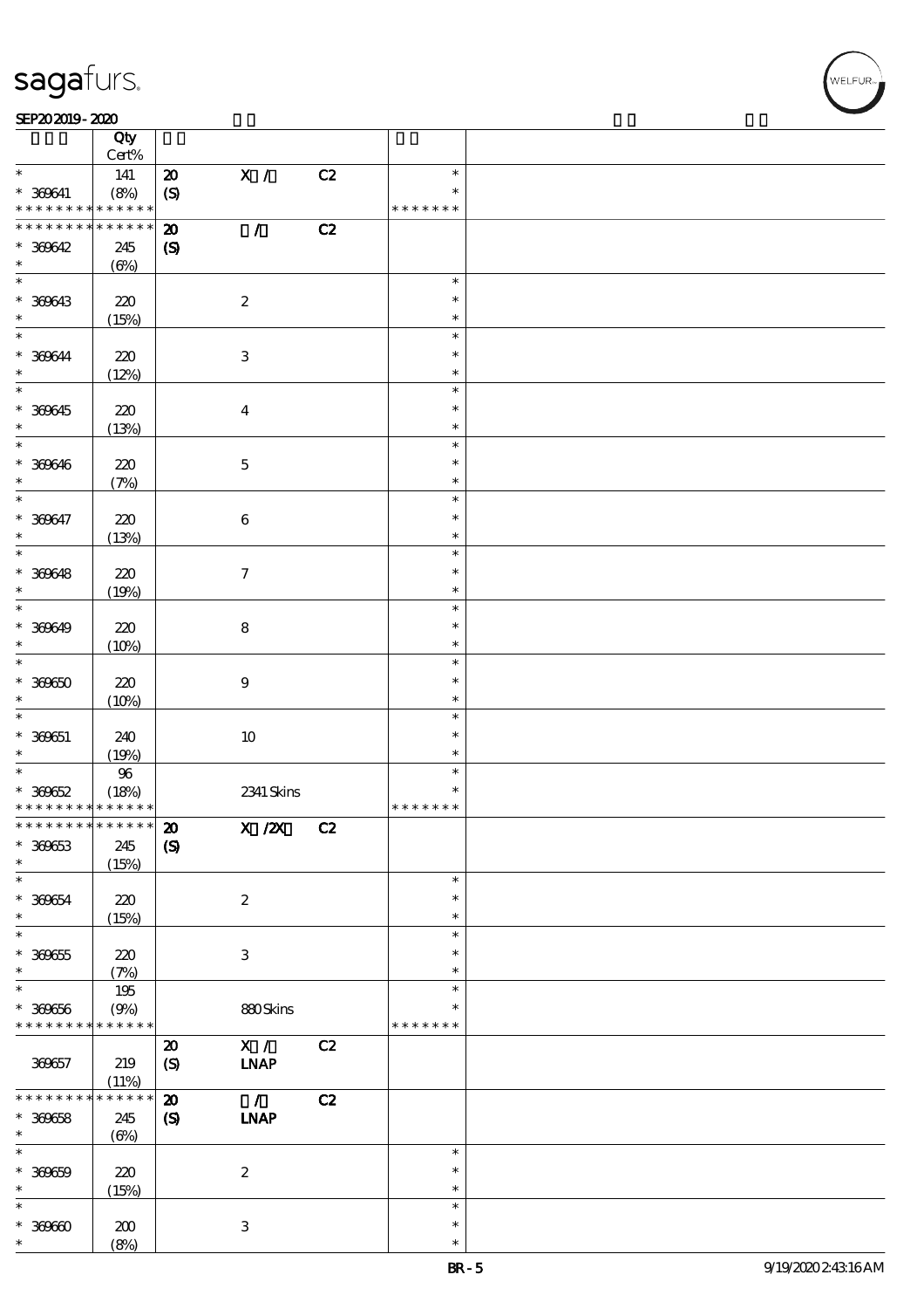| | Qty Cert% | | | | | |
|---|---|---|---|---|---|---|
| * | 141 | 20 | X / | C2 | * | |
| * 369641 | (8%) | (S) | | | * | |
| * * * * * * * * * * * * * * | | | | | * * * * * * * | |
| * * * * * * * * * * * * * * | | 20 | / | C2 | | |
| * 369642 | 245 | (S) | | | | |
| * | (6%) | | | | | |
| * | | | | | * | |
| * 369643 | 220 | | 2 | | * | |
| * | (15%) | | | | * | |
| * | | | | | * | |
| * 369644 | 220 | | 3 | | * | |
| * | (12%) | | | | * | |
| * | | | | | * | |
| * 369645 | 220 | | 4 | | * | |
| * | (13%) | | | | * | |
| * | | | | | * | |
| * 369646 | 220 | | 5 | | * | |
| * | (7%) | | | | * | |
| * | | | | | * | |
| * 369647 | 220 | | 6 | | * | |
| * | (13%) | | | | * | |
| * | | | | | * | |
| * 369648 | 220 | | 7 | | * | |
| * | (19%) | | | | * | |
| * | | | | | * | |
| * 369649 | 220 | | 8 | | * | |
| * | (10%) | | | | * | |
| * | | | | | * | |
| * 369650 | 220 | | 9 | | * | |
| * | (10%) | | | | * | |
| * | | | | | * | |
| * 369651 | 240 | | 10 | | * | |
| * | (19%) | | | | * | |
| * | 96 | | | | * | |
| * 369652 | (18%) | | 2341 Skins | | * | |
| * * * * * * * * * * * * * * | | | | | * * * * * * * | |
| * * * * * * * * * * * * * * | | 20 | X /2X | C2 | | |
| * 369653 | 245 | (S) | | | | |
| * | (15%) | | | | | |
| * | | | | | * | |
| * 369654 | 220 | | 2 | | * | |
| * | (15%) | | | | * | |
| * | | | | | * | |
| * 369655 | 220 | | 3 | | * | |
| * | (7%) | | | | * | |
| * | 195 | | | | * | |
| * 369656 | (9%) | | 880 Skins | | * | |
| * * * * * * * * * * * * * * | | | | | * * * * * * * | |
| | | 20 | X / | C2 | | |
| 369657 | 219 | (S) | LNAP | | | |
| | (11%) | | | | | |
| * * * * * * * * * * * * * * | | 20 | / | C2 | | |
| * 369658 | 245 | (S) | LNAP | | | |
| * | (6%) | | | | | |
| * | | | | | * | |
| * 369659 | 220 | | 2 | | * | |
| * | (15%) | | | | * | |
| * | | | | | * | |
| * 369660 | 200 | | 3 | | * | |
| * | (8%) | | | | * | |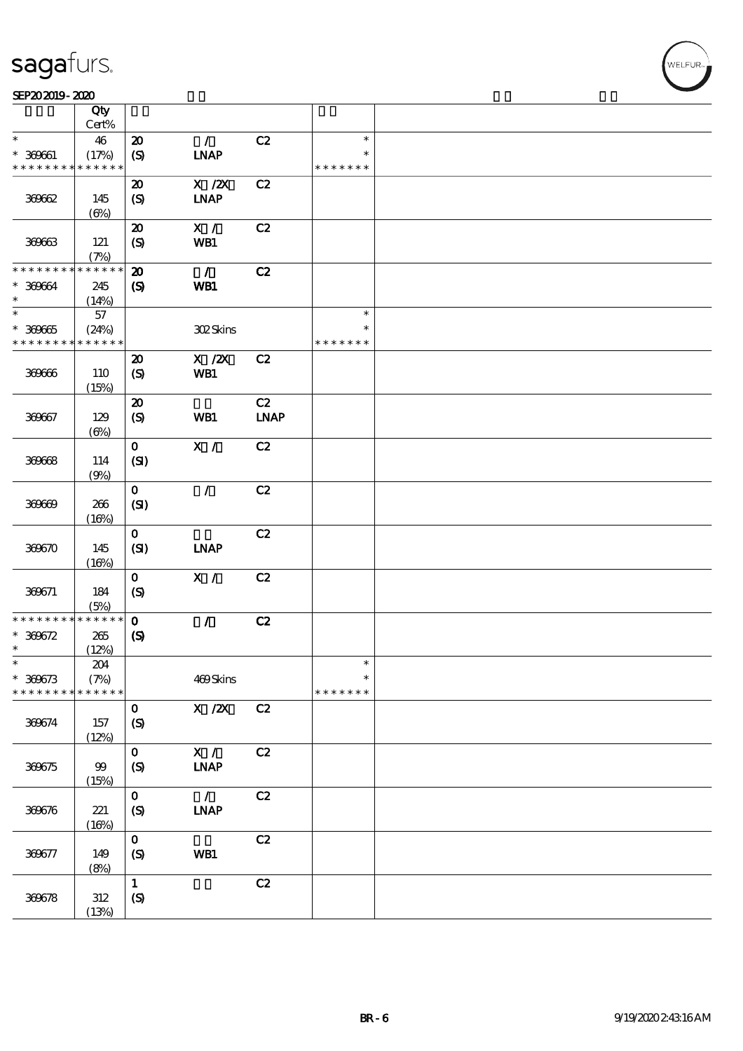# sagafurs.

SEP20 2019 - 2020

| | Qty Cert% | | | | | |
|---|---|---|---|---|---|---|
| * | 46 | 20 | / | C2 | * | |
| * 369661 | (17%) | (S) | LNAP | | * | |
| * * * * * * * * * * * * * * | | | | | * * * * * * * | |
| 369662 | 145 (6%) | 20 (S) | X /2X LNAP | C2 | | |
| 369663 | 121 (7%) | 20 (S) | X / WB1 | C2 | | |
| * * * * * * * * * * * * * * | | 20 | / | C2 | | |
| * 369664 | 245 | (S) | WB1 | | | |
| * | (14%) | | | | | |
| * | 57 | | | | * | |
| * 369665 | (24%) | | 302 Skins | | * | |
| * * * * * * * * * * * * * * | | | | | * * * * * * * | |
| 369666 | 110 (15%) | 20 (S) | X /2X WB1 | C2 | | |
| 369667 | 129 (6%) | 20 (S) | WB1 | C2 LNAP | | |
| 369668 | 114 (9%) | 0 (SI) | X / | C2 | | |
| 369669 | 266 (16%) | 0 (SI) | / | C2 | | |
| 369670 | 145 (16%) | 0 (SI) | LNAP | C2 | | |
| 369671 | 184 (5%) | 0 (S) | X / | C2 | | |
| * * * * * * * * * * * * * * | | 0 | / | C2 | | |
| * 369672 | 265 | (S) | | | | |
| * | (12%) | | | | | |
| * | 204 | | | | * | |
| * 369673 | (7%) | | 469 Skins | | * | |
| * * * * * * * * * * * * * * | | | | | * * * * * * * | |
| 369674 | 157 (12%) | 0 (S) | X /2X | C2 | | |
| 369675 | 99 (15%) | 0 (S) | X / LNAP | C2 | | |
| 369676 | 221 (16%) | 0 (S) | / LNAP | C2 | | |
| 369677 | 149 (8%) | 0 (S) | WB1 | C2 | | |
| 369678 | 312 (13%) | 1 (S) | | C2 | | |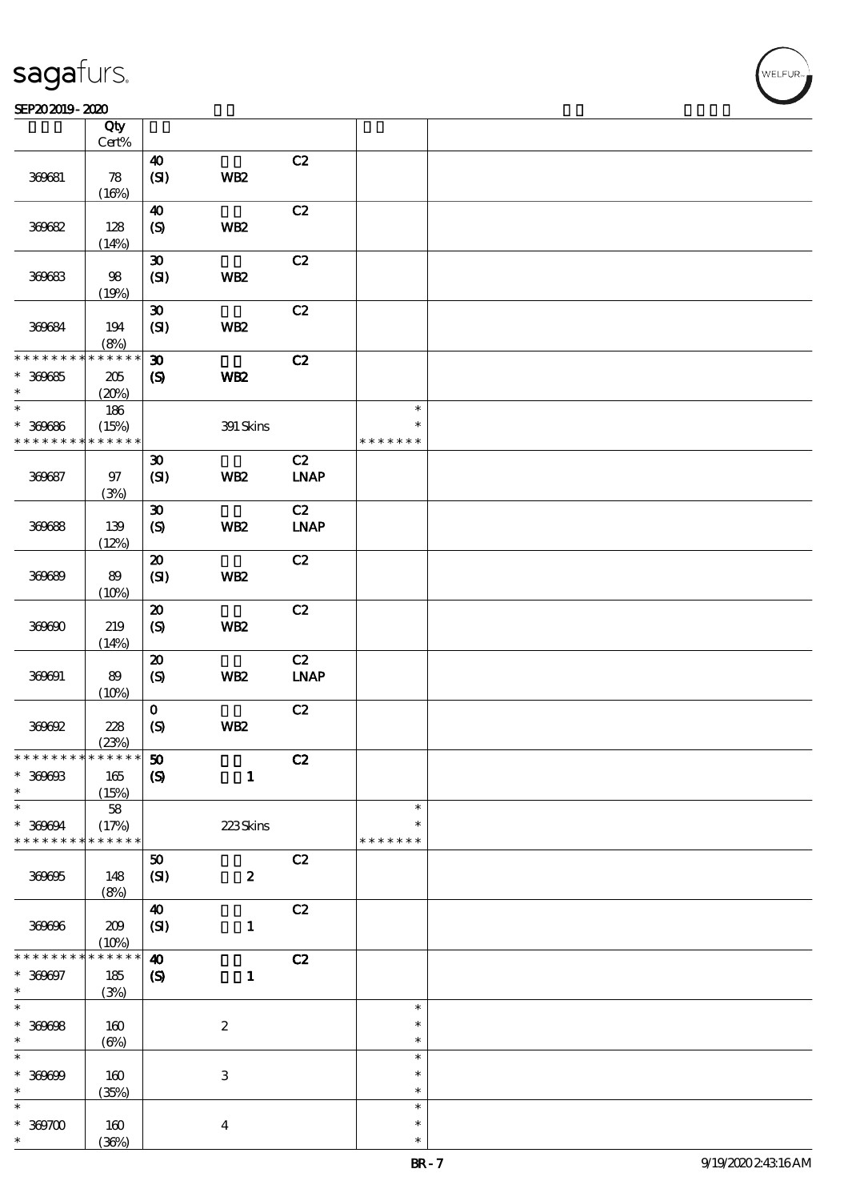| | Qty<br>Cert% | | | | | |
|---|---|---|---|---|---|---|
| 369681 | 78<br>(16%) | 40<br>(SI) | WB2 | C2 | | |
| 369682 | 128<br>(14%) | 40<br>(S) | WB2 | C2 | | |
| 369683 | 98<br>(19%) | 30<br>(SI) | WB2 | C2 | | |
| 369684 | 194<br>(8%) | 30<br>(SI) | WB2 | C2 | | |
| * * * * * * * * * * * * * *<br>* 369685<br>* | 205<br>(20%) | 30<br>(S) | WB2 | C2 | | |
| *<br>* 369686<br>* * * * * * * * * * * * * * | 186<br>(15%) | | 391 Skins | | *<br>*<br>* * * * * * * | |
| 369687 | 97<br>(3%) | 30<br>(SI) | WB2 | C2<br>LNAP | | |
| 369688 | 139<br>(12%) | 30<br>(S) | WB2 | C2<br>LNAP | | |
| 369689 | 89<br>(10%) | 20<br>(SI) | WB2 | C2 | | |
| 369690 | 219<br>(14%) | 20<br>(S) | WB2 | C2 | | |
| 369691 | 89<br>(10%) | 20<br>(S) | WB2 | C2<br>LNAP | | |
| 369692 | 228<br>(23%) | 0<br>(S) | WB2 | C2 | | |
| * * * * * * * * * * * * * *<br>* 369693<br>* | 165<br>(15%) | 50<br>(S) | 1 | C2 | | |
| *<br>* 369694<br>* * * * * * * * * * * * * * | 58<br>(17%) | | 223 Skins | | *<br>*<br>* * * * * * * | |
| 369695 | 148<br>(8%) | 50<br>(SI) | 2 | C2 | | |
| 369696 | 209<br>(10%) | 40<br>(SI) | 1 | C2 | | |
| * * * * * * * * * * * * * *<br>* 369697<br>* | 185<br>(3%) | 40<br>(S) | 1 | C2 | | |
| *<br>* 369698<br>* | 160<br>(6%) | | 2 | | *<br>*<br>* | |
| *<br>* 369699<br>* | 160<br>(35%) | | 3 | | *<br>*<br>* | |
| *<br>* 369700<br>* | 160<br>(36%) | | 4 | | *<br>*<br>* | |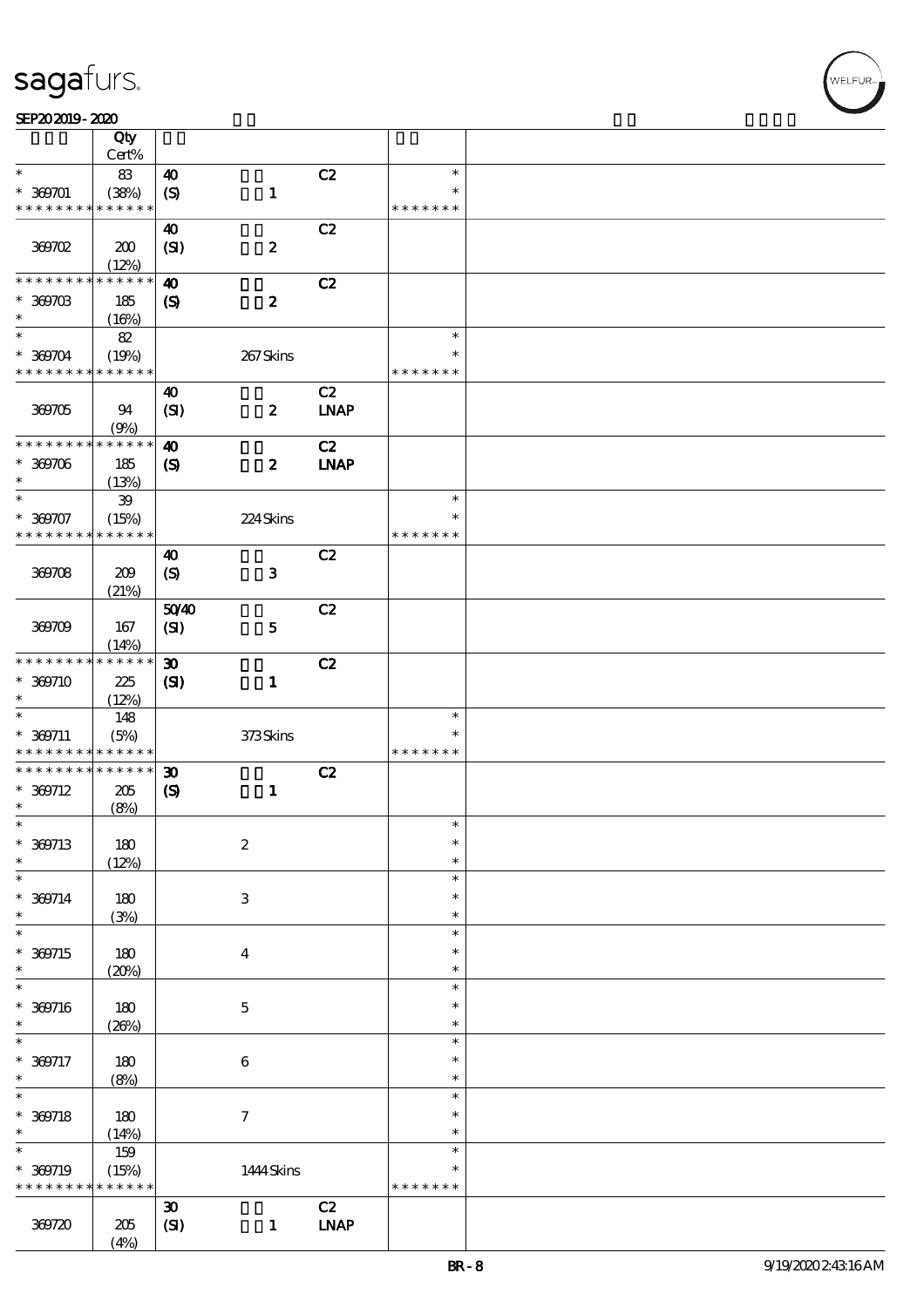| | Qty Cert% | | | | | |
|---|---|---|---|---|---|---|
| * * 369701 * * * * * * * * * * * * * | 83 (38%) | 40 (S) | 1 | C2 | * * * * * * * * * | |
| 369702 | 200 (12%) | 40 (SI) | 2 | C2 | | |
| * * * * * * * * * * * * * * 369703 * | 185 (16%) | 40 (S) | 2 | C2 | | |
| * * 369704 * * * * * * * * * * * * * | 82 (19%) | | 267 Skins | | * * * * * * * * * | |
| 369705 | 94 (9%) | 40 (SI) | 2 | C2 LNAP | | |
| * * * * * * * * * * * * * * 369706 * | 185 (13%) | 40 (S) | 2 | C2 LNAP | | |
| * * 369707 * * * * * * * * * * * * * | 39 (15%) | | 224 Skins | | * * * * * * * * * | |
| 369708 | 209 (21%) | 40 (S) | 3 | C2 | | |
| 369709 | 167 (14%) | 50/40 (SI) | 5 | C2 | | |
| * * * * * * * * * * * * * * 369710 * | 225 (12%) | 30 (SI) | 1 | C2 | | |
| * * 369711 * * * * * * * * * * * * * | 148 (5%) | | 373 Skins | | * * * * * * * * * | |
| * * * * * * * * * * * * * * 369712 * | 205 (8%) | 30 (S) | 1 | C2 | | |
| * * 369713 * | 180 (12%) | | 2 | | * * * | |
| * * 369714 * | 180 (3%) | | 3 | | * * * | |
| * * 369715 * | 180 (20%) | | 4 | | * * * | |
| * * 369716 * | 180 (26%) | | 5 | | * * * | |
| * * 369717 * | 180 (8%) | | 6 | | * * * | |
| * * 369718 * | 180 (14%) | | 7 | | * * * | |
| * * 369719 * * * * * * * * * * * * * | 159 (15%) | | 1444 Skins | | * * * * * * * * * | |
| 369720 | 205 (4%) | 30 (SI) | 1 | C2 LNAP | | |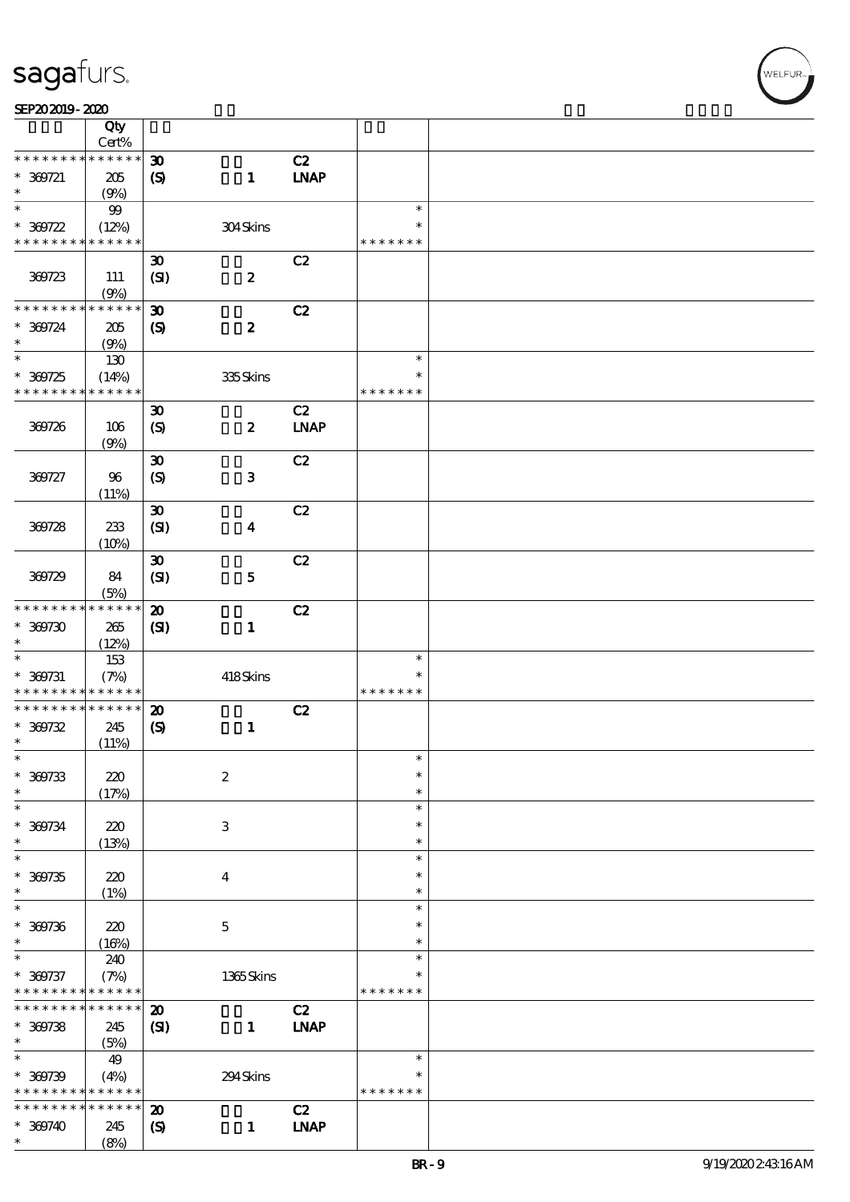| | Qty Cert% | | | | |
|---|---|---|---|---|---|
| * * * * * * * * * * * * * * | | **30** | | C2 | |
| * 369721 | 205 | **(S)** | **1** | **LNAP** | |
| * | (9%) | | | | |
| * | 99 | | | | * |
| * 369722 | (12%) | | 304 Skins | | * |
| * * * * * * * * * * * * * * | | | | | * * * * * * * |
| | | **30** | | C2 | |
| 369723 | 111 | **(SI)** | **2** | | |
| | (9%) | | | | |
| * * * * * * * * * * * * * * | | **30** | | **C2** | |
| * 369724 | 205 | **(S)** | **2** | | |
| * | (9%) | | | | |
| * | 130 | | | | * |
| * 369725 | (14%) | | 335 Skins | | * |
| * * * * * * * * * * * * * * | | | | | * * * * * * * |
| | | **30** | | C2 | |
| 369726 | 106 | **(S)** | **2** | **LNAP** | |
| | (9%) | | | | |
| | | **30** | | C2 | |
| 369727 | 96 | **(S)** | **3** | | |
| | (11%) | | | | |
| | | **30** | | C2 | |
| 369728 | 233 | **(SI)** | **4** | | |
| | (10%) | | | | |
| | | **30** | | C2 | |
| 369729 | 84 | **(SI)** | **5** | | |
| | (5%) | | | | |
| * * * * * * * * * * * * * * | | **20** | | **C2** | |
| * 369730 | 265 | **(SI)** | **1** | | |
| * | (12%) | | | | |
| * | 153 | | | | * |
| * 369731 | (7%) | | 418 Skins | | * |
| * * * * * * * * * * * * * * | | | | | * * * * * * * |
| * * * * * * * * * * * * * * | | **20** | | **C2** | |
| * 369732 | 245 | **(S)** | **1** | | |
| * | (11%) | | | | |
| * | | | | | * |
| * 369733 | 220 | | 2 | | * |
| * | (17%) | | | | * |
| * | | | | | * |
| * 369734 | 220 | | 3 | | * |
| * | (13%) | | | | * |
| * | | | | | * |
| * 369735 | 220 | | 4 | | * |
| * | (1%) | | | | * |
| * | | | | | * |
| * 369736 | 220 | | 5 | | * |
| * | (16%) | | | | * |
| * | 240 | | | | * |
| * 369737 | (7%) | | 1365 Skins | | * |
| * * * * * * * * * * * * * * | | | | | * * * * * * * |
| * * * * * * * * * * * * * * | | **20** | | C2 | |
| * 369738 | 245 | **(SI)** | **1** | **LNAP** | |
| * | (5%) | | | | |
| * | 49 | | | | * |
| * 369739 | (4%) | | 294 Skins | | * |
| * * * * * * * * * * * * * * | | | | | * * * * * * * |
| * * * * * * * * * * * * * * | | **20** | | C2 | |
| * 369740 | 245 | **(S)** | **1** | **LNAP** | |
| * | (8%) | | | | |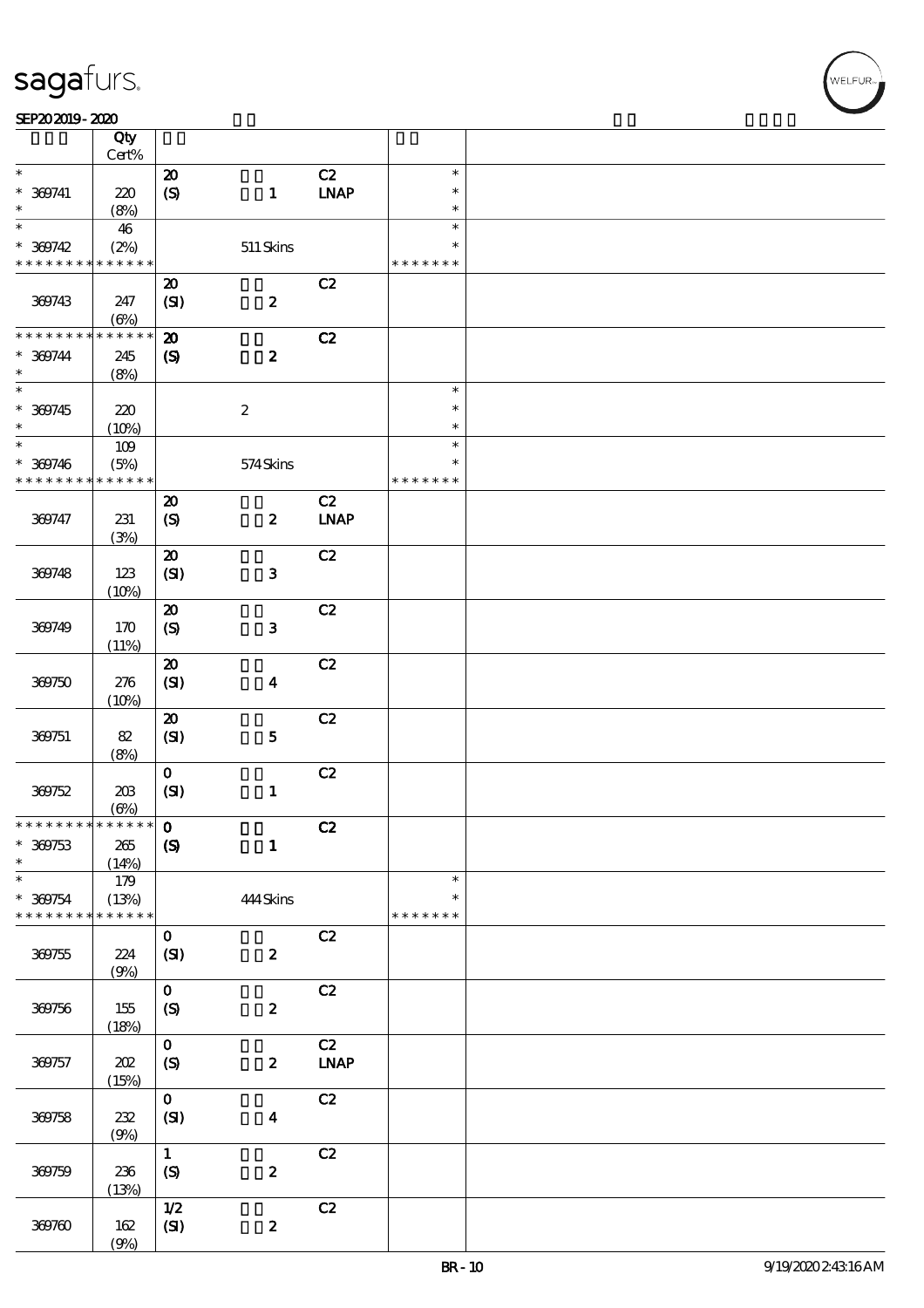| | Qty Cert% | | | | | |
|---|---|---|---|---|---|---|
| * | | 20 | | C2 | * | |
| * 369741 | 220 | (S) | 1 | LNAP | * | |
| * | (8%) | | | | * | |
| * | 46 | | | | * | |
| * 369742 | (2%) | | 511 Skins | | * | |
| * * * * * * * * * * * * * * | | | | | * * * * * * * | |
| | | 20 | | C2 | | |
| 369743 | 247 | (SI) | 2 | | | |
| | (6%) | | | | | |
| * * * * * * * * * * * * * * | | 20 | | C2 | | |
| * 369744 | 245 | (S) | 2 | | | |
| * | (8%) | | | | | |
| * | | | | | * | |
| * 369745 | 220 | | 2 | | * | |
| * | (10%) | | | | * | |
| * | 109 | | | | * | |
| * 369746 | (5%) | | 574 Skins | | * | |
| * * * * * * * * * * * * * * | | | | | * * * * * * * | |
| | | 20 | | C2 | | |
| 369747 | 231 | (S) | 2 | LNAP | | |
| | (3%) | | | | | |
| | | 20 | | C2 | | |
| 369748 | 123 | (SI) | 3 | | | |
| | (10%) | | | | | |
| | | 20 | | C2 | | |
| 369749 | 170 | (S) | 3 | | | |
| | (11%) | | | | | |
| | | 20 | | C2 | | |
| 369750 | 276 | (SI) | 4 | | | |
| | (10%) | | | | | |
| | | 20 | | C2 | | |
| 369751 | 82 | (SI) | 5 | | | |
| | (8%) | | | | | |
| | | 0 | | C2 | | |
| 369752 | 203 | (SI) | 1 | | | |
| | (6%) | | | | | |
| * * * * * * * * * * * * * * | | 0 | | C2 | | |
| * 369753 | 265 | (S) | 1 | | | |
| * | (14%) | | | | | |
| * | 179 | | | | * | |
| * 369754 | (13%) | | 444 Skins | | * | |
| * * * * * * * * * * * * * * | | | | | * * * * * * * | |
| | | 0 | | C2 | | |
| 369755 | 224 | (SI) | 2 | | | |
| | (9%) | | | | | |
| | | 0 | | C2 | | |
| 369756 | 155 | (S) | 2 | | | |
| | (18%) | | | | | |
| | | 0 | | C2 | | |
| 369757 | 202 | (S) | 2 | LNAP | | |
| | (15%) | | | | | |
| | | 0 | | C2 | | |
| 369758 | 232 | (SI) | 4 | | | |
| | (9%) | | | | | |
| | | 1 | | C2 | | |
| 369759 | 236 | (S) | 2 | | | |
| | (13%) | | | | | |
| | | 1/2 | | C2 | | |
| 369760 | 162 | (SI) | 2 | | | |
| | (9%) | | | | | |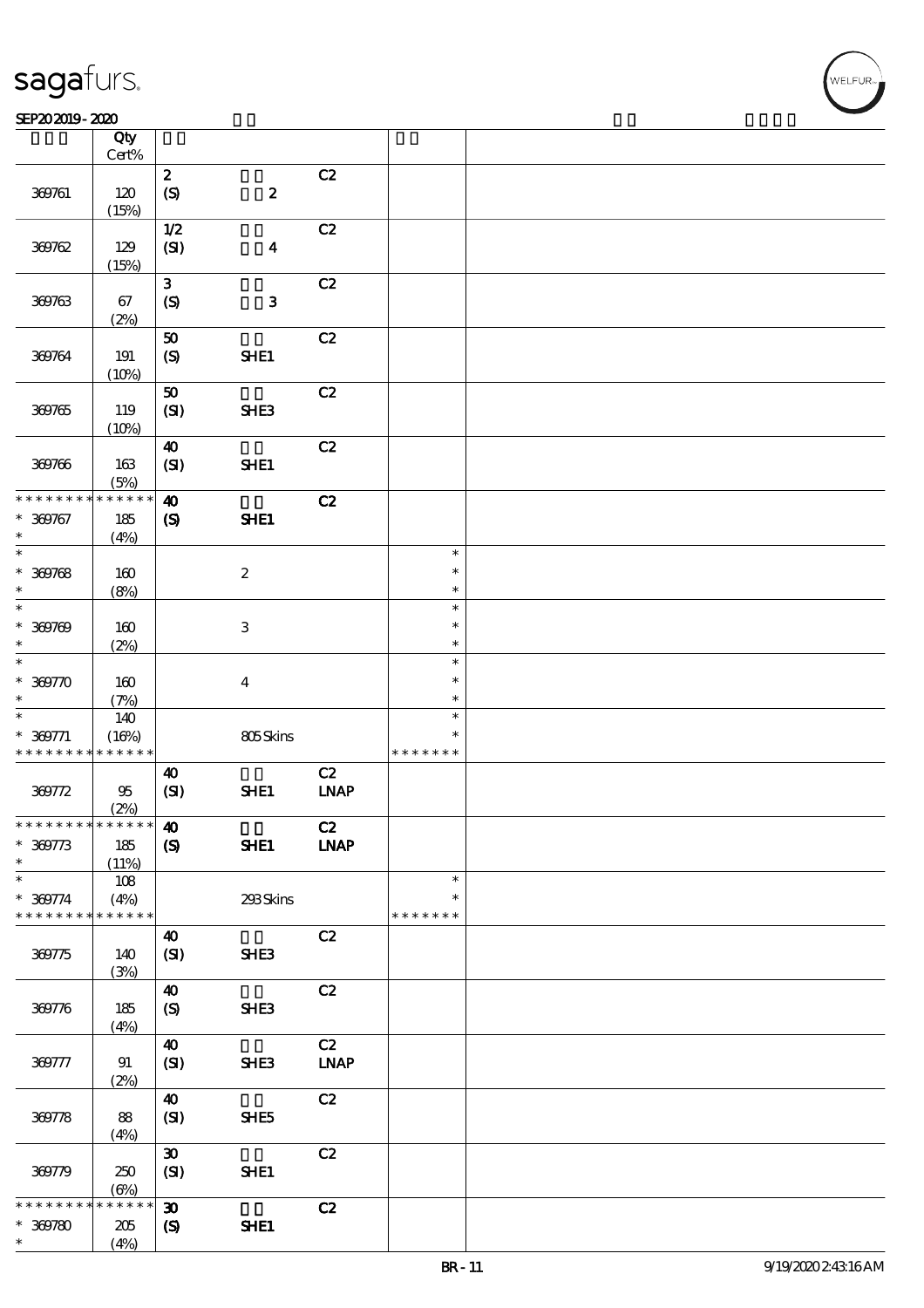| | Qty Cert% | | | | | |
|---|---|---|---|---|---|---|
| 369761 | 120 (15%) | 2 (S) | 2 | C2 | | |
| 369762 | 129 (15%) | 1/2 (SI) | 4 | C2 | | |
| 369763 | 67 (2%) | 3 (S) | 3 | C2 | | |
| 369764 | 191 (10%) | 50 (S) | SHE1 | C2 | | |
| 369765 | 119 (10%) | 50 (SI) | SHE3 | C2 | | |
| 369766 | 163 (5%) | 40 (SI) | SHE1 | C2 | | |
| * * * * * * * * * * * * * * 369767 * | 185 (4%) | 40 (S) | SHE1 | C2 | | |
| * * 369768 * | 160 (8%) | | 2 | | * * * | |
| * * 369769 * | 160 (2%) | | 3 | | * * * | |
| * * 369770 * | 160 (7%) | | 4 | | * * * | |
| * * 369771 * * * * * * * * * * * * * * | 140 (16%) | | 805 Skins | | * * * * * * * * * | |
| 369772 | 95 (2%) | 40 (SI) | SHE1 | C2 LNAP | | |
| * * * * * * * * * * * * * * 369773 * | 185 (11%) | 40 (S) | SHE1 | C2 LNAP | | |
| * * 369774 * * * * * * * * * * * * * * | 108 (4%) | | 293 Skins | | * * * * * * * * * | |
| 369775 | 140 (3%) | 40 (SI) | SHE3 | C2 | | |
| 369776 | 185 (4%) | 40 (S) | SHE3 | C2 | | |
| 369777 | 91 (2%) | 40 (SI) | SHE3 | C2 LNAP | | |
| 369778 | 88 (4%) | 40 (SI) | SHE5 | C2 | | |
| 369779 | 250 (6%) | 30 (SI) | SHE1 | C2 | | |
| * * * * * * * * * * * * * * 369780 * | 205 (4%) | 30 (S) | SHE1 | C2 | | |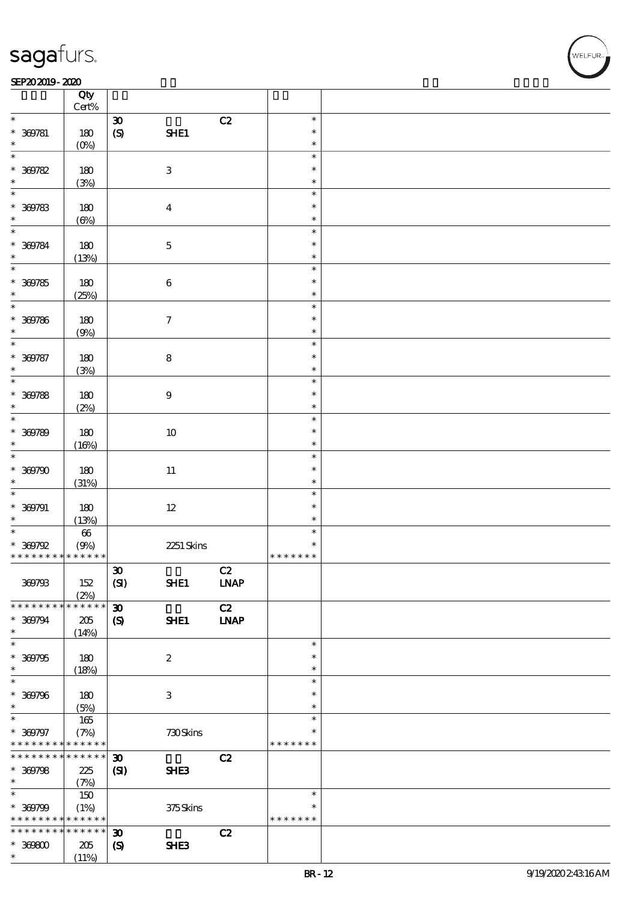| | Qty Cert% | | | | | |
|---|---|---|---|---|---|---|
| * | | 30 | | C2 | * | |
| * 369781 | 180 | (S) | SHE1 | | * | |
| * | (0%) | | | | * | |
| * | | | | | * | |
| * 369782 | 180 | | 3 | | * | |
| * | (3%) | | | | * | |
| * | | | | | * | |
| * 369783 | 180 | | 4 | | * | |
| * | (6%) | | | | * | |
| * | | | | | * | |
| * 369784 | 180 | | 5 | | * | |
| * | (13%) | | | | * | |
| * | | | | | * | |
| * 369785 | 180 | | 6 | | * | |
| * | (25%) | | | | * | |
| * | | | | | * | |
| * 369786 | 180 | | 7 | | * | |
| * | (9%) | | | | * | |
| * | | | | | * | |
| * 369787 | 180 | | 8 | | * | |
| * | (3%) | | | | * | |
| * | | | | | * | |
| * 369788 | 180 | | 9 | | * | |
| * | (2%) | | | | * | |
| * | | | | | * | |
| * 369789 | 180 | | 10 | | * | |
| * | (16%) | | | | * | |
| * | | | | | * | |
| * 369790 | 180 | | 11 | | * | |
| * | (31%) | | | | * | |
| * | | | | | * | |
| * 369791 | 180 | | 12 | | * | |
| * | (13%) | | | | * | |
| * | 66 | | | | * | |
| * 369792 | (9%) | | 2251 Skins | | * | |
| * * * * * * * * * * * * * * | | | | | * * * * * * * | |
| | | 30 | | C2 | | |
| 369793 | 152 | (SI) | SHE1 | LNAP | | |
| | (2%) | | | | | |
| * * * * * * * * * * * * * * | | 30 | | C2 | | |
| * 369794 | 205 | (S) | SHE1 | LNAP | | |
| * | (14%) | | | | | |
| * | | | | | * | |
| * 369795 | 180 | | 2 | | * | |
| * | (18%) | | | | * | |
| * | | | | | * | |
| * 369796 | 180 | | 3 | | * | |
| * | (5%) | | | | * | |
| * | 165 | | | | * | |
| * 369797 | (7%) | | 730 Skins | | * | |
| * * * * * * * * * * * * * * | | | | | * * * * * * * | |
| * * * * * * * * * * * * * * | | 30 | | C2 | | |
| * 369798 | 225 | (SI) | SHE3 | | | |
| * | (7%) | | | | | |
| * | 150 | | | | * | |
| * 369799 | (1%) | | 375 Skins | | * | |
| * * * * * * * * * * * * * * | | | | | * * * * * * * | |
| * * * * * * * * * * * * * * | | 30 | | C2 | | |
| * 369800 | 205 | (S) | SHE3 | | | |
| * | (11%) | | | | | |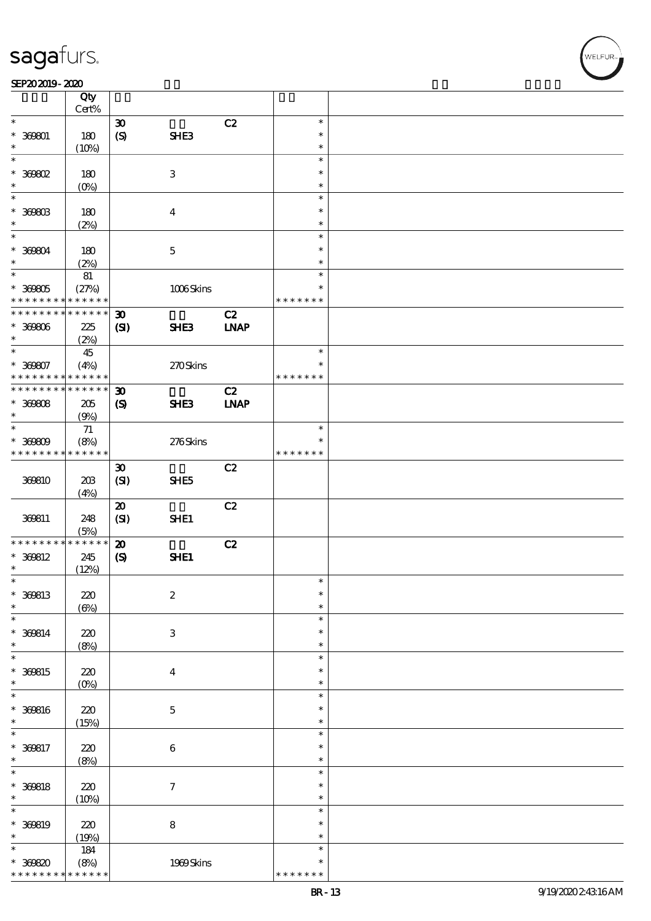| | Qty Cert% | | | | | |
|---|---|---|---|---|---|---|
| * | | 30 | | C2 | * | |
| * 369801 | 180 | (S) | SHE3 | | * | |
| * | (10%) | | | | * | |
| * | | | | | * | |
| * 369802 | 180 | | 3 | | * | |
| * | (0%) | | | | * | |
| * | | | | | * | |
| * 369803 | 180 | | 4 | | * | |
| * | (2%) | | | | * | |
| * | | | | | * | |
| * 369804 | 180 | | 5 | | * | |
| * | (2%) | | | | * | |
| * | 81 | | | | * | |
| * 369805 | (27%) | | 1006 Skins | | * | |
| * * * * * * * * * * * * * | | | | | * * * * * * * | |
| * * * * * * * * * * * * * | | 30 | | C2 | | |
| * 369806 | 225 | (SI) | SHE3 | LNAP | | |
| * | (2%) | | | | | |
| * | 45 | | | | * | |
| * 369807 | (4%) | | 270 Skins | | * | |
| * * * * * * * * * * * * * | | | | | * * * * * * * | |
| * * * * * * * * * * * * * | | 30 | | C2 | | |
| * 369808 | 205 | (S) | SHE3 | LNAP | | |
| * | (9%) | | | | | |
| * | 71 | | | | * | |
| * 369809 | (8%) | | 276 Skins | | * | |
| * * * * * * * * * * * * * | | | | | * * * * * * * | |
| | | 30 | | C2 | | |
| 369810 | 203 | (SI) | SHE5 | | | |
| | (4%) | | | | | |
| | | 20 | | C2 | | |
| 369811 | 248 | (SI) | SHE1 | | | |
| | (5%) | | | | | |
| * * * * * * * * * * * * * | | 20 | | C2 | | |
| * 369812 | 245 | (S) | SHE1 | | | |
| * | (12%) | | | | | |
| * | | | | | * | |
| * 369813 | 220 | | 2 | | * | |
| * | (6%) | | | | * | |
| * | | | | | * | |
| * 369814 | 220 | | 3 | | * | |
| * | (8%) | | | | * | |
| * | | | | | * | |
| * 369815 | 220 | | 4 | | * | |
| * | (0%) | | | | * | |
| * | | | | | * | |
| * 369816 | 220 | | 5 | | * | |
| * | (15%) | | | | * | |
| * | | | | | * | |
| * 369817 | 220 | | 6 | | * | |
| * | (8%) | | | | * | |
| * | | | | | * | |
| * 369818 | 220 | | 7 | | * | |
| * | (10%) | | | | * | |
| * | | | | | * | |
| * 369819 | 220 | | 8 | | * | |
| * | (19%) | | | | * | |
| * | 184 | | | | * | |
| * 369820 | (8%) | | 1969 Skins | | * | |
| * * * * * * * * * * * * * | | | | | * * * * * * * | |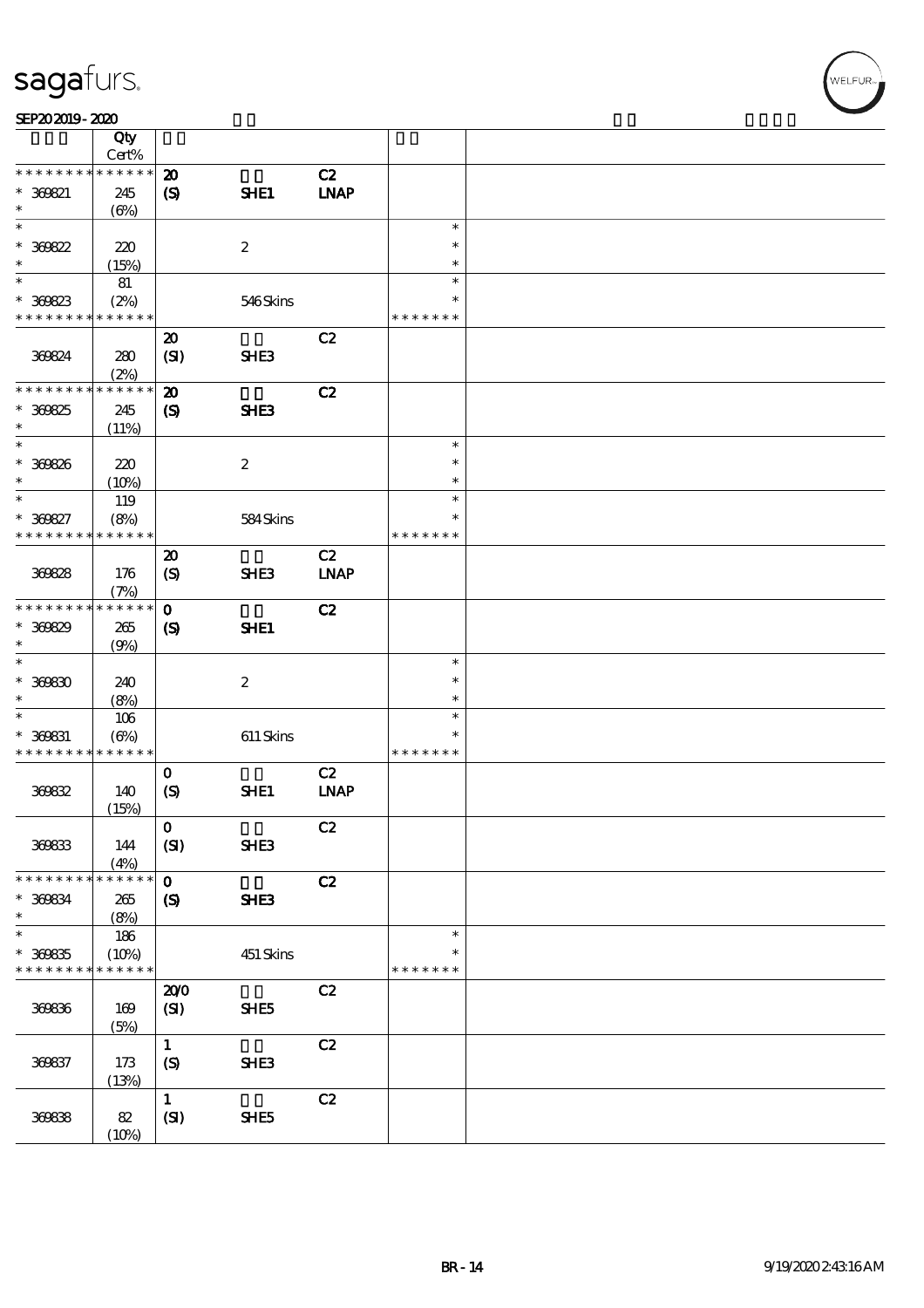| | Qty Cert% | | | | | |
|---|---|---|---|---|---|---|
| * * * * * * * * * * * * * * | | 20 | | C2 | | |
| * 369821 | 245 | (S) | SHE1 | LNAP | | |
| * | (6%) | | | | | |
| * | | | | | * | |
| * 369822 | 220 | | 2 | | * | |
| * | (15%) | | | | * | |
| * | 81 | | | | * | |
| * 369823 | (2%) | | 546 Skins | | * | |
| * * * * * * * * * * * * * * | | | | | * * * * * * * | |
| | | 20 | | C2 | | |
| 369824 | 280 | (SI) | SHE3 | | | |
| | (2%) | | | | | |
| * * * * * * * * * * * * * * | | 20 | | C2 | | |
| * 369825 | 245 | (S) | SHE3 | | | |
| * | (11%) | | | | | |
| * | | | | | * | |
| * 369826 | 220 | | 2 | | * | |
| * | (10%) | | | | * | |
| * | 119 | | | | * | |
| * 369827 | (8%) | | 584 Skins | | * | |
| * * * * * * * * * * * * * * | | | | | * * * * * * * | |
| | | 20 | | C2 | | |
| 369828 | 176 | (S) | SHE3 | LNAP | | |
| | (7%) | | | | | |
| * * * * * * * * * * * * * * | | 0 | | C2 | | |
| * 369829 | 265 | (S) | SHE1 | | | |
| * | (9%) | | | | | |
| * | | | | | * | |
| * 369830 | 240 | | 2 | | * | |
| * | (8%) | | | | * | |
| * | 106 | | | | * | |
| * 369831 | (6%) | | 611 Skins | | * | |
| * * * * * * * * * * * * * * | | | | | * * * * * * * | |
| | | 0 | | C2 | | |
| 369832 | 140 | (S) | SHE1 | LNAP | | |
| | (15%) | | | | | |
| | | 0 | | C2 | | |
| 369833 | 144 | (SI) | SHE3 | | | |
| | (4%) | | | | | |
| * * * * * * * * * * * * * * | | 0 | | C2 | | |
| * 369834 | 265 | (S) | SHE3 | | | |
| * | (8%) | | | | | |
| * | 186 | | | | * | |
| * 369835 | (10%) | | 451 Skins | | * | |
| * * * * * * * * * * * * * * | | | | | * * * * * * * | |
| | | 20/0 | | C2 | | |
| 369836 | 169 | (SI) | SHE5 | | | |
| | (5%) | | | | | |
| | | 1 | | C2 | | |
| 369837 | 173 | (S) | SHE3 | | | |
| | (13%) | | | | | |
| | | 1 | | C2 | | |
| 369838 | 82 | (SI) | SHE5 | | | |
| | (10%) | | | | | |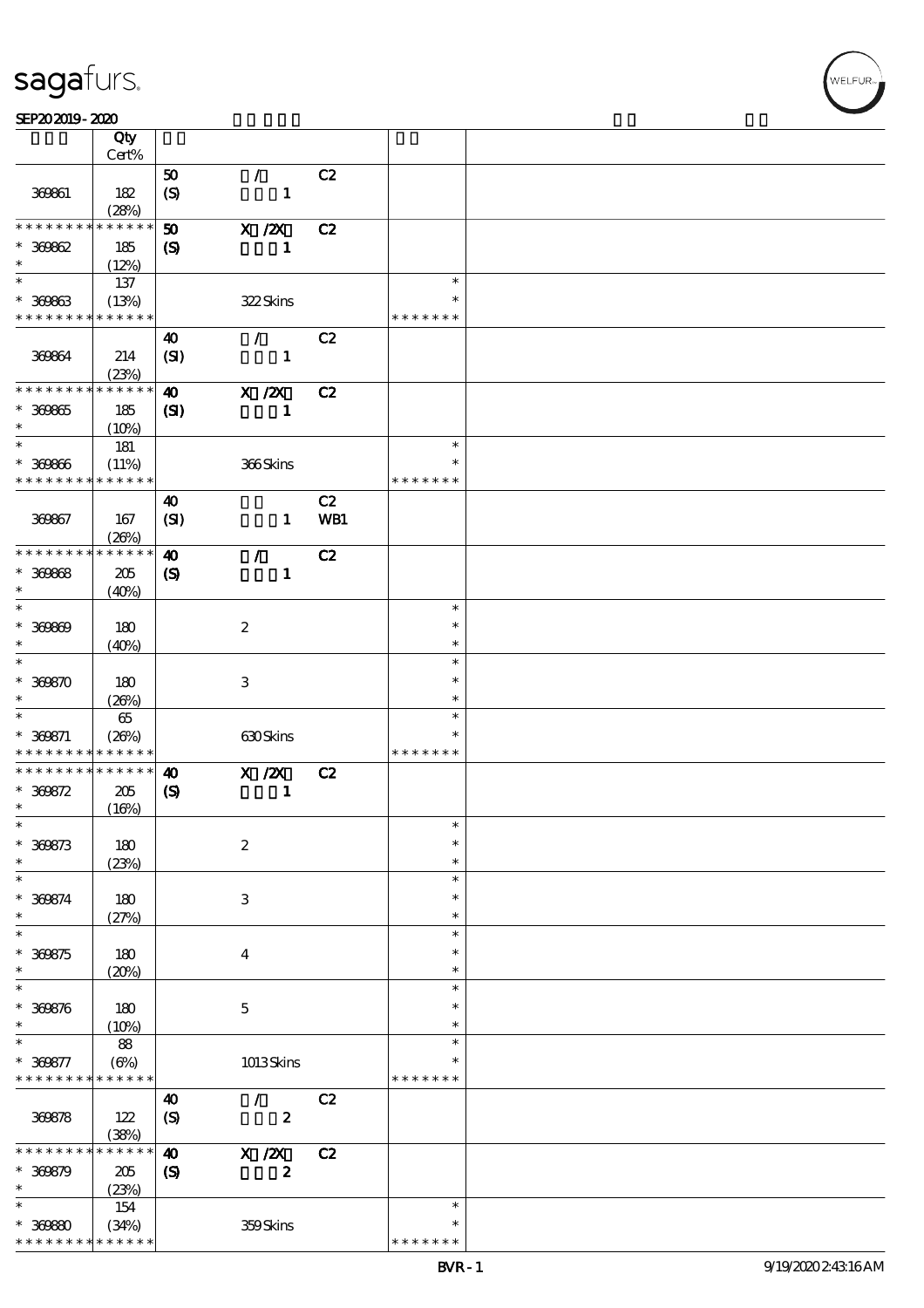| | Qty Cert% | | | | | |
|---|---|---|---|---|---|---|
| 369861 | 182 (28%) | 50 (S) | / 1 | C2 | | |
| * * * * * * * * * * * * * * 369862 * | 185 (12%) | 50 (S) | X /2X 1 | C2 | | |
| * * 369863 * * * * * * * * * * * * * | 137 (13%) | | 322 Skins | | * * * * * * * * * | |
| 369864 | 214 (23%) | 40 (SI) | / 1 | C2 | | |
| * * * * * * * * * * * * * * 369865 * | 185 (10%) | 40 (SI) | X /2X 1 | C2 | | |
| * * 369866 * * * * * * * * * * * * * | 181 (11%) | | 366 Skins | | * * * * * * * * * | |
| 369867 | 167 (26%) | 40 (SI) | 1 | C2 WB1 | | |
| * * * * * * * * * * * * * * 369868 * | 205 (40%) | 40 (S) | / 1 | C2 | | |
| * * 369869 * | 180 (40%) | | 2 | | * * * | |
| * * 369870 * | 180 (26%) | | 3 | | * * * | |
| * * 369871 * * * * * * * * * * * * * | 65 (26%) | | 630 Skins | | * * * * * * * * * | |
| * * * * * * * * * * * * * * 369872 * | 205 (16%) | 40 (S) | X /2X 1 | C2 | | |
| * * 369873 * | 180 (23%) | | 2 | | * * * | |
| * * 369874 * | 180 (27%) | | 3 | | * * * | |
| * * 369875 * | 180 (20%) | | 4 | | * * * | |
| * * 369876 * | 180 (10%) | | 5 | | * * * | |
| * * 369877 * * * * * * * * * * * * * | 88 (6%) | | 1013 Skins | | * * * * * * * * * | |
| 369878 | 122 (38%) | 40 (S) | / 2 | C2 | | |
| * * * * * * * * * * * * * * 369879 * | 205 (23%) | 40 (S) | X /2X 2 | C2 | | |
| * * 369880 * * * * * * * * * * * * * | 154 (34%) | | 359 Skins | | * * * * * * * * * | |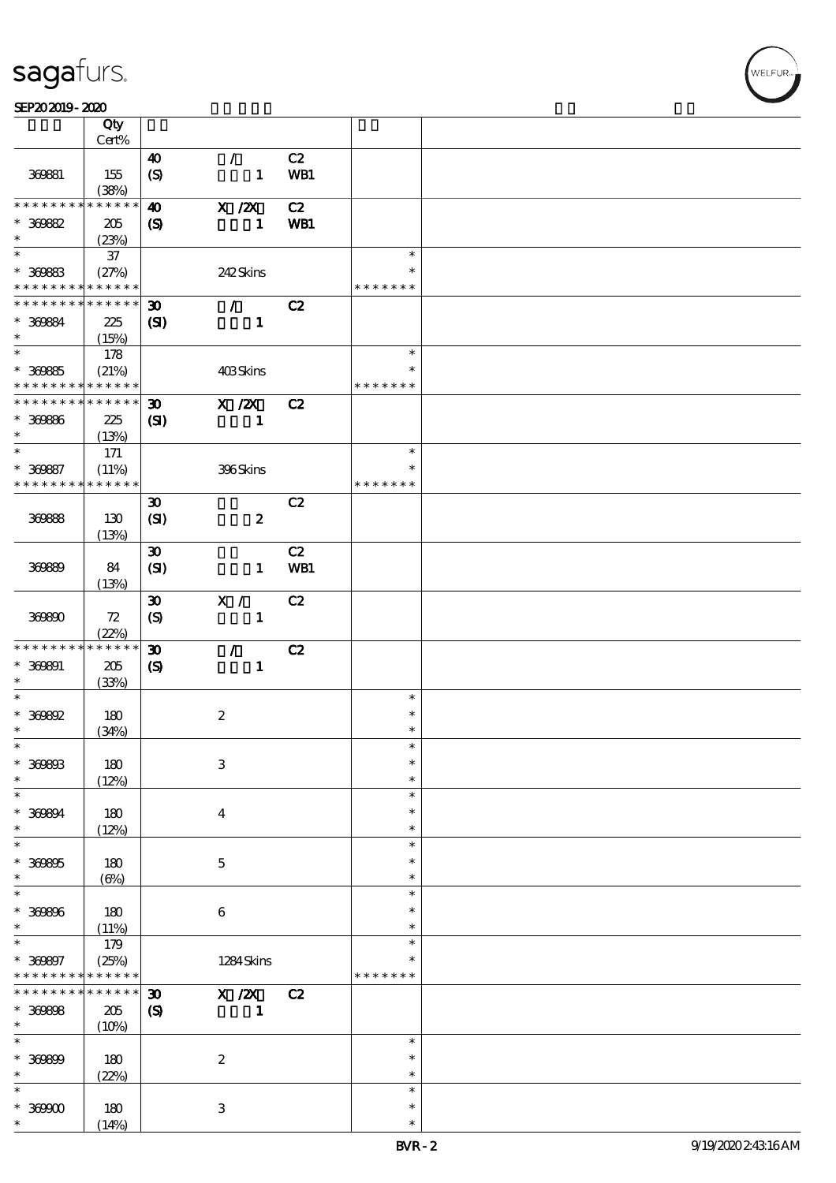| | Qty<br>Cert% | | | | | |
|---|---|---|---|---|---|---|
| 369881 | 155<br>(38%) | 40<br>(S) | /<br>1 | C2<br>WB1 | | |
| * * * * * * * * * * * * * *<br>* 369882<br>* | 205<br>(23%) | 40<br>(S) | X /2X<br>1 | C2<br>WB1 | | |
| *<br>* 369883<br>* * * * * * * * * * * * * * | 37<br>(27%) | | 242 Skins | | *<br>*<br>* * * * * * * | |
| * * * * * * * * * * * * * *<br>* 369884<br>* | 225<br>(15%) | 30<br>(SI) | /<br>1 | C2 | | |
| *<br>* 369885<br>* * * * * * * * * * * * * * | 178<br>(21%) | | 403 Skins | | *<br>*<br>* * * * * * * | |
| * * * * * * * * * * * * * *<br>* 369886<br>* | 225<br>(13%) | 30<br>(SI) | X /2X<br>1 | C2 | | |
| *<br>* 369887<br>* * * * * * * * * * * * * * | 171<br>(11%) | | 396 Skins | | *<br>*<br>* * * * * * * | |
| 369888 | 130<br>(13%) | 30<br>(SI) | 2 | C2 | | |
| 369889 | 84<br>(13%) | 30<br>(SI) | 1 | C2<br>WB1 | | |
| 369890 | 72<br>(22%) | 30<br>(S) | X /<br>1 | C2 | | |
| * * * * * * * * * * * * * *<br>* 369891<br>* | 205<br>(33%) | 30<br>(S) | /<br>1 | C2 | | |
| *<br>* 369892<br>* | 180<br>(34%) | | 2 | | *<br>*<br>* | |
| *<br>* 369893<br>* | 180<br>(12%) | | 3 | | *<br>*<br>* | |
| *<br>* 369894<br>* | 180<br>(12%) | | 4 | | *<br>*<br>* | |
| *<br>* 369895<br>* | 180<br>(6%) | | 5 | | *<br>*<br>* | |
| *<br>* 369896<br>* | 180<br>(11%) | | 6 | | *<br>*<br>* | |
| *<br>* 369897<br>* * * * * * * * * * * * * * | 179<br>(25%) | | 1284 Skins | | *<br>*<br>* * * * * * * | |
| * * * * * * * * * * * * * *<br>* 369898<br>* | 205<br>(10%) | 30<br>(S) | X /2X<br>1 | C2 | | |
| *<br>* 369899<br>* | 180<br>(22%) | | 2 | | *<br>*<br>* | |
| *<br>* 369900<br>* | 180<br>(14%) | | 3 | | *<br>*<br>* | |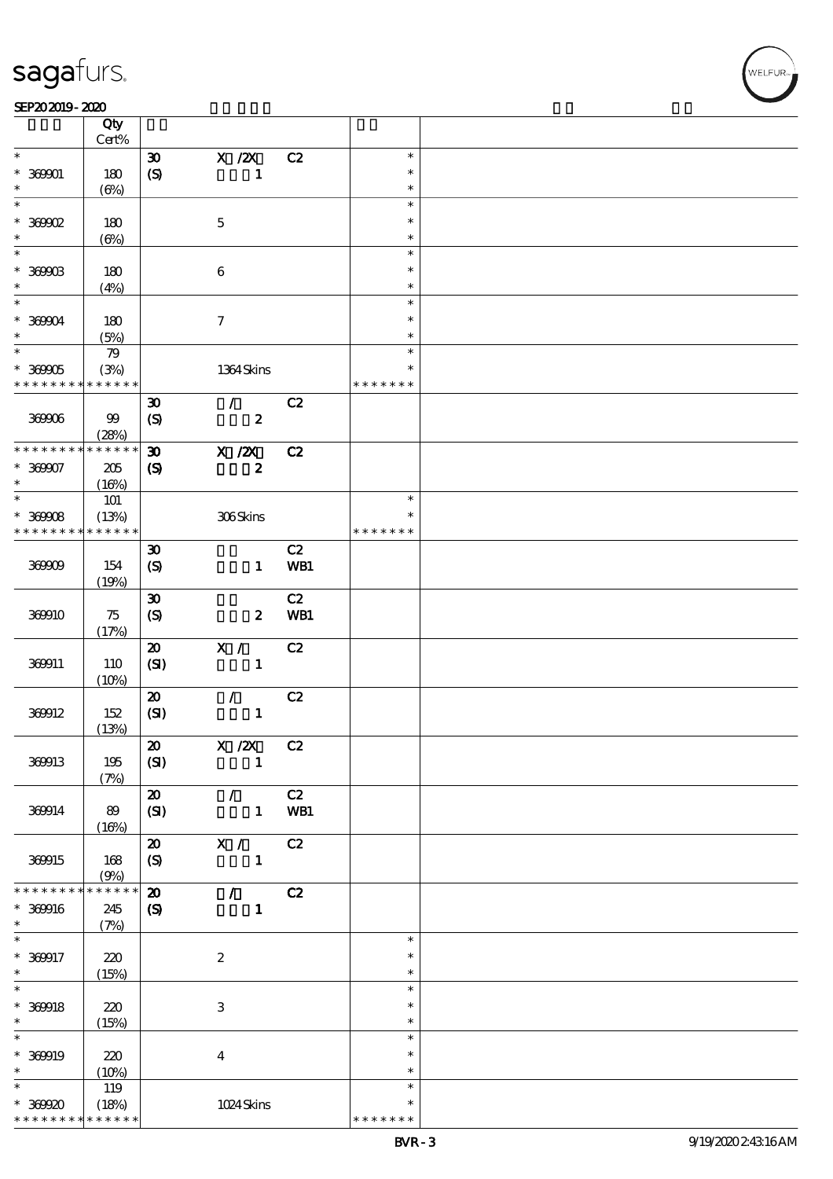| | Qty<br>Cert% | | | | | |
|---|---|---|---|---|---|---|
| * | | 30 | X /2X | C2 | * | |
| * 369901 | 180 | (S) | 1 | | * | |
| * | (6%) | | | | * | |
| * | | | | | * | |
| * 369902 | 180 | | 5 | | * | |
| * | (6%) | | | | * | |
| * | | | | | * | |
| * 369903 | 180 | | 6 | | * | |
| * | (4%) | | | | * | |
| * | | | | | * | |
| * 369904 | 180 | | 7 | | * | |
| * | (5%) | | | | * | |
| * | 79 | | | | * | |
| * 369905 | (3%) | | 1364 Skins | | * | |
| * * * * * * * * * * * * * * | | | | | * * * * * * * | |
| 369906 | 99<br>(28%) | 30<br>(S) | /<br>2 | C2 | | |
| * * * * * * * * * * * * * * | | 30 | X /2X | C2 | | |
| * 369907 | 205 | (S) | 2 | | | |
| * | (16%) | | | | | |
| * | 101 | | | | * | |
| * 369908 | (13%) | | 306 Skins | | * | |
| * * * * * * * * * * * * * * | | | | | * * * * * * * | |
| 369909 | 154<br>(19%) | 30<br>(S) | 1 | C2<br>WB1 | | |
| 369910 | 75<br>(17%) | 30<br>(S) | 2 | C2<br>WB1 | | |
| 369911 | 110<br>(10%) | 20<br>(SI) | X /<br>1 | C2 | | |
| 369912 | 152<br>(13%) | 20<br>(SI) | /<br>1 | C2 | | |
| 369913 | 195<br>(7%) | 20<br>(SI) | X /2X<br>1 | C2 | | |
| 369914 | 89<br>(16%) | 20<br>(SI) | /<br>1 | C2<br>WB1 | | |
| 369915 | 168<br>(9%) | 20<br>(S) | X /<br>1 | C2 | | |
| * * * * * * * * * * * * * * | | 20 | / | C2 | | |
| * 369916 | 245 | (S) | 1 | | | |
| * | (7%) | | | | | |
| * | | | | | * | |
| * 369917 | 220 | | 2 | | * | |
| * | (15%) | | | | * | |
| * | | | | | * | |
| * 369918 | 220 | | 3 | | * | |
| * | (15%) | | | | * | |
| * | | | | | * | |
| * 369919 | 220 | | 4 | | * | |
| * | (10%) | | | | * | |
| * | 119 | | | | * | |
| * 369920 | (18%) | | 1024 Skins | | * | |
| * * * * * * * * * * * * * * | | | | | * * * * * * * | |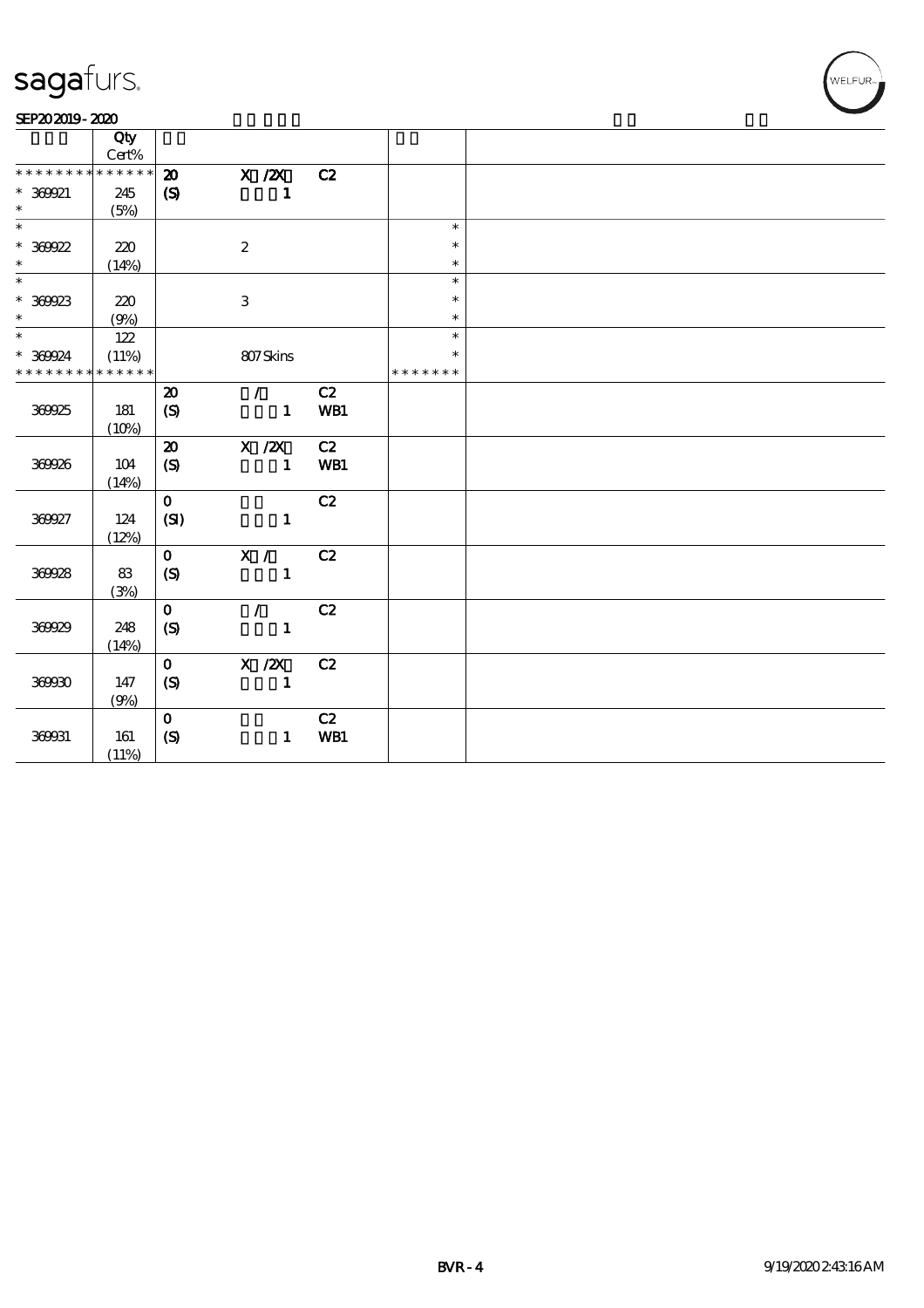# sagafurs.

SEP20 2019 - 2020

| | Qty Cert% | | | | | |
|---|---|---|---|---|---|---|
| * * * * * * * * * * * * * * | 20 | X /2X | C2 | | |
| * 369921 * | 245 (5%) | (S) | 1 | | | |
| * * 369922 * | 220 (14%) | | 2 | | * * * | |
| * * 369923 * | 220 (9%) | | 3 | | * * * | |
| * * 369924 * * * * * * * * * * * * * * | 122 (11%) | | 807 Skins | | * * * * * * * * * | |
| 369925 | 181 (10%) | 20 (S) | / 1 | C2 WB1 | | |
| 369926 | 104 (14%) | 20 (S) | X /2X 1 | C2 WB1 | | |
| 369927 | 124 (12%) | 0 (SI) | 1 | C2 | | |
| 369928 | 83 (3%) | 0 (S) | X / 1 | C2 | | |
| 369929 | 248 (14%) | 0 (S) | / 1 | C2 | | |
| 369930 | 147 (9%) | 0 (S) | X /2X 1 | C2 | | |
| 369931 | 161 (11%) | 0 (S) | 1 | C2 WB1 | | |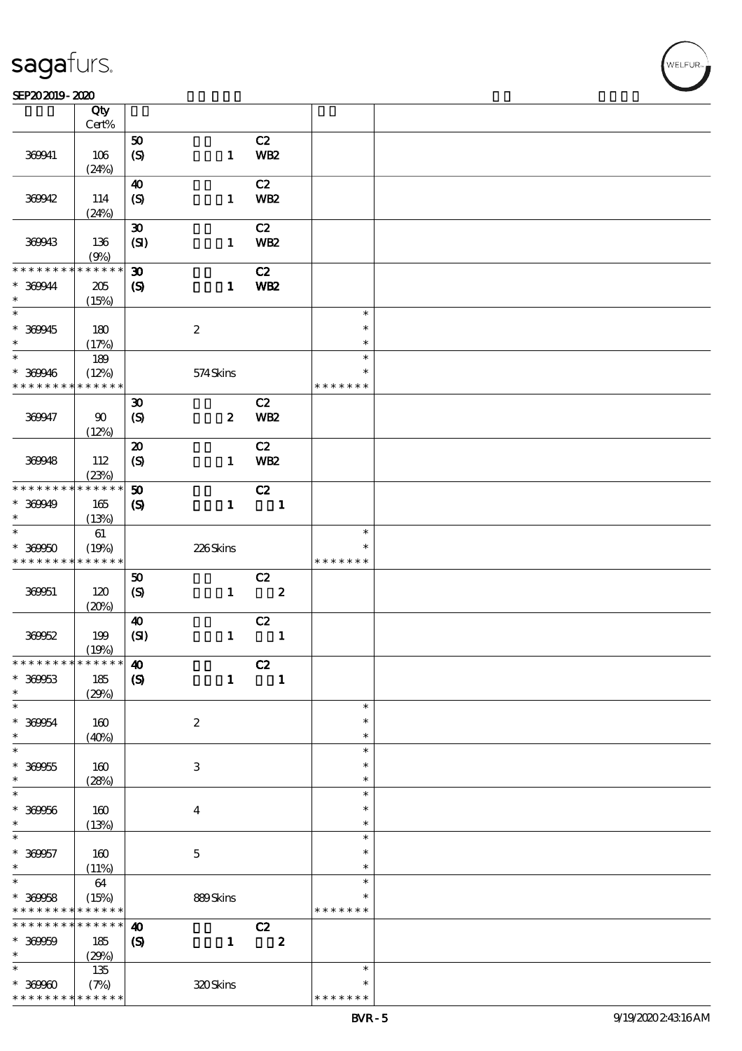| | Qty Cert% | | | | | |
|---|---|---|---|---|---|---|
| 369941 | 106 (24%) | 50 (S) | 1 | C2 WB2 | | |
| 369942 | 114 (24%) | 40 (S) | 1 | C2 WB2 | | |
| 369943 | 136 (9%) | 30 (SI) | 1 | C2 WB2 | | |
| * * * * * * * * * * * * * * | | | | | | |
| * 369944 * | 205 (15%) | 30 (S) | 1 | C2 WB2 | | |
| * 369945 * | 180 (17%) | | 2 | | * * * | |
| * 369946 * * * * * * * * * * * * * * | 189 (12%) | | 574 Skins | | * * * * * * * * * * | |
| 369947 | 90 (12%) | 30 (S) | 2 | C2 WB2 | | |
| 369948 | 112 (23%) | 20 (S) | 1 | C2 WB2 | | |
| * * * * * * * * * * * * * * | | | | | | |
| * 369949 * | 165 (13%) | 50 (S) | 1 | C2 1 | | |
| * 369950 * * * * * * * * * * * * * * | 61 (19%) | | 226 Skins | | * * * * * * * * * | |
| 369951 | 120 (20%) | 50 (S) | 1 | C2 2 | | |
| 369952 | 199 (19%) | 40 (SI) | 1 | C2 1 | | |
| * * * * * * * * * * * * * * | | | | | | |
| * 369953 * | 185 (29%) | 40 (S) | 1 | C2 1 | | |
| * 369954 * | 160 (40%) | | 2 | | * * * | |
| * 369955 * | 160 (28%) | | 3 | | * * * | |
| * 369956 * | 160 (13%) | | 4 | | * * * | |
| * 369957 * | 160 (11%) | | 5 | | * * * | |
| * 369958 * * * * * * * * * * * * * * | 64 (15%) | | 889 Skins | | * * * * * * * * * | |
| * * * * * * * * * * * * * * | | | | | | |
| * 369959 * | 185 (29%) | 40 (S) | 1 | C2 2 | | |
| * 369960 * * * * * * * * * * * * * * | 135 (7%) | | 320 Skins | | * * * * * * * * * | |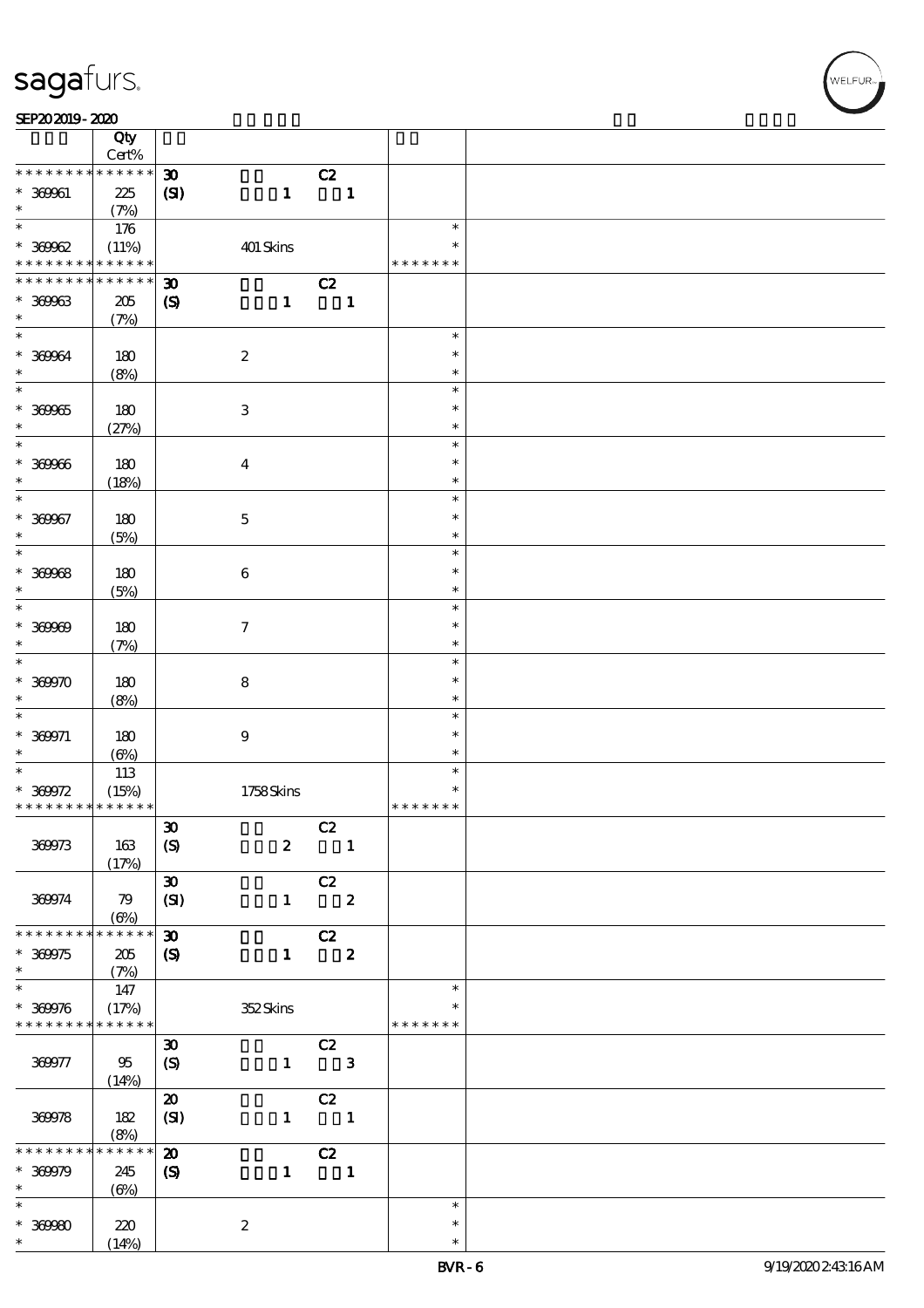sagafurs.

SEP20 2019 - 2020

| | Qty Cert% | | | |
|---|---|---|---|---|
| * * * * * * * * * * * * * * | | 30 C2 | | |
| * 369961 | 225 | (SI) 1 1 | | |
| * | (7%) | | | |
| * | 176 | | * | |
| * 369962 | (11%) | 401 Skins | * | |
| * * * * * * * * * * * * * * | | | * * * * * * * | |
| * * * * * * * * * * * * * * | | 30 C2 | | |
| * 369963 | 205 | (S) 1 1 | | |
| * | (7%) | | | |
| * | | | * | |
| * 369964 | 180 | 2 | * | |
| * | (8%) | | * | |
| * | | | * | |
| * 369965 | 180 | 3 | * | |
| * | (27%) | | * | |
| * | | | * | |
| * 369966 | 180 | 4 | * | |
| * | (18%) | | * | |
| * | | | * | |
| * 369967 | 180 | 5 | * | |
| * | (5%) | | * | |
| * | | | * | |
| * 369968 | 180 | 6 | * | |
| * | (5%) | | * | |
| * | | | * | |
| * 369969 | 180 | 7 | * | |
| * | (7%) | | * | |
| * | | | * | |
| * 369970 | 180 | 8 | * | |
| * | (8%) | | * | |
| * | | | * | |
| * 369971 | 180 | 9 | * | |
| * | (6%) | | * | |
| * | 113 | | * | |
| * 369972 | (15%) | 1758 Skins | * | |
| * * * * * * * * * * * * * * | | | * * * * * * * | |
| 369973 | 163 (17%) | 30 C2 (S) 2 1 | | |
| 369974 | 79 (6%) | 30 C2 (SI) 1 2 | | |
| * * * * * * * * * * * * * * | | 30 C2 | | |
| * 369975 | 205 | (S) 1 2 | | |
| * | (7%) | | | |
| * | 147 | | * | |
| * 369976 | (17%) | 352 Skins | * | |
| * * * * * * * * * * * * * * | | | * * * * * * * | |
| 369977 | 95 (14%) | 30 C2 (S) 1 3 | | |
| 369978 | 182 (8%) | 20 C2 (SI) 1 1 | | |
| * * * * * * * * * * * * * * | | 20 C2 | | |
| * 369979 | 245 | (S) 1 1 | | |
| * | (6%) | | | |
| * | | | * | |
| * 369980 | 220 | 2 | * | |
| * | (14%) | | * | |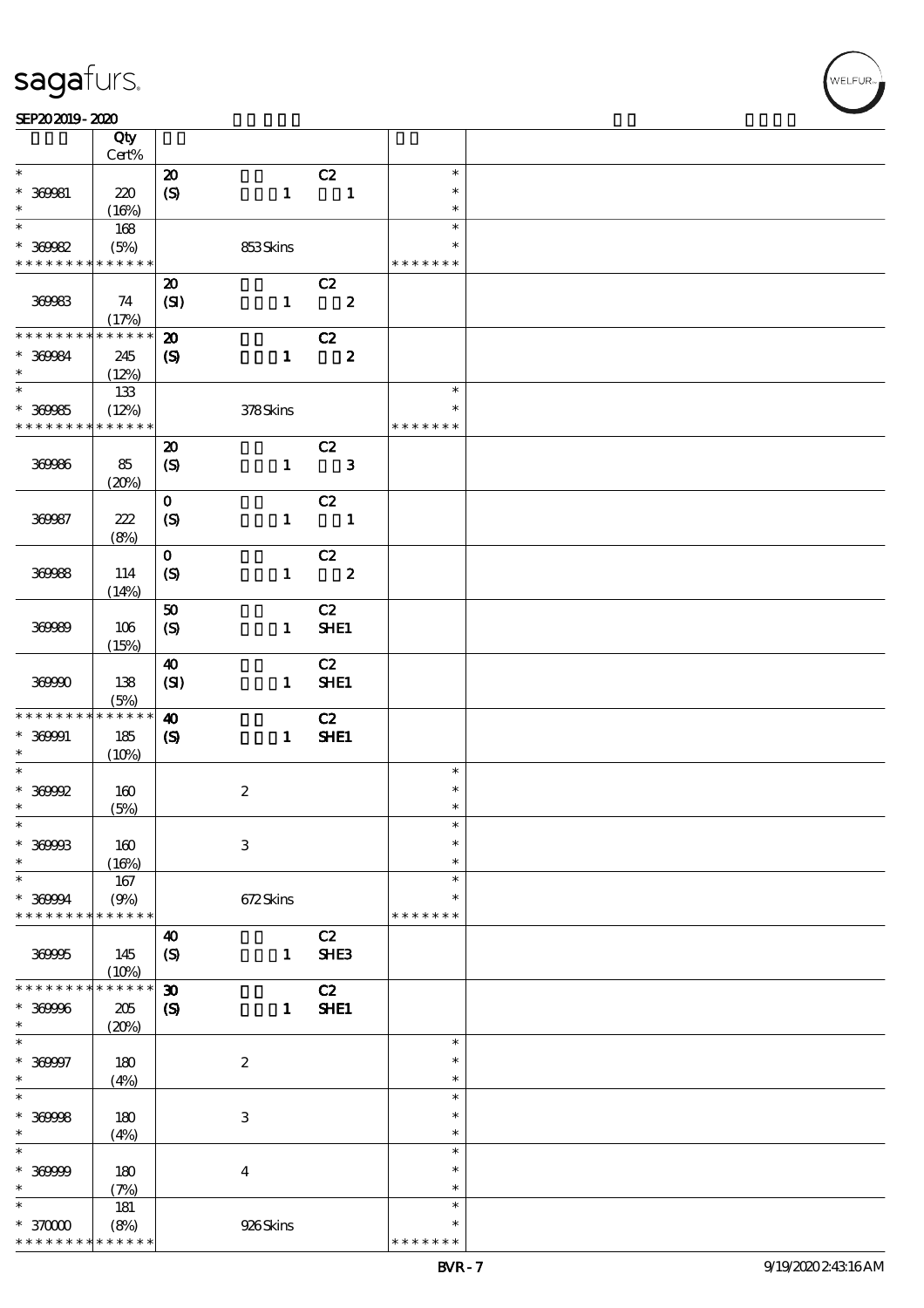| | Qty Cert% | | | | | |
|---|---|---|---|---|---|---|
| * | | 20 | | C2 | * | |
| * 369981 | 220 | (S) | 1 | 1 | * | |
| * | (16%) | | | | * | |
| * | 168 | | | | * | |
| * 369982 | (5%) | | 853 Skins | | * | |
| * * * * * * * * * * * * * * | | | | | * * * * * * * | |
| | | 20 | | C2 | | |
| 369983 | 74 | (SI) | 1 | 2 | | |
| | (17%) | | | | | |
| * * * * * * * * * * * * * * | | 20 | | C2 | | |
| * 369984 | 245 | (S) | 1 | 2 | | |
| * | (12%) | | | | | |
| * | 133 | | | | * | |
| * 369985 | (12%) | | 378 Skins | | * | |
| * * * * * * * * * * * * * * | | | | | * * * * * * * | |
| | | 20 | | C2 | | |
| 369986 | 85 | (S) | 1 | 3 | | |
| | (20%) | | | | | |
| | | 0 | | C2 | | |
| 369987 | 222 | (S) | 1 | 1 | | |
| | (8%) | | | | | |
| | | 0 | | C2 | | |
| 369988 | 114 | (S) | 1 | 2 | | |
| | (14%) | | | | | |
| | | 50 | | C2 | | |
| 369989 | 106 | (S) | 1 | SHE1 | | |
| | (15%) | | | | | |
| | | 40 | | C2 | | |
| 369990 | 138 | (SI) | 1 | SHE1 | | |
| | (5%) | | | | | |
| * * * * * * * * * * * * * * | | 40 | | C2 | | |
| * 369991 | 185 | (S) | 1 | SHE1 | | |
| * | (10%) | | | | | |
| * | | | | | * | |
| * 369992 | 160 | | 2 | | * | |
| * | (5%) | | | | * | |
| * | | | | | * | |
| * 369993 | 160 | | 3 | | * | |
| * | (16%) | | | | * | |
| * | 167 | | | | * | |
| * 369994 | (9%) | | 672 Skins | | * | |
| * * * * * * * * * * * * * * | | | | | * * * * * * * | |
| | | 40 | | C2 | | |
| 369995 | 145 | (S) | 1 | SHE3 | | |
| | (10%) | | | | | |
| * * * * * * * * * * * * * * | | 30 | | C2 | | |
| * 369996 | 205 | (S) | 1 | SHE1 | | |
| * | (20%) | | | | | |
| * | | | | | * | |
| * 369997 | 180 | | 2 | | * | |
| * | (4%) | | | | * | |
| * | | | | | * | |
| * 369998 | 180 | | 3 | | * | |
| * | (4%) | | | | * | |
| * | | | | | * | |
| * 369999 | 180 | | 4 | | * | |
| * | (7%) | | | | * | |
| * | 181 | | | | * | |
| * 370000 | (8%) | | 926 Skins | | * | |
| * * * * * * * * * * * * * * | | | | | * * * * * * * | |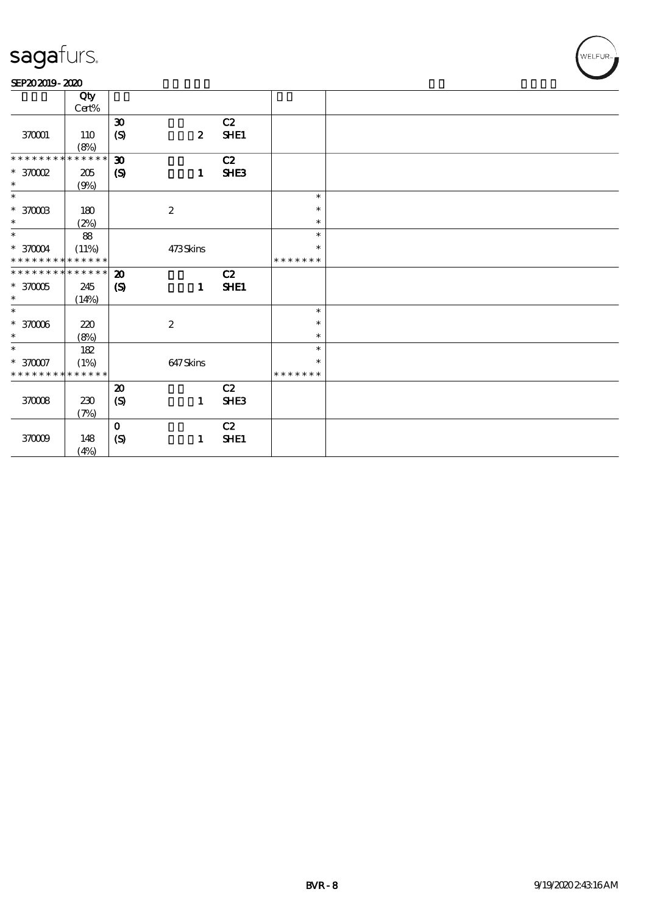# sagafurs.

SEP20 2019 - 2020

| | Qty Cert% | | | | | |
|---|---|---|---|---|---|---|
| | | 30 | | C2 | | |
| 370001 | 110 | (S) | 2 | SHE1 | | |
| | (8%) | | | | | |
| * * * * * * * * | * * * * * * | 30 | | C2 | | |
| * 370002 | 205 | (S) | 1 | SHE3 | | |
| * | (9%) | | | | | |
| * | | | | | * | |
| * 370003 | 180 | | 2 | | * | |
| * | (2%) | | | | * | |
| * | 88 | | | | * | |
| * 370004 | (11%) | | 473 Skins | | * | |
| * * * * * * * * | * * * * * * | | | | * * * * * * * | |
| * * * * * * * * | * * * * * * | 20 | | C2 | | |
| * 370005 | 245 | (S) | 1 | SHE1 | | |
| * | (14%) | | | | | |
| * | | | | | * | |
| * 370006 | 220 | | 2 | | * | |
| * | (8%) | | | | * | |
| * | 182 | | | | * | |
| * 370007 | (1%) | | 647 Skins | | * | |
| * * * * * * * * | * * * * * * | | | | * * * * * * * | |
| | | 20 | | C2 | | |
| 370008 | 230 | (S) | 1 | SHE3 | | |
| | (7%) | | | | | |
| | | 0 | | C2 | | |
| 370009 | 148 | (S) | 1 | SHE1 | | |
| | (4%) | | | | | |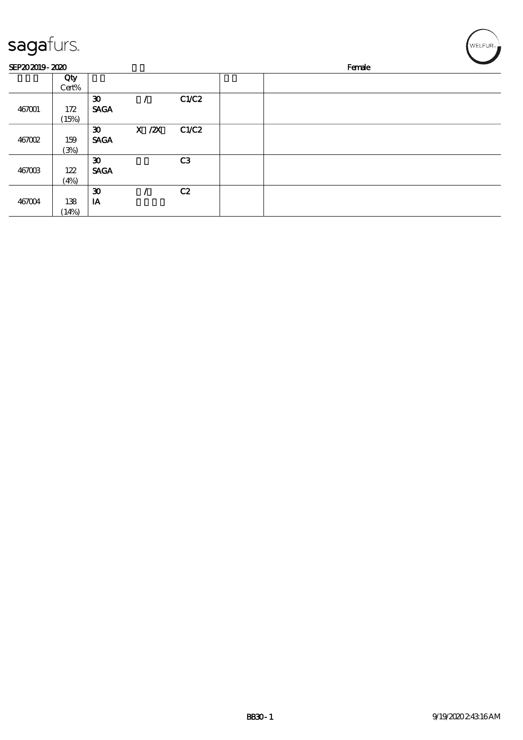sagafurs.

SEP20 2019 - 2020 | Female

| | Qty Cert% | | | | | |
|---|---|---|---|---|---|---|
| 467001 | 172 (15%) | 30 SAGA | / | C1/C2 | | |
| 467002 | 159 (3%) | 30 SAGA | X /2X | C1/C2 | | |
| 467003 | 122 (4%) | 30 SAGA | | C3 | | |
| 467004 | 138 (14%) | 30 IA | / | C2 | | |

BB30 - 1 &nbsp;&nbsp;&nbsp; 9/19/2020 2:43:16 AM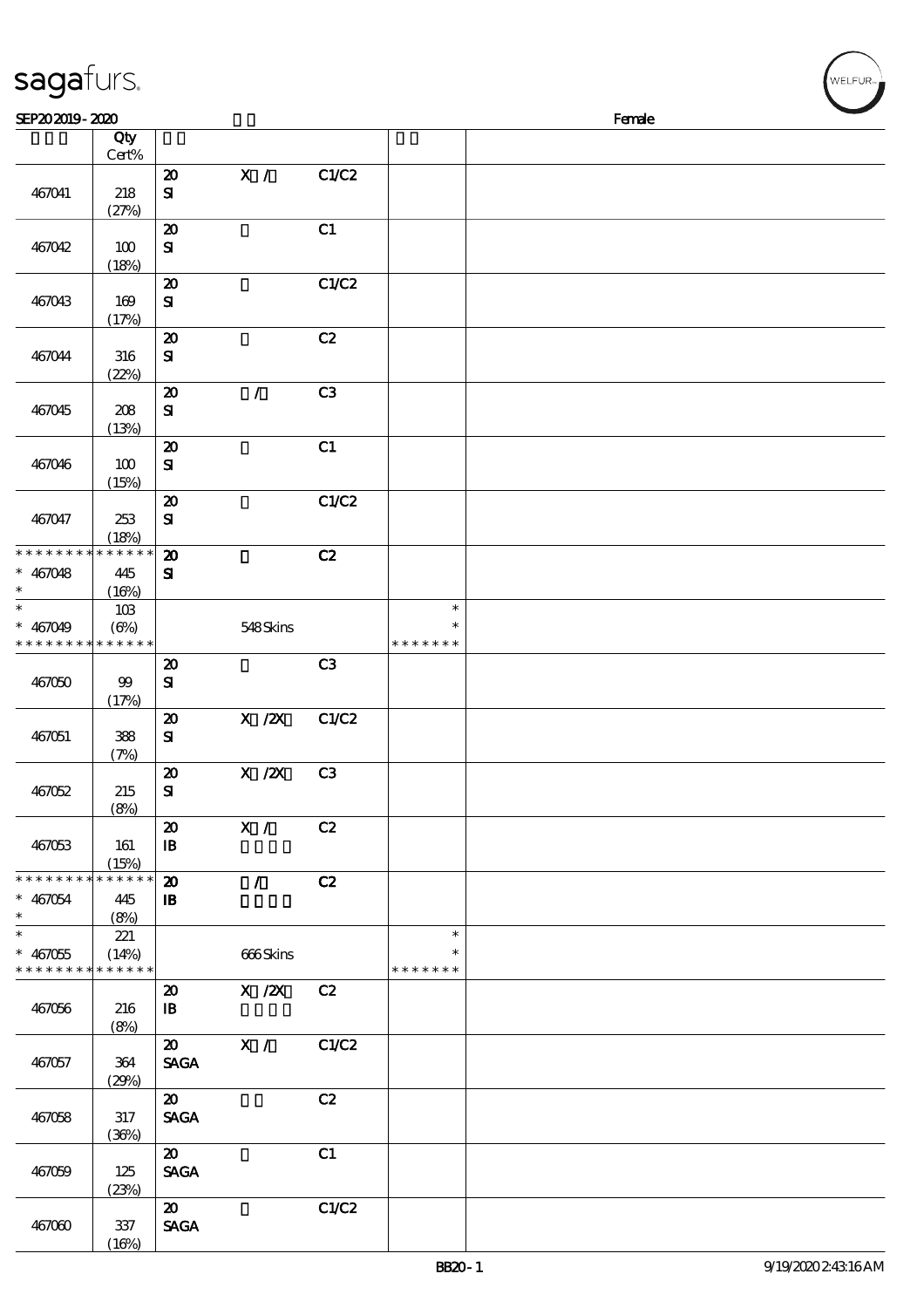| | Qty Cert% | | | | | |
|---|---|---|---|---|---|---|
| 467041 | 218 (27%) | 20 SI | X / | C1/C2 | | |
| 467042 | 100 (18%) | 20 SI | | C1 | | |
| 467043 | 169 (17%) | 20 SI | | C1/C2 | | |
| 467044 | 316 (22%) | 20 SI | | C2 | | |
| 467045 | 208 (13%) | 20 SI | / | C3 | | |
| 467046 | 100 (15%) | 20 SI | | C1 | | |
| 467047 | 253 (18%) | 20 SI | | C1/C2 | | |
| * * * * * * * * * * * * * * * 467048 * | 445 (16%) | 20 SI | | C2 | | |
| * * 467049 * * * * * * * * * * * * * | 103 (6%) | | 548 Skins | | * * * * * * * * * | |
| 467050 | 99 (17%) | 20 SI | | C3 | | |
| 467051 | 388 (7%) | 20 SI | X /2X | C1/C2 | | |
| 467052 | 215 (8%) | 20 SI | X /2X | C3 | | |
| 467053 | 161 (15%) | 20 IB | X / | C2 | | |
| * * * * * * * * * * * * * * * 467054 * | 445 (8%) | 20 IB | / | C2 | | |
| * * 467055 * * * * * * * * * * * * * | 221 (14%) | | 666 Skins | | * * * * * * * * * | |
| 467056 | 216 (8%) | 20 IB | X /2X | C2 | | |
| 467057 | 364 (29%) | 20 SAGA | X / | C1/C2 | | |
| 467058 | 317 (36%) | 20 SAGA | | C2 | | |
| 467059 | 125 (23%) | 20 SAGA | | C1 | | |
| 467060 | 337 (16%) | 20 SAGA | | C1/C2 | | |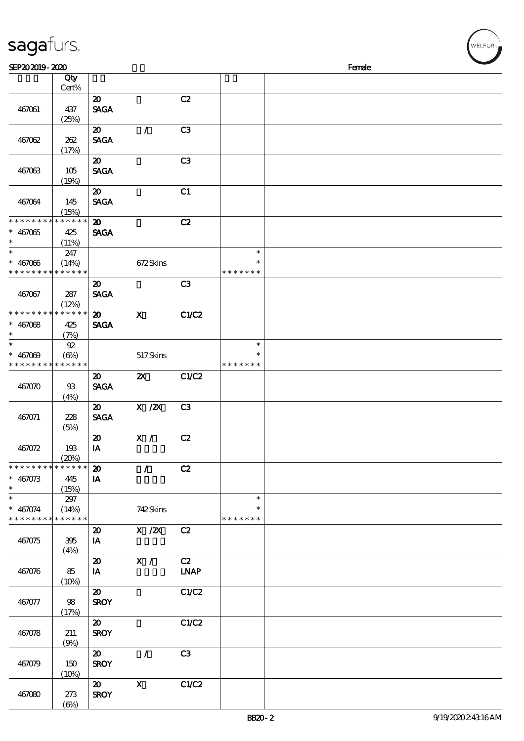sagafurs.

SEP20 2019 - 2020 Female

| | Qty Cert% | | | | | |
|---|---|---|---|---|---|---|
| 467061 | 437 (25%) | 20 SAGA | | C2 | | |
| 467062 | 262 (17%) | 20 SAGA | / | C3 | | |
| 467063 | 105 (19%) | 20 SAGA | | C3 | | |
| 467064 | 145 (15%) | 20 SAGA | | C1 | | |
| * * * * * * * * * * * * * * | | 20 | | C2 | | |
| * 467065 * | 425 (11%) | SAGA | | | | |
| * * 467066 * * * * * * * * * * * * * * | 247 (14%) | | 672 Skins | | * * * * * * * * * | |
| 467067 | 287 (12%) | 20 SAGA | | C3 | | |
| * * * * * * * * * * * * * * | | 20 | X | C1/C2 | | |
| * 467068 * | 425 (7%) | SAGA | | | | |
| * * 467069 * * * * * * * * * * * * * * | 92 (6%) | | 517 Skins | | * * * * * * * * * | |
| 467070 | 93 (4%) | 20 SAGA | 2X | C1/C2 | | |
| 467071 | 228 (5%) | 20 SAGA | X /2X | C3 | | |
| 467072 | 193 (20%) | 20 IA | X / | C2 | | |
| * * * * * * * * * * * * * * | | 20 | / | C2 | | |
| * 467073 * | 445 (15%) | IA | | | | |
| * * 467074 * * * * * * * * * * * * * * | 297 (14%) | | 742 Skins | | * * * * * * * * * | |
| 467075 | 395 (4%) | 20 IA | X /2X | C2 | | |
| 467076 | 85 (10%) | 20 IA | X / | C2 LNAP | | |
| 467077 | 98 (17%) | 20 SROY | | C1/C2 | | |
| 467078 | 211 (9%) | 20 SROY | | C1/C2 | | |
| 467079 | 150 (10%) | 20 SROY | / | C3 | | |
| 467080 | 273 (6%) | 20 SROY | X | C1/C2 | | |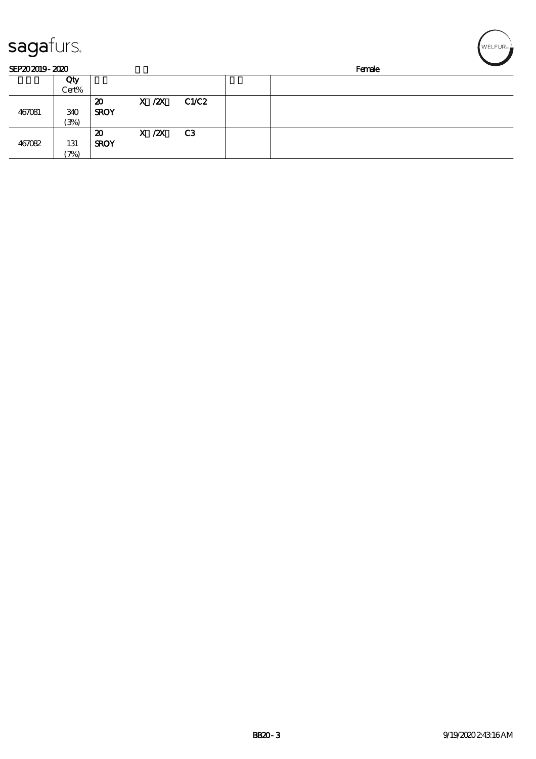sagafurs.

SEP20 2019 - 2020 Female

| | Qty<br>Cert% | | | |
|---|---|---|---|---|
| 467081 | 340<br>(3%) | 20 X /2X C1/C2<br>SROY | | |
| 467082 | 131<br>(7%) | 20 X /2X C3<br>SROY | | |

BB20 - 3 9/19/2020 2:43:16 AM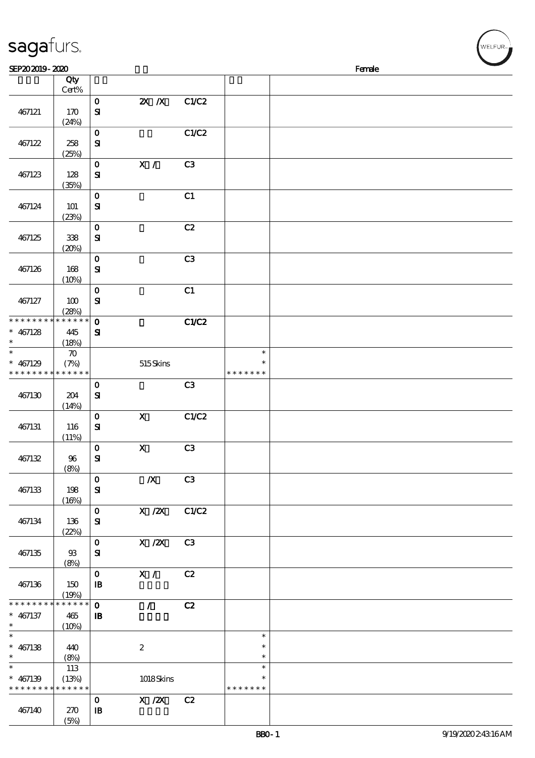**sagafurs.**

SEP20 2019 - 2020 — Female

| | Qty Cert% | | | | | |
|---|---|---|---|---|---|---|
| 467121 | 170 (24%) | 0 SI | 2X /X | C1/C2 | | |
| 467122 | 258 (25%) | 0 SI | | C1/C2 | | |
| 467123 | 128 (35%) | 0 SI | X / | C3 | | |
| 467124 | 101 (23%) | 0 SI | | C1 | | |
| 467125 | 338 (20%) | 0 SI | | C2 | | |
| 467126 | 168 (10%) | 0 SI | | C3 | | |
| 467127 | 100 (28%) | 0 SI | | C1 | | |
| * * * * * * * * * * * * * * * 467128 * | 445 (18%) | 0 SI | | C1/C2 | | |
| * * 467129 * * * * * * * * * * * * * | 70 (7%) | | 515 Skins | | * * * * * * * * * | |
| 467130 | 204 (14%) | 0 SI | | C3 | | |
| 467131 | 116 (11%) | 0 SI | X | C1/C2 | | |
| 467132 | 96 (8%) | 0 SI | X | C3 | | |
| 467133 | 198 (16%) | 0 SI | /X | C3 | | |
| 467134 | 136 (22%) | 0 SI | X /2X | C1/C2 | | |
| 467135 | 93 (8%) | 0 SI | X /2X | C3 | | |
| 467136 | 150 (19%) | 0 IB | X / | C2 | | |
| * * * * * * * * * * * * * * * 467137 * | 465 (10%) | 0 IB | / | C2 | | |
| * * 467138 * | 440 (8%) | | 2 | | * * * | |
| * * 467139 * * * * * * * * * * * * * | 113 (13%) | | 1018 Skins | | * * * * * * * * * | |
| 467140 | 270 (5%) | 0 IB | X /2X | C2 | | |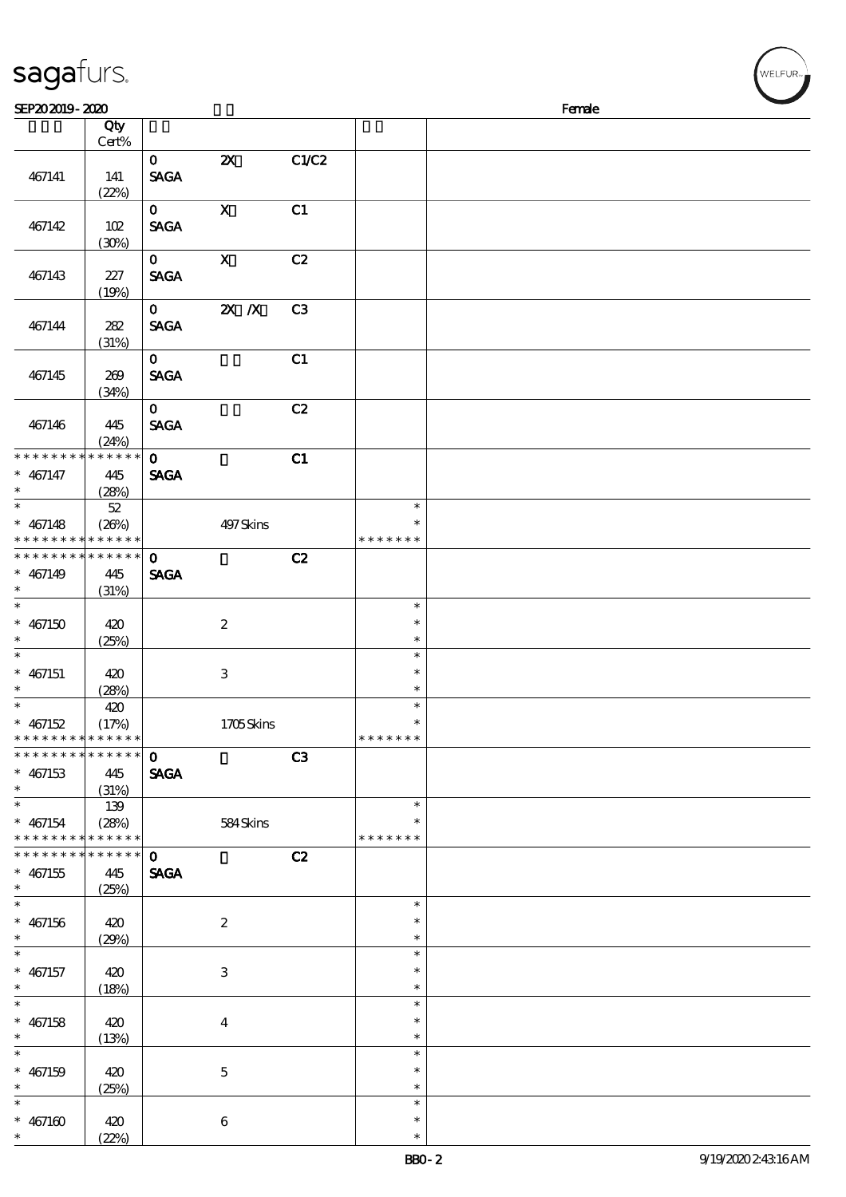# sagafurs.

SEP20 2019 - 2020 Female

| | Qty Cert% | | | | | |
|---|---|---|---|---|---|---|
| 467141 | 141 (22%) | 0 SAGA | 2X | C1/C2 | | |
| 467142 | 102 (30%) | 0 SAGA | X | C1 | | |
| 467143 | 227 (19%) | 0 SAGA | X | C2 | | |
| 467144 | 282 (31%) | 0 SAGA | 2X /X | C3 | | |
| 467145 | 269 (34%) | 0 SAGA | | C1 | | |
| 467146 | 445 (24%) | 0 SAGA | | C2 | | |
| * * * * * * * * * * * * * * 467147 * | 445 (28%) | 0 SAGA | | C1 | | |
| * * 467148 * * * * * * * * * * * * * | 52 (26%) | | 497 Skins | | * * * * * * * * * | |
| * * * * * * * * * * * * * * 467149 * | 445 (31%) | 0 SAGA | | C2 | | |
| * * 467150 * | 420 (25%) | | 2 | | * * * | |
| * * 467151 * | 420 (28%) | | 3 | | * * * | |
| * * 467152 * * * * * * * * * * * * * | 420 (17%) | | 1705 Skins | | * * * * * * * * * | |
| * * * * * * * * * * * * * * 467153 * | 445 (31%) | 0 SAGA | | C3 | | |
| * * 467154 * * * * * * * * * * * * * | 139 (28%) | | 584 Skins | | * * * * * * * * * | |
| * * * * * * * * * * * * * * 467155 * | 445 (25%) | 0 SAGA | | C2 | | |
| * * 467156 * | 420 (29%) | | 2 | | * * * | |
| * * 467157 * | 420 (18%) | | 3 | | * * * | |
| * * 467158 * | 420 (13%) | | 4 | | * * * | |
| * * 467159 * | 420 (25%) | | 5 | | * * * | |
| * * 467160 * | 420 (22%) | | 6 | | * * * | |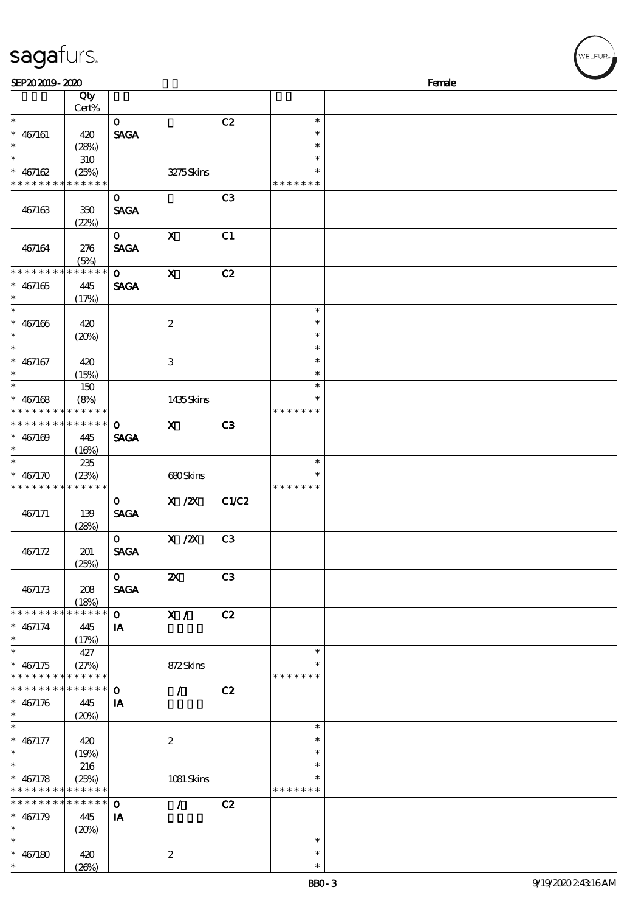SEP20 2019 - 2020 Female

| | Qty Cert% | | | | | |
|---|---|---|---|---|---|---|
| * | | 0 | | C2 | * | |
| * 467161 | 420 | SAGA | | | * | |
| * | (28%) | | | | * | |
| * | 310 | | | | * | |
| * 467162 | (25%) | | 3275 Skins | | * | |
| * * * * * * * * * * * * * * | | | | | * * * * * * * | |
| | | 0 | | C3 | | |
| 467163 | 350 (22%) | SAGA | | | | |
| | | 0 | X | C1 | | |
| 467164 | 276 (5%) | SAGA | | | | |
| * * * * * * * * * * * * * * | | 0 | X | C2 | | |
| * 467165 | 445 | SAGA | | | | |
| * | (17%) | | | | | |
| * | | | | | * | |
| * 467166 | 420 | | 2 | | * | |
| * | (20%) | | | | * | |
| * | | | | | * | |
| * 467167 | 420 | | 3 | | * | |
| * | (15%) | | | | * | |
| * | 150 | | | | * | |
| * 467168 | (8%) | | 1435 Skins | | * | |
| * * * * * * * * * * * * * * | | | | | * * * * * * * | |
| * * * * * * * * * * * * * * | | 0 | X | C3 | | |
| * 467169 | 445 | SAGA | | | | |
| * | (16%) | | | | | |
| * | 235 | | | | * | |
| * 467170 | (23%) | | 680 Skins | | * | |
| * * * * * * * * * * * * * * | | | | | * * * * * * * | |
| | | 0 | X /2X | C1/C2 | | |
| 467171 | 139 (28%) | SAGA | | | | |
| | | 0 | X /2X | C3 | | |
| 467172 | 201 (25%) | SAGA | | | | |
| | | 0 | 2X | C3 | | |
| 467173 | 208 (18%) | SAGA | | | | |
| * * * * * * * * * * * * * * | | 0 | X / | C2 | | |
| * 467174 | 445 | IA | | | | |
| * | (17%) | | | | | |
| * | 427 | | | | * | |
| * 467175 | (27%) | | 872 Skins | | * | |
| * * * * * * * * * * * * * * | | | | | * * * * * * * | |
| * * * * * * * * * * * * * * | | 0 | / | C2 | | |
| * 467176 | 445 | IA | | | | |
| * | (20%) | | | | | |
| * | | | | | * | |
| * 467177 | 420 | | 2 | | * | |
| * | (19%) | | | | * | |
| * | 216 | | | | * | |
| * 467178 | (25%) | | 1081 Skins | | * | |
| * * * * * * * * * * * * * * | | | | | * * * * * * * | |
| * * * * * * * * * * * * * * | | 0 | / | C2 | | |
| * 467179 | 445 | IA | | | | |
| * | (20%) | | | | | |
| * | | | | | * | |
| * 467180 | 420 | | 2 | | * | |
| * | (26%) | | | | * | |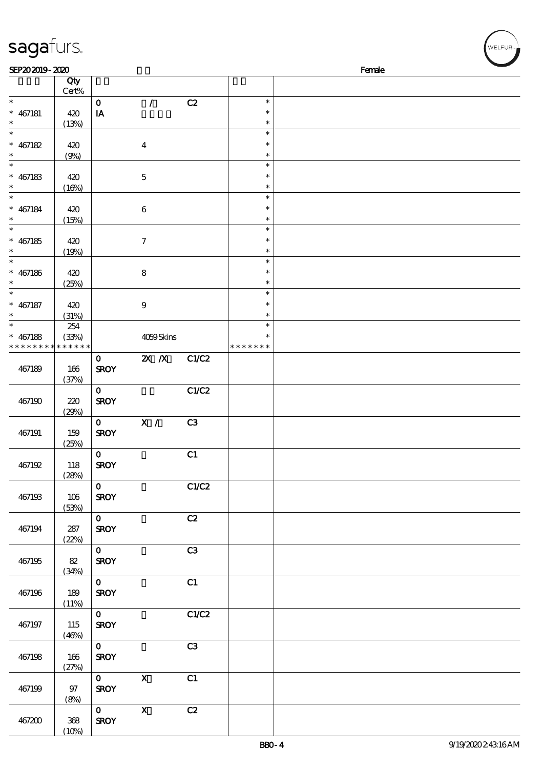SEP20 2019 - 2020 Female

| | Qty Cert% | | | | | |
|---|---|---|---|---|---|---|
| * | | 0 | / | C2 | * | |
| * 467181 | 420 | IA | | | * | |
| * | (13%) | | | | * | |
| * | | | | | * | |
| * 467182 | 420 | | 4 | | * | |
| * | (9%) | | | | * | |
| * | | | | | * | |
| * 467183 | 420 | | 5 | | * | |
| * | (16%) | | | | * | |
| * | | | | | * | |
| * 467184 | 420 | | 6 | | * | |
| * | (15%) | | | | * | |
| * | | | | | * | |
| * 467185 | 420 | | 7 | | * | |
| * | (19%) | | | | * | |
| * | | | | | * | |
| * 467186 | 420 | | 8 | | * | |
| * | (25%) | | | | * | |
| * | | | | | * | |
| * 467187 | 420 | | 9 | | * | |
| * | (31%) | | | | * | |
| * | 254 | | | | * | |
| * 467188 | (33%) | | 4059 Skins | | * | |
| * * * * * * * * * * * * * * | | | | | * * * * * * * | |
| 467189 | 166 (37%) | 0 SROY | 2X /X | C1/C2 | | |
| 467190 | 220 (29%) | 0 SROY | | C1/C2 | | |
| 467191 | 159 (25%) | 0 SROY | X / | C3 | | |
| 467192 | 118 (28%) | 0 SROY | | C1 | | |
| 467193 | 106 (53%) | 0 SROY | | C1/C2 | | |
| 467194 | 287 (22%) | 0 SROY | | C2 | | |
| 467195 | 82 (34%) | 0 SROY | | C3 | | |
| 467196 | 189 (11%) | 0 SROY | | C1 | | |
| 467197 | 115 (46%) | 0 SROY | | C1/C2 | | |
| 467198 | 166 (27%) | 0 SROY | | C3 | | |
| 467199 | 97 (8%) | 0 SROY | X | C1 | | |
| 467200 | 368 (10%) | 0 SROY | X | C2 | | |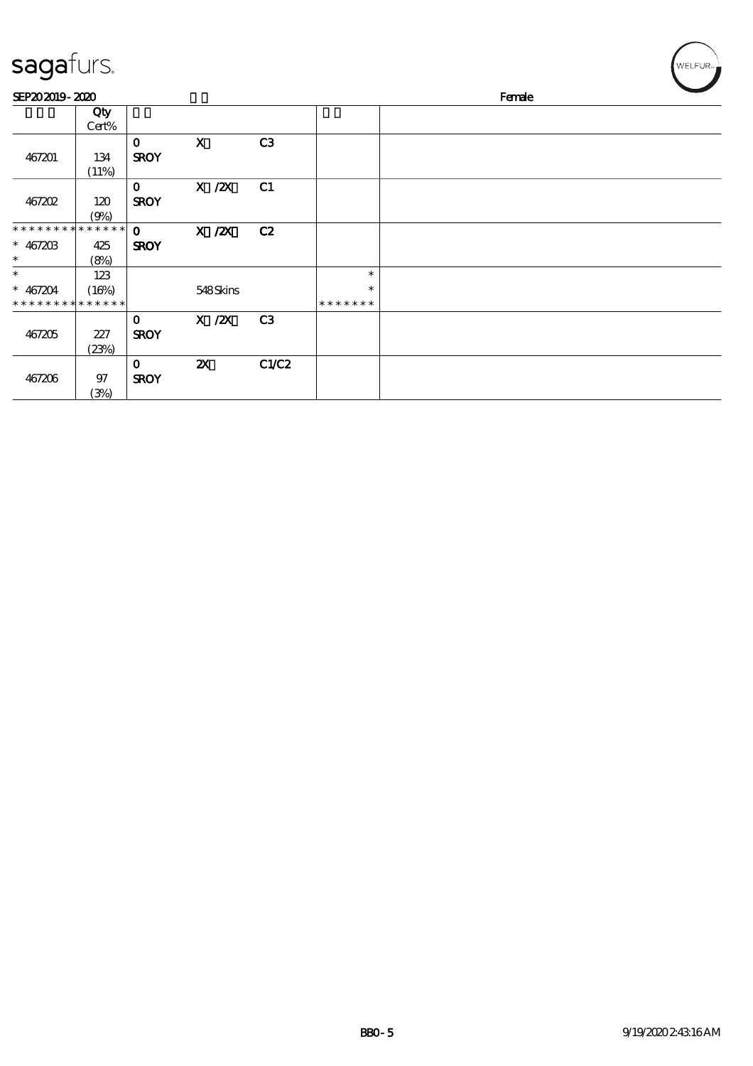# sagafurs.

SEP20 2019 - 2020 Female

| | Qty Cert% | | | | | |
|---|---|---|---|---|---|---|
| 467201 | 134 (11%) | 0 SROY | X | C3 | | |
| 467202 | 120 (9%) | 0 SROY | X /2X | C1 | | |
| * * * * * * * * * * * * * * | | | | | | |
| * 467203 * | 425 (8%) | 0 SROY | X /2X | C2 | | |
| * * 467204 * * * * * * * * * * * * * * | 123 (16%) | | 548 Skins | | * * * * * * * * * | |
| 467205 | 227 (23%) | 0 SROY | X /2X | C3 | | |
| 467206 | 97 (3%) | 0 SROY | 2X | C1/C2 | | |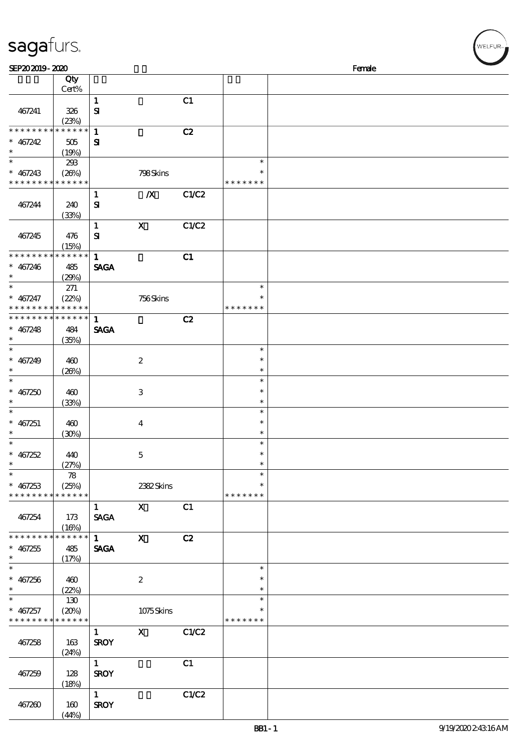SEP20 2019 - 2020 Female

| | Qty Cert% | | | | | |
|---|---|---|---|---|---|---|
| 467241 | 326 (23%) | 1 SI | | C1 | | |
| * * * * * * * * * * * * * * 467242 * | 505 (19%) | 1 SI | | C2 | | |
| * * 467243 * * * * * * * * * * * * * | 293 (26%) | | 798 Skins | | * * * * * * * * * | |
| 467244 | 240 (33%) | 1 SI | /X | C1/C2 | | |
| 467245 | 476 (15%) | 1 SI | X | C1/C2 | | |
| * * * * * * * * * * * * * * 467246 * | 485 (29%) | 1 SAGA | | C1 | | |
| * * 467247 * * * * * * * * * * * * * | 271 (22%) | | 756 Skins | | * * * * * * * * * | |
| * * * * * * * * * * * * * * 467248 * | 484 (35%) | 1 SAGA | | C2 | | |
| * * 467249 * | 460 (26%) | | 2 | | * * * | |
| * * 467250 * | 460 (33%) | | 3 | | * * * | |
| * * 467251 * | 460 (30%) | | 4 | | * * * | |
| * * 467252 * | 440 (27%) | | 5 | | * * * | |
| * * 467253 * * * * * * * * * * * * * | 78 (25%) | | 2382 Skins | | * * * * * * * * * | |
| 467254 | 173 (16%) | 1 SAGA | X | C1 | | |
| * * * * * * * * * * * * * * 467255 * | 485 (17%) | 1 SAGA | X | C2 | | |
| * * 467256 * | 460 (22%) | | 2 | | * * * | |
| * * 467257 * * * * * * * * * * * * * | 130 (20%) | | 1075 Skins | | * * * * * * * * * | |
| 467258 | 163 (24%) | 1 SROY | X | C1/C2 | | |
| 467259 | 128 (18%) | 1 SROY | | C1 | | |
| 467260 | 160 (44%) | 1 SROY | | C1/C2 | | |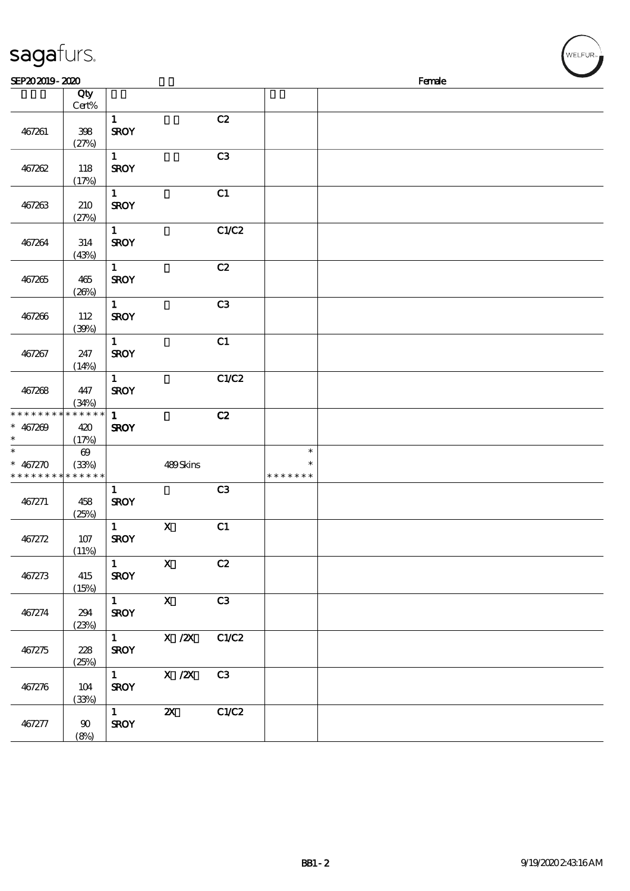SEP20 2019 - 2020 Female

| | Qty Cert% | | | | | |
|---|---|---|---|---|---|---|
| 467261 | 398 (27%) | 1 SROY | | C2 | | |
| 467262 | 118 (17%) | 1 SROY | | C3 | | |
| 467263 | 210 (27%) | 1 SROY | | C1 | | |
| 467264 | 314 (43%) | 1 SROY | | C1/C2 | | |
| 467265 | 465 (26%) | 1 SROY | | C2 | | |
| 467266 | 112 (39%) | 1 SROY | | C3 | | |
| 467267 | 247 (14%) | 1 SROY | | C1 | | |
| 467268 | 447 (34%) | 1 SROY | | C1/C2 | | |
| * * * * * * * * * * * * * * 467269 * | 420 (17%) | 1 SROY | | C2 | | |
| * * 467270 * * * * * * * * * * * * * * | 69 (33%) | | 489 Skins | | * * * * * * * * * | |
| 467271 | 458 (25%) | 1 SROY | | C3 | | |
| 467272 | 107 (11%) | 1 SROY | X | C1 | | |
| 467273 | 415 (15%) | 1 SROY | X | C2 | | |
| 467274 | 294 (23%) | 1 SROY | X | C3 | | |
| 467275 | 228 (25%) | 1 SROY | X /2X | C1/C2 | | |
| 467276 | 104 (33%) | 1 SROY | X /2X | C3 | | |
| 467277 | 90 (8%) | 1 SROY | 2X | C1/C2 | | |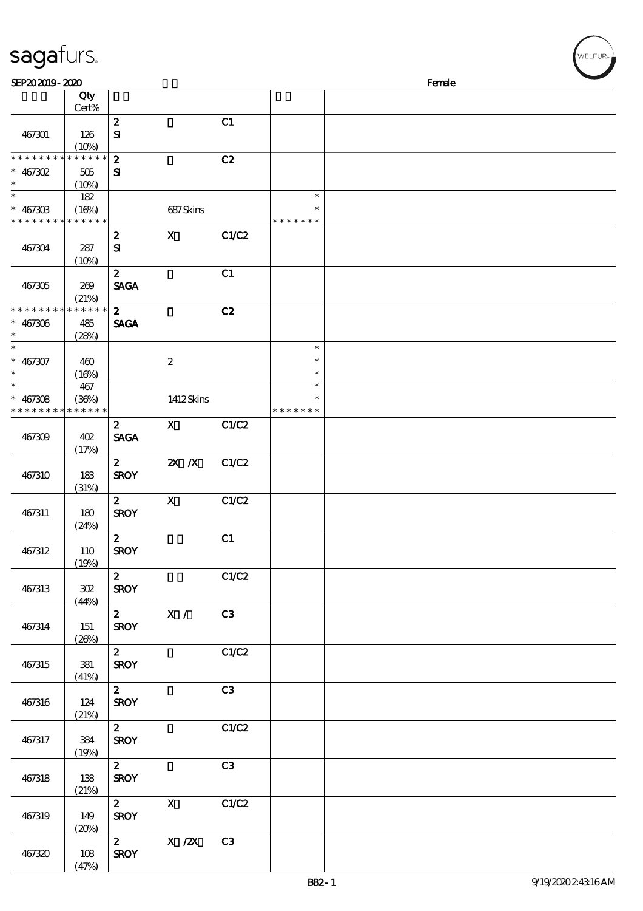SEP20 2019 - 2020 Female

| | Qty Cert% | | | | | |
|---|---|---|---|---|---|---|
| 467301 | 126 (10%) | 2 SI | | C1 | | |
| * * * * * * * * * * * * * * * 467302 * | 505 (10%) | 2 SI | | C2 | | |
| * * 467303 * * * * * * * * * * * * * * | 182 (16%) | | 687 Skins | | * * * * * * * * * | |
| 467304 | 287 (10%) | 2 SI | X | C1/C2 | | |
| 467305 | 269 (21%) | 2 SAGA | | C1 | | |
| * * * * * * * * * * * * * * * 467306 * | 485 (28%) | 2 SAGA | | C2 | | |
| * * 467307 * | 460 (16%) | | 2 | | * * * | |
| * * 467308 * * * * * * * * * * * * * * | 467 (36%) | | 1412 Skins | | * * * * * * * * * | |
| 467309 | 402 (17%) | 2 SAGA | X | C1/C2 | | |
| 467310 | 183 (31%) | 2 SROY | 2X /X | C1/C2 | | |
| 467311 | 180 (24%) | 2 SROY | X | C1/C2 | | |
| 467312 | 110 (19%) | 2 SROY | | C1 | | |
| 467313 | 302 (44%) | 2 SROY | | C1/C2 | | |
| 467314 | 151 (26%) | 2 SROY | X / | C3 | | |
| 467315 | 381 (41%) | 2 SROY | | C1/C2 | | |
| 467316 | 124 (21%) | 2 SROY | | C3 | | |
| 467317 | 384 (19%) | 2 SROY | | C1/C2 | | |
| 467318 | 138 (21%) | 2 SROY | | C3 | | |
| 467319 | 149 (20%) | 2 SROY | X | C1/C2 | | |
| 467320 | 108 (47%) | 2 SROY | X /2X | C3 | | |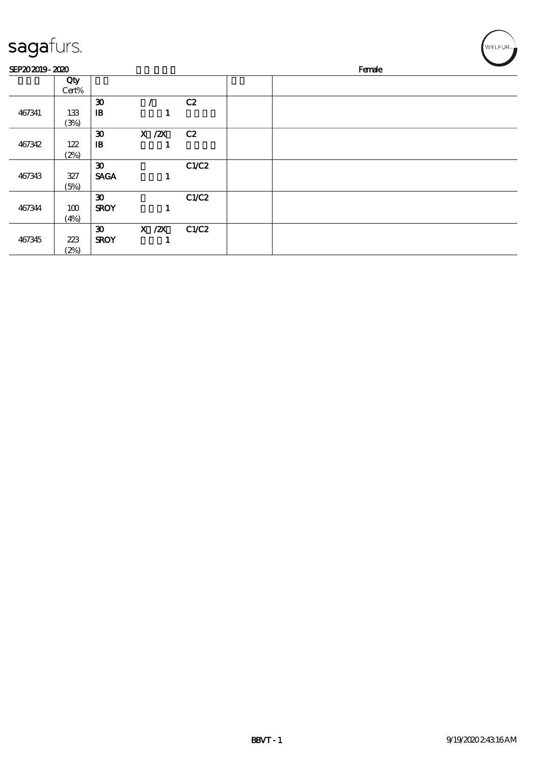SEP20 2019 - 2020 Female

| | Qty Cert% | | | | | |
|---|---|---|---|---|---|---|
| 467341 | 133 (3%) | 30 IB | / 1 | C2 | | |
| 467342 | 122 (2%) | 30 IB | X /2X 1 | C2 | | |
| 467343 | 327 (5%) | 30 SAGA | 1 | C1/C2 | | |
| 467344 | 100 (4%) | 30 SROY | 1 | C1/C2 | | |
| 467345 | 223 (2%) | 30 SROY | X /2X 1 | C1/C2 | | |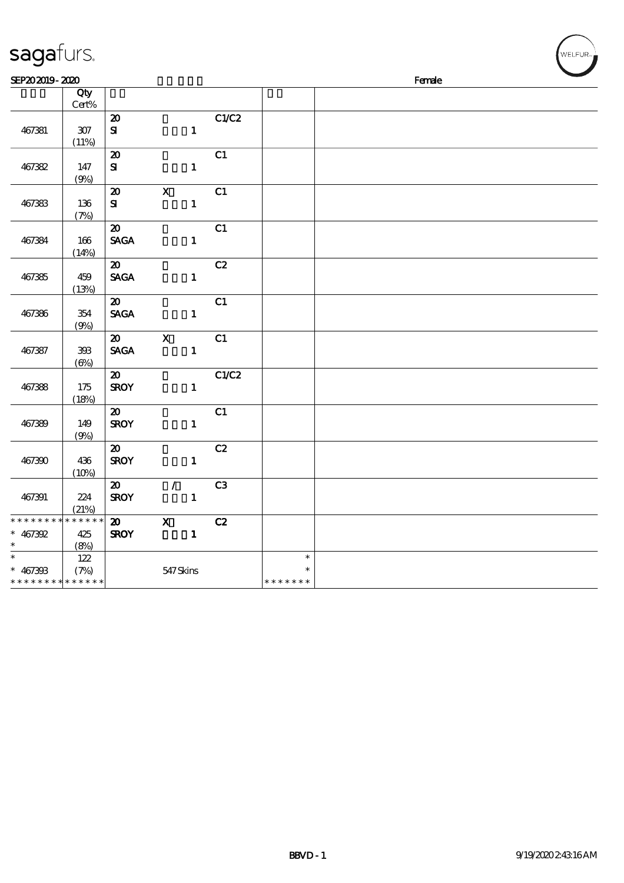sagafurs.

SEP20 2019 - 2020 Female

| | Qty Cert% | | | | | |
|---|---|---|---|---|---|---|
| 467381 | 307 (11%) | 20 SI | 1 | C1/C2 | | |
| 467382 | 147 (9%) | 20 SI | 1 | C1 | | |
| 467383 | 136 (7%) | 20 SI | X 1 | C1 | | |
| 467384 | 166 (14%) | 20 SAGA | 1 | C1 | | |
| 467385 | 459 (13%) | 20 SAGA | 1 | C2 | | |
| 467386 | 354 (9%) | 20 SAGA | 1 | C1 | | |
| 467387 | 393 (6%) | 20 SAGA | X 1 | C1 | | |
| 467388 | 175 (18%) | 20 SROY | 1 | C1/C2 | | |
| 467389 | 149 (9%) | 20 SROY | 1 | C1 | | |
| 467390 | 436 (10%) | 20 SROY | 1 | C2 | | |
| 467391 | 224 (21%) | 20 SROY | / 1 | C3 | | |
| * * * * * * * * * * * * * * * 467392 * | 425 (8%) | 20 SROY | X 1 | C2 | | |
| * * 467393 * * * * * * * * * * * * * * | 122 (7%) | | 547 Skins | | * * * * * * * * * | |

BBVD - 1 9/19/2020 2:43:16 AM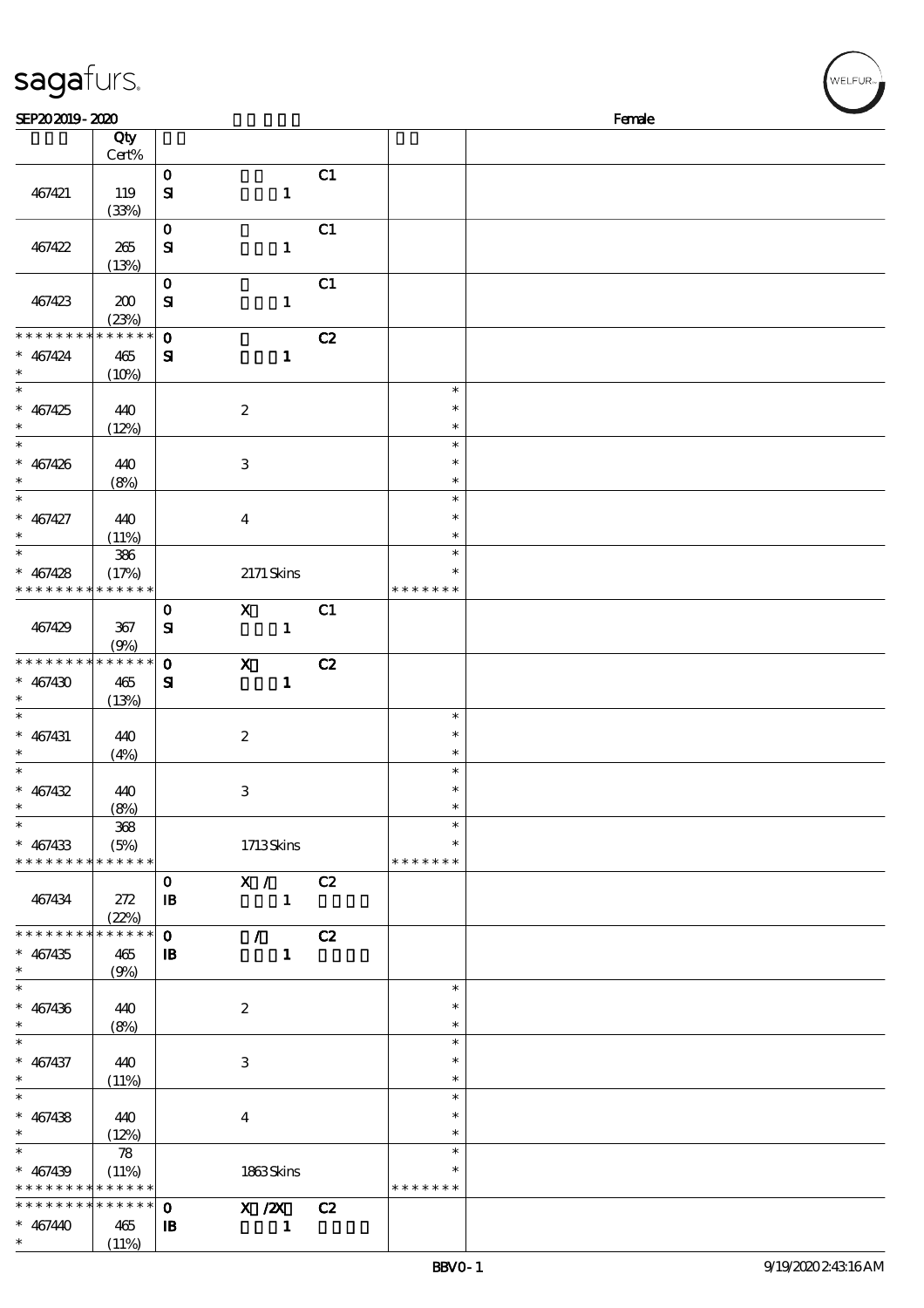| | Qty Cert% | | | | | |
|---|---|---|---|---|---|---|
| 467421 | 119 (33%) | 0 SI | 1 | C1 | | |
| 467422 | 265 (13%) | 0 SI | 1 | C1 | | |
| 467423 | 200 (23%) | 0 SI | 1 | C1 | | |
| * * * * * * * * * * * * * * * 467424 * | 465 (10%) | 0 SI | 1 | C2 | | |
| * * 467425 * | 440 (12%) | | 2 | | * * * | |
| * * 467426 * | 440 (8%) | | 3 | | * * * | |
| * * 467427 * | 440 (11%) | | 4 | | * * * | |
| * * 467428 * * * * * * * * * * * * * * | 386 (17%) | | 2171 Skins | | * * * * * * * * * | |
| 467429 | 367 (9%) | 0 SI | X 1 | C1 | | |
| * * * * * * * * * * * * * * * 467430 * | 465 (13%) | 0 SI | X 1 | C2 | | |
| * * 467431 * | 440 (4%) | | 2 | | * * * | |
| * * 467432 * | 440 (8%) | | 3 | | * * * | |
| * * 467433 * * * * * * * * * * * * * * | 368 (5%) | | 1713 Skins | | * * * * * * * * * | |
| 467434 | 272 (22%) | 0 IB | X / 1 | C2 | | |
| * * * * * * * * * * * * * * * 467435 * | 465 (9%) | 0 IB | / 1 | C2 | | |
| * * 467436 * | 440 (8%) | | 2 | | * * * | |
| * * 467437 * | 440 (11%) | | 3 | | * * * | |
| * * 467438 * | 440 (12%) | | 4 | | * * * | |
| * * 467439 * * * * * * * * * * * * * * | 78 (11%) | | 1863 Skins | | * * * * * * * * * | |
| * * * * * * * * * * * * * * * 467440 * | 465 (11%) | 0 IB | X /2X 1 | C2 | | |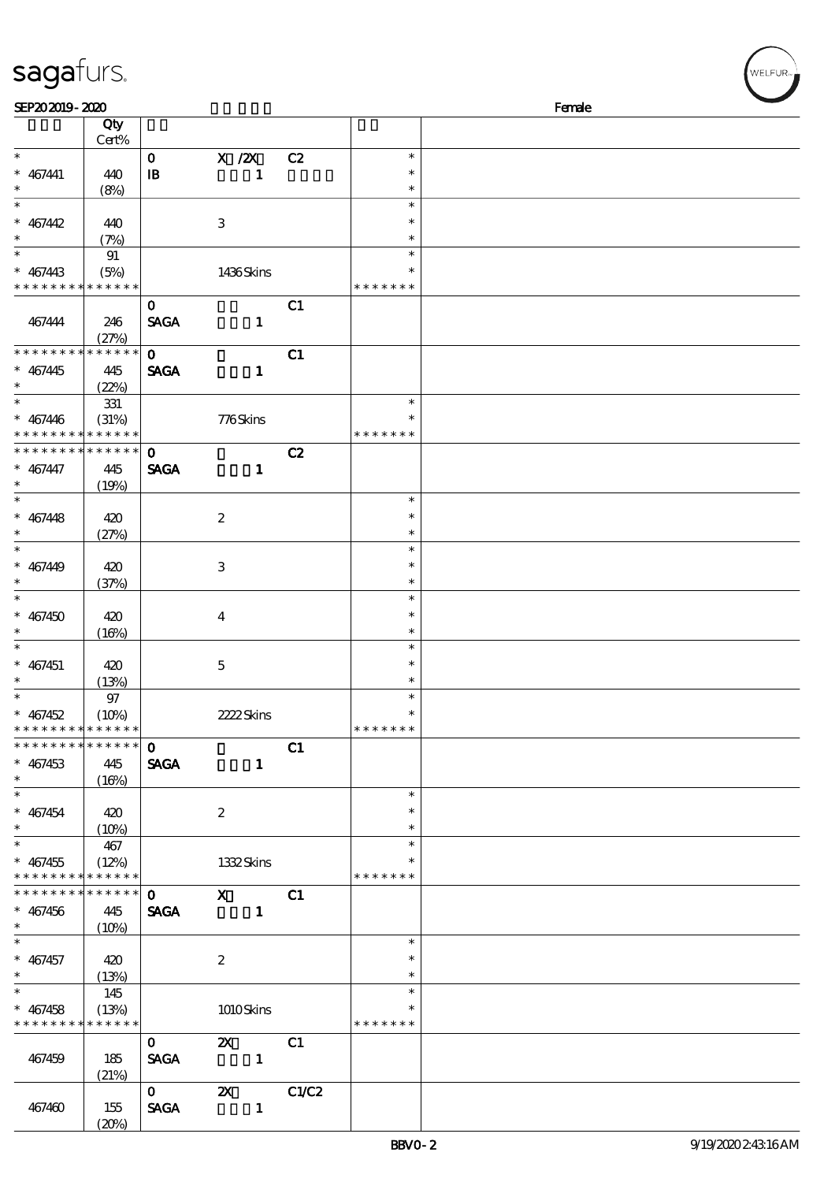sagafurs.

SEP20 2019 - 2020 Female

| | Qty Cert% | | | | | |
|---|---|---|---|---|---|---|
| * | | 0 | X /2X | C2 | * | |
| * 467441 | 440 | IB | 1 | | * | |
| * | (8%) | | | | * | |
| * | | | | | * | |
| * 467442 | 440 | | 3 | | * | |
| * | (7%) | | | | * | |
| * | 91 | | | | * | |
| * 467443 | (5%) | | 1436 Skins | | * | |
| * * * * * * * * * * * * * * | | | | | * * * * * * * | |
| | | 0 | | C1 | | |
| 467444 | 246 | SAGA | 1 | | | |
| | (27%) | | | | | |
| * * * * * * * * * * * * * * | | 0 | | C1 | | |
| * 467445 | 445 | SAGA | 1 | | | |
| * | (22%) | | | | | |
| * | 331 | | | | * | |
| * 467446 | (31%) | | 776 Skins | | * | |
| * * * * * * * * * * * * * * | | | | | * * * * * * * | |
| * * * * * * * * * * * * * * | | 0 | | C2 | | |
| * 467447 | 445 | SAGA | 1 | | | |
| * | (19%) | | | | | |
| * | | | | | * | |
| * 467448 | 420 | | 2 | | * | |
| * | (27%) | | | | * | |
| * | | | | | * | |
| * 467449 | 420 | | 3 | | * | |
| * | (37%) | | | | * | |
| * | | | | | * | |
| * 467450 | 420 | | 4 | | * | |
| * | (16%) | | | | * | |
| * | | | | | * | |
| * 467451 | 420 | | 5 | | * | |
| * | (13%) | | | | * | |
| * | 97 | | | | * | |
| * 467452 | (10%) | | 2222 Skins | | * | |
| * * * * * * * * * * * * * * | | | | | * * * * * * * | |
| * * * * * * * * * * * * * * | | 0 | | C1 | | |
| * 467453 | 445 | SAGA | 1 | | | |
| * | (16%) | | | | | |
| * | | | | | * | |
| * 467454 | 420 | | 2 | | * | |
| * | (10%) | | | | * | |
| * | 467 | | | | * | |
| * 467455 | (12%) | | 1332 Skins | | * | |
| * * * * * * * * * * * * * * | | | | | * * * * * * * | |
| * * * * * * * * * * * * * * | | 0 | X | C1 | | |
| * 467456 | 445 | SAGA | 1 | | | |
| * | (10%) | | | | | |
| * | | | | | * | |
| * 467457 | 420 | | 2 | | * | |
| * | (13%) | | | | * | |
| * | 145 | | | | * | |
| * 467458 | (13%) | | 1010 Skins | | * | |
| * * * * * * * * * * * * * * | | | | | * * * * * * * | |
| | | 0 | 2X | C1 | | |
| 467459 | 185 | SAGA | 1 | | | |
| | (21%) | | | | | |
| | | 0 | 2X | C1/C2 | | |
| 467460 | 155 | SAGA | 1 | | | |
| | (20%) | | | | | |

BBV0-2 9/19/2020 2:43:16 AM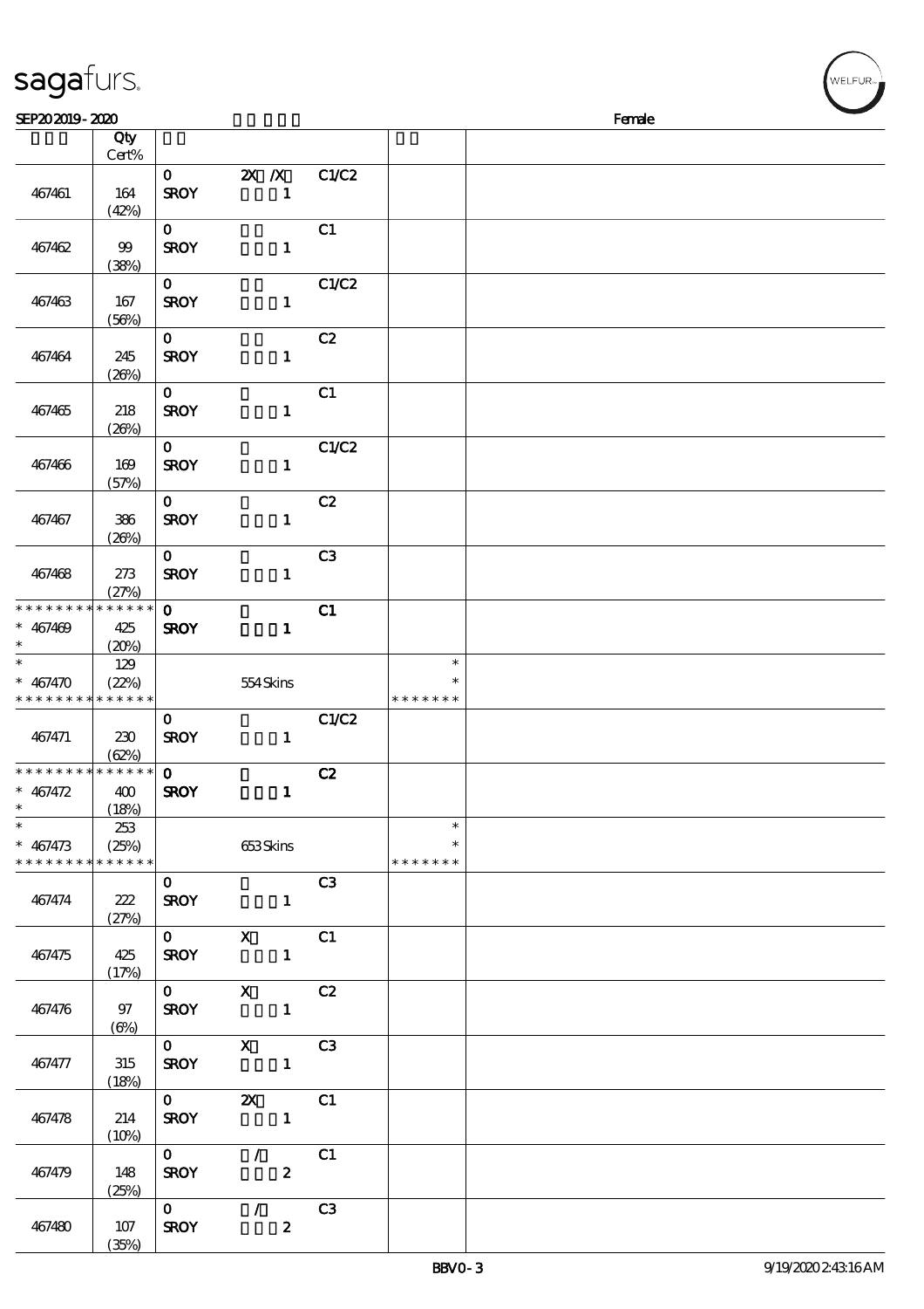sagafurs.

SEP20 2019 - 2020 Female

| | Qty Cert% | | | | | |
|---|---|---|---|---|---|---|
| 467461 | 164 (42%) | 0 SROY | 2X /X 1 | C1/C2 | | |
| 467462 | 99 (38%) | 0 SROY | 1 | C1 | | |
| 467463 | 167 (56%) | 0 SROY | 1 | C1/C2 | | |
| 467464 | 245 (26%) | 0 SROY | 1 | C2 | | |
| 467465 | 218 (26%) | 0 SROY | 1 | C1 | | |
| 467466 | 169 (57%) | 0 SROY | 1 | C1/C2 | | |
| 467467 | 386 (26%) | 0 SROY | 1 | C2 | | |
| 467468 | 273 (27%) | 0 SROY | 1 | C3 | | |
| * * * * * * * * * * * * * * * 467469 * | 425 (20%) | 0 SROY | 1 | C1 | | |
| * * 467470 * * * * * * * * * * * * * * | 129 (22%) | | 554 Skins | | * * * * * * * * * | |
| 467471 | 230 (62%) | 0 SROY | 1 | C1/C2 | | |
| * * * * * * * * * * * * * * * 467472 * | 400 (18%) | 0 SROY | 1 | C2 | | |
| * * 467473 * * * * * * * * * * * * * * | 253 (25%) | | 653 Skins | | * * * * * * * * * | |
| 467474 | 222 (27%) | 0 SROY | 1 | C3 | | |
| 467475 | 425 (17%) | 0 SROY | X 1 | C1 | | |
| 467476 | 97 (6%) | 0 SROY | X 1 | C2 | | |
| 467477 | 315 (18%) | 0 SROY | X 1 | C3 | | |
| 467478 | 214 (10%) | 0 SROY | 2X 1 | C1 | | |
| 467479 | 148 (25%) | 0 SROY | / 2 | C1 | | |
| 467480 | 107 (35%) | 0 SROY | / 2 | C3 | | |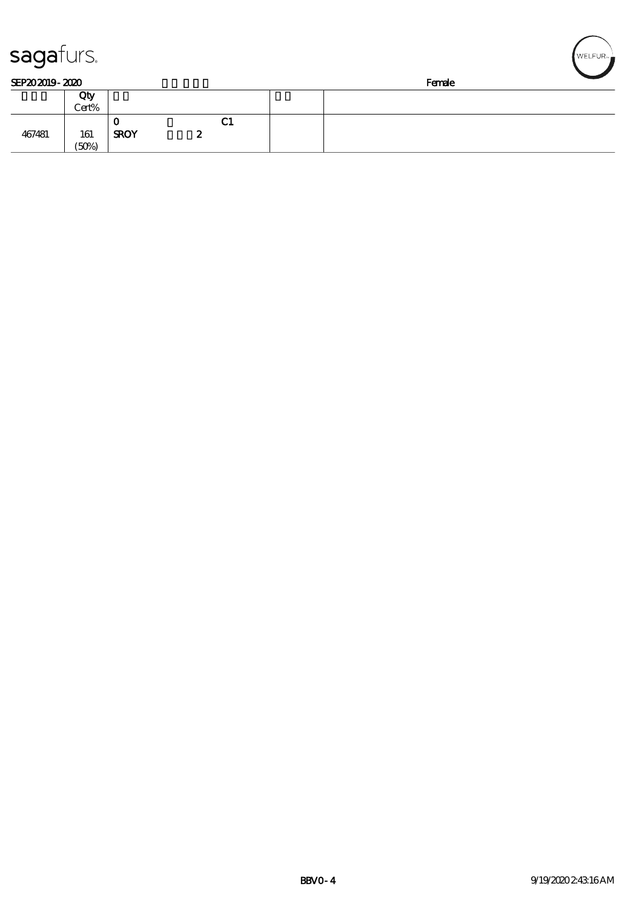sagafurs.

SEP20 2019 - 2020 Female

| | Qty Cert% | | |
|---|---|---|---|
| 467481 | 161 (50%) | 0 C1 SROY 2 | | |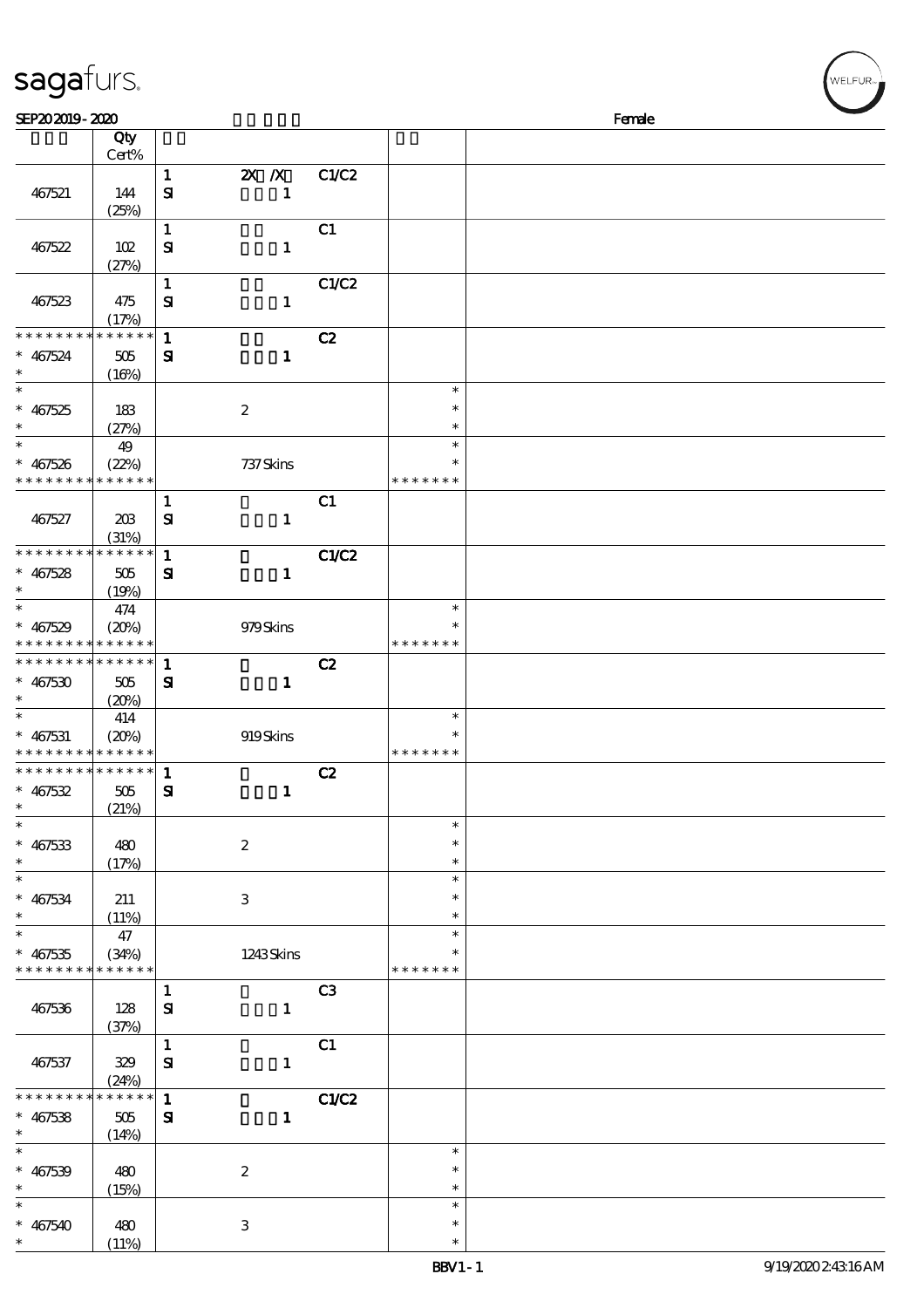| | Qty Cert% | | | | | |
|---|---|---|---|---|---|---|
| 467521 | 144 (25%) | 1 SI | 2X /X 1 | C1/C2 | | |
| 467522 | 102 (27%) | 1 SI | 1 | C1 | | |
| 467523 | 475 (17%) | 1 SI | 1 | C1/C2 | | |
| * * * * * * * * * * * * * * * 467524 * | 505 (16%) | 1 SI | 1 | C2 | | |
| * * 467525 * | 183 (27%) | | 2 | | * * * | |
| * * 467526 * * * * * * * * * * * * * * | 49 (22%) | | 737 Skins | | * * * * * * * * | |
| 467527 | 203 (31%) | 1 SI | 1 | C1 | | |
| * * * * * * * * * * * * * * * 467528 * | 505 (19%) | 1 SI | 1 | C1/C2 | | |
| * * 467529 * * * * * * * * * * * * * * | 474 (20%) | | 979 Skins | | * * * * * * * * | |
| * * * * * * * * * * * * * * * 467530 * | 505 (20%) | 1 SI | 1 | C2 | | |
| * * 467531 * * * * * * * * * * * * * * | 414 (20%) | | 919 Skins | | * * * * * * * * | |
| * * * * * * * * * * * * * * * 467532 * | 505 (21%) | 1 SI | 1 | C2 | | |
| * * 467533 * | 480 (17%) | | 2 | | * * * | |
| * * 467534 * | 211 (11%) | | 3 | | * * * | |
| * * 467535 * * * * * * * * * * * * * * | 47 (34%) | | 1243 Skins | | * * * * * * * * | |
| 467536 | 128 (37%) | 1 SI | 1 | C3 | | |
| 467537 | 329 (24%) | 1 SI | 1 | C1 | | |
| * * * * * * * * * * * * * * * 467538 * | 505 (14%) | 1 SI | 1 | C1/C2 | | |
| * * 467539 * | 480 (15%) | | 2 | | * * * | |
| * * 467540 * | 480 (11%) | | 3 | | * * * | |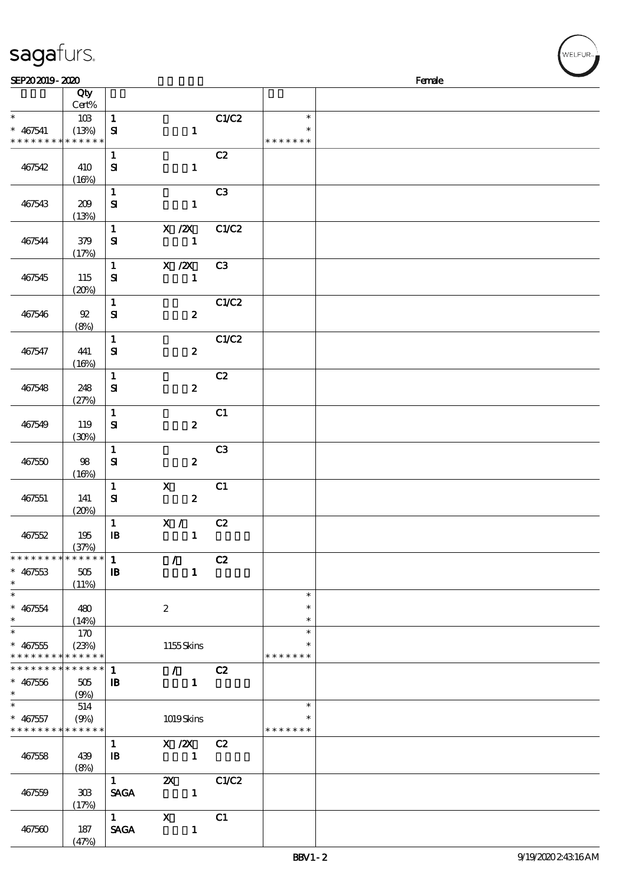sagafurs.

SEP20 2019 - 2020 Female

| | Qty<br>Cert% | | | | | |
|---|---|---|---|---|---|---|
| * <br>* 467541<br>* * * * * * * * * * * * * * | 103<br>(13%) | 1<br>SI | <br>1 | C1/C2 | *<br>*<br>* * * * * * * | |
| 467542 | 410<br>(16%) | 1<br>SI | <br>1 | C2 | | |
| 467543 | 209<br>(13%) | 1<br>SI | <br>1 | C3 | | |
| 467544 | 379<br>(17%) | 1<br>SI | X /2X<br>1 | C1/C2 | | |
| 467545 | 115<br>(20%) | 1<br>SI | X /2X<br>1 | C3 | | |
| 467546 | 92<br>(8%) | 1<br>SI | <br>2 | C1/C2 | | |
| 467547 | 441<br>(16%) | 1<br>SI | <br>2 | C1/C2 | | |
| 467548 | 248<br>(27%) | 1<br>SI | <br>2 | C2 | | |
| 467549 | 119<br>(30%) | 1<br>SI | <br>2 | C1 | | |
| 467550 | 98<br>(16%) | 1<br>SI | <br>2 | C3 | | |
| 467551 | 141<br>(20%) | 1<br>SI | X<br>2 | C1 | | |
| 467552 | 195<br>(37%) | 1<br>IB | X /<br>1 | C2 | | |
| * * * * * * * * * * * * * *<br>* 467553<br>* | 505<br>(11%) | 1<br>IB | /<br>1 | C2 | | |
| *<br>* 467554<br>* | 480<br>(14%) | | 2 | | *<br>*<br>* | |
| *<br>* 467555<br>* * * * * * * * * * * * * * | 170<br>(23%) | | 1155 Skins | | *<br>*<br>* * * * * * * | |
| * * * * * * * * * * * * * *<br>* 467556<br>* | 505<br>(9%) | 1<br>IB | /<br>1 | C2 | | |
| *<br>* 467557<br>* * * * * * * * * * * * * * | 514<br>(9%) | | 1019 Skins | | *<br>*<br>* * * * * * * | |
| 467558 | 439<br>(8%) | 1<br>IB | X /2X<br>1 | C2 | | |
| 467559 | 303<br>(17%) | 1<br>SAGA | 2X<br>1 | C1/C2 | | |
| 467560 | 187<br>(47%) | 1<br>SAGA | X<br>1 | C1 | | |

BBV1 - 2 9/19/2020 2:43:16 AM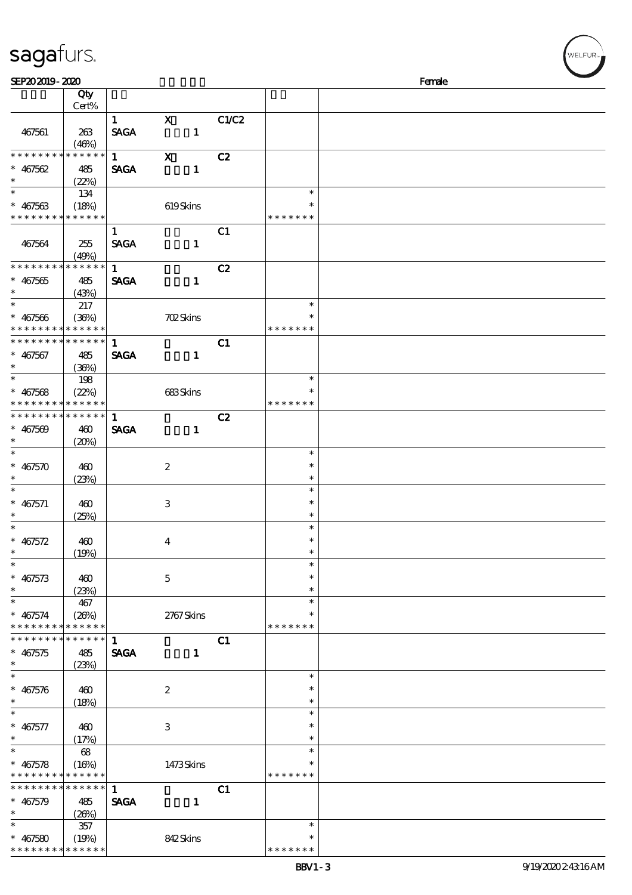| | Qty<br>Cert% | | | | | |
|---|---|---|---|---|---|---|
| 467561 | 263<br>(46%) | 1<br>SAGA | X<br>1 | C1/C2 | | |
| * * * * * * * * * * * * * *<br>* 467562<br>* | 485<br>(22%) | 1<br>SAGA | X<br>1 | C2 | | |
| *<br>* 467563<br>* * * * * * * * * * * * * * | 134<br>(18%) | | 619 Skins | | *<br>*<br>* * * * * * * | |
| 467564 | 255<br>(49%) | 1<br>SAGA | 1 | C1 | | |
| * * * * * * * * * * * * * *<br>* 467565<br>* | 485<br>(43%) | 1<br>SAGA | 1 | C2 | | |
| *<br>* 467566<br>* * * * * * * * * * * * * * | 217<br>(36%) | | 702 Skins | | *<br>*<br>* * * * * * * | |
| * * * * * * * * * * * * * *<br>* 467567<br>* | 485<br>(36%) | 1<br>SAGA | 1 | C1 | | |
| *<br>* 467568<br>* * * * * * * * * * * * * * | 198<br>(22%) | | 683 Skins | | *<br>*<br>* * * * * * * | |
| * * * * * * * * * * * * * *<br>* 467569<br>* | 460<br>(20%) | 1<br>SAGA | 1 | C2 | | |
| *<br>* 467570<br>* | 460<br>(23%) | | 2 | | *<br>*<br>* | |
| *<br>* 467571<br>* | 460<br>(25%) | | 3 | | *<br>*<br>* | |
| *<br>* 467572<br>* | 460<br>(19%) | | 4 | | *<br>*<br>* | |
| *<br>* 467573<br>* | 460<br>(23%) | | 5 | | *<br>*<br>* | |
| *<br>* 467574<br>* * * * * * * * * * * * * * | 467<br>(26%) | | 2767 Skins | | *<br>*<br>* * * * * * * | |
| * * * * * * * * * * * * * *<br>* 467575<br>* | 485<br>(23%) | 1<br>SAGA | 1 | C1 | | |
| *<br>* 467576<br>* | 460<br>(18%) | | 2 | | *<br>*<br>* | |
| *<br>* 467577<br>* | 460<br>(17%) | | 3 | | *<br>*<br>* | |
| *<br>* 467578<br>* * * * * * * * * * * * * * | 68<br>(16%) | | 1473 Skins | | *<br>*<br>* * * * * * * | |
| * * * * * * * * * * * * * *<br>* 467579<br>* | 485<br>(26%) | 1<br>SAGA | 1 | C1 | | |
| *<br>* 467580<br>* * * * * * * * * * * * * * | 357<br>(19%) | | 842 Skins | | *<br>*<br>* * * * * * * | |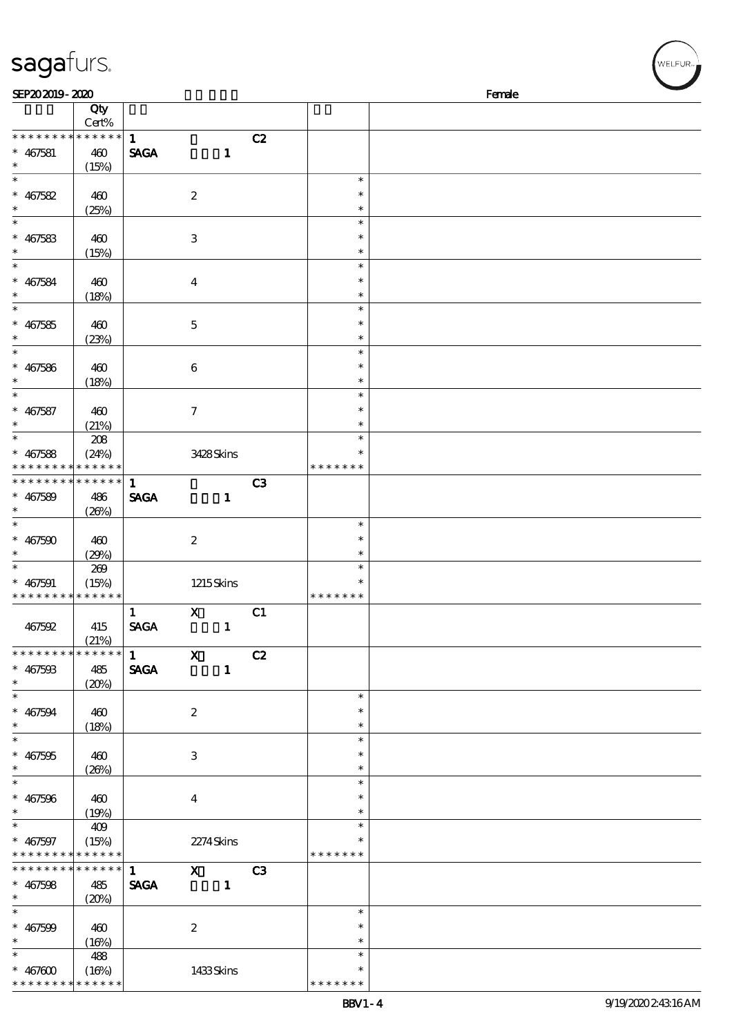| | Qty Cert% | | | | | |
|---|---|---|---|---|---|---|
| * * * * * * * * * * * * * * | | 1 | | C2 | | |
| * 467581 * | 460 (15%) | SAGA | 1 | | | |
| * * 467582 * | 460 (25%) | | 2 | | * * * | |
| * * 467583 * | 460 (15%) | | 3 | | * * * | |
| * * 467584 * | 460 (18%) | | 4 | | * * * | |
| * * 467585 * | 460 (23%) | | 5 | | * * * | |
| * * 467586 * | 460 (18%) | | 6 | | * * * | |
| * * 467587 * | 460 (21%) | | 7 | | * * * | |
| * * 467588 * * * * * * * * * * * * * | 208 (24%) | | 3428 Skins | | * * * * * * * * * | |
| * * * * * * * * * * * * * * | | 1 | | C3 | | |
| * 467589 * | 486 (26%) | SAGA | 1 | | | |
| * * 467590 * | 460 (29%) | | 2 | | * * * | |
| * * 467591 * * * * * * * * * * * * * | 269 (15%) | | 1215 Skins | | * * * * * * * * * | |
| 467592 | 415 (21%) | 1 SAGA | X 1 | C1 | | |
| * * * * * * * * * * * * * * | | 1 | X | C2 | | |
| * 467593 * | 485 (20%) | SAGA | 1 | | | |
| * * 467594 * | 460 (18%) | | 2 | | * * * | |
| * * 467595 * | 460 (26%) | | 3 | | * * * | |
| * * 467596 * | 460 (19%) | | 4 | | * * * | |
| * * 467597 * * * * * * * * * * * * * | 409 (15%) | | 2274 Skins | | * * * * * * * * * | |
| * * * * * * * * * * * * * * | | 1 | X | C3 | | |
| * 467598 * | 485 (20%) | SAGA | 1 | | | |
| * * 467599 * | 460 (16%) | | 2 | | * * * | |
| * * 467600 * * * * * * * * * * * * * | 488 (16%) | | 1433 Skins | | * * * * * * * * * | |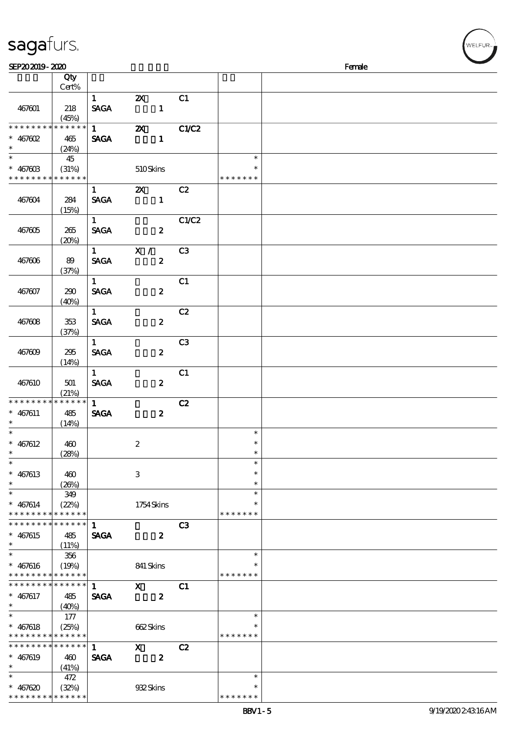SEP20 2019 - 2020 Female

| | Qty Cert% | | | | | |
|---|---|---|---|---|---|---|
| 467601 | 218 (45%) | 1 SAGA | 2X 1 | C1 | | |
| * * * * * * * * * * * * * * 467602 * | 465 (24%) | 1 SAGA | 2X 1 | C1/C2 | | |
| * * 467603 * * * * * * * * * * * * * | 45 (31%) | | 510 Skins | | * * * * * * * * * | |
| 467604 | 284 (15%) | 1 SAGA | 2X 1 | C2 | | |
| 467605 | 265 (20%) | 1 SAGA | 2 | C1/C2 | | |
| 467606 | 89 (37%) | 1 SAGA | X / 2 | C3 | | |
| 467607 | 290 (40%) | 1 SAGA | 2 | C1 | | |
| 467608 | 353 (37%) | 1 SAGA | 2 | C2 | | |
| 467609 | 295 (14%) | 1 SAGA | 2 | C3 | | |
| 467610 | 501 (21%) | 1 SAGA | 2 | C1 | | |
| * * * * * * * * * * * * * * 467611 * | 485 (14%) | 1 SAGA | 2 | C2 | | |
| * * 467612 * | 460 (28%) | | 2 | | * * * | |
| * * 467613 * | 460 (26%) | | 3 | | * * * | |
| * * 467614 * * * * * * * * * * * * * | 349 (22%) | | 1754 Skins | | * * * * * * * * * | |
| * * * * * * * * * * * * * * 467615 * | 485 (11%) | 1 SAGA | 2 | C3 | | |
| * * 467616 * * * * * * * * * * * * * | 356 (19%) | | 841 Skins | | * * * * * * * * | |
| * * * * * * * * * * * * * * 467617 * | 485 (40%) | 1 SAGA | X 2 | C1 | | |
| * * 467618 * * * * * * * * * * * * * | 177 (25%) | | 662 Skins | | * * * * * * * * | |
| * * * * * * * * * * * * * * 467619 * | 460 (41%) | 1 SAGA | X 2 | C2 | | |
| * * 467620 * * * * * * * * * * * * * | 472 (32%) | | 932 Skins | | * * * * * * * * | |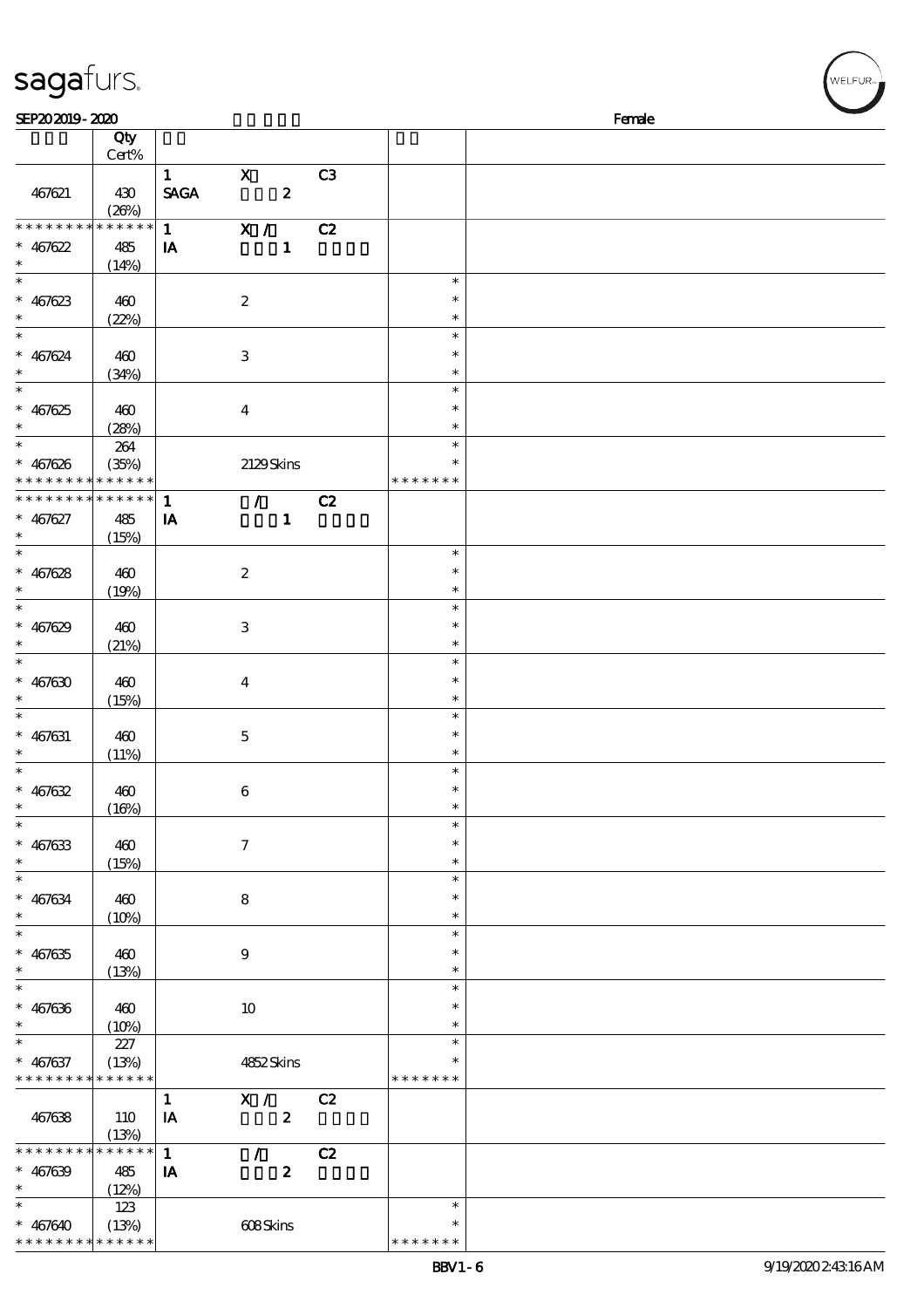SEP20 2019 - 2020 Female

| | Qty Cert% | | | | | |
|---|---|---|---|---|---|---|
| 467621 | 430 (26%) | 1 SAGA | X 2 | C3 | | |
| * * * * * * * * * * * * * * 467622 * | 485 (14%) | 1 IA | X / 1 | C2 | | |
| * * 467623 * | 460 (22%) | | 2 | | * * * | |
| * * 467624 * | 460 (34%) | | 3 | | * * * | |
| * * 467625 * | 460 (28%) | | 4 | | * * * | |
| * * 467626 * * * * * * * * * * * * * | 264 (35%) | | 2129 Skins | | * * * * * * * * * | |
| * * * * * * * * * * * * * * 467627 * | 485 (15%) | 1 IA | / 1 | C2 | | |
| * * 467628 * | 460 (19%) | | 2 | | * * * | |
| * * 467629 * | 460 (21%) | | 3 | | * * * | |
| * * 467630 * | 460 (15%) | | 4 | | * * * | |
| * * 467631 * | 460 (11%) | | 5 | | * * * | |
| * * 467632 * | 460 (16%) | | 6 | | * * * | |
| * * 467633 * | 460 (15%) | | 7 | | * * * | |
| * * 467634 * | 460 (10%) | | 8 | | * * * | |
| * * 467635 * | 460 (13%) | | 9 | | * * * | |
| * * 467636 * | 460 (10%) | | 10 | | * * * | |
| * * 467637 * * * * * * * * * * * * * | 227 (13%) | | 4852 Skins | | * * * * * * * * * | |
| 467638 | 110 (13%) | 1 IA | X / 2 | C2 | | |
| * * * * * * * * * * * * * * 467639 * | 485 (12%) | 1 IA | / 2 | C2 | | |
| * * 467640 * * * * * * * * * * * * * | 123 (13%) | | 608 Skins | | * * * * * * * * * | |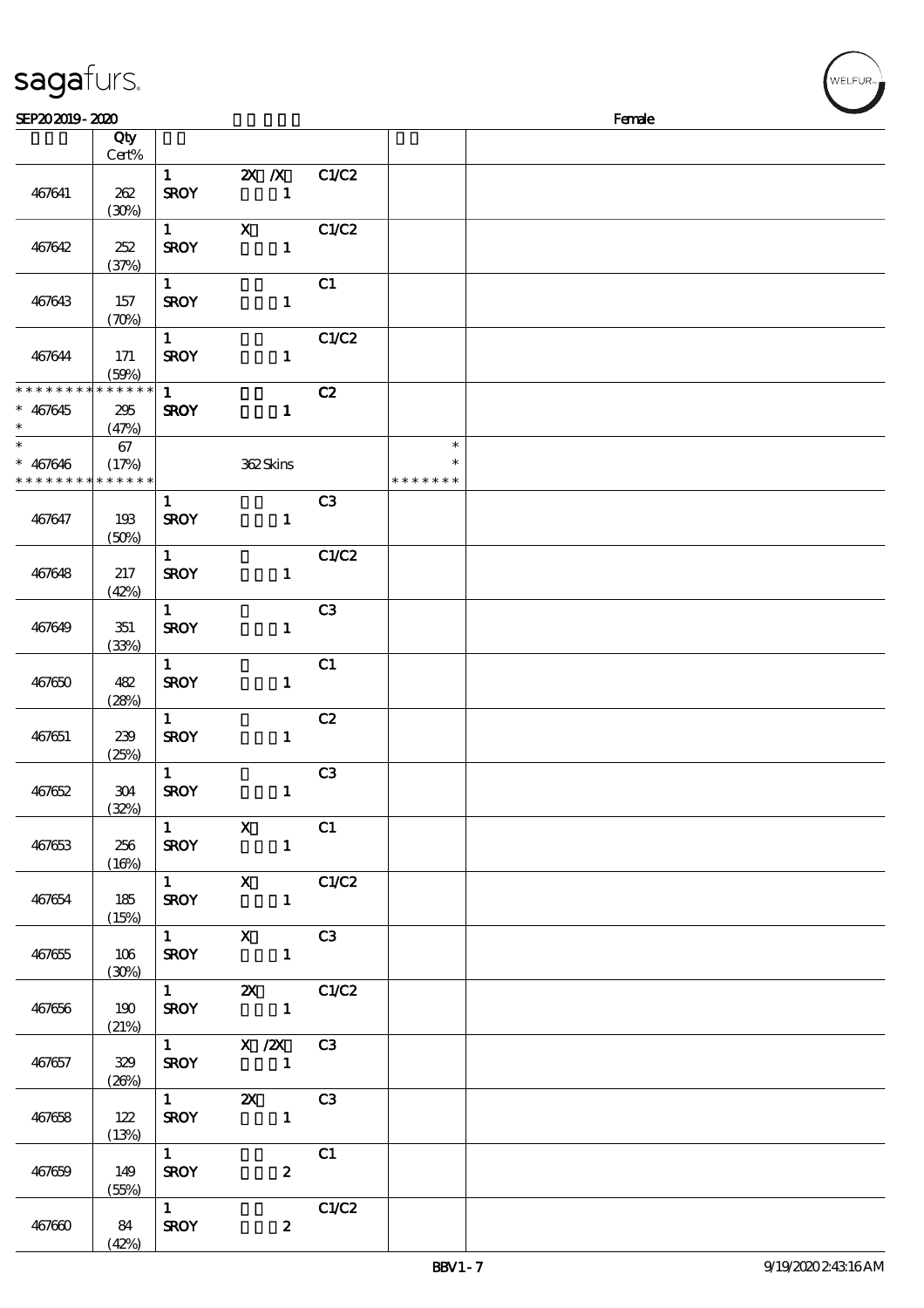| | Qty<br>Cert% | | | | | |
|---|---|---|---|---|---|---|
| 467641 | 262<br>(30%) | 1<br>SROY | 2X /X<br>1 | C1/C2 | | |
| 467642 | 252<br>(37%) | 1<br>SROY | X<br>1 | C1/C2 | | |
| 467643 | 157<br>(70%) | 1<br>SROY | 1 | C1 | | |
| 467644 | 171<br>(59%) | 1<br>SROY | 1 | C1/C2 | | |
| * * * * * * * * * * * * * *<br>* 467645<br>* | 295<br>(47%) | 1<br>SROY | 1 | C2 | | |
| *<br>* 467646<br>* * * * * * * * * * * * * * | 67<br>(17%) | | 362 Skins | | *<br>*<br>* * * * * * * | |
| 467647 | 193<br>(50%) | 1<br>SROY | 1 | C3 | | |
| 467648 | 217<br>(42%) | 1<br>SROY | 1 | C1/C2 | | |
| 467649 | 351<br>(33%) | 1<br>SROY | 1 | C3 | | |
| 467650 | 482<br>(28%) | 1<br>SROY | 1 | C1 | | |
| 467651 | 239<br>(25%) | 1<br>SROY | 1 | C2 | | |
| 467652 | 304<br>(32%) | 1<br>SROY | 1 | C3 | | |
| 467653 | 256<br>(16%) | 1<br>SROY | X<br>1 | C1 | | |
| 467654 | 185<br>(15%) | 1<br>SROY | X<br>1 | C1/C2 | | |
| 467655 | 106<br>(30%) | 1<br>SROY | X<br>1 | C3 | | |
| 467656 | 190<br>(21%) | 1<br>SROY | 2X<br>1 | C1/C2 | | |
| 467657 | 329<br>(26%) | 1<br>SROY | X /2X<br>1 | C3 | | |
| 467658 | 122<br>(13%) | 1<br>SROY | 2X<br>1 | C3 | | |
| 467659 | 149<br>(55%) | 1<br>SROY | 2 | C1 | | |
| 467660 | 84<br>(42%) | 1<br>SROY | 2 | C1/C2 | | |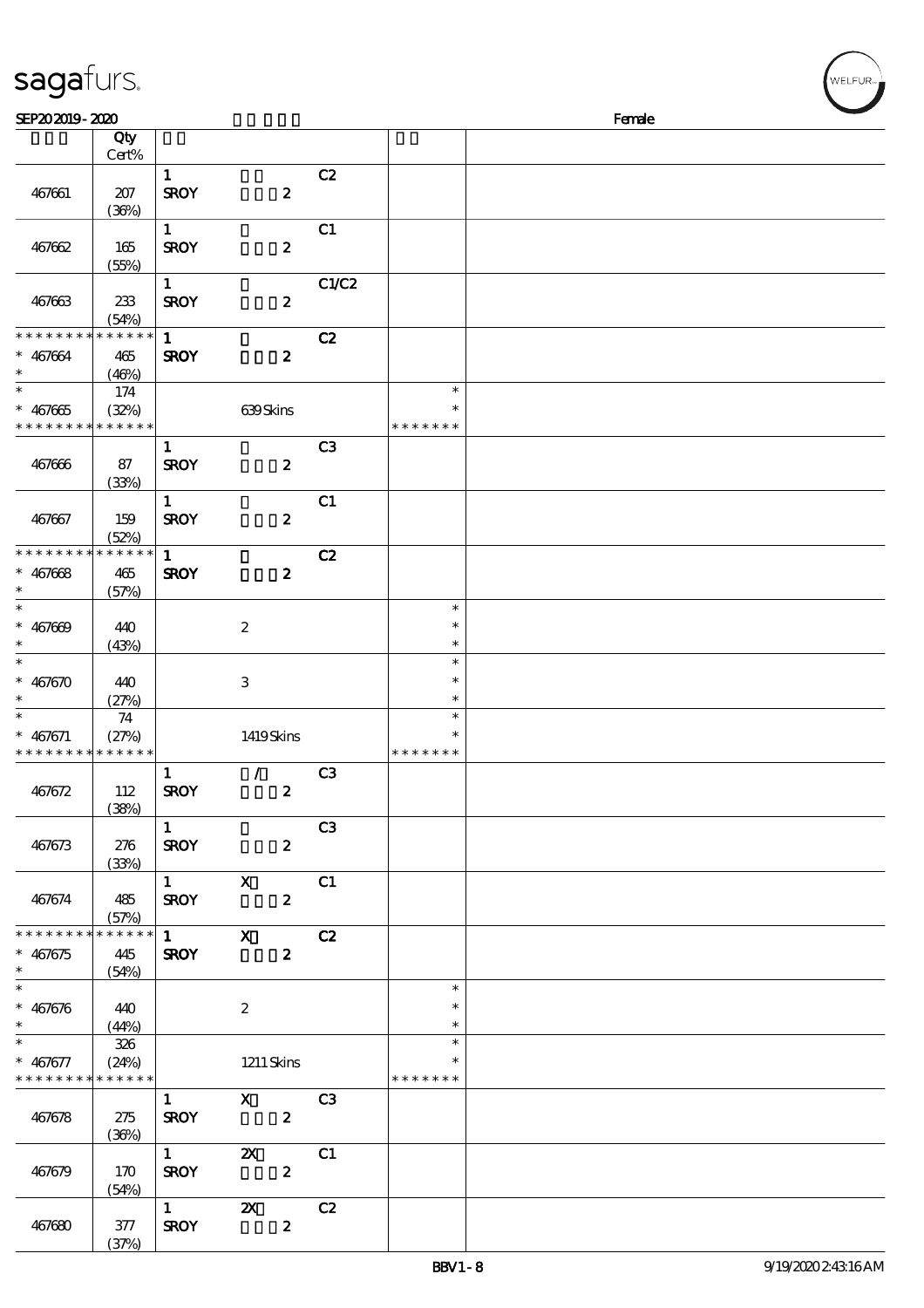sagafurs.

SEP20 2019 - 2020 Female

| | Qty Cert% | | | | | |
|---|---|---|---|---|---|---|
| 467661 | 207 (36%) | 1 SROY | 2 | C2 | | |
| 467662 | 165 (55%) | 1 SROY | 2 | C1 | | |
| 467663 | 233 (54%) | 1 SROY | 2 | C1/C2 | | |
| * * * * * * * * * * * * * * <br>* 467664 <br>* | 465 (46%) | 1 SROY | 2 | C2 | | |
| * <br>* 467665 <br>* * * * * * * * * * * * * * | 174 (32%) | | 639 Skins | | * <br>* <br>* * * * * * * | |
| 467666 | 87 (33%) | 1 SROY | 2 | C3 | | |
| 467667 | 159 (52%) | 1 SROY | 2 | C1 | | |
| * * * * * * * * * * * * * * <br>* 467668 <br>* | 465 (57%) | 1 SROY | 2 | C2 | | |
| * <br>* 467669 <br>* | 440 (43%) | | 2 | | * <br>* <br>* | |
| * <br>* 467670 <br>* | 440 (27%) | | 3 | | * <br>* <br>* | |
| * <br>* 467671 <br>* * * * * * * * * * * * * * | 74 (27%) | | 1419 Skins | | * <br>* <br>* * * * * * * | |
| 467672 | 112 (38%) | 1 SROY | / 2 | C3 | | |
| 467673 | 276 (33%) | 1 SROY | 2 | C3 | | |
| 467674 | 485 (57%) | 1 SROY | X 2 | C1 | | |
| * * * * * * * * * * * * * * <br>* 467675 <br>* | 445 (54%) | 1 SROY | X 2 | C2 | | |
| * <br>* 467676 <br>* | 440 (44%) | | 2 | | * <br>* <br>* | |
| * <br>* 467677 <br>* * * * * * * * * * * * * * | 326 (24%) | | 1211 Skins | | * <br>* <br>* * * * * * * | |
| 467678 | 275 (36%) | 1 SROY | X 2 | C3 | | |
| 467679 | 170 (54%) | 1 SROY | 2X 2 | C1 | | |
| 467680 | 377 (37%) | 1 SROY | 2X 2 | C2 | | |

BBV1 - 8 9/19/2020 2:43:16 AM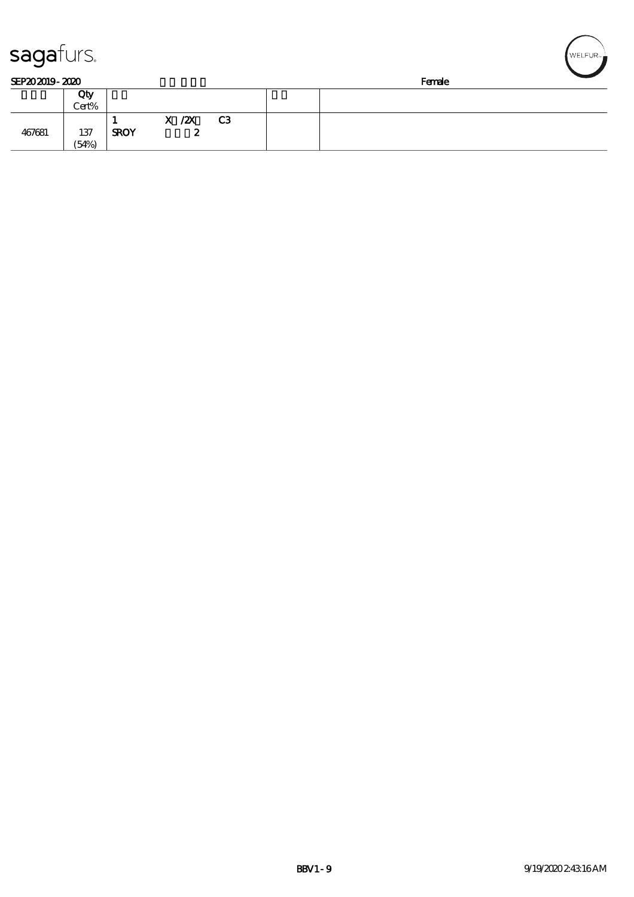SEP20 2019 - 2020 Female

| | Qty Cert% | | | |
|---|---|---|---|---|
| 467681 | 137 (54%) | 1 X /2X C3 SROY 2 | | |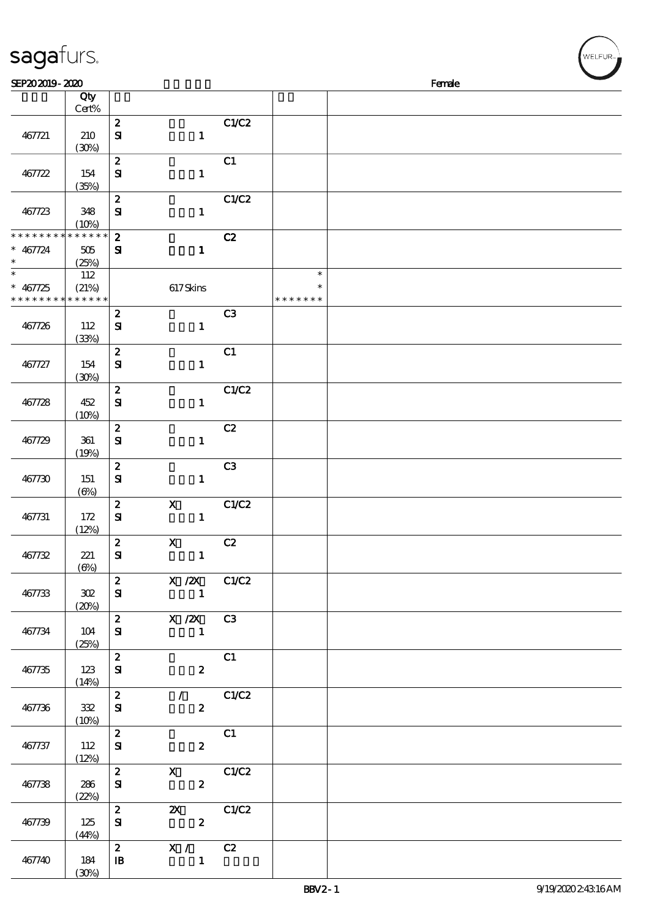| | Qty Cert% | | | | | |
|---|---|---|---|---|---|---|
| 467721 | 210 (30%) | 2 SI | 1 | C1/C2 | | |
| 467722 | 154 (35%) | 2 SI | 1 | C1 | | |
| 467723 | 348 (10%) | 2 SI | 1 | C1/C2 | | |
| * * * * * * * * * * * * * * * 467724 * | 505 (25%) | 2 SI | 1 | C2 | | |
| * * 467725 * * * * * * * * * * * * * * | 112 (21%) | | 617 Skins | | * * * * * * * * * | |
| 467726 | 112 (33%) | 2 SI | 1 | C3 | | |
| 467727 | 154 (30%) | 2 SI | 1 | C1 | | |
| 467728 | 452 (10%) | 2 SI | 1 | C1/C2 | | |
| 467729 | 361 (19%) | 2 SI | 1 | C2 | | |
| 467730 | 151 (6%) | 2 SI | 1 | C3 | | |
| 467731 | 172 (12%) | 2 SI | X 1 | C1/C2 | | |
| 467732 | 221 (6%) | 2 SI | X 1 | C2 | | |
| 467733 | 302 (20%) | 2 SI | X /2X 1 | C1/C2 | | |
| 467734 | 104 (25%) | 2 SI | X /2X 1 | C3 | | |
| 467735 | 123 (14%) | 2 SI | 2 | C1 | | |
| 467736 | 332 (10%) | 2 SI | / 2 | C1/C2 | | |
| 467737 | 112 (12%) | 2 SI | 2 | C1 | | |
| 467738 | 286 (22%) | 2 SI | X 2 | C1/C2 | | |
| 467739 | 125 (44%) | 2 SI | 2X 2 | C1/C2 | | |
| 467740 | 184 (30%) | 2 IB | X / 1 | C2 | | |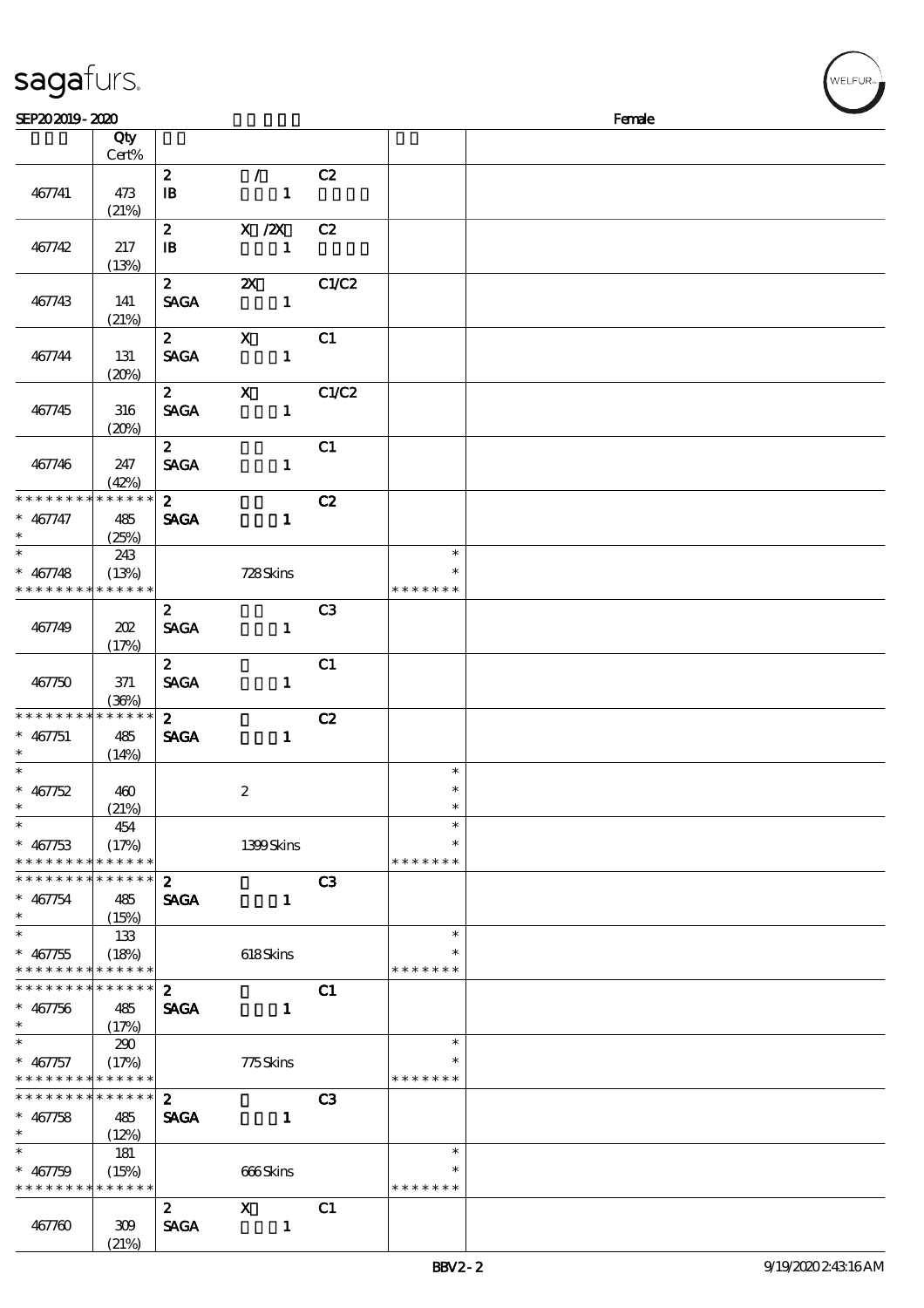# sagafurs.

SEP20 2019 - 2020 Female

| | Qty Cert% | | | | | |
|---|---|---|---|---|---|---|
| 467741 | 473 (21%) | 2 IB | / 1 | C2 | | |
| 467742 | 217 (13%) | 2 IB | X /2X 1 | C2 | | |
| 467743 | 141 (21%) | 2 SAGA | 2X 1 | C1/C2 | | |
| 467744 | 131 (20%) | 2 SAGA | X 1 | C1 | | |
| 467745 | 316 (20%) | 2 SAGA | X 1 | C1/C2 | | |
| 467746 | 247 (42%) | 2 SAGA | 1 | C1 | | |
| * * * * * * * * * * * * * * 467747 * | 485 (25%) | 2 SAGA | 1 | C2 | | |
| * * 467748 * * * * * * * * * * * * * | 243 (13%) | | 728 Skins | | * * * * * * * * * | |
| 467749 | 202 (17%) | 2 SAGA | 1 | C3 | | |
| 467750 | 371 (36%) | 2 SAGA | 1 | C1 | | |
| * * * * * * * * * * * * * * 467751 * | 485 (14%) | 2 SAGA | 1 | C2 | | |
| * * 467752 * | 460 (21%) | | 2 | | * * * | |
| * * 467753 * * * * * * * * * * * * * | 454 (17%) | | 1399 Skins | | * * * * * * * * * | |
| * * * * * * * * * * * * * * 467754 * | 485 (15%) | 2 SAGA | 1 | C3 | | |
| * * 467755 * * * * * * * * * * * * * | 133 (18%) | | 618 Skins | | * * * * * * * * * | |
| * * * * * * * * * * * * * * 467756 * | 485 (17%) | 2 SAGA | 1 | C1 | | |
| * * 467757 * * * * * * * * * * * * * | 290 (17%) | | 775 Skins | | * * * * * * * * * | |
| * * * * * * * * * * * * * * 467758 * | 485 (12%) | 2 SAGA | 1 | C3 | | |
| * * 467759 * * * * * * * * * * * * * | 181 (15%) | | 666 Skins | | * * * * * * * * * | |
| 467760 | 309 (21%) | 2 SAGA | X 1 | C1 | | |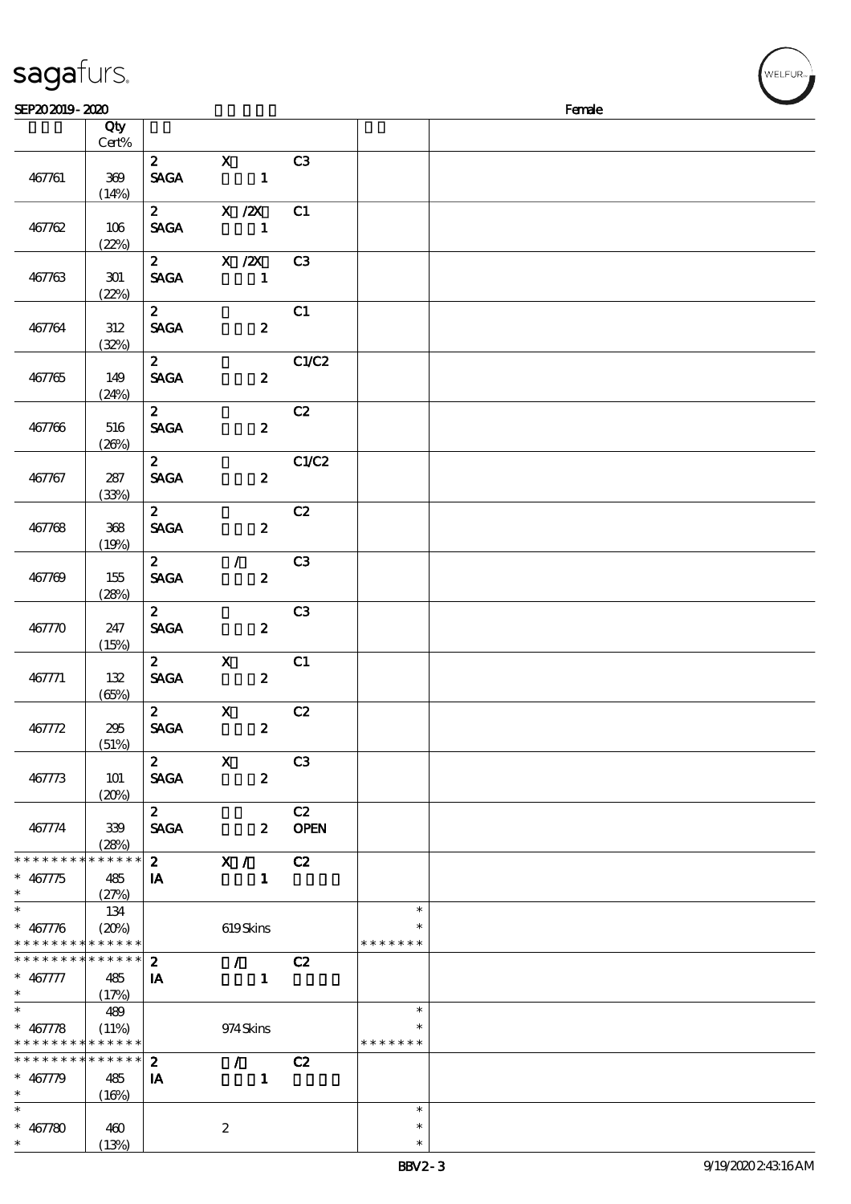sagafurs.

SEP20 2019 - 2020 Female

| | Qty Cert% | | | | | |
|---|---|---|---|---|---|---|
| 467761 | 369 (14%) | 2 SAGA | X 1 | C3 | | |
| 467762 | 106 (22%) | 2 SAGA | X /2X 1 | C1 | | |
| 467763 | 301 (22%) | 2 SAGA | X /2X 1 | C3 | | |
| 467764 | 312 (32%) | 2 SAGA | 2 | C1 | | |
| 467765 | 149 (24%) | 2 SAGA | 2 | C1/C2 | | |
| 467766 | 516 (26%) | 2 SAGA | 2 | C2 | | |
| 467767 | 287 (33%) | 2 SAGA | 2 | C1/C2 | | |
| 467768 | 368 (19%) | 2 SAGA | 2 | C2 | | |
| 467769 | 155 (28%) | 2 SAGA | / 2 | C3 | | |
| 467770 | 247 (15%) | 2 SAGA | 2 | C3 | | |
| 467771 | 132 (65%) | 2 SAGA | X 2 | C1 | | |
| 467772 | 295 (51%) | 2 SAGA | X 2 | C2 | | |
| 467773 | 101 (20%) | 2 SAGA | X 2 | C3 | | |
| 467774 | 339 (28%) | 2 SAGA | 2 | C2 OPEN | | |
| * * * * * * * * * * * * * * * 467775 * | 485 (27%) | 2 IA | X / 1 | C2 | | |
| * * 467776 * * * * * * * * * * * * * * | 134 (20%) | | 619 Skins | | * * * * * * * * * | |
| * * * * * * * * * * * * * * * 467777 * | 485 (17%) | 2 IA | / 1 | C2 | | |
| * * 467778 * * * * * * * * * * * * * * | 489 (11%) | | 974 Skins | | * * * * * * * * * | |
| * * * * * * * * * * * * * * * 467779 * | 485 (16%) | 2 IA | / 1 | C2 | | |
| * * 467780 * | 460 (13%) | | 2 | | * * * | |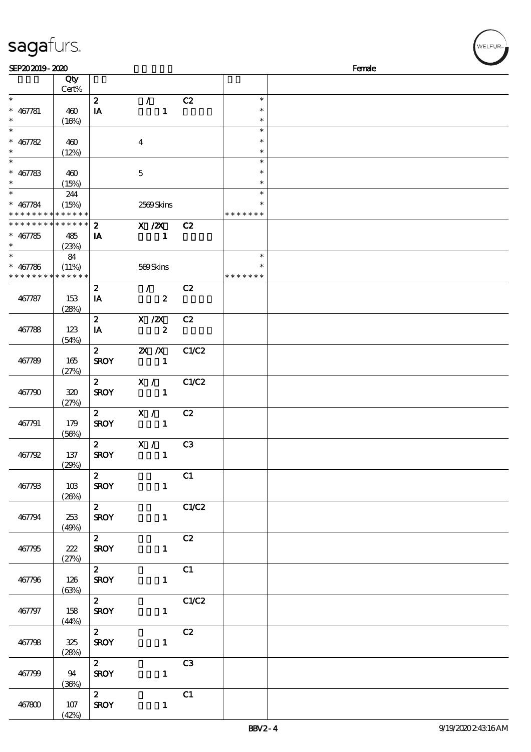SEP20 2019 - 2020 Female

| | Qty Cert% | | | | | |
|---|---|---|---|---|---|---|
| * | | 2 | / | C2 | * | |
| * 467781 | 460 | IA | 1 | | * | |
| * | (16%) | | | | * | |
| * | | | | | * | |
| * 467782 | 460 | | 4 | | * | |
| * | (12%) | | | | * | |
| * | | | | | * | |
| * 467783 | 460 | | 5 | | * | |
| * | (15%) | | | | * | |
| * | 244 | | | | * | |
| * 467784 | (15%) | | 2569 Skins | | * | |
| * * * * * * * * * * * * * * | | | | | * * * * * * * | |
| * * * * * * * * * * * * * * | | 2 | X /2X | C2 | | |
| * 467785 | 485 | IA | 1 | | | |
| * | (23%) | | | | | |
| * | 84 | | | | * | |
| * 467786 | (11%) | | 569 Skins | | * | |
| * * * * * * * * * * * * * * | | | | | * * * * * * * | |
| 467787 | 153 (28%) | 2 IA | / 2 | C2 | | |
| 467788 | 123 (54%) | 2 IA | X /2X 2 | C2 | | |
| 467789 | 165 (27%) | 2 SROY | 2X /X 1 | C1/C2 | | |
| 467790 | 320 (27%) | 2 SROY | X / 1 | C1/C2 | | |
| 467791 | 179 (56%) | 2 SROY | X / 1 | C2 | | |
| 467792 | 137 (29%) | 2 SROY | X / 1 | C3 | | |
| 467793 | 103 (26%) | 2 SROY | 1 | C1 | | |
| 467794 | 253 (49%) | 2 SROY | 1 | C1/C2 | | |
| 467795 | 222 (27%) | 2 SROY | 1 | C2 | | |
| 467796 | 126 (63%) | 2 SROY | 1 | C1 | | |
| 467797 | 158 (44%) | 2 SROY | 1 | C1/C2 | | |
| 467798 | 325 (28%) | 2 SROY | 1 | C2 | | |
| 467799 | 94 (36%) | 2 SROY | 1 | C3 | | |
| 467800 | 107 (42%) | 2 SROY | 1 | C1 | | |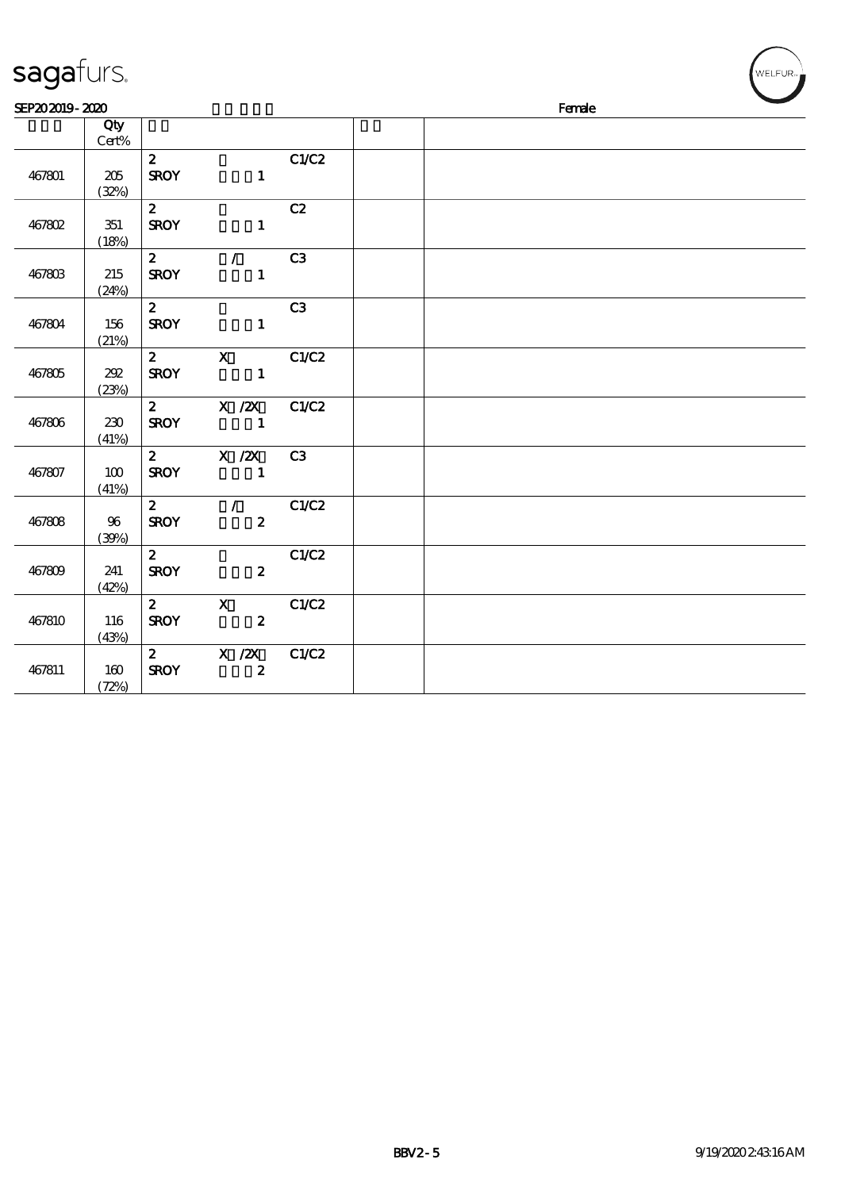# sagafurs.

SEP20 2019 - 2020 Female

| | Qty Cert% | | | | | |
|---|---|---|---|---|---|---|
| 467801 | 205 (32%) | 2 SROY | 1 | C1/C2 | | |
| 467802 | 351 (18%) | 2 SROY | 1 | C2 | | |
| 467803 | 215 (24%) | 2 SROY | / 1 | C3 | | |
| 467804 | 156 (21%) | 2 SROY | 1 | C3 | | |
| 467805 | 292 (23%) | 2 SROY | X 1 | C1/C2 | | |
| 467806 | 230 (41%) | 2 SROY | X /2X 1 | C1/C2 | | |
| 467807 | 100 (41%) | 2 SROY | X /2X 1 | C3 | | |
| 467808 | 96 (39%) | 2 SROY | / 2 | C1/C2 | | |
| 467809 | 241 (42%) | 2 SROY | 2 | C1/C2 | | |
| 467810 | 116 (43%) | 2 SROY | X 2 | C1/C2 | | |
| 467811 | 160 (72%) | 2 SROY | X /2X 2 | C1/C2 | | |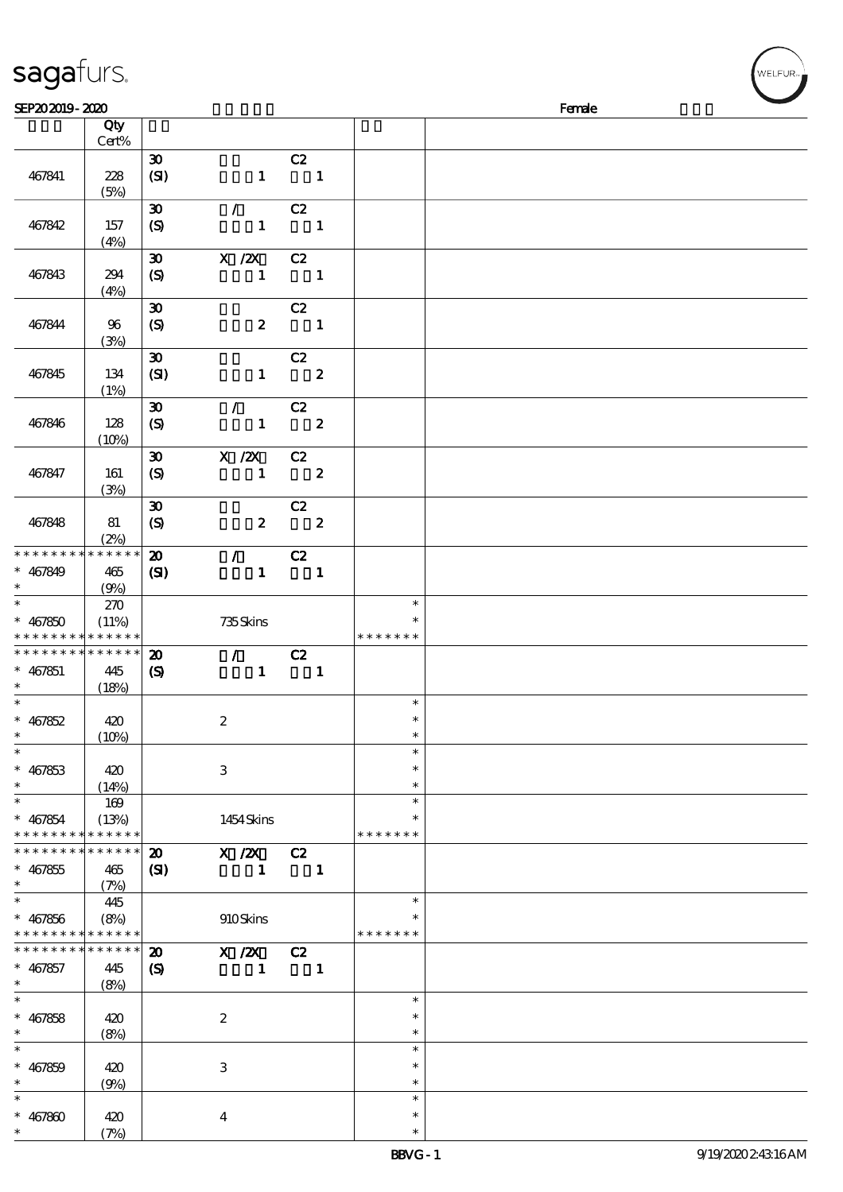| | Qty Cert% | | |
|---|---|---|---|
| 467841 | 228 (5%) | 30 (SI) C2 1 1 | |
| 467842 | 157 (4%) | 30 / (S) C2 1 1 | |
| 467843 | 294 (4%) | 30 X /2X (S) C2 1 1 | |
| 467844 | 96 (3%) | 30 (S) C2 2 1 | |
| 467845 | 134 (1%) | 30 (SI) C2 1 2 | |
| 467846 | 128 (10%) | 30 / (S) C2 1 2 | |
| 467847 | 161 (3%) | 30 X /2X (S) C2 1 2 | |
| 467848 | 81 (2%) | 30 (S) C2 2 2 | |
| * * * * * * * * * * * * * * | | | |
| * 467849 | 465 (9%) | 20 / (SI) C2 1 1 | |
| * 467850 | 270 (11%) | 735 Skins | * * * * * * * |
| * * * * * * * * * * * * * * | | | |
| * 467851 | 445 (18%) | 20 / (S) C2 1 1 | |
| * 467852 | 420 (10%) | 2 | * |
| * 467853 | 420 (14%) | 3 | * |
| * 467854 | 169 (13%) | 1454 Skins | * * * * * * * |
| * * * * * * * * * * * * * * | | | |
| * 467855 | 465 (7%) | 20 X /2X (SI) C2 1 1 | |
| * 467856 | 445 (8%) | 910 Skins | * * * * * * * |
| * * * * * * * * * * * * * * | | | |
| * 467857 | 445 (8%) | 20 X /2X (S) C2 1 1 | |
| * 467858 | 420 (8%) | 2 | * |
| * 467859 | 420 (9%) | 3 | * |
| * 467860 | 420 (7%) | 4 | * |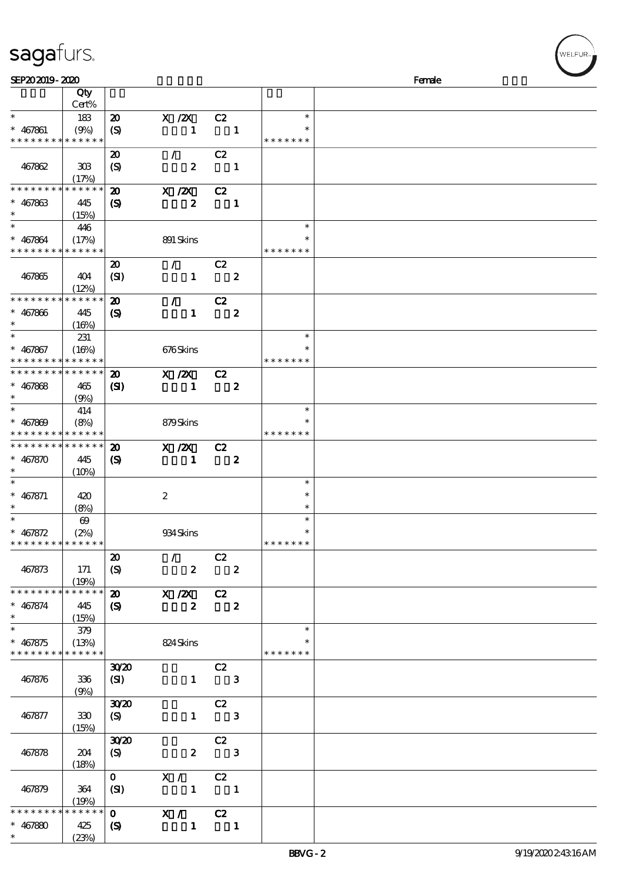sagafurs.

SEP20 2019 - 2020 Female

| | Qty Cert% | | | |
|---|---|---|---|---|
| * <br> * 467861 <br> * * * * * * * * * * * * * * | 183 <br> (9%) | 20 X /2X C2 <br> (S) 1 1 | * <br> * <br> * * * * * * * | |
| 467862 | 303 <br> (17%) | 20 / C2 <br> (S) 2 1 | | |
| * * * * * * * * * * * * * * <br> * 467863 <br> * | 445 <br> (15%) | 20 X /2X C2 <br> (S) 2 1 | | |
| * <br> * 467864 <br> * * * * * * * * * * * * * * | 446 <br> (17%) | 891 Skins | * <br> * <br> * * * * * * * | |
| 467865 | 404 <br> (12%) | 20 / C2 <br> (SI) 1 2 | | |
| * * * * * * * * * * * * * * <br> * 467866 <br> * | 445 <br> (16%) | 20 / C2 <br> (S) 1 2 | | |
| * <br> * 467867 <br> * * * * * * * * * * * * * * | 231 <br> (16%) | 676 Skins | * <br> * <br> * * * * * * * | |
| * * * * * * * * * * * * * * <br> * 467868 <br> * | 465 <br> (9%) | 20 X /2X C2 <br> (SI) 1 2 | | |
| * <br> * 467869 <br> * * * * * * * * * * * * * * | 414 <br> (8%) | 879 Skins | * <br> * <br> * * * * * * * | |
| * * * * * * * * * * * * * * <br> * 467870 <br> * | 445 <br> (10%) | 20 X /2X C2 <br> (S) 1 2 | | |
| * <br> * 467871 <br> * | 420 <br> (8%) | 2 | * <br> * <br> * | |
| * <br> * 467872 <br> * * * * * * * * * * * * * * | 69 <br> (2%) | 934 Skins | * <br> * <br> * * * * * * * | |
| 467873 | 171 <br> (19%) | 20 / C2 <br> (S) 2 2 | | |
| * * * * * * * * * * * * * * <br> * 467874 <br> * | 445 <br> (15%) | 20 X /2X C2 <br> (S) 2 2 | | |
| * <br> * 467875 <br> * * * * * * * * * * * * * * | 379 <br> (13%) | 824 Skins | * <br> * <br> * * * * * * * | |
| 467876 | 336 <br> (9%) | 30/20 C2 <br> (SI) 1 3 | | |
| 467877 | 330 <br> (15%) | 30/20 C2 <br> (S) 1 3 | | |
| 467878 | 204 <br> (18%) | 30/20 C2 <br> (S) 2 3 | | |
| 467879 | 364 <br> (19%) | 0 X / C2 <br> (SI) 1 1 | | |
| * * * * * * * * * * * * * * <br> * 467880 <br> * | 425 <br> (23%) | 0 X / C2 <br> (S) 1 1 | | |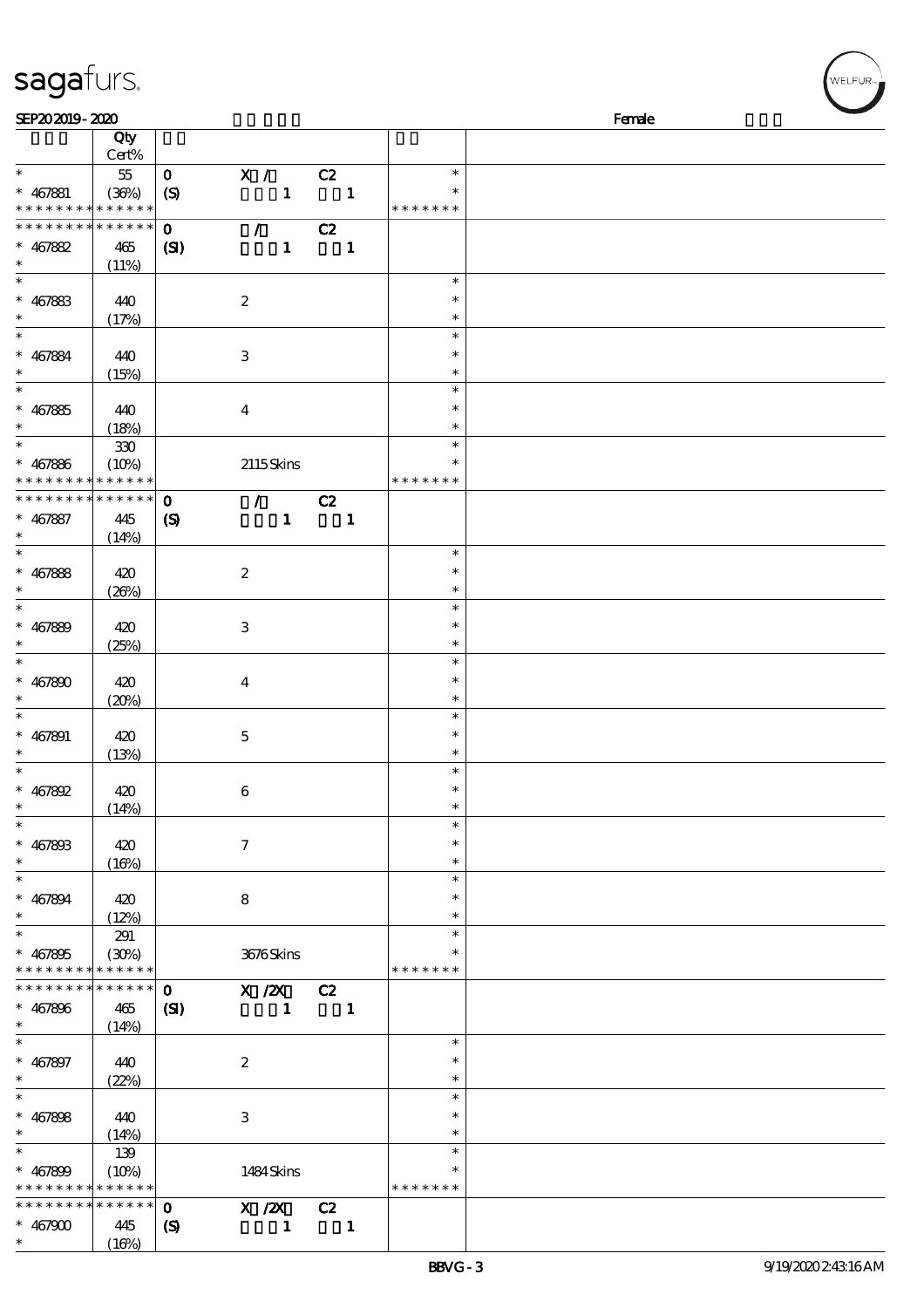SEP20 2019 - 2020 Female

| | Qty Cert% | | | |
|---|---|---|---|---|
| * | 55 | 0 X / C2 | * | |
| * 467881 | (36%) | (S) 1 1 | * | |
| * * * * * * * * * * * * * * | | | * * * * * * * | |
| * * * * * * * * * * * * * * | | 0 / C2 | | |
| * 467882 | 465 | (SI) 1 1 | | |
| * | (11%) | | | |
| * | | | * | |
| * 467883 | 440 | 2 | * | |
| * | (17%) | | * | |
| * | | | * | |
| * 467884 | 440 | 3 | * | |
| * | (15%) | | * | |
| * | | | * | |
| * 467885 | 440 | 4 | * | |
| * | (18%) | | * | |
| * | 330 | | * | |
| * 467886 | (10%) | 2115 Skins | * | |
| * * * * * * * * * * * * * * | | | * * * * * * * | |
| * * * * * * * * * * * * * * | | 0 / C2 | | |
| * 467887 | 445 | (S) 1 1 | | |
| * | (14%) | | | |
| * | | | * | |
| * 467888 | 420 | 2 | * | |
| * | (26%) | | * | |
| * | | | * | |
| * 467889 | 420 | 3 | * | |
| * | (25%) | | * | |
| * | | | * | |
| * 467890 | 420 | 4 | * | |
| * | (20%) | | * | |
| * | | | * | |
| * 467891 | 420 | 5 | * | |
| * | (13%) | | * | |
| * | | | * | |
| * 467892 | 420 | 6 | * | |
| * | (14%) | | * | |
| * | | | * | |
| * 467893 | 420 | 7 | * | |
| * | (16%) | | * | |
| * | | | * | |
| * 467894 | 420 | 8 | * | |
| * | (12%) | | * | |
| * | 291 | | * | |
| * 467895 | (30%) | 3676 Skins | * | |
| * * * * * * * * * * * * * * | | | * * * * * * * | |
| * * * * * * * * * * * * * * | | 0 X /2X C2 | | |
| * 467896 | 465 | (SI) 1 1 | | |
| * | (14%) | | | |
| * | | | * | |
| * 467897 | 440 | 2 | * | |
| * | (22%) | | * | |
| * | | | * | |
| * 467898 | 440 | 3 | * | |
| * | (14%) | | * | |
| * | 139 | | * | |
| * 467899 | (10%) | 1484 Skins | * | |
| * * * * * * * * * * * * * * | | | * * * * * * * | |
| * * * * * * * * * * * * * * | | 0 X /2X C2 | | |
| * 467900 | 445 | (S) 1 1 | | |
| * | (16%) | | | |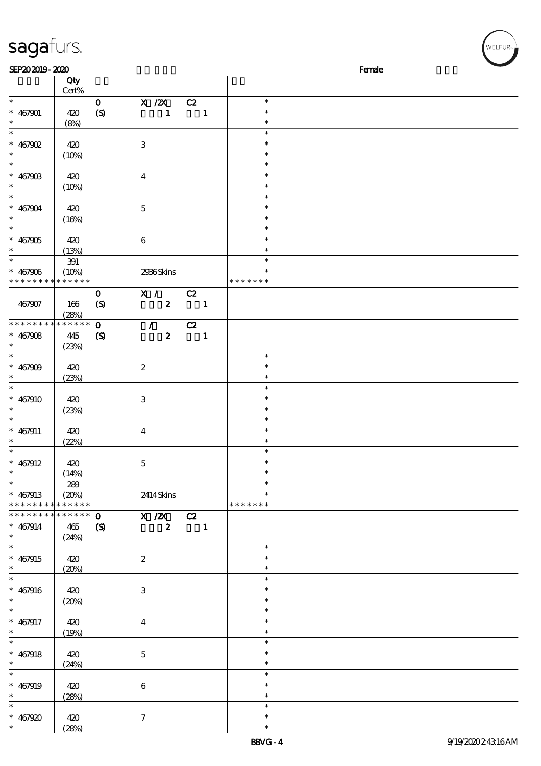SEP20 2019 - 2020 Female

| | Qty Cert% | | | |
|---|---|---|---|---|
| * | | 0 X /2X C2 | * | |
| * 467901 | 420 | (S) 1 1 | * | |
| * | (8%) | | * | |
| * | | | * | |
| * 467902 | 420 | 3 | * | |
| * | (10%) | | * | |
| * | | | * | |
| * 467903 | 420 | 4 | * | |
| * | (10%) | | * | |
| * | | | * | |
| * 467904 | 420 | 5 | * | |
| * | (16%) | | * | |
| * | | | * | |
| * 467905 | 420 | 6 | * | |
| * | (13%) | | * | |
| * | 391 | | * | |
| * 467906 | (10%) | 2936 Skins | * | |
| * * * * * * * * * * * * * * | | | * * * * * * * | |
| | | 0 X / C2 | | |
| 467907 | 166 | (S) 2 1 | | |
| | (28%) | | | |
| * * * * * * * * * * * * * * | | 0 / C2 | | |
| * 467908 | 445 | (S) 2 1 | | |
| * | (23%) | | | |
| * | | | * | |
| * 467909 | 420 | 2 | * | |
| * | (23%) | | * | |
| * | | | * | |
| * 467910 | 420 | 3 | * | |
| * | (23%) | | * | |
| * | | | * | |
| * 467911 | 420 | 4 | * | |
| * | (22%) | | * | |
| * | | | * | |
| * 467912 | 420 | 5 | * | |
| * | (14%) | | * | |
| * | 289 | | * | |
| * 467913 | (20%) | 2414 Skins | * | |
| * * * * * * * * * * * * * * | | | * * * * * * * | |
| * * * * * * * * * * * * * * | | 0 X /2X C2 | | |
| * 467914 | 465 | (S) 2 1 | | |
| * | (24%) | | | |
| * | | | * | |
| * 467915 | 420 | 2 | * | |
| * | (20%) | | * | |
| * | | | * | |
| * 467916 | 420 | 3 | * | |
| * | (20%) | | * | |
| * | | | * | |
| * 467917 | 420 | 4 | * | |
| * | (19%) | | * | |
| * | | | * | |
| * 467918 | 420 | 5 | * | |
| * | (24%) | | * | |
| * | | | * | |
| * 467919 | 420 | 6 | * | |
| * | (28%) | | * | |
| * | | | * | |
| * 467920 | 420 | 7 | * | |
| * | (28%) | | * | |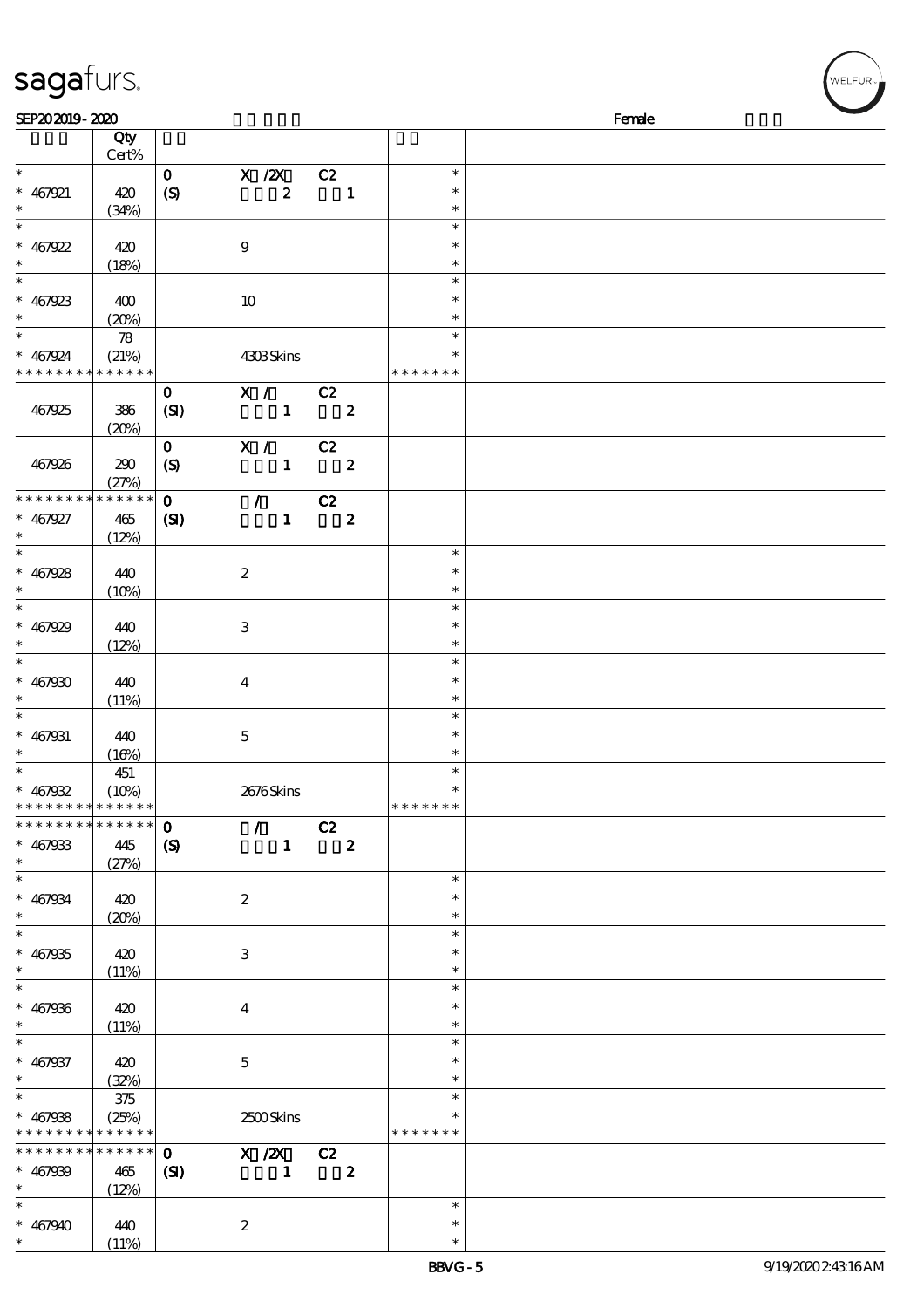sagafurs.

SEP20 2019 - 2020 Female

| | Qty Cert% | | | |
|---|---|---|---|---|
| * | | 0 X /2X C2 | * | |
| * 467921 | 420 | (S) 2 1 | * | |
| * | (34%) | | * | |
| * | | | * | |
| * 467922 | 420 | 9 | * | |
| * | (18%) | | * | |
| * | | | * | |
| * 467923 | 400 | 10 | * | |
| * | (20%) | | * | |
| * | 78 | | * | |
| * 467924 | (21%) | 4303 Skins | * | |
| * * * * * * * * * * * * * * | | | * * * * * * * | |
| | | 0 X / C2 | | |
| 467925 | 386 | (SI) 1 2 | | |
| | (20%) | | | |
| | | 0 X / C2 | | |
| 467926 | 290 | (S) 1 2 | | |
| | (27%) | | | |
| * * * * * * * * * * * * * * | | 0 / C2 | | |
| * 467927 | 465 | (SI) 1 2 | | |
| * | (12%) | | | |
| * | | | * | |
| * 467928 | 440 | 2 | * | |
| * | (10%) | | * | |
| * | | | * | |
| * 467929 | 440 | 3 | * | |
| * | (12%) | | * | |
| * | | | * | |
| * 467930 | 440 | 4 | * | |
| * | (11%) | | * | |
| * | | | * | |
| * 467931 | 440 | 5 | * | |
| * | (16%) | | * | |
| * | 451 | | * | |
| * 467932 | (10%) | 2676 Skins | * | |
| * * * * * * * * * * * * * * | | | * * * * * * * | |
| * * * * * * * * * * * * * * | | 0 / C2 | | |
| * 467933 | 445 | (S) 1 2 | | |
| * | (27%) | | | |
| * | | | * | |
| * 467934 | 420 | 2 | * | |
| * | (20%) | | * | |
| * | | | * | |
| * 467935 | 420 | 3 | * | |
| * | (11%) | | * | |
| * | | | * | |
| * 467936 | 420 | 4 | * | |
| * | (11%) | | * | |
| * | | | * | |
| * 467937 | 420 | 5 | * | |
| * | (32%) | | * | |
| * | 375 | | * | |
| * 467938 | (25%) | 2500 Skins | * | |
| * * * * * * * * * * * * * * | | | * * * * * * * | |
| * * * * * * * * * * * * * * | | 0 X /2X C2 | | |
| * 467939 | 465 | (SI) 1 2 | | |
| * | (12%) | | | |
| * | | | * | |
| * 467940 | 440 | 2 | * | |
| * | (11%) | | * | |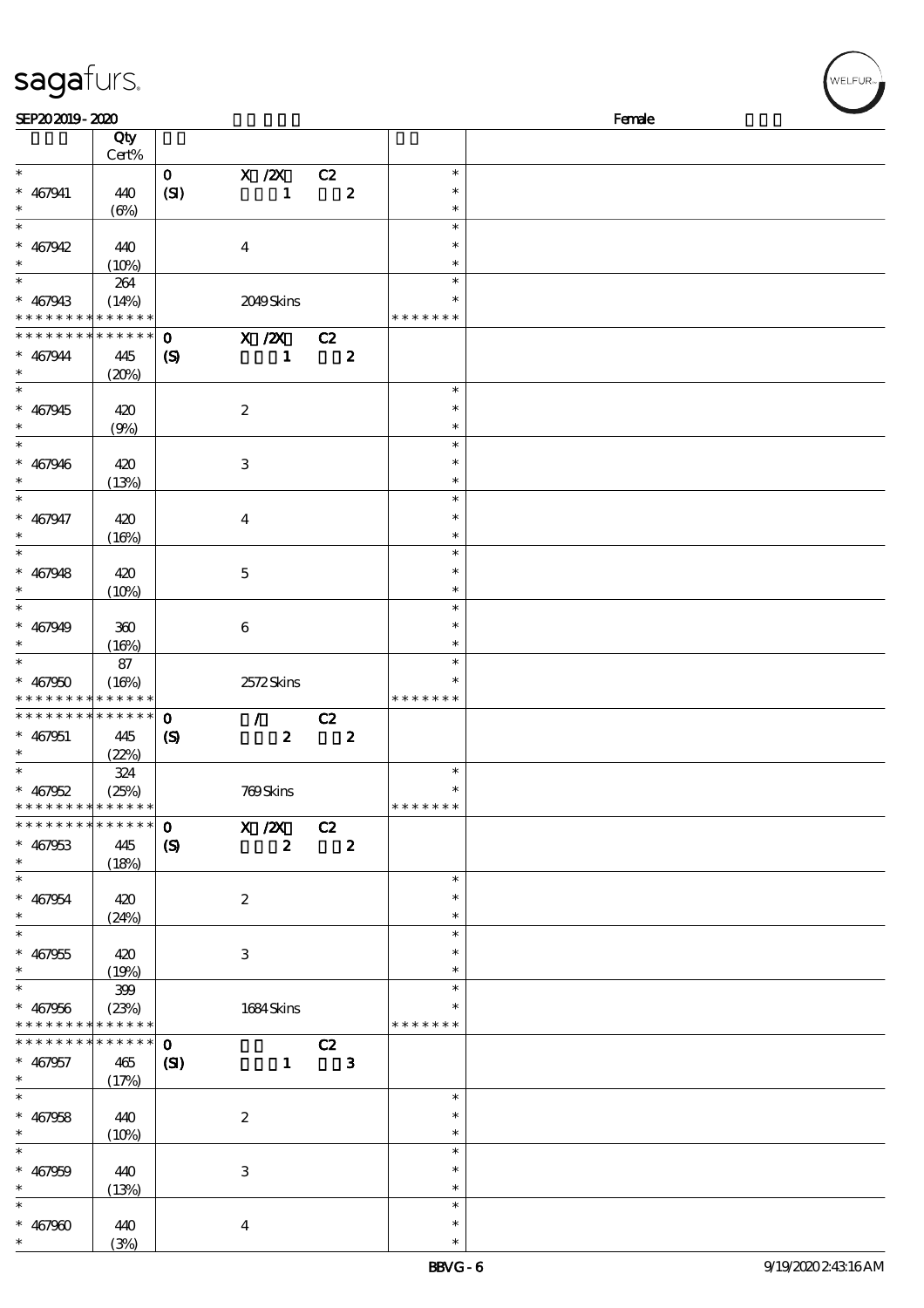SEP20 2019 - 2020 Female

| | Qty Cert% | | | | | |
|---|---|---|---|---|---|---|
| * | | 0 | X /2X | C2 | * | |
| * 467941 | 440 | (SI) | 1 | 2 | * | |
| * | (6%) | | | | * | |
| * | | | | | * | |
| * 467942 | 440 | | 4 | | * | |
| * | (10%) | | | | * | |
| * | 264 | | | | * | |
| * 467943 | (14%) | | 2049 Skins | | * | |
| * * * * * * * * * * * * * * | | | | | * * * * * * * | |
| * * * * * * * * * * * * * * | | 0 | X /2X | C2 | | |
| * 467944 | 445 | (S) | 1 | 2 | | |
| * | (20%) | | | | | |
| * | | | | | * | |
| * 467945 | 420 | | 2 | | * | |
| * | (9%) | | | | * | |
| * | | | | | * | |
| * 467946 | 420 | | 3 | | * | |
| * | (13%) | | | | * | |
| * | | | | | * | |
| * 467947 | 420 | | 4 | | * | |
| * | (16%) | | | | * | |
| * | | | | | * | |
| * 467948 | 420 | | 5 | | * | |
| * | (10%) | | | | * | |
| * | | | | | * | |
| * 467949 | 360 | | 6 | | * | |
| * | (16%) | | | | * | |
| * | 87 | | | | * | |
| * 467950 | (16%) | | 2572 Skins | | * | |
| * * * * * * * * * * * * * * | | | | | * * * * * * * | |
| * * * * * * * * * * * * * * | | 0 | / | C2 | | |
| * 467951 | 445 | (S) | 2 | 2 | | |
| * | (22%) | | | | | |
| * | 324 | | | | * | |
| * 467952 | (25%) | | 769 Skins | | * | |
| * * * * * * * * * * * * * * | | | | | * * * * * * * | |
| * * * * * * * * * * * * * * | | 0 | X /2X | C2 | | |
| * 467953 | 445 | (S) | 2 | 2 | | |
| * | (18%) | | | | | |
| * | | | | | * | |
| * 467954 | 420 | | 2 | | * | |
| * | (24%) | | | | * | |
| * | | | | | * | |
| * 467955 | 420 | | 3 | | * | |
| * | (19%) | | | | * | |
| * | 399 | | | | * | |
| * 467956 | (23%) | | 1684 Skins | | * | |
| * * * * * * * * * * * * * * | | | | | * * * * * * * | |
| * * * * * * * * * * * * * * | | 0 | | C2 | | |
| * 467957 | 465 | (SI) | 1 | 3 | | |
| * | (17%) | | | | | |
| * | | | | | * | |
| * 467958 | 440 | | 2 | | * | |
| * | (10%) | | | | * | |
| * | | | | | * | |
| * 467959 | 440 | | 3 | | * | |
| * | (13%) | | | | * | |
| * | | | | | * | |
| * 467960 | 440 | | 4 | | * | |
| * | (3%) | | | | * | |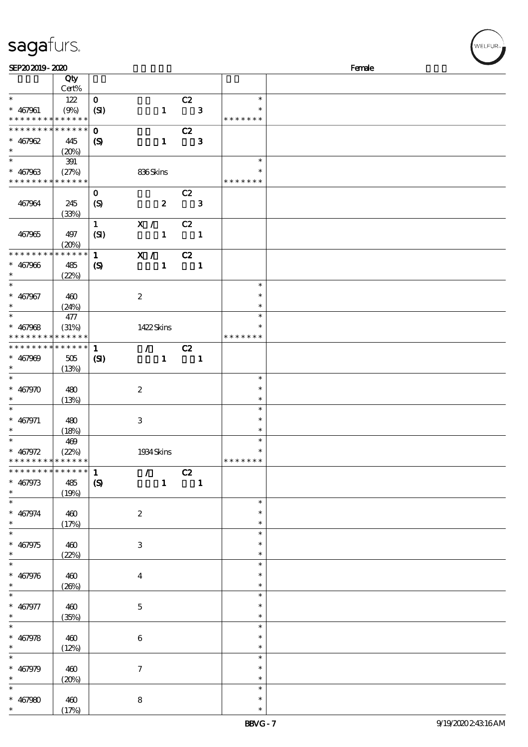SEP20 2019 - 2020 Female

| | Qty Cert% | | |
|---|---|---|---|
| * <br> * 467961 <br> * * * * * * * * * * * * * * | 122 <br> (9%) | 0 C2 <br> (SI) 1 3 | * <br> * <br> * * * * * * * |
| * * * * * * * * * * * * * * <br> * 467962 <br> * | 445 <br> (20%) | 0 C2 <br> (S) 1 3 | |
| * <br> * 467963 <br> * * * * * * * * * * * * * * | 391 <br> (27%) | 836 Skins | * <br> * <br> * * * * * * * |
| 467964 | 245 <br> (33%) | 0 C2 <br> (S) 2 3 | |
| 467965 | 497 <br> (20%) | 1 X / C2 <br> (SI) 1 1 | |
| * * * * * * * * * * * * * * <br> * 467966 <br> * | 485 <br> (22%) | 1 X / C2 <br> (S) 1 1 | |
| * <br> * 467967 <br> * | 460 <br> (24%) | 2 | * <br> * <br> * |
| * <br> * 467968 <br> * * * * * * * * * * * * * * | 477 <br> (31%) | 1422 Skins | * <br> * <br> * * * * * * * |
| * * * * * * * * * * * * * * <br> * 467969 <br> * | 505 <br> (13%) | 1 / C2 <br> (SI) 1 1 | |
| * <br> * 467970 <br> * | 480 <br> (13%) | 2 | * <br> * <br> * |
| * <br> * 467971 <br> * | 480 <br> (18%) | 3 | * <br> * <br> * |
| * <br> * 467972 <br> * * * * * * * * * * * * * * | 469 <br> (22%) | 1934 Skins | * <br> * <br> * * * * * * * |
| * * * * * * * * * * * * * * <br> * 467973 <br> * | 485 <br> (19%) | 1 / C2 <br> (S) 1 1 | |
| * <br> * 467974 <br> * | 460 <br> (17%) | 2 | * <br> * <br> * |
| * <br> * 467975 <br> * | 460 <br> (22%) | 3 | * <br> * <br> * |
| * <br> * 467976 <br> * | 460 <br> (26%) | 4 | * <br> * <br> * |
| * <br> * 467977 <br> * | 460 <br> (35%) | 5 | * <br> * <br> * |
| * <br> * 467978 <br> * | 460 <br> (12%) | 6 | * <br> * <br> * |
| * <br> * 467979 <br> * | 460 <br> (20%) | 7 | * <br> * <br> * |
| * <br> * 467980 <br> * | 460 <br> (17%) | 8 | * <br> * <br> * |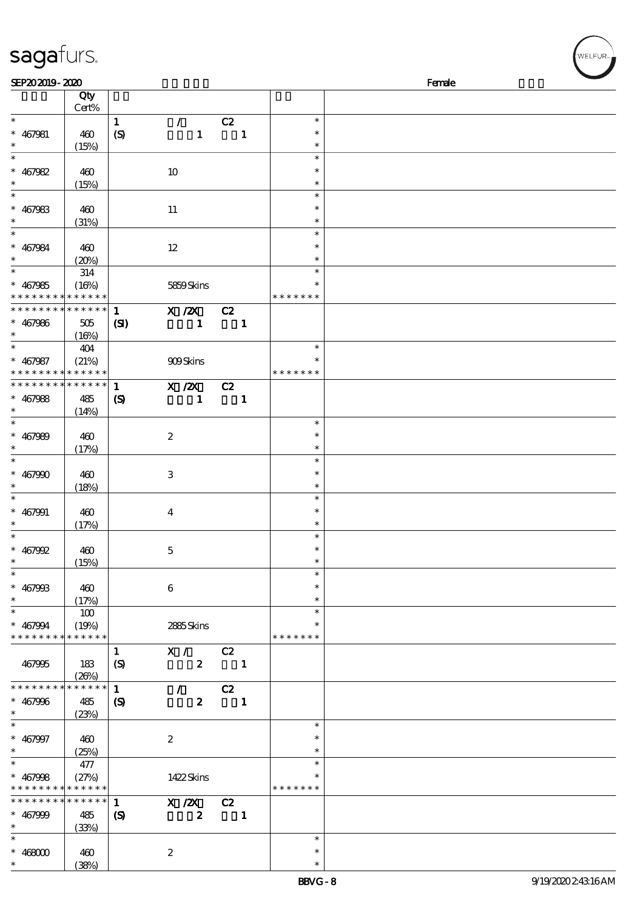| | Qty Cert% | | | | |
|---|---|---|---|---|---|
| * | | 1 | / C2 | * | |
| * 467981 | 460 | (S) | 1 1 | * | |
| * | (15%) | | | * | |
| * | | | | * | |
| * 467982 | 460 | | 10 | * | |
| * | (15%) | | | * | |
| * | | | | * | |
| * 467983 | 460 | | 11 | * | |
| * | (31%) | | | * | |
| * | | | | * | |
| * 467984 | 460 | | 12 | * | |
| * | (20%) | | | * | |
| * | 314 | | | * | |
| * 467985 | (16%) | | 5859 Skins | * | |
| * * * * * * * * * * * * * * | | | | * * * * * * * | |
| * * * * * * * * * * * * * * | | 1 | X /2X C2 | | |
| * 467986 | 505 | (SI) | 1 1 | | |
| * | (16%) | | | | |
| * | 404 | | | * | |
| * 467987 | (21%) | | 909 Skins | * | |
| * * * * * * * * * * * * * * | | | | * * * * * * * | |
| * * * * * * * * * * * * * * | | 1 | X /2X C2 | | |
| * 467988 | 485 | (S) | 1 1 | | |
| * | (14%) | | | | |
| * | | | | * | |
| * 467989 | 460 | | 2 | * | |
| * | (17%) | | | * | |
| * | | | | * | |
| * 467990 | 460 | | 3 | * | |
| * | (18%) | | | * | |
| * | | | | * | |
| * 467991 | 460 | | 4 | * | |
| * | (17%) | | | * | |
| * | | | | * | |
| * 467992 | 460 | | 5 | * | |
| * | (15%) | | | * | |
| * | | | | * | |
| * 467993 | 460 | | 6 | * | |
| * | (17%) | | | * | |
| * | 100 | | | * | |
| * 467994 | (19%) | | 2885 Skins | * | |
| * * * * * * * * * * * * * * | | | | * * * * * * * | |
| | | 1 | X / C2 | | |
| 467995 | 183 | (S) | 2 1 | | |
| | (26%) | | | | |
| * * * * * * * * * * * * * * | | 1 | / C2 | | |
| * 467996 | 485 | (S) | 2 1 | | |
| * | (23%) | | | | |
| * | | | | * | |
| * 467997 | 460 | | 2 | * | |
| * | (25%) | | | * | |
| * | 477 | | | * | |
| * 467998 | (27%) | | 1422 Skins | * | |
| * * * * * * * * * * * * * * | | | | * * * * * * * | |
| * * * * * * * * * * * * * * | | 1 | X /2X C2 | | |
| * 467999 | 485 | (S) | 2 1 | | |
| * | (33%) | | | | |
| * | | | | * | |
| * 468000 | 460 | | 2 | * | |
| * | (38%) | | | * | |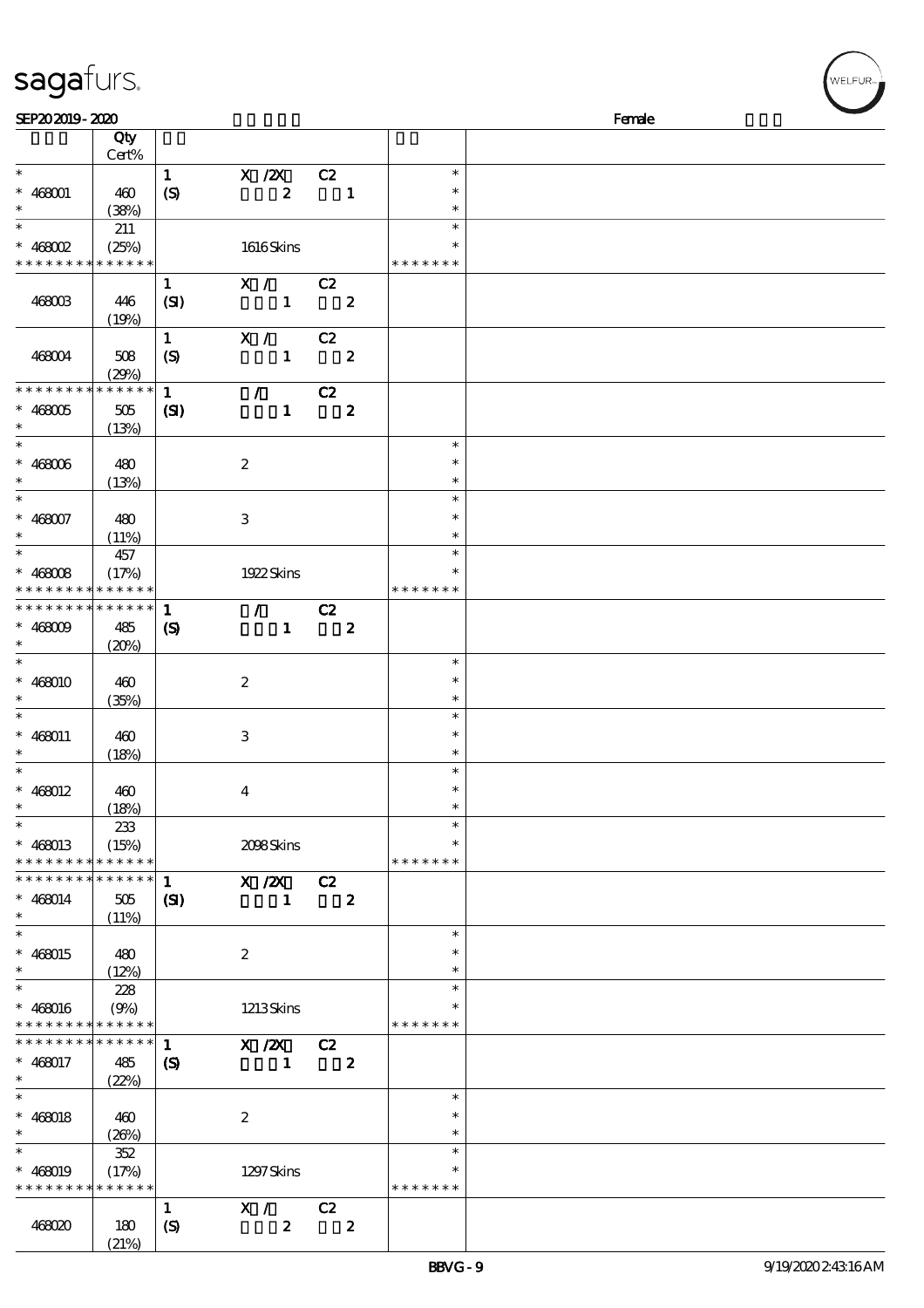SEP20 2019 - 2020 Female

| | Qty Cert% | | | | | |
|---|---|---|---|---|---|---|
| * | | 1 | X /2X | C2 | * | |
| * 468001 | 460 | (S) | 2 | 1 | * | |
| * | (38%) | | | | * | |
| * | 211 | | | | * | |
| * 468002 | (25%) | | 1616 Skins | | * | |
| * * * * * * * * * * * * * * | | | | | * * * * * * * | |
| | | 1 | X / | C2 | | |
| 468003 | 446 (19%) | (SI) | 1 | 2 | | |
| | | 1 | X / | C2 | | |
| 468004 | 508 (29%) | (S) | 1 | 2 | | |
| * * * * * * * * * * * * * * | | 1 | / | C2 | | |
| * 468005 | 505 | (SI) | 1 | 2 | | |
| * | (13%) | | | | | |
| * | | | | | * | |
| * 468006 | 480 | | 2 | | * | |
| * | (13%) | | | | * | |
| * | | | | | * | |
| * 468007 | 480 | | 3 | | * | |
| * | (11%) | | | | * | |
| * | 457 | | | | * | |
| * 468008 | (17%) | | 1922 Skins | | * | |
| * * * * * * * * * * * * * * | | | | | * * * * * * * | |
| * * * * * * * * * * * * * * | | 1 | / | C2 | | |
| * 468009 | 485 | (S) | 1 | 2 | | |
| * | (20%) | | | | | |
| * | | | | | * | |
| * 468010 | 460 | | 2 | | * | |
| * | (35%) | | | | * | |
| * | | | | | * | |
| * 468011 | 460 | | 3 | | * | |
| * | (18%) | | | | * | |
| * | | | | | * | |
| * 468012 | 460 | | 4 | | * | |
| * | (18%) | | | | * | |
| * | 233 | | | | * | |
| * 468013 | (15%) | | 2098 Skins | | * | |
| * * * * * * * * * * * * * * | | | | | * * * * * * * | |
| * * * * * * * * * * * * * * | | 1 | X /2X | C2 | | |
| * 468014 | 505 | (SI) | 1 | 2 | | |
| * | (11%) | | | | | |
| * | | | | | * | |
| * 468015 | 480 | | 2 | | * | |
| * | (12%) | | | | * | |
| * | 228 | | | | * | |
| * 468016 | (9%) | | 1213 Skins | | * | |
| * * * * * * * * * * * * * * | | | | | * * * * * * * | |
| * * * * * * * * * * * * * * | | 1 | X /2X | C2 | | |
| * 468017 | 485 | (S) | 1 | 2 | | |
| * | (22%) | | | | | |
| * | | | | | * | |
| * 468018 | 460 | | 2 | | * | |
| * | (26%) | | | | * | |
| * | 352 | | | | * | |
| * 468019 | (17%) | | 1297 Skins | | * | |
| * * * * * * * * * * * * * * | | | | | * * * * * * * | |
| | | 1 | X / | C2 | | |
| 468020 | 180 (21%) | (S) | 2 | 2 | | |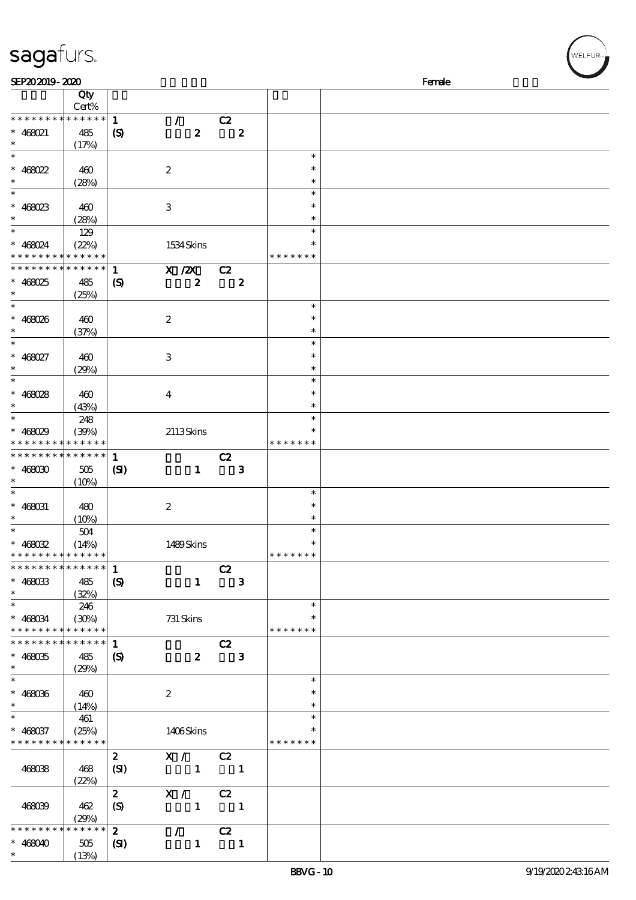SEP20 2019 - 2020 Female

| | Qty Cert% | | | |
|---|---|---|---|---|
| * * * * * * * * * * * * * * | | 1 / C2 | | |
| * 468021 | 485 | (S) 2 2 | | |
| * | (17%) | | | |
| * | | | * | |
| * 468022 | 460 | 2 | * | |
| * | (28%) | | * | |
| * | | | * | |
| * 468023 | 460 | 3 | * | |
| * | (28%) | | * | |
| * | 129 | | * | |
| * 468024 | (22%) | 1534 Skins | * | |
| * * * * * * * * * * * * * * | | | * * * * * * * | |
| * * * * * * * * * * * * * * | | 1 X /2X C2 | | |
| * 468025 | 485 | (S) 2 2 | | |
| * | (25%) | | | |
| * | | | * | |
| * 468026 | 460 | 2 | * | |
| * | (37%) | | * | |
| * | | | * | |
| * 468027 | 460 | 3 | * | |
| * | (29%) | | * | |
| * | | | * | |
| * 468028 | 460 | 4 | * | |
| * | (43%) | | * | |
| * | 248 | | * | |
| * 468029 | (39%) | 2113 Skins | * | |
| * * * * * * * * * * * * * * | | | * * * * * * * | |
| * * * * * * * * * * * * * * | | 1 C2 | | |
| * 468030 | 505 | (SI) 1 3 | | |
| * | (10%) | | | |
| * | | | * | |
| * 468031 | 480 | 2 | * | |
| * | (10%) | | * | |
| * | 504 | | * | |
| * 468032 | (14%) | 1489 Skins | * | |
| * * * * * * * * * * * * * * | | | * * * * * * * | |
| * * * * * * * * * * * * * * | | 1 C2 | | |
| * 468033 | 485 | (S) 1 3 | | |
| * | (32%) | | | |
| * | 246 | | * | |
| * 468034 | (30%) | 731 Skins | * | |
| * * * * * * * * * * * * * * | | | * * * * * * * | |
| * * * * * * * * * * * * * * | | 1 C2 | | |
| * 468035 | 485 | (S) 2 3 | | |
| * | (29%) | | | |
| * | | | * | |
| * 468036 | 460 | 2 | * | |
| * | (14%) | | * | |
| * | 461 | | * | |
| * 468037 | (25%) | 1406 Skins | * | |
| * * * * * * * * * * * * * * | | | * * * * * * * | |
| | | 2 X / C2 | | |
| 468038 | 468 | (SI) 1 1 | | |
| | (22%) | | | |
| | | 2 X / C2 | | |
| 468039 | 462 | (S) 1 1 | | |
| | (29%) | | | |
| * * * * * * * * * * * * * * | | 2 / C2 | | |
| * 468040 | 505 | (SI) 1 1 | | |
| * | (13%) | | | |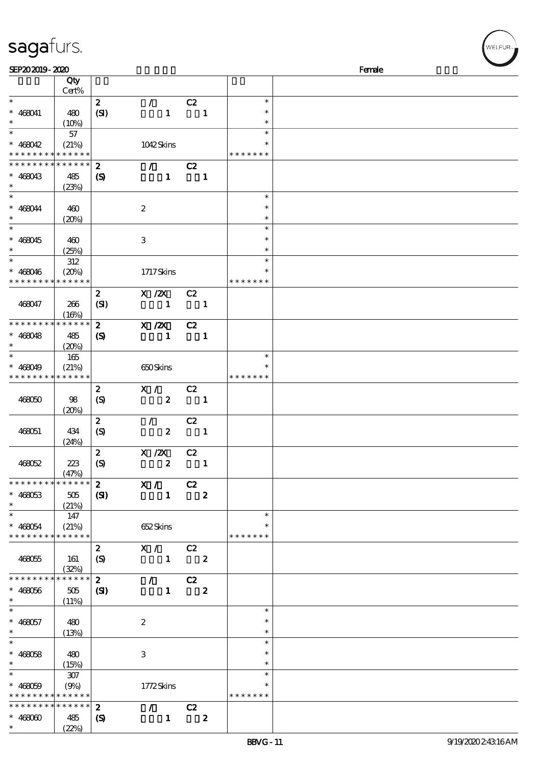SEP20 2019 - 2020 Female

| | Qty Cert% | | | | | |
|---|---|---|---|---|---|---|
| * * 468041 * | 480 (10%) | 2 (SI) | / 1 | C2 1 | * * * | |
| * * 468042 * * * * * * * * * * * * * | 57 (21%) | | 1042 Skins | | * * * * * * * * * * | |
| * * * * * * * * * * * * * * 468043 * | 485 (23%) | 2 (S) | / 1 | C2 1 | | |
| * * 468044 * | 460 (20%) | | 2 | | * * * | |
| * * 468045 * | 460 (25%) | | 3 | | * * * | |
| * * 468046 * * * * * * * * * * * * * | 312 (20%) | | 1717 Skins | | * * * * * * * * * * | |
| 468047 | 266 (16%) | 2 (SI) | X /2X 1 | C2 1 | | |
| * * * * * * * * * * * * * * 468048 * | 485 (20%) | 2 (S) | X /2X 1 | C2 1 | | |
| * * 468049 * * * * * * * * * * * * * | 165 (21%) | | 650 Skins | | * * * * * * * * * | |
| 468050 | 98 (20%) | 2 (S) | X / 2 | C2 1 | | |
| 468051 | 434 (24%) | 2 (S) | / 2 | C2 1 | | |
| 468052 | 223 (47%) | 2 (S) | X /2X 2 | C2 1 | | |
| * * * * * * * * * * * * * * 468053 * | 505 (21%) | 2 (SI) | X / 1 | C2 2 | | |
| * * 468054 * * * * * * * * * * * * * | 147 (21%) | | 652 Skins | | * * * * * * * * * | |
| 468055 | 161 (32%) | 2 (S) | X / 1 | C2 2 | | |
| * * * * * * * * * * * * * * 468056 * | 505 (11%) | 2 (SI) | / 1 | C2 2 | | |
| * * 468057 * | 480 (13%) | | 2 | | * * * | |
| * * 468058 * | 480 (15%) | | 3 | | * * * | |
| * * 468059 * * * * * * * * * * * * * | 307 (9%) | | 1772 Skins | | * * * * * * * * * | |
| * * * * * * * * * * * * * * 468060 * | 485 (22%) | 2 (S) | / 1 | C2 2 | | |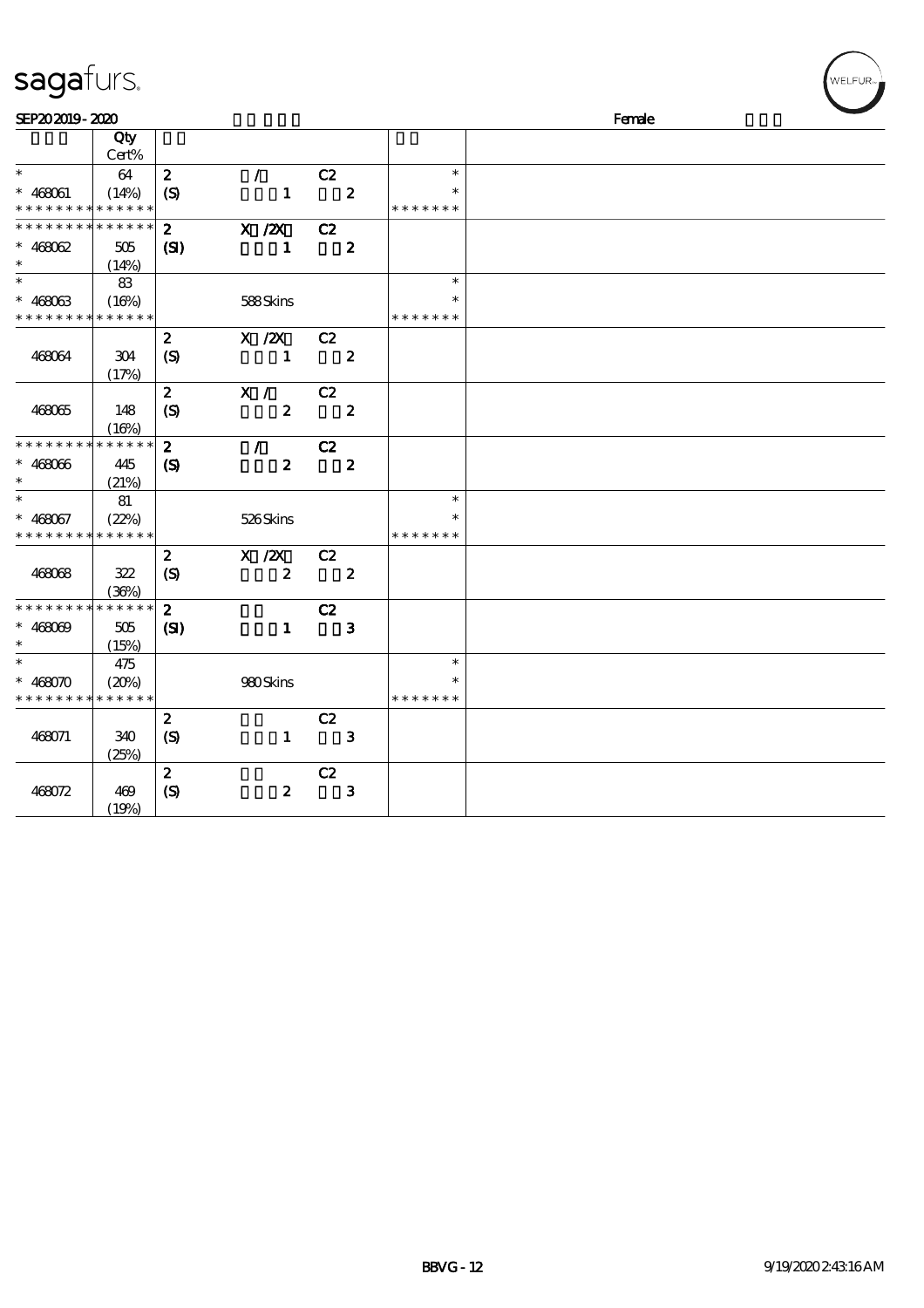SEP20 2019 - 2020 Female

| | Qty Cert% | | | | | |
|---|---|---|---|---|---|---|
| * | 64 | 2 | / | C2 | * | |
| * 468061 | (14%) | (S) | 1 | 2 | * | |
| * * * * * * * * * * * * * * | | | | | * * * * * * * | |
| * * * * * * * * * * * * * * | | 2 | X /2X | C2 | | |
| * 468062 | 505 | (SI) | 1 | 2 | | |
| * | (14%) | | | | | |
| * | 83 | | | | * | |
| * 468063 | (16%) | | 588 Skins | | * | |
| * * * * * * * * * * * * * * | | | | | * * * * * * * | |
| | | 2 | X /2X | C2 | | |
| 468064 | 304 | (S) | 1 | 2 | | |
| | (17%) | | | | | |
| | | 2 | X / | C2 | | |
| 468065 | 148 | (S) | 2 | 2 | | |
| | (16%) | | | | | |
| * * * * * * * * * * * * * * | | 2 | / | C2 | | |
| * 468066 | 445 | (S) | 2 | 2 | | |
| * | (21%) | | | | | |
| * | 81 | | | | * | |
| * 468067 | (22%) | | 526 Skins | | * | |
| * * * * * * * * * * * * * * | | | | | * * * * * * * | |
| | | 2 | X /2X | C2 | | |
| 468068 | 322 | (S) | 2 | 2 | | |
| | (36%) | | | | | |
| * * * * * * * * * * * * * * | | 2 | | C2 | | |
| * 468069 | 505 | (SI) | 1 | 3 | | |
| * | (15%) | | | | | |
| * | 475 | | | | * | |
| * 468070 | (20%) | | 980 Skins | | * | |
| * * * * * * * * * * * * * * | | | | | * * * * * * * | |
| | | 2 | | C2 | | |
| 468071 | 340 | (S) | 1 | 3 | | |
| | (25%) | | | | | |
| | | 2 | | C2 | | |
| 468072 | 469 | (S) | 2 | 3 | | |
| | (19%) | | | | | |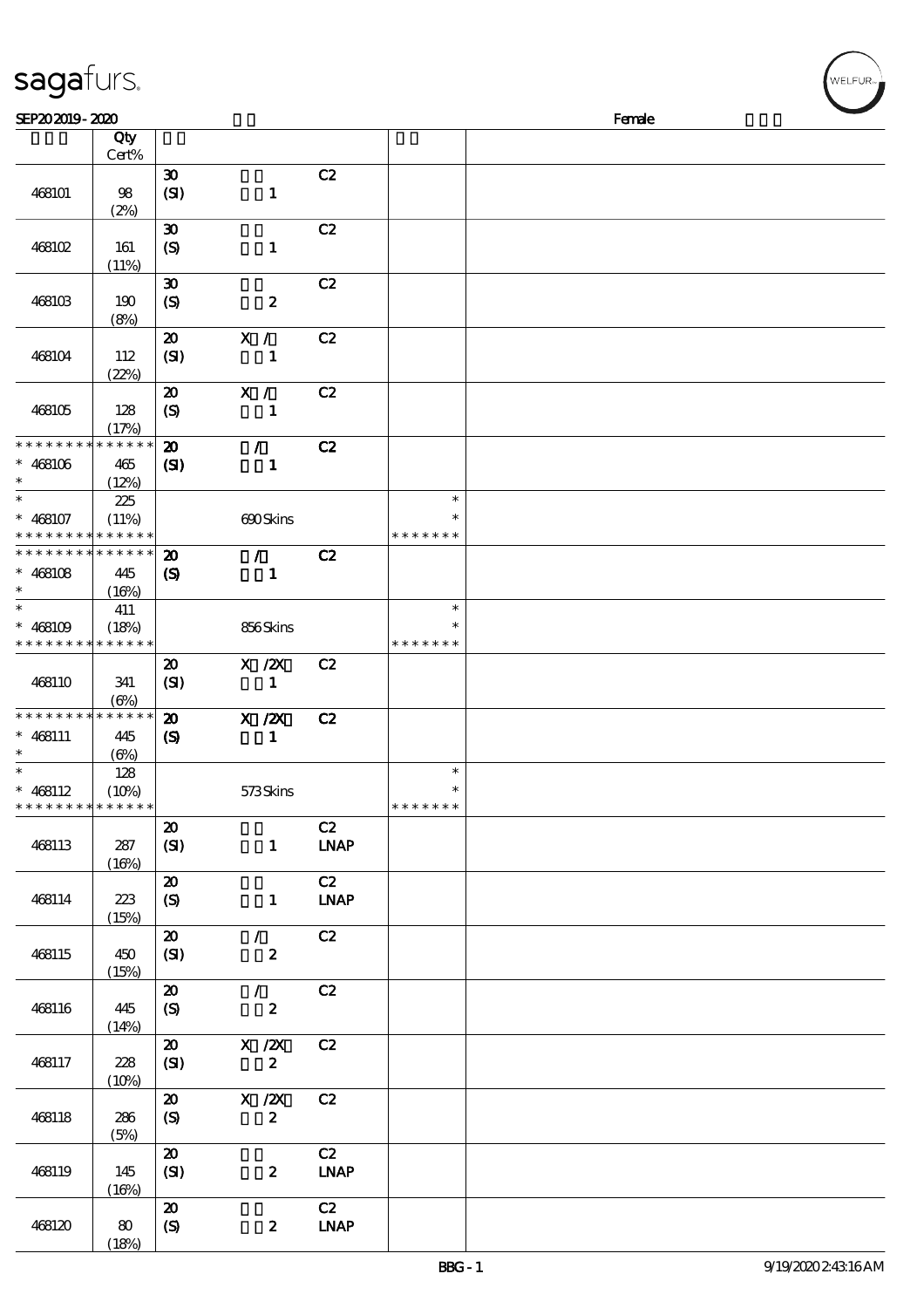| | Qty Cert% | | | | | |
|---|---|---|---|---|---|---|
| 468101 | 98 (2%) | 30 (SI) | 1 | C2 | | |
| 468102 | 161 (11%) | 30 (S) | 1 | C2 | | |
| 468103 | 190 (8%) | 30 (S) | 2 | C2 | | |
| 468104 | 112 (22%) | 20 (SI) | X / 1 | C2 | | |
| 468105 | 128 (17%) | 20 (S) | X / 1 | C2 | | |
| * * * * * * * * * * * * * * * 468106 * | 465 (12%) | 20 (SI) | / 1 | C2 | | |
| * * 468107 * * * * * * * * * * * * * * | 225 (11%) | | 690 Skins | | * * * * * * * * * | |
| * * * * * * * * * * * * * * * 468108 * | 445 (16%) | 20 (S) | / 1 | C2 | | |
| * * 468109 * * * * * * * * * * * * * * | 411 (18%) | | 856 Skins | | * * * * * * * * * | |
| 468110 | 341 (6%) | 20 (SI) | X /2X 1 | C2 | | |
| * * * * * * * * * * * * * * * 468111 * | 445 (6%) | 20 (S) | X /2X 1 | C2 | | |
| * * 468112 * * * * * * * * * * * * * * | 128 (10%) | | 573 Skins | | * * * * * * * * * | |
| 468113 | 287 (16%) | 20 (SI) | 1 | C2 LNAP | | |
| 468114 | 223 (15%) | 20 (S) | 1 | C2 LNAP | | |
| 468115 | 450 (15%) | 20 (SI) | / 2 | C2 | | |
| 468116 | 445 (14%) | 20 (S) | / 2 | C2 | | |
| 468117 | 228 (10%) | 20 (SI) | X /2X 2 | C2 | | |
| 468118 | 286 (5%) | 20 (S) | X /2X 2 | C2 | | |
| 468119 | 145 (16%) | 20 (SI) | 2 | C2 LNAP | | |
| 468120 | 80 (18%) | 20 (S) | 2 | C2 LNAP | | |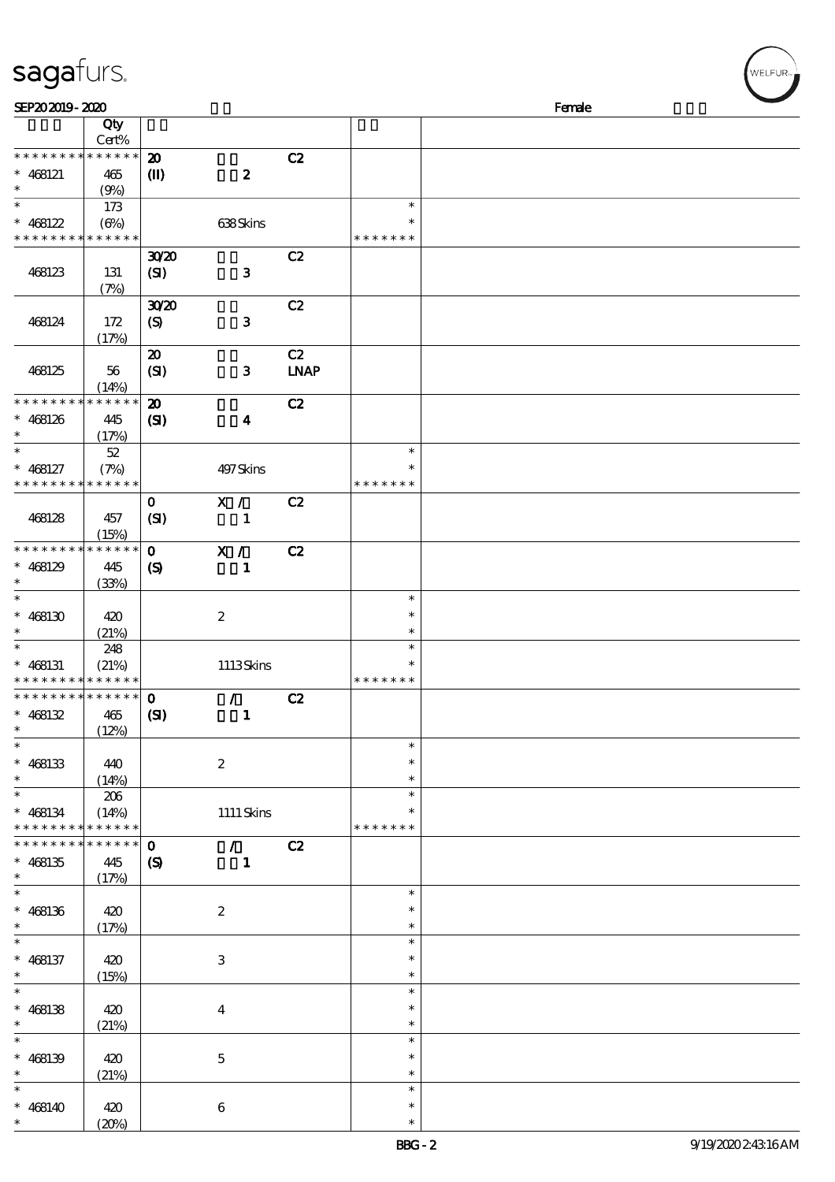SEP20 2019 - 2020 Female

| | Qty Cert% | | | | |
|---|---|---|---|---|---|
| * * * * * * * * * * * * * * | | **20** | | **C2** | |
| * 468121 | 465 | **(II)** | **2** | | |
| * | (9%) | | | | |
| * | 173 | | | | * |
| * 468122 | (6%) | | 638 Skins | | * |
| * * * * * * * * * * * * * * | | | | | * * * * * * * |
| | | **30/20** | | **C2** | |
| 468123 | 131 | **(SI)** | **3** | | |
| | (7%) | | | | |
| | | **30/20** | | **C2** | |
| 468124 | 172 | **(S)** | **3** | | |
| | (17%) | | | | |
| | | **20** | | **C2** | |
| 468125 | 56 | **(SI)** | **3** | **LNAP** | |
| | (14%) | | | | |
| * * * * * * * * * * * * * * | | **20** | | **C2** | |
| * 468126 | 445 | **(SI)** | **4** | | |
| * | (17%) | | | | |
| * | 52 | | | | * |
| * 468127 | (7%) | | 497 Skins | | * |
| * * * * * * * * * * * * * * | | | | | * * * * * * * |
| | | **0** | **X /** | **C2** | |
| 468128 | 457 | **(SI)** | **1** | | |
| | (15%) | | | | |
| * * * * * * * * * * * * * * | | **0** | **X /** | **C2** | |
| * 468129 | 445 | **(S)** | **1** | | |
| * | (33%) | | | | |
| * | | | | | * |
| * 468130 | 420 | | 2 | | * |
| * | (21%) | | | | * |
| * | 248 | | | | * |
| * 468131 | (21%) | | 1113 Skins | | * |
| * * * * * * * * * * * * * * | | | | | * * * * * * * |
| * * * * * * * * * * * * * * | | **0** | **/** | **C2** | |
| * 468132 | 465 | **(SI)** | **1** | | |
| * | (12%) | | | | |
| * | | | | | * |
| * 468133 | 440 | | 2 | | * |
| * | (14%) | | | | * |
| * | 206 | | | | * |
| * 468134 | (14%) | | 1111 Skins | | * |
| * * * * * * * * * * * * * * | | | | | * * * * * * * |
| * * * * * * * * * * * * * * | | **0** | **/** | **C2** | |
| * 468135 | 445 | **(S)** | **1** | | |
| * | (17%) | | | | |
| * | | | | | * |
| * 468136 | 420 | | 2 | | * |
| * | (17%) | | | | * |
| * | | | | | * |
| * 468137 | 420 | | 3 | | * |
| * | (15%) | | | | * |
| * | | | | | * |
| * 468138 | 420 | | 4 | | * |
| * | (21%) | | | | * |
| * | | | | | * |
| * 468139 | 420 | | 5 | | * |
| * | (21%) | | | | * |
| * | | | | | * |
| * 468140 | 420 | | 6 | | * |
| * | (20%) | | | | * |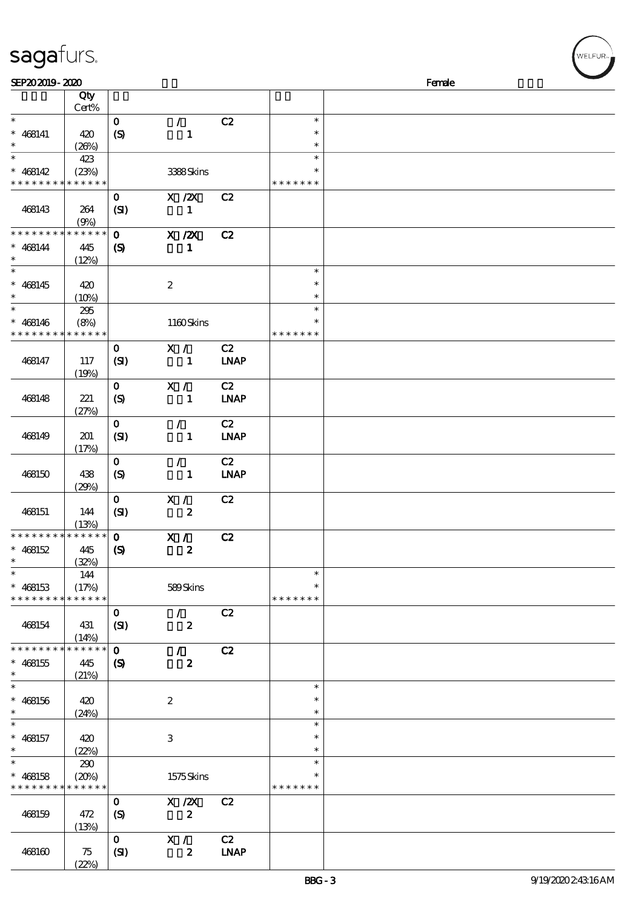| | Qty Cert% | | | | | |
|---|---|---|---|---|---|---|
| * | | 0 | / | C2 | * | |
| * 468141 | 420 | (S) | 1 | | * | |
| * | (26%) | | | | * | |
| * | 423 | | | | * | |
| * 468142 | (23%) | | 3388 Skins | | * | |
| * * * * * * * * * * * * * * | | | | | * * * * * * * | |
| | | 0 | X /2X | C2 | | |
| 468143 | 264 | (SI) | 1 | | | |
| | (9%) | | | | | |
| * * * * * * * * * * * * * * | | 0 | X /2X | C2 | | |
| * 468144 | 445 | (S) | 1 | | | |
| * | (12%) | | | | | |
| * | | | | | * | |
| * 468145 | 420 | | 2 | | * | |
| * | (10%) | | | | * | |
| * | 295 | | | | * | |
| * 468146 | (8%) | | 1160 Skins | | * | |
| * * * * * * * * * * * * * * | | | | | * * * * * * * | |
| | | 0 | X / | C2 | | |
| 468147 | 117 | (SI) | 1 | LNAP | | |
| | (19%) | | | | | |
| | | 0 | X / | C2 | | |
| 468148 | 221 | (S) | 1 | LNAP | | |
| | (27%) | | | | | |
| | | 0 | / | C2 | | |
| 468149 | 201 | (SI) | 1 | LNAP | | |
| | (17%) | | | | | |
| | | 0 | / | C2 | | |
| 468150 | 438 | (S) | 1 | LNAP | | |
| | (29%) | | | | | |
| | | 0 | X / | C2 | | |
| 468151 | 144 | (SI) | 2 | | | |
| | (13%) | | | | | |
| * * * * * * * * * * * * * * | | 0 | X / | C2 | | |
| * 468152 | 445 | (S) | 2 | | | |
| * | (32%) | | | | | |
| * | 144 | | | | * | |
| * 468153 | (17%) | | 589 Skins | | * | |
| * * * * * * * * * * * * * * | | | | | * * * * * * * | |
| | | 0 | / | C2 | | |
| 468154 | 431 | (SI) | 2 | | | |
| | (14%) | | | | | |
| * * * * * * * * * * * * * * | | 0 | / | C2 | | |
| * 468155 | 445 | (S) | 2 | | | |
| * | (21%) | | | | | |
| * | | | | | * | |
| * 468156 | 420 | | 2 | | * | |
| * | (24%) | | | | * | |
| * | | | | | * | |
| * 468157 | 420 | | 3 | | * | |
| * | (22%) | | | | * | |
| * | 290 | | | | * | |
| * 468158 | (20%) | | 1575 Skins | | * | |
| * * * * * * * * * * * * * * | | | | | * * * * * * * | |
| | | 0 | X /2X | C2 | | |
| 468159 | 472 | (S) | 2 | | | |
| | (13%) | | | | | |
| | | 0 | X / | C2 | | |
| 468160 | 75 | (SI) | 2 | LNAP | | |
| | (22%) | | | | | |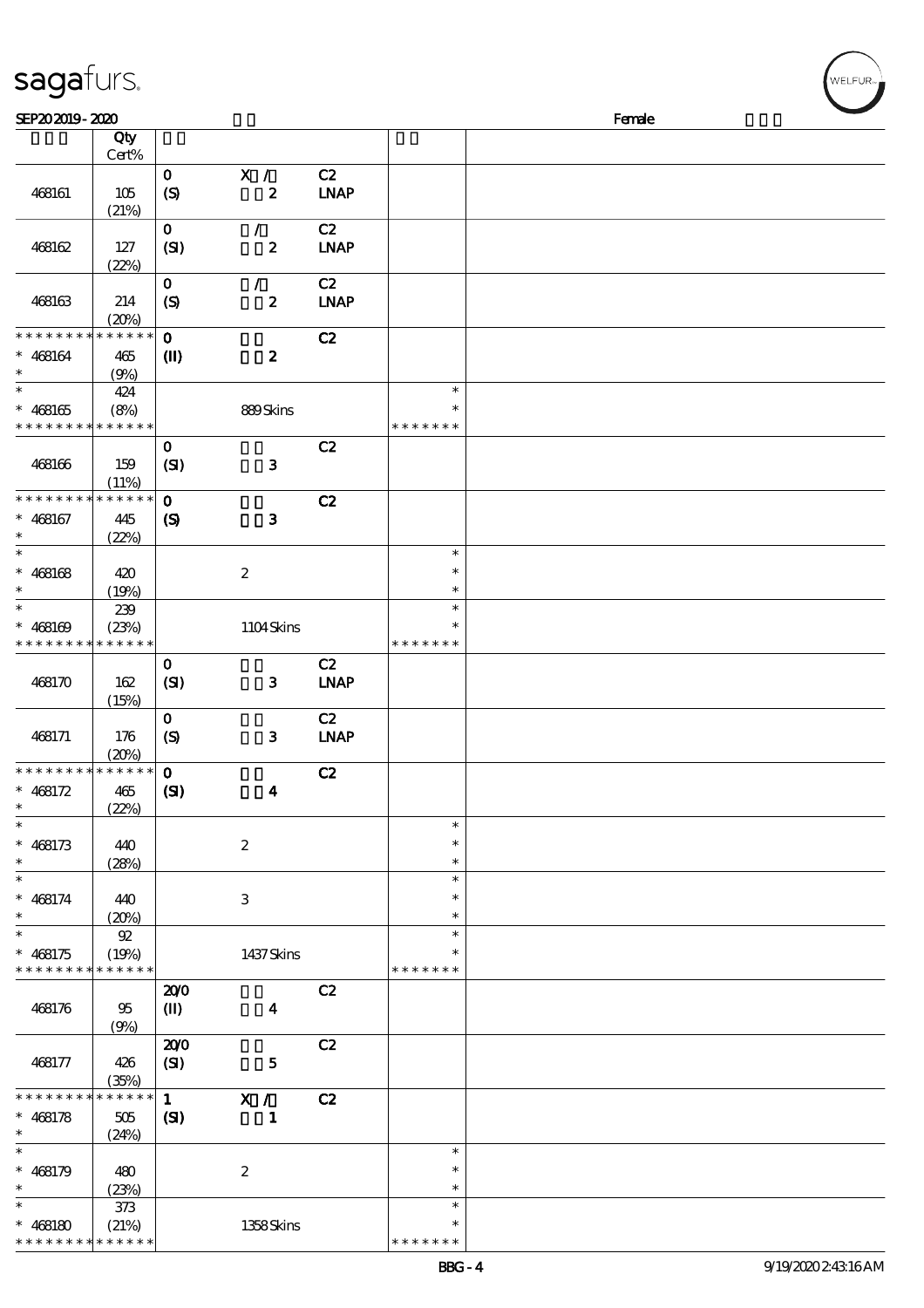| | Qty Cert% | | | | | |
|---|---|---|---|---|---|---|
| 468161 | 105 (21%) | 0 (S) | X / 2 | C2 LNAP | | |
| 468162 | 127 (22%) | 0 (SI) | / 2 | C2 LNAP | | |
| 468163 | 214 (20%) | 0 (S) | / 2 | C2 LNAP | | |
| * * * * * * * * * * * * * * 468164 * | 465 (9%) | 0 (II) | 2 | C2 | | |
| * * 468165 * * * * * * * * * * * * * | 424 (8%) | | 889 Skins | | * * * * * * * * * | |
| 468166 | 159 (11%) | 0 (SI) | 3 | C2 | | |
| * * * * * * * * * * * * * * 468167 * | 445 (22%) | 0 (S) | 3 | C2 | | |
| * * 468168 * | 420 (19%) | | 2 | | * * * | |
| * * 468169 * * * * * * * * * * * * * | 239 (23%) | | 1104 Skins | | * * * * * * * * * | |
| 468170 | 162 (15%) | 0 (SI) | 3 | C2 LNAP | | |
| 468171 | 176 (20%) | 0 (S) | 3 | C2 LNAP | | |
| * * * * * * * * * * * * * * 468172 * | 465 (22%) | 0 (SI) | 4 | C2 | | |
| * * 468173 * | 440 (28%) | | 2 | | * * * | |
| * * 468174 * | 440 (20%) | | 3 | | * * * | |
| * * 468175 * * * * * * * * * * * * * | 92 (19%) | | 1437 Skins | | * * * * * * * * * | |
| 468176 | 95 (9%) | 20/0 (II) | 4 | C2 | | |
| 468177 | 426 (35%) | 20/0 (SI) | 5 | C2 | | |
| * * * * * * * * * * * * * * 468178 * | 505 (24%) | 1 (SI) | X / 1 | C2 | | |
| * * 468179 * | 480 (23%) | | 2 | | * * * | |
| * * 468180 * * * * * * * * * * * * * | 373 (21%) | | 1358 Skins | | * * * * * * * * * | |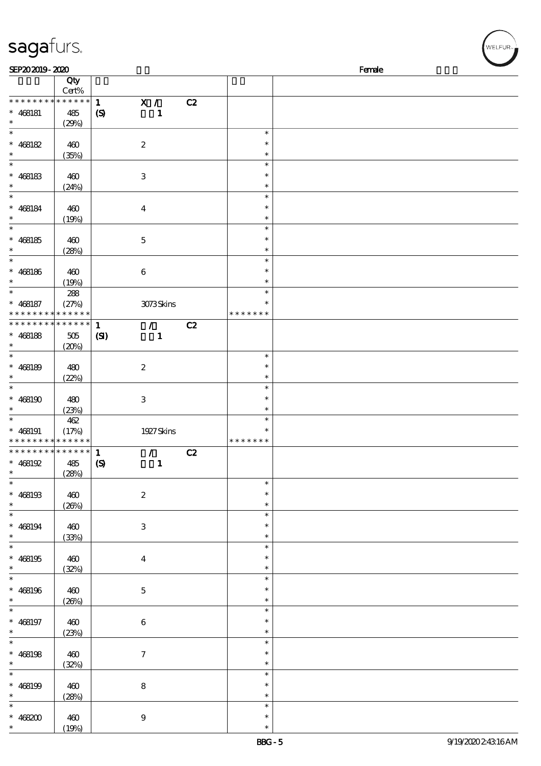SEP20 2019 - 2020 Female

| | Qty Cert% | | |
|---|---|---|---|
| * * * * * * * * * * * * * * | 1 X / C2 | | |
| * 468181 | 485 | (S) 1 | |
| * | (29%) | | |
| * | | | * |
| * 468182 | 460 | 2 | * |
| * | (35%) | | * |
| * | | | * |
| * 468183 | 460 | 3 | * |
| * | (24%) | | * |
| * | | | * |
| * 468184 | 460 | 4 | * |
| * | (19%) | | * |
| * | | | * |
| * 468185 | 460 | 5 | * |
| * | (28%) | | * |
| * | | | * |
| * 468186 | 460 | 6 | * |
| * | (19%) | | * |
| * | 288 | | * |
| * 468187 | (27%) | 3073 Skins | * |
| * * * * * * * * * * * * * * | | | * * * * * * * |
| * * * * * * * * * * * * * * | 1 / C2 | | |
| * 468188 | 505 | (SI) 1 | |
| * | (20%) | | |
| * | | | * |
| * 468189 | 480 | 2 | * |
| * | (22%) | | * |
| * | | | * |
| * 468190 | 480 | 3 | * |
| * | (23%) | | * |
| * | 462 | | * |
| * 468191 | (17%) | 1927 Skins | * |
| * * * * * * * * * * * * * * | | | * * * * * * * |
| * * * * * * * * * * * * * * | 1 / C2 | | |
| * 468192 | 485 | (S) 1 | |
| * | (28%) | | |
| * | | | * |
| * 468193 | 460 | 2 | * |
| * | (26%) | | * |
| * | | | * |
| * 468194 | 460 | 3 | * |
| * | (33%) | | * |
| * | | | * |
| * 468195 | 460 | 4 | * |
| * | (32%) | | * |
| * | | | * |
| * 468196 | 460 | 5 | * |
| * | (26%) | | * |
| * | | | * |
| * 468197 | 460 | 6 | * |
| * | (23%) | | * |
| * | | | * |
| * 468198 | 460 | 7 | * |
| * | (32%) | | * |
| * | | | * |
| * 468199 | 460 | 8 | * |
| * | (28%) | | * |
| * | | | * |
| * 468200 | 460 | 9 | * |
| * | (19%) | | * |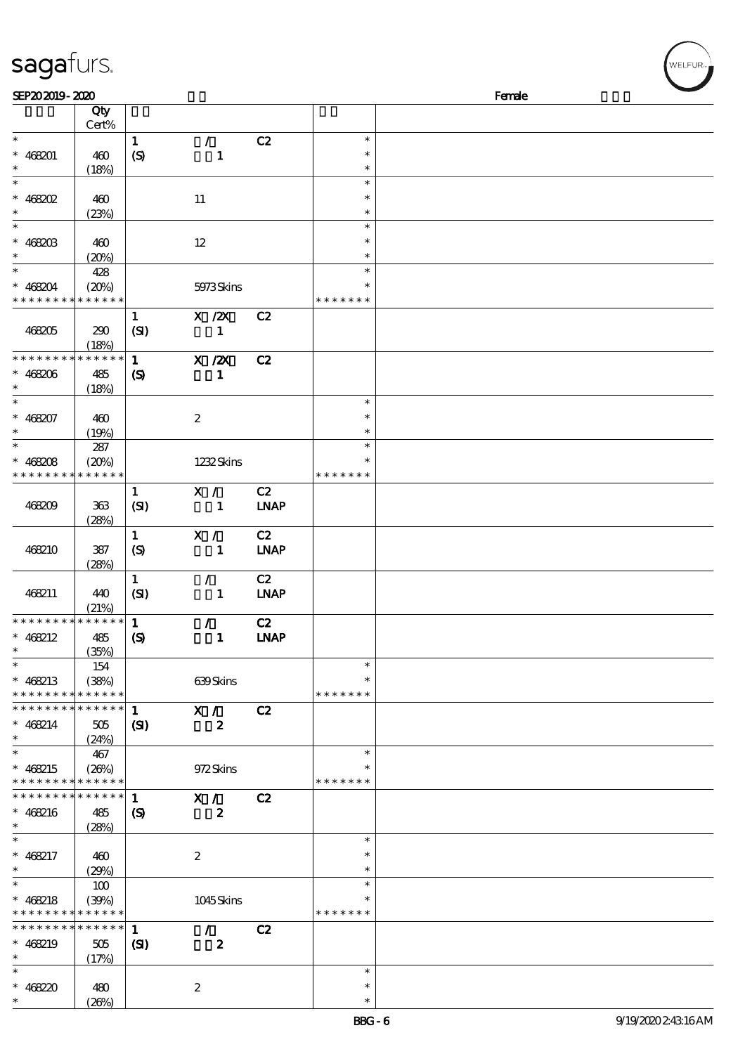| | Qty Cert% | | | | | |
|---|---|---|---|---|---|---|
| * | | 1 | / | C2 | * | |
| * 468201 | 460 | (S) | 1 | | * | |
| * | (18%) | | | | * | |
| * | | | | | * | |
| * 468202 | 460 | | 11 | | * | |
| * | (23%) | | | | * | |
| * | | | | | * | |
| * 468203 | 460 | | 12 | | * | |
| * | (20%) | | | | * | |
| * | 428 | | | | * | |
| * 468204 | (20%) | | 5973 Skins | | * | |
| * * * * * * * * * * * * * * | | | | | * * * * * * * | |
| | | 1 | X /2X | C2 | | |
| 468205 | 290 | (SI) | 1 | | | |
| | (18%) | | | | | |
| * * * * * * * * * * * * * * | | 1 | X /2X | C2 | | |
| * 468206 | 485 | (S) | 1 | | | |
| * | (18%) | | | | | |
| * | | | | | * | |
| * 468207 | 460 | | 2 | | * | |
| * | (19%) | | | | * | |
| * | 287 | | | | * | |
| * 468208 | (20%) | | 1232 Skins | | * | |
| * * * * * * * * * * * * * * | | | | | * * * * * * * | |
| | | 1 | X / | C2 | | |
| 468209 | 363 | (SI) | 1 | LNAP | | |
| | (28%) | | | | | |
| | | 1 | X / | C2 | | |
| 468210 | 387 | (S) | 1 | LNAP | | |
| | (28%) | | | | | |
| | | 1 | / | C2 | | |
| 468211 | 440 | (SI) | 1 | LNAP | | |
| | (21%) | | | | | |
| * * * * * * * * * * * * * * | | 1 | / | C2 | | |
| * 468212 | 485 | (S) | 1 | LNAP | | |
| * | (35%) | | | | | |
| * | 154 | | | | * | |
| * 468213 | (38%) | | 639 Skins | | * | |
| * * * * * * * * * * * * * * | | | | | * * * * * * * | |
| * * * * * * * * * * * * * * | | 1 | X / | C2 | | |
| * 468214 | 505 | (SI) | 2 | | | |
| * | (24%) | | | | | |
| * | 467 | | | | * | |
| * 468215 | (26%) | | 972 Skins | | * | |
| * * * * * * * * * * * * * * | | | | | * * * * * * * | |
| * * * * * * * * * * * * * * | | 1 | X / | C2 | | |
| * 468216 | 485 | (S) | 2 | | | |
| * | (28%) | | | | | |
| * | | | | | * | |
| * 468217 | 460 | | 2 | | * | |
| * | (29%) | | | | * | |
| * | 100 | | | | * | |
| * 468218 | (39%) | | 1045 Skins | | * | |
| * * * * * * * * * * * * * * | | | | | * * * * * * * | |
| * * * * * * * * * * * * * * | | 1 | / | C2 | | |
| * 468219 | 505 | (SI) | 2 | | | |
| * | (17%) | | | | | |
| * | | | | | * | |
| * 468220 | 480 | | 2 | | * | |
| * | (26%) | | | | * | |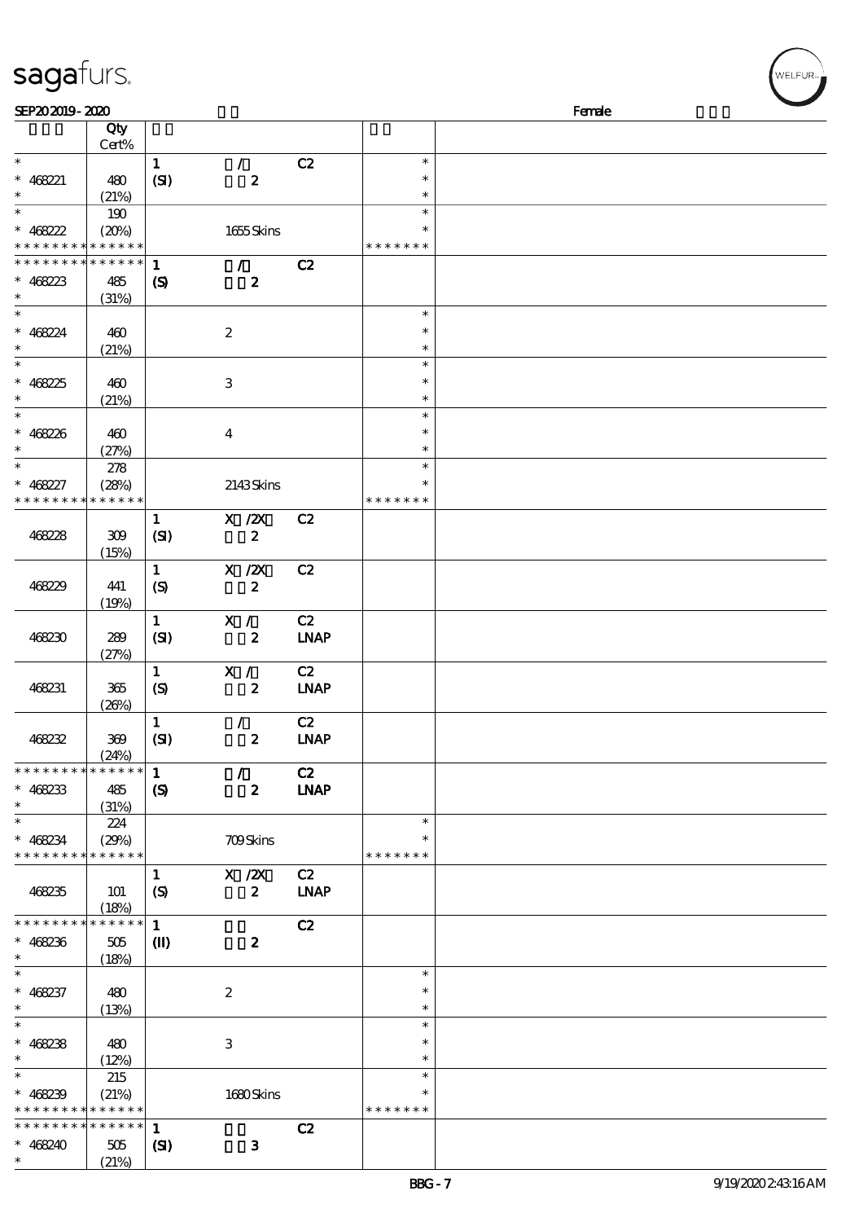| | Qty Cert% | | | | | |
|---|---|---|---|---|---|---|
| * | | 1 | / | C2 | * | |
| * 468221 | 480 | (SI) | 2 | | * | |
| * | (21%) | | | | * | |
| * | 190 | | | | * | |
| * 468222 | (20%) | | 1655 Skins | | * | |
| * * * * * * * * * * * * * * | | | | | * * * * * * * | |
| * * * * * * * * * * * * * * | | 1 | / | C2 | | |
| * 468223 | 485 | (S) | 2 | | | |
| * | (31%) | | | | | |
| * | | | | | * | |
| * 468224 | 460 | | 2 | | * | |
| * | (21%) | | | | * | |
| * | | | | | * | |
| * 468225 | 460 | | 3 | | * | |
| * | (21%) | | | | * | |
| * | | | | | * | |
| * 468226 | 460 | | 4 | | * | |
| * | (27%) | | | | * | |
| * | 278 | | | | * | |
| * 468227 | (28%) | | 2143 Skins | | * | |
| * * * * * * * * * * * * * * | | | | | * * * * * * * | |
| | | 1 | X /2X | C2 | | |
| 468228 | 309 | (SI) | 2 | | | |
| | (15%) | | | | | |
| | | 1 | X /2X | C2 | | |
| 468229 | 441 | (S) | 2 | | | |
| | (19%) | | | | | |
| | | 1 | X / | C2 | | |
| 468230 | 289 | (SI) | 2 | LNAP | | |
| | (27%) | | | | | |
| | | 1 | X / | C2 | | |
| 468231 | 365 | (S) | 2 | LNAP | | |
| | (26%) | | | | | |
| | | 1 | / | C2 | | |
| 468232 | 369 | (SI) | 2 | LNAP | | |
| | (24%) | | | | | |
| * * * * * * * * * * * * * * | | 1 | / | C2 | | |
| * 468233 | 485 | (S) | 2 | LNAP | | |
| * | (31%) | | | | | |
| * | 224 | | | | * | |
| * 468234 | (29%) | | 709 Skins | | * | |
| * * * * * * * * * * * * * * | | | | | * * * * * * * | |
| | | 1 | X /2X | C2 | | |
| 468235 | 101 | (S) | 2 | LNAP | | |
| | (18%) | | | | | |
| * * * * * * * * * * * * * * | | 1 | | C2 | | |
| * 468236 | 505 | (II) | 2 | | | |
| * | (18%) | | | | | |
| * | | | | | * | |
| * 468237 | 480 | | 2 | | * | |
| * | (13%) | | | | * | |
| * | | | | | * | |
| * 468238 | 480 | | 3 | | * | |
| * | (12%) | | | | * | |
| * | 215 | | | | * | |
| * 468239 | (21%) | | 1680 Skins | | * | |
| * * * * * * * * * * * * * * | | | | | * * * * * * * | |
| * * * * * * * * * * * * * * | | 1 | | C2 | | |
| * 468240 | 505 | (SI) | 3 | | | |
| * | (21%) | | | | | |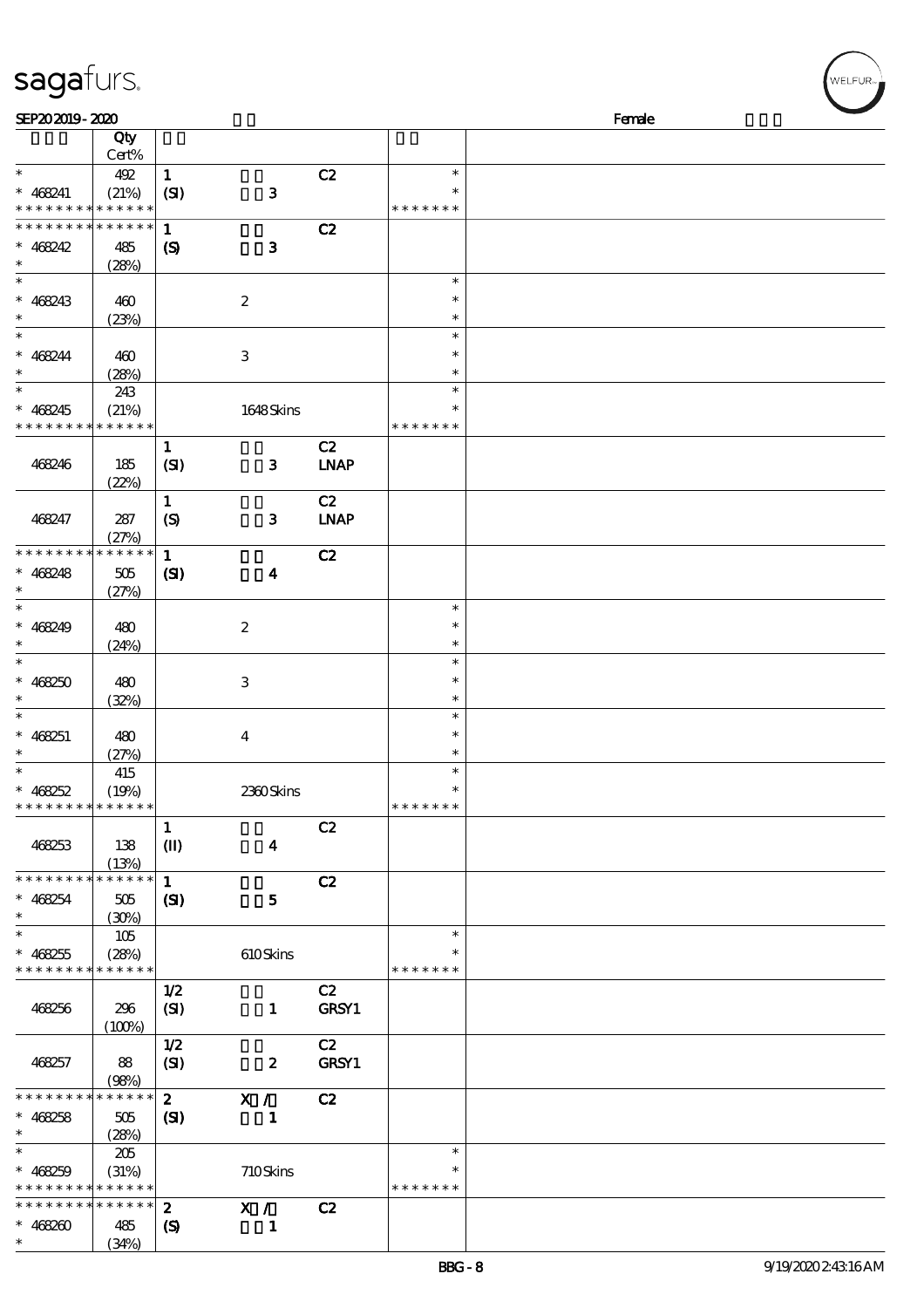| | Qty Cert% | | | | | |
|---|---|---|---|---|---|---|
| * | 492 | 1 | | C2 | * | |
| * 468241 | (21%) | (SI) | 3 | | * | |
| * * * * * * * * * * * * * * | | | | | * * * * * * * | |
| * * * * * * * * * * * * * * | | 1 | | C2 | | |
| * 468242 | 485 | (S) | 3 | | | |
| * | (28%) | | | | | |
| * | | | | | * | |
| * 468243 | 460 | | 2 | | * | |
| * | (23%) | | | | * | |
| * | | | | | * | |
| * 468244 | 460 | | 3 | | * | |
| * | (28%) | | | | * | |
| * | 243 | | | | * | |
| * 468245 | (21%) | | 1648 Skins | | * | |
| * * * * * * * * * * * * * * | | | | | * * * * * * * | |
| | | 1 | | C2 | | |
| 468246 | 185 | (SI) | 3 | LNAP | | |
| | (22%) | | | | | |
| | | 1 | | C2 | | |
| 468247 | 287 | (S) | 3 | LNAP | | |
| | (27%) | | | | | |
| * * * * * * * * * * * * * * | | 1 | | C2 | | |
| * 468248 | 505 | (SI) | 4 | | | |
| * | (27%) | | | | | |
| * | | | | | * | |
| * 468249 | 480 | | 2 | | * | |
| * | (24%) | | | | * | |
| * | | | | | * | |
| * 468250 | 480 | | 3 | | * | |
| * | (32%) | | | | * | |
| * | | | | | * | |
| * 468251 | 480 | | 4 | | * | |
| * | (27%) | | | | * | |
| * | 415 | | | | * | |
| * 468252 | (19%) | | 2360 Skins | | * | |
| * * * * * * * * * * * * * * | | | | | * * * * * * * | |
| | | 1 | | C2 | | |
| 468253 | 138 | (II) | 4 | | | |
| | (13%) | | | | | |
| * * * * * * * * * * * * * * | | 1 | | C2 | | |
| * 468254 | 505 | (SI) | 5 | | | |
| * | (30%) | | | | | |
| * | 105 | | | | * | |
| * 468255 | (28%) | | 610 Skins | | * | |
| * * * * * * * * * * * * * * | | | | | * * * * * * * | |
| | | 1/2 | | C2 | | |
| 468256 | 296 | (SI) | 1 | GRSY1 | | |
| | (100%) | | | | | |
| | | 1/2 | | C2 | | |
| 468257 | 88 | (SI) | 2 | GRSY1 | | |
| | (98%) | | | | | |
| * * * * * * * * * * * * * * | | 2 | X / | C2 | | |
| * 468258 | 505 | (SI) | 1 | | | |
| * | (28%) | | | | | |
| * | 205 | | | | * | |
| * 468259 | (31%) | | 710 Skins | | * | |
| * * * * * * * * * * * * * * | | | | | * * * * * * * | |
| * * * * * * * * * * * * * * | | 2 | X / | C2 | | |
| * 468260 | 485 | (S) | 1 | | | |
| * | (34%) | | | | | |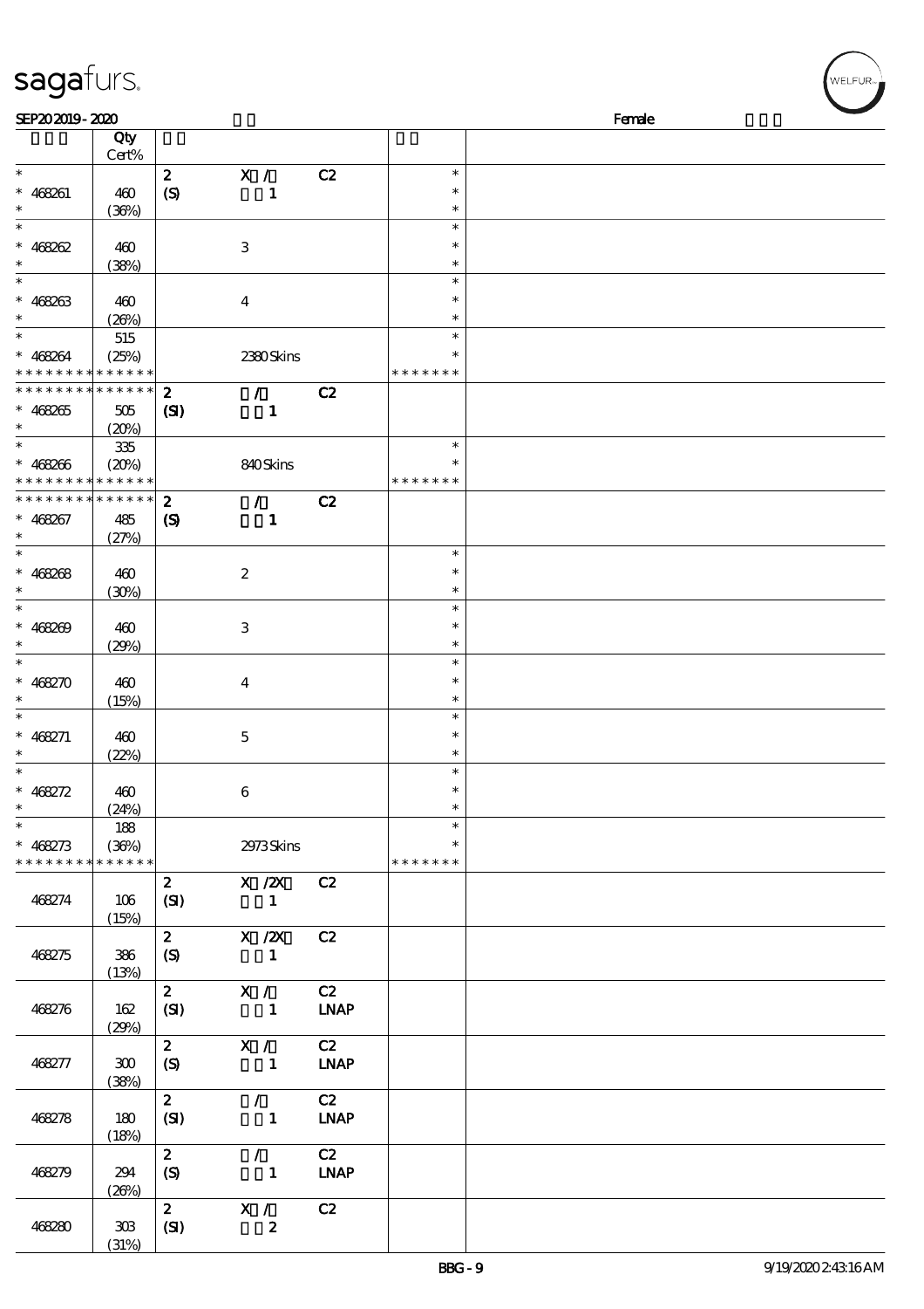| | Qty Cert% | | | | | |
|---|---|---|---|---|---|---|
| * | | 2 | X / | C2 | * | |
| * 468261 | 460 | (S) | 1 | | * | |
| * | (36%) | | | | * | |
| * | | | | | * | |
| * 468262 | 460 | | 3 | | * | |
| * | (38%) | | | | * | |
| * | | | | | * | |
| * 468263 | 460 | | 4 | | * | |
| * | (26%) | | | | * | |
| * | 515 | | | | * | |
| * 468264 | (25%) | | 2380 Skins | | * | |
| * * * * * * * * * * * * * * | | | | | * * * * * * * | |
| * * * * * * * * * * * * * * | | 2 | / | C2 | | |
| * 468265 | 505 | (SI) | 1 | | | |
| * | (20%) | | | | | |
| * | 335 | | | | * | |
| * 468266 | (20%) | | 840 Skins | | * | |
| * * * * * * * * * * * * * * | | | | | * * * * * * * | |
| * * * * * * * * * * * * * * | | 2 | / | C2 | | |
| * 468267 | 485 | (S) | 1 | | | |
| * | (27%) | | | | | |
| * | | | | | * | |
| * 468268 | 460 | | 2 | | * | |
| * | (30%) | | | | * | |
| * | | | | | * | |
| * 468269 | 460 | | 3 | | * | |
| * | (29%) | | | | * | |
| * | | | | | * | |
| * 468270 | 460 | | 4 | | * | |
| * | (15%) | | | | * | |
| * | | | | | * | |
| * 468271 | 460 | | 5 | | * | |
| * | (22%) | | | | * | |
| * | | | | | * | |
| * 468272 | 460 | | 6 | | * | |
| * | (24%) | | | | * | |
| * | 188 | | | | * | |
| * 468273 | (36%) | | 2973 Skins | | * | |
| * * * * * * * * * * * * * * | | | | | * * * * * * * | |
| 468274 | 106 (15%) | 2 (SI) | X /2X 1 | C2 | | |
| 468275 | 386 (13%) | 2 (S) | X /2X 1 | C2 | | |
| 468276 | 162 (29%) | 2 (SI) | X / 1 | C2 LNAP | | |
| 468277 | 300 (38%) | 2 (S) | X / 1 | C2 LNAP | | |
| 468278 | 180 (18%) | 2 (SI) | / 1 | C2 LNAP | | |
| 468279 | 294 (26%) | 2 (S) | / 1 | C2 LNAP | | |
| 468280 | 303 (31%) | 2 (SI) | X / 2 | C2 | | |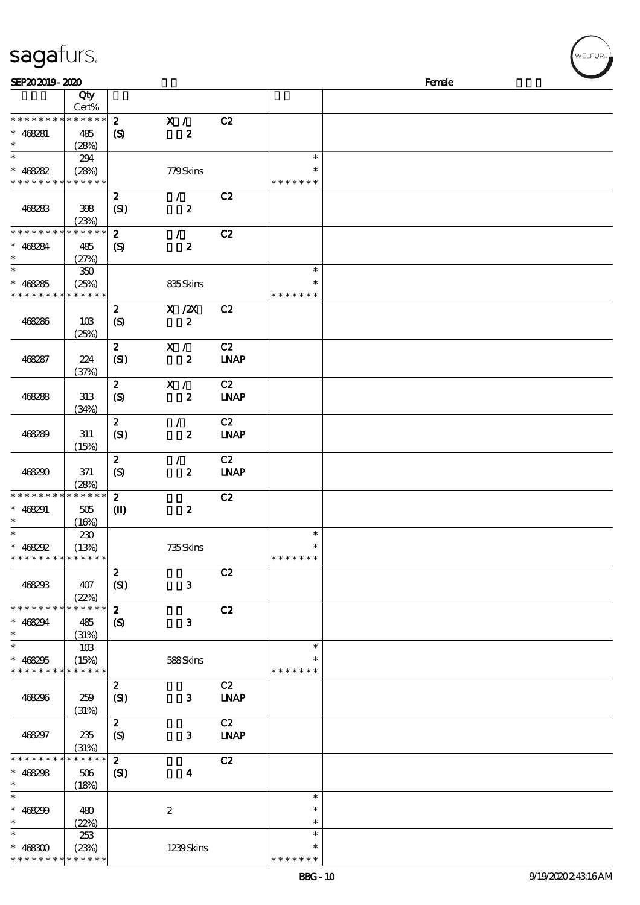| | Qty Cert% | | | | | |
|---|---|---|---|---|---|---|
| * * * * * * * * * * * * * * | | 2 | X / | C2 | | |
| * 468281 | 485 | (S) | 2 | | | |
| * | (28%) | | | | | |
| * | 294 | | | | * | |
| * 468282 | (28%) | | 779 Skins | | * | |
| * * * * * * * * * * * * * * | | | | | * * * * * * * | |
| | | 2 | / | C2 | | |
| 468283 | 398 | (SI) | 2 | | | |
| | (23%) | | | | | |
| * * * * * * * * * * * * * * | | 2 | / | C2 | | |
| * 468284 | 485 | (S) | 2 | | | |
| * | (27%) | | | | | |
| * | 350 | | | | * | |
| * 468285 | (25%) | | 835 Skins | | * | |
| * * * * * * * * * * * * * * | | | | | * * * * * * * | |
| | | 2 | X /2X | C2 | | |
| 468286 | 103 | (S) | 2 | | | |
| | (25%) | | | | | |
| | | 2 | X / | C2 | | |
| 468287 | 224 | (SI) | 2 | LNAP | | |
| | (37%) | | | | | |
| | | 2 | X / | C2 | | |
| 468288 | 313 | (S) | 2 | LNAP | | |
| | (34%) | | | | | |
| | | 2 | / | C2 | | |
| 468289 | 311 | (SI) | 2 | LNAP | | |
| | (15%) | | | | | |
| | | 2 | / | C2 | | |
| 468290 | 371 | (S) | 2 | LNAP | | |
| | (28%) | | | | | |
| * * * * * * * * * * * * * * | | 2 | | C2 | | |
| * 468291 | 505 | (II) | 2 | | | |
| * | (16%) | | | | | |
| * | 230 | | | | * | |
| * 468292 | (13%) | | 735 Skins | | * | |
| * * * * * * * * * * * * * * | | | | | * * * * * * * | |
| | | 2 | | C2 | | |
| 468293 | 407 | (SI) | 3 | | | |
| | (22%) | | | | | |
| * * * * * * * * * * * * * * | | 2 | | C2 | | |
| * 468294 | 485 | (S) | 3 | | | |
| * | (31%) | | | | | |
| * | 103 | | | | * | |
| * 468295 | (15%) | | 588 Skins | | * | |
| * * * * * * * * * * * * * * | | | | | * * * * * * * | |
| | | 2 | | C2 | | |
| 468296 | 259 | (SI) | 3 | LNAP | | |
| | (31%) | | | | | |
| | | 2 | | C2 | | |
| 468297 | 235 | (S) | 3 | LNAP | | |
| | (31%) | | | | | |
| * * * * * * * * * * * * * * | | 2 | | C2 | | |
| * 468298 | 506 | (SI) | 4 | | | |
| * | (18%) | | | | | |
| * | | | | | * | |
| * 468299 | 480 | | 2 | | * | |
| * | (22%) | | | | * | |
| * | 253 | | | | * | |
| * 468300 | (23%) | | 1239 Skins | | * | |
| * * * * * * * * * * * * * * | | | | | * * * * * * * | |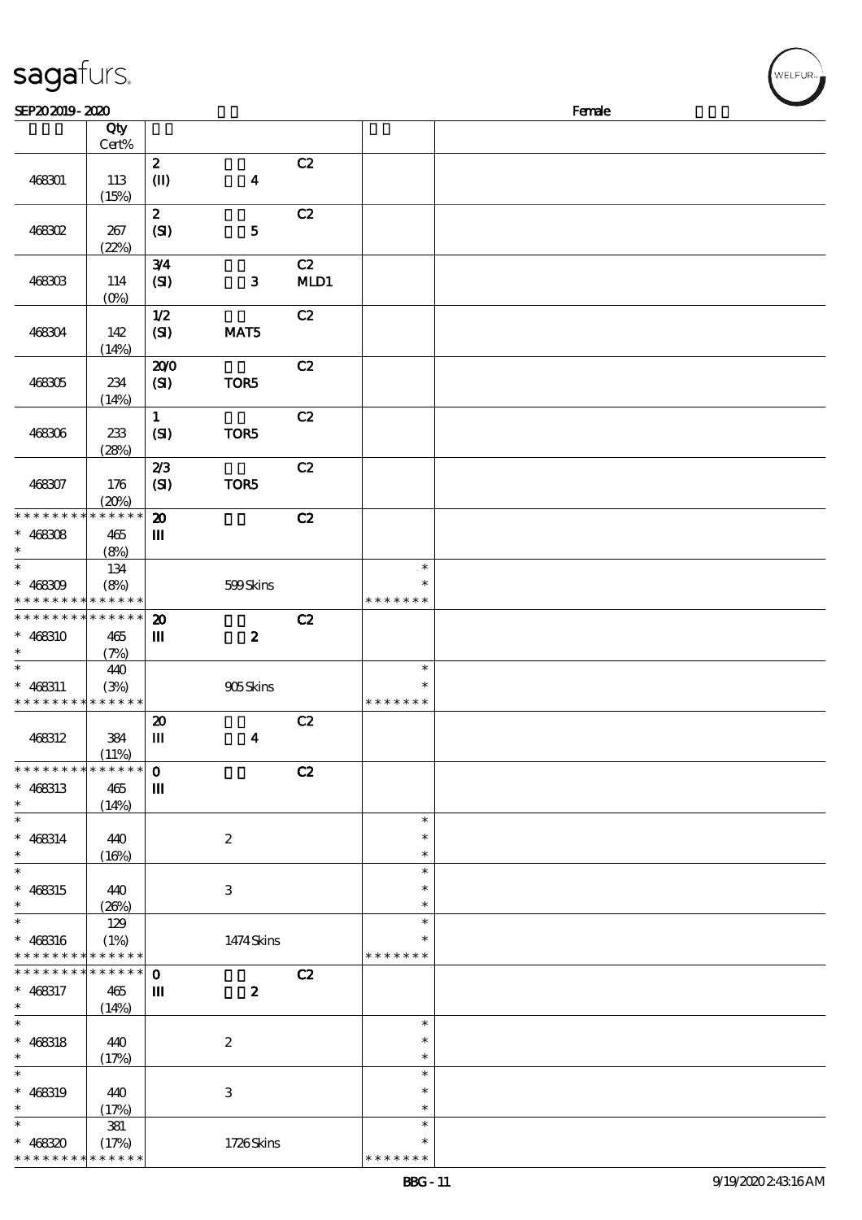SEP20 2019 - 2020 Female

| | Qty Cert% | | | | | |
|---|---|---|---|---|---|---|
| 468301 | 113 (15%) | 2 (II) | 4 | C2 | | |
| 468302 | 267 (22%) | 2 (SI) | 5 | C2 | | |
| 468303 | 114 (0%) | 3/4 (SI) | 3 | C2 MLD1 | | |
| 468304 | 142 (14%) | 1/2 (SI) | MAT5 | C2 | | |
| 468305 | 234 (14%) | 20/0 (SI) | TOR5 | C2 | | |
| 468306 | 233 (28%) | 1 (SI) | TOR5 | C2 | | |
| 468307 | 176 (20%) | 2/3 (SI) | TOR5 | C2 | | |
| * 468308 | 465 (8%) | 20 III | | C2 | | |
| * 468309 | 134 (8%) | | 599 Skins | | * | |
| * 468310 | 465 (7%) | 20 III | 2 | C2 | | |
| * 468311 | 440 (3%) | | 905 Skins | | * | |
| 468312 | 384 (11%) | 20 III | 4 | C2 | | |
| * 468313 | 465 (14%) | 0 III | | C2 | | |
| * 468314 | 440 (16%) | | 2 | | * | |
| * 468315 | 440 (26%) | | 3 | | * | |
| * 468316 | 129 (1%) | | 1474 Skins | | * | |
| * 468317 | 465 (14%) | 0 III | 2 | C2 | | |
| * 468318 | 440 (17%) | | 2 | | * | |
| * 468319 | 440 (17%) | | 3 | | * | |
| * 468320 | 381 (17%) | | 1726 Skins | | * | |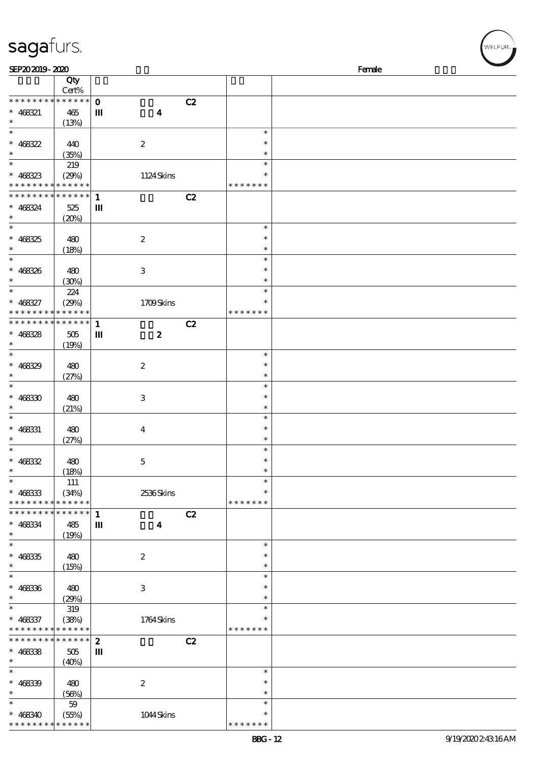| | Qty Cert% | | | |
|---|---|---|---|---|
| * * * * * * * * * * * * * * | **0** | C2 | | |
| * 468321 | 465 | **III** **4** | | |
| * | (13%) | | | |
| * | | | * | |
| * 468322 | 440 | 2 | * | |
| * | (35%) | | * | |
| * | 219 | | * | |
| * 468323 | (29%) | 1124 Skins | * | |
| * * * * * * * * * * * * * * | | | * * * * * * * | |
| * * * * * * * * * * * * * * | **1** | C2 | | |
| * 468324 | 525 | **III** | | |
| * | (20%) | | | |
| * | | | * | |
| * 468325 | 480 | 2 | * | |
| * | (18%) | | * | |
| * | | | * | |
| * 468326 | 480 | 3 | * | |
| * | (30%) | | * | |
| * | 224 | | * | |
| * 468327 | (29%) | 1709 Skins | * | |
| * * * * * * * * * * * * * * | | | * * * * * * * | |
| * * * * * * * * * * * * * * | **1** | C2 | | |
| * 468328 | 505 | **III** **2** | | |
| * | (19%) | | | |
| * | | | * | |
| * 468329 | 480 | 2 | * | |
| * | (27%) | | * | |
| * | | | * | |
| * 468330 | 480 | 3 | * | |
| * | (21%) | | * | |
| * | | | * | |
| * 468331 | 480 | 4 | * | |
| * | (27%) | | * | |
| * | | | * | |
| * 468332 | 480 | 5 | * | |
| * | (18%) | | * | |
| * | 111 | | * | |
| * 468333 | (34%) | 2536 Skins | * | |
| * * * * * * * * * * * * * * | | | * * * * * * * | |
| * * * * * * * * * * * * * * | **1** | C2 | | |
| * 468334 | 485 | **III** **4** | | |
| * | (19%) | | | |
| * | | | * | |
| * 468335 | 480 | 2 | * | |
| * | (15%) | | * | |
| * | | | * | |
| * 468336 | 480 | 3 | * | |
| * | (29%) | | * | |
| * | 319 | | * | |
| * 468337 | (38%) | 1764 Skins | * | |
| * * * * * * * * * * * * * * | | | * * * * * * * | |
| * * * * * * * * * * * * * * | **2** | C2 | | |
| * 468338 | 505 | **III** | | |
| * | (40%) | | | |
| * | | | * | |
| * 468339 | 480 | 2 | * | |
| * | (56%) | | * | |
| * | 59 | | * | |
| * 468340 | (55%) | 1044 Skins | * | |
| * * * * * * * * * * * * * * | | | * * * * * * * | |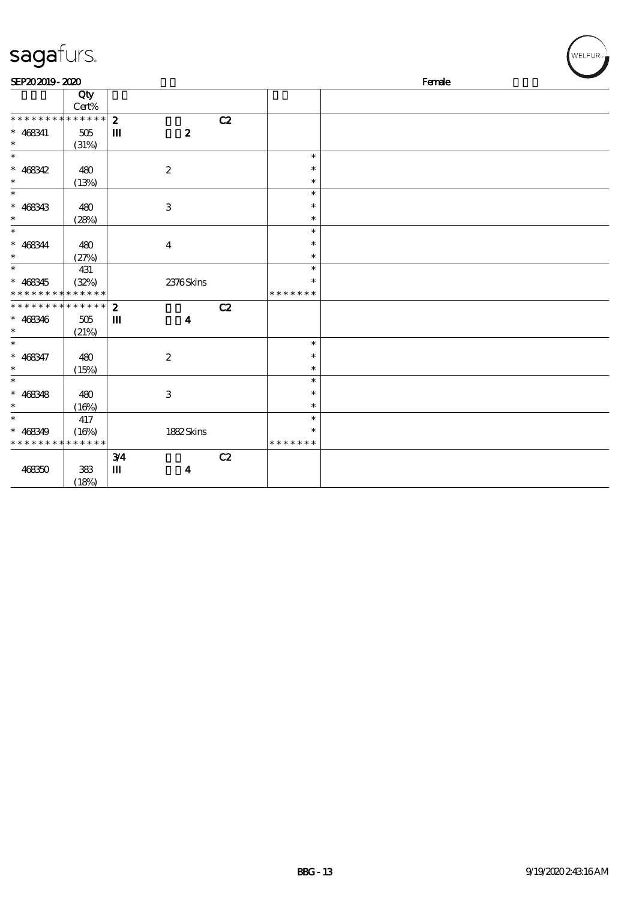SEP20 2019 - 2020 Female

| | Qty Cert% | | | |
|---|---|---|---|---|
| * * * * * * * * * * * * * * | 2 | C2 | | |
| * 468341 | 505 | III 2 | | |
| * | (31%) | | | |
| * | | | * | |
| * 468342 | 480 | 2 | * | |
| * | (13%) | | * | |
| * | | | * | |
| * 468343 | 480 | 3 | * | |
| * | (28%) | | * | |
| * | | | * | |
| * 468344 | 480 | 4 | * | |
| * | (27%) | | * | |
| * | 431 | | * | |
| * 468345 | (32%) | 2376 Skins | * | |
| * * * * * * * * * * * * * * | | | * * * * * * * | |
| * * * * * * * * * * * * * * | 2 | C2 | | |
| * 468346 | 505 | III 4 | | |
| * | (21%) | | | |
| * | | | * | |
| * 468347 | 480 | 2 | * | |
| * | (15%) | | * | |
| * | | | * | |
| * 468348 | 480 | 3 | * | |
| * | (16%) | | * | |
| * | 417 | | * | |
| * 468349 | (16%) | 1882 Skins | * | |
| * * * * * * * * * * * * * * | | | * * * * * * * | |
| | | 3/4 C2 | | |
| 468350 | 383 | III 4 | | |
| | (18%) | | | |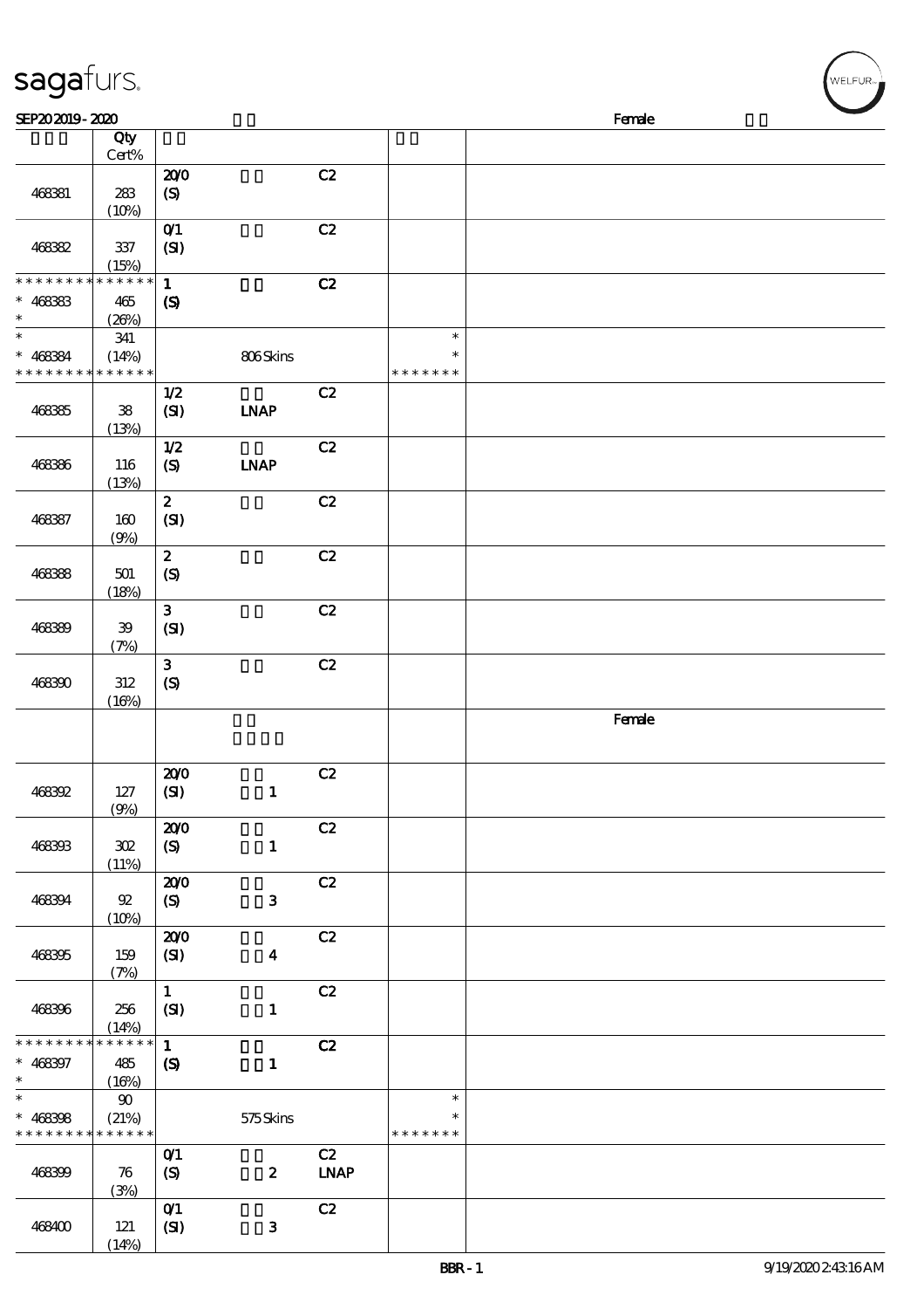**SEP20 2019 - 2020** Female

| | Qty Cert% | | | | | |
|---|---|---|---|---|---|---|
| 468381 | 283 (10%) | 20/0 (S) | | C2 | | |
| 468382 | 337 (15%) | 0/1 (SI) | | C2 | | |
| * * * * * * * * * * * * * * 468383 * | 465 (26%) | 1 (S) | | C2 | | |
| * * 468384 * * * * * * * * * * * * * * | 341 (14%) | | 806 Skins | | * * * * * * * * * | |
| 468385 | 38 (13%) | 1/2 (SI) | LNAP | C2 | | |
| 468386 | 116 (13%) | 1/2 (S) | LNAP | C2 | | |
| 468387 | 160 (9%) | 2 (SI) | | C2 | | |
| 468388 | 501 (18%) | 2 (S) | | C2 | | |
| 468389 | 39 (7%) | 3 (SI) | | C2 | | |
| 468390 | 312 (16%) | 3 (S) | | C2 | | |
| | | | | | | Female |
| 468392 | 127 (9%) | 20/0 (SI) | 1 | C2 | | |
| 468393 | 302 (11%) | 20/0 (S) | 1 | C2 | | |
| 468394 | 92 (10%) | 20/0 (S) | 3 | C2 | | |
| 468395 | 159 (7%) | 20/0 (SI) | 4 | C2 | | |
| 468396 | 256 (14%) | 1 (SI) | 1 | C2 | | |
| * * * * * * * * * * * * * * 468397 * | 485 (16%) | 1 (S) | 1 | C2 | | |
| * * 468398 * * * * * * * * * * * * * * | 90 (21%) | | 575 Skins | | * * * * * * * * * | |
| 468399 | 76 (3%) | 0/1 (S) | 2 | C2 LNAP | | |
| 468400 | 121 (14%) | 0/1 (SI) | 3 | C2 | | |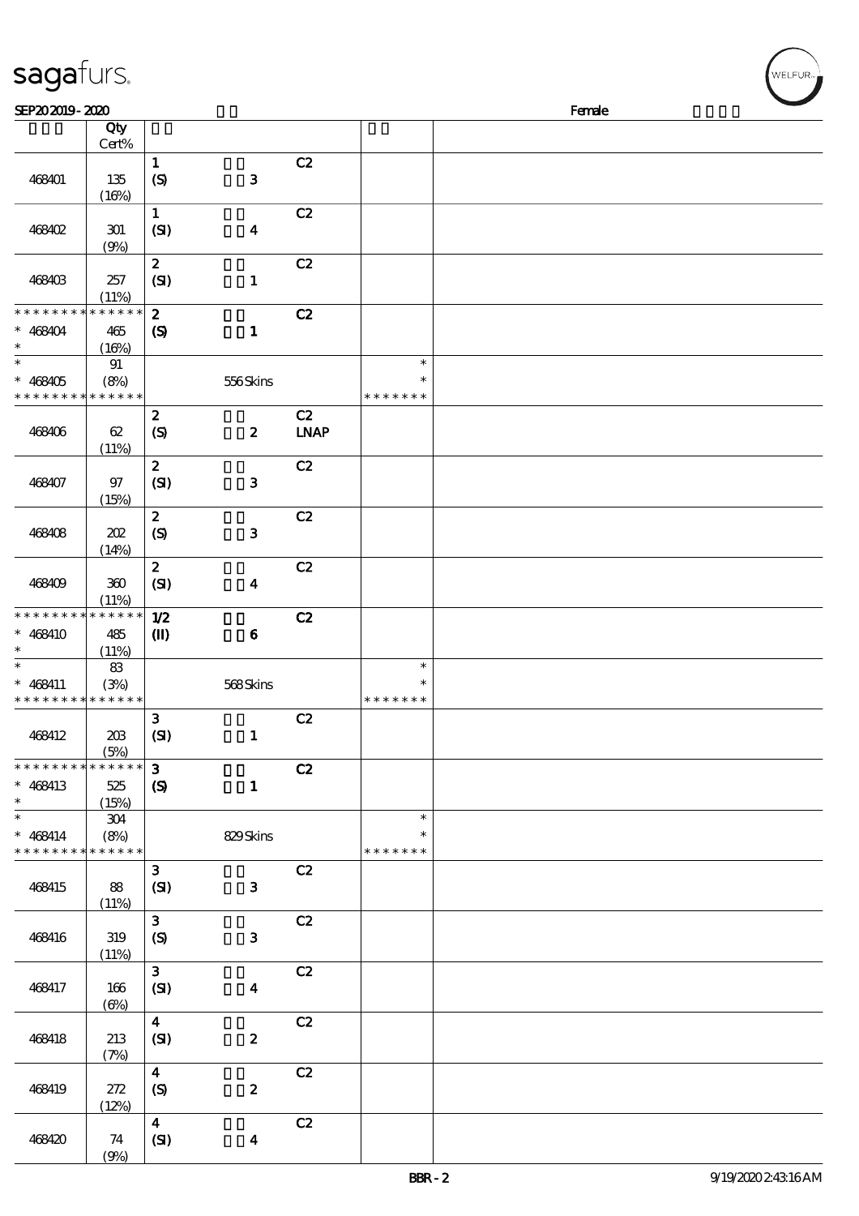sagafurs.

SEP20 2019 - 2020 Female

| | Qty Cert% | | | | | |
|---|---|---|---|---|---|---|
| 468401 | 135 (16%) | 1 (S) | 3 | C2 | | |
| 468402 | 301 (9%) | 1 (SI) | 4 | C2 | | |
| 468403 | 257 (11%) | 2 (SI) | 1 | C2 | | |
| * * * * * * * * * * * * * * 468404 * | 465 (16%) | 2 (S) | 1 | C2 | | |
| * * 468405 * * * * * * * * * * * * * | 91 (8%) | | 556 Skins | | * * * * * * * * * | |
| 468406 | 62 (11%) | 2 (S) | 2 | C2 LNAP | | |
| 468407 | 97 (15%) | 2 (SI) | 3 | C2 | | |
| 468408 | 202 (14%) | 2 (S) | 3 | C2 | | |
| 468409 | 360 (11%) | 2 (SI) | 4 | C2 | | |
| * * * * * * * * * * * * * * 468410 * | 485 (11%) | 1/2 (II) | 6 | C2 | | |
| * * 468411 * * * * * * * * * * * * * | 83 (3%) | | 568 Skins | | * * * * * * * * * | |
| 468412 | 203 (5%) | 3 (SI) | 1 | C2 | | |
| * * * * * * * * * * * * * * 468413 * | 525 (15%) | 3 (S) | 1 | C2 | | |
| * * 468414 * * * * * * * * * * * * * | 304 (8%) | | 829 Skins | | * * * * * * * * * | |
| 468415 | 88 (11%) | 3 (SI) | 3 | C2 | | |
| 468416 | 319 (11%) | 3 (S) | 3 | C2 | | |
| 468417 | 166 (6%) | 3 (SI) | 4 | C2 | | |
| 468418 | 213 (7%) | 4 (SI) | 2 | C2 | | |
| 468419 | 272 (12%) | 4 (S) | 2 | C2 | | |
| 468420 | 74 (9%) | 4 (SI) | 4 | C2 | | |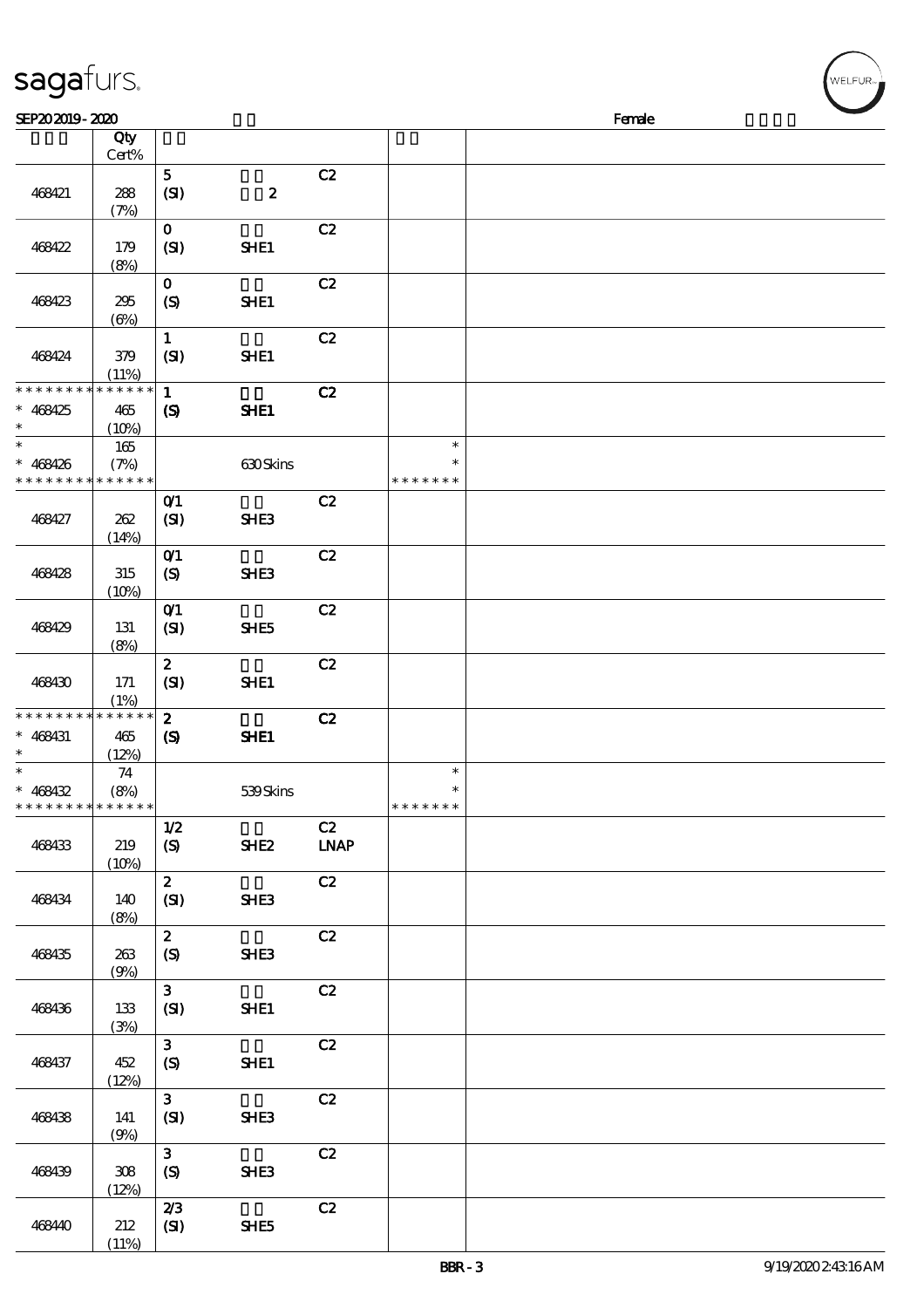SEP20 2019 - 2020 Female

| | Qty Cert% | | | | | |
|---|---|---|---|---|---|---|
| 468421 | 288 (7%) | 5 (SI) | 2 | C2 | | |
| 468422 | 179 (8%) | 0 (SI) | SHE1 | C2 | | |
| 468423 | 295 (6%) | 0 (S) | SHE1 | C2 | | |
| 468424 | 379 (11%) | 1 (SI) | SHE1 | C2 | | |
| * * * * * * * * * * * * * * * 468425 * | 465 (10%) | 1 (S) | SHE1 | C2 | | |
| * * 468426 * * * * * * * * * * * * * * | 165 (7%) | | 630 Skins | | * * * * * * * * * | |
| 468427 | 262 (14%) | 0/1 (SI) | SHE3 | C2 | | |
| 468428 | 315 (10%) | 0/1 (S) | SHE3 | C2 | | |
| 468429 | 131 (8%) | 0/1 (SI) | SHE5 | C2 | | |
| 468430 | 171 (1%) | 2 (SI) | SHE1 | C2 | | |
| * * * * * * * * * * * * * * * 468431 * | 465 (12%) | 2 (S) | SHE1 | C2 | | |
| * * 468432 * * * * * * * * * * * * * * | 74 (8%) | | 539 Skins | | * * * * * * * * * | |
| 468433 | 219 (10%) | 1/2 (S) | SHE2 | C2 LNAP | | |
| 468434 | 140 (8%) | 2 (SI) | SHE3 | C2 | | |
| 468435 | 263 (9%) | 2 (S) | SHE3 | C2 | | |
| 468436 | 133 (3%) | 3 (SI) | SHE1 | C2 | | |
| 468437 | 452 (12%) | 3 (S) | SHE1 | C2 | | |
| 468438 | 141 (9%) | 3 (SI) | SHE3 | C2 | | |
| 468439 | 308 (12%) | 3 (S) | SHE3 | C2 | | |
| 468440 | 212 (11%) | 2/3 (SI) | SHE5 | C2 | | |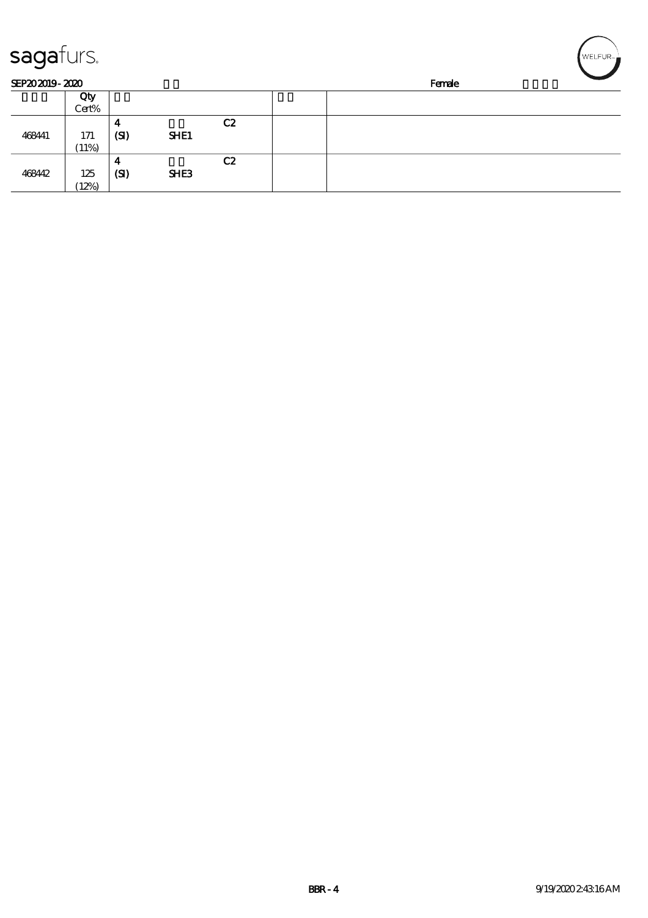SEP20 2019 - 2020 Female

| | Qty Cert% | | | | | |
|---|---|---|---|---|---|---|
| 468441 | 171 (11%) | 4 (SI) | SHE1 | C2 | | |
| 468442 | 125 (12%) | 4 (SI) | SHE3 | C2 | | |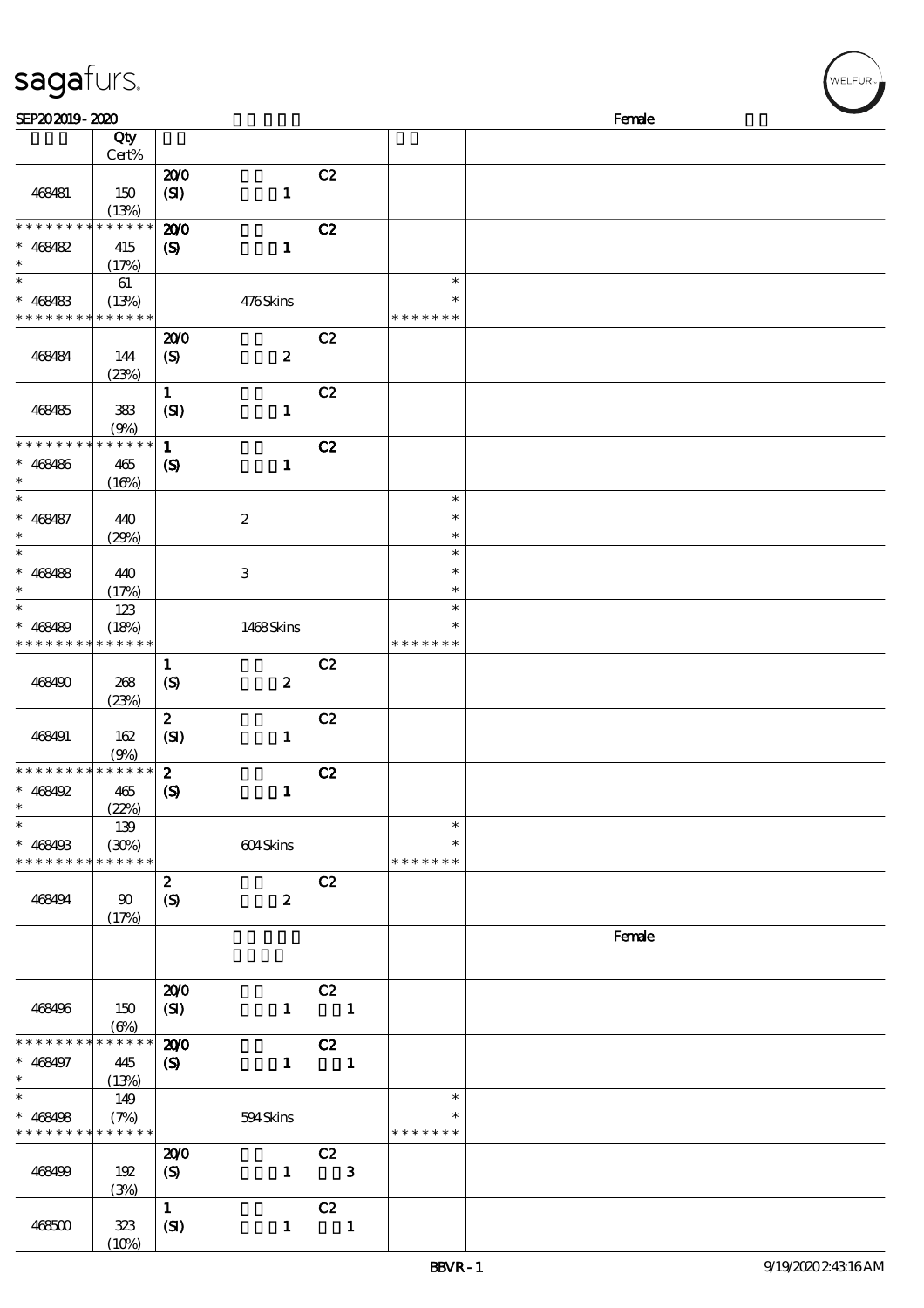# sagafurs.

SEP20 2019 - 2020 Female

| | Qty Cert% | | | |
|---|---|---|---|---|
| 468481 | 150 (13%) | 20/0 (SI) 1 C2 | | |
| * * * * * * * * * * * * * * <br> * 468482 <br> * | 415 (17%) | 20/0 (S) 1 C2 | | |
| * <br> * 468483 <br> * * * * * * * * * * * * * * | 61 (13%) | 476 Skins | * <br> * <br> * * * * * * * | |
| 468484 | 144 (23%) | 20/0 (S) 2 C2 | | |
| 468485 | 383 (9%) | 1 (SI) 1 C2 | | |
| * * * * * * * * * * * * * * <br> * 468486 <br> * | 465 (16%) | 1 (S) 1 C2 | | |
| * <br> * 468487 <br> * | 440 (29%) | 2 | * <br> * <br> * | |
| * <br> * 468488 <br> * | 440 (17%) | 3 | * <br> * <br> * | |
| * <br> * 468489 <br> * * * * * * * * * * * * * * | 123 (18%) | 1468 Skins | * <br> * <br> * * * * * * * | |
| 468490 | 268 (23%) | 1 (S) 2 C2 | | |
| 468491 | 162 (9%) | 2 (SI) 1 C2 | | |
| * * * * * * * * * * * * * * <br> * 468492 <br> * | 465 (22%) | 2 (S) 1 C2 | | |
| * <br> * 468493 <br> * * * * * * * * * * * * * * | 139 (30%) | 604 Skins | * <br> * <br> * * * * * * * | |
| 468494 | 90 (17%) | 2 (S) 2 C2 | | |
| | | | | Female |
| 468496 | 150 (6%) | 20/0 (SI) 1 C2 1 | | |
| * * * * * * * * * * * * * * <br> * 468497 <br> * | 445 (13%) | 20/0 (S) 1 C2 1 | | |
| * <br> * 468498 <br> * * * * * * * * * * * * * * | 149 (7%) | 594 Skins | * <br> * <br> * * * * * * * | |
| 468499 | 192 (3%) | 20/0 (S) 1 C2 3 | | |
| 468500 | 323 (10%) | 1 (SI) 1 C2 1 | | |

BBVR - 1 9/19/2020 2:43:16 AM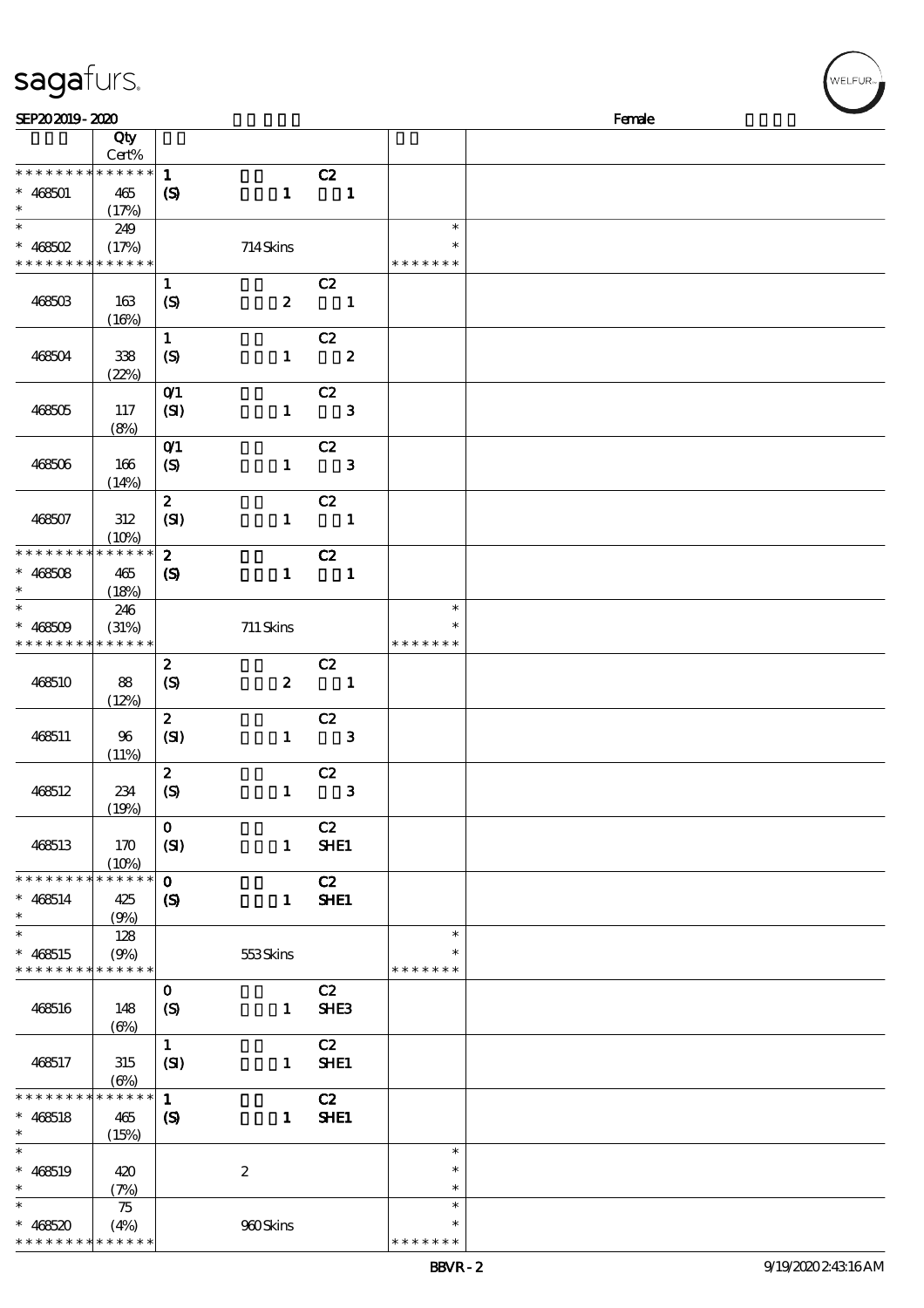SEP20 2019 - 2020 Female

| | Qty Cert% | | |
|---|---|---|---|
| * * * * * * * * * * * * * * | 1 C2 | | |
| * 468501 * | 465 (17%) | (S) 1 1 | |
| * | 249 | | * |
| * 468502 * * * * * * * * * * * * * * | (17%) | 714 Skins | * * * * * * * * |
| 468503 | 163 (16%) | 1 C2 (S) 2 1 | |
| 468504 | 338 (22%) | 1 C2 (S) 1 2 | |
| 468505 | 117 (8%) | 0/1 C2 (SI) 1 3 | |
| 468506 | 166 (14%) | 0/1 C2 (S) 1 3 | |
| 468507 | 312 (10%) | 2 C2 (SI) 1 1 | |
| * * * * * * * * * * * * * * | | 2 C2 | |
| * 468508 * | 465 (18%) | (S) 1 1 | |
| * | 246 | | * |
| * 468509 * * * * * * * * * * * * * * | (31%) | 711 Skins | * * * * * * * * |
| 468510 | 88 (12%) | 2 C2 (S) 2 1 | |
| 468511 | 96 (11%) | 2 C2 (SI) 1 3 | |
| 468512 | 234 (19%) | 2 C2 (S) 1 3 | |
| 468513 | 170 (10%) | 0 C2 (SI) 1 SHE1 | |
| * * * * * * * * * * * * * * | | 0 C2 | |
| * 468514 * | 425 (9%) | (S) 1 SHE1 | |
| * | 128 | | * |
| * 468515 * * * * * * * * * * * * * * | (9%) | 553 Skins | * * * * * * * * |
| 468516 | 148 (6%) | 0 C2 (S) 1 SHE3 | |
| 468517 | 315 (6%) | 1 C2 (SI) 1 SHE1 | |
| * * * * * * * * * * * * * * | | 1 C2 | |
| * 468518 * | 465 (15%) | (S) 1 SHE1 | |
| * | | | * |
| * 468519 * | 420 (7%) | 2 | * * |
| * | 75 | | * |
| * 468520 * * * * * * * * * * * * * * | (4%) | 960 Skins | * * * * * * * * |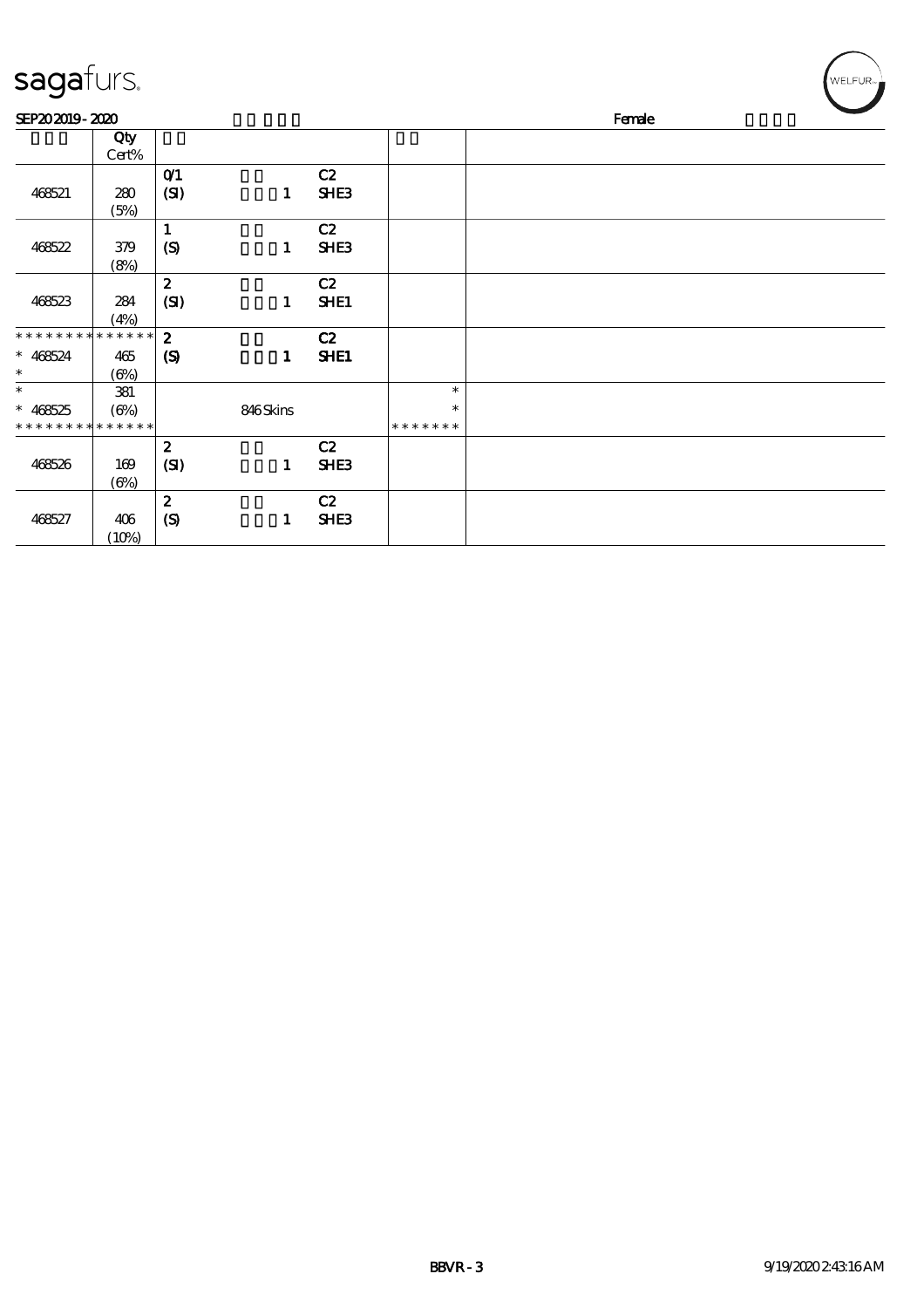SEP20 2019 - 2020 Female

| | Qty Cert% | | | | | |
|---|---|---|---|---|---|---|
| 468521 | 280 (5%) | 0/1 (SI) | 1 | C2 SHE3 | | |
| 468522 | 379 (8%) | 1 (S) | 1 | C2 SHE3 | | |
| 468523 | 284 (4%) | 2 (SI) | 1 | C2 SHE1 | | |
| * * * * * * * * * * * * * * 468524 * | 465 (6%) | 2 (S) | 1 | C2 SHE1 | | |
| * * 468525 * * * * * * * * * * * * * * | 381 (6%) | | 846 Skins | | * * * * * * * * * | |
| 468526 | 169 (6%) | 2 (SI) | 1 | C2 SHE3 | | |
| 468527 | 406 (10%) | 2 (S) | 1 | C2 SHE3 | | |

BBVR - 3 9/19/2020 2:43:16 AM